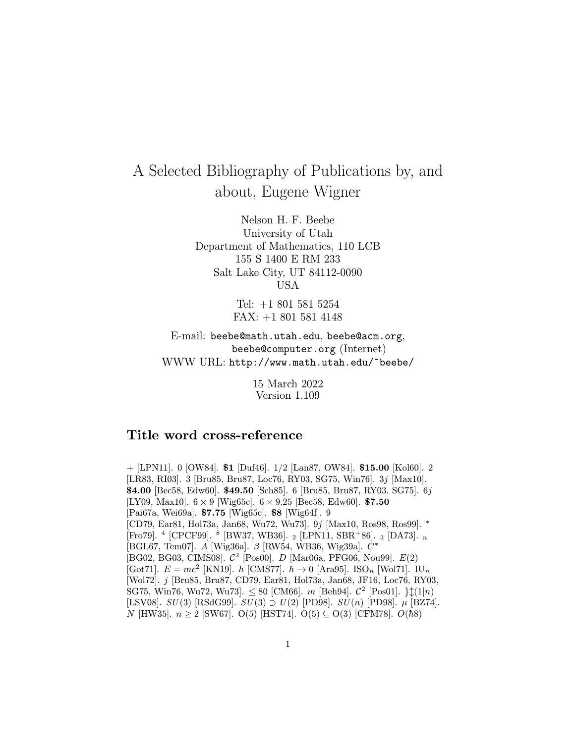# A Selected Bibliography of Publications by, and about, Eugene Wigner

Nelson H. F. Beebe
University of Utah
Department of Mathematics, 110 LCB
155 S 1400 E RM 233
Salt Lake City, UT 84112-0090
USA

Tel: +1 801 581 5254
FAX: +1 801 581 4148

E-mail: beebe@math.utah.edu, beebe@acm.org, beebe@computer.org (Internet)
WWW URL: http://www.math.utah.edu/~beebe/

15 March 2022
Version 1.109

## Title word cross-reference

+ [LPN11]. 0 [OW84]. **$1** [Duf46]. 1/2 [Lan87, OW84]. **$15.00** [Kol60]. 2 [LR83, RI03]. 3 [Bru85, Bru87, Loc76, RY03, SG75, Win76]. $3j$ [Max10]. **$4.00** [Bec58, Edw60]. **$49.50** [Sch85]. 6 [Bru85, Bru87, RY03, SG75]. $6j$ [LY09, Max10]. $6 \times 9$ [Wig65c]. $6 \times 9.25$ [Bec58, Edw60]. **$7.50** [Pai67a, Wei69a]. **$7.75** [Wig65c]. **$8** [Wig64f]. 9 [CD79, Ear81, Hol73a, Jan68, Wu72, Wu73]. $9j$ [Max10, Ros98, Ros99]. $^*$ [Fro79]. $^4$ [CPCF99]. $^8$ [BW37, WB36]. $_2$ [LPN11, SBR$^+$86]. $_3$ [DA73]. $_n$ [BGL67, Tem07]. $A$ [Wig36a]. $\beta$ [RW54, WB36, Wig39a]. $C^*$ [BG02, BG03, CIMS08]. $\mathcal{C}^2$ [Pos00]. $D$ [Mar06a, PFG06, Nou99]. $E(2)$ [Got71]. $E = mc^2$ [KN19]. $h$ [CMS77]. $\hbar \to 0$ [Ara95]. $\mathrm{ISO}_n$ [Wol71]. $\mathrm{IU}_n$ [Wol72]. $j$ [Bru85, Bru87, CD79, Ear81, Hol73a, Jan68, JF16, Loc76, RY03, SG75, Win76, Wu72, Wu73]. $\leq 80$ [CM66]. $m$ [Beh94]. $\mathcal{C}^2$ [Pos01]. $\}\updownarrow(1|n)$ [LSV08]. $SU(3)$ [RSdG99]. $SU(3) \supset U(2)$ [PD98]. $SU(n)$ [PD98]. $\mu$ [BZ74]. $N$ [HW35]. $n \geq 2$ [SW67]. O(5) [HST74]. O(5) $\subseteq$ O(3) [CFM78]. $O(\hbar 8)$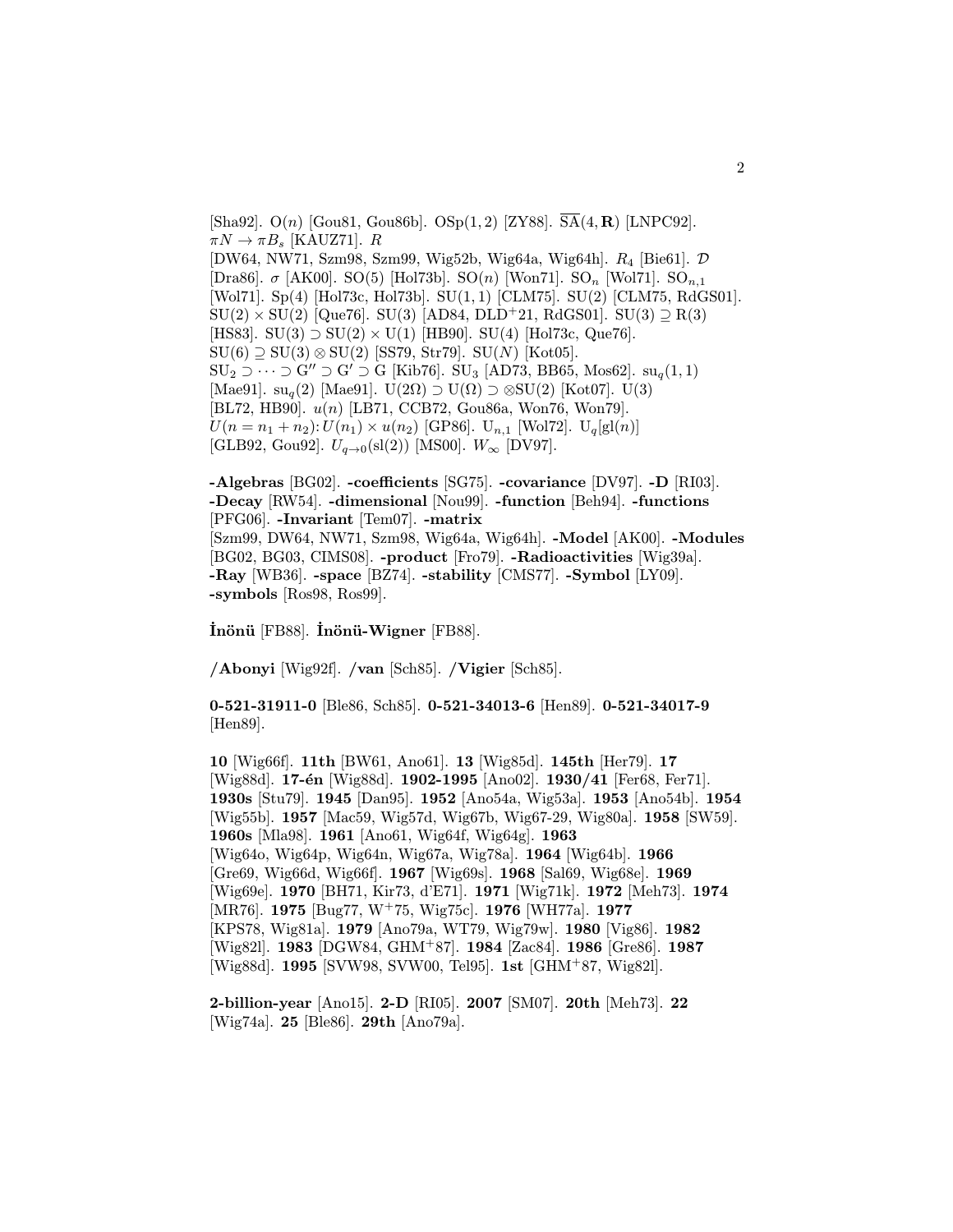[Sha92]. $\mathrm{O}(n)$ [Gou81, Gou86b]. $\mathrm{OSp}(1,2)$ [ZY88]. $\overline{\mathrm{SA}}(4,\mathbf{R})$ [LNPC92]. $\pi N \to \pi B_s$ [KAUZ71]. $R$ [DW64, NW71, Szm98, Szm99, Wig52b, Wig64a, Wig64h]. $R_4$ [Bie61]. $\mathcal{D}$ [Dra86]. $\sigma$ [AK00]. $\mathrm{SO}(5)$ [Hol73b]. $\mathrm{SO}(n)$ [Won71]. $\mathrm{SO}_n$ [Wol71]. $\mathrm{SO}_{n,1}$ [Wol71]. $\mathrm{Sp}(4)$ [Hol73c, Hol73b]. $\mathrm{SU}(1,1)$ [CLM75]. $\mathrm{SU}(2)$ [CLM75, RdGS01]. $\mathrm{SU}(2)\times\mathrm{SU}(2)$ [Que76]. $\mathrm{SU}(3)$ [AD84, DLD+21, RdGS01]. $\mathrm{SU}(3)\supseteq\mathrm{R}(3)$ [HS83]. $\mathrm{SU}(3)\supset\mathrm{SU}(2)\times\mathrm{U}(1)$ [HB90]. $\mathrm{SU}(4)$ [Hol73c, Que76]. $\mathrm{SU}(6)\supseteq\mathrm{SU}(3)\otimes\mathrm{SU}(2)$ [SS79, Str79]. $\mathrm{SU}(N)$ [Kot05]. $\mathrm{SU}_2\supset\cdots\supset\mathrm{G}''\supset\mathrm{G}'\supset\mathrm{G}$ [Kib76]. $\mathrm{SU}_3$ [AD73, BB65, Mos62]. $\mathrm{su}_q(1,1)$ [Mae91]. $\mathrm{su}_q(2)$ [Mae91]. $\mathrm{U}(2\Omega)\supset\mathrm{U}(\Omega)\supset\otimes\mathrm{SU}(2)$ [Kot07]. $\mathrm{U}(3)$ [BL72, HB90]. $u(n)$ [LB71, CCB72, Gou86a, Won76, Won79]. $U(n=n_1+n_2){:}\,U(n_1)\times u(n_2)$ [GP86]. $\mathrm{U}_{n,1}$ [Wol72]. $\mathrm{U}_q[\mathrm{gl}(n)]$ [GLB92, Gou92]. $U_{q\to 0}(\mathrm{sl}(2))$ [MS00]. $W_\infty$ [DV97].

**-Algebras** [BG02]. **-coefficients** [SG75]. **-covariance** [DV97]. **-D** [RI03]. **-Decay** [RW54]. **-dimensional** [Nou99]. **-function** [Beh94]. **-functions** [PFG06]. **-Invariant** [Tem07]. **-matrix** [Szm99, DW64, NW71, Szm98, Wig64a, Wig64h]. **-Model** [AK00]. **-Modules** [BG02, BG03, CIMS08]. **-product** [Fro79]. **-Radioactivities** [Wig39a]. **-Ray** [WB36]. **-space** [BZ74]. **-stability** [CMS77]. **-Symbol** [LY09]. **-symbols** [Ros98, Ros99].

**İnönü** [FB88]. **İnönü-Wigner** [FB88].

**/Abonyi** [Wig92f]. **/van** [Sch85]. **/Vigier** [Sch85].

**0-521-31911-0** [Ble86, Sch85]. **0-521-34013-6** [Hen89]. **0-521-34017-9** [Hen89].

**10** [Wig66f]. **11th** [BW61, Ano61]. **13** [Wig85d]. **145th** [Her79]. **17** [Wig88d]. **17-én** [Wig88d]. **1902-1995** [Ano02]. **1930/41** [Fer68, Fer71]. **1930s** [Stu79]. **1945** [Dan95]. **1952** [Ano54a, Wig53a]. **1953** [Ano54b]. **1954** [Wig55b]. **1957** [Mac59, Wig57d, Wig67b, Wig67-29, Wig80a]. **1958** [SW59]. **1960s** [Mla98]. **1961** [Ano61, Wig64f, Wig64g]. **1963** [Wig64o, Wig64p, Wig64n, Wig67a, Wig78a]. **1964** [Wig64b]. **1966** [Gre69, Wig66d, Wig66f]. **1967** [Wig69s]. **1968** [Sal69, Wig68e]. **1969** [Wig69e]. **1970** [BH71, Kir73, d'E71]. **1971** [Wig71k]. **1972** [Meh73]. **1974** [MR76]. **1975** [Bug77, W+75, Wig75c]. **1976** [WH77a]. **1977** [KPS78, Wig81a]. **1979** [Ano79a, WT79, Wig79w]. **1980** [Vig86]. **1982** [Wig82l]. **1983** [DGW84, GHM+87]. **1984** [Zac84]. **1986** [Gre86]. **1987** [Wig88d]. **1995** [SVW98, SVW00, Tel95]. **1st** [GHM+87, Wig82l].

**2-billion-year** [Ano15]. **2-D** [RI05]. **2007** [SM07]. **20th** [Meh73]. **22** [Wig74a]. **25** [Ble86]. **29th** [Ano79a].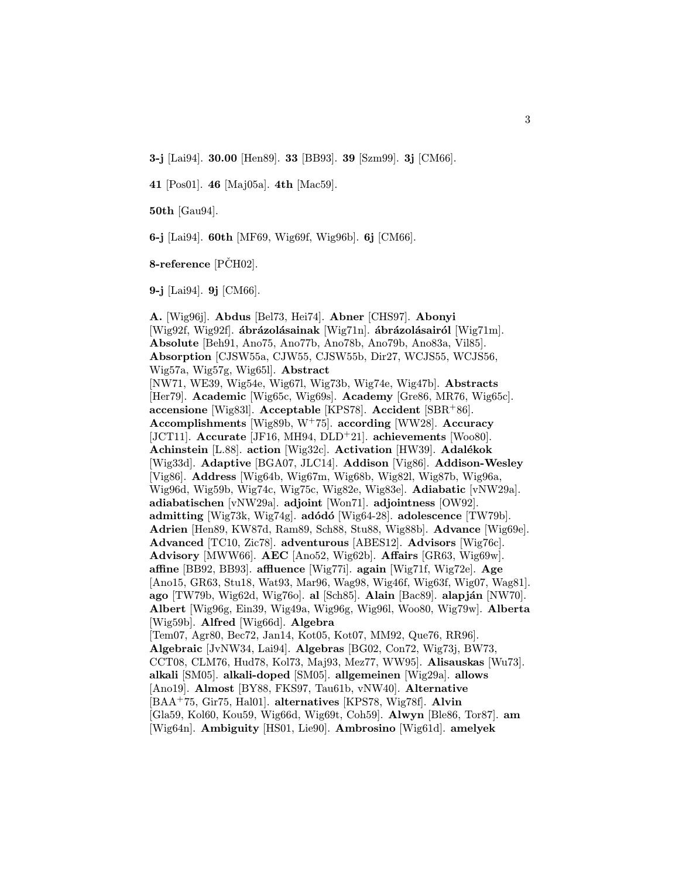**3-j** [Lai94]. **30.00** [Hen89]. **33** [BB93]. **39** [Szm99]. **3j** [CM66].

**41** [Pos01]. **46** [Maj05a]. **4th** [Mac59].

**50th** [Gau94].

**6-j** [Lai94]. **60th** [MF69, Wig69f, Wig96b]. **6j** [CM66].

**8-reference** [PČH02].

**9-j** [Lai94]. **9j** [CM66].

**A.** [Wig96j]. **Abdus** [Bel73, Hei74]. **Abner** [CHS97]. **Abonyi** [Wig92f, Wig92f]. **ábrázolásainak** [Wig71n]. **ábrázolásairól** [Wig71m]. **Absolute** [Beh91, Ano75, Ano77b, Ano78b, Ano79b, Ano83a, Vil85]. **Absorption** [CJSW55a, CJW55, CJSW55b, Dir27, WCJS55, WCJS56, Wig57a, Wig57g, Wig65l]. **Abstract** [NW71, WE39, Wig54e, Wig67l, Wig73b, Wig74e, Wig47b]. **Abstracts** [Her79]. **Academic** [Wig65c, Wig69s]. **Academy** [Gre86, MR76, Wig65c]. **accensione** [Wig83l]. **Acceptable** [KPS78]. **Accident** [SBR+86]. **Accomplishments** [Wig89b, W+75]. **according** [WW28]. **Accuracy** [JCT11]. **Accurate** [JF16, MH94, DLD+21]. **achievements** [Woo80]. **Achinstein** [L.88]. **action** [Wig32c]. **Activation** [HW39]. **Adalékok** [Wig33d]. **Adaptive** [BGA07, JLC14]. **Addison** [Vig86]. **Addison-Wesley** [Vig86]. **Address** [Wig64b, Wig67m, Wig68b, Wig82l, Wig87b, Wig96a, Wig96d, Wig59b, Wig74c, Wig75c, Wig82e, Wig83e]. **Adiabatic** [vNW29a]. **adiabatischen** [vNW29a]. **adjoint** [Won71]. **adjointness** [OW92]. **admitting** [Wig73k, Wig74g]. **adódó** [Wig64-28]. **adolescence** [TW79b]. **Adrien** [Hen89, KW87d, Ram89, Sch88, Stu88, Wig88b]. **Advance** [Wig69e]. **Advanced** [TC10, Zic78]. **adventurous** [ABES12]. **Advisors** [Wig76c]. **Advisory** [MWW66]. **AEC** [Ano52, Wig62b]. **Affairs** [GR63, Wig69w]. **affine** [BB92, BB93]. **affluence** [Wig77i]. **again** [Wig71f, Wig72e]. **Age** [Ano15, GR63, Stu18, Wat93, Mar96, Wag98, Wig46f, Wig63f, Wig07, Wag81]. **ago** [TW79b, Wig62d, Wig76o]. **al** [Sch85]. **Alain** [Bac89]. **alapján** [NW70]. **Albert** [Wig96g, Ein39, Wig49a, Wig96g, Wig96l, Woo80, Wig79w]. **Alberta** [Wig59b]. **Alfred** [Wig66d]. **Algebra** [Tem07, Agr80, Bec72, Jan14, Kot05, Kot07, MM92, Que76, RR96]. **Algebraic** [JvNW34, Lai94]. **Algebras** [BG02, Con72, Wig73j, BW73, CCT08, CLM76, Hud78, Kol73, Maj93, Mez77, WW95]. **Alisauskas** [Wu73]. **alkali** [SM05]. **alkali-doped** [SM05]. **allgemeinen** [Wig29a]. **allows** [Ano19]. **Almost** [BY88, FKS97, Tau61b, vNW40]. **Alternative** [BAA+75, Gir75, Hal01]. **alternatives** [KPS78, Wig78f]. **Alvin** [Gla59, Kol60, Kou59, Wig66d, Wig69t, Coh59]. **Alwyn** [Ble86, Tor87]. **am** [Wig64n]. **Ambiguity** [HS01, Lie90]. **Ambrosino** [Wig61d]. **amelyek**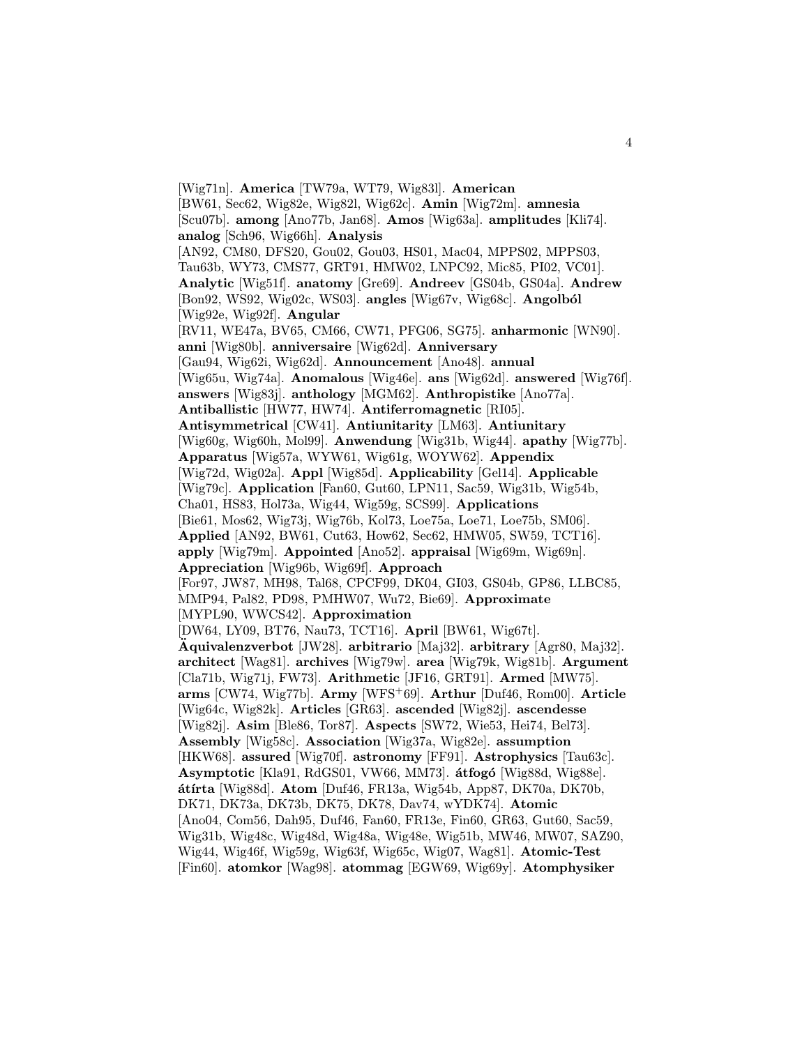[Wig71n]. **America** [TW79a, WT79, Wig83l]. **American** [BW61, Sec62, Wig82e, Wig82l, Wig62c]. **Amin** [Wig72m]. **amnesia** [Scu07b]. **among** [Ano77b, Jan68]. **Amos** [Wig63a]. **amplitudes** [Kli74]. **analog** [Sch96, Wig66h]. **Analysis** [AN92, CM80, DFS20, Gou02, Gou03, HS01, Mac04, MPPS02, MPPS03, Tau63b, WY73, CMS77, GRT91, HMW02, LNPC92, Mic85, PI02, VC01]. **Analytic** [Wig51f]. **anatomy** [Gre69]. **Andreev** [GS04b, GS04a]. **Andrew** [Bon92, WS92, Wig02c, WS03]. **angles** [Wig67v, Wig68c]. **Angolból** [Wig92e, Wig92f]. **Angular** [RV11, WE47a, BV65, CM66, CW71, PFG06, SG75]. **anharmonic** [WN90]. **anni** [Wig80b]. **anniversaire** [Wig62d]. **Anniversary** [Gau94, Wig62i, Wig62d]. **Announcement** [Ano48]. **annual** [Wig65u, Wig74a]. **Anomalous** [Wig46e]. **ans** [Wig62d]. **answered** [Wig76f]. **answers** [Wig83j]. **anthology** [MGM62]. **Anthropistike** [Ano77a]. **Antiballistic** [HW77, HW74]. **Antiferromagnetic** [RI05]. **Antisymmetrical** [CW41]. **Antiunitarity** [LM63]. **Antiunitary** [Wig60g, Wig60h, Mol99]. **Anwendung** [Wig31b, Wig44]. **apathy** [Wig77b]. **Apparatus** [Wig57a, WYW61, Wig61g, WOYW62]. **Appendix** [Wig72d, Wig02a]. **Appl** [Wig85d]. **Applicability** [Gel14]. **Applicable** [Wig79c]. **Application** [Fan60, Gut60, LPN11, Sac59, Wig31b, Wig54b, Cha01, HS83, Hol73a, Wig44, Wig59g, SCS99]. **Applications** [Bie61, Mos62, Wig73j, Wig76b, Kol73, Loe75a, Loe71, Loe75b, SM06]. **Applied** [AN92, BW61, Cut63, How62, Sec62, HMW05, SW59, TCT16]. **apply** [Wig79m]. **Appointed** [Ano52]. **appraisal** [Wig69m, Wig69n]. **Appreciation** [Wig96b, Wig69f]. **Approach** [For97, JW87, MH98, Tal68, CPCF99, DK04, GI03, GS04b, GP86, LLBC85, MMP94, Pal82, PD98, PMHW07, Wu72, Bie69]. **Approximate** [MYPL90, WWCS42]. **Approximation** [DW64, LY09, BT76, Nau73, TCT16]. **April** [BW61, Wig67t]. **Äquivalenzverbot** [JW28]. **arbitrario** [Maj32]. **arbitrary** [Agr80, Maj32]. **architect** [Wag81]. **archives** [Wig79w]. **area** [Wig79k, Wig81b]. **Argument** [Cla71b, Wig71j, FW73]. **Arithmetic** [JF16, GRT91]. **Armed** [MW75]. **arms** [CW74, Wig77b]. **Army** [WFS⁺69]. **Arthur** [Duf46, Rom00]. **Article** [Wig64c, Wig82k]. **Articles** [GR63]. **ascended** [Wig82j]. **ascendesse** [Wig82j]. **Asim** [Ble86, Tor87]. **Aspects** [SW72, Wie53, Hei74, Bel73]. **Assembly** [Wig58c]. **Association** [Wig37a, Wig82e]. **assumption** [HKW68]. **assured** [Wig70f]. **astronomy** [FF91]. **Astrophysics** [Tau63c]. **Asymptotic** [Kla91, RdGS01, VW66, MM73]. **átfogó** [Wig88d, Wig88e]. **átírta** [Wig88d]. **Atom** [Duf46, FR13a, Wig54b, App87, DK70a, DK70b, DK71, DK73a, DK73b, DK75, DK78, Dav74, wYDK74]. **Atomic** [Ano04, Com56, Dah95, Duf46, Fan60, FR13e, Fin60, GR63, Gut60, Sac59, Wig31b, Wig48c, Wig48d, Wig48a, Wig48e, Wig51b, MW46, MW07, SAZ90, Wig44, Wig46f, Wig59g, Wig63f, Wig65c, Wig07, Wag81]. **Atomic-Test** [Fin60]. **atomkor** [Wag98]. **atommag** [EGW69, Wig69y]. **Atomphysiker**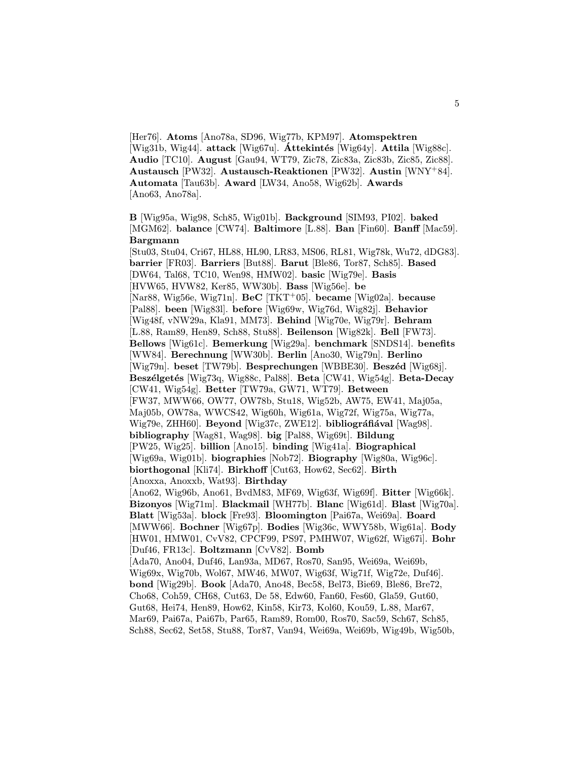[Her76]. **Atoms** [Ano78a, SD96, Wig77b, KPM97]. **Atomspektren** [Wig31b, Wig44]. **attack** [Wig67u]. **Áttekintés** [Wig64y]. **Attila** [Wig88c]. **Audio** [TC10]. **August** [Gau94, WT79, Zic78, Zic83a, Zic83b, Zic85, Zic88]. **Austausch** [PW32]. **Austausch-Reaktionen** [PW32]. **Austin** [WNY+84]. **Automata** [Tau63b]. **Award** [LW34, Ano58, Wig62b]. **Awards** [Ano63, Ano78a].

**B** [Wig95a, Wig98, Sch85, Wig01b]. **Background** [SIM93, PI02]. **baked** [MGM62]. **balance** [CW74]. **Baltimore** [L.88]. **Ban** [Fin60]. **Banff** [Mac59]. **Bargmann** [Stu03, Stu04, Cri67, HL88, HL90, LR83, MS06, RL81, Wig78k, Wu72, dDG83]. **barrier** [FR03]. **Barriers** [But88]. **Barut** [Ble86, Tor87, Sch85]. **Based** [DW64, Tal68, TC10, Wen98, HMW02]. **basic** [Wig79e]. **Basis** [HVW65, HVW82, Ker85, WW30b]. **Bass** [Wig56e]. **be** [Nar88, Wig56e, Wig71n]. **BeC** [TKT+05]. **became** [Wig02a]. **because** [Pal88]. **been** [Wig83l]. **before** [Wig69w, Wig76d, Wig82j]. **Behavior** [Wig48f, vNW29a, Kla91, MM73]. **Behind** [Wig70e, Wig79r]. **Behram** [L.88, Ram89, Hen89, Sch88, Stu88]. **Beilenson** [Wig82k]. **Bell** [FW73]. **Bellows** [Wig61c]. **Bemerkung** [Wig29a]. **benchmark** [SNDS14]. **benefits** [WW84]. **Berechnung** [WW30b]. **Berlin** [Ano30, Wig79n]. **Berlino** [Wig79n]. **beset** [TW79b]. **Besprechungen** [WBBE30]. **Beszéd** [Wig68j]. **Beszélgetés** [Wig73q, Wig88c, Pal88]. **Beta** [CW41, Wig54g]. **Beta-Decay** [CW41, Wig54g]. **Better** [TW79a, GW71, WT79]. **Between** [FW37, MWW66, OW77, OW78b, Stu18, Wig52b, AW75, EW41, Maj05a, Maj05b, OW78a, WWCS42, Wig60h, Wig61a, Wig72f, Wig75a, Wig77a, Wig79e, ZHH60]. **Beyond** [Wig37c, ZWE12]. **bibliográfiával** [Wag98]. **bibliography** [Wag81, Wag98]. **big** [Pal88, Wig69t]. **Bildung** [PW25, Wig25]. **billion** [Ano15]. **binding** [Wig41a]. **Biographical** [Wig69a, Wig01b]. **biographies** [Nob72]. **Biography** [Wig80a, Wig96c]. **biorthogonal** [Kli74]. **Birkhoff** [Cut63, How62, Sec62]. **Birth** [Anoxxa, Anoxxb, Wat93]. **Birthday** [Ano62, Wig96b, Ano61, BvdM83, MF69, Wig63f, Wig69f]. **Bitter** [Wig66k]. **Bizonyos** [Wig71m]. **Blackmail** [WH77b]. **Blanc** [Wig61d]. **Blast** [Wig70a]. **Blatt** [Wig53a]. **block** [Fre93]. **Bloomington** [Pai67a, Wei69a]. **Board** [MWW66]. **Bochner** [Wig67p]. **Bodies** [Wig36c, WWY58b, Wig61a]. **Body** [HW01, HMW01, CvV82, CPCF99, PS97, PMHW07, Wig62f, Wig67i]. **Bohr** [Duf46, FR13c]. **Boltzmann** [CvV82]. **Bomb** [Ada70, Ano04, Duf46, Lan93a, MD67, Ros70, San95, Wei69a, Wei69b, Wig69x, Wig70b, Wol67, MW46, MW07, Wig63f, Wig71f, Wig72e, Duf46]. **bond** [Wig29b]. **Book** [Ada70, Ano48, Bec58, Bel73, Bie69, Ble86, Bre72, Cho68, Coh59, CH68, Cut63, De 58, Edw60, Fan60, Fes60, Gla59, Gut60, Gut68, Hei74, Hen89, How62, Kin58, Kir73, Kol60, Kou59, L.88, Mar67, Mar69, Pai67a, Pai67b, Par65, Ram89, Rom00, Ros70, Sac59, Sch67, Sch85, Sch88, Sec62, Set58, Stu88, Tor87, Van94, Wei69a, Wei69b, Wig49b, Wig50b,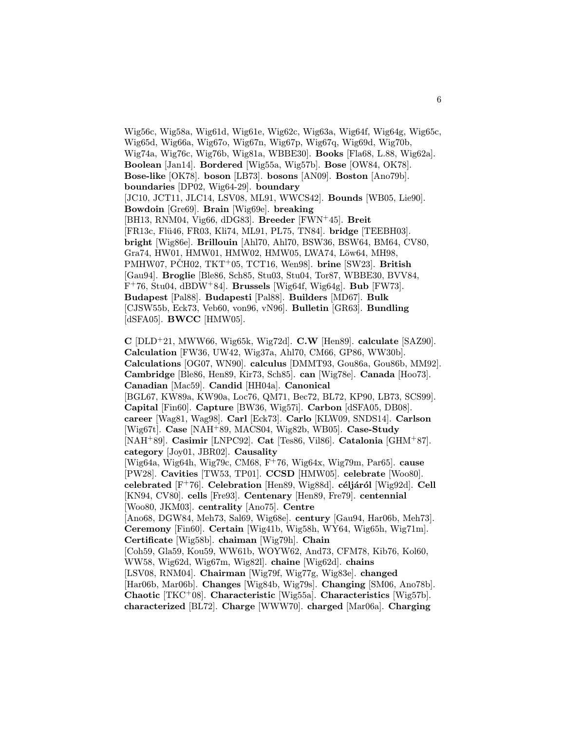Wig56c, Wig58a, Wig61d, Wig61e, Wig62c, Wig63a, Wig64f, Wig64g, Wig65c, Wig65d, Wig66a, Wig67o, Wig67n, Wig67p, Wig67q, Wig69d, Wig70b, Wig74a, Wig76c, Wig76b, Wig81a, WBBE30]. **Books** [Fla68, L.88, Wig62a]. **Boolean** [Jan14]. **Bordered** [Wig55a, Wig57b]. **Bose** [OW84, OK78]. **Bose-like** [OK78]. **boson** [LB73]. **bosons** [AN09]. **Boston** [Ano79b]. **boundaries** [DP02, Wig64-29]. **boundary** [JC10, JCT11, JLC14, LSV08, ML91, WWCS42]. **Bounds** [WB05, Lie90]. **Bowdoin** [Gre69]. **Brain** [Wig69e]. **breaking** [BH13, RNM04, Vig66, dDG83]. **Breeder** [FWN+45]. **Breit** [FR13c, Flü46, FR03, Kli74, ML91, PL75, TN84]. **bridge** [TEEBH03]. **bright** [Wig86e]. **Brillouin** [Ahl70, Ahl70, BSW36, BSW64, BM64, CV80, Gra74, HW01, HMW01, HMW02, HMW05, LWA74, Löw64, MH98, PMHW07, PČH02, TKT+05, TCT16, Wen98]. **brine** [SW23]. **British** [Gau94]. **Broglie** [Ble86, Sch85, Stu03, Stu04, Tor87, WBBE30, BVV84, F+76, Stu04, dBDW+84]. **Brussels** [Wig64f, Wig64g]. **Bub** [FW73]. **Budapest** [Pal88]. **Budapesti** [Pal88]. **Builders** [MD67]. **Bulk** [CJSW55b, Eck73, Veb60, von96, vN96]. **Bulletin** [GR63]. **Bundling** [dSFA05]. **BWCC** [HMW05].

**C** [DLD+21, MWW66, Wig65k, Wig72d]. **C.W** [Hen89]. **calculate** [SAZ90]. **Calculation** [FW36, UW42, Wig37a, Ahl70, CM66, GP86, WW30b]. **Calculations** [OG07, WN90]. **calculus** [DMMT93, Gou86a, Gou86b, MM92]. **Cambridge** [Ble86, Hen89, Kir73, Sch85]. **can** [Wig78e]. **Canada** [Hoo73]. **Canadian** [Mac59]. **Candid** [HH04a]. **Canonical** [BGL67, KW89a, KW90a, Loc76, QM71, Bec72, BL72, KP90, LB73, SCS99]. **Capital** [Fin60]. **Capture** [BW36, Wig57i]. **Carbon** [dSFA05, DB08]. **career** [Wag81, Wag98]. **Carl** [Eck73]. **Carlo** [KLW09, SNDS14]. **Carlson** [Wig67t]. **Case** [NAH+89, MACS04, Wig82b, WB05]. **Case-Study** [NAH+89]. **Casimir** [LNPC92]. **Cat** [Tes86, Vil86]. **Catalonia** [GHM+87]. **category** [Joy01, JBR02]. **Causality** [Wig64a, Wig64h, Wig79c, CM68, F+76, Wig64x, Wig79m, Par65]. **cause** [PW28]. **Cavities** [TW53, TP01]. **CCSD** [HMW05]. **celebrate** [Woo80]. **celebrated** [F+76]. **Celebration** [Hen89, Wig88d]. **céljáról** [Wig92d]. **Cell** [KN94, CV80]. **cells** [Fre93]. **Centenary** [Hen89, Fre79]. **centennial** [Woo80, JKM03]. **centrality** [Ano75]. **Centre** [Ano68, DGW84, Meh73, Sal69, Wig68e]. **century** [Gau94, Har06b, Meh73]. **Ceremony** [Fin60]. **Certain** [Wig41b, Wig58h, WY64, Wig65h, Wig71m]. **Certificate** [Wig58b]. **chaiman** [Wig79h]. **Chain** [Coh59, Gla59, Kou59, WW61b, WOYW62, And73, CFM78, Kib76, Kol60, WW58, Wig62d, Wig67m, Wig82l]. **chaine** [Wig62d]. **chains** [LSV08, RNM04]. **Chairman** [Wig79f, Wig77g, Wig83e]. **changed** [Har06b, Mar06b]. **Changes** [Wig84b, Wig79s]. **Changing** [SM06, Ano78b]. **Chaotic** [TKC+08]. **Characteristic** [Wig55a]. **Characteristics** [Wig57b]. **characterized** [BL72]. **Charge** [WWW70]. **charged** [Mar06a]. **Charging**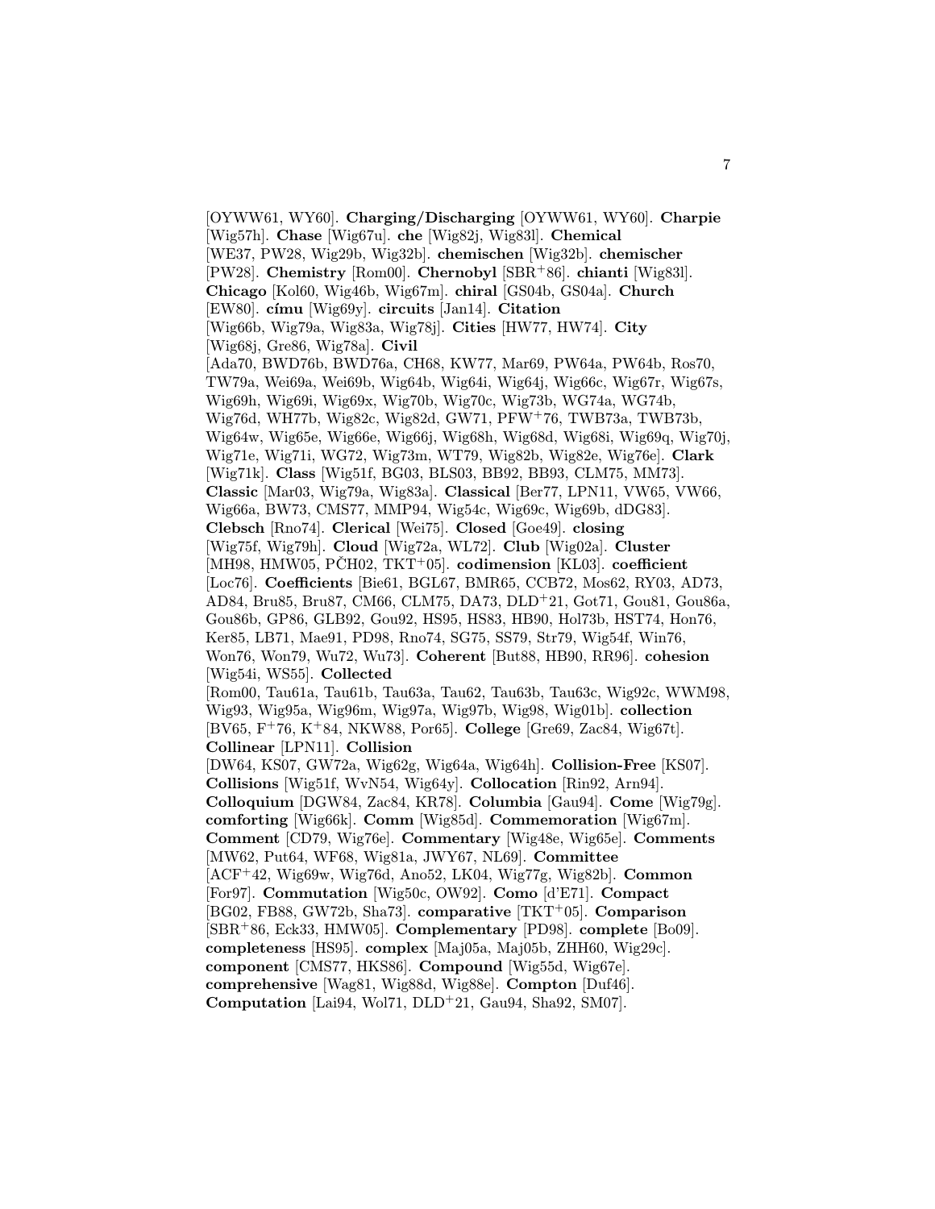[OYWW61, WY60]. **Charging/Discharging** [OYWW61, WY60]. **Charpie** [Wig57h]. **Chase** [Wig67u]. **che** [Wig82j, Wig83l]. **Chemical** [WE37, PW28, Wig29b, Wig32b]. **chemischen** [Wig32b]. **chemischer** [PW28]. **Chemistry** [Rom00]. **Chernobyl** [SBR+86]. **chianti** [Wig83l]. **Chicago** [Kol60, Wig46b, Wig67m]. **chiral** [GS04b, GS04a]. **Church** [EW80]. **címu** [Wig69y]. **circuits** [Jan14]. **Citation** [Wig66b, Wig79a, Wig83a, Wig78j]. **Cities** [HW77, HW74]. **City** [Wig68j, Gre86, Wig78a]. **Civil** [Ada70, BWD76b, BWD76a, CH68, KW77, Mar69, PW64a, PW64b, Ros70, TW79a, Wei69a, Wei69b, Wig64b, Wig64i, Wig64j, Wig66c, Wig67r, Wig67s, Wig69h, Wig69i, Wig69x, Wig70b, Wig70c, Wig73b, WG74a, WG74b, Wig76d, WH77b, Wig82c, Wig82d, GW71, PFW+76, TWB73a, TWB73b, Wig64w, Wig65e, Wig66e, Wig66j, Wig68h, Wig68d, Wig68i, Wig69q, Wig70j, Wig71e, Wig71i, WG72, Wig73m, WT79, Wig82b, Wig82e, Wig76e]. **Clark** [Wig71k]. **Class** [Wig51f, BG03, BLS03, BB92, BB93, CLM75, MM73]. **Classic** [Mar03, Wig79a, Wig83a]. **Classical** [Ber77, LPN11, VW65, VW66, Wig66a, BW73, CMS77, MMP94, Wig54c, Wig69c, Wig69b, dDG83]. **Clebsch** [Rno74]. **Clerical** [Wei75]. **Closed** [Goe49]. **closing** [Wig75f, Wig79h]. **Cloud** [Wig72a, WL72]. **Club** [Wig02a]. **Cluster** [MH98, HMW05, PČH02, TKT+05]. **codimension** [KL03]. **coefficient** [Loc76]. **Coefficients** [Bie61, BGL67, BMR65, CCB72, Mos62, RY03, AD73, AD84, Bru85, Bru87, CM66, CLM75, DA73, DLD+21, Got71, Gou81, Gou86a, Gou86b, GP86, GLB92, Gou92, HS95, HS83, HB90, Hol73b, HST74, Hon76, Ker85, LB71, Mae91, PD98, Rno74, SG75, SS79, Str79, Wig54f, Win76, Won76, Won79, Wu72, Wu73]. **Coherent** [But88, HB90, RR96]. **cohesion** [Wig54i, WS55]. **Collected** [Rom00, Tau61a, Tau61b, Tau63a, Tau62, Tau63b, Tau63c, Wig92c, WWM98, Wig93, Wig95a, Wig96m, Wig97a, Wig97b, Wig98, Wig01b]. **collection** [BV65, F+76, K+84, NKW88, Por65]. **College** [Gre69, Zac84, Wig67t]. **Collinear** [LPN11]. **Collision** [DW64, KS07, GW72a, Wig62g, Wig64a, Wig64h]. **Collision-Free** [KS07]. **Collisions** [Wig51f, WvN54, Wig64y]. **Collocation** [Rin92, Arn94]. **Colloquium** [DGW84, Zac84, KR78]. **Columbia** [Gau94]. **Come** [Wig79g]. **comforting** [Wig66k]. **Comm** [Wig85d]. **Commemoration** [Wig67m]. **Comment** [CD79, Wig76e]. **Commentary** [Wig48e, Wig65e]. **Comments** [MW62, Put64, WF68, Wig81a, JWY67, NL69]. **Committee** [ACF+42, Wig69w, Wig76d, Ano52, LK04, Wig77g, Wig82b]. **Common** [For97]. **Commutation** [Wig50c, OW92]. **Como** [d'E71]. **Compact** [BG02, FB88, GW72b, Sha73]. **comparative** [TKT+05]. **Comparison** [SBR+86, Eck33, HMW05]. **Complementary** [PD98]. **complete** [Bo09]. **completeness** [HS95]. **complex** [Maj05a, Maj05b, ZHH60, Wig29c]. **component** [CMS77, HKS86]. **Compound** [Wig55d, Wig67e]. **comprehensive** [Wag81, Wig88d, Wig88e]. **Compton** [Duf46]. **Computation** [Lai94, Wol71, DLD+21, Gau94, Sha92, SM07].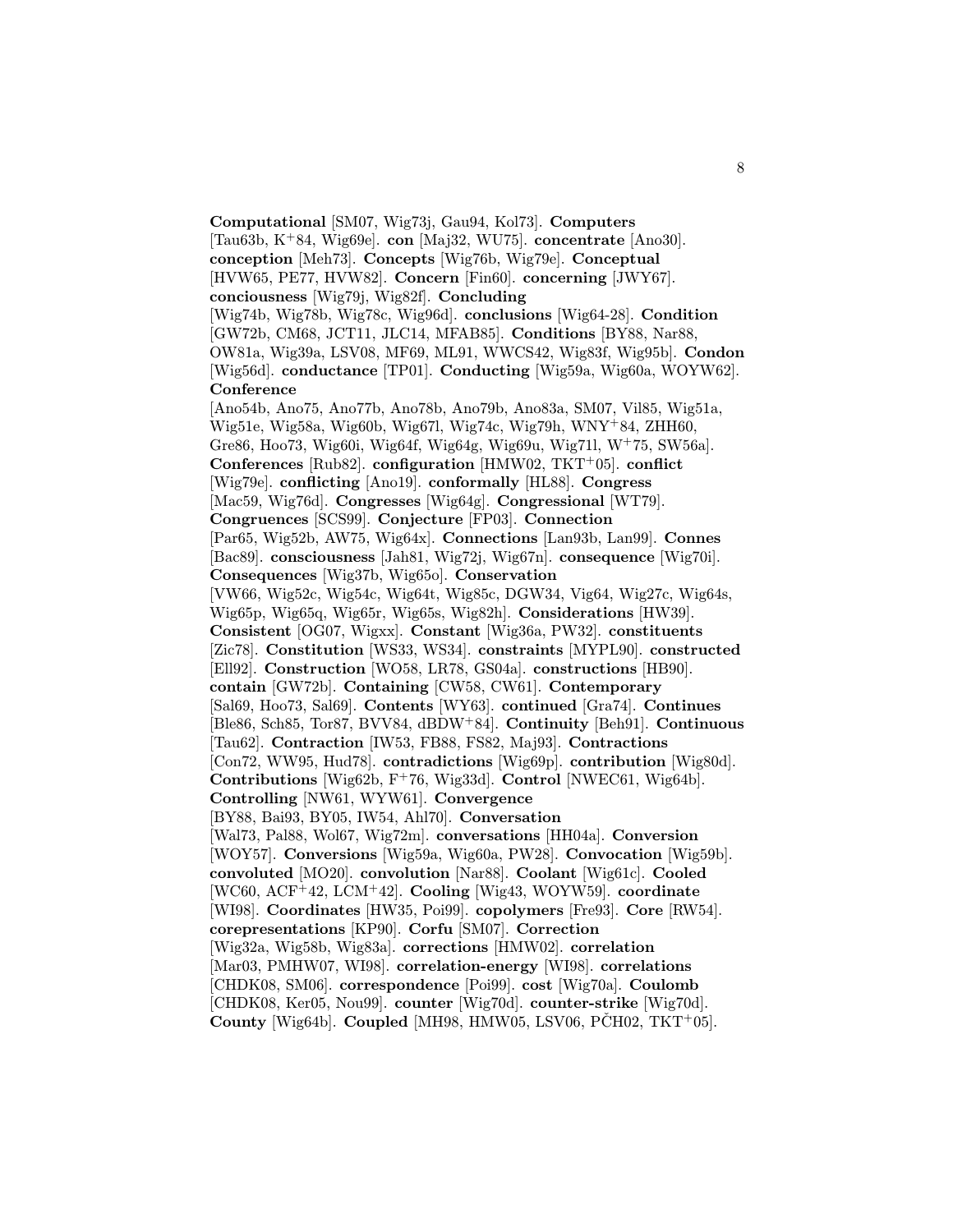**Computational** [SM07, Wig73j, Gau94, Kol73]. **Computers** [Tau63b, K$^{+}$84, Wig69e]. **con** [Maj32, WU75]. **concentrate** [Ano30]. **conception** [Meh73]. **Concepts** [Wig76b, Wig79e]. **Conceptual** [HVW65, PE77, HVW82]. **Concern** [Fin60]. **concerning** [JWY67]. **conciousness** [Wig79j, Wig82f]. **Concluding** [Wig74b, Wig78b, Wig78c, Wig96d]. **conclusions** [Wig64-28]. **Condition** [GW72b, CM68, JCT11, JLC14, MFAB85]. **Conditions** [BY88, Nar88, OW81a, Wig39a, LSV08, MF69, ML91, WWCS42, Wig83f, Wig95b]. **Condon** [Wig56d]. **conductance** [TP01]. **Conducting** [Wig59a, Wig60a, WOYW62]. **Conference** [Ano54b, Ano75, Ano77b, Ano78b, Ano79b, Ano83a, SM07, Vil85, Wig51a, Wig51e, Wig58a, Wig60b, Wig67l, Wig74c, Wig79h, WNY$^{+}$84, ZHH60, Gre86, Hoo73, Wig60i, Wig64f, Wig64g, Wig69u, Wig71l, W$^{+}$75, SW56a]. **Conferences** [Rub82]. **configuration** [HMW02, TKT$^{+}$05]. **conflict** [Wig79e]. **conflicting** [Ano19]. **conformally** [HL88]. **Congress** [Mac59, Wig76d]. **Congresses** [Wig64g]. **Congressional** [WT79]. **Congruences** [SCS99]. **Conjecture** [FP03]. **Connection** [Par65, Wig52b, AW75, Wig64x]. **Connections** [Lan93b, Lan99]. **Connes** [Bac89]. **consciousness** [Jah81, Wig72j, Wig67n]. **consequence** [Wig70i]. **Consequences** [Wig37b, Wig65o]. **Conservation** [VW66, Wig52c, Wig54c, Wig64t, Wig85c, DGW34, Vig64, Wig27c, Wig64s, Wig65p, Wig65q, Wig65r, Wig65s, Wig82h]. **Considerations** [HW39]. **Consistent** [OG07, Wigxx]. **Constant** [Wig36a, PW32]. **constituents** [Zic78]. **Constitution** [WS33, WS34]. **constraints** [MYPL90]. **constructed** [Ell92]. **Construction** [WO58, LR78, GS04a]. **constructions** [HB90]. **contain** [GW72b]. **Containing** [CW58, CW61]. **Contemporary** [Sal69, Hoo73, Sal69]. **Contents** [WY63]. **continued** [Gra74]. **Continues** [Ble86, Sch85, Tor87, BVV84, dBDW$^{+}$84]. **Continuity** [Beh91]. **Continuous** [Tau62]. **Contraction** [IW53, FB88, FS82, Maj93]. **Contractions** [Con72, WW95, Hud78]. **contradictions** [Wig69p]. **contribution** [Wig80d]. **Contributions** [Wig62b, F$^{+}$76, Wig33d]. **Control** [NWEC61, Wig64b]. **Controlling** [NW61, WYW61]. **Convergence** [BY88, Bai93, BY05, IW54, Ahl70]. **Conversation** [Wal73, Pal88, Wol67, Wig72m]. **conversations** [HH04a]. **Conversion** [WOY57]. **Conversions** [Wig59a, Wig60a, PW28]. **Convocation** [Wig59b]. **convoluted** [MO20]. **convolution** [Nar88]. **Coolant** [Wig61c]. **Cooled** [WC60, ACF$^{+}$42, LCM$^{+}$42]. **Cooling** [Wig43, WOYW59]. **coordinate** [WI98]. **Coordinates** [HW35, Poi99]. **copolymers** [Fre93]. **Core** [RW54]. **corepresentations** [KP90]. **Corfu** [SM07]. **Correction** [Wig32a, Wig58b, Wig83a]. **corrections** [HMW02]. **correlation** [Mar03, PMHW07, WI98]. **correlation-energy** [WI98]. **correlations** [CHDK08, SM06]. **correspondence** [Poi99]. **cost** [Wig70a]. **Coulomb** [CHDK08, Ker05, Nou99]. **counter** [Wig70d]. **counter-strike** [Wig70d]. **County** [Wig64b]. **Coupled** [MH98, HMW05, LSV06, PČH02, TKT$^{+}$05].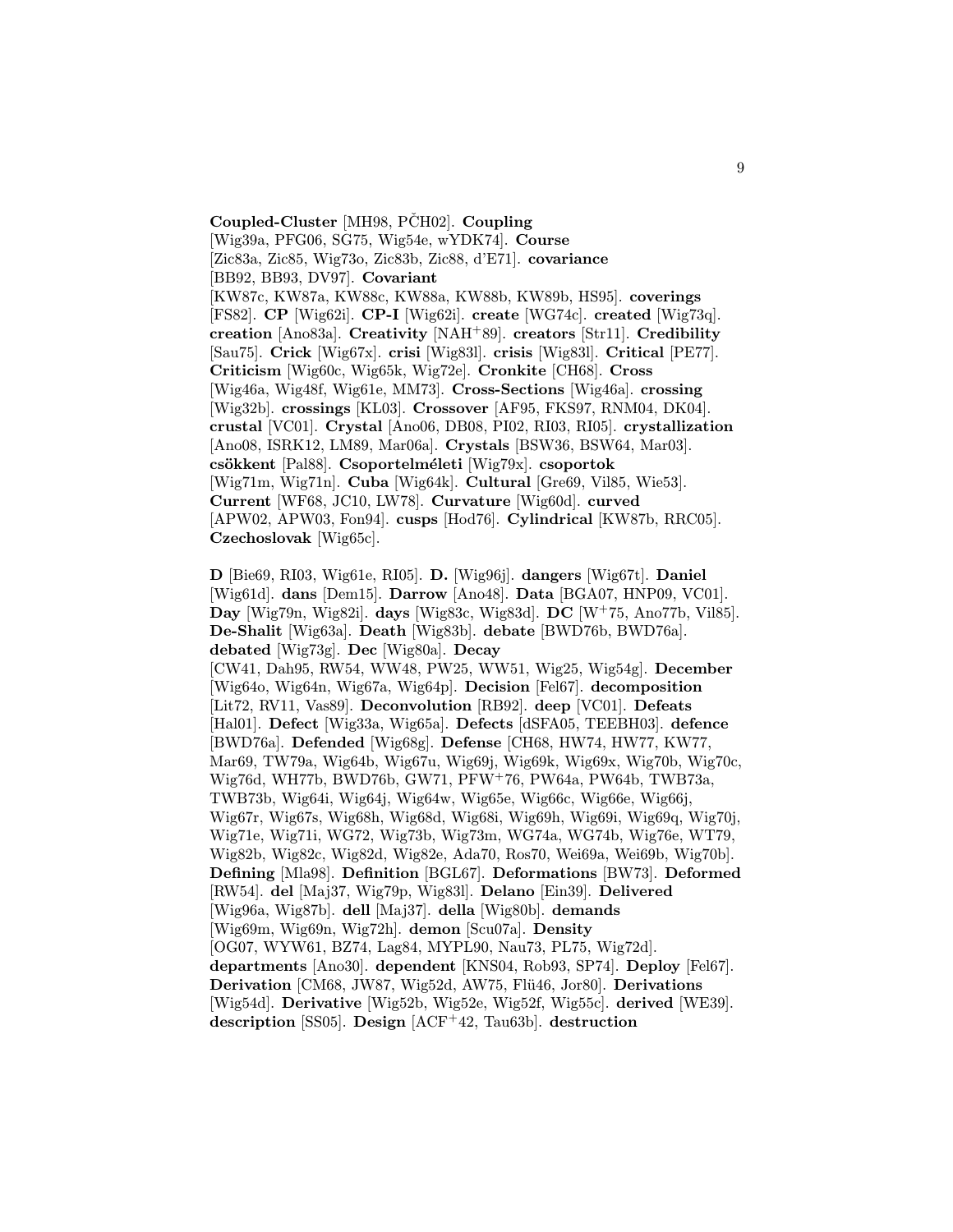**Coupled-Cluster** [MH98, PČH02]. **Coupling** [Wig39a, PFG06, SG75, Wig54e, wYDK74]. **Course** [Zic83a, Zic85, Wig73o, Zic83b, Zic88, d'E71]. **covariance** [BB92, BB93, DV97]. **Covariant** [KW87c, KW87a, KW88c, KW88a, KW88b, KW89b, HS95]. **coverings** [FS82]. **CP** [Wig62i]. **CP-I** [Wig62i]. **create** [WG74c]. **created** [Wig73q]. **creation** [Ano83a]. **Creativity** [NAH+89]. **creators** [Str11]. **Credibility** [Sau75]. **Crick** [Wig67x]. **crisi** [Wig83l]. **crisis** [Wig83l]. **Critical** [PE77]. **Criticism** [Wig60c, Wig65k, Wig72e]. **Cronkite** [CH68]. **Cross** [Wig46a, Wig48f, Wig61e, MM73]. **Cross-Sections** [Wig46a]. **crossing** [Wig32b]. **crossings** [KL03]. **Crossover** [AF95, FKS97, RNM04, DK04]. **crustal** [VC01]. **Crystal** [Ano06, DB08, PI02, RI03, RI05]. **crystallization** [Ano08, ISRK12, LM89, Mar06a]. **Crystals** [BSW36, BSW64, Mar03]. **csökkent** [Pal88]. **Csoportelméleti** [Wig79x]. **csoportok** [Wig71m, Wig71n]. **Cuba** [Wig64k]. **Cultural** [Gre69, Vil85, Wie53]. **Current** [WF68, JC10, LW78]. **Curvature** [Wig60d]. **curved** [APW02, APW03, Fon94]. **cusps** [Hod76]. **Cylindrical** [KW87b, RRC05]. **Czechoslovak** [Wig65c].

**D** [Bie69, RI03, Wig61e, RI05]. **D.** [Wig96j]. **dangers** [Wig67t]. **Daniel** [Wig61d]. **dans** [Dem15]. **Darrow** [Ano48]. **Data** [BGA07, HNP09, VC01]. **Day** [Wig79n, Wig82i]. **days** [Wig83c, Wig83d]. **DC** [W+75, Ano77b, Vil85]. **De-Shalit** [Wig63a]. **Death** [Wig83b]. **debate** [BWD76b, BWD76a]. **debated** [Wig73g]. **Dec** [Wig80a]. **Decay** [CW41, Dah95, RW54, WW48, PW25, WW51, Wig25, Wig54g]. **December** [Wig64o, Wig64n, Wig67a, Wig64p]. **Decision** [Fel67]. **decomposition** [Lit72, RV11, Vas89]. **Deconvolution** [RB92]. **deep** [VC01]. **Defeats** [Hal01]. **Defect** [Wig33a, Wig65a]. **Defects** [dSFA05, TEEBH03]. **defence** [BWD76a]. **Defended** [Wig68g]. **Defense** [CH68, HW74, HW77, KW77, Mar69, TW79a, Wig64b, Wig67u, Wig69j, Wig69k, Wig69x, Wig70b, Wig70c, Wig76d, WH77b, BWD76b, GW71, PFW+76, PW64a, PW64b, TWB73a, TWB73b, Wig64i, Wig64j, Wig64w, Wig65e, Wig66c, Wig66e, Wig66j, Wig67r, Wig67s, Wig68h, Wig68d, Wig68i, Wig69h, Wig69i, Wig69q, Wig70j, Wig71e, Wig71i, WG72, Wig73b, Wig73m, WG74a, WG74b, Wig76e, WT79, Wig82b, Wig82c, Wig82d, Wig82e, Ada70, Ros70, Wei69a, Wei69b, Wig70b]. **Defining** [Mla98]. **Definition** [BGL67]. **Deformations** [BW73]. **Deformed** [RW54]. **del** [Maj37, Wig79p, Wig83l]. **Delano** [Ein39]. **Delivered** [Wig96a, Wig87b]. **dell** [Maj37]. **della** [Wig80b]. **demands** [Wig69m, Wig69n, Wig72h]. **demon** [Scu07a]. **Density** [OG07, WYW61, BZ74, Lag84, MYPL90, Nau73, PL75, Wig72d]. **departments** [Ano30]. **dependent** [KNS04, Rob93, SP74]. **Deploy** [Fel67]. **Derivation** [CM68, JW87, Wig52d, AW75, Flü46, Jor80]. **Derivations** [Wig54d]. **Derivative** [Wig52b, Wig52e, Wig52f, Wig55c]. **derived** [WE39]. **description** [SS05]. **Design** [ACF+42, Tau63b]. **destruction**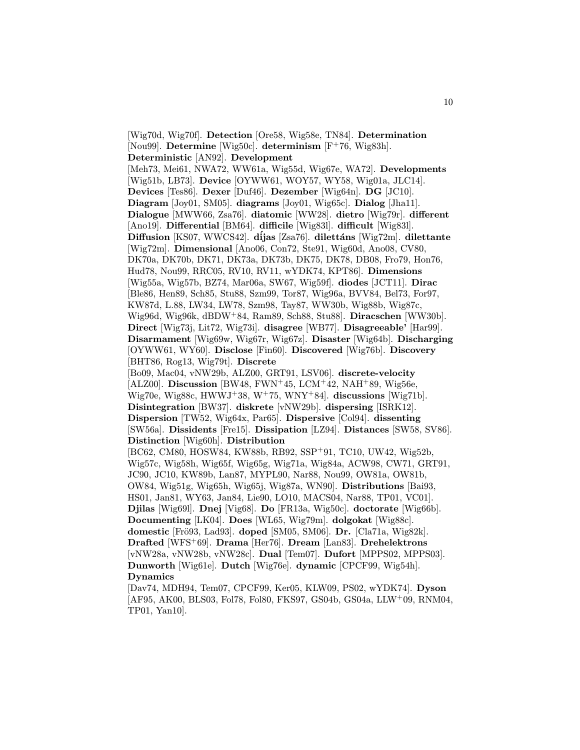[Wig70d, Wig70f]. **Detection** [Ore58, Wig58e, TN84]. **Determination** [Nou99]. **Determine** [Wig50c]. **determinism** [F+76, Wig83h]. **Deterministic** [AN92]. **Development** [Meh73, Mei61, NWA72, WW61a, Wig55d, Wig67e, WA72]. **Developments** [Wig51b, LB73]. **Device** [OYWW61, WOY57, WY58, Wig01a, JLC14]. **Devices** [Tes86]. **Dexer** [Duf46]. **Dezember** [Wig64n]. **DG** [JC10]. **Diagram** [Joy01, SM05]. **diagrams** [Joy01, Wig65c]. **Dialog** [Jha11]. **Dialogue** [MWW66, Zsa76]. **diatomic** [WW28]. **dietro** [Wig79r]. **different** [Ano19]. **Differential** [BM64]. **difficile** [Wig83l]. **difficult** [Wig83l]. **Diffusion** [KS07, WWCS42]. **díjas** [Zsa76]. **dilettáns** [Wig72m]. **dilettante** [Wig72m]. **Dimensional** [Ano06, Con72, Ste91, Wig60d, Ano08, CV80, DK70a, DK70b, DK71, DK73a, DK73b, DK75, DK78, DB08, Fro79, Hon76, Hud78, Nou99, RRC05, RV10, RV11, wYDK74, KPT86]. **Dimensions** [Wig55a, Wig57b, BZ74, Mar06a, SW67, Wig59f]. **diodes** [JCT11]. **Dirac** [Ble86, Hen89, Sch85, Stu88, Szm99, Tor87, Wig96a, BVV84, Bel73, For97, KW87d, L.88, LW34, LW78, Szm98, Tay87, WW30b, Wig88b, Wig87c, Wig96d, Wig96k, dBDW+84, Ram89, Sch88, Stu88]. **Diracschen** [WW30b]. **Direct** [Wig73j, Lit72, Wig73i]. **disagree** [WB77]. **Disagreeable'** [Har99]. **Disarmament** [Wig69w, Wig67r, Wig67z]. **Disaster** [Wig64b]. **Discharging** [OYWW61, WY60]. **Disclose** [Fin60]. **Discovered** [Wig76b]. **Discovery** [BHT86, Rog13, Wig79t]. **Discrete** [Bo09, Mac04, vNW29b, ALZ00, GRT91, LSV06]. **discrete-velocity** [ALZ00]. **Discussion** [BW48, FWN+45, LCM+42, NAH+89, Wig56e, Wig70e, Wig88c, HWWJ+38, W+75, WNY+84]. **discussions** [Wig71b]. **Disintegration** [BW37]. **diskrete** [vNW29b]. **dispersing** [ISRK12]. **Dispersion** [TW52, Wig64x, Par65]. **Dispersive** [Col94]. **dissenting** [SW56a]. **Dissidents** [Fre15]. **Dissipation** [LZ94]. **Distances** [SW58, SV86]. **Distinction** [Wig60h]. **Distribution** [BC62, CM80, HOSW84, KW88b, RB92, SSP+91, TC10, UW42, Wig52b, Wig57c, Wig58h, Wig65f, Wig65g, Wig71a, Wig84a, ACW98, CW71, GRT91, JC90, JC10, KW89b, Lan87, MYPL90, Nar88, Nou99, OW81a, OW81b, OW84, Wig51g, Wig65h, Wig65j, Wig87a, WN90]. **Distributions** [Bai93, HS01, Jan81, WY63, Jan84, Lie90, LO10, MACS04, Nar88, TP01, VC01]. **Djilas** [Wig69l]. **Dnej** [Vig68]. **Do** [FR13a, Wig50c]. **doctorate** [Wig66b]. **Documenting** [LK04]. **Does** [WL65, Wig79m]. **dolgokat** [Wig88c]. **domestic** [Frö93, Lad93]. **doped** [SM05, SM06]. **Dr.** [Cla71a, Wig82k]. **Drafted** [WFS+69]. **Drama** [Her76]. **Dream** [Lan83]. **Drehelektrons** [vNW28a, vNW28b, vNW28c]. **Dual** [Tem07]. **Dufort** [MPPS02, MPPS03]. **Dunworth** [Wig61e]. **Dutch** [Wig76e]. **dynamic** [CPCF99, Wig54h]. **Dynamics** [Dav74, MDH94, Tem07, CPCF99, Ker05, KLW09, PS02, wYDK74]. **Dyson** [AF95, AK00, BLS03, Fol78, Fol80, FKS97, GS04b, GS04a, LLW+09, RNM04, TP01, Yan10].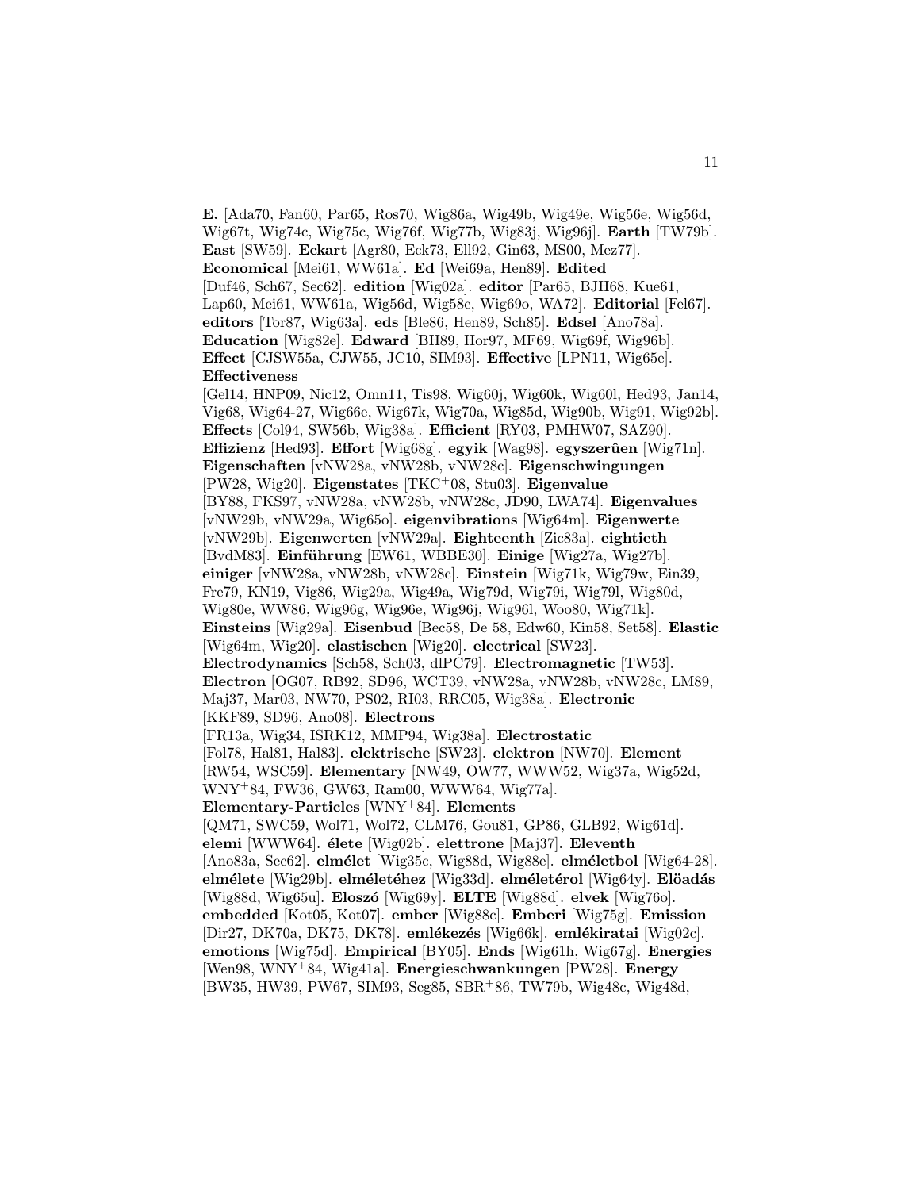**E.** [Ada70, Fan60, Par65, Ros70, Wig86a, Wig49b, Wig49e, Wig56e, Wig56d, Wig67t, Wig74c, Wig75c, Wig76f, Wig77b, Wig83j, Wig96j]. **Earth** [TW79b]. **East** [SW59]. **Eckart** [Agr80, Eck73, Ell92, Gin63, MS00, Mez77]. **Economical** [Mei61, WW61a]. **Ed** [Wei69a, Hen89]. **Edited** [Duf46, Sch67, Sec62]. **edition** [Wig02a]. **editor** [Par65, BJH68, Kue61, Lap60, Mei61, WW61a, Wig56d, Wig58e, Wig69o, WA72]. **Editorial** [Fel67]. **editors** [Tor87, Wig63a]. **eds** [Ble86, Hen89, Sch85]. **Edsel** [Ano78a]. **Education** [Wig82e]. **Edward** [BH89, Hor97, MF69, Wig69f, Wig96b]. **Effect** [CJSW55a, CJW55, JC10, SIM93]. **Effective** [LPN11, Wig65e]. **Effectiveness** [Gel14, HNP09, Nic12, Omn11, Tis98, Wig60j, Wig60k, Wig60l, Hed93, Jan14, Vig68, Wig64-27, Wig66e, Wig67k, Wig70a, Wig85d, Wig90b, Wig91, Wig92b]. **Effects** [Col94, SW56b, Wig38a]. **Efficient** [RY03, PMHW07, SAZ90]. **Effizienz** [Hed93]. **Effort** [Wig68g]. **egyik** [Wag98]. **egyszerûen** [Wig71n]. **Eigenschaften** [vNW28a, vNW28b, vNW28c]. **Eigenschwingungen** [PW28, Wig20]. **Eigenstates** [TKC+08, Stu03]. **Eigenvalue** [BY88, FKS97, vNW28a, vNW28b, vNW28c, JD90, LWA74]. **Eigenvalues** [vNW29b, vNW29a, Wig65o]. **eigenvibrations** [Wig64m]. **Eigenwerte** [vNW29b]. **Eigenwerten** [vNW29a]. **Eighteenth** [Zic83a]. **eightieth** [BvdM83]. **Einführung** [EW61, WBBE30]. **Einige** [Wig27a, Wig27b]. **einiger** [vNW28a, vNW28b, vNW28c]. **Einstein** [Wig71k, Wig79w, Ein39, Fre79, KN19, Vig86, Wig29a, Wig49a, Wig79d, Wig79i, Wig79l, Wig80d, Wig80e, WW86, Wig96g, Wig96e, Wig96j, Wig96l, Woo80, Wig71k]. **Einsteins** [Wig29a]. **Eisenbud** [Bec58, De 58, Edw60, Kin58, Set58]. **Elastic** [Wig64m, Wig20]. **elastischen** [Wig20]. **electrical** [SW23]. **Electrodynamics** [Sch58, Sch03, dlPC79]. **Electromagnetic** [TW53]. **Electron** [OG07, RB92, SD96, WCT39, vNW28a, vNW28b, vNW28c, LM89, Maj37, Mar03, NW70, PS02, RI03, RRC05, Wig38a]. **Electronic** [KKF89, SD96, Ano08]. **Electrons** [FR13a, Wig34, ISRK12, MMP94, Wig38a]. **Electrostatic** [Fol78, Hal81, Hal83]. **elektrische** [SW23]. **elektron** [NW70]. **Element** [RW54, WSC59]. **Elementary** [NW49, OW77, WWW52, Wig37a, Wig52d, WNY+84, FW36, GW63, Ram00, WWW64, Wig77a]. **Elementary-Particles** [WNY+84]. **Elements** [QM71, SWC59, Wol71, Wol72, CLM76, Gou81, GP86, GLB92, Wig61d]. **elemi** [WWW64]. **élete** [Wig02b]. **elettrone** [Maj37]. **Eleventh** [Ano83a, Sec62]. **elmélet** [Wig35c, Wig88d, Wig88e]. **elméletbol** [Wig64-28]. **elmélete** [Wig29b]. **elméletéhez** [Wig33d]. **elméletérol** [Wig64y]. **Elöadás** [Wig88d, Wig65u]. **Eloszó** [Wig69y]. **ELTE** [Wig88d]. **elvek** [Wig76o]. **embedded** [Kot05, Kot07]. **ember** [Wig88c]. **Emberi** [Wig75g]. **Emission** [Dir27, DK70a, DK75, DK78]. **emlékezés** [Wig66k]. **emlékiratai** [Wig02c]. **emotions** [Wig75d]. **Empirical** [BY05]. **Ends** [Wig61h, Wig67g]. **Energies** [Wen98, WNY+84, Wig41a]. **Energieschwankungen** [PW28]. **Energy** [BW35, HW39, PW67, SIM93, Seg85, SBR+86, TW79b, Wig48c, Wig48d,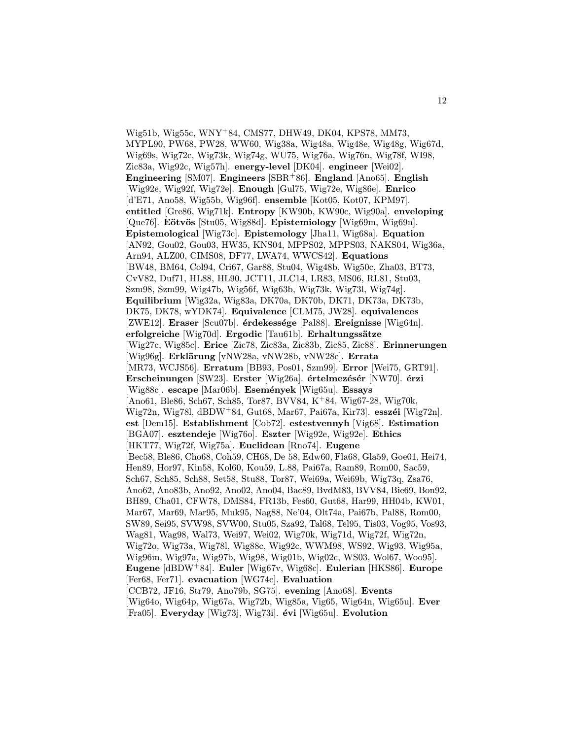Wig51b, Wig55c, WNY[+]84, CMS77, DHW49, DK04, KPS78, MM73, MYPL90, PW68, PW28, WW60, Wig38a, Wig48a, Wig48e, Wig48g, Wig67d, Wig69s, Wig72c, Wig73k, Wig74g, WU75, Wig76a, Wig76n, Wig78f, WI98, Zic83a, Wig92c, Wig57h]. **energy-level** [DK04]. **engineer** [Wei02]. **Engineering** [SM07]. **Engineers** [SBR[+]86]. **England** [Ano65]. **English** [Wig92e, Wig92f, Wig72e]. **Enough** [Gul75, Wig72e, Wig86e]. **Enrico** [d'E71, Ano58, Wig55b, Wig96f]. **ensemble** [Kot05, Kot07, KPM97]. **entitled** [Gre86, Wig71k]. **Entropy** [KW90b, KW90c, Wig90a]. **enveloping** [Que76]. **Eötvös** [Stu05, Wig88d]. **Epistemiology** [Wig69m, Wig69n]. **Epistemological** [Wig73c]. **Epistemology** [Jha11, Wig68a]. **Equation** [AN92, Gou02, Gou03, HW35, KNS04, MPPS02, MPPS03, NAKS04, Wig36a, Arn94, ALZ00, CIMS08, DF77, LWA74, WWCS42]. **Equations** [BW48, BM64, Col94, Cri67, Gar88, Stu04, Wig48b, Wig50c, Zha03, BT73, CvV82, Duf71, HL88, HL90, JCT11, JLC14, LR83, MS06, RL81, Stu03, Szm98, Szm99, Wig47b, Wig56f, Wig63b, Wig73k, Wig73l, Wig74g]. **Equilibrium** [Wig32a, Wig83a, DK70a, DK70b, DK71, DK73a, DK73b, DK75, DK78, wYDK74]. **Equivalence** [CLM75, JW28]. **equivalences** [ZWE12]. **Eraser** [Scu07b]. **érdekessége** [Pal88]. **Ereignisse** [Wig64n]. **erfolgreiche** [Wig70d]. **Ergodic** [Tau61b]. **Erhaltungssätze** [Wig27c, Wig85c]. **Erice** [Zic78, Zic83a, Zic83b, Zic85, Zic88]. **Erinnerungen** [Wig96g]. **Erklärung** [vNW28a, vNW28b, vNW28c]. **Errata** [MR73, WCJS56]. **Erratum** [BB93, Pos01, Szm99]. **Error** [Wei75, GRT91]. **Erscheinungen** [SW23]. **Erster** [Wig26a]. **értelmezésér** [NW70]. **érzi** [Wig88c]. **escape** [Mar06b]. **Események** [Wig65u]. **Essays** [Ano61, Ble86, Sch67, Sch85, Tor87, BVV84, K[+]84, Wig67-28, Wig70k, Wig72n, Wig78l, dBDW[+]84, Gut68, Mar67, Pai67a, Kir73]. **esszéi** [Wig72n]. **est** [Dem15]. **Establishment** [Cob72]. **estestvennyh** [Vig68]. **Estimation** [BGA07]. **esztendeje** [Wig76o]. **Eszter** [Wig92e, Wig92e]. **Ethics** [HKT77, Wig72f, Wig75a]. **Euclidean** [Rno74]. **Eugene** [Bec58, Ble86, Cho68, Coh59, CH68, De 58, Edw60, Fla68, Gla59, Goe01, Hei74, Hen89, Hor97, Kin58, Kol60, Kou59, L.88, Pai67a, Ram89, Rom00, Sac59, Sch67, Sch85, Sch88, Set58, Stu88, Tor87, Wei69a, Wei69b, Wig73q, Zsa76, Ano62, Ano83b, Ano92, Ano02, Ano04, Bac89, BvdM83, BVV84, Bie69, Bon92, BH89, Cha01, CFW78, DMS84, FR13b, Fes60, Gut68, Har99, HH04b, KW01, Mar67, Mar69, Mar95, Muk95, Nag88, Ne'04, Olt74a, Pai67b, Pal88, Rom00, SW89, Sei95, SVW98, SVW00, Stu05, Sza92, Tal68, Tel95, Tis03, Vog95, Vos93, Wag81, Wag98, Wal73, Wei97, Wei02, Wig70k, Wig71d, Wig72f, Wig72n, Wig72o, Wig73a, Wig78l, Wig88c, Wig92c, WWM98, WS92, Wig93, Wig95a, Wig96m, Wig97a, Wig97b, Wig98, Wig01b, Wig02c, WS03, Wol67, Woo95]. **Eugene** [dBDW[+]84]. **Euler** [Wig67v, Wig68c]. **Eulerian** [HKS86]. **Europe** [Fer68, Fer71]. **evacuation** [WG74c]. **Evaluation** [CCB72, JF16, Str79, Ano79b, SG75]. **evening** [Ano68]. **Events** [Wig64o, Wig64p, Wig67a, Wig72b, Wig85a, Vig65, Wig64n, Wig65u]. **Ever** [Fra05]. **Everyday** [Wig73j, Wig73i]. **évi** [Wig65u]. **Evolution**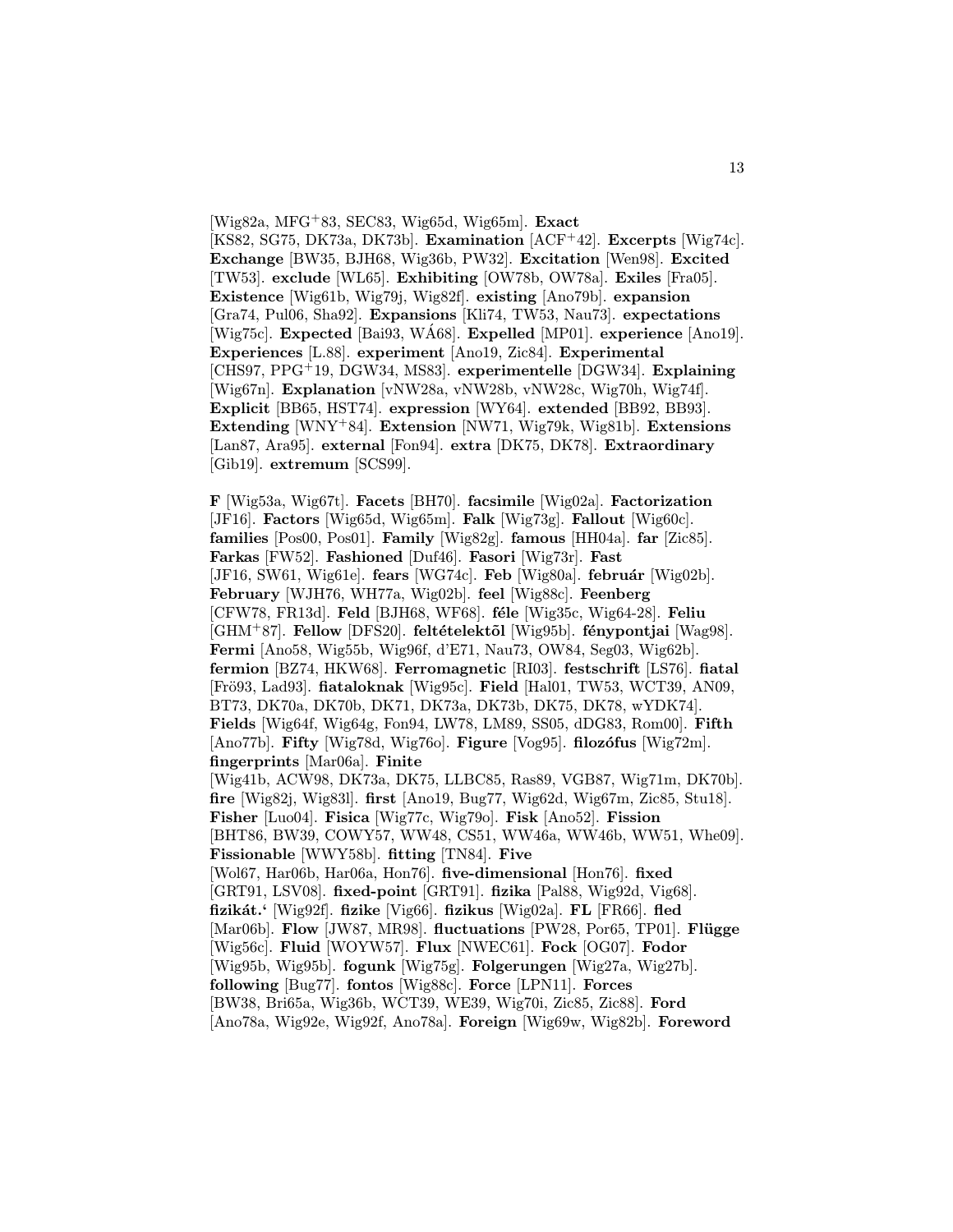[Wig82a, MFG[+]83, SEC83, Wig65d, Wig65m]. **Exact** [KS82, SG75, DK73a, DK73b]. **Examination** [ACF[+]42]. **Excerpts** [Wig74c]. **Exchange** [BW35, BJH68, Wig36b, PW32]. **Excitation** [Wen98]. **Excited** [TW53]. **exclude** [WL65]. **Exhibiting** [OW78b, OW78a]. **Exiles** [Fra05]. **Existence** [Wig61b, Wig79j, Wig82f]. **existing** [Ano79b]. **expansion** [Gra74, Pul06, Sha92]. **Expansions** [Kli74, TW53, Nau73]. **expectations** [Wig75c]. **Expected** [Bai93, WÁ68]. **Expelled** [MP01]. **experience** [Ano19]. **Experiences** [L.88]. **experiment** [Ano19, Zic84]. **Experimental** [CHS97, PPG[+]19, DGW34, MS83]. **experimentelle** [DGW34]. **Explaining** [Wig67n]. **Explanation** [vNW28a, vNW28b, vNW28c, Wig70h, Wig74f]. **Explicit** [BB65, HST74]. **expression** [WY64]. **extended** [BB92, BB93]. **Extending** [WNY[+]84]. **Extension** [NW71, Wig79k, Wig81b]. **Extensions** [Lan87, Ara95]. **external** [Fon94]. **extra** [DK75, DK78]. **Extraordinary** [Gib19]. **extremum** [SCS99].

**F** [Wig53a, Wig67t]. **Facets** [BH70]. **facsimile** [Wig02a]. **Factorization** [JF16]. **Factors** [Wig65d, Wig65m]. **Falk** [Wig73g]. **Fallout** [Wig60c]. **families** [Pos00, Pos01]. **Family** [Wig82g]. **famous** [HH04a]. **far** [Zic85]. **Farkas** [FW52]. **Fashioned** [Duf46]. **Fasori** [Wig73r]. **Fast** [JF16, SW61, Wig61e]. **fears** [WG74c]. **Feb** [Wig80a]. **február** [Wig02b]. **February** [WJH76, WH77a, Wig02b]. **feel** [Wig88c]. **Feenberg** [CFW78, FR13d]. **Feld** [BJH68, WF68]. **féle** [Wig35c, Wig64-28]. **Feliu** [GHM[+]87]. **Fellow** [DFS20]. **feltételektõl** [Wig95b]. **fénypontjai** [Wag98]. **Fermi** [Ano58, Wig55b, Wig96f, d'E71, Nau73, OW84, Seg03, Wig62b]. **fermion** [BZ74, HKW68]. **Ferromagnetic** [RI03]. **festschrift** [LS76]. **fiatal** [Frö93, Lad93]. **fiataloknak** [Wig95c]. **Field** [Hal01, TW53, WCT39, AN09, BT73, DK70a, DK70b, DK71, DK73a, DK73b, DK75, DK78, wYDK74]. **Fields** [Wig64f, Wig64g, Fon94, LW78, LM89, SS05, dDG83, Rom00]. **Fifth** [Ano77b]. **Fifty** [Wig78d, Wig76o]. **Figure** [Vog95]. **filozófus** [Wig72m]. **fingerprints** [Mar06a]. **Finite** [Wig41b, ACW98, DK73a, DK75, LLBC85, Ras89, VGB87, Wig71m, DK70b]. **fire** [Wig82j, Wig83l]. **first** [Ano19, Bug77, Wig62d, Wig67m, Zic85, Stu18]. **Fisher** [Luo04]. **Fisica** [Wig77c, Wig79o]. **Fisk** [Ano52]. **Fission** [BHT86, BW39, COWY57, WW48, CS51, WW46a, WW46b, WW51, Whe09]. **Fissionable** [WWY58b]. **fitting** [TN84]. **Five** [Wol67, Har06b, Har06a, Hon76]. **five-dimensional** [Hon76]. **fixed** [GRT91, LSV08]. **fixed-point** [GRT91]. **fizika** [Pal88, Wig92d, Vig68]. **fizikát.'** [Wig92f]. **fizike** [Vig66]. **fizikus** [Wig02a]. **FL** [FR66]. **fled** [Mar06b]. **Flow** [JW87, MR98]. **fluctuations** [PW28, Por65, TP01]. **Flügge** [Wig56c]. **Fluid** [WOYW57]. **Flux** [NWEC61]. **Fock** [OG07]. **Fodor** [Wig95b, Wig95b]. **fogunk** [Wig75g]. **Folgerungen** [Wig27a, Wig27b]. **following** [Bug77]. **fontos** [Wig88c]. **Force** [LPN11]. **Forces** [BW38, Bri65a, Wig36b, WCT39, WE39, Wig70i, Zic85, Zic88]. **Ford** [Ano78a, Wig92e, Wig92f, Ano78a]. **Foreign** [Wig69w, Wig82b]. **Foreword**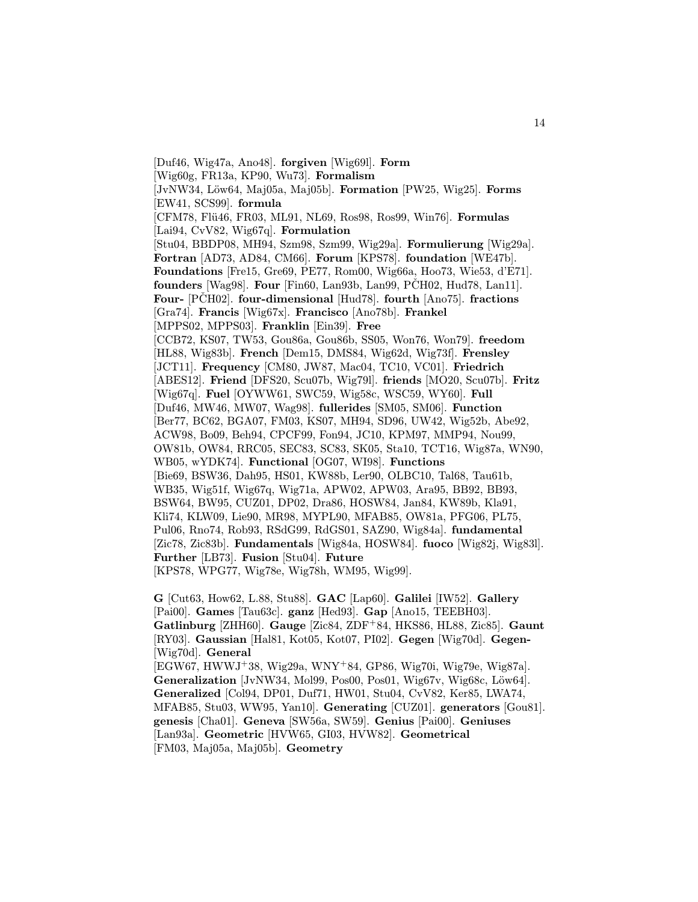[Duf46, Wig47a, Ano48]. **forgiven** [Wig69l]. **Form** [Wig60g, FR13a, KP90, Wu73]. **Formalism** [JvNW34, Löw64, Maj05a, Maj05b]. **Formation** [PW25, Wig25]. **Forms** [EW41, SCS99]. **formula** [CFM78, Flü46, FR03, ML91, NL69, Ros98, Ros99, Win76]. **Formulas** [Lai94, CvV82, Wig67q]. **Formulation** [Stu04, BBDP08, MH94, Szm98, Szm99, Wig29a]. **Formulierung** [Wig29a]. **Fortran** [AD73, AD84, CM66]. **Forum** [KPS78]. **foundation** [WE47b]. **Foundations** [Fre15, Gre69, PE77, Rom00, Wig66a, Hoo73, Wie53, d'E71]. **founders** [Wag98]. **Four** [Fin60, Lan93b, Lan99, PČH02, Hud78, Lan11]. **Four-** [PČH02]. **four-dimensional** [Hud78]. **fourth** [Ano75]. **fractions** [Gra74]. **Francis** [Wig67x]. **Francisco** [Ano78b]. **Frankel** [MPPS02, MPPS03]. **Franklin** [Ein39]. **Free** [CCB72, KS07, TW53, Gou86a, Gou86b, SS05, Won76, Won79]. **freedom** [HL88, Wig83b]. **French** [Dem15, DMS84, Wig62d, Wig73f]. **Frensley** [JCT11]. **Frequency** [CM80, JW87, Mac04, TC10, VC01]. **Friedrich** [ABES12]. **Friend** [DFS20, Scu07b, Wig79l]. **friends** [MO20, Scu07b]. **Fritz** [Wig67q]. **Fuel** [OYWW61, SWC59, Wig58c, WSC59, WY60]. **Full** [Duf46, MW46, MW07, Wag98]. **fullerides** [SM05, SM06]. **Function** [Ber77, BC62, BGA07, FM03, KS07, MH94, SD96, UW42, Wig52b, Abe92, ACW98, Bo09, Beh94, CPCF99, Fon94, JC10, KPM97, MMP94, Nou99, OW81b, OW84, RRC05, SEC83, SC83, SK05, Sta10, TCT16, Wig87a, WN90, WB05, wYDK74]. **Functional** [OG07, WI98]. **Functions** [Bie69, BSW36, Dah95, HS01, KW88b, Ler90, OLBC10, Tal68, Tau61b, WB35, Wig51f, Wig67q, Wig71a, APW02, APW03, Ara95, BB92, BB93, BSW64, BW95, CUZ01, DP02, Dra86, HOSW84, Jan84, KW89b, Kla91, Kli74, KLW09, Lie90, MR98, MYPL90, MFAB85, OW81a, PFG06, PL75, Pul06, Rno74, Rob93, RSdG99, RdGS01, SAZ90, Wig84a]. **fundamental** [Zic78, Zic83b]. **Fundamentals** [Wig84a, HOSW84]. **fuoco** [Wig82j, Wig83l]. **Further** [LB73]. **Fusion** [Stu04]. **Future** [KPS78, WPG77, Wig78e, Wig78h, WM95, Wig99].

**G** [Cut63, How62, L.88, Stu88]. **GAC** [Lap60]. **Galilei** [IW52]. **Gallery** [Pai00]. **Games** [Tau63c]. **ganz** [Hed93]. **Gap** [Ano15, TEEBH03]. **Gatlinburg** [ZHH60]. **Gauge** [Zic84, ZDF+84, HKS86, HL88, Zic85]. **Gaunt** [RY03]. **Gaussian** [Hal81, Kot05, Kot07, PI02]. **Gegen** [Wig70d]. **Gegen-** [Wig70d]. **General** [EGW67, HWWJ+38, Wig29a, WNY+84, GP86, Wig70i, Wig79e, Wig87a]. **Generalization** [JvNW34, Mol99, Pos00, Pos01, Wig67v, Wig68c, Löw64]. **Generalized** [Col94, DP01, Duf71, HW01, Stu04, CvV82, Ker85, LWA74, MFAB85, Stu03, WW95, Yan10]. **Generating** [CUZ01]. **generators** [Gou81]. **genesis** [Cha01]. **Geneva** [SW56a, SW59]. **Genius** [Pai00]. **Geniuses** [Lan93a]. **Geometric** [HVW65, GI03, HVW82]. **Geometrical** [FM03, Maj05a, Maj05b]. **Geometry**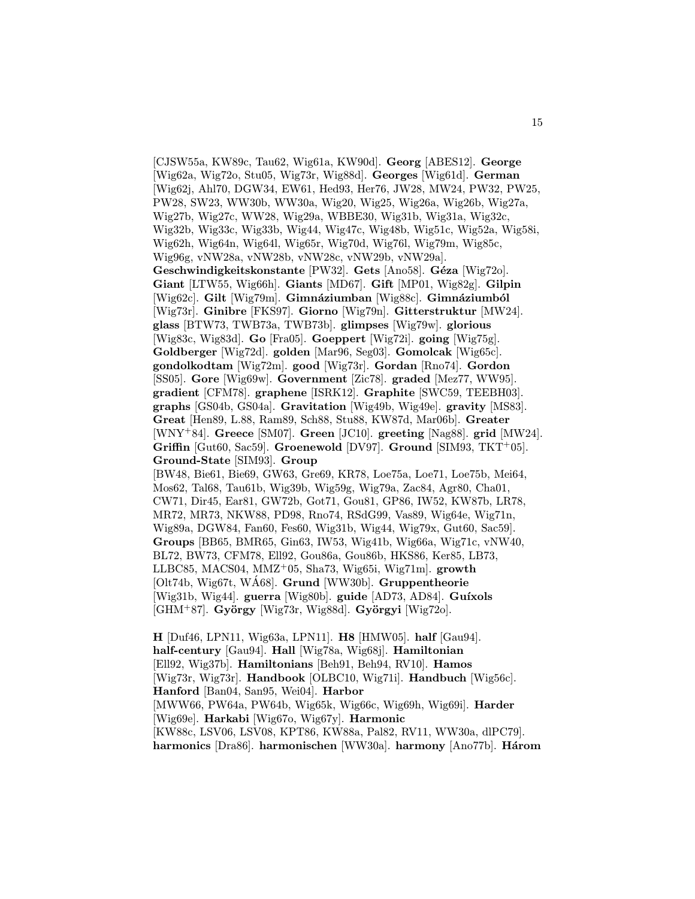[CJSW55a, KW89c, Tau62, Wig61a, KW90d]. **Georg** [ABES12]. **George** [Wig62a, Wig72o, Stu05, Wig73r, Wig88d]. **Georges** [Wig61d]. **German** [Wig62j, Ahl70, DGW34, EW61, Hed93, Her76, JW28, MW24, PW32, PW25, PW28, SW23, WW30b, WW30a, Wig20, Wig25, Wig26a, Wig26b, Wig27a, Wig27b, Wig27c, WW28, Wig29a, WBBE30, Wig31b, Wig31a, Wig32c, Wig32b, Wig33c, Wig33b, Wig44, Wig47c, Wig48b, Wig51c, Wig52a, Wig58i, Wig62h, Wig64n, Wig64l, Wig65r, Wig70d, Wig76l, Wig79m, Wig85c, Wig96g, vNW28a, vNW28b, vNW28c, vNW29b, vNW29a]. **Geschwindigkeitskonstante** [PW32]. **Gets** [Ano58]. **Géza** [Wig72o]. **Giant** [LTW55, Wig66h]. **Giants** [MD67]. **Gift** [MP01, Wig82g]. **Gilpin** [Wig62c]. **Gilt** [Wig79m]. **Gimnáziumban** [Wig88c]. **Gimnáziumból** [Wig73r]. **Ginibre** [FKS97]. **Giorno** [Wig79n]. **Gitterstruktur** [MW24]. **glass** [BTW73, TWB73a, TWB73b]. **glimpses** [Wig79w]. **glorious** [Wig83c, Wig83d]. **Go** [Fra05]. **Goeppert** [Wig72i]. **going** [Wig75g]. **Goldberger** [Wig72d]. **golden** [Mar96, Seg03]. **Gomolcak** [Wig65c]. **gondolkodtam** [Wig72m]. **good** [Wig73r]. **Gordan** [Rno74]. **Gordon** [SS05]. **Gore** [Wig69w]. **Government** [Zic78]. **graded** [Mez77, WW95]. **gradient** [CFM78]. **graphene** [ISRK12]. **Graphite** [SWC59, TEEBH03]. **graphs** [GS04b, GS04a]. **Gravitation** [Wig49b, Wig49e]. **gravity** [MS83]. **Great** [Hen89, L.88, Ram89, Sch88, Stu88, KW87d, Mar06b]. **Greater** [WNY+84]. **Greece** [SM07]. **Green** [JC10]. **greeting** [Nag88]. **grid** [MW24]. **Griffin** [Gut60, Sac59]. **Groenewold** [DV97]. **Ground** [SIM93, TKT+05]. **Ground-State** [SIM93]. **Group** [BW48, Bie61, Bie69, GW63, Gre69, KR78, Loe75a, Loe71, Loe75b, Mei64, Mos62, Tal68, Tau61b, Wig39b, Wig59g, Wig79a, Zac84, Agr80, Cha01, CW71, Dir45, Ear81, GW72b, Got71, Gou81, GP86, IW52, KW87b, LR78, MR72, MR73, NKW88, PD98, Rno74, RSdG99, Vas89, Wig64e, Wig71n, Wig89a, DGW84, Fan60, Fes60, Wig31b, Wig44, Wig79x, Gut60, Sac59]. **Groups** [BB65, BMR65, Gin63, IW53, Wig41b, Wig66a, Wig71c, vNW40, BL72, BW73, CFM78, Ell92, Gou86a, Gou86b, HKS86, Ker85, LB73, LLBC85, MACS04, MMZ+05, Sha73, Wig65i, Wig71m]. **growth** [Olt74b, Wig67t, WÁ68]. **Grund** [WW30b]. **Gruppentheorie** [Wig31b, Wig44]. **guerra** [Wig80b]. **guide** [AD73, AD84]. **Guíxols** [GHM+87]. **György** [Wig73r, Wig88d]. **Györgyi** [Wig72o].

**H** [Duf46, LPN11, Wig63a, LPN11]. **H8** [HMW05]. **half** [Gau94]. **half-century** [Gau94]. **Hall** [Wig78a, Wig68j]. **Hamiltonian** [Ell92, Wig37b]. **Hamiltonians** [Beh91, Beh94, RV10]. **Hamos** [Wig73r, Wig73r]. **Handbook** [OLBC10, Wig71i]. **Handbuch** [Wig56c]. **Hanford** [Ban04, San95, Wei04]. **Harbor** [MWW66, PW64a, PW64b, Wig65k, Wig66c, Wig69h, Wig69i]. **Harder** [Wig69e]. **Harkabi** [Wig67o, Wig67y]. **Harmonic** [KW88c, LSV06, LSV08, KPT86, KW88a, Pal82, RV11, WW30a, dlPC79]. **harmonics** [Dra86]. **harmonischen** [WW30a]. **harmony** [Ano77b]. **Három**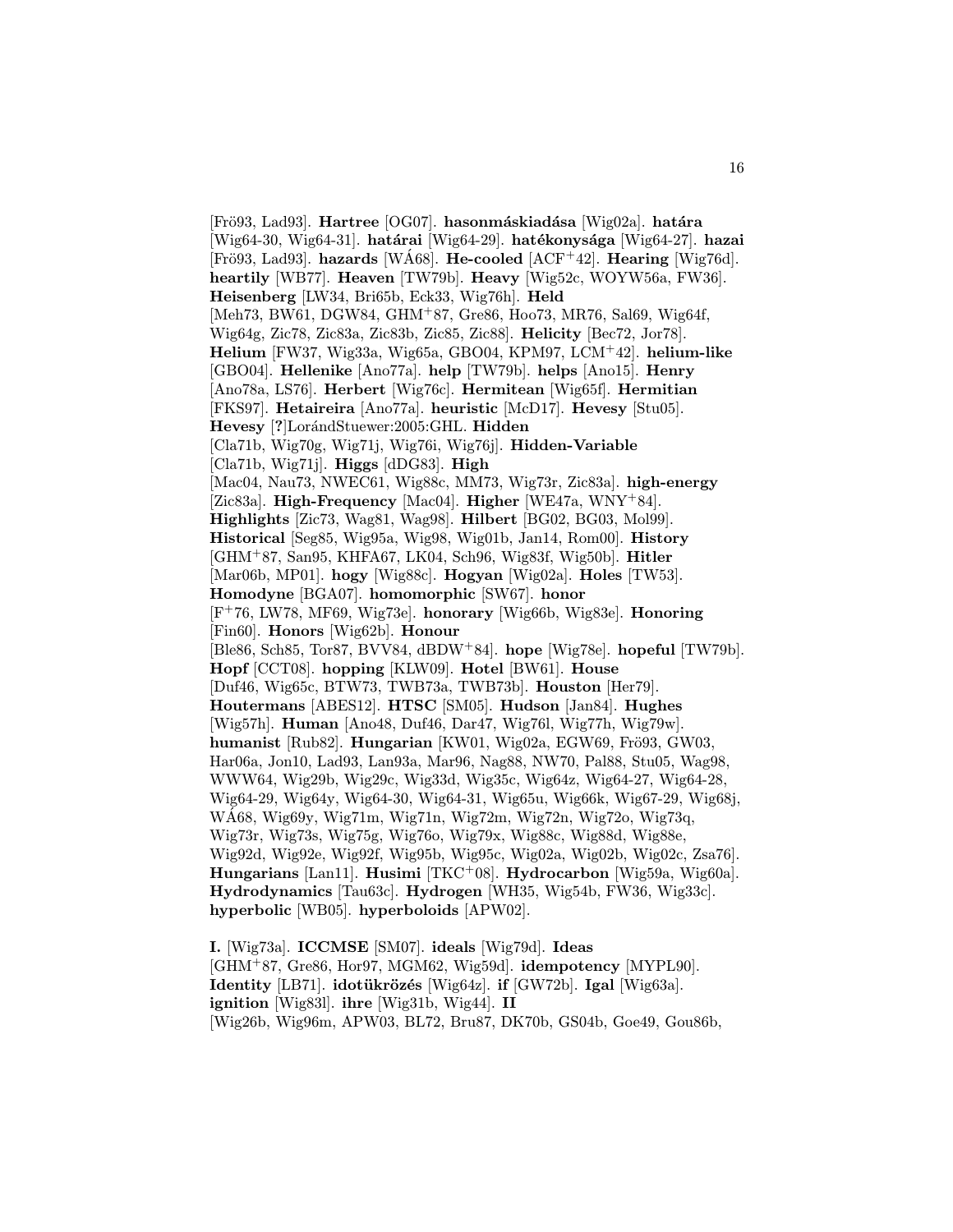[Frö93, Lad93]. **Hartree** [OG07]. **hasonmáskiadása** [Wig02a]. **határa** [Wig64-30, Wig64-31]. **határai** [Wig64-29]. **hatékonysága** [Wig64-27]. **hazai** [Frö93, Lad93]. **hazards** [WÁ68]. **He-cooled** [ACF+42]. **Hearing** [Wig76d]. **heartily** [WB77]. **Heaven** [TW79b]. **Heavy** [Wig52c, WOYW56a, FW36]. **Heisenberg** [LW34, Bri65b, Eck33, Wig76h]. **Held** [Meh73, BW61, DGW84, GHM+87, Gre86, Hoo73, MR76, Sal69, Wig64f, Wig64g, Zic78, Zic83a, Zic83b, Zic85, Zic88]. **Helicity** [Bec72, Jor78]. **Helium** [FW37, Wig33a, Wig65a, GBO04, KPM97, LCM+42]. **helium-like** [GBO04]. **Hellenike** [Ano77a]. **help** [TW79b]. **helps** [Ano15]. **Henry** [Ano78a, LS76]. **Herbert** [Wig76c]. **Hermitean** [Wig65f]. **Hermitian** [FKS97]. **Hetaireira** [Ano77a]. **heuristic** [McD17]. **Hevesy** [Stu05]. **Hevesy** [?]LorándStuewer:2005:GHL. **Hidden** [Cla71b, Wig70g, Wig71j, Wig76i, Wig76j]. **Hidden-Variable** [Cla71b, Wig71j]. **Higgs** [dDG83]. **High** [Mac04, Nau73, NWEC61, Wig88c, MM73, Wig73r, Zic83a]. **high-energy** [Zic83a]. **High-Frequency** [Mac04]. **Higher** [WE47a, WNY+84]. **Highlights** [Zic73, Wag81, Wag98]. **Hilbert** [BG02, BG03, Mol99]. **Historical** [Seg85, Wig95a, Wig98, Wig01b, Jan14, Rom00]. **History** [GHM+87, San95, KHFA67, LK04, Sch96, Wig83f, Wig50b]. **Hitler** [Mar06b, MP01]. **hogy** [Wig88c]. **Hogyan** [Wig02a]. **Holes** [TW53]. **Homodyne** [BGA07]. **homomorphic** [SW67]. **honor** [F+76, LW78, MF69, Wig73e]. **honorary** [Wig66b, Wig83e]. **Honoring** [Fin60]. **Honors** [Wig62b]. **Honour** [Ble86, Sch85, Tor87, BVV84, dBDW+84]. **hope** [Wig78e]. **hopeful** [TW79b]. **Hopf** [CCT08]. **hopping** [KLW09]. **Hotel** [BW61]. **House** [Duf46, Wig65c, BTW73, TWB73a, TWB73b]. **Houston** [Her79]. **Houtermans** [ABES12]. **HTSC** [SM05]. **Hudson** [Jan84]. **Hughes** [Wig57h]. **Human** [Ano48, Duf46, Dar47, Wig76l, Wig77h, Wig79w]. **humanist** [Rub82]. **Hungarian** [KW01, Wig02a, EGW69, Frö93, GW03, Har06a, Jon10, Lad93, Lan93a, Mar96, Nag88, NW70, Pal88, Stu05, Wag98, WWW64, Wig29b, Wig29c, Wig33d, Wig35c, Wig64z, Wig64-27, Wig64-28, Wig64-29, Wig64y, Wig64-30, Wig64-31, Wig65u, Wig66k, Wig67-29, Wig68j, WÁ68, Wig69y, Wig71m, Wig71n, Wig72m, Wig72n, Wig72o, Wig73q, Wig73r, Wig73s, Wig75g, Wig76o, Wig79x, Wig88c, Wig88d, Wig88e, Wig92d, Wig92e, Wig92f, Wig95b, Wig95c, Wig02a, Wig02b, Wig02c, Zsa76]. **Hungarians** [Lan11]. **Husimi** [TKC+08]. **Hydrocarbon** [Wig59a, Wig60a]. **Hydrodynamics** [Tau63c]. **Hydrogen** [WH35, Wig54b, FW36, Wig33c]. **hyperbolic** [WB05]. **hyperboloids** [APW02].

**I.** [Wig73a]. **ICCMSE** [SM07]. **ideals** [Wig79d]. **Ideas** [GHM+87, Gre86, Hor97, MGM62, Wig59d]. **idempotency** [MYPL90]. **Identity** [LB71]. **idotükrözés** [Wig64z]. **if** [GW72b]. **Igal** [Wig63a]. **ignition** [Wig83l]. **ihre** [Wig31b, Wig44]. **II** [Wig26b, Wig96m, APW03, BL72, Bru87, DK70b, GS04b, Goe49, Gou86b,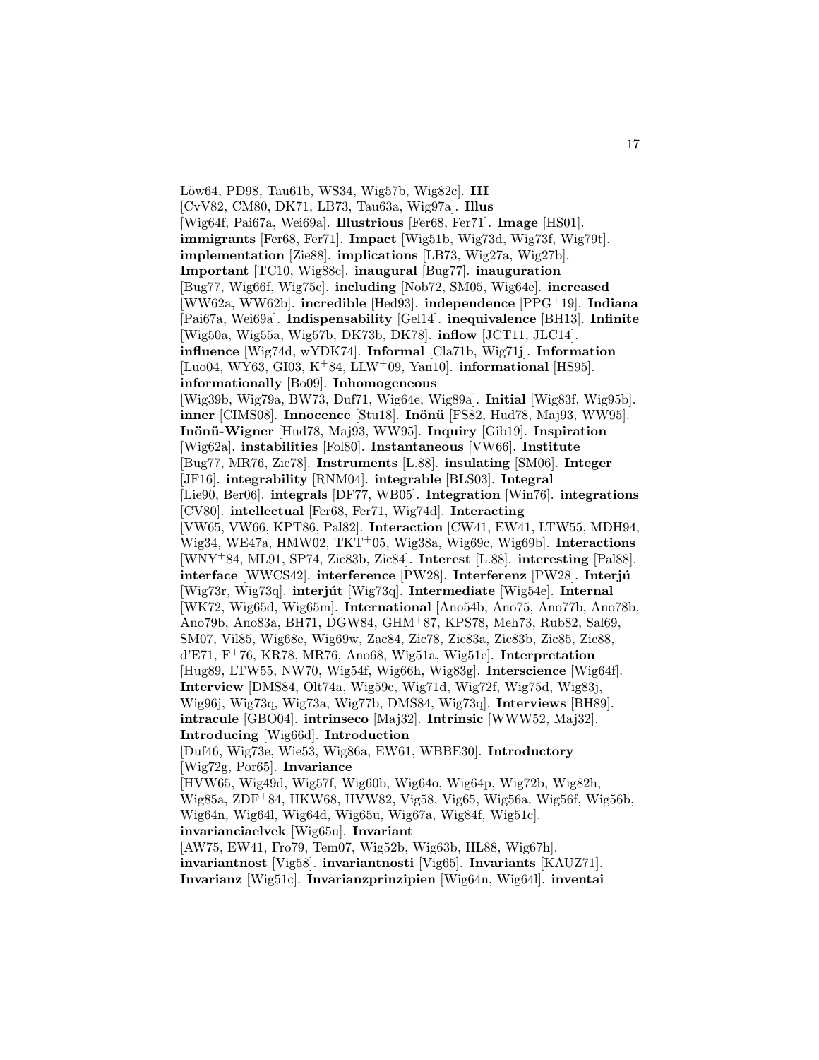Löw64, PD98, Tau61b, WS34, Wig57b, Wig82c]. **III** [CvV82, CM80, DK71, LB73, Tau63a, Wig97a]. **Illus** [Wig64f, Pai67a, Wei69a]. **Illustrious** [Fer68, Fer71]. **Image** [HS01]. **immigrants** [Fer68, Fer71]. **Impact** [Wig51b, Wig73d, Wig73f, Wig79t]. **implementation** [Zie88]. **implications** [LB73, Wig27a, Wig27b]. **Important** [TC10, Wig88c]. **inaugural** [Bug77]. **inauguration** [Bug77, Wig66f, Wig75c]. **including** [Nob72, SM05, Wig64e]. **increased** [WW62a, WW62b]. **incredible** [Hed93]. **independence** [PPG+19]. **Indiana** [Pai67a, Wei69a]. **Indispensability** [Gel14]. **inequivalence** [BH13]. **Infinite** [Wig50a, Wig55a, Wig57b, DK73b, DK78]. **inflow** [JCT11, JLC14]. **influence** [Wig74d, wYDK74]. **Informal** [Cla71b, Wig71j]. **Information** [Luo04, WY63, GI03, K+84, LLW+09, Yan10]. **informational** [HS95]. **informationally** [Bo09]. **Inhomogeneous** [Wig39b, Wig79a, BW73, Duf71, Wig64e, Wig89a]. **Initial** [Wig83f, Wig95b]. **inner** [CIMS08]. **Innocence** [Stu18]. **Inönü** [FS82, Hud78, Maj93, WW95]. **Inönü-Wigner** [Hud78, Maj93, WW95]. **Inquiry** [Gib19]. **Inspiration** [Wig62a]. **instabilities** [Fol80]. **Instantaneous** [VW66]. **Institute** [Bug77, MR76, Zic78]. **Instruments** [L.88]. **insulating** [SM06]. **Integer** [JF16]. **integrability** [RNM04]. **integrable** [BLS03]. **Integral** [Lie90, Ber06]. **integrals** [DF77, WB05]. **Integration** [Win76]. **integrations** [CV80]. **intellectual** [Fer68, Fer71, Wig74d]. **Interacting** [VW65, VW66, KPT86, Pal82]. **Interaction** [CW41, EW41, LTW55, MDH94, Wig34, WE47a, HMW02, TKT+05, Wig38a, Wig69c, Wig69b]. **Interactions** [WNY+84, ML91, SP74, Zic83b, Zic84]. **Interest** [L.88]. **interesting** [Pal88]. **interface** [WWCS42]. **interference** [PW28]. **Interferenz** [PW28]. **Interjú** [Wig73r, Wig73q]. **interjút** [Wig73q]. **Intermediate** [Wig54e]. **Internal** [WK72, Wig65d, Wig65m]. **International** [Ano54b, Ano75, Ano77b, Ano78b, Ano79b, Ano83a, BH71, DGW84, GHM+87, KPS78, Meh73, Rub82, Sal69, SM07, Vil85, Wig68e, Wig69w, Zac84, Zic78, Zic83a, Zic83b, Zic85, Zic88, d'E71, F+76, KR78, MR76, Ano68, Wig51a, Wig51e]. **Interpretation** [Hug89, LTW55, NW70, Wig54f, Wig66h, Wig83g]. **Interscience** [Wig64f]. **Interview** [DMS84, Olt74a, Wig59c, Wig71d, Wig72f, Wig75d, Wig83j, Wig96j, Wig73q, Wig73a, Wig77b, DMS84, Wig73q]. **Interviews** [BH89]. **intracule** [GBO04]. **intrinseco** [Maj32]. **Intrinsic** [WWW52, Maj32]. **Introducing** [Wig66d]. **Introduction** [Duf46, Wig73e, Wie53, Wig86a, EW61, WBBE30]. **Introductory** [Wig72g, Por65]. **Invariance** [HVW65, Wig49d, Wig57f, Wig60b, Wig64o, Wig64p, Wig72b, Wig82h, Wig85a, ZDF+84, HKW68, HVW82, Vig58, Vig65, Wig56a, Wig56f, Wig56b, Wig64n, Wig64l, Wig64d, Wig65u, Wig67a, Wig84f, Wig51c]. **invarianciaelvek** [Wig65u]. **Invariant** [AW75, EW41, Fro79, Tem07, Wig52b, Wig63b, HL88, Wig67h]. **invariantnost** [Vig58]. **invariantnosti** [Vig65]. **Invariants** [KAUZ71]. **Invarianz** [Wig51c]. **Invarianzprinzipien** [Wig64n, Wig64l]. **inventai**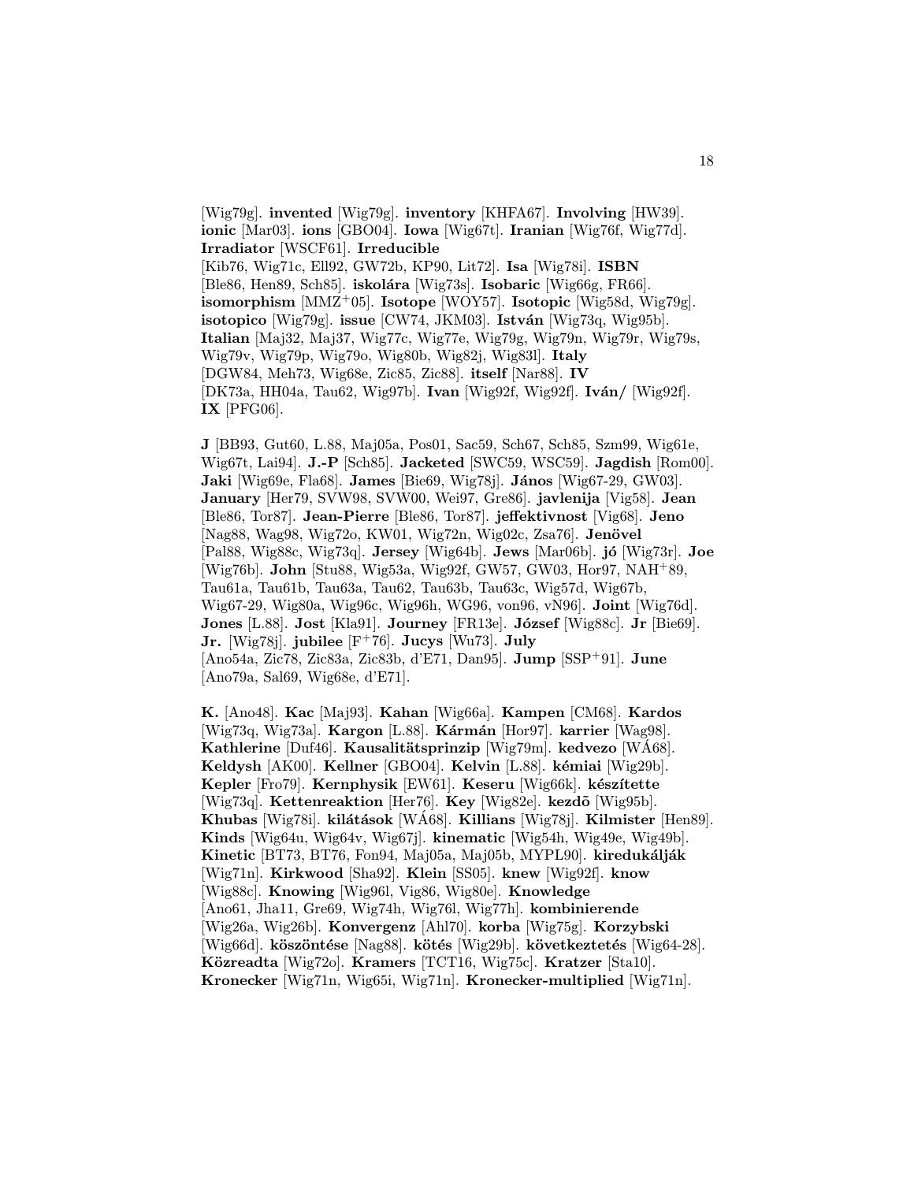[Wig79g]. **invented** [Wig79g]. **inventory** [KHFA67]. **Involving** [HW39]. **ionic** [Mar03]. **ions** [GBO04]. **Iowa** [Wig67t]. **Iranian** [Wig76f, Wig77d]. **Irradiator** [WSCF61]. **Irreducible** [Kib76, Wig71c, Ell92, GW72b, KP90, Lit72]. **Isa** [Wig78i]. **ISBN** [Ble86, Hen89, Sch85]. **iskolára** [Wig73s]. **Isobaric** [Wig66g, FR66]. **isomorphism** [MMZ+05]. **Isotope** [WOY57]. **Isotopic** [Wig58d, Wig79g]. **isotopico** [Wig79g]. **issue** [CW74, JKM03]. **István** [Wig73q, Wig95b]. **Italian** [Maj32, Maj37, Wig77c, Wig77e, Wig79g, Wig79n, Wig79r, Wig79s, Wig79v, Wig79p, Wig79o, Wig80b, Wig82j, Wig83l]. **Italy** [DGW84, Meh73, Wig68e, Zic85, Zic88]. **itself** [Nar88]. **IV** [DK73a, HH04a, Tau62, Wig97b]. **Ivan** [Wig92f, Wig92f]. **Iván/** [Wig92f]. **IX** [PFG06].

**J** [BB93, Gut60, L.88, Maj05a, Pos01, Sac59, Sch67, Sch85, Szm99, Wig61e, Wig67t, Lai94]. **J.-P** [Sch85]. **Jacketed** [SWC59, WSC59]. **Jagdish** [Rom00]. **Jaki** [Wig69e, Fla68]. **James** [Bie69, Wig78j]. **János** [Wig67-29, GW03]. **January** [Her79, SVW98, SVW00, Wei97, Gre86]. **javlenija** [Vig58]. **Jean** [Ble86, Tor87]. **Jean-Pierre** [Ble86, Tor87]. **jeffektivnost** [Vig68]. **Jeno** [Nag88, Wag98, Wig72o, KW01, Wig72n, Wig02c, Zsa76]. **Jenövel** [Pal88, Wig88c, Wig73q]. **Jersey** [Wig64b]. **Jews** [Mar06b]. **jó** [Wig73r]. **Joe** [Wig76b]. **John** [Stu88, Wig53a, Wig92f, GW57, GW03, Hor97, NAH+89, Tau61a, Tau61b, Tau63a, Tau62, Tau63b, Tau63c, Wig57d, Wig67b, Wig67-29, Wig80a, Wig96c, Wig96h, WG96, von96, vN96]. **Joint** [Wig76d]. **Jones** [L.88]. **Jost** [Kla91]. **Journey** [FR13e]. **József** [Wig88c]. **Jr** [Bie69]. **Jr.** [Wig78j]. **jubilee** [F+76]. **Jucys** [Wu73]. **July** [Ano54a, Zic78, Zic83a, Zic83b, d'E71, Dan95]. **Jump** [SSP+91]. **June** [Ano79a, Sal69, Wig68e, d'E71].

**K.** [Ano48]. **Kac** [Maj93]. **Kahan** [Wig66a]. **Kampen** [CM68]. **Kardos** [Wig73q, Wig73a]. **Kargon** [L.88]. **Kármán** [Hor97]. **karrier** [Wag98]. **Kathlerine** [Duf46]. **Kausalitätsprinzip** [Wig79m]. **kedvezo** [WÁ68]. **Keldysh** [AK00]. **Kellner** [GBO04]. **Kelvin** [L.88]. **kémiai** [Wig29b]. **Kepler** [Fro79]. **Kernphysik** [EW61]. **Keseru** [Wig66k]. **készítette** [Wig73q]. **Kettenreaktion** [Her76]. **Key** [Wig82e]. **kezdõ** [Wig95b]. **Khubas** [Wig78i]. **kilátások** [WÁ68]. **Killians** [Wig78j]. **Kilmister** [Hen89]. **Kinds** [Wig64u, Wig64v, Wig67j]. **kinematic** [Wig54h, Wig49e, Wig49b]. **Kinetic** [BT73, BT76, Fon94, Maj05a, Maj05b, MYPL90]. **kiredukálják** [Wig71n]. **Kirkwood** [Sha92]. **Klein** [SS05]. **knew** [Wig92f]. **know** [Wig88c]. **Knowing** [Wig96l, Vig86, Wig80e]. **Knowledge** [Ano61, Jha11, Gre69, Wig74h, Wig76l, Wig77h]. **kombinierende** [Wig26a, Wig26b]. **Konvergenz** [Ahl70]. **korba** [Wig75g]. **Korzybski** [Wig66d]. **köszöntése** [Nag88]. **kötés** [Wig29b]. **következtetés** [Wig64-28]. **Közreadta** [Wig72o]. **Kramers** [TCT16, Wig75c]. **Kratzer** [Sta10]. **Kronecker** [Wig71n, Wig65i, Wig71n]. **Kronecker-multiplied** [Wig71n].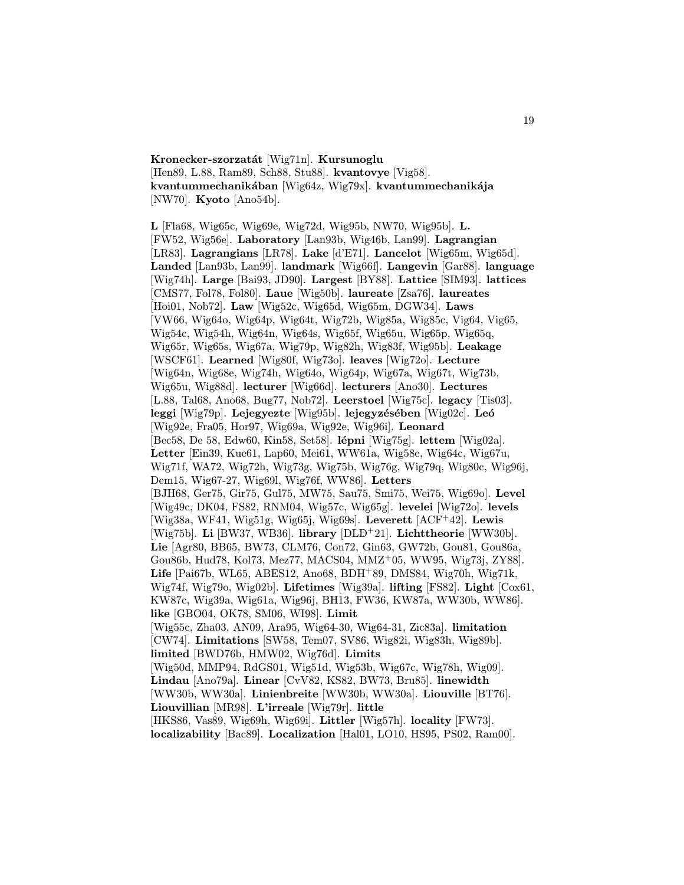**Kronecker-szorzatát** [Wig71n]. **Kursunoglu** [Hen89, L.88, Ram89, Sch88, Stu88]. **kvantovye** [Vig58]. **kvantummechanikában** [Wig64z, Wig79x]. **kvantummechanikája** [NW70]. **Kyoto** [Ano54b].

**L** [Fla68, Wig65c, Wig69e, Wig72d, Wig95b, NW70, Wig95b]. **L.** [FW52, Wig56e]. **Laboratory** [Lan93b, Wig46b, Lan99]. **Lagrangian** [LR83]. **Lagrangians** [LR78]. **Lake** [d'E71]. **Lancelot** [Wig65m, Wig65d]. **Landed** [Lan93b, Lan99]. **landmark** [Wig66f]. **Langevin** [Gar88]. **language** [Wig74h]. **Large** [Bai93, JD90]. **Largest** [BY88]. **Lattice** [SIM93]. **lattices** [CMS77, Fol78, Fol80]. **Laue** [Wig50b]. **laureate** [Zsa76]. **laureates** [Hoi01, Nob72]. **Law** [Wig52c, Wig65d, Wig65m, DGW34]. **Laws** [VW66, Wig64o, Wig64p, Wig64t, Wig72b, Wig85a, Wig85c, Vig64, Vig65, Wig54c, Wig54h, Wig64n, Wig64s, Wig65f, Wig65u, Wig65p, Wig65q, Wig65r, Wig65s, Wig67a, Wig79p, Wig82h, Wig83f, Wig95b]. **Leakage** [WSCF61]. **Learned** [Wig80f, Wig73o]. **leaves** [Wig72o]. **Lecture** [Wig64n, Wig68e, Wig74h, Wig64o, Wig64p, Wig67a, Wig67t, Wig73b, Wig65u, Wig88d]. **lecturer** [Wig66d]. **lecturers** [Ano30]. **Lectures** [L.88, Tal68, Ano68, Bug77, Nob72]. **Leerstoel** [Wig75c]. **legacy** [Tis03]. **leggi** [Wig79p]. **Lejegyezte** [Wig95b]. **lejegyzésében** [Wig02c]. **Leó** [Wig92e, Fra05, Hor97, Wig69a, Wig92e, Wig96i]. **Leonard** [Bec58, De 58, Edw60, Kin58, Set58]. **lépni** [Wig75g]. **lettem** [Wig02a]. **Letter** [Ein39, Kue61, Lap60, Mei61, WW61a, Wig58e, Wig64c, Wig67u, Wig71f, WA72, Wig72h, Wig73g, Wig75b, Wig76g, Wig79q, Wig80c, Wig96j, Dem15, Wig67-27, Wig69l, Wig76f, WW86]. **Letters** [BJH68, Ger75, Gir75, Gul75, MW75, Sau75, Smi75, Wei75, Wig69o]. **Level** [Wig49c, DK04, FS82, RNM04, Wig57c, Wig65g]. **levelei** [Wig72o]. **levels** [Wig38a, WF41, Wig51g, Wig65j, Wig69s]. **Leverett** [ACF+42]. **Lewis** [Wig75b]. **Li** [BW37, WB36]. **library** [DLD+21]. **Lichttheorie** [WW30b]. **Lie** [Agr80, BB65, BW73, CLM76, Con72, Gin63, GW72b, Gou81, Gou86a, Gou86b, Hud78, Kol73, Mez77, MACS04, MMZ+05, WW95, Wig73j, ZY88]. **Life** [Pai67b, WL65, ABES12, Ano68, BDH+89, DMS84, Wig70h, Wig71k, Wig74f, Wig79o, Wig02b]. **Lifetimes** [Wig39a]. **lifting** [FS82]. **Light** [Cox61, KW87c, Wig39a, Wig61a, Wig96j, BH13, FW36, KW87a, WW30b, WW86]. **like** [GBO04, OK78, SM06, WI98]. **Limit** [Wig55c, Zha03, AN09, Ara95, Wig64-30, Wig64-31, Zic83a]. **limitation** [CW74]. **Limitations** [SW58, Tem07, SV86, Wig82i, Wig83h, Wig89b]. **limited** [BWD76b, HMW02, Wig76d]. **Limits** [Wig50d, MMP94, RdGS01, Wig51d, Wig53b, Wig67c, Wig78h, Wig09]. **Lindau** [Ano79a]. **Linear** [CvV82, KS82, BW73, Bru85]. **linewidth** [WW30b, WW30a]. **Linienbreite** [WW30b, WW30a]. **Liouville** [BT76]. **Liouvillian** [MR98]. **L'irreale** [Wig79r]. **little** [HKS86, Vas89, Wig69h, Wig69i]. **Littler** [Wig57h]. **locality** [FW73]. **localizability** [Bac89]. **Localization** [Hal01, LO10, HS95, PS02, Ram00].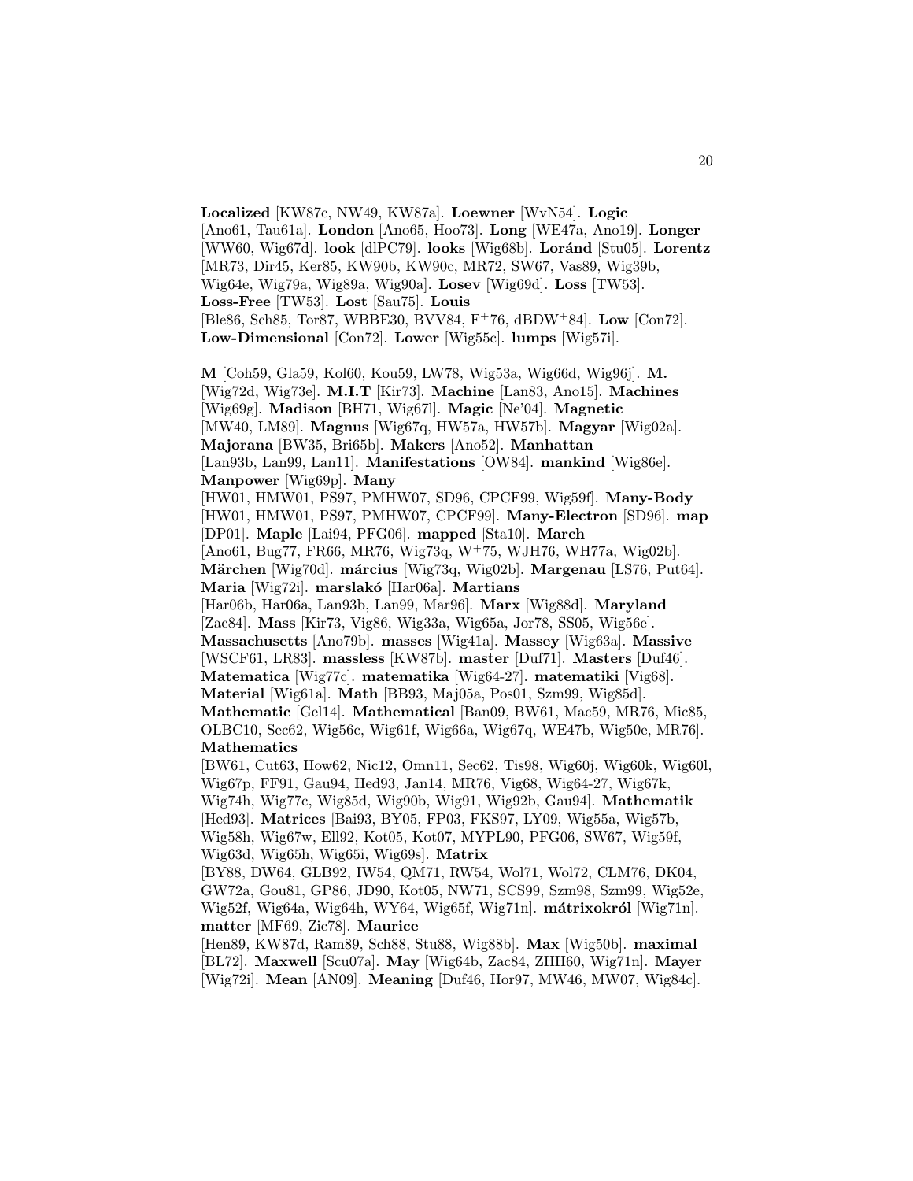**Localized** [KW87c, NW49, KW87a]. **Loewner** [WvN54]. **Logic** [Ano61, Tau61a]. **London** [Ano65, Hoo73]. **Long** [WE47a, Ano19]. **Longer** [WW60, Wig67d]. **look** [dlPC79]. **looks** [Wig68b]. **Loránd** [Stu05]. **Lorentz** [MR73, Dir45, Ker85, KW90b, KW90c, MR72, SW67, Vas89, Wig39b, Wig64e, Wig79a, Wig89a, Wig90a]. **Losev** [Wig69d]. **Loss** [TW53]. **Loss-Free** [TW53]. **Lost** [Sau75]. **Louis** [Ble86, Sch85, Tor87, WBBE30, BVV84, F+76, dBDW+84]. **Low** [Con72]. **Low-Dimensional** [Con72]. **Lower** [Wig55c]. **lumps** [Wig57i].

**M** [Coh59, Gla59, Kol60, Kou59, LW78, Wig53a, Wig66d, Wig96j]. **M.** [Wig72d, Wig73e]. **M.I.T** [Kir73]. **Machine** [Lan83, Ano15]. **Machines** [Wig69g]. **Madison** [BH71, Wig67l]. **Magic** [Ne'04]. **Magnetic** [MW40, LM89]. **Magnus** [Wig67q, HW57a, HW57b]. **Magyar** [Wig02a]. **Majorana** [BW35, Bri65b]. **Makers** [Ano52]. **Manhattan** [Lan93b, Lan99, Lan11]. **Manifestations** [OW84]. **mankind** [Wig86e]. **Manpower** [Wig69p]. **Many** [HW01, HMW01, PS97, PMHW07, SD96, CPCF99, Wig59f]. **Many-Body** [HW01, HMW01, PS97, PMHW07, CPCF99]. **Many-Electron** [SD96]. **map** [DP01]. **Maple** [Lai94, PFG06]. **mapped** [Sta10]. **March** [Ano61, Bug77, FR66, MR76, Wig73q, W+75, WJH76, WH77a, Wig02b]. **Märchen** [Wig70d]. **március** [Wig73q, Wig02b]. **Margenau** [LS76, Put64]. **Maria** [Wig72i]. **marslakó** [Har06a]. **Martians** [Har06b, Har06a, Lan93b, Lan99, Mar96]. **Marx** [Wig88d]. **Maryland** [Zac84]. **Mass** [Kir73, Vig86, Wig33a, Wig65a, Jor78, SS05, Wig56e]. **Massachusetts** [Ano79b]. **masses** [Wig41a]. **Massey** [Wig63a]. **Massive** [WSCF61, LR83]. **massless** [KW87b]. **master** [Duf71]. **Masters** [Duf46]. **Matematica** [Wig77c]. **matematika** [Wig64-27]. **matematiki** [Vig68]. **Material** [Wig61a]. **Math** [BB93, Maj05a, Pos01, Szm99, Wig85d]. **Mathematic** [Gel14]. **Mathematical** [Ban09, BW61, Mac59, MR76, Mic85, OLBC10, Sec62, Wig56c, Wig61f, Wig66a, Wig67q, WE47b, Wig50e, MR76]. **Mathematics** [BW61, Cut63, How62, Nic12, Omn11, Sec62, Tis98, Wig60j, Wig60k, Wig60l, Wig67p, FF91, Gau94, Hed93, Jan14, MR76, Vig68, Wig64-27, Wig67k, Wig74h, Wig77c, Wig85d, Wig90b, Wig91, Wig92b, Gau94]. **Mathematik** [Hed93]. **Matrices** [Bai93, BY05, FP03, FKS97, LY09, Wig55a, Wig57b, Wig58h, Wig67w, Ell92, Kot05, Kot07, MYPL90, PFG06, SW67, Wig59f, Wig63d, Wig65h, Wig65i, Wig69s]. **Matrix** [BY88, DW64, GLB92, IW54, QM71, RW54, Wol71, Wol72, CLM76, DK04, GW72a, Gou81, GP86, JD90, Kot05, NW71, SCS99, Szm98, Szm99, Wig52e, Wig52f, Wig64a, Wig64h, WY64, Wig65f, Wig71n]. **mátrixokról** [Wig71n]. **matter** [MF69, Zic78]. **Maurice** [Hen89, KW87d, Ram89, Sch88, Stu88, Wig88b]. **Max** [Wig50b]. **maximal** [BL72]. **Maxwell** [Scu07a]. **May** [Wig64b, Zac84, ZHH60, Wig71n]. **Mayer** [Wig72i]. **Mean** [AN09]. **Meaning** [Duf46, Hor97, MW46, MW07, Wig84c].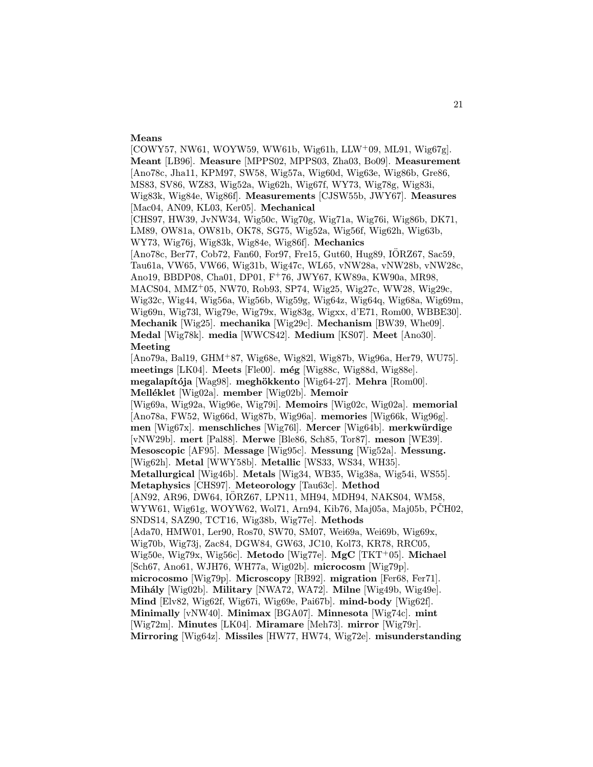**Means** [COWY57, NW61, WOYW59, WW61b, Wig61h, LLW+09, ML91, Wig67g]. **Meant** [LB96]. **Measure** [MPPS02, MPPS03, Zha03, Bo09]. **Measurement** [Ano78c, Jha11, KPM97, SW58, Wig57a, Wig60d, Wig63e, Wig86b, Gre86, MS83, SV86, WZ83, Wig52a, Wig62h, Wig67f, WY73, Wig78g, Wig83i, Wig83k, Wig84e, Wig86f]. **Measurements** [CJSW55b, JWY67]. **Measures** [Mac04, AN09, KL03, Ker05]. **Mechanical** [CHS97, HW39, JvNW34, Wig50c, Wig70g, Wig71a, Wig76i, Wig86b, DK71, LM89, OW81a, OW81b, OK78, SG75, Wig52a, Wig56f, Wig62h, Wig63b, WY73, Wig76j, Wig83k, Wig84e, Wig86f]. **Mechanics** [Ano78c, Ber77, Cob72, Fan60, For97, Fre15, Gut60, Hug89, IÖRZ67, Sac59, Tau61a, VW65, VW66, Wig31b, Wig47c, WL65, vNW28a, vNW28b, vNW28c, Ano19, BBDP08, Cha01, DP01, F+76, JWY67, KW89a, KW90a, MR98, MACS04, MMZ+05, NW70, Rob93, SP74, Wig25, Wig27c, WW28, Wig29c, Wig32c, Wig44, Wig56a, Wig56b, Wig59g, Wig64z, Wig64q, Wig68a, Wig69m, Wig69n, Wig73l, Wig79e, Wig79x, Wig83g, Wigxx, d'E71, Rom00, WBBE30]. **Mechanik** [Wig25]. **mechanika** [Wig29c]. **Mechanism** [BW39, Whe09]. **Medal** [Wig78k]. **media** [WWCS42]. **Medium** [KS07]. **Meet** [Ano30]. **Meeting** [Ano79a, Bal19, GHM+87, Wig68e, Wig82l, Wig87b, Wig96a, Her79, WU75]. **meetings** [LK04]. **Meets** [Fle00]. **még** [Wig88c, Wig88d, Wig88e]. **megalapítója** [Wag98]. **meghökkento** [Wig64-27]. **Mehra** [Rom00]. **Melléklet** [Wig02a]. **member** [Wig02b]. **Memoir** [Wig69a, Wig92a, Wig96e, Wig79i]. **Memoirs** [Wig02c, Wig02a]. **memorial** [Ano78a, FW52, Wig66d, Wig87b, Wig96a]. **memories** [Wig66k, Wig96g]. **men** [Wig67x]. **menschliches** [Wig76l]. **Mercer** [Wig64b]. **merkwürdige** [vNW29b]. **mert** [Pal88]. **Merwe** [Ble86, Sch85, Tor87]. **meson** [WE39]. **Mesoscopic** [AF95]. **Message** [Wig95c]. **Messung** [Wig52a]. **Messung.** [Wig62h]. **Metal** [WWY58b]. **Metallic** [WS33, WS34, WH35]. **Metallurgical** [Wig46b]. **Metals** [Wig34, WB35, Wig38a, Wig54i, WS55]. **Metaphysics** [CHS97]. **Meteorology** [Tau63c]. **Method** [AN92, AR96, DW64, IÖRZ67, LPN11, MH94, MDH94, NAKS04, WM58, WYW61, Wig61g, WOYW62, Wol71, Arn94, Kib76, Maj05a, Maj05b, PČH02, SNDS14, SAZ90, TCT16, Wig38b, Wig77e]. **Methods** [Ada70, HMW01, Ler90, Ros70, SW70, SM07, Wei69a, Wei69b, Wig69x, Wig70b, Wig73j, Zac84, DGW84, GW63, JC10, Kol73, KR78, RRC05, Wig50e, Wig79x, Wig56c]. **Metodo** [Wig77e]. **MgC** [TKT+05]. **Michael** [Sch67, Ano61, WJH76, WH77a, Wig02b]. **microcosm** [Wig79p]. **microcosmo** [Wig79p]. **Microscopy** [RB92]. **migration** [Fer68, Fer71]. **Mihály** [Wig02b]. **Military** [NWA72, WA72]. **Milne** [Wig49b, Wig49e]. **Mind** [Elv82, Wig62f, Wig67i, Wig69e, Pai67b]. **mind-body** [Wig62f]. **Minimally** [vNW40]. **Minimax** [BGA07]. **Minnesota** [Wig74c]. **mint** [Wig72m]. **Minutes** [LK04]. **Miramare** [Meh73]. **mirror** [Wig79r]. **Mirroring** [Wig64z]. **Missiles** [HW77, HW74, Wig72e]. **misunderstanding**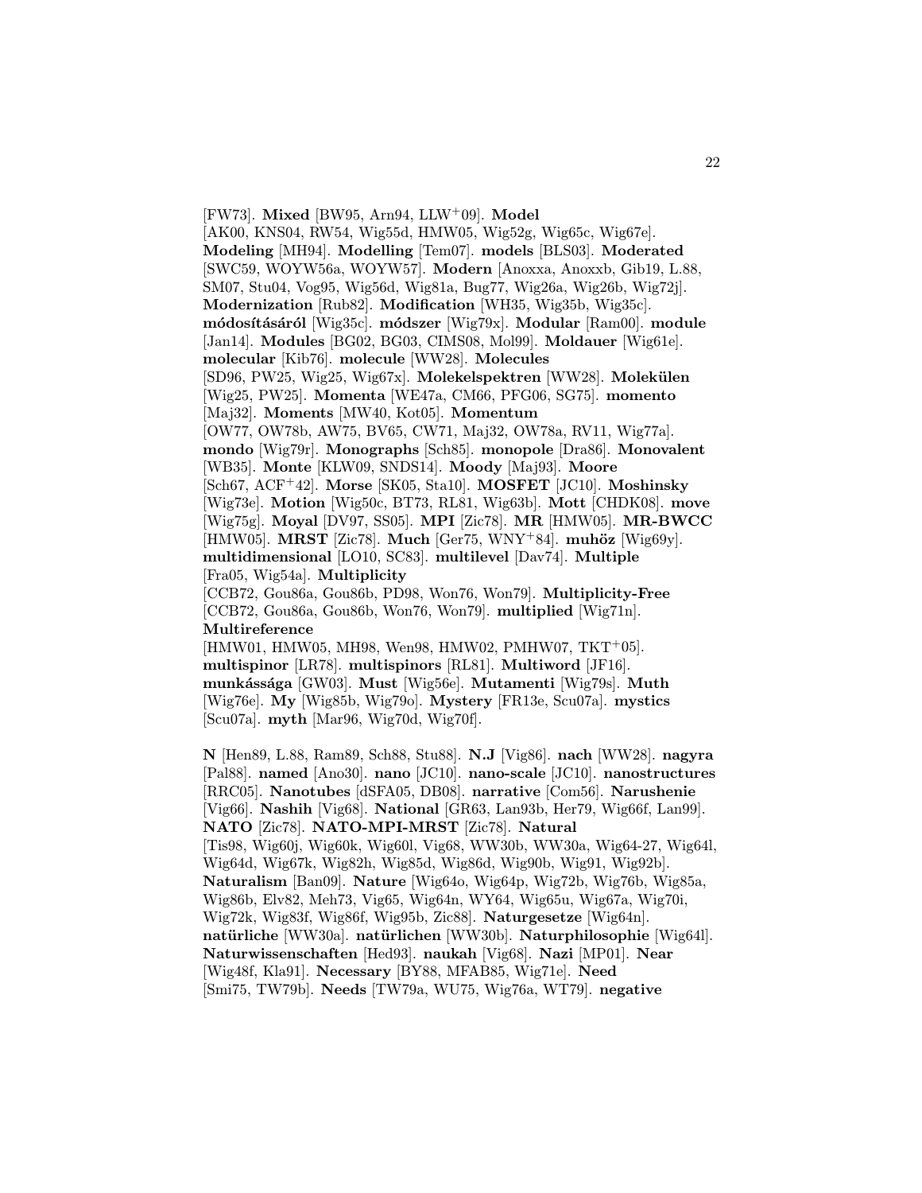[FW73]. **Mixed** [BW95, Arn94, LLW+09]. **Model** [AK00, KNS04, RW54, Wig55d, HMW05, Wig52g, Wig65c, Wig67e]. **Modeling** [MH94]. **Modelling** [Tem07]. **models** [BLS03]. **Moderated** [SWC59, WOYW56a, WOYW57]. **Modern** [Anoxxa, Anoxxb, Gib19, L.88, SM07, Stu04, Vog95, Wig56d, Wig81a, Bug77, Wig26a, Wig26b, Wig72j]. **Modernization** [Rub82]. **Modification** [WH35, Wig35b, Wig35c]. **módosításáról** [Wig35c]. **módszer** [Wig79x]. **Modular** [Ram00]. **module** [Jan14]. **Modules** [BG02, BG03, CIMS08, Mol99]. **Moldauer** [Wig61e]. **molecular** [Kib76]. **molecule** [WW28]. **Molecules** [SD96, PW25, Wig25, Wig67x]. **Molekelspektren** [WW28]. **Molekülen** [Wig25, PW25]. **Momenta** [WE47a, CM66, PFG06, SG75]. **momento** [Maj32]. **Moments** [MW40, Kot05]. **Momentum** [OW77, OW78b, AW75, BV65, CW71, Maj32, OW78a, RV11, Wig77a]. **mondo** [Wig79r]. **Monographs** [Sch85]. **monopole** [Dra86]. **Monovalent** [WB35]. **Monte** [KLW09, SNDS14]. **Moody** [Maj93]. **Moore** [Sch67, ACF+42]. **Morse** [SK05, Sta10]. **MOSFET** [JC10]. **Moshinsky** [Wig73e]. **Motion** [Wig50c, BT73, RL81, Wig63b]. **Mott** [CHDK08]. **move** [Wig75g]. **Moyal** [DV97, SS05]. **MPI** [Zic78]. **MR** [HMW05]. **MR-BWCC** [HMW05]. **MRST** [Zic78]. **Much** [Ger75, WNY+84]. **muhöz** [Wig69y]. **multidimensional** [LO10, SC83]. **multilevel** [Dav74]. **Multiple** [Fra05, Wig54a]. **Multiplicity** [CCB72, Gou86a, Gou86b, PD98, Won76, Won79]. **Multiplicity-Free** [CCB72, Gou86a, Gou86b, Won76, Won79]. **multiplied** [Wig71n]. **Multireference** [HMW01, HMW05, MH98, Wen98, HMW02, PMHW07, TKT+05]. **multispinor** [LR78]. **multispinors** [RL81]. **Multiword** [JF16]. **munkássága** [GW03]. **Must** [Wig56e]. **Mutamenti** [Wig79s]. **Muth** [Wig76e]. **My** [Wig85b, Wig79o]. **Mystery** [FR13e, Scu07a]. **mystics** [Scu07a]. **myth** [Mar96, Wig70d, Wig70f].

**N** [Hen89, L.88, Ram89, Sch88, Stu88]. **N.J** [Vig86]. **nach** [WW28]. **nagyra** [Pal88]. **named** [Ano30]. **nano** [JC10]. **nano-scale** [JC10]. **nanostructures** [RRC05]. **Nanotubes** [dSFA05, DB08]. **narrative** [Com56]. **Narushenie** [Vig66]. **Nashih** [Vig68]. **National** [GR63, Lan93b, Her79, Wig66f, Lan99]. **NATO** [Zic78]. **NATO-MPI-MRST** [Zic78]. **Natural** [Tis98, Wig60j, Wig60k, Wig60l, Vig68, WW30b, WW30a, Wig64-27, Wig64l, Wig64d, Wig67k, Wig82h, Wig85d, Wig86d, Wig90b, Wig91, Wig92b]. **Naturalism** [Ban09]. **Nature** [Wig64o, Wig64p, Wig72b, Wig76b, Wig85a, Wig86b, Elv82, Meh73, Vig65, Wig64n, WY64, Wig65u, Wig67a, Wig70i, Wig72k, Wig83f, Wig86f, Wig95b, Zic88]. **Naturgesetze** [Wig64n]. **natürliche** [WW30a]. **natürlichen** [WW30b]. **Naturphilosophie** [Wig64l]. **Naturwissenschaften** [Hed93]. **naukah** [Vig68]. **Nazi** [MP01]. **Near** [Wig48f, Kla91]. **Necessary** [BY88, MFAB85, Wig71e]. **Need** [Smi75, TW79b]. **Needs** [TW79a, WU75, Wig76a, WT79]. **negative**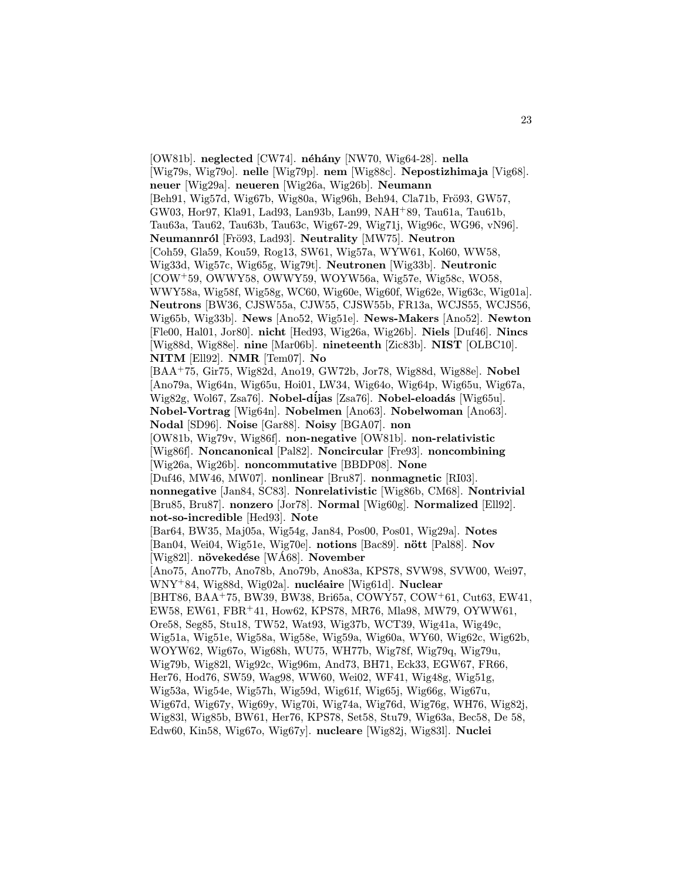[OW81b]. **neglected** [CW74]. **néhány** [NW70, Wig64-28]. **nella** [Wig79s, Wig79o]. **nelle** [Wig79p]. **nem** [Wig88c]. **Nepostizhimaja** [Vig68]. **neuer** [Wig29a]. **neueren** [Wig26a, Wig26b]. **Neumann** [Beh91, Wig57d, Wig67b, Wig80a, Wig96h, Beh94, Cla71b, Frö93, GW57, GW03, Hor97, Kla91, Lad93, Lan93b, Lan99, NAH+89, Tau61a, Tau61b, Tau63a, Tau62, Tau63b, Tau63c, Wig67-29, Wig71j, Wig96c, WG96, vN96]. **Neumannról** [Frö93, Lad93]. **Neutrality** [MW75]. **Neutron** [Coh59, Gla59, Kou59, Rog13, SW61, Wig57a, WYW61, Kol60, WW58, Wig33d, Wig57c, Wig65g, Wig79t]. **Neutronen** [Wig33b]. **Neutronic** [COW+59, OWWY58, OWWY59, WOYW56a, Wig57e, Wig58c, WO58, WWY58a, Wig58f, Wig58g, WC60, Wig60e, Wig60f, Wig62e, Wig63c, Wig01a]. **Neutrons** [BW36, CJSW55a, CJW55, CJSW55b, FR13a, WCJS55, WCJS56, Wig65b, Wig33b]. **News** [Ano52, Wig51e]. **News-Makers** [Ano52]. **Newton** [Fle00, Hal01, Jor80]. **nicht** [Hed93, Wig26a, Wig26b]. **Niels** [Duf46]. **Nincs** [Wig88d, Wig88e]. **nine** [Mar06b]. **nineteenth** [Zic83b]. **NIST** [OLBC10]. **NITM** [Ell92]. **NMR** [Tem07]. **No** [BAA+75, Gir75, Wig82d, Ano19, GW72b, Jor78, Wig88d, Wig88e]. **Nobel** [Ano79a, Wig64n, Wig65u, Hoi01, LW34, Wig64o, Wig64p, Wig65u, Wig67a, Wig82g, Wol67, Zsa76]. **Nobel-díjas** [Zsa76]. **Nobel-eloadás** [Wig65u]. **Nobel-Vortrag** [Wig64n]. **Nobelmen** [Ano63]. **Nobelwoman** [Ano63]. **Nodal** [SD96]. **Noise** [Gar88]. **Noisy** [BGA07]. **non** [OW81b, Wig79v, Wig86f]. **non-negative** [OW81b]. **non-relativistic** [Wig86f]. **Noncanonical** [Pal82]. **Noncircular** [Fre93]. **noncombining** [Wig26a, Wig26b]. **noncommutative** [BBDP08]. **None** [Duf46, MW46, MW07]. **nonlinear** [Bru87]. **nonmagnetic** [RI03]. **nonnegative** [Jan84, SC83]. **Nonrelativistic** [Wig86b, CM68]. **Nontrivial** [Bru85, Bru87]. **nonzero** [Jor78]. **Normal** [Wig60g]. **Normalized** [Ell92]. **not-so-incredible** [Hed93]. **Note** [Bar64, BW35, Maj05a, Wig54g, Jan84, Pos00, Pos01, Wig29a]. **Notes** [Ban04, Wei04, Wig51e, Wig70e]. **notions** [Bac89]. **nött** [Pal88]. **Nov** [Wig82l]. **növekedése** [WÁ68]. **November** [Ano75, Ano77b, Ano78b, Ano79b, Ano83a, KPS78, SVW98, SVW00, Wei97, WNY+84, Wig88d, Wig02a]. **nucléaire** [Wig61d]. **Nuclear** [BHT86, BAA+75, BW39, BW38, Bri65a, COWY57, COW+61, Cut63, EW41, EW58, EW61, FBR+41, How62, KPS78, MR76, Mla98, MW79, OYWW61, Ore58, Seg85, Stu18, TW52, Wat93, Wig37b, WCT39, Wig41a, Wig49c, Wig51a, Wig51e, Wig58a, Wig58e, Wig59a, Wig60a, WY60, Wig62c, Wig62b, WOYW62, Wig67o, Wig68h, WU75, WH77b, Wig78f, Wig79q, Wig79u, Wig79b, Wig82l, Wig92c, Wig96m, And73, BH71, Eck33, EGW67, FR66, Her76, Hod76, SW59, Wag98, WW60, Wei02, WF41, Wig48g, Wig51g, Wig53a, Wig54e, Wig57h, Wig59d, Wig61f, Wig65j, Wig66g, Wig67u, Wig67d, Wig67y, Wig69y, Wig70i, Wig74a, Wig76d, Wig76g, WH76, Wig82j, Wig83l, Wig85b, BW61, Her76, KPS78, Set58, Stu79, Wig63a, Bec58, De 58, Edw60, Kin58, Wig67o, Wig67y]. **nucleare** [Wig82j, Wig83l]. **Nuclei**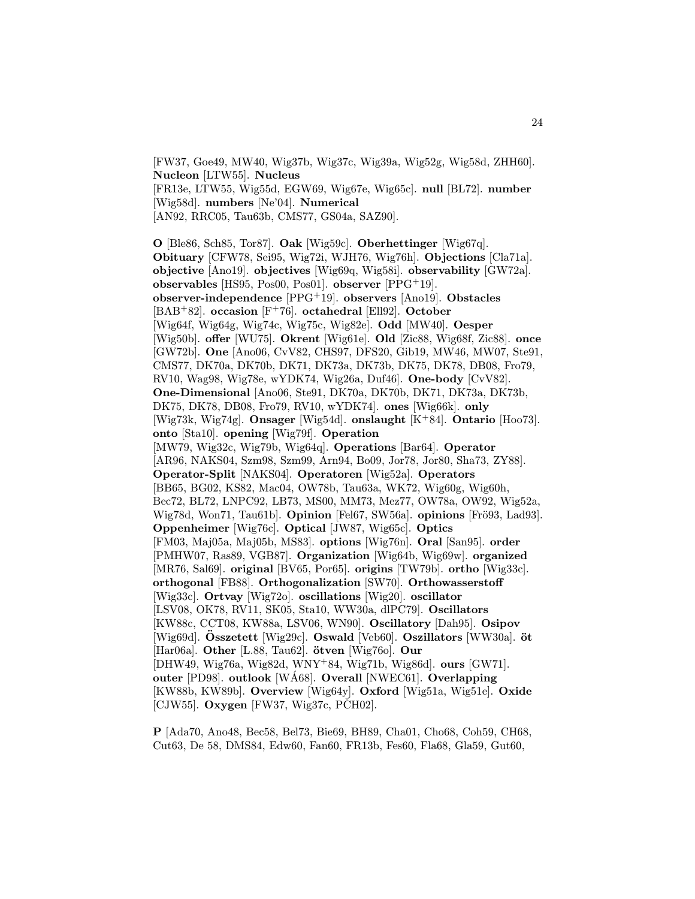[FW37, Goe49, MW40, Wig37b, Wig37c, Wig39a, Wig52g, Wig58d, ZHH60]. **Nucleon** [LTW55]. **Nucleus** [FR13e, LTW55, Wig55d, EGW69, Wig67e, Wig65c]. **null** [BL72]. **number** [Wig58d]. **numbers** [Ne'04]. **Numerical** [AN92, RRC05, Tau63b, CMS77, GS04a, SAZ90].

**O** [Ble86, Sch85, Tor87]. **Oak** [Wig59c]. **Oberhettinger** [Wig67q]. **Obituary** [CFW78, Sei95, Wig72i, WJH76, Wig76h]. **Objections** [Cla71a]. **objective** [Ano19]. **objectives** [Wig69q, Wig58i]. **observability** [GW72a]. **observables** [HS95, Pos00, Pos01]. **observer** [PPG+19]. **observer-independence** [PPG+19]. **observers** [Ano19]. **Obstacles** [BAB+82]. **occasion** [F+76]. **octahedral** [Ell92]. **October** [Wig64f, Wig64g, Wig74c, Wig75c, Wig82e]. **Odd** [MW40]. **Oesper** [Wig50b]. **offer** [WU75]. **Okrent** [Wig61e]. **Old** [Zic88, Wig68f, Zic88]. **once** [GW72b]. **One** [Ano06, CvV82, CHS97, DFS20, Gib19, MW46, MW07, Ste91, CMS77, DK70a, DK70b, DK71, DK73a, DK73b, DK75, DK78, DB08, Fro79, RV10, Wag98, Wig78e, wYDK74, Wig26a, Duf46]. **One-body** [CvV82]. **One-Dimensional** [Ano06, Ste91, DK70a, DK70b, DK71, DK73a, DK73b, DK75, DK78, DB08, Fro79, RV10, wYDK74]. **ones** [Wig66k]. **only** [Wig73k, Wig74g]. **Onsager** [Wig54d]. **onslaught** [K+84]. **Ontario** [Hoo73]. **onto** [Sta10]. **opening** [Wig79f]. **Operation** [MW79, Wig32c, Wig79b, Wig64q]. **Operations** [Bar64]. **Operator** [AR96, NAKS04, Szm98, Szm99, Arn94, Bo09, Jor78, Jor80, Sha73, ZY88]. **Operator-Split** [NAKS04]. **Operatoren** [Wig52a]. **Operators** [BB65, BG02, KS82, Mac04, OW78b, Tau63a, WK72, Wig60g, Wig60h, Bec72, BL72, LNPC92, LB73, MS00, MM73, Mez77, OW78a, OW92, Wig52a, Wig78d, Won71, Tau61b]. **Opinion** [Fel67, SW56a]. **opinions** [Frö93, Lad93]. **Oppenheimer** [Wig76c]. **Optical** [JW87, Wig65c]. **Optics** [FM03, Maj05a, Maj05b, MS83]. **options** [Wig76n]. **Oral** [San95]. **order** [PMHW07, Ras89, VGB87]. **Organization** [Wig64b, Wig69w]. **organized** [MR76, Sal69]. **original** [BV65, Por65]. **origins** [TW79b]. **ortho** [Wig33c]. **orthogonal** [FB88]. **Orthogonalization** [SW70]. **Orthowasserstoff** [Wig33c]. **Ortvay** [Wig72o]. **oscillations** [Wig20]. **oscillator** [LSV08, OK78, RV11, SK05, Sta10, WW30a, dlPC79]. **Oscillators** [KW88c, CCT08, KW88a, LSV06, WN90]. **Oscillatory** [Dah95]. **Osipov** [Wig69d]. **Összetett** [Wig29c]. **Oswald** [Veb60]. **Oszillators** [WW30a]. **öt** [Har06a]. **Other** [L.88, Tau62]. **ötven** [Wig76o]. **Our** [DHW49, Wig76a, Wig82d, WNY+84, Wig71b, Wig86d]. **ours** [GW71]. **outer** [PD98]. **outlook** [WÁ68]. **Overall** [NWEC61]. **Overlapping** [KW88b, KW89b]. **Overview** [Wig64y]. **Oxford** [Wig51a, Wig51e]. **Oxide** [CJW55]. **Oxygen** [FW37, Wig37c, PČH02].

**P** [Ada70, Ano48, Bec58, Bel73, Bie69, BH89, Cha01, Cho68, Coh59, CH68, Cut63, De 58, DMS84, Edw60, Fan60, FR13b, Fes60, Fla68, Gla59, Gut60,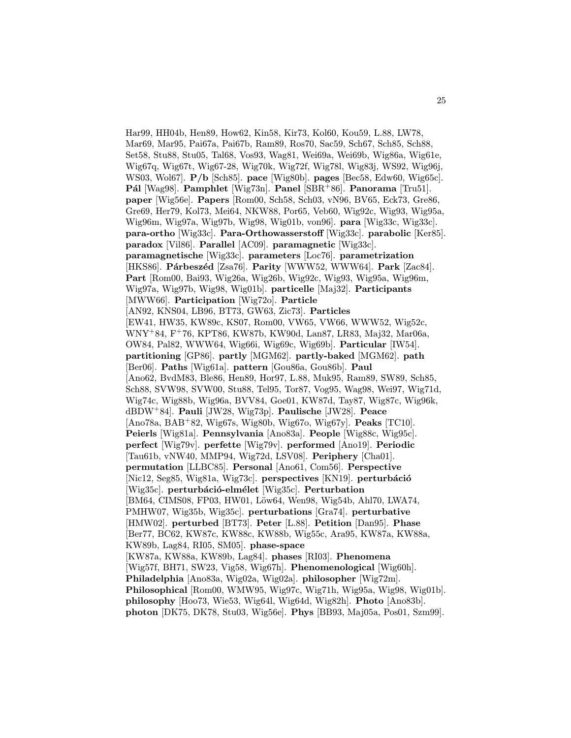Har99, HH04b, Hen89, How62, Kin58, Kir73, Kol60, Kou59, L.88, LW78, Mar69, Mar95, Pai67a, Pai67b, Ram89, Ros70, Sac59, Sch67, Sch85, Sch88, Set58, Stu88, Stu05, Tal68, Vos93, Wag81, Wei69a, Wei69b, Wig86a, Wig61e, Wig67q, Wig67t, Wig67-28, Wig70k, Wig72f, Wig78l, Wig83j, WS92, Wig96j, WS03, Wol67]. **P/b** [Sch85]. **pace** [Wig80b]. **pages** [Bec58, Edw60, Wig65c]. **Pál** [Wag98]. **Pamphlet** [Wig73n]. **Panel** [SBR+86]. **Panorama** [Tru51]. **paper** [Wig56e]. **Papers** [Rom00, Sch58, Sch03, vN96, BV65, Eck73, Gre86, Gre69, Her79, Kol73, Mei64, NKW88, Por65, Veb60, Wig92c, Wig93, Wig95a, Wig96m, Wig97a, Wig97b, Wig98, Wig01b, von96]. **para** [Wig33c, Wig33c]. **para-ortho** [Wig33c]. **Para-Orthowasserstoff** [Wig33c]. **parabolic** [Ker85]. **paradox** [Vil86]. **Parallel** [AC09]. **paramagnetic** [Wig33c]. **paramagnetische** [Wig33c]. **parameters** [Loc76]. **parametrization** [HKS86]. **Párbeszéd** [Zsa76]. **Parity** [WWW52, WWW64]. **Park** [Zac84]. **Part** [Rom00, Bai93, Wig26a, Wig26b, Wig92c, Wig93, Wig95a, Wig96m, Wig97a, Wig97b, Wig98, Wig01b]. **particelle** [Maj32]. **Participants** [MWW66]. **Participation** [Wig72o]. **Particle** [AN92, KNS04, LB96, BT73, GW63, Zic73]. **Particles** [EW41, HW35, KW89c, KS07, Rom00, VW65, VW66, WWW52, Wig52c, WNY+84, F+76, KPT86, KW87b, KW90d, Lan87, LR83, Maj32, Mar06a, OW84, Pal82, WWW64, Wig66i, Wig69c, Wig69b]. **Particular** [IW54]. **partitioning** [GP86]. **partly** [MGM62]. **partly-baked** [MGM62]. **path** [Ber06]. **Paths** [Wig61a]. **pattern** [Gou86a, Gou86b]. **Paul** [Ano62, BvdM83, Ble86, Hen89, Hor97, L.88, Muk95, Ram89, SW89, Sch85, Sch88, SVW98, SVW00, Stu88, Tel95, Tor87, Vog95, Wag98, Wei97, Wig71d, Wig74c, Wig88b, Wig96a, BVV84, Goe01, KW87d, Tay87, Wig87c, Wig96k, dBDW+84]. **Pauli** [JW28, Wig73p]. **Paulische** [JW28]. **Peace** [Ano78a, BAB+82, Wig67s, Wig80b, Wig67o, Wig67y]. **Peaks** [TC10]. **Peierls** [Wig81a]. **Pennsylvania** [Ano83a]. **People** [Wig88c, Wig95c]. **perfect** [Wig79v]. **perfette** [Wig79v]. **performed** [Ano19]. **Periodic** [Tau61b, vNW40, MMP94, Wig72d, LSV08]. **Periphery** [Cha01]. **permutation** [LLBC85]. **Personal** [Ano61, Com56]. **Perspective** [Nic12, Seg85, Wig81a, Wig73c]. **perspectives** [KN19]. **perturbáció** [Wig35c]. **perturbáció-elmélet** [Wig35c]. **Perturbation** [BM64, CIMS08, FP03, HW01, Löw64, Wen98, Wig54b, Ahl70, LWA74, PMHW07, Wig35b, Wig35c]. **perturbations** [Gra74]. **perturbative** [HMW02]. **perturbed** [BT73]. **Peter** [L.88]. **Petition** [Dan95]. **Phase** [Ber77, BC62, KW87c, KW88c, KW88b, Wig55c, Ara95, KW87a, KW88a, KW89b, Lag84, RI05, SM05]. **phase-space** [KW87a, KW88a, KW89b, Lag84]. **phases** [RI03]. **Phenomena** [Wig57f, BH71, SW23, Vig58, Wig67h]. **Phenomenological** [Wig60h]. **Philadelphia** [Ano83a, Wig02a, Wig02a]. **philosopher** [Wig72m]. **Philosophical** [Rom00, WMW95, Wig97c, Wig71h, Wig95a, Wig98, Wig01b]. **philosophy** [Hoo73, Wie53, Wig64l, Wig64d, Wig82h]. **Photo** [Ano83b]. **photon** [DK75, DK78, Stu03, Wig56e]. **Phys** [BB93, Maj05a, Pos01, Szm99].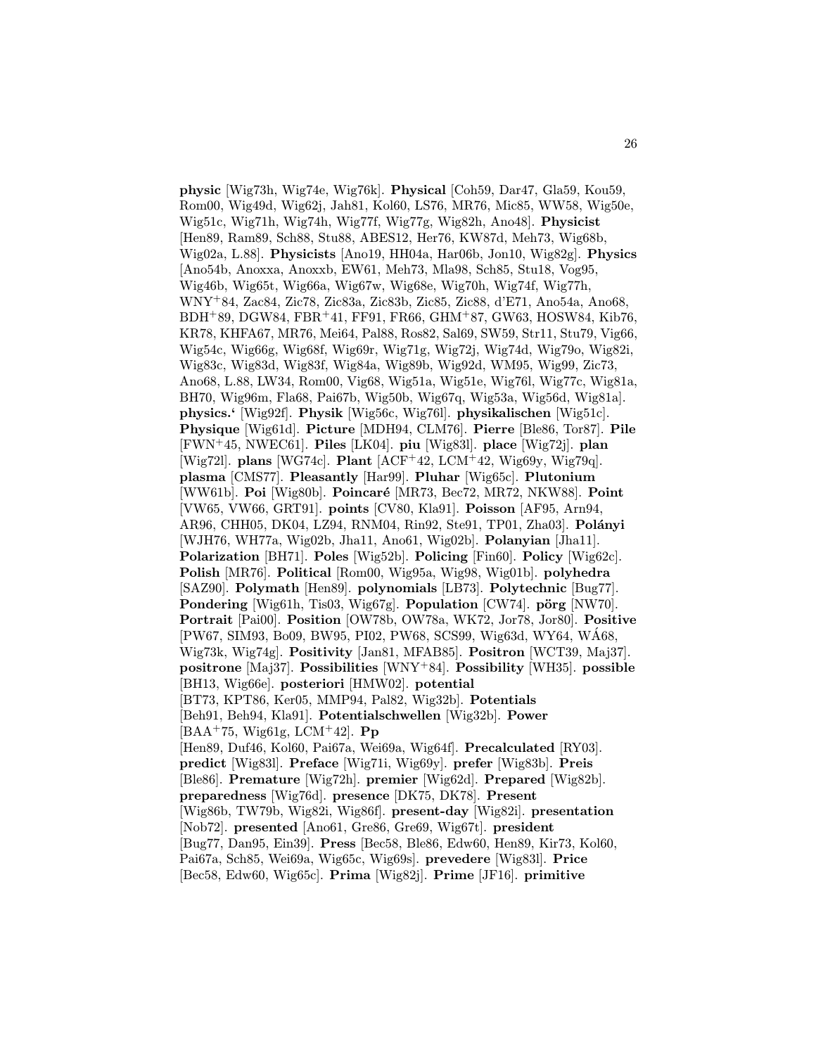**physic** [Wig73h, Wig74e, Wig76k]. **Physical** [Coh59, Dar47, Gla59, Kou59, Rom00, Wig49d, Wig62j, Jah81, Kol60, LS76, MR76, Mic85, WW58, Wig50e, Wig51c, Wig71h, Wig74h, Wig77f, Wig77g, Wig82h, Ano48]. **Physicist** [Hen89, Ram89, Sch88, Stu88, ABES12, Her76, KW87d, Meh73, Wig68b, Wig02a, L.88]. **Physicists** [Ano19, HH04a, Har06b, Jon10, Wig82g]. **Physics** [Ano54b, Anoxxa, Anoxxb, EW61, Meh73, Mla98, Sch85, Stu18, Vog95, Wig46b, Wig65t, Wig66a, Wig67w, Wig68e, Wig70h, Wig74f, Wig77h, WNY+84, Zac84, Zic78, Zic83a, Zic83b, Zic85, Zic88, d'E71, Ano54a, Ano68, BDH+89, DGW84, FBR+41, FF91, FR66, GHM+87, GW63, HOSW84, Kib76, KR78, KHFA67, MR76, Mei64, Pal88, Ros82, Sal69, SW59, Str11, Stu79, Vig66, Wig54c, Wig66g, Wig68f, Wig69r, Wig71g, Wig72j, Wig74d, Wig79o, Wig82i, Wig83c, Wig83d, Wig83f, Wig84a, Wig89b, Wig92d, WM95, Wig99, Zic73, Ano68, L.88, LW34, Rom00, Vig68, Wig51a, Wig51e, Wig76l, Wig77c, Wig81a, BH70, Wig96m, Fla68, Pai67b, Wig50b, Wig67q, Wig53a, Wig56d, Wig81a]. **physics.'** [Wig92f]. **Physik** [Wig56c, Wig76l]. **physikalischen** [Wig51c]. **Physique** [Wig61d]. **Picture** [MDH94, CLM76]. **Pierre** [Ble86, Tor87]. **Pile** [FWN+45, NWEC61]. **Piles** [LK04]. **piu** [Wig83l]. **place** [Wig72j]. **plan** [Wig72l]. **plans** [WG74c]. **Plant** [ACF+42, LCM+42, Wig69y, Wig79q]. **plasma** [CMS77]. **Pleasantly** [Har99]. **Pluhar** [Wig65c]. **Plutonium** [WW61b]. **Poi** [Wig80b]. **Poincaré** [MR73, Bec72, MR72, NKW88]. **Point** [VW65, VW66, GRT91]. **points** [CV80, Kla91]. **Poisson** [AF95, Arn94, AR96, CHH05, DK04, LZ94, RNM04, Rin92, Ste91, TP01, Zha03]. **Polányi** [WJH76, WH77a, Wig02b, Jha11, Ano61, Wig02b]. **Polanyian** [Jha11]. **Polarization** [BH71]. **Poles** [Wig52b]. **Policing** [Fin60]. **Policy** [Wig62c]. **Polish** [MR76]. **Political** [Rom00, Wig95a, Wig98, Wig01b]. **polyhedra** [SAZ90]. **Polymath** [Hen89]. **polynomials** [LB73]. **Polytechnic** [Bug77]. **Pondering** [Wig61h, Tis03, Wig67g]. **Population** [CW74]. **pörg** [NW70]. **Portrait** [Pai00]. **Position** [OW78b, OW78a, WK72, Jor78, Jor80]. **Positive** [PW67, SIM93, Bo09, BW95, PI02, PW68, SCS99, Wig63d, WY64, WÁ68, Wig73k, Wig74g]. **Positivity** [Jan81, MFAB85]. **Positron** [WCT39, Maj37]. **positrone** [Maj37]. **Possibilities** [WNY+84]. **Possibility** [WH35]. **possible** [BH13, Wig66e]. **posteriori** [HMW02]. **potential** [BT73, KPT86, Ker05, MMP94, Pal82, Wig32b]. **Potentials** [Beh91, Beh94, Kla91]. **Potentialschwellen** [Wig32b]. **Power** [BAA+75, Wig61g, LCM+42]. **Pp** [Hen89, Duf46, Kol60, Pai67a, Wei69a, Wig64f]. **Precalculated** [RY03]. **predict** [Wig83l]. **Preface** [Wig71i, Wig69y]. **prefer** [Wig83b]. **Preis** [Ble86]. **Premature** [Wig72h]. **premier** [Wig62d]. **Prepared** [Wig82b]. **preparedness** [Wig76d]. **presence** [DK75, DK78]. **Present** [Wig86b, TW79b, Wig82i, Wig86f]. **present-day** [Wig82i]. **presentation** [Nob72]. **presented** [Ano61, Gre86, Gre69, Wig67t]. **president** [Bug77, Dan95, Ein39]. **Press** [Bec58, Ble86, Edw60, Hen89, Kir73, Kol60, Pai67a, Sch85, Wei69a, Wig65c, Wig69s]. **prevedere** [Wig83l]. **Price** [Bec58, Edw60, Wig65c]. **Prima** [Wig82j]. **Prime** [JF16]. **primitive**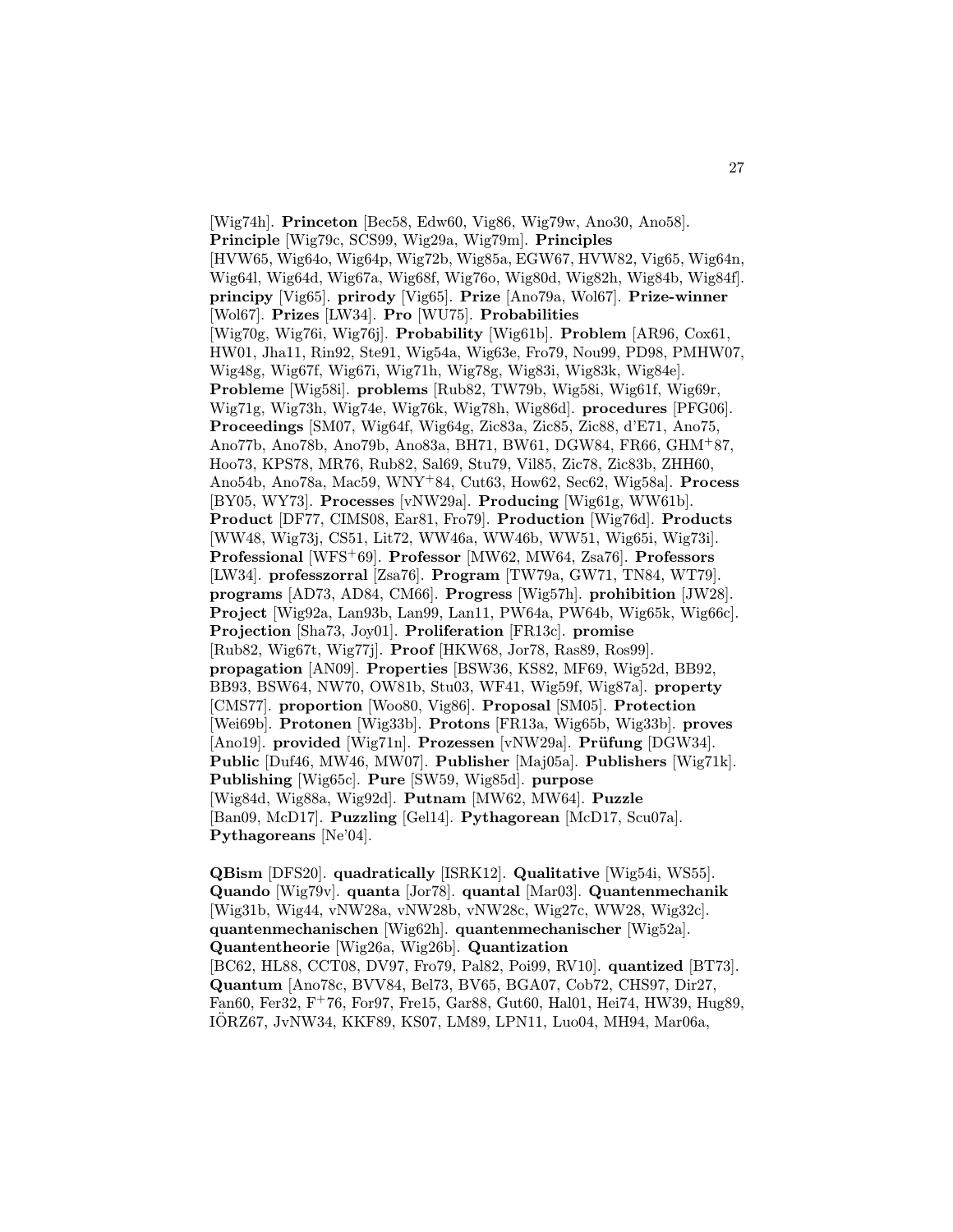[Wig74h]. **Princeton** [Bec58, Edw60, Vig86, Wig79w, Ano30, Ano58]. **Principle** [Wig79c, SCS99, Wig29a, Wig79m]. **Principles** [HVW65, Wig64o, Wig64p, Wig72b, Wig85a, EGW67, HVW82, Vig65, Wig64n, Wig64l, Wig64d, Wig67a, Wig68f, Wig76o, Wig80d, Wig82h, Wig84b, Wig84f]. **principy** [Vig65]. **prirody** [Vig65]. **Prize** [Ano79a, Wol67]. **Prize-winner** [Wol67]. **Prizes** [LW34]. **Pro** [WU75]. **Probabilities** [Wig70g, Wig76i, Wig76j]. **Probability** [Wig61b]. **Problem** [AR96, Cox61, HW01, Jha11, Rin92, Ste91, Wig54a, Wig63e, Fro79, Nou99, PD98, PMHW07, Wig48g, Wig67f, Wig67i, Wig71h, Wig78g, Wig83i, Wig83k, Wig84e]. **Probleme** [Wig58i]. **problems** [Rub82, TW79b, Wig58i, Wig61f, Wig69r, Wig71g, Wig73h, Wig74e, Wig76k, Wig78h, Wig86d]. **procedures** [PFG06]. **Proceedings** [SM07, Wig64f, Wig64g, Zic83a, Zic85, Zic88, d'E71, Ano75, Ano77b, Ano78b, Ano79b, Ano83a, BH71, BW61, DGW84, FR66, GHM+87, Hoo73, KPS78, MR76, Rub82, Sal69, Stu79, Vil85, Zic78, Zic83b, ZHH60, Ano54b, Ano78a, Mac59, WNY+84, Cut63, How62, Sec62, Wig58a]. **Process** [BY05, WY73]. **Processes** [vNW29a]. **Producing** [Wig61g, WW61b]. **Product** [DF77, CIMS08, Ear81, Fro79]. **Production** [Wig76d]. **Products** [WW48, Wig73j, CS51, Lit72, WW46a, WW46b, WW51, Wig65i, Wig73i]. **Professional** [WFS+69]. **Professor** [MW62, MW64, Zsa76]. **Professors** [LW34]. **professzorral** [Zsa76]. **Program** [TW79a, GW71, TN84, WT79]. **programs** [AD73, AD84, CM66]. **Progress** [Wig57h]. **prohibition** [JW28]. **Project** [Wig92a, Lan93b, Lan99, Lan11, PW64a, PW64b, Wig65k, Wig66c]. **Projection** [Sha73, Joy01]. **Proliferation** [FR13c]. **promise** [Rub82, Wig67t, Wig77j]. **Proof** [HKW68, Jor78, Ras89, Ros99]. **propagation** [AN09]. **Properties** [BSW36, KS82, MF69, Wig52d, BB92, BB93, BSW64, NW70, OW81b, Stu03, WF41, Wig59f, Wig87a]. **property** [CMS77]. **proportion** [Woo80, Vig86]. **Proposal** [SM05]. **Protection** [Wei69b]. **Protonen** [Wig33b]. **Protons** [FR13a, Wig65b, Wig33b]. **proves** [Ano19]. **provided** [Wig71n]. **Prozessen** [vNW29a]. **Prüfung** [DGW34]. **Public** [Duf46, MW46, MW07]. **Publisher** [Maj05a]. **Publishers** [Wig71k]. **Publishing** [Wig65c]. **Pure** [SW59, Wig85d]. **purpose** [Wig84d, Wig88a, Wig92d]. **Putnam** [MW62, MW64]. **Puzzle** [Ban09, McD17]. **Puzzling** [Gel14]. **Pythagorean** [McD17, Scu07a]. **Pythagoreans** [Ne'04].

**QBism** [DFS20]. **quadratically** [ISRK12]. **Qualitative** [Wig54i, WS55]. **Quando** [Wig79v]. **quanta** [Jor78]. **quantal** [Mar03]. **Quantenmechanik** [Wig31b, Wig44, vNW28a, vNW28b, vNW28c, Wig27c, WW28, Wig32c]. **quantenmechanischen** [Wig62h]. **quantenmechanischer** [Wig52a]. **Quantentheorie** [Wig26a, Wig26b]. **Quantization** [BC62, HL88, CCT08, DV97, Fro79, Pal82, Poi99, RV10]. **quantized** [BT73]. **Quantum** [Ano78c, BVV84, Bel73, BV65, BGA07, Cob72, CHS97, Dir27, Fan60, Fer32, F+76, For97, Fre15, Gar88, Gut60, Hal01, Hei74, HW39, Hug89, IÖRZ67, JvNW34, KKF89, KS07, LM89, LPN11, Luo04, MH94, Mar06a,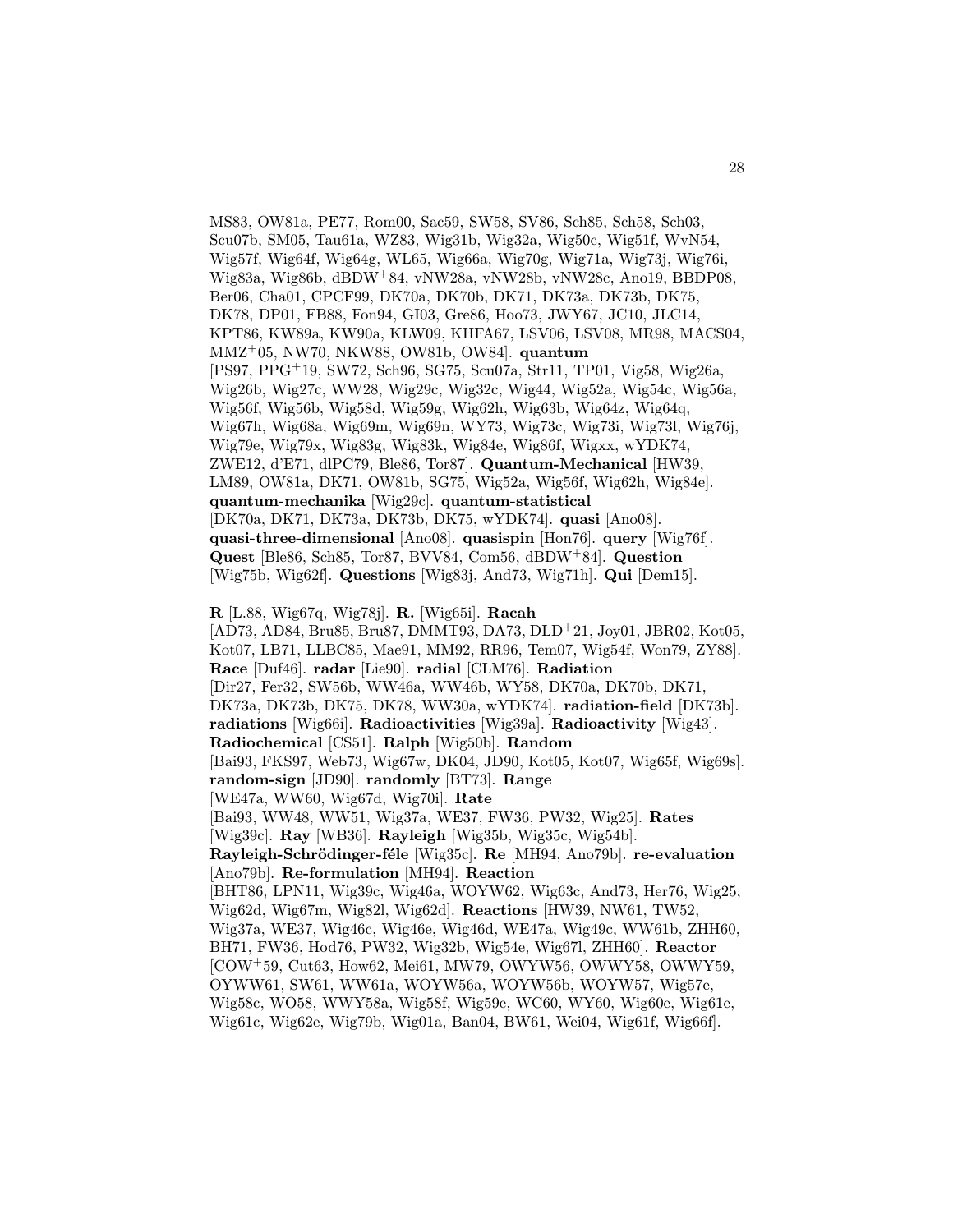MS83, OW81a, PE77, Rom00, Sac59, SW58, SV86, Sch85, Sch58, Sch03, Scu07b, SM05, Tau61a, WZ83, Wig31b, Wig32a, Wig50c, Wig51f, WvN54, Wig57f, Wig64f, Wig64g, WL65, Wig66a, Wig70g, Wig71a, Wig73j, Wig76i, Wig83a, Wig86b, dBDW+84, vNW28a, vNW28b, vNW28c, Ano19, BBDP08, Ber06, Cha01, CPCF99, DK70a, DK70b, DK71, DK73a, DK73b, DK75, DK78, DP01, FB88, Fon94, GI03, Gre86, Hoo73, JWY67, JC10, JLC14, KPT86, KW89a, KW90a, KLW09, KHFA67, LSV06, LSV08, MR98, MACS04, MMZ+05, NW70, NKW88, OW81b, OW84]. **quantum** [PS97, PPG+19, SW72, Sch96, SG75, Scu07a, Str11, TP01, Vig58, Wig26a, Wig26b, Wig27c, WW28, Wig29c, Wig32c, Wig44, Wig52a, Wig54c, Wig56a, Wig56f, Wig56b, Wig58d, Wig59g, Wig62h, Wig63b, Wig64z, Wig64q, Wig67h, Wig68a, Wig69m, Wig69n, WY73, Wig73c, Wig73i, Wig73l, Wig76j, Wig79e, Wig79x, Wig83g, Wig83k, Wig84e, Wig86f, Wigxx, wYDK74, ZWE12, d'E71, dlPC79, Ble86, Tor87]. **Quantum-Mechanical** [HW39, LM89, OW81a, DK71, OW81b, SG75, Wig52a, Wig56f, Wig62h, Wig84e]. **quantum-mechanika** [Wig29c]. **quantum-statistical** [DK70a, DK71, DK73a, DK73b, DK75, wYDK74]. **quasi** [Ano08]. **quasi-three-dimensional** [Ano08]. **quasispin** [Hon76]. **query** [Wig76f]. **Quest** [Ble86, Sch85, Tor87, BVV84, Com56, dBDW+84]. **Question** [Wig75b, Wig62f]. **Questions** [Wig83j, And73, Wig71h]. **Qui** [Dem15].

**R** [L.88, Wig67q, Wig78j]. **R.** [Wig65i]. **Racah** [AD73, AD84, Bru85, Bru87, DMMT93, DA73, DLD+21, Joy01, JBR02, Kot05, Kot07, LB71, LLBC85, Mae91, MM92, RR96, Tem07, Wig54f, Won79, ZY88]. **Race** [Duf46]. **radar** [Lie90]. **radial** [CLM76]. **Radiation** [Dir27, Fer32, SW56b, WW46a, WW46b, WY58, DK70a, DK70b, DK71, DK73a, DK73b, DK75, DK78, WW30a, wYDK74]. **radiation-field** [DK73b]. **radiations** [Wig66i]. **Radioactivities** [Wig39a]. **Radioactivity** [Wig43]. **Radiochemical** [CS51]. **Ralph** [Wig50b]. **Random** [Bai93, FKS97, Web73, Wig67w, DK04, JD90, Kot05, Kot07, Wig65f, Wig69s]. **random-sign** [JD90]. **randomly** [BT73]. **Range** [WE47a, WW60, Wig67d, Wig70i]. **Rate** [Bai93, WW48, WW51, Wig37a, WE37, FW36, PW32, Wig25]. **Rates** [Wig39c]. **Ray** [WB36]. **Rayleigh** [Wig35b, Wig35c, Wig54b]. **Rayleigh-Schrödinger-féle** [Wig35c]. **Re** [MH94, Ano79b]. **re-evaluation** [Ano79b]. **Re-formulation** [MH94]. **Reaction** [BHT86, LPN11, Wig39c, Wig46a, WOYW62, Wig63c, And73, Her76, Wig25, Wig62d, Wig67m, Wig82l, Wig62d]. **Reactions** [HW39, NW61, TW52, Wig37a, WE37, Wig46c, Wig46e, Wig46d, WE47a, Wig49c, WW61b, ZHH60, BH71, FW36, Hod76, PW32, Wig32b, Wig54e, Wig67l, ZHH60]. **Reactor** [COW+59, Cut63, How62, Mei61, MW79, OWYW56, OWWY58, OWWY59, OYWW61, SW61, WW61a, WOYW56a, WOYW56b, WOYW57, Wig57e, Wig58c, WO58, WWY58a, Wig58f, Wig59e, WC60, WY60, Wig60e, Wig61e, Wig61c, Wig62e, Wig79b, Wig01a, Ban04, BW61, Wei04, Wig61f, Wig66f].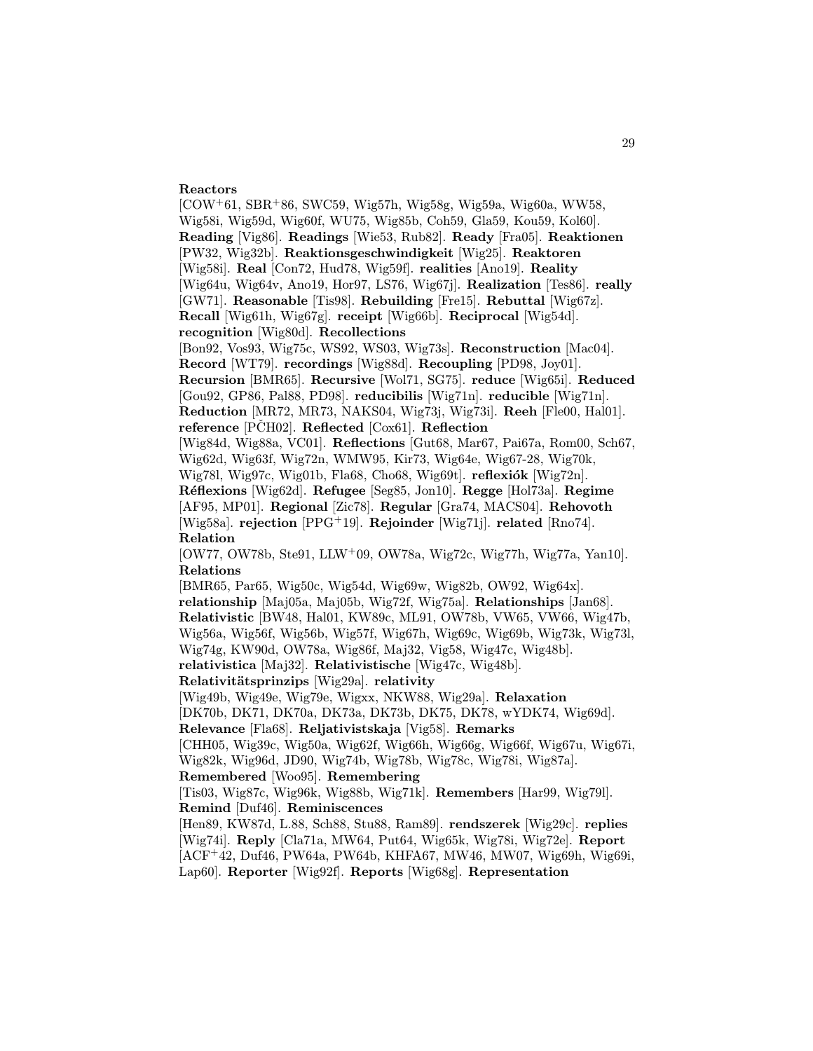**Reactors** [COW+61, SBR+86, SWC59, Wig57h, Wig58g, Wig59a, Wig60a, WW58, Wig58i, Wig59d, Wig60f, WU75, Wig85b, Coh59, Gla59, Kou59, Kol60]. **Reading** [Vig86]. **Readings** [Wie53, Rub82]. **Ready** [Fra05]. **Reaktionen** [PW32, Wig32b]. **Reaktionsgeschwindigkeit** [Wig25]. **Reaktoren** [Wig58i]. **Real** [Con72, Hud78, Wig59f]. **realities** [Ano19]. **Reality** [Wig64u, Wig64v, Ano19, Hor97, LS76, Wig67j]. **Realization** [Tes86]. **really** [GW71]. **Reasonable** [Tis98]. **Rebuilding** [Fre15]. **Rebuttal** [Wig67z]. **Recall** [Wig61h, Wig67g]. **receipt** [Wig66b]. **Reciprocal** [Wig54d]. **recognition** [Wig80d]. **Recollections** [Bon92, Vos93, Wig75c, WS92, WS03, Wig73s]. **Reconstruction** [Mac04]. **Record** [WT79]. **recordings** [Wig88d]. **Recoupling** [PD98, Joy01]. **Recursion** [BMR65]. **Recursive** [Wol71, SG75]. **reduce** [Wig65i]. **Reduced** [Gou92, GP86, Pal88, PD98]. **reducibilis** [Wig71n]. **reducible** [Wig71n]. **Reduction** [MR72, MR73, NAKS04, Wig73j, Wig73i]. **Reeh** [Fle00, Hal01]. **reference** [PČH02]. **Reflected** [Cox61]. **Reflection** [Wig84d, Wig88a, VC01]. **Reflections** [Gut68, Mar67, Pai67a, Rom00, Sch67, Wig62d, Wig63f, Wig72n, WMW95, Kir73, Wig64e, Wig67-28, Wig70k, Wig78l, Wig97c, Wig01b, Fla68, Cho68, Wig69t]. **reflexiók** [Wig72n]. **Réflexions** [Wig62d]. **Refugee** [Seg85, Jon10]. **Regge** [Hol73a]. **Regime** [AF95, MP01]. **Regional** [Zic78]. **Regular** [Gra74, MACS04]. **Rehovoth** [Wig58a]. **rejection** [PPG+19]. **Rejoinder** [Wig71j]. **related** [Rno74]. **Relation** [OW77, OW78b, Ste91, LLW+09, OW78a, Wig72c, Wig77h, Wig77a, Yan10]. **Relations** [BMR65, Par65, Wig50c, Wig54d, Wig69w, Wig82b, OW92, Wig64x]. **relationship** [Maj05a, Maj05b, Wig72f, Wig75a]. **Relationships** [Jan68]. **Relativistic** [BW48, Hal01, KW89c, ML91, OW78b, VW65, VW66, Wig47b, Wig56a, Wig56f, Wig56b, Wig57f, Wig67h, Wig69c, Wig69b, Wig73k, Wig73l, Wig74g, KW90d, OW78a, Wig86f, Maj32, Vig58, Wig47c, Wig48b]. **relativistica** [Maj32]. **Relativistische** [Wig47c, Wig48b]. **Relativitätsprinzips** [Wig29a]. **relativity** [Wig49b, Wig49e, Wig79e, Wigxx, NKW88, Wig29a]. **Relaxation** [DK70b, DK71, DK70a, DK73a, DK73b, DK75, DK78, wYDK74, Wig69d]. **Relevance** [Fla68]. **Reljativistskaja** [Vig58]. **Remarks** [CHH05, Wig39c, Wig50a, Wig62f, Wig66h, Wig66g, Wig66f, Wig67u, Wig67i, Wig82k, Wig96d, JD90, Wig74b, Wig78b, Wig78c, Wig78i, Wig87a]. **Remembered** [Woo95]. **Remembering** [Tis03, Wig87c, Wig96k, Wig88b, Wig71k]. **Remembers** [Har99, Wig79l]. **Remind** [Duf46]. **Reminiscences** [Hen89, KW87d, L.88, Sch88, Stu88, Ram89]. **rendszerek** [Wig29c]. **replies** [Wig74i]. **Reply** [Cla71a, MW64, Put64, Wig65k, Wig78i, Wig72e]. **Report** [ACF+42, Duf46, PW64a, PW64b, KHFA67, MW46, MW07, Wig69h, Wig69i, Lap60]. **Reporter** [Wig92f]. **Reports** [Wig68g]. **Representation**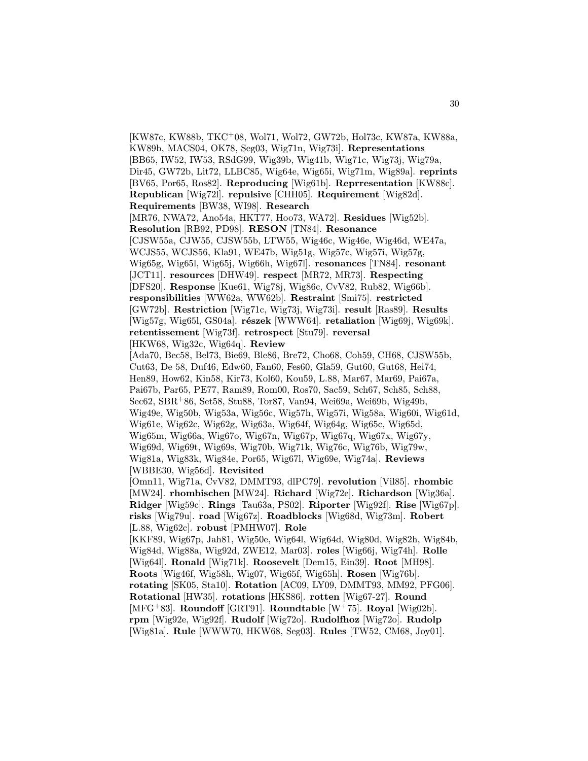[KW87c, KW88b, TKC[+]08, Wol71, Wol72, GW72b, Hol73c, KW87a, KW88a, KW89b, MACS04, OK78, Seg03, Wig71n, Wig73i]. **Representations** [BB65, IW52, IW53, RSdG99, Wig39b, Wig41b, Wig71c, Wig73j, Wig79a, Dir45, GW72b, Lit72, LLBC85, Wig64e, Wig65i, Wig71m, Wig89a]. **reprints** [BV65, Por65, Ros82]. **Reproducing** [Wig61b]. **Reprresentation** [KW88c]. **Republican** [Wig72l]. **repulsive** [CHH05]. **Requirement** [Wig82d]. **Requirements** [BW38, WI98]. **Research** [MR76, NWA72, Ano54a, HKT77, Hoo73, WA72]. **Residues** [Wig52b]. **Resolution** [RB92, PD98]. **RESON** [TN84]. **Resonance** [CJSW55a, CJW55, CJSW55b, LTW55, Wig46c, Wig46e, Wig46d, WE47a, WCJS55, WCJS56, Kla91, WE47b, Wig51g, Wig57c, Wig57i, Wig57g, Wig65g, Wig65l, Wig65j, Wig66h, Wig67l]. **resonances** [TN84]. **resonant** [JCT11]. **resources** [DHW49]. **respect** [MR72, MR73]. **Respecting** [DFS20]. **Response** [Kue61, Wig78j, Wig86c, CvV82, Rub82, Wig66b]. **responsibilities** [WW62a, WW62b]. **Restraint** [Smi75]. **restricted** [GW72b]. **Restriction** [Wig71c, Wig73j, Wig73i]. **result** [Ras89]. **Results** [Wig57g, Wig65l, GS04a]. **részek** [WWW64]. **retaliation** [Wig69j, Wig69k]. **retentissement** [Wig73f]. **retrospect** [Stu79]. **reversal** [HKW68, Wig32c, Wig64q]. **Review** [Ada70, Bec58, Bel73, Bie69, Ble86, Bre72, Cho68, Coh59, CH68, CJSW55b, Cut63, De 58, Duf46, Edw60, Fan60, Fes60, Gla59, Gut60, Gut68, Hei74, Hen89, How62, Kin58, Kir73, Kol60, Kou59, L.88, Mar67, Mar69, Pai67a, Pai67b, Par65, PE77, Ram89, Rom00, Ros70, Sac59, Sch67, Sch85, Sch88, Sec62, SBR[+]86, Set58, Stu88, Tor87, Van94, Wei69a, Wei69b, Wig49b, Wig49e, Wig50b, Wig53a, Wig56c, Wig57h, Wig57i, Wig58a, Wig60i, Wig61d, Wig61e, Wig62c, Wig62g, Wig63a, Wig64f, Wig64g, Wig65c, Wig65d, Wig65m, Wig66a, Wig67o, Wig67n, Wig67p, Wig67q, Wig67x, Wig67y, Wig69d, Wig69t, Wig69s, Wig70b, Wig71k, Wig76c, Wig76b, Wig79w, Wig81a, Wig83k, Wig84e, Por65, Wig67l, Wig69e, Wig74a]. **Reviews** [WBBE30, Wig56d]. **Revisited** [Omn11, Wig71a, CvV82, DMMT93, dlPC79]. **revolution** [Vil85]. **rhombic** [MW24]. **rhombischen** [MW24]. **Richard** [Wig72e]. **Richardson** [Wig36a]. **Ridger** [Wig59c]. **Rings** [Tau63a, PS02]. **Riporter** [Wig92f]. **Rise** [Wig67p]. **risks** [Wig79u]. **road** [Wig67z]. **Roadblocks** [Wig68d, Wig73m]. **Robert** [L.88, Wig62c]. **robust** [PMHW07]. **Role** [KKF89, Wig67p, Jah81, Wig50e, Wig64l, Wig64d, Wig80d, Wig82h, Wig84b, Wig84d, Wig88a, Wig92d, ZWE12, Mar03]. **roles** [Wig66j, Wig74h]. **Rolle** [Wig64l]. **Ronald** [Wig71k]. **Roosevelt** [Dem15, Ein39]. **Root** [MH98]. **Roots** [Wig46f, Wig58h, Wig07, Wig65f, Wig65h]. **Rosen** [Wig76b]. **rotating** [SK05, Sta10]. **Rotation** [AC09, LY09, DMMT93, MM92, PFG06]. **Rotational** [HW35]. **rotations** [HKS86]. **rotten** [Wig67-27]. **Round** [MFG[+]83]. **Roundoff** [GRT91]. **Roundtable** [W[+]75]. **Royal** [Wig02b]. **rpm** [Wig92e, Wig92f]. **Rudolf** [Wig72o]. **Rudolfhoz** [Wig72o]. **Rudolp** [Wig81a]. **Rule** [WWW70, HKW68, Seg03]. **Rules** [TW52, CM68, Joy01].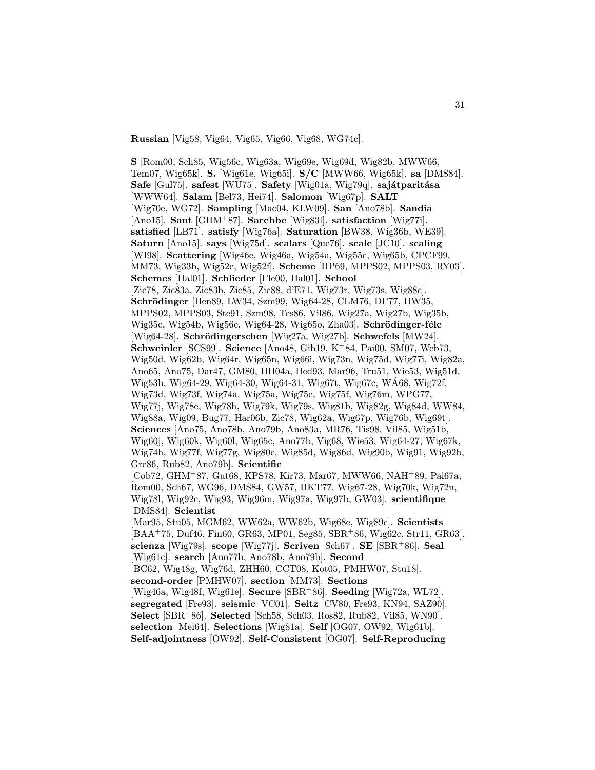**Russian** [Vig58, Vig64, Vig65, Vig66, Vig68, WG74c].

**S** [Rom00, Sch85, Wig56c, Wig63a, Wig69e, Wig69d, Wig82b, MWW66, Tem07, Wig65k]. **S.** [Wig61e, Wig65i]. **S/C** [MWW66, Wig65k]. **sa** [DMS84]. **Safe** [Gul75]. **safest** [WU75]. **Safety** [Wig01a, Wig79q]. **sajátparitása** [WWW64]. **Salam** [Bel73, Hei74]. **Salomon** [Wig67p]. **SALT** [Wig70e, WG72]. **Sampling** [Mac04, KLW09]. **San** [Ano78b]. **Sandia** [Ano15]. **Sant** [GHM+87]. **Sarebbe** [Wig83l]. **satisfaction** [Wig77i]. **satisfied** [LB71]. **satisfy** [Wig76a]. **Saturation** [BW38, Wig36b, WE39]. **Saturn** [Ano15]. **says** [Wig75d]. **scalars** [Que76]. **scale** [JC10]. **scaling** [WI98]. **Scattering** [Wig46e, Wig46a, Wig54a, Wig55c, Wig65b, CPCF99, MM73, Wig33b, Wig52e, Wig52f]. **Scheme** [HP69, MPPS02, MPPS03, RY03]. **Schemes** [Hal01]. **Schlieder** [Fle00, Hal01]. **School** [Zic78, Zic83a, Zic83b, Zic85, Zic88, d'E71, Wig73r, Wig73s, Wig88c]. **Schrödinger** [Hen89, LW34, Szm99, Wig64-28, CLM76, DF77, HW35, MPPS02, MPPS03, Ste91, Szm98, Tes86, Vil86, Wig27a, Wig27b, Wig35b, Wig35c, Wig54b, Wig56e, Wig64-28, Wig65o, Zha03]. **Schrödinger-féle** [Wig64-28]. **Schrödingerschen** [Wig27a, Wig27b]. **Schwefels** [MW24]. **Schweinler** [SCS99]. **Science** [Ano48, Gib19, K+84, Pai00, SM07, Web73, Wig50d, Wig62b, Wig64r, Wig65n, Wig66i, Wig73n, Wig75d, Wig77i, Wig82a, Ano65, Ano75, Dar47, GM80, HH04a, Hed93, Mar96, Tru51, Wie53, Wig51d, Wig53b, Wig64-29, Wig64-30, Wig64-31, Wig67t, Wig67c, WÁ68, Wig72f, Wig73d, Wig73f, Wig74a, Wig75a, Wig75e, Wig75f, Wig76m, WPG77, Wig77j, Wig78e, Wig78h, Wig79k, Wig79s, Wig81b, Wig82g, Wig84d, WW84, Wig88a, Wig09, Bug77, Har06b, Zic78, Wig62a, Wig67p, Wig76b, Wig69t]. **Sciences** [Ano75, Ano78b, Ano79b, Ano83a, MR76, Tis98, Vil85, Wig51b, Wig60j, Wig60k, Wig60l, Wig65c, Ano77b, Vig68, Wie53, Wig64-27, Wig67k, Wig74h, Wig77f, Wig77g, Wig80c, Wig85d, Wig86d, Wig90b, Wig91, Wig92b, Gre86, Rub82, Ano79b]. **Scientific** [Cob72, GHM+87, Gut68, KPS78, Kir73, Mar67, MWW66, NAH+89, Pai67a, Rom00, Sch67, WG96, DMS84, GW57, HKT77, Wig67-28, Wig70k, Wig72n, Wig78l, Wig92c, Wig93, Wig96m, Wig97a, Wig97b, GW03]. **scientifique** [DMS84]. **Scientist** [Mar95, Stu05, MGM62, WW62a, WW62b, Wig68e, Wig89c]. **Scientists** [BAA+75, Duf46, Fin60, GR63, MP01, Seg85, SBR+86, Wig62c, Str11, GR63]. **scienza** [Wig79s]. **scope** [Wig77j]. **Scriven** [Sch67]. **SE** [SBR+86]. **Seal** [Wig61c]. **search** [Ano77b, Ano78b, Ano79b]. **Second** [BC62, Wig48g, Wig76d, ZHH60, CCT08, Kot05, PMHW07, Stu18]. **second-order** [PMHW07]. **section** [MM73]. **Sections** [Wig46a, Wig48f, Wig61e]. **Secure** [SBR+86]. **Seeding** [Wig72a, WL72]. **segregated** [Fre93]. **seismic** [VC01]. **Seitz** [CV80, Fre93, KN94, SAZ90]. **Select** [SBR+86]. **Selected** [Sch58, Sch03, Ros82, Rub82, Vil85, WN90]. **selection** [Mei64]. **Selections** [Wig81a]. **Self** [OG07, OW92, Wig61b]. **Self-adjointness** [OW92]. **Self-Consistent** [OG07]. **Self-Reproducing**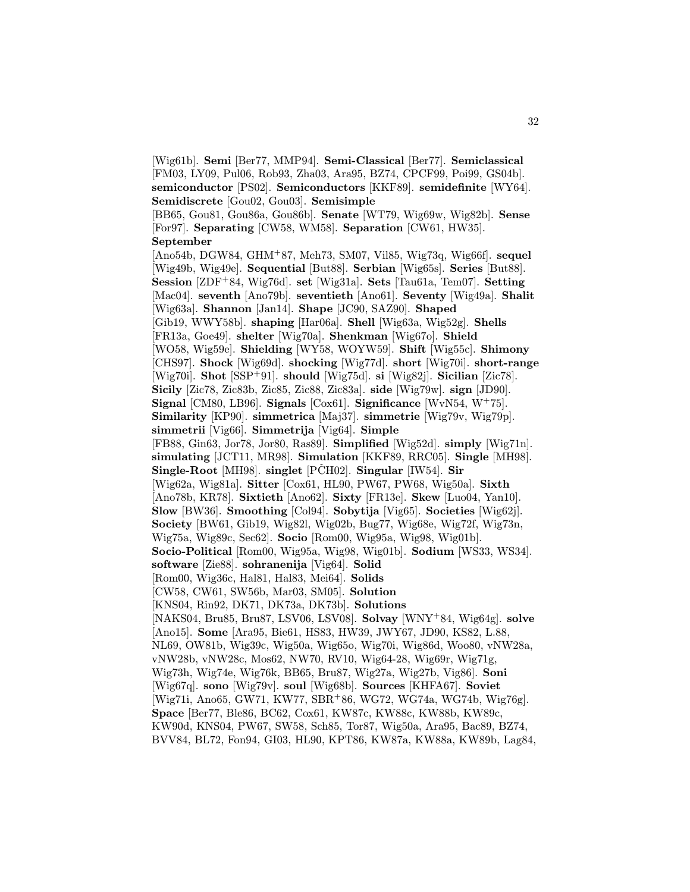[Wig61b]. **Semi** [Ber77, MMP94]. **Semi-Classical** [Ber77]. **Semiclassical** [FM03, LY09, Pul06, Rob93, Zha03, Ara95, BZ74, CPCF99, Poi99, GS04b]. **semiconductor** [PS02]. **Semiconductors** [KKF89]. **semidefinite** [WY64]. **Semidiscrete** [Gou02, Gou03]. **Semisimple** [BB65, Gou81, Gou86a, Gou86b]. **Senate** [WT79, Wig69w, Wig82b]. **Sense** [For97]. **Separating** [CW58, WM58]. **Separation** [CW61, HW35]. **September** [Ano54b, DGW84, GHM+87, Meh73, SM07, Vil85, Wig73q, Wig66f]. **sequel** [Wig49b, Wig49e]. **Sequential** [But88]. **Serbian** [Wig65s]. **Series** [But88]. **Session** [ZDF+84, Wig76d]. **set** [Wig31a]. **Sets** [Tau61a, Tem07]. **Setting** [Mac04]. **seventh** [Ano79b]. **seventieth** [Ano61]. **Seventy** [Wig49a]. **Shalit** [Wig63a]. **Shannon** [Jan14]. **Shape** [JC90, SAZ90]. **Shaped** [Gib19, WWY58b]. **shaping** [Har06a]. **Shell** [Wig63a, Wig52g]. **Shells** [FR13a, Goe49]. **shelter** [Wig70a]. **Shenkman** [Wig67o]. **Shield** [WO58, Wig59e]. **Shielding** [WY58, WOYW59]. **Shift** [Wig55c]. **Shimony** [CHS97]. **Shock** [Wig69d]. **shocking** [Wig77d]. **short** [Wig70i]. **short-range** [Wig70i]. **Shot** [SSP+91]. **should** [Wig75d]. **si** [Wig82j]. **Sicilian** [Zic78]. **Sicily** [Zic78, Zic83b, Zic85, Zic88, Zic83a]. **side** [Wig79w]. **sign** [JD90]. **Signal** [CM80, LB96]. **Signals** [Cox61]. **Significance** [WvN54, W+75]. **Similarity** [KP90]. **simmetrica** [Maj37]. **simmetrie** [Wig79v, Wig79p]. **simmetrii** [Vig66]. **Simmetrija** [Vig64]. **Simple** [FB88, Gin63, Jor78, Jor80, Ras89]. **Simplified** [Wig52d]. **simply** [Wig71n]. **simulating** [JCT11, MR98]. **Simulation** [KKF89, RRC05]. **Single** [MH98]. **Single-Root** [MH98]. **singlet** [PČH02]. **Singular** [IW54]. **Sir** [Wig62a, Wig81a]. **Sitter** [Cox61, HL90, PW67, PW68, Wig50a]. **Sixth** [Ano78b, KR78]. **Sixtieth** [Ano62]. **Sixty** [FR13e]. **Skew** [Luo04, Yan10]. **Slow** [BW36]. **Smoothing** [Col94]. **Sobytija** [Vig65]. **Societies** [Wig62j]. **Society** [BW61, Gib19, Wig82l, Wig02b, Bug77, Wig68e, Wig72f, Wig73n, Wig75a, Wig89c, Sec62]. **Socio** [Rom00, Wig95a, Wig98, Wig01b]. **Socio-Political** [Rom00, Wig95a, Wig98, Wig01b]. **Sodium** [WS33, WS34]. **software** [Zie88]. **sohranenija** [Vig64]. **Solid** [Rom00, Wig36c, Hal81, Hal83, Mei64]. **Solids** [CW58, CW61, SW56b, Mar03, SM05]. **Solution** [KNS04, Rin92, DK71, DK73a, DK73b]. **Solutions** [NAKS04, Bru85, Bru87, LSV06, LSV08]. **Solvay** [WNY+84, Wig64g]. **solve** [Ano15]. **Some** [Ara95, Bie61, HS83, HW39, JWY67, JD90, KS82, L.88, NL69, OW81b, Wig39c, Wig50a, Wig65o, Wig70i, Wig86d, Woo80, vNW28a, vNW28b, vNW28c, Mos62, NW70, RV10, Wig64-28, Wig69r, Wig71g, Wig73h, Wig74e, Wig76k, BB65, Bru87, Wig27a, Wig27b, Vig86]. **Soni** [Wig67q]. **sono** [Wig79v]. **soul** [Wig68b]. **Sources** [KHFA67]. **Soviet** [Wig71i, Ano65, GW71, KW77, SBR+86, WG72, WG74a, WG74b, Wig76g]. **Space** [Ber77, Ble86, BC62, Cox61, KW87c, KW88c, KW88b, KW89c, KW90d, KNS04, PW67, SW58, Sch85, Tor87, Wig50a, Ara95, Bac89, BZ74, BVV84, BL72, Fon94, GI03, HL90, KPT86, KW87a, KW88a, KW89b, Lag84,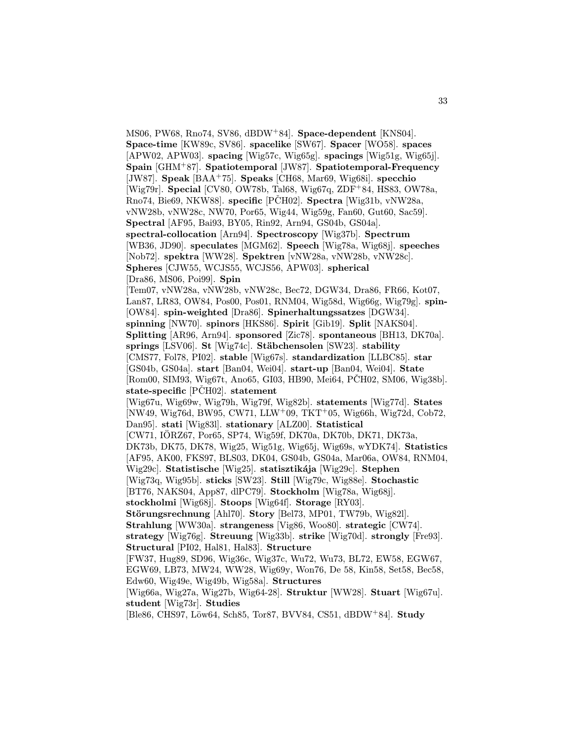MS06, PW68, Rno74, SV86, dBDW+84]. **Space-dependent** [KNS04]. **Space-time** [KW89c, SV86]. **spacelike** [SW67]. **Spacer** [WO58]. **spaces** [APW02, APW03]. **spacing** [Wig57c, Wig65g]. **spacings** [Wig51g, Wig65j]. **Spain** [GHM+87]. **Spatiotemporal** [JW87]. **Spatiotemporal-Frequency** [JW87]. **Speak** [BAA+75]. **Speaks** [CH68, Mar69, Wig68i]. **specchio** [Wig79r]. **Special** [CV80, OW78b, Tal68, Wig67q, ZDF+84, HS83, OW78a, Rno74, Bie69, NKW88]. **specific** [PČH02]. **Spectra** [Wig31b, vNW28a, vNW28b, vNW28c, NW70, Por65, Wig44, Wig59g, Fan60, Gut60, Sac59]. **Spectral** [AF95, Bai93, BY05, Rin92, Arn94, GS04b, GS04a]. **spectral-collocation** [Arn94]. **Spectroscopy** [Wig37b]. **Spectrum** [WB36, JD90]. **speculates** [MGM62]. **Speech** [Wig78a, Wig68j]. **speeches** [Nob72]. **spektra** [WW28]. **Spektren** [vNW28a, vNW28b, vNW28c]. **Spheres** [CJW55, WCJS55, WCJS56, APW03]. **spherical** [Dra86, MS06, Poi99]. **Spin** [Tem07, vNW28a, vNW28b, vNW28c, Bec72, DGW34, Dra86, FR66, Kot07, Lan87, LR83, OW84, Pos00, Pos01, RNM04, Wig58d, Wig66g, Wig79g]. **spin-** [OW84]. **spin-weighted** [Dra86]. **Spinerhaltungssatzes** [DGW34]. **spinning** [NW70]. **spinors** [HKS86]. **Spirit** [Gib19]. **Split** [NAKS04]. **Splitting** [AR96, Arn94]. **sponsored** [Zic78]. **spontaneous** [BH13, DK70a]. **springs** [LSV06]. **St** [Wig74c]. **Stäbchensolen** [SW23]. **stability** [CMS77, Fol78, PI02]. **stable** [Wig67s]. **standardization** [LLBC85]. **star** [GS04b, GS04a]. **start** [Ban04, Wei04]. **start-up** [Ban04, Wei04]. **State** [Rom00, SIM93, Wig67t, Ano65, GI03, HB90, Mei64, PČH02, SM06, Wig38b]. **state-specific** [PČH02]. **statement** [Wig67u, Wig69w, Wig79h, Wig79f, Wig82b]. **statements** [Wig77d]. **States** [NW49, Wig76d, BW95, CW71, LLW+09, TKT+05, Wig66h, Wig72d, Cob72, Dan95]. **stati** [Wig83l]. **stationary** [ALZ00]. **Statistical** [CW71, IÖRZ67, Por65, SP74, Wig59f, DK70a, DK70b, DK71, DK73a, DK73b, DK75, DK78, Wig25, Wig51g, Wig65j, Wig69s, wYDK74]. **Statistics** [AF95, AK00, FKS97, BLS03, DK04, GS04b, GS04a, Mar06a, OW84, RNM04, Wig29c]. **Statistische** [Wig25]. **statisztikája** [Wig29c]. **Stephen** [Wig73q, Wig95b]. **sticks** [SW23]. **Still** [Wig79c, Wig88e]. **Stochastic** [BT76, NAKS04, App87, dlPC79]. **Stockholm** [Wig78a, Wig68j]. **stockholmi** [Wig68j]. **Stoops** [Wig64f]. **Storage** [RY03]. **Störungsrechnung** [Ahl70]. **Story** [Bel73, MP01, TW79b, Wig82l]. **Strahlung** [WW30a]. **strangeness** [Vig86, Woo80]. **strategic** [CW74]. **strategy** [Wig76g]. **Streuung** [Wig33b]. **strike** [Wig70d]. **strongly** [Fre93]. **Structural** [PI02, Hal81, Hal83]. **Structure** [FW37, Hug89, SD96, Wig36c, Wig37c, Wu72, Wu73, BL72, EW58, EGW67, EGW69, LB73, MW24, WW28, Wig69y, Won76, De 58, Kin58, Set58, Bec58, Edw60, Wig49e, Wig49b, Wig58a]. **Structures** [Wig66a, Wig27a, Wig27b, Wig64-28]. **Struktur** [WW28]. **Stuart** [Wig67u]. **student** [Wig73r]. **Studies** [Ble86, CHS97, Löw64, Sch85, Tor87, BVV84, CS51, dBDW+84]. **Study**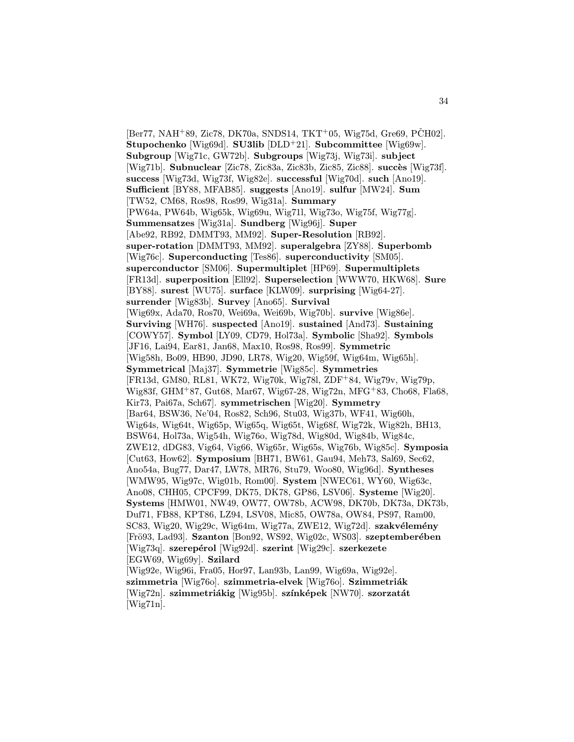[Ber77, NAH+89, Zic78, DK70a, SNDS14, TKT+05, Wig75d, Gre69, PČH02]. **Stupochenko** [Wig69d]. **SU3lib** [DLD+21]. **Subcommittee** [Wig69w]. **Subgroup** [Wig71c, GW72b]. **Subgroups** [Wig73j, Wig73i]. **subject** [Wig71b]. **Subnuclear** [Zic78, Zic83a, Zic83b, Zic85, Zic88]. **succès** [Wig73f]. **success** [Wig73d, Wig73f, Wig82e]. **successful** [Wig70d]. **such** [Ano19]. **Sufficient** [BY88, MFAB85]. **suggests** [Ano19]. **sulfur** [MW24]. **Sum** [TW52, CM68, Ros98, Ros99, Wig31a]. **Summary** [PW64a, PW64b, Wig65k, Wig69u, Wig71l, Wig73o, Wig75f, Wig77g]. **Summensatzes** [Wig31a]. **Sundberg** [Wig96j]. **Super** [Abe92, RB92, DMMT93, MM92]. **Super-Resolution** [RB92]. **super-rotation** [DMMT93, MM92]. **superalgebra** [ZY88]. **Superbomb** [Wig76c]. **Superconducting** [Tes86]. **superconductivity** [SM05]. **superconductor** [SM06]. **Supermultiplet** [HP69]. **Supermultiplets** [FR13d]. **superposition** [Ell92]. **Superselection** [WWW70, HKW68]. **Sure** [BY88]. **surest** [WU75]. **surface** [KLW09]. **surprising** [Wig64-27]. **surrender** [Wig83b]. **Survey** [Ano65]. **Survival** [Wig69x, Ada70, Ros70, Wei69a, Wei69b, Wig70b]. **survive** [Wig86e]. **Surviving** [WH76]. **suspected** [Ano19]. **sustained** [And73]. **Sustaining** [COWY57]. **Symbol** [LY09, CD79, Hol73a]. **Symbolic** [Sha92]. **Symbols** [JF16, Lai94, Ear81, Jan68, Max10, Ros98, Ros99]. **Symmetric** [Wig58h, Bo09, HB90, JD90, LR78, Wig20, Wig59f, Wig64m, Wig65h]. **Symmetrical** [Maj37]. **Symmetrie** [Wig85c]. **Symmetries** [FR13d, GM80, RL81, WK72, Wig70k, Wig78l, ZDF+84, Wig79v, Wig79p, Wig83f, GHM+87, Gut68, Mar67, Wig67-28, Wig72n, MFG+83, Cho68, Fla68, Kir73, Pai67a, Sch67]. **symmetrischen** [Wig20]. **Symmetry** [Bar64, BSW36, Ne'04, Ros82, Sch96, Stu03, Wig37b, WF41, Wig60h, Wig64s, Wig64t, Wig65p, Wig65q, Wig65t, Wig68f, Wig72k, Wig82h, BH13, BSW64, Hol73a, Wig54h, Wig76o, Wig78d, Wig80d, Wig84b, Wig84c, ZWE12, dDG83, Vig64, Vig66, Wig65r, Wig65s, Wig76b, Wig85c]. **Symposia** [Cut63, How62]. **Symposium** [BH71, BW61, Gau94, Meh73, Sal69, Sec62, Ano54a, Bug77, Dar47, LW78, MR76, Stu79, Woo80, Wig96d]. **Syntheses** [WMW95, Wig97c, Wig01b, Rom00]. **System** [NWEC61, WY60, Wig63c, Ano08, CHH05, CPCF99, DK75, DK78, GP86, LSV06]. **Systeme** [Wig20]. **Systems** [HMW01, NW49, OW77, OW78b, ACW98, DK70b, DK73a, DK73b, Duf71, FB88, KPT86, LZ94, LSV08, Mic85, OW78a, OW84, PS97, Ram00, SC83, Wig20, Wig29c, Wig64m, Wig77a, ZWE12, Wig72d]. **szakvélemény** [Frö93, Lad93]. **Szanton** [Bon92, WS92, Wig02c, WS03]. **szeptemberében** [Wig73q]. **szerepérol** [Wig92d]. **szerint** [Wig29c]. **szerkezete** [EGW69, Wig69y]. **Szilard** [Wig92e, Wig96i, Fra05, Hor97, Lan93b, Lan99, Wig69a, Wig92e]. **szimmetria** [Wig76o]. **szimmetria-elvek** [Wig76o]. **Szimmetriák** [Wig72n]. **szimmetriákig** [Wig95b]. **színképek** [NW70]. **szorzatát** [Wig71n].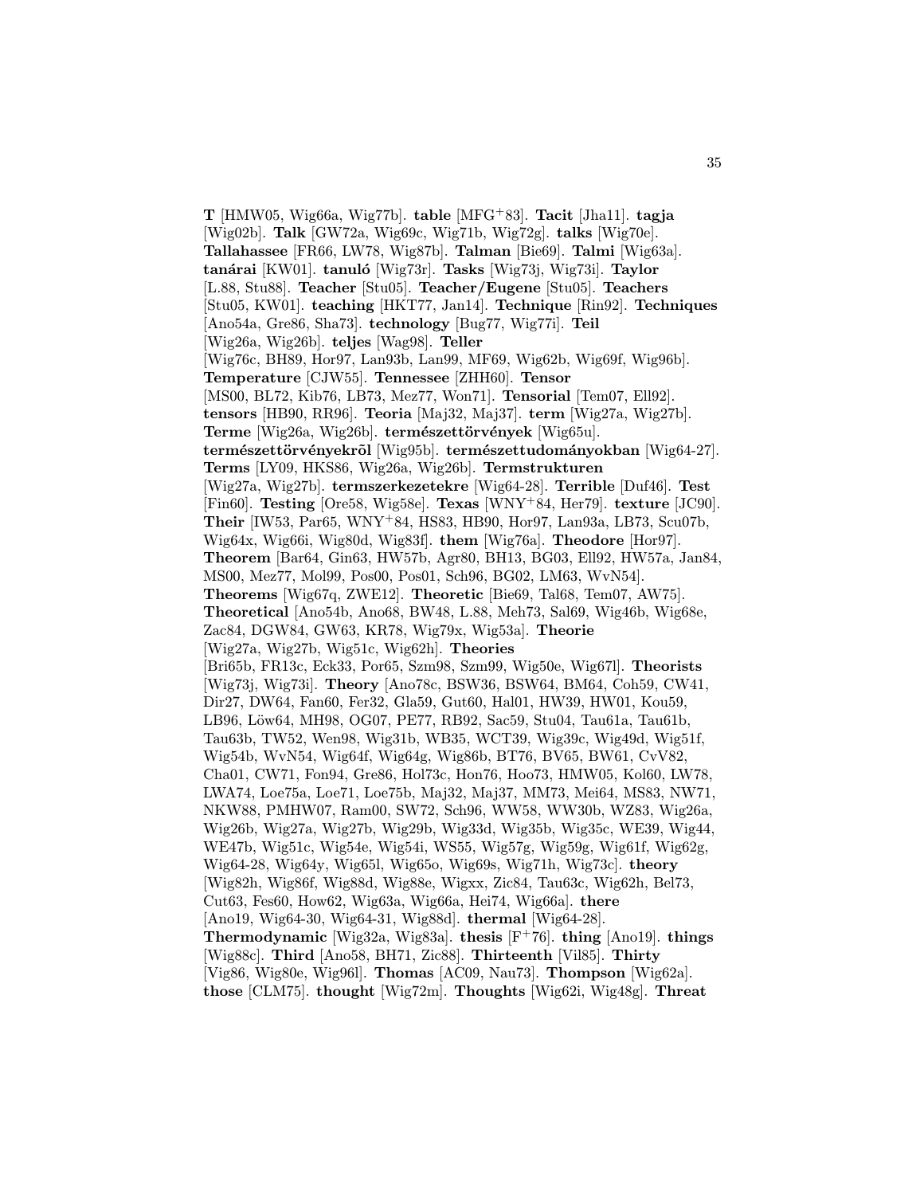**T** [HMW05, Wig66a, Wig77b]. **table** [MFG+83]. **Tacit** [Jha11]. **tagja** [Wig02b]. **Talk** [GW72a, Wig69c, Wig71b, Wig72g]. **talks** [Wig70e]. **Tallahassee** [FR66, LW78, Wig87b]. **Talman** [Bie69]. **Talmi** [Wig63a]. **tanárai** [KW01]. **tanuló** [Wig73r]. **Tasks** [Wig73j, Wig73i]. **Taylor** [L.88, Stu88]. **Teacher** [Stu05]. **Teacher/Eugene** [Stu05]. **Teachers** [Stu05, KW01]. **teaching** [HKT77, Jan14]. **Technique** [Rin92]. **Techniques** [Ano54a, Gre86, Sha73]. **technology** [Bug77, Wig77i]. **Teil** [Wig26a, Wig26b]. **teljes** [Wag98]. **Teller** [Wig76c, BH89, Hor97, Lan93b, Lan99, MF69, Wig62b, Wig69f, Wig96b]. **Temperature** [CJW55]. **Tennessee** [ZHH60]. **Tensor** [MS00, BL72, Kib76, LB73, Mez77, Won71]. **Tensorial** [Tem07, Ell92]. **tensors** [HB90, RR96]. **Teoria** [Maj32, Maj37]. **term** [Wig27a, Wig27b]. **Terme** [Wig26a, Wig26b]. **természettörvények** [Wig65u]. **természettörvényekrõl** [Wig95b]. **természettudományokban** [Wig64-27]. **Terms** [LY09, HKS86, Wig26a, Wig26b]. **Termstrukturen** [Wig27a, Wig27b]. **termszerkezetekre** [Wig64-28]. **Terrible** [Duf46]. **Test** [Fin60]. **Testing** [Ore58, Wig58e]. **Texas** [WNY+84, Her79]. **texture** [JC90]. **Their** [IW53, Par65, WNY+84, HS83, HB90, Hor97, Lan93a, LB73, Scu07b, Wig64x, Wig66i, Wig80d, Wig83f]. **them** [Wig76a]. **Theodore** [Hor97]. **Theorem** [Bar64, Gin63, HW57b, Agr80, BH13, BG03, Ell92, HW57a, Jan84, MS00, Mez77, Mol99, Pos00, Pos01, Sch96, BG02, LM63, WvN54]. **Theorems** [Wig67q, ZWE12]. **Theoretic** [Bie69, Tal68, Tem07, AW75]. **Theoretical** [Ano54b, Ano68, BW48, L.88, Meh73, Sal69, Wig46b, Wig68e, Zac84, DGW84, GW63, KR78, Wig79x, Wig53a]. **Theorie** [Wig27a, Wig27b, Wig51c, Wig62h]. **Theories** [Bri65b, FR13c, Eck33, Por65, Szm98, Szm99, Wig50e, Wig67l]. **Theorists** [Wig73j, Wig73i]. **Theory** [Ano78c, BSW36, BSW64, BM64, Coh59, CW41, Dir27, DW64, Fan60, Fer32, Gla59, Gut60, Hal01, HW39, HW01, Kou59, LB96, Löw64, MH98, OG07, PE77, RB92, Sac59, Stu04, Tau61a, Tau61b, Tau63b, TW52, Wen98, Wig31b, WB35, WCT39, Wig39c, Wig49d, Wig51f, Wig54b, WvN54, Wig64f, Wig64g, Wig86b, BT76, BV65, BW61, CvV82, Cha01, CW71, Fon94, Gre86, Hol73c, Hon76, Hoo73, HMW05, Kol60, LW78, LWA74, Loe75a, Loe71, Loe75b, Maj32, Maj37, MM73, Mei64, MS83, NW71, NKW88, PMHW07, Ram00, SW72, Sch96, WW58, WW30b, WZ83, Wig26a, Wig26b, Wig27a, Wig27b, Wig29b, Wig33d, Wig35b, Wig35c, WE39, Wig44, WE47b, Wig51c, Wig54e, Wig54i, WS55, Wig57g, Wig59g, Wig61f, Wig62g, Wig64-28, Wig64y, Wig65l, Wig65o, Wig69s, Wig71h, Wig73c]. **theory** [Wig82h, Wig86f, Wig88d, Wig88e, Wigxx, Zic84, Tau63c, Wig62h, Bel73, Cut63, Fes60, How62, Wig63a, Wig66a, Hei74, Wig66a]. **there** [Ano19, Wig64-30, Wig64-31, Wig88d]. **thermal** [Wig64-28]. **Thermodynamic** [Wig32a, Wig83a]. **thesis** [F+76]. **thing** [Ano19]. **things** [Wig88c]. **Third** [Ano58, BH71, Zic88]. **Thirteenth** [Vil85]. **Thirty** [Vig86, Wig80e, Wig96l]. **Thomas** [AC09, Nau73]. **Thompson** [Wig62a]. **those** [CLM75]. **thought** [Wig72m]. **Thoughts** [Wig62i, Wig48g]. **Threat**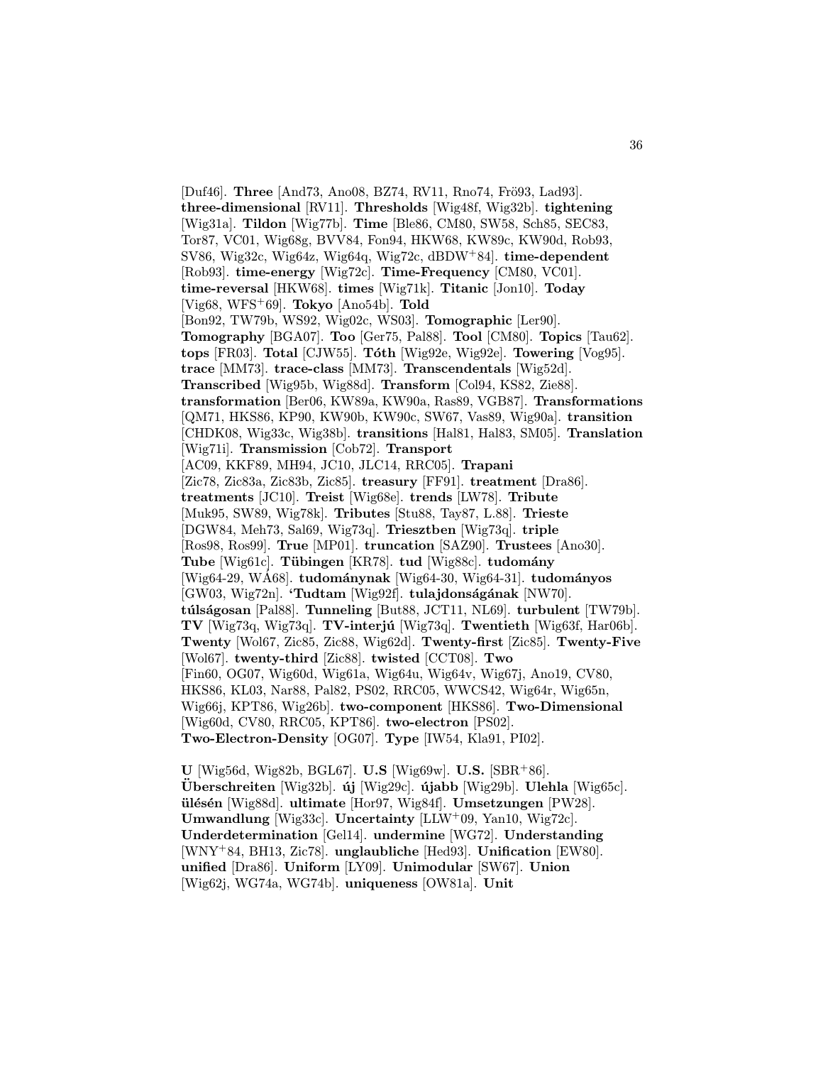[Duf46]. **Three** [And73, Ano08, BZ74, RV11, Rno74, Frö93, Lad93]. **three-dimensional** [RV11]. **Thresholds** [Wig48f, Wig32b]. **tightening** [Wig31a]. **Tildon** [Wig77b]. **Time** [Ble86, CM80, SW58, Sch85, SEC83, Tor87, VC01, Wig68g, BVV84, Fon94, HKW68, KW89c, KW90d, Rob93, SV86, Wig32c, Wig64z, Wig64q, Wig72c, dBDW+84]. **time-dependent** [Rob93]. **time-energy** [Wig72c]. **Time-Frequency** [CM80, VC01]. **time-reversal** [HKW68]. **times** [Wig71k]. **Titanic** [Jon10]. **Today** [Vig68, WFS+69]. **Tokyo** [Ano54b]. **Told** [Bon92, TW79b, WS92, Wig02c, WS03]. **Tomographic** [Ler90]. **Tomography** [BGA07]. **Too** [Ger75, Pal88]. **Tool** [CM80]. **Topics** [Tau62]. **tops** [FR03]. **Total** [CJW55]. **Tóth** [Wig92e, Wig92e]. **Towering** [Vog95]. **trace** [MM73]. **trace-class** [MM73]. **Transcendentals** [Wig52d]. **Transcribed** [Wig95b, Wig88d]. **Transform** [Col94, KS82, Zie88]. **transformation** [Ber06, KW89a, KW90a, Ras89, VGB87]. **Transformations** [QM71, HKS86, KP90, KW90b, KW90c, SW67, Vas89, Wig90a]. **transition** [CHDK08, Wig33c, Wig38b]. **transitions** [Hal81, Hal83, SM05]. **Translation** [Wig71i]. **Transmission** [Cob72]. **Transport** [AC09, KKF89, MH94, JC10, JLC14, RRC05]. **Trapani** [Zic78, Zic83a, Zic83b, Zic85]. **treasury** [FF91]. **treatment** [Dra86]. **treatments** [JC10]. **Treist** [Wig68e]. **trends** [LW78]. **Tribute** [Muk95, SW89, Wig78k]. **Tributes** [Stu88, Tay87, L.88]. **Trieste** [DGW84, Meh73, Sal69, Wig73q]. **Triesztben** [Wig73q]. **triple** [Ros98, Ros99]. **True** [MP01]. **truncation** [SAZ90]. **Trustees** [Ano30]. **Tube** [Wig61c]. **Tübingen** [KR78]. **tud** [Wig88c]. **tudomány** [Wig64-29, WÁ68]. **tudománynak** [Wig64-30, Wig64-31]. **tudományos** [GW03, Wig72n]. **'Tudtam** [Wig92f]. **tulajdonságának** [NW70]. **túlságosan** [Pal88]. **Tunneling** [But88, JCT11, NL69]. **turbulent** [TW79b]. **TV** [Wig73q, Wig73q]. **TV-interjú** [Wig73q]. **Twentieth** [Wig63f, Har06b]. **Twenty** [Wol67, Zic85, Zic88, Wig62d]. **Twenty-first** [Zic85]. **Twenty-Five** [Wol67]. **twenty-third** [Zic88]. **twisted** [CCT08]. **Two** [Fin60, OG07, Wig60d, Wig61a, Wig64u, Wig64v, Wig67j, Ano19, CV80, HKS86, KL03, Nar88, Pal82, PS02, RRC05, WWCS42, Wig64r, Wig65n, Wig66j, KPT86, Wig26b]. **two-component** [HKS86]. **Two-Dimensional** [Wig60d, CV80, RRC05, KPT86]. **two-electron** [PS02]. **Two-Electron-Density** [OG07]. **Type** [IW54, Kla91, PI02].

**U** [Wig56d, Wig82b, BGL67]. **U.S** [Wig69w]. **U.S.** [SBR+86]. **Überschreiten** [Wig32b]. **új** [Wig29c]. **újabb** [Wig29b]. **Ulehla** [Wig65c]. **ülésén** [Wig88d]. **ultimate** [Hor97, Wig84f]. **Umsetzungen** [PW28]. **Umwandlung** [Wig33c]. **Uncertainty** [LLW+09, Yan10, Wig72c]. **Underdetermination** [Gel14]. **undermine** [WG72]. **Understanding** [WNY+84, BH13, Zic78]. **unglaubliche** [Hed93]. **Unification** [EW80]. **unified** [Dra86]. **Uniform** [LY09]. **Unimodular** [SW67]. **Union** [Wig62j, WG74a, WG74b]. **uniqueness** [OW81a]. **Unit**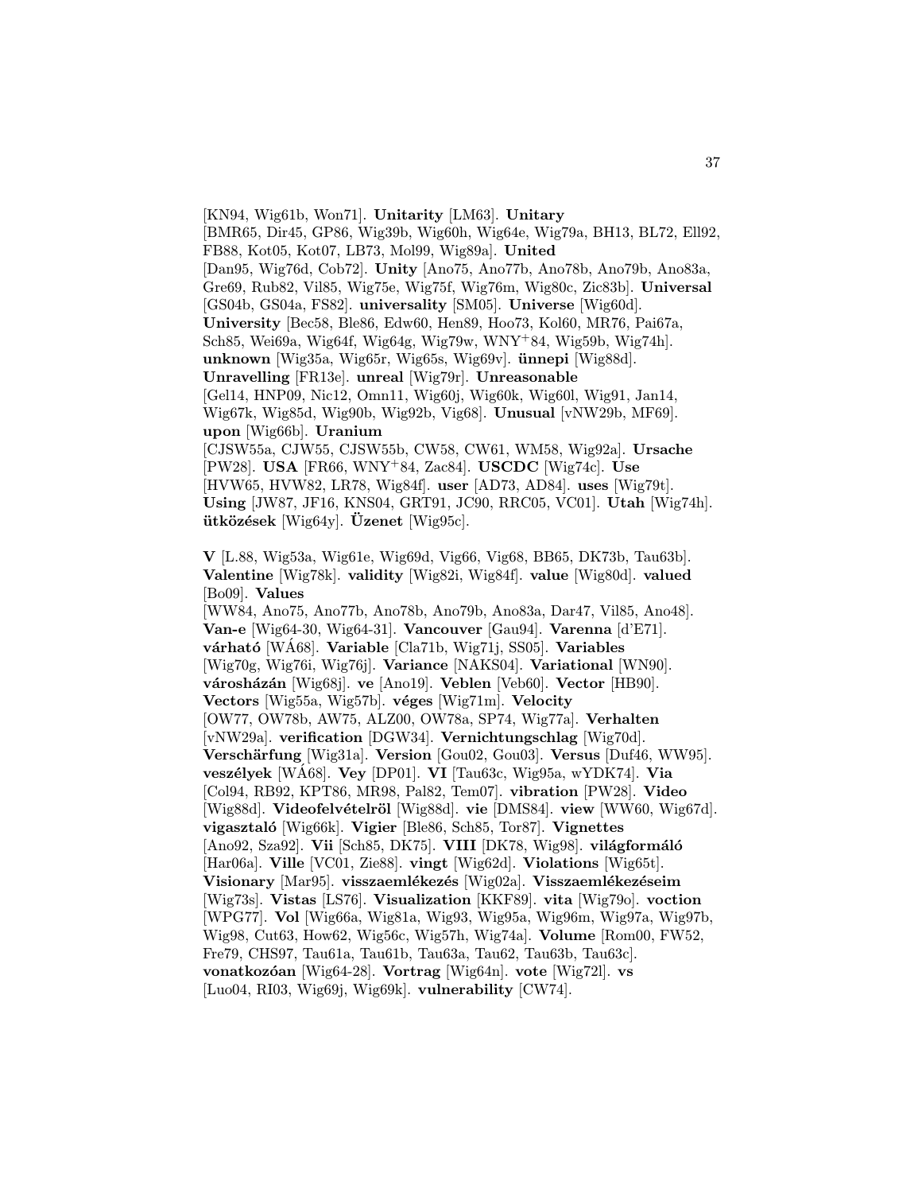[KN94, Wig61b, Won71]. **Unitarity** [LM63]. **Unitary** [BMR65, Dir45, GP86, Wig39b, Wig60h, Wig64e, Wig79a, BH13, BL72, Ell92, FB88, Kot05, Kot07, LB73, Mol99, Wig89a]. **United** [Dan95, Wig76d, Cob72]. **Unity** [Ano75, Ano77b, Ano78b, Ano79b, Ano83a, Gre69, Rub82, Vil85, Wig75e, Wig75f, Wig76m, Wig80c, Zic83b]. **Universal** [GS04b, GS04a, FS82]. **universality** [SM05]. **Universe** [Wig60d]. **University** [Bec58, Ble86, Edw60, Hen89, Hoo73, Kol60, MR76, Pai67a, Sch85, Wei69a, Wig64f, Wig64g, Wig79w, WNY+84, Wig59b, Wig74h]. **unknown** [Wig35a, Wig65r, Wig65s, Wig69v]. **ünnepi** [Wig88d]. **Unravelling** [FR13e]. **unreal** [Wig79r]. **Unreasonable** [Gel14, HNP09, Nic12, Omn11, Wig60j, Wig60k, Wig60l, Wig91, Jan14, Wig67k, Wig85d, Wig90b, Wig92b, Vig68]. **Unusual** [vNW29b, MF69]. **upon** [Wig66b]. **Uranium** [CJSW55a, CJW55, CJSW55b, CW58, CW61, WM58, Wig92a]. **Ursache** [PW28]. **USA** [FR66, WNY+84, Zac84]. **USCDC** [Wig74c]. **Use** [HVW65, HVW82, LR78, Wig84f]. **user** [AD73, AD84]. **uses** [Wig79t]. **Using** [JW87, JF16, KNS04, GRT91, JC90, RRC05, VC01]. **Utah** [Wig74h]. **ütközések** [Wig64y]. **Üzenet** [Wig95c].

**V** [L.88, Wig53a, Wig61e, Wig69d, Vig66, Vig68, BB65, DK73b, Tau63b]. **Valentine** [Wig78k]. **validity** [Wig82i, Wig84f]. **value** [Wig80d]. **valued** [Bo09]. **Values** [WW84, Ano75, Ano77b, Ano78b, Ano79b, Ano83a, Dar47, Vil85, Ano48]. **Van-e** [Wig64-30, Wig64-31]. **Vancouver** [Gau94]. **Varenna** [d'E71]. **várható** [WÁ68]. **Variable** [Cla71b, Wig71j, SS05]. **Variables** [Wig70g, Wig76i, Wig76j]. **Variance** [NAKS04]. **Variational** [WN90]. **városházán** [Wig68j]. **ve** [Ano19]. **Veblen** [Veb60]. **Vector** [HB90]. **Vectors** [Wig55a, Wig57b]. **véges** [Wig71m]. **Velocity** [OW77, OW78b, AW75, ALZ00, OW78a, SP74, Wig77a]. **Verhalten** [vNW29a]. **verification** [DGW34]. **Vernichtungschlag** [Wig70d]. **Verschärfung** [Wig31a]. **Version** [Gou02, Gou03]. **Versus** [Duf46, WW95]. **veszélyek** [WÁ68]. **Vey** [DP01]. **VI** [Tau63c, Wig95a, wYDK74]. **Via** [Col94, RB92, KPT86, MR98, Pal82, Tem07]. **vibration** [PW28]. **Video** [Wig88d]. **Videofelvételröl** [Wig88d]. **vie** [DMS84]. **view** [WW60, Wig67d]. **vigasztaló** [Wig66k]. **Vigier** [Ble86, Sch85, Tor87]. **Vignettes** [Ano92, Sza92]. **Vii** [Sch85, DK75]. **VIII** [DK78, Wig98]. **világformáló** [Har06a]. **Ville** [VC01, Zie88]. **vingt** [Wig62d]. **Violations** [Wig65t]. **Visionary** [Mar95]. **visszaemlékezés** [Wig02a]. **Visszaemlékezéseim** [Wig73s]. **Vistas** [LS76]. **Visualization** [KKF89]. **vita** [Wig79o]. **voction** [WPG77]. **Vol** [Wig66a, Wig81a, Wig93, Wig95a, Wig96m, Wig97a, Wig97b, Wig98, Cut63, How62, Wig56c, Wig57h, Wig74a]. **Volume** [Rom00, FW52, Fre79, CHS97, Tau61a, Tau61b, Tau63a, Tau62, Tau63b, Tau63c]. **vonatkozóan** [Wig64-28]. **Vortrag** [Wig64n]. **vote** [Wig72l]. **vs** [Luo04, RI03, Wig69j, Wig69k]. **vulnerability** [CW74].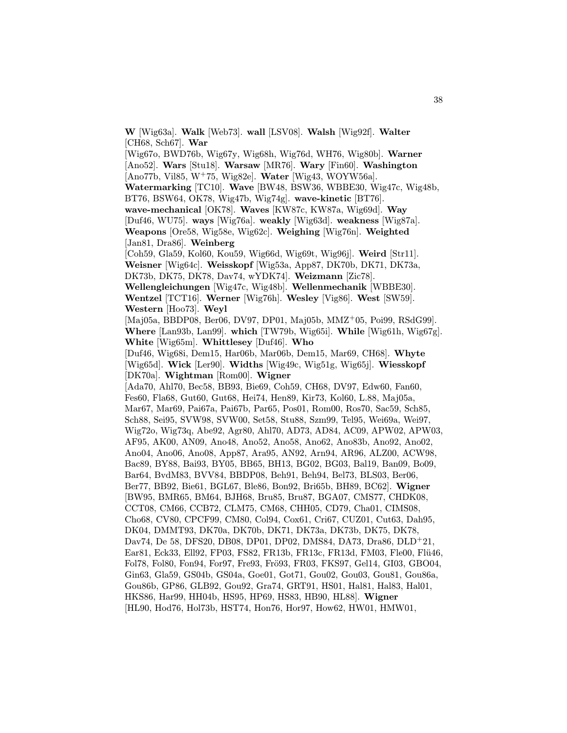**W** [Wig63a]. **Walk** [Web73]. **wall** [LSV08]. **Walsh** [Wig92f]. **Walter** [CH68, Sch67]. **War** [Wig67o, BWD76b, Wig67y, Wig68h, Wig76d, WH76, Wig80b]. **Warner** [Ano52]. **Wars** [Stu18]. **Warsaw** [MR76]. **Wary** [Fin60]. **Washington** [Ano77b, Vil85, W$^+$75, Wig82e]. **Water** [Wig43, WOYW56a]. **Watermarking** [TC10]. **Wave** [BW48, BSW36, WBBE30, Wig47c, Wig48b, BT76, BSW64, OK78, Wig47b, Wig74g]. **wave-kinetic** [BT76]. **wave-mechanical** [OK78]. **Waves** [KW87c, KW87a, Wig69d]. **Way** [Duf46, WU75]. **ways** [Wig76a]. **weakly** [Wig63d]. **weakness** [Wig87a]. **Weapons** [Ore58, Wig58e, Wig62c]. **Weighing** [Wig76n]. **Weighted** [Jan81, Dra86]. **Weinberg** [Coh59, Gla59, Kol60, Kou59, Wig66d, Wig69t, Wig96j]. **Weird** [Str11]. **Weisner** [Wig64c]. **Weisskopf** [Wig53a, App87, DK70b, DK71, DK73a, DK73b, DK75, DK78, Dav74, wYDK74]. **Weizmann** [Zic78]. **Wellengleichungen** [Wig47c, Wig48b]. **Wellenmechanik** [WBBE30]. **Wentzel** [TCT16]. **Werner** [Wig76h]. **Wesley** [Vig86]. **West** [SW59]. **Western** [Hoo73]. **Weyl** [Maj05a, BBDP08, Ber06, DV97, DP01, Maj05b, MMZ$^+$05, Poi99, RSdG99]. **Where** [Lan93b, Lan99]. **which** [TW79b, Wig65i]. **While** [Wig61h, Wig67g]. **White** [Wig65m]. **Whittlesey** [Duf46]. **Who** [Duf46, Wig68i, Dem15, Har06b, Mar06b, Dem15, Mar69, CH68]. **Whyte** [Wig65d]. **Wick** [Ler90]. **Widths** [Wig49c, Wig51g, Wig65j]. **Wiesskopf** [DK70a]. **Wightman** [Rom00]. **Wigner** [Ada70, Ahl70, Bec58, BB93, Bie69, Coh59, CH68, DV97, Edw60, Fan60, Fes60, Fla68, Gut60, Gut68, Hei74, Hen89, Kir73, Kol60, L.88, Maj05a, Mar67, Mar69, Pai67a, Pai67b, Par65, Pos01, Rom00, Ros70, Sac59, Sch85, Sch88, Sei95, SVW98, SVW00, Set58, Stu88, Szm99, Tel95, Wei69a, Wei97, Wig72o, Wig73q, Abe92, Agr80, Ahl70, AD73, AD84, AC09, APW02, APW03, AF95, AK00, AN09, Ano48, Ano52, Ano58, Ano62, Ano83b, Ano92, Ano02, Ano04, Ano06, Ano08, App87, Ara95, AN92, Arn94, AR96, ALZ00, ACW98, Bac89, BY88, Bai93, BY05, BB65, BH13, BG02, BG03, Bal19, Ban09, Bo09, Bar64, BvdM83, BVV84, BBDP08, Beh91, Beh94, Bel73, BLS03, Ber06, Ber77, BB92, Bie61, BGL67, Ble86, Bon92, Bri65b, BH89, BC62]. **Wigner** [BW95, BMR65, BM64, BJH68, Bru85, Bru87, BGA07, CMS77, CHDK08, CCT08, CM66, CCB72, CLM75, CM68, CHH05, CD79, Cha01, CIMS08, Cho68, CV80, CPCF99, CM80, Col94, Cox61, Cri67, CUZ01, Cut63, Dah95, DK04, DMMT93, DK70a, DK70b, DK71, DK73a, DK73b, DK75, DK78, Dav74, De 58, DFS20, DB08, DP01, DP02, DMS84, DA73, Dra86, DLD$^+$21, Ear81, Eck33, Ell92, FP03, FS82, FR13b, FR13c, FR13d, FM03, Fle00, Flü46, Fol78, Fol80, Fon94, For97, Fre93, Frö93, FR03, FKS97, Gel14, GI03, GBO04, Gin63, Gla59, GS04b, GS04a, Goe01, Got71, Gou02, Gou03, Gou81, Gou86a, Gou86b, GP86, GLB92, Gou92, Gra74, GRT91, HS01, Hal81, Hal83, Hal01, HKS86, Har99, HH04b, HS95, HP69, HS83, HB90, HL88]. **Wigner** [HL90, Hod76, Hol73b, HST74, Hon76, Hor97, How62, HW01, HMW01,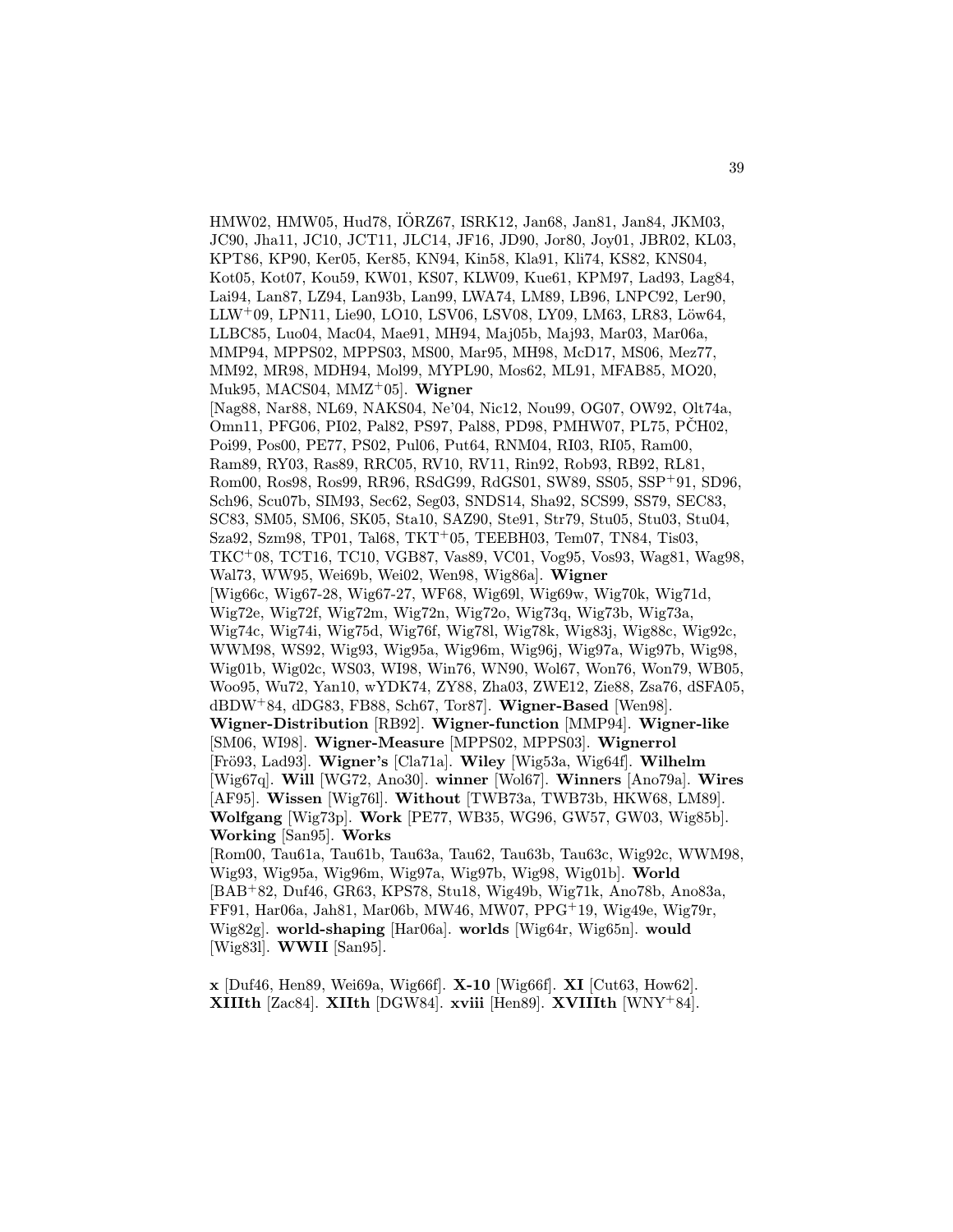HMW02, HMW05, Hud78, IÖRZ67, ISRK12, Jan68, Jan81, Jan84, JKM03, JC90, Jha11, JC10, JCT11, JLC14, JF16, JD90, Jor80, Joy01, JBR02, KL03, KPT86, KP90, Ker05, Ker85, KN94, Kin58, Kla91, Kli74, KS82, KNS04, Kot05, Kot07, Kou59, KW01, KS07, KLW09, Kue61, KPM97, Lad93, Lag84, Lai94, Lan87, LZ94, Lan93b, Lan99, LWA74, LM89, LB96, LNPC92, Ler90, LLW+09, LPN11, Lie90, LO10, LSV06, LSV08, LY09, LM63, LR83, Löw64, LLBC85, Luo04, Mac04, Mae91, MH94, Maj05b, Maj93, Mar03, Mar06a, MMP94, MPPS02, MPPS03, MS00, Mar95, MH98, McD17, MS06, Mez77, MM92, MR98, MDH94, Mol99, MYPL90, Mos62, ML91, MFAB85, MO20, Muk95, MACS04, MMZ+05]. **Wigner** [Nag88, Nar88, NL69, NAKS04, Ne'04, Nic12, Nou99, OG07, OW92, Olt74a, Omn11, PFG06, PI02, Pal82, PS97, Pal88, PD98, PMHW07, PL75, PČH02, Poi99, Pos00, PE77, PS02, Pul06, Put64, RNM04, RI03, RI05, Ram00, Ram89, RY03, Ras89, RRC05, RV10, RV11, Rin92, Rob93, RB92, RL81, Rom00, Ros98, Ros99, RR96, RSdG99, RdGS01, SW89, SS05, SSP+91, SD96, Sch96, Scu07b, SIM93, Sec62, Seg03, SNDS14, Sha92, SCS99, SS79, SEC83, SC83, SM05, SM06, SK05, Sta10, SAZ90, Ste91, Str79, Stu05, Stu03, Stu04, Sza92, Szm98, TP01, Tal68, TKT+05, TEEBH03, Tem07, TN84, Tis03, TKC+08, TCT16, TC10, VGB87, Vas89, VC01, Vog95, Vos93, Wag81, Wag98, Wal73, WW95, Wei69b, Wei02, Wen98, Wig86a]. **Wigner** [Wig66c, Wig67-28, Wig67-27, WF68, Wig69l, Wig69w, Wig70k, Wig71d, Wig72e, Wig72f, Wig72m, Wig72n, Wig72o, Wig73q, Wig73b, Wig73a, Wig74c, Wig74i, Wig75d, Wig76f, Wig78l, Wig78k, Wig83j, Wig88c, Wig92c, WWM98, WS92, Wig93, Wig95a, Wig96m, Wig96j, Wig97a, Wig97b, Wig98, Wig01b, Wig02c, WS03, WI98, Win76, WN90, Wol67, Won76, Won79, WB05, Woo95, Wu72, Yan10, wYDK74, ZY88, Zha03, ZWE12, Zie88, Zsa76, dSFA05, dBDW+84, dDG83, FB88, Sch67, Tor87]. **Wigner-Based** [Wen98]. **Wigner-Distribution** [RB92]. **Wigner-function** [MMP94]. **Wigner-like** [SM06, WI98]. **Wigner-Measure** [MPPS02, MPPS03]. **Wignerrol** [Frö93, Lad93]. **Wigner's** [Cla71a]. **Wiley** [Wig53a, Wig64f]. **Wilhelm** [Wig67q]. **Will** [WG72, Ano30]. **winner** [Wol67]. **Winners** [Ano79a]. **Wires** [AF95]. **Wissen** [Wig76l]. **Without** [TWB73a, TWB73b, HKW68, LM89]. **Wolfgang** [Wig73p]. **Work** [PE77, WB35, WG96, GW57, GW03, Wig85b]. **Working** [San95]. **Works** [Rom00, Tau61a, Tau61b, Tau63a, Tau62, Tau63b, Tau63c, Wig92c, WWM98, Wig93, Wig95a, Wig96m, Wig97a, Wig97b, Wig98, Wig01b]. **World** [BAB+82, Duf46, GR63, KPS78, Stu18, Wig49b, Wig71k, Ano78b, Ano83a, FF91, Har06a, Jah81, Mar06b, MW46, MW07, PPG+19, Wig49e, Wig79r, Wig82g]. **world-shaping** [Har06a]. **worlds** [Wig64r, Wig65n]. **would** [Wig83l]. **WWII** [San95].

**x** [Duf46, Hen89, Wei69a, Wig66f]. **X-10** [Wig66f]. **XI** [Cut63, How62]. **XIIIth** [Zac84]. **XIIth** [DGW84]. **xviii** [Hen89]. **XVIIIth** [WNY+84].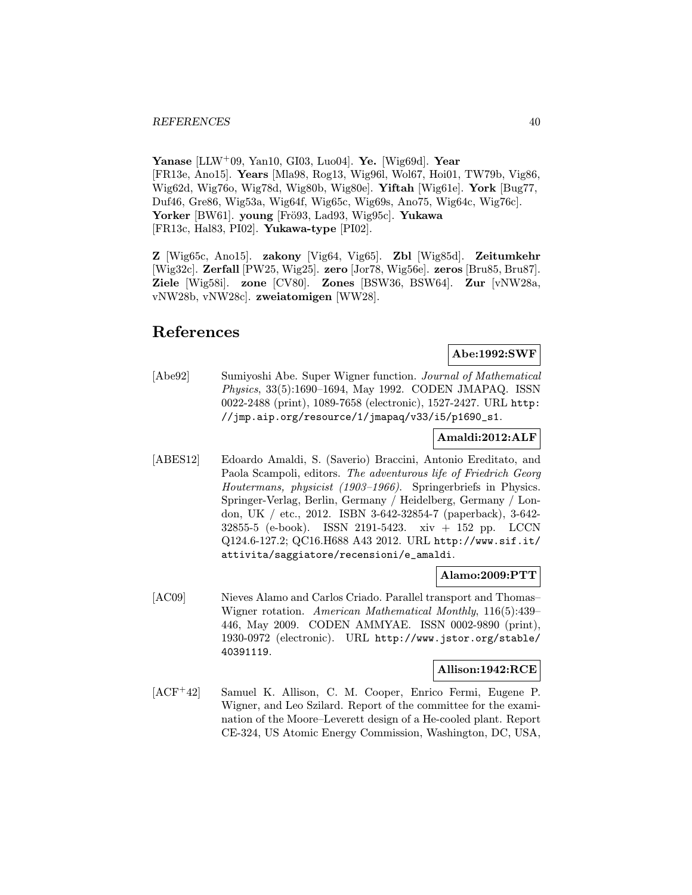**Yanase** [LLW+09, Yan10, GI03, Luo04]. **Ye.** [Wig69d]. **Year** [FR13e, Ano15]. **Years** [Mla98, Rog13, Wig96l, Wol67, Hoi01, TW79b, Vig86, Wig62d, Wig76o, Wig78d, Wig80b, Wig80e]. **Yiftah** [Wig61e]. **York** [Bug77, Duf46, Gre86, Wig53a, Wig64f, Wig65c, Wig69s, Ano75, Wig64c, Wig76c]. **Yorker** [BW61]. **young** [Frö93, Lad93, Wig95c]. **Yukawa** [FR13c, Hal83, PI02]. **Yukawa-type** [PI02].

**Z** [Wig65c, Ano15]. **zakony** [Vig64, Vig65]. **Zbl** [Wig85d]. **Zeitumkehr** [Wig32c]. **Zerfall** [PW25, Wig25]. **zero** [Jor78, Wig56e]. **zeros** [Bru85, Bru87]. **Ziele** [Wig58i]. **zone** [CV80]. **Zones** [BSW36, BSW64]. **Zur** [vNW28a, vNW28b, vNW28c]. **zweiatomigen** [WW28].

# References

**Abe:1992:SWF**

[Abe92] Sumiyoshi Abe. Super Wigner function. *Journal of Mathematical Physics*, 33(5):1690–1694, May 1992. CODEN JMAPAQ. ISSN 0022-2488 (print), 1089-7658 (electronic), 1527-2427. URL http://jmp.aip.org/resource/1/jmapaq/v33/i5/p1690_s1.

**Amaldi:2012:ALF**

[ABES12] Edoardo Amaldi, S. (Saverio) Braccini, Antonio Ereditato, and Paola Scampoli, editors. *The adventurous life of Friedrich Georg Houtermans, physicist (1903–1966)*. Springerbriefs in Physics. Springer-Verlag, Berlin, Germany / Heidelberg, Germany / London, UK / etc., 2012. ISBN 3-642-32854-7 (paperback), 3-642-32855-5 (e-book). ISSN 2191-5423. xiv + 152 pp. LCCN Q124.6-127.2; QC16.H688 A43 2012. URL http://www.sif.it/attivita/saggiatore/recensioni/e_amaldi.

**Alamo:2009:PTT**

[AC09] Nieves Alamo and Carlos Criado. Parallel transport and Thomas–Wigner rotation. *American Mathematical Monthly*, 116(5):439–446, May 2009. CODEN AMMYAE. ISSN 0002-9890 (print), 1930-0972 (electronic). URL http://www.jstor.org/stable/40391119.

**Allison:1942:RCE**

[ACF+42] Samuel K. Allison, C. M. Cooper, Enrico Fermi, Eugene P. Wigner, and Leo Szilard. Report of the committee for the examination of the Moore–Leverett design of a He-cooled plant. Report CE-324, US Atomic Energy Commission, Washington, DC, USA,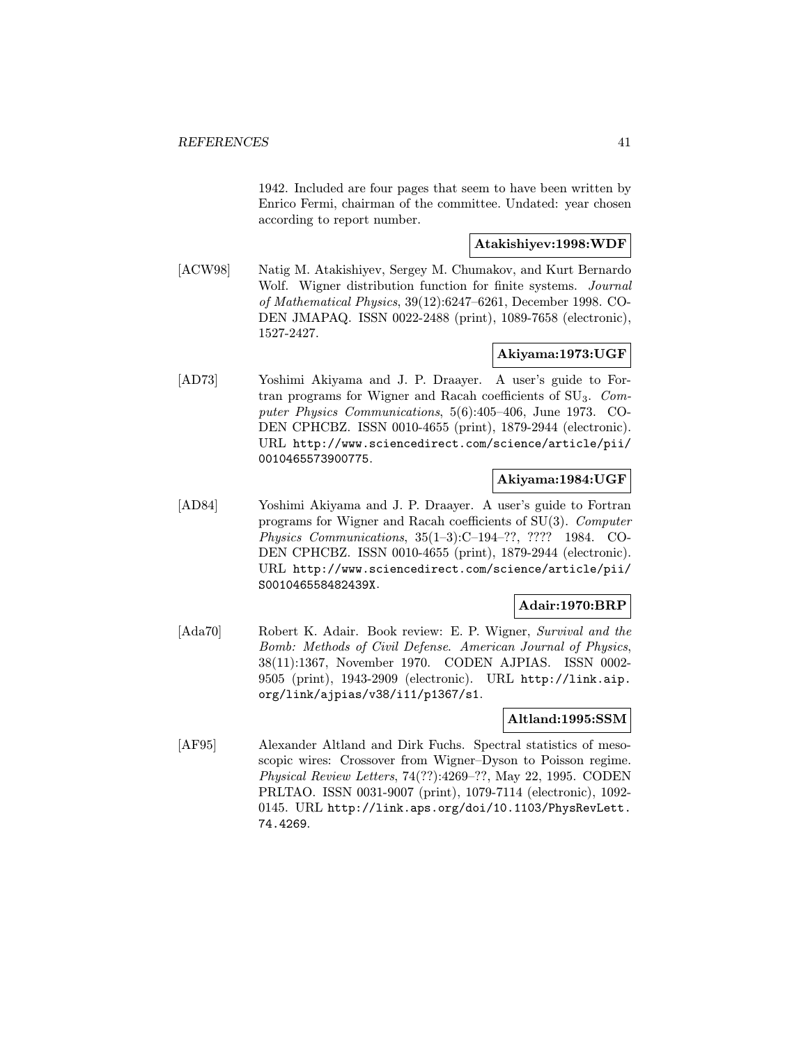1942. Included are four pages that seem to have been written by Enrico Fermi, chairman of the committee. Undated: year chosen according to report number.

**Atakishiyev:1998:WDF**

[ACW98] Natig M. Atakishiyev, Sergey M. Chumakov, and Kurt Bernardo Wolf. Wigner distribution function for finite systems. *Journal of Mathematical Physics*, 39(12):6247–6261, December 1998. CODEN JMAPAQ. ISSN 0022-2488 (print), 1089-7658 (electronic), 1527-2427.

**Akiyama:1973:UGF**

[AD73] Yoshimi Akiyama and J. P. Draayer. A user's guide to Fortran programs for Wigner and Racah coefficients of $SU_3$. *Computer Physics Communications*, 5(6):405–406, June 1973. CODEN CPHCBZ. ISSN 0010-4655 (print), 1879-2944 (electronic). URL http://www.sciencedirect.com/science/article/pii/0010465573900775.

**Akiyama:1984:UGF**

[AD84] Yoshimi Akiyama and J. P. Draayer. A user's guide to Fortran programs for Wigner and Racah coefficients of SU(3). *Computer Physics Communications*, 35(1–3):C–194–??, ???? 1984. CODEN CPHCBZ. ISSN 0010-4655 (print), 1879-2944 (electronic). URL http://www.sciencedirect.com/science/article/pii/S001046558482439X.

**Adair:1970:BRP**

[Ada70] Robert K. Adair. Book review: E. P. Wigner, *Survival and the Bomb: Methods of Civil Defense*. *American Journal of Physics*, 38(11):1367, November 1970. CODEN AJPIAS. ISSN 0002-9505 (print), 1943-2909 (electronic). URL http://link.aip.org/link/ajpias/v38/i11/p1367/s1.

**Altland:1995:SSM**

[AF95] Alexander Altland and Dirk Fuchs. Spectral statistics of mesoscopic wires: Crossover from Wigner–Dyson to Poisson regime. *Physical Review Letters*, 74(??):4269–??, May 22, 1995. CODEN PRLTAO. ISSN 0031-9007 (print), 1079-7114 (electronic), 1092-0145. URL http://link.aps.org/doi/10.1103/PhysRevLett.74.4269.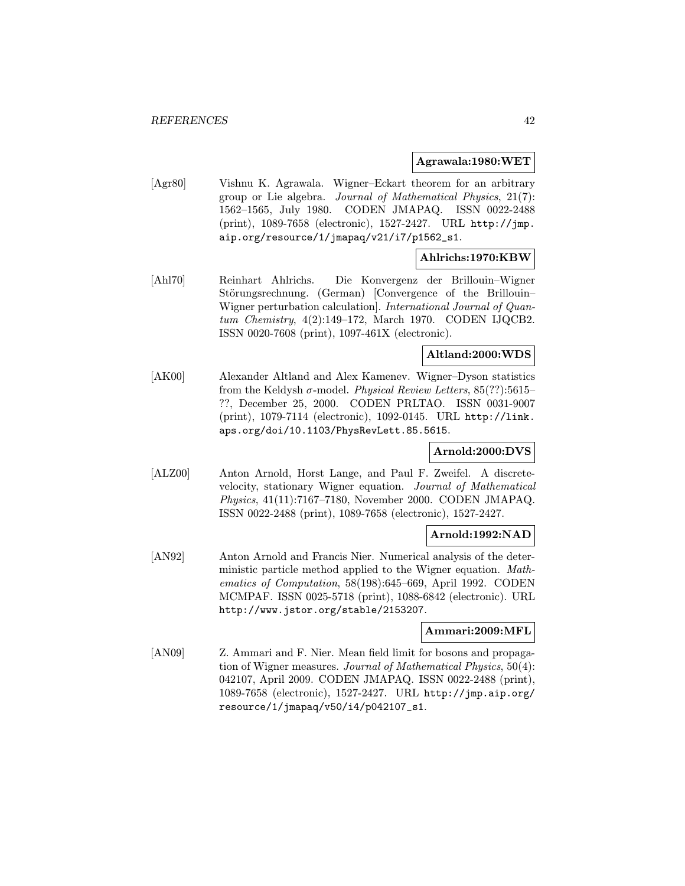**Agrawala:1980:WET**

[Agr80] Vishnu K. Agrawala. Wigner–Eckart theorem for an arbitrary group or Lie algebra. *Journal of Mathematical Physics*, 21(7): 1562–1565, July 1980. CODEN JMAPAQ. ISSN 0022-2488 (print), 1089-7658 (electronic), 1527-2427. URL `http://jmp.aip.org/resource/1/jmapaq/v21/i7/p1562_s1`.

**Ahlrichs:1970:KBW**

[Ahl70] Reinhart Ahlrichs. Die Konvergenz der Brillouin–Wigner Störungsrechnung. (German) [Convergence of the Brillouin–Wigner perturbation calculation]. *International Journal of Quantum Chemistry*, 4(2):149–172, March 1970. CODEN IJQCB2. ISSN 0020-7608 (print), 1097-461X (electronic).

**Altland:2000:WDS**

[AK00] Alexander Altland and Alex Kamenev. Wigner–Dyson statistics from the Keldysh $\sigma$-model. *Physical Review Letters*, 85(??):5615–??, December 25, 2000. CODEN PRLTAO. ISSN 0031-9007 (print), 1079-7114 (electronic), 1092-0145. URL `http://link.aps.org/doi/10.1103/PhysRevLett.85.5615`.

**Arnold:2000:DVS**

[ALZ00] Anton Arnold, Horst Lange, and Paul F. Zweifel. A discrete-velocity, stationary Wigner equation. *Journal of Mathematical Physics*, 41(11):7167–7180, November 2000. CODEN JMAPAQ. ISSN 0022-2488 (print), 1089-7658 (electronic), 1527-2427.

**Arnold:1992:NAD**

[AN92] Anton Arnold and Francis Nier. Numerical analysis of the deterministic particle method applied to the Wigner equation. *Mathematics of Computation*, 58(198):645–669, April 1992. CODEN MCMPAF. ISSN 0025-5718 (print), 1088-6842 (electronic). URL `http://www.jstor.org/stable/2153207`.

**Ammari:2009:MFL**

[AN09] Z. Ammari and F. Nier. Mean field limit for bosons and propagation of Wigner measures. *Journal of Mathematical Physics*, 50(4): 042107, April 2009. CODEN JMAPAQ. ISSN 0022-2488 (print), 1089-7658 (electronic), 1527-2427. URL `http://jmp.aip.org/resource/1/jmapaq/v50/i4/p042107_s1`.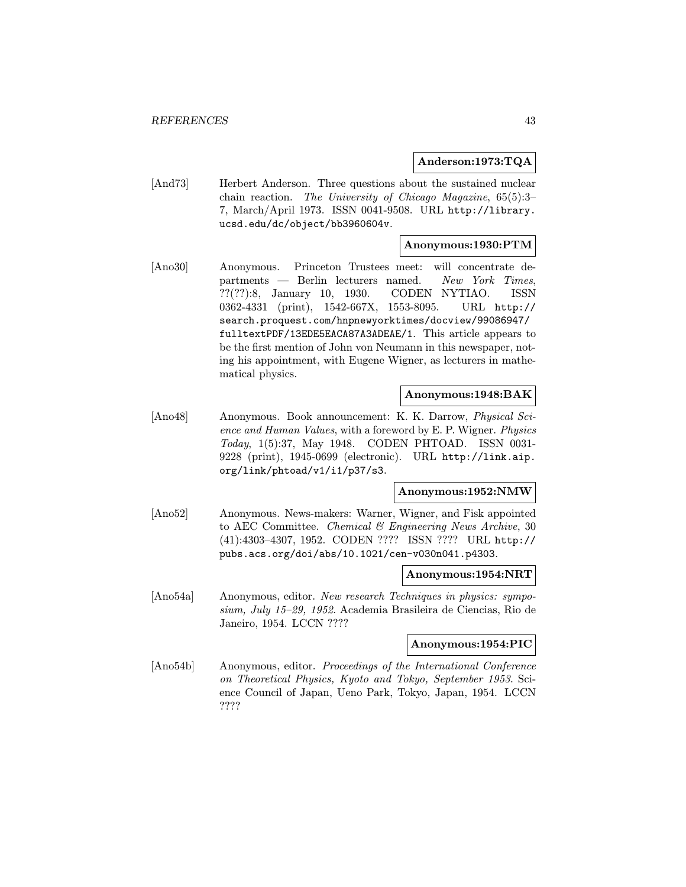**Anderson:1973:TQA**

[And73] Herbert Anderson. Three questions about the sustained nuclear chain reaction. *The University of Chicago Magazine*, 65(5):3–7, March/April 1973. ISSN 0041-9508. URL http://library.ucsd.edu/dc/object/bb3960604v.

**Anonymous:1930:PTM**

[Ano30] Anonymous. Princeton Trustees meet: will concentrate departments — Berlin lecturers named. *New York Times*, ??(??):8, January 10, 1930. CODEN NYTIAO. ISSN 0362-4331 (print), 1542-667X, 1553-8095. URL http://search.proquest.com/hnpnewyorktimes/docview/99086947/fulltextPDF/13EDE5EACA87A3ADEAE/1. This article appears to be the first mention of John von Neumann in this newspaper, noting his appointment, with Eugene Wigner, as lecturers in mathematical physics.

**Anonymous:1948:BAK**

[Ano48] Anonymous. Book announcement: K. K. Darrow, *Physical Science and Human Values*, with a foreword by E. P. Wigner. *Physics Today*, 1(5):37, May 1948. CODEN PHTOAD. ISSN 0031-9228 (print), 1945-0699 (electronic). URL http://link.aip.org/link/phtoad/v1/i1/p37/s3.

**Anonymous:1952:NMW**

[Ano52] Anonymous. News-makers: Warner, Wigner, and Fisk appointed to AEC Committee. *Chemical & Engineering News Archive*, 30 (41):4303–4307, 1952. CODEN ???? ISSN ???? URL http://pubs.acs.org/doi/abs/10.1021/cen-v030n041.p4303.

**Anonymous:1954:NRT**

[Ano54a] Anonymous, editor. *New research Techniques in physics: symposium, July 15–29, 1952*. Academia Brasileira de Ciencias, Rio de Janeiro, 1954. LCCN ????

**Anonymous:1954:PIC**

[Ano54b] Anonymous, editor. *Proceedings of the International Conference on Theoretical Physics, Kyoto and Tokyo, September 1953*. Science Council of Japan, Ueno Park, Tokyo, Japan, 1954. LCCN ????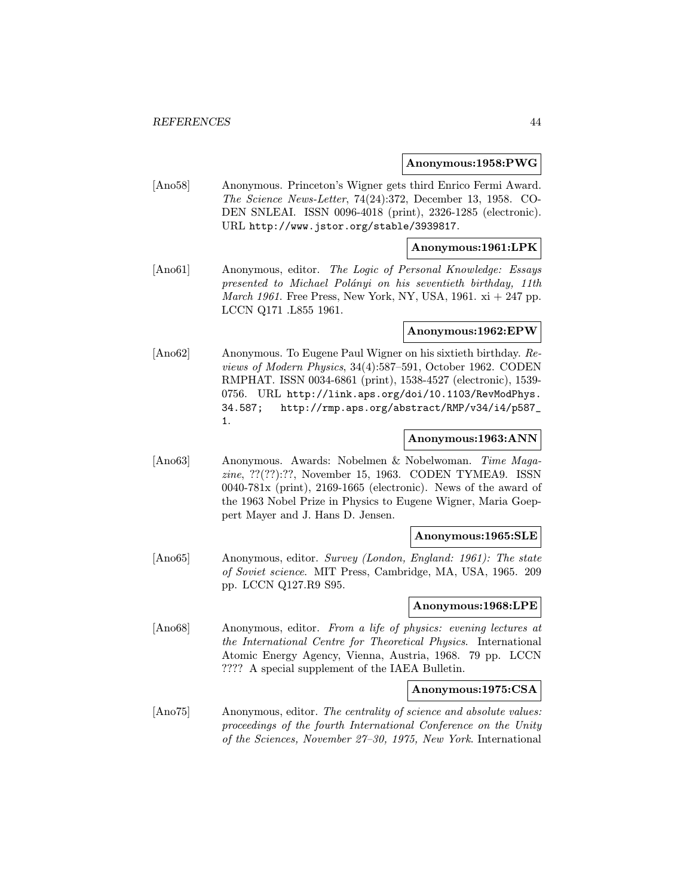**Anonymous:1958:PWG**

[Ano58] Anonymous. Princeton's Wigner gets third Enrico Fermi Award. *The Science News-Letter*, 74(24):372, December 13, 1958. CODEN SNLEAI. ISSN 0096-4018 (print), 2326-1285 (electronic). URL http://www.jstor.org/stable/3939817.

**Anonymous:1961:LPK**

[Ano61] Anonymous, editor. *The Logic of Personal Knowledge: Essays presented to Michael Polányi on his seventieth birthday, 11th March 1961*. Free Press, New York, NY, USA, 1961. xi + 247 pp. LCCN Q171 .L855 1961.

**Anonymous:1962:EPW**

[Ano62] Anonymous. To Eugene Paul Wigner on his sixtieth birthday. *Reviews of Modern Physics*, 34(4):587–591, October 1962. CODEN RMPHAT. ISSN 0034-6861 (print), 1538-4527 (electronic), 1539-0756. URL http://link.aps.org/doi/10.1103/RevModPhys.34.587; http://rmp.aps.org/abstract/RMP/v34/i4/p587_1.

**Anonymous:1963:ANN**

[Ano63] Anonymous. Awards: Nobelmen & Nobelwoman. *Time Magazine*, ??(??):??, November 15, 1963. CODEN TYMEA9. ISSN 0040-781x (print), 2169-1665 (electronic). News of the award of the 1963 Nobel Prize in Physics to Eugene Wigner, Maria Goeppert Mayer and J. Hans D. Jensen.

**Anonymous:1965:SLE**

[Ano65] Anonymous, editor. *Survey (London, England: 1961): The state of Soviet science*. MIT Press, Cambridge, MA, USA, 1965. 209 pp. LCCN Q127.R9 S95.

**Anonymous:1968:LPE**

[Ano68] Anonymous, editor. *From a life of physics: evening lectures at the International Centre for Theoretical Physics*. International Atomic Energy Agency, Vienna, Austria, 1968. 79 pp. LCCN ???? A special supplement of the IAEA Bulletin.

**Anonymous:1975:CSA**

[Ano75] Anonymous, editor. *The centrality of science and absolute values: proceedings of the fourth International Conference on the Unity of the Sciences, November 27–30, 1975, New York*. International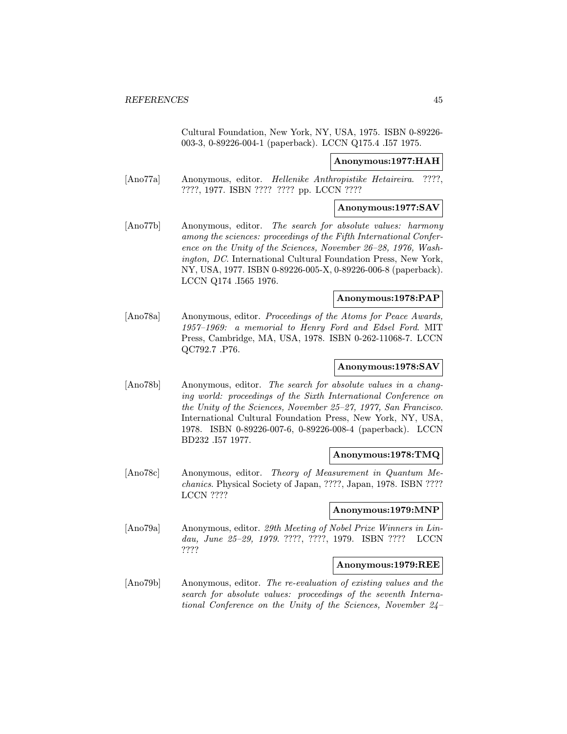Cultural Foundation, New York, NY, USA, 1975. ISBN 0-89226-003-3, 0-89226-004-1 (paperback). LCCN Q175.4 .I57 1975.

**Anonymous:1977:HAH**

[Ano77a] Anonymous, editor. *Hellenike Anthropistike Hetaireira*. ????, ????, 1977. ISBN ???? ???? pp. LCCN ????

**Anonymous:1977:SAV**

[Ano77b] Anonymous, editor. *The search for absolute values: harmony among the sciences: proceedings of the Fifth International Conference on the Unity of the Sciences, November 26–28, 1976, Washington, DC*. International Cultural Foundation Press, New York, NY, USA, 1977. ISBN 0-89226-005-X, 0-89226-006-8 (paperback). LCCN Q174 .I565 1976.

**Anonymous:1978:PAP**

[Ano78a] Anonymous, editor. *Proceedings of the Atoms for Peace Awards, 1957–1969: a memorial to Henry Ford and Edsel Ford*. MIT Press, Cambridge, MA, USA, 1978. ISBN 0-262-11068-7. LCCN QC792.7 .P76.

**Anonymous:1978:SAV**

[Ano78b] Anonymous, editor. *The search for absolute values in a changing world: proceedings of the Sixth International Conference on the Unity of the Sciences, November 25–27, 1977, San Francisco*. International Cultural Foundation Press, New York, NY, USA, 1978. ISBN 0-89226-007-6, 0-89226-008-4 (paperback). LCCN BD232 .I57 1977.

**Anonymous:1978:TMQ**

[Ano78c] Anonymous, editor. *Theory of Measurement in Quantum Mechanics*. Physical Society of Japan, ????, Japan, 1978. ISBN ???? LCCN ????

**Anonymous:1979:MNP**

[Ano79a] Anonymous, editor. *29th Meeting of Nobel Prize Winners in Lindau, June 25–29, 1979*. ????, ????, 1979. ISBN ???? LCCN ????

**Anonymous:1979:REE**

[Ano79b] Anonymous, editor. *The re-evaluation of existing values and the search for absolute values: proceedings of the seventh International Conference on the Unity of the Sciences, November 24–*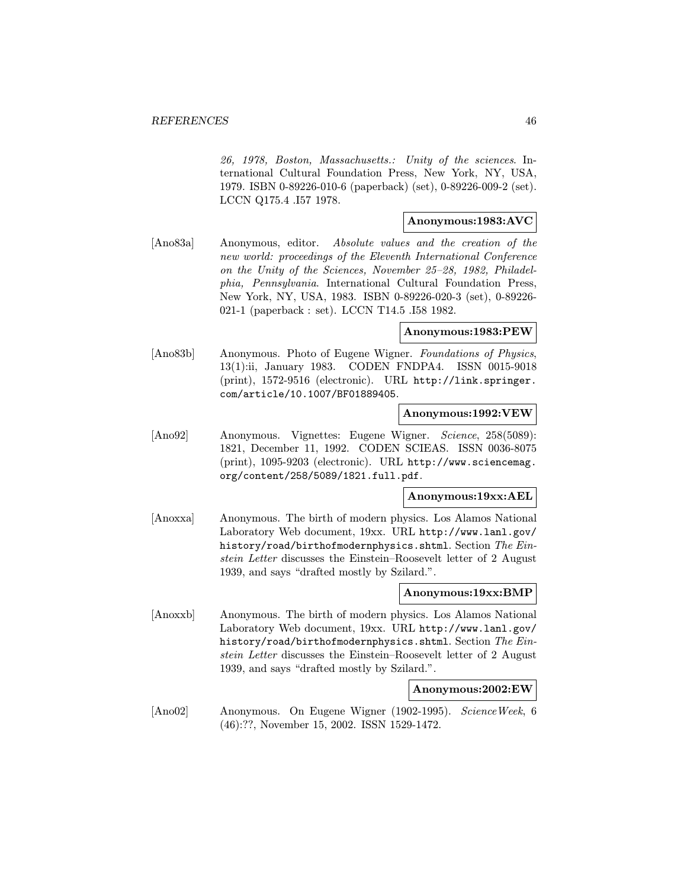*26, 1978, Boston, Massachusetts.: Unity of the sciences*. International Cultural Foundation Press, New York, NY, USA, 1979. ISBN 0-89226-010-6 (paperback) (set), 0-89226-009-2 (set). LCCN Q175.4 .I57 1978.

**Anonymous:1983:AVC**

[Ano83a] Anonymous, editor. *Absolute values and the creation of the new world: proceedings of the Eleventh International Conference on the Unity of the Sciences, November 25–28, 1982, Philadelphia, Pennsylvania*. International Cultural Foundation Press, New York, NY, USA, 1983. ISBN 0-89226-020-3 (set), 0-89226-021-1 (paperback : set). LCCN T14.5 .I58 1982.

**Anonymous:1983:PEW**

[Ano83b] Anonymous. Photo of Eugene Wigner. *Foundations of Physics*, 13(1):ii, January 1983. CODEN FNDPA4. ISSN 0015-9018 (print), 1572-9516 (electronic). URL `http://link.springer.com/article/10.1007/BF01889405`.

**Anonymous:1992:VEW**

[Ano92] Anonymous. Vignettes: Eugene Wigner. *Science*, 258(5089): 1821, December 11, 1992. CODEN SCIEAS. ISSN 0036-8075 (print), 1095-9203 (electronic). URL `http://www.sciencemag.org/content/258/5089/1821.full.pdf`.

**Anonymous:19xx:AEL**

[Anoxxa] Anonymous. The birth of modern physics. Los Alamos National Laboratory Web document, 19xx. URL `http://www.lanl.gov/history/road/birthofmodernphysics.shtml`. Section *The Einstein Letter* discusses the Einstein–Roosevelt letter of 2 August 1939, and says "drafted mostly by Szilard.".

**Anonymous:19xx:BMP**

[Anoxxb] Anonymous. The birth of modern physics. Los Alamos National Laboratory Web document, 19xx. URL `http://www.lanl.gov/history/road/birthofmodernphysics.shtml`. Section *The Einstein Letter* discusses the Einstein–Roosevelt letter of 2 August 1939, and says "drafted mostly by Szilard.".

**Anonymous:2002:EW**

[Ano02] Anonymous. On Eugene Wigner (1902-1995). *ScienceWeek*, 6 (46):??, November 15, 2002. ISSN 1529-1472.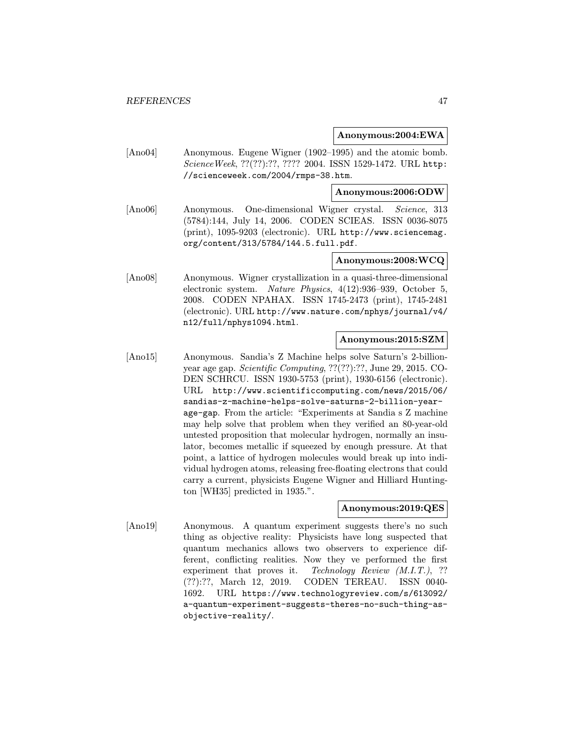**Anonymous:2004:EWA**

[Ano04] Anonymous. Eugene Wigner (1902–1995) and the atomic bomb. *ScienceWeek*, ??(??):??, ???? 2004. ISSN 1529-1472. URL http://scienceweek.com/2004/rmps-38.htm.

**Anonymous:2006:ODW**

[Ano06] Anonymous. One-dimensional Wigner crystal. *Science*, 313 (5784):144, July 14, 2006. CODEN SCIEAS. ISSN 0036-8075 (print), 1095-9203 (electronic). URL http://www.sciencemag.org/content/313/5784/144.5.full.pdf.

**Anonymous:2008:WCQ**

[Ano08] Anonymous. Wigner crystallization in a quasi-three-dimensional electronic system. *Nature Physics*, 4(12):936–939, October 5, 2008. CODEN NPAHAX. ISSN 1745-2473 (print), 1745-2481 (electronic). URL http://www.nature.com/nphys/journal/v4/n12/full/nphys1094.html.

**Anonymous:2015:SZM**

[Ano15] Anonymous. Sandia's Z Machine helps solve Saturn's 2-billion-year age gap. *Scientific Computing*, ??(??):??, June 29, 2015. CODEN SCHRCU. ISSN 1930-5753 (print), 1930-6156 (electronic). URL http://www.scientificcomputing.com/news/2015/06/sandias-z-machine-helps-solve-saturns-2-billion-year-age-gap. From the article: "Experiments at Sandia s Z machine may help solve that problem when they verified an 80-year-old untested proposition that molecular hydrogen, normally an insulator, becomes metallic if squeezed by enough pressure. At that point, a lattice of hydrogen molecules would break up into individual hydrogen atoms, releasing free-floating electrons that could carry a current, physicists Eugene Wigner and Hilliard Huntington [WH35] predicted in 1935.".

**Anonymous:2019:QES**

[Ano19] Anonymous. A quantum experiment suggests there's no such thing as objective reality: Physicists have long suspected that quantum mechanics allows two observers to experience different, conflicting realities. Now they ve performed the first experiment that proves it. *Technology Review (M.I.T.)*, ??(??):??, March 12, 2019. CODEN TEREAU. ISSN 0040-1692. URL https://www.technologyreview.com/s/613092/a-quantum-experiment-suggests-theres-no-such-thing-as-objective-reality/.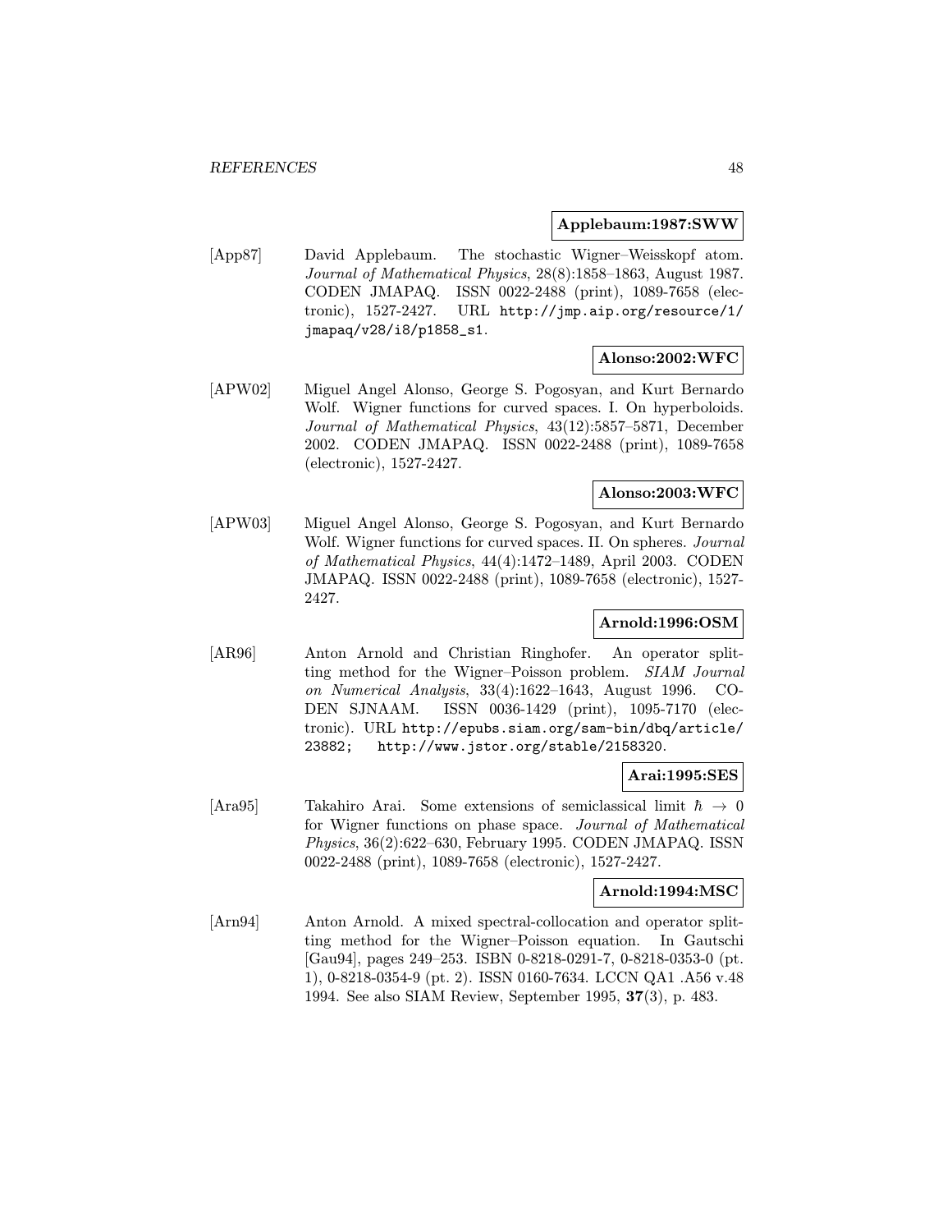**Applebaum:1987:SWW**

[App87] David Applebaum. The stochastic Wigner–Weisskopf atom. *Journal of Mathematical Physics*, 28(8):1858–1863, August 1987. CODEN JMAPAQ. ISSN 0022-2488 (print), 1089-7658 (electronic), 1527-2427. URL `http://jmp.aip.org/resource/1/jmapaq/v28/i8/p1858_s1`.

**Alonso:2002:WFC**

[APW02] Miguel Angel Alonso, George S. Pogosyan, and Kurt Bernardo Wolf. Wigner functions for curved spaces. I. On hyperboloids. *Journal of Mathematical Physics*, 43(12):5857–5871, December 2002. CODEN JMAPAQ. ISSN 0022-2488 (print), 1089-7658 (electronic), 1527-2427.

**Alonso:2003:WFC**

[APW03] Miguel Angel Alonso, George S. Pogosyan, and Kurt Bernardo Wolf. Wigner functions for curved spaces. II. On spheres. *Journal of Mathematical Physics*, 44(4):1472–1489, April 2003. CODEN JMAPAQ. ISSN 0022-2488 (print), 1089-7658 (electronic), 1527-2427.

**Arnold:1996:OSM**

[AR96] Anton Arnold and Christian Ringhofer. An operator splitting method for the Wigner–Poisson problem. *SIAM Journal on Numerical Analysis*, 33(4):1622–1643, August 1996. CODEN SJNAAM. ISSN 0036-1429 (print), 1095-7170 (electronic). URL `http://epubs.siam.org/sam-bin/dbq/article/23882; http://www.jstor.org/stable/2158320`.

**Arai:1995:SES**

[Ara95] Takahiro Arai. Some extensions of semiclassical limit $\hbar \to 0$ for Wigner functions on phase space. *Journal of Mathematical Physics*, 36(2):622–630, February 1995. CODEN JMAPAQ. ISSN 0022-2488 (print), 1089-7658 (electronic), 1527-2427.

**Arnold:1994:MSC**

[Arn94] Anton Arnold. A mixed spectral-collocation and operator splitting method for the Wigner–Poisson equation. In Gautschi [Gau94], pages 249–253. ISBN 0-8218-0291-7, 0-8218-0353-0 (pt. 1), 0-8218-0354-9 (pt. 2). ISSN 0160-7634. LCCN QA1 .A56 v.48 1994. See also SIAM Review, September 1995, **37**(3), p. 483.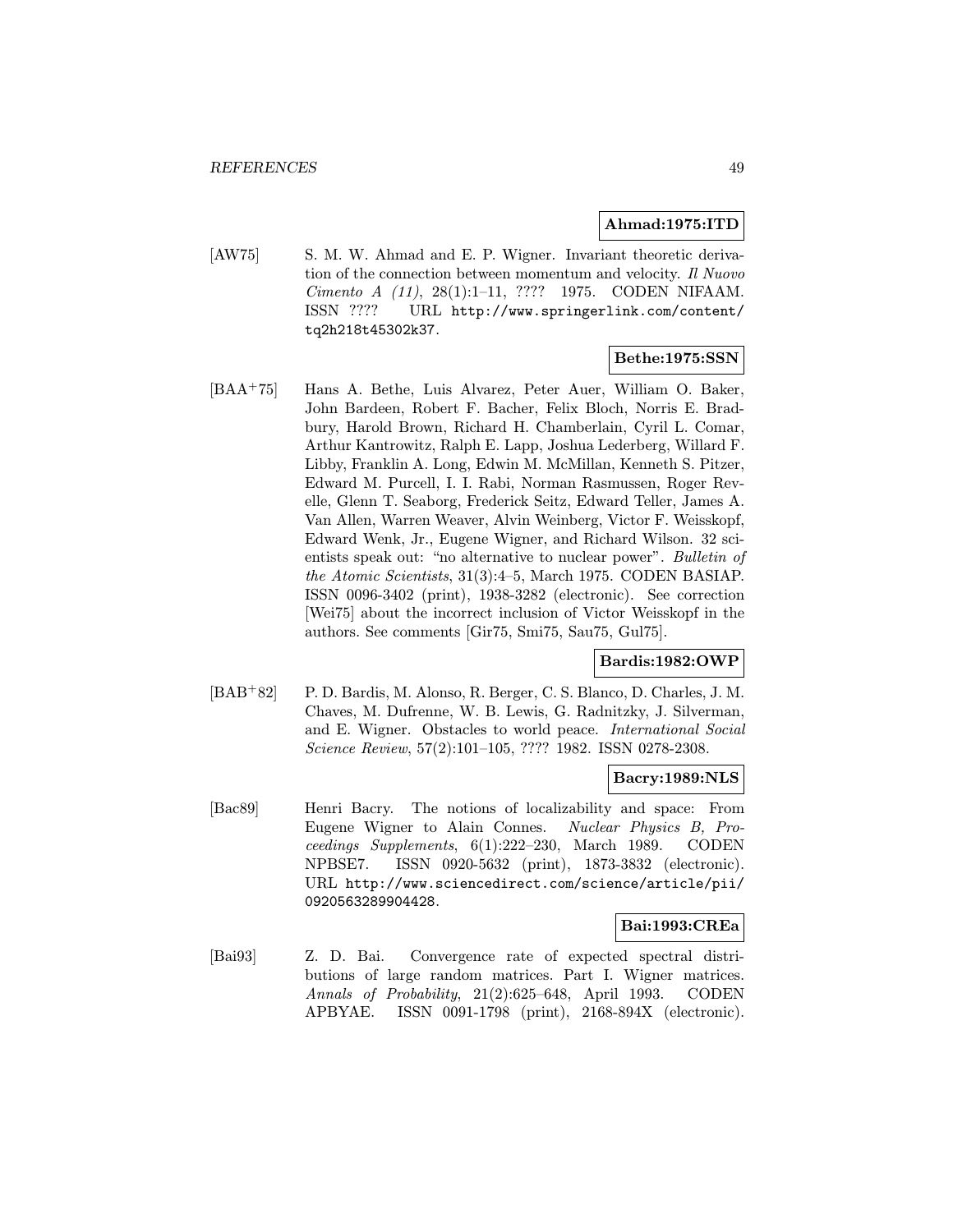**Ahmad:1975:ITD**

[AW75] S. M. W. Ahmad and E. P. Wigner. Invariant theoretic derivation of the connection between momentum and velocity. *Il Nuovo Cimento A (11)*, 28(1):1–11, ???? 1975. CODEN NIFAAM. ISSN ???? URL http://www.springerlink.com/content/tq2h218t45302k37.

**Bethe:1975:SSN**

[BAA+75] Hans A. Bethe, Luis Alvarez, Peter Auer, William O. Baker, John Bardeen, Robert F. Bacher, Felix Bloch, Norris E. Bradbury, Harold Brown, Richard H. Chamberlain, Cyril L. Comar, Arthur Kantrowitz, Ralph E. Lapp, Joshua Lederberg, Willard F. Libby, Franklin A. Long, Edwin M. McMillan, Kenneth S. Pitzer, Edward M. Purcell, I. I. Rabi, Norman Rasmussen, Roger Revelle, Glenn T. Seaborg, Frederick Seitz, Edward Teller, James A. Van Allen, Warren Weaver, Alvin Weinberg, Victor F. Weisskopf, Edward Wenk, Jr., Eugene Wigner, and Richard Wilson. 32 scientists speak out: "no alternative to nuclear power". *Bulletin of the Atomic Scientists*, 31(3):4–5, March 1975. CODEN BASIAP. ISSN 0096-3402 (print), 1938-3282 (electronic). See correction [Wei75] about the incorrect inclusion of Victor Weisskopf in the authors. See comments [Gir75, Smi75, Sau75, Gul75].

**Bardis:1982:OWP**

[BAB+82] P. D. Bardis, M. Alonso, R. Berger, C. S. Blanco, D. Charles, J. M. Chaves, M. Dufrenne, W. B. Lewis, G. Radnitzky, J. Silverman, and E. Wigner. Obstacles to world peace. *International Social Science Review*, 57(2):101–105, ???? 1982. ISSN 0278-2308.

**Bacry:1989:NLS**

[Bac89] Henri Bacry. The notions of localizability and space: From Eugene Wigner to Alain Connes. *Nuclear Physics B, Proceedings Supplements*, 6(1):222–230, March 1989. CODEN NPBSE7. ISSN 0920-5632 (print), 1873-3832 (electronic). URL http://www.sciencedirect.com/science/article/pii/0920563289904428.

**Bai:1993:CREa**

[Bai93] Z. D. Bai. Convergence rate of expected spectral distributions of large random matrices. Part I. Wigner matrices. *Annals of Probability*, 21(2):625–648, April 1993. CODEN APBYAE. ISSN 0091-1798 (print), 2168-894X (electronic).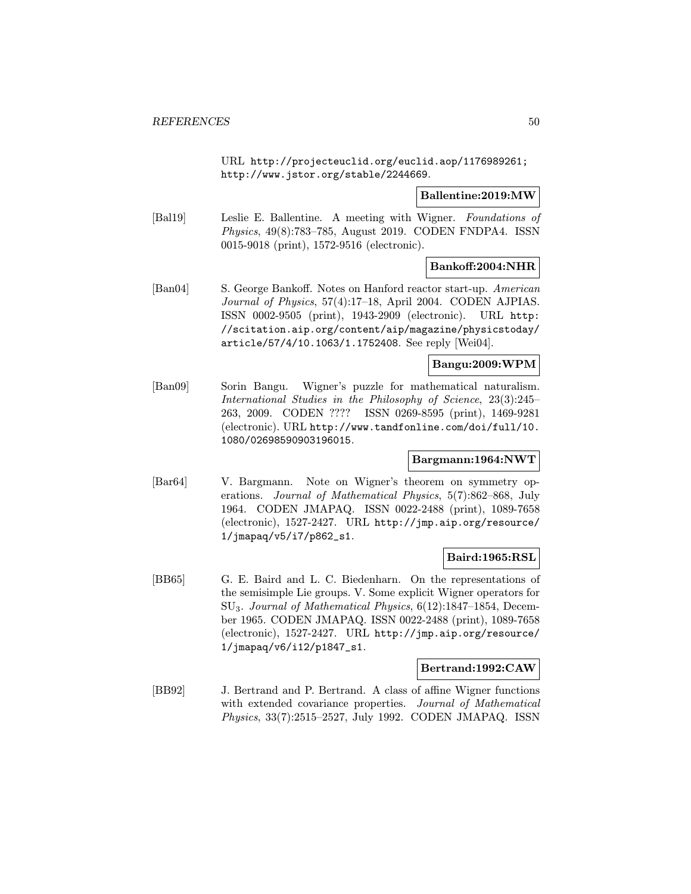URL http://projecteuclid.org/euclid.aop/1176989261; http://www.jstor.org/stable/2244669.

**Ballentine:2019:MW**

[Bal19] Leslie E. Ballentine. A meeting with Wigner. *Foundations of Physics*, 49(8):783–785, August 2019. CODEN FNDPA4. ISSN 0015-9018 (print), 1572-9516 (electronic).

**Bankoff:2004:NHR**

[Ban04] S. George Bankoff. Notes on Hanford reactor start-up. *American Journal of Physics*, 57(4):17–18, April 2004. CODEN AJPIAS. ISSN 0002-9505 (print), 1943-2909 (electronic). URL http://scitation.aip.org/content/aip/magazine/physicstoday/article/57/4/10.1063/1.1752408. See reply [Wei04].

**Bangu:2009:WPM**

[Ban09] Sorin Bangu. Wigner's puzzle for mathematical naturalism. *International Studies in the Philosophy of Science*, 23(3):245–263, 2009. CODEN ???? ISSN 0269-8595 (print), 1469-9281 (electronic). URL http://www.tandfonline.com/doi/full/10.1080/02698590903196015.

**Bargmann:1964:NWT**

[Bar64] V. Bargmann. Note on Wigner's theorem on symmetry operations. *Journal of Mathematical Physics*, 5(7):862–868, July 1964. CODEN JMAPAQ. ISSN 0022-2488 (print), 1089-7658 (electronic), 1527-2427. URL http://jmp.aip.org/resource/1/jmapaq/v5/i7/p862_s1.

**Baird:1965:RSL**

[BB65] G. E. Baird and L. C. Biedenharn. On the representations of the semisimple Lie groups. V. Some explicit Wigner operators for $SU_3$. *Journal of Mathematical Physics*, 6(12):1847–1854, December 1965. CODEN JMAPAQ. ISSN 0022-2488 (print), 1089-7658 (electronic), 1527-2427. URL http://jmp.aip.org/resource/1/jmapaq/v6/i12/p1847_s1.

**Bertrand:1992:CAW**

[BB92] J. Bertrand and P. Bertrand. A class of affine Wigner functions with extended covariance properties. *Journal of Mathematical Physics*, 33(7):2515–2527, July 1992. CODEN JMAPAQ. ISSN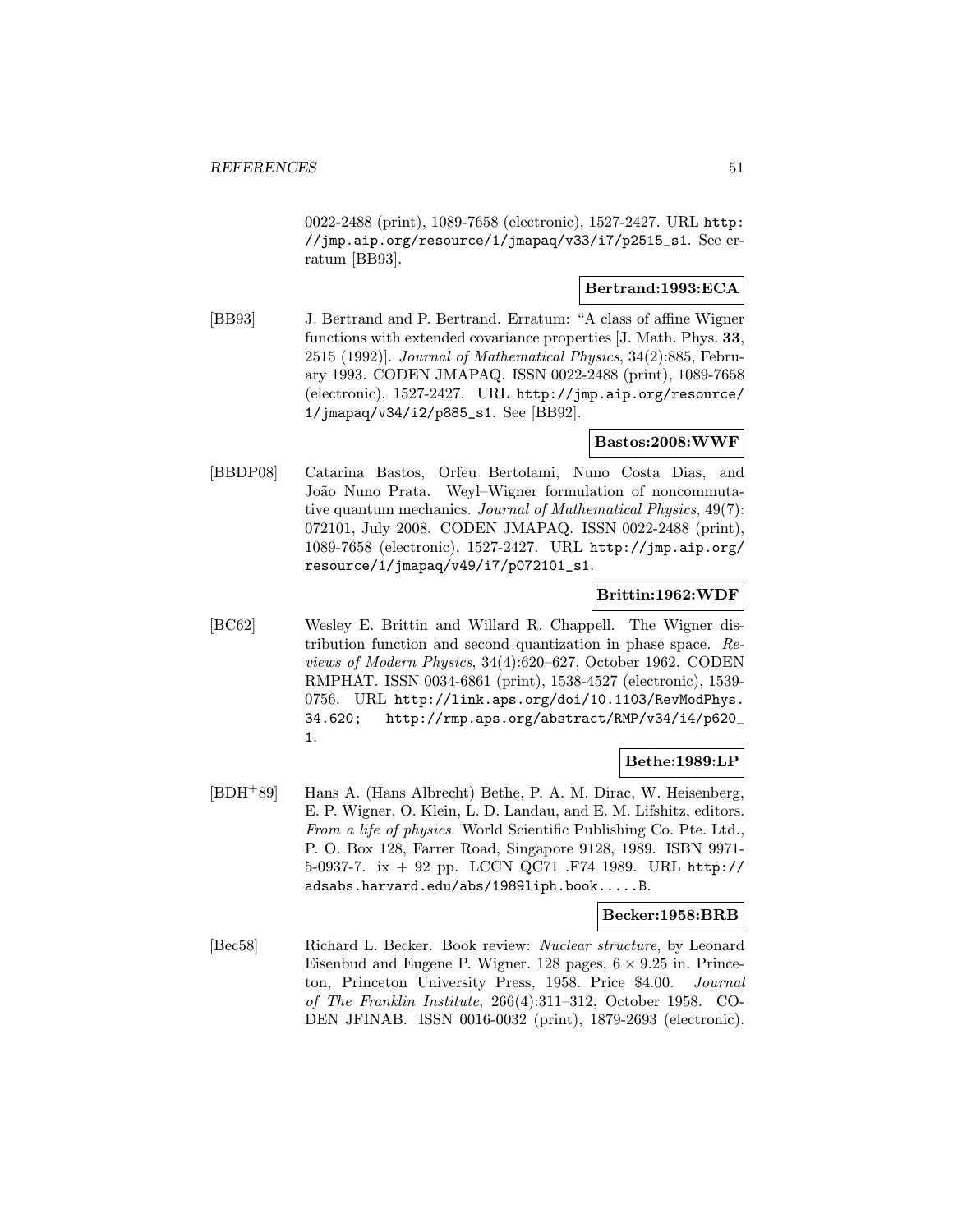0022-2488 (print), 1089-7658 (electronic), 1527-2427. URL http://jmp.aip.org/resource/1/jmapaq/v33/i7/p2515_s1. See erratum [BB93].

**Bertrand:1993:ECA**

[BB93] J. Bertrand and P. Bertrand. Erratum: "A class of affine Wigner functions with extended covariance properties [J. Math. Phys. **33**, 2515 (1992)]. *Journal of Mathematical Physics*, 34(2):885, February 1993. CODEN JMAPAQ. ISSN 0022-2488 (print), 1089-7658 (electronic), 1527-2427. URL http://jmp.aip.org/resource/1/jmapaq/v34/i2/p885_s1. See [BB92].

**Bastos:2008:WWF**

[BBDP08] Catarina Bastos, Orfeu Bertolami, Nuno Costa Dias, and João Nuno Prata. Weyl–Wigner formulation of noncommutative quantum mechanics. *Journal of Mathematical Physics*, 49(7): 072101, July 2008. CODEN JMAPAQ. ISSN 0022-2488 (print), 1089-7658 (electronic), 1527-2427. URL http://jmp.aip.org/resource/1/jmapaq/v49/i7/p072101_s1.

**Brittin:1962:WDF**

[BC62] Wesley E. Brittin and Willard R. Chappell. The Wigner distribution function and second quantization in phase space. *Reviews of Modern Physics*, 34(4):620–627, October 1962. CODEN RMPHAT. ISSN 0034-6861 (print), 1538-4527 (electronic), 1539-0756. URL http://link.aps.org/doi/10.1103/RevModPhys.34.620; http://rmp.aps.org/abstract/RMP/v34/i4/p620_1.

**Bethe:1989:LP**

[BDH+89] Hans A. (Hans Albrecht) Bethe, P. A. M. Dirac, W. Heisenberg, E. P. Wigner, O. Klein, L. D. Landau, and E. M. Lifshitz, editors. *From a life of physics*. World Scientific Publishing Co. Pte. Ltd., P. O. Box 128, Farrer Road, Singapore 9128, 1989. ISBN 9971-5-0937-7. ix + 92 pp. LCCN QC71 .F74 1989. URL http://adsabs.harvard.edu/abs/1989liph.book.....B.

**Becker:1958:BRB**

[Bec58] Richard L. Becker. Book review: *Nuclear structure*, by Leonard Eisenbud and Eugene P. Wigner. 128 pages, $6 \times 9.25$ in. Princeton, Princeton University Press, 1958. Price $4.00. *Journal of The Franklin Institute*, 266(4):311–312, October 1958. CODEN JFINAB. ISSN 0016-0032 (print), 1879-2693 (electronic).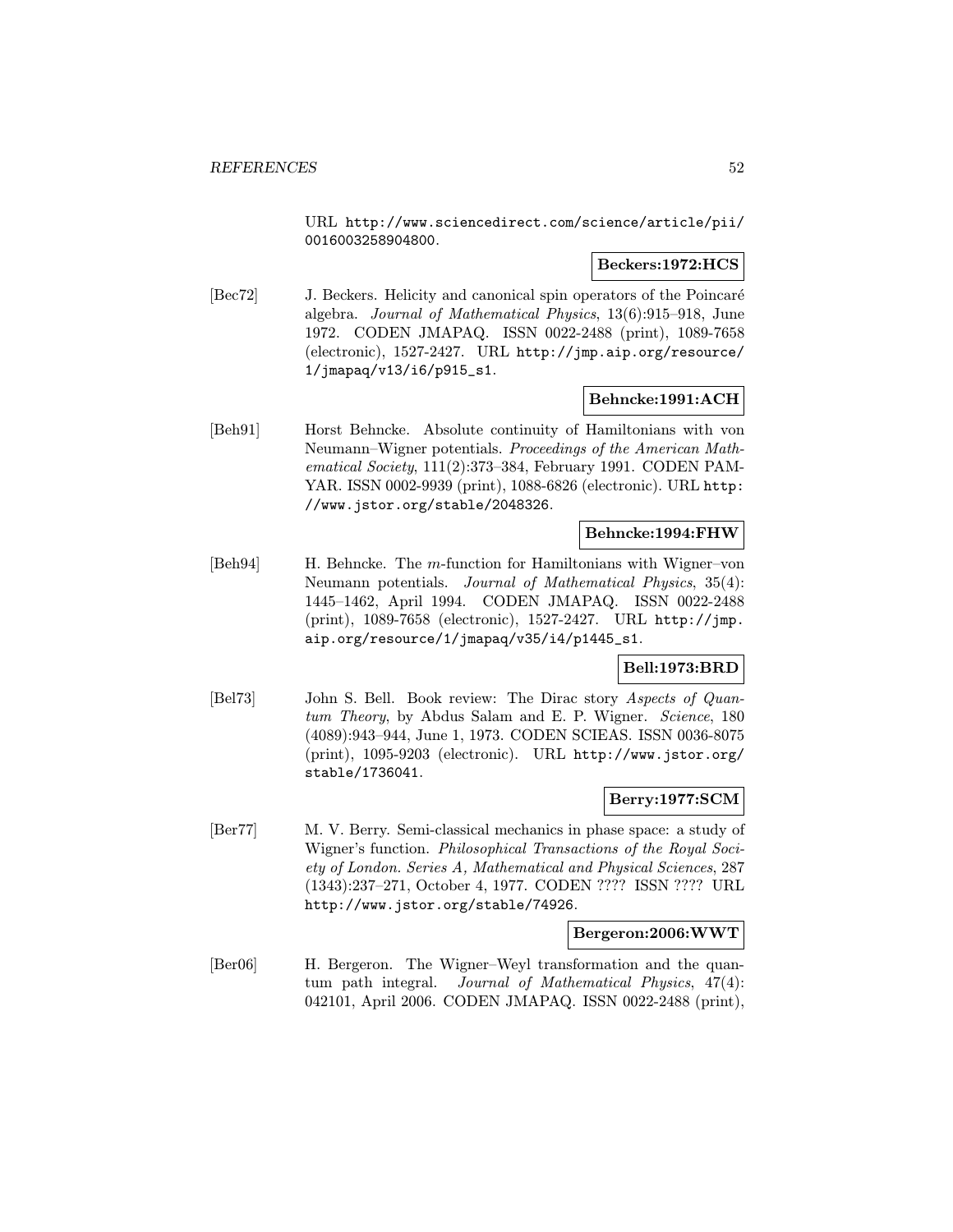URL http://www.sciencedirect.com/science/article/pii/0016003258904800.

**Beckers:1972:HCS**

[Bec72] J. Beckers. Helicity and canonical spin operators of the Poincaré algebra. *Journal of Mathematical Physics*, 13(6):915–918, June 1972. CODEN JMAPAQ. ISSN 0022-2488 (print), 1089-7658 (electronic), 1527-2427. URL http://jmp.aip.org/resource/1/jmapaq/v13/i6/p915_s1.

**Behncke:1991:ACH**

[Beh91] Horst Behncke. Absolute continuity of Hamiltonians with von Neumann–Wigner potentials. *Proceedings of the American Mathematical Society*, 111(2):373–384, February 1991. CODEN PAMYAR. ISSN 0002-9939 (print), 1088-6826 (electronic). URL http://www.jstor.org/stable/2048326.

**Behncke:1994:FHW**

[Beh94] H. Behncke. The $m$-function for Hamiltonians with Wigner–von Neumann potentials. *Journal of Mathematical Physics*, 35(4):1445–1462, April 1994. CODEN JMAPAQ. ISSN 0022-2488 (print), 1089-7658 (electronic), 1527-2427. URL http://jmp.aip.org/resource/1/jmapaq/v35/i4/p1445_s1.

**Bell:1973:BRD**

[Bel73] John S. Bell. Book review: The Dirac story *Aspects of Quantum Theory*, by Abdus Salam and E. P. Wigner. *Science*, 180 (4089):943–944, June 1, 1973. CODEN SCIEAS. ISSN 0036-8075 (print), 1095-9203 (electronic). URL http://www.jstor.org/stable/1736041.

**Berry:1977:SCM**

[Ber77] M. V. Berry. Semi-classical mechanics in phase space: a study of Wigner's function. *Philosophical Transactions of the Royal Society of London. Series A, Mathematical and Physical Sciences*, 287 (1343):237–271, October 4, 1977. CODEN ???? ISSN ???? URL http://www.jstor.org/stable/74926.

**Bergeron:2006:WWT**

[Ber06] H. Bergeron. The Wigner–Weyl transformation and the quantum path integral. *Journal of Mathematical Physics*, 47(4): 042101, April 2006. CODEN JMAPAQ. ISSN 0022-2488 (print),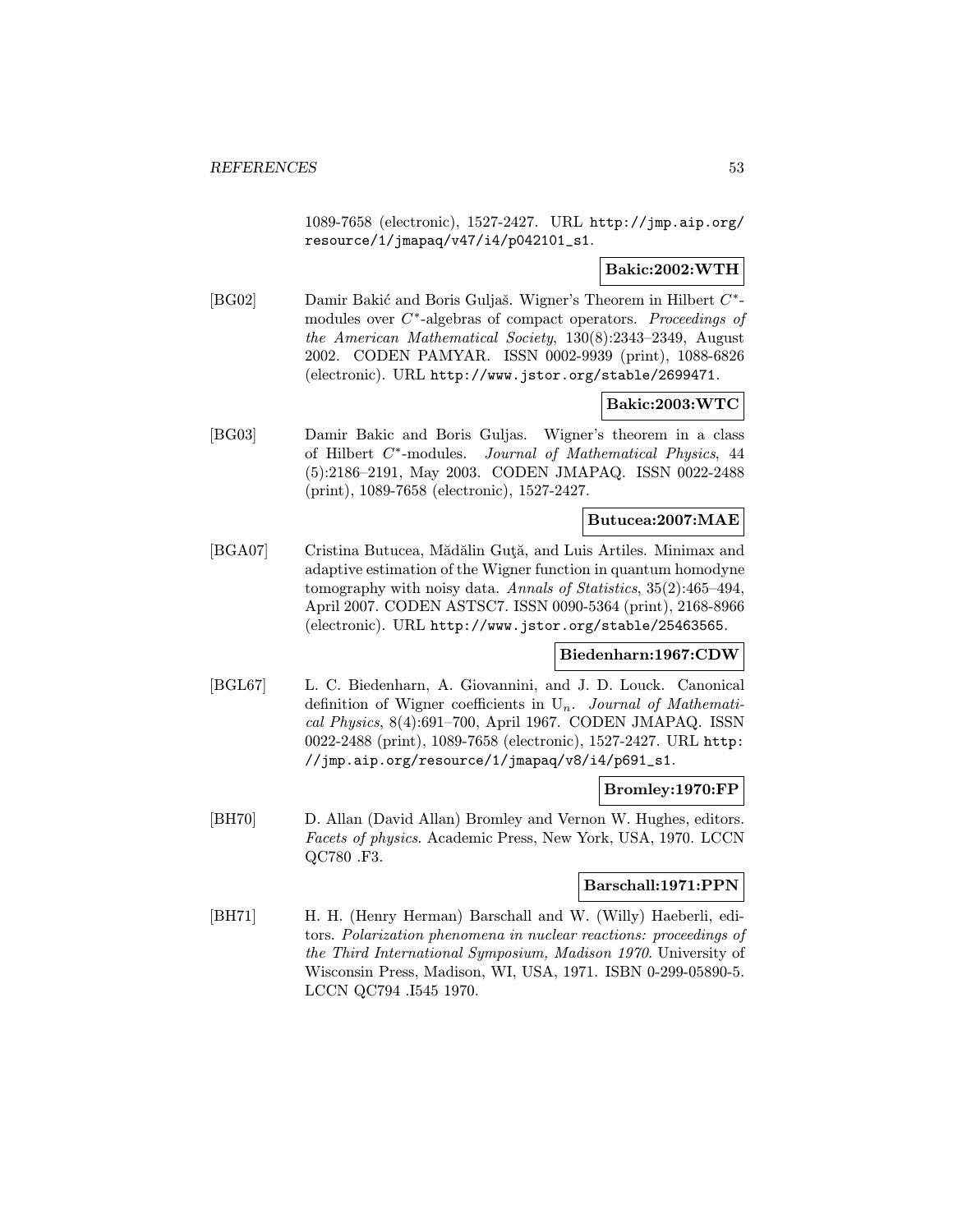1089-7658 (electronic), 1527-2427. URL http://jmp.aip.org/resource/1/jmapaq/v47/i4/p042101_s1.

**Bakic:2002:WTH**

[BG02] Damir Bakić and Boris Guljaš. Wigner's Theorem in Hilbert $C^*$-modules over $C^*$-algebras of compact operators. *Proceedings of the American Mathematical Society*, 130(8):2343–2349, August 2002. CODEN PAMYAR. ISSN 0002-9939 (print), 1088-6826 (electronic). URL http://www.jstor.org/stable/2699471.

**Bakic:2003:WTC**

[BG03] Damir Bakic and Boris Guljas. Wigner's theorem in a class of Hilbert $C^*$-modules. *Journal of Mathematical Physics*, 44 (5):2186–2191, May 2003. CODEN JMAPAQ. ISSN 0022-2488 (print), 1089-7658 (electronic), 1527-2427.

**Butucea:2007:MAE**

[BGA07] Cristina Butucea, Mădălin Guţă, and Luis Artiles. Minimax and adaptive estimation of the Wigner function in quantum homodyne tomography with noisy data. *Annals of Statistics*, 35(2):465–494, April 2007. CODEN ASTSC7. ISSN 0090-5364 (print), 2168-8966 (electronic). URL http://www.jstor.org/stable/25463565.

**Biedenharn:1967:CDW**

[BGL67] L. C. Biedenharn, A. Giovannini, and J. D. Louck. Canonical definition of Wigner coefficients in $\mathrm{U}_n$. *Journal of Mathematical Physics*, 8(4):691–700, April 1967. CODEN JMAPAQ. ISSN 0022-2488 (print), 1089-7658 (electronic), 1527-2427. URL http://jmp.aip.org/resource/1/jmapaq/v8/i4/p691_s1.

**Bromley:1970:FP**

[BH70] D. Allan (David Allan) Bromley and Vernon W. Hughes, editors. *Facets of physics*. Academic Press, New York, USA, 1970. LCCN QC780 .F3.

**Barschall:1971:PPN**

[BH71] H. H. (Henry Herman) Barschall and W. (Willy) Haeberli, editors. *Polarization phenomena in nuclear reactions: proceedings of the Third International Symposium, Madison 1970*. University of Wisconsin Press, Madison, WI, USA, 1971. ISBN 0-299-05890-5. LCCN QC794 .I545 1970.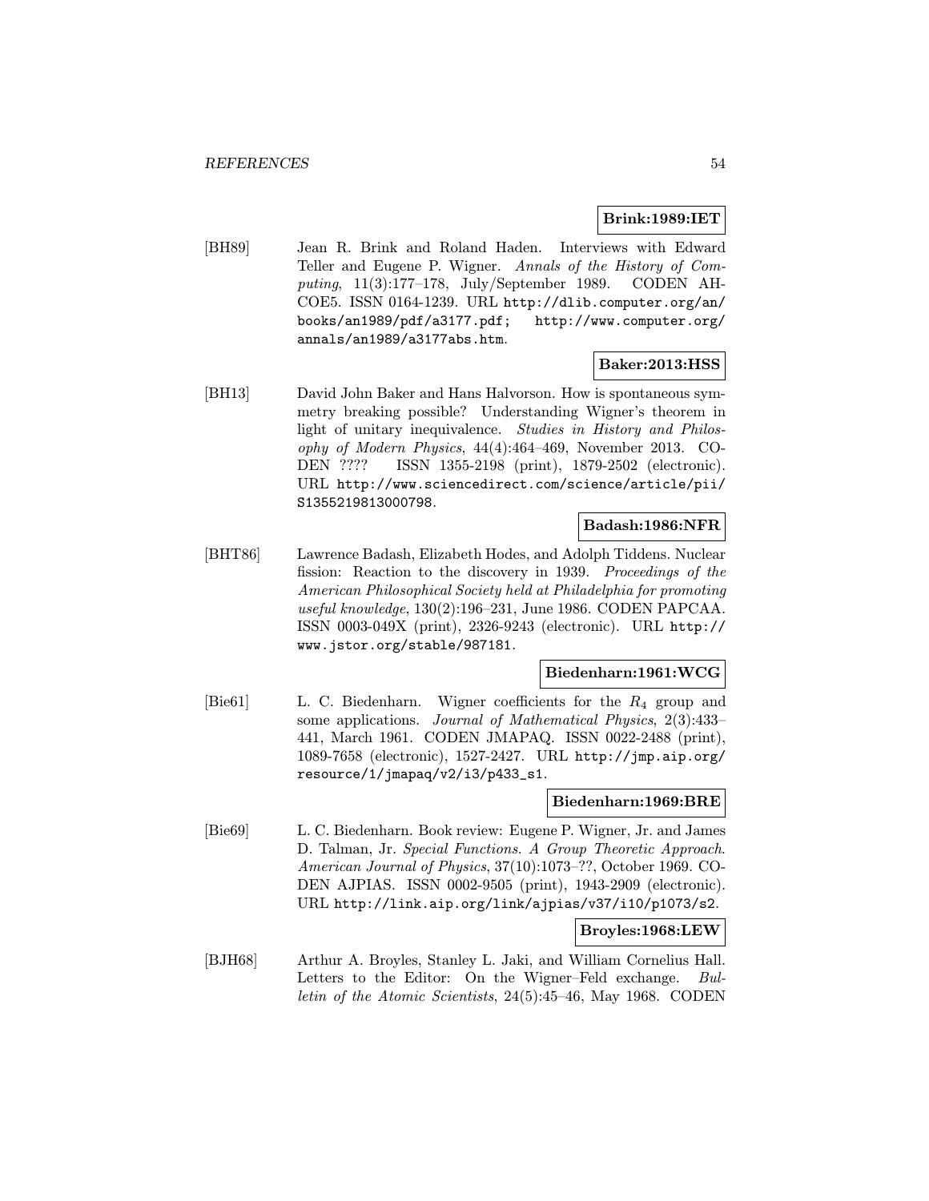**Brink:1989:IET**

[BH89] Jean R. Brink and Roland Haden. Interviews with Edward Teller and Eugene P. Wigner. *Annals of the History of Computing*, 11(3):177–178, July/September 1989. CODEN AHCOE5. ISSN 0164-1239. URL http://dlib.computer.org/an/books/an1989/pdf/a3177.pdf; http://www.computer.org/annals/an1989/a3177abs.htm.

**Baker:2013:HSS**

[BH13] David John Baker and Hans Halvorson. How is spontaneous symmetry breaking possible? Understanding Wigner's theorem in light of unitary inequivalence. *Studies in History and Philosophy of Modern Physics*, 44(4):464–469, November 2013. CODEN ???? ISSN 1355-2198 (print), 1879-2502 (electronic). URL http://www.sciencedirect.com/science/article/pii/S1355219813000798.

**Badash:1986:NFR**

[BHT86] Lawrence Badash, Elizabeth Hodes, and Adolph Tiddens. Nuclear fission: Reaction to the discovery in 1939. *Proceedings of the American Philosophical Society held at Philadelphia for promoting useful knowledge*, 130(2):196–231, June 1986. CODEN PAPCAA. ISSN 0003-049X (print), 2326-9243 (electronic). URL http://www.jstor.org/stable/987181.

**Biedenharn:1961:WCG**

[Bie61] L. C. Biedenharn. Wigner coefficients for the $R_4$ group and some applications. *Journal of Mathematical Physics*, 2(3):433–441, March 1961. CODEN JMAPAQ. ISSN 0022-2488 (print), 1089-7658 (electronic), 1527-2427. URL http://jmp.aip.org/resource/1/jmapaq/v2/i3/p433_s1.

**Biedenharn:1969:BRE**

[Bie69] L. C. Biedenharn. Book review: Eugene P. Wigner, Jr. and James D. Talman, Jr. *Special Functions. A Group Theoretic Approach*. *American Journal of Physics*, 37(10):1073–??, October 1969. CODEN AJPIAS. ISSN 0002-9505 (print), 1943-2909 (electronic). URL http://link.aip.org/link/ajpias/v37/i10/p1073/s2.

**Broyles:1968:LEW**

[BJH68] Arthur A. Broyles, Stanley L. Jaki, and William Cornelius Hall. Letters to the Editor: On the Wigner–Feld exchange. *Bulletin of the Atomic Scientists*, 24(5):45–46, May 1968. CODEN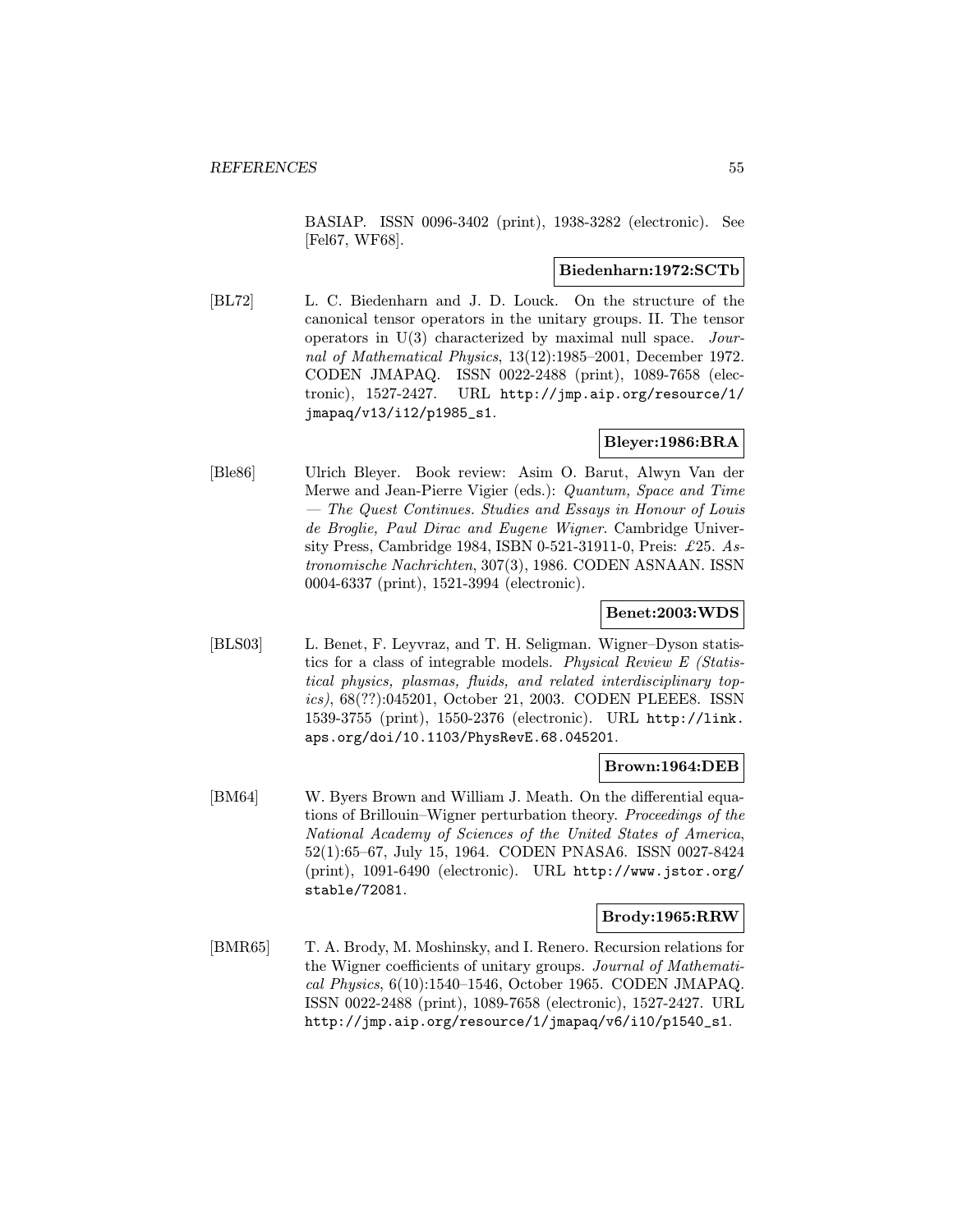BASIAP. ISSN 0096-3402 (print), 1938-3282 (electronic). See [Fel67, WF68].

**Biedenharn:1972:SCTb**

[BL72] L. C. Biedenharn and J. D. Louck. On the structure of the canonical tensor operators in the unitary groups. II. The tensor operators in U(3) characterized by maximal null space. *Journal of Mathematical Physics*, 13(12):1985–2001, December 1972. CODEN JMAPAQ. ISSN 0022-2488 (print), 1089-7658 (electronic), 1527-2427. URL http://jmp.aip.org/resource/1/jmapaq/v13/i12/p1985_s1.

**Bleyer:1986:BRA**

[Ble86] Ulrich Bleyer. Book review: Asim O. Barut, Alwyn Van der Merwe and Jean-Pierre Vigier (eds.): *Quantum, Space and Time — The Quest Continues. Studies and Essays in Honour of Louis de Broglie, Paul Dirac and Eugene Wigner*. Cambridge University Press, Cambridge 1984, ISBN 0-521-31911-0, Preis: £25. *Astronomische Nachrichten*, 307(3), 1986. CODEN ASNAAN. ISSN 0004-6337 (print), 1521-3994 (electronic).

**Benet:2003:WDS**

[BLS03] L. Benet, F. Leyvraz, and T. H. Seligman. Wigner–Dyson statistics for a class of integrable models. *Physical Review E (Statistical physics, plasmas, fluids, and related interdisciplinary topics)*, 68(??):045201, October 21, 2003. CODEN PLEEE8. ISSN 1539-3755 (print), 1550-2376 (electronic). URL http://link.aps.org/doi/10.1103/PhysRevE.68.045201.

**Brown:1964:DEB**

[BM64] W. Byers Brown and William J. Meath. On the differential equations of Brillouin–Wigner perturbation theory. *Proceedings of the National Academy of Sciences of the United States of America*, 52(1):65–67, July 15, 1964. CODEN PNASA6. ISSN 0027-8424 (print), 1091-6490 (electronic). URL http://www.jstor.org/stable/72081.

**Brody:1965:RRW**

[BMR65] T. A. Brody, M. Moshinsky, and I. Renero. Recursion relations for the Wigner coefficients of unitary groups. *Journal of Mathematical Physics*, 6(10):1540–1546, October 1965. CODEN JMAPAQ. ISSN 0022-2488 (print), 1089-7658 (electronic), 1527-2427. URL http://jmp.aip.org/resource/1/jmapaq/v6/i10/p1540_s1.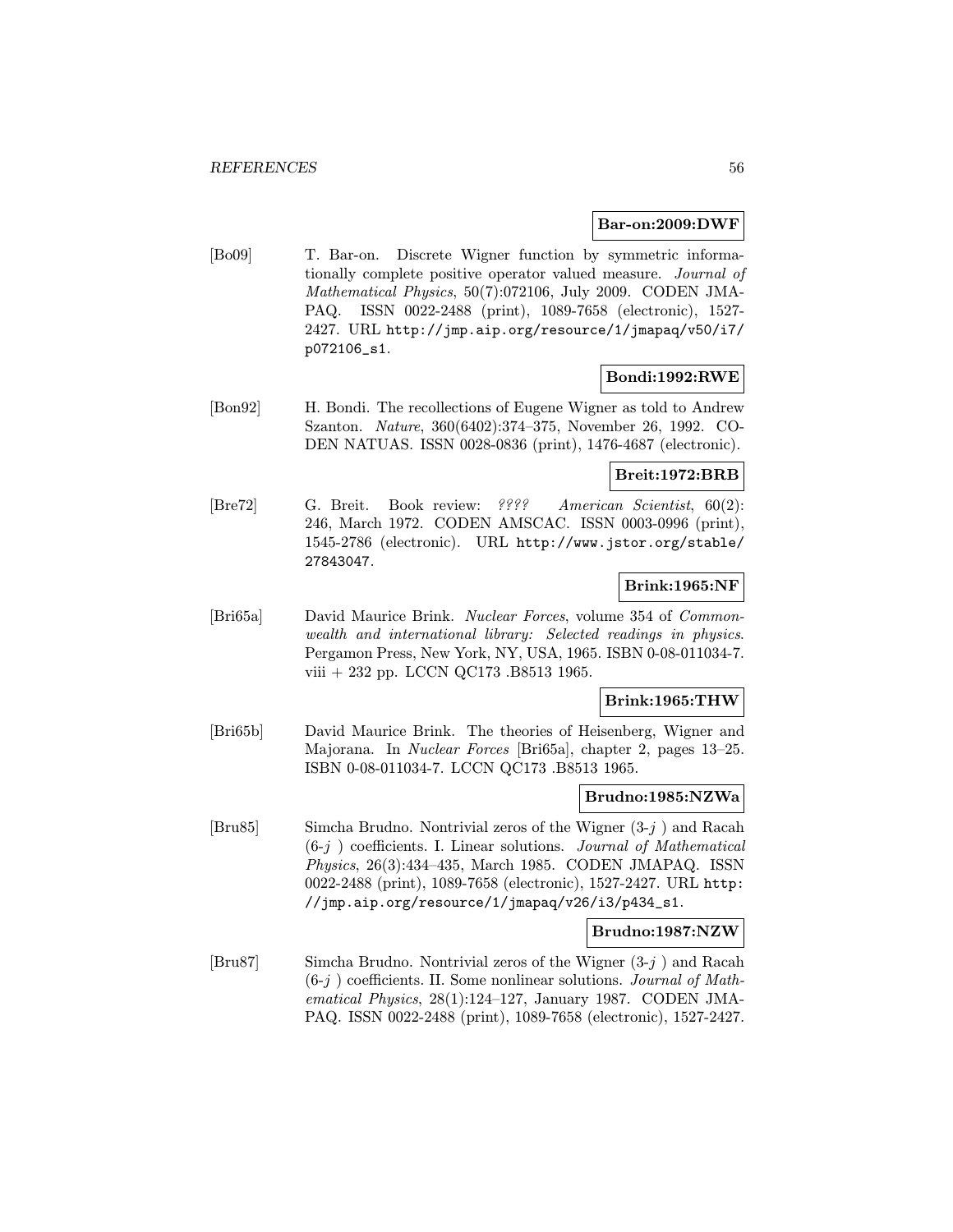**Bar-on:2009:DWF**

[Bo09] T. Bar-on. Discrete Wigner function by symmetric informationally complete positive operator valued measure. *Journal of Mathematical Physics*, 50(7):072106, July 2009. CODEN JMAPAQ. ISSN 0022-2488 (print), 1089-7658 (electronic), 1527-2427. URL `http://jmp.aip.org/resource/1/jmapaq/v50/i7/p072106_s1`.

**Bondi:1992:RWE**

[Bon92] H. Bondi. The recollections of Eugene Wigner as told to Andrew Szanton. *Nature*, 360(6402):374–375, November 26, 1992. CODEN NATUAS. ISSN 0028-0836 (print), 1476-4687 (electronic).

**Breit:1972:BRB**

[Bre72] G. Breit. Book review: *????* *American Scientist*, 60(2): 246, March 1972. CODEN AMSCAC. ISSN 0003-0996 (print), 1545-2786 (electronic). URL `http://www.jstor.org/stable/27843047`.

**Brink:1965:NF**

[Bri65a] David Maurice Brink. *Nuclear Forces*, volume 354 of *Commonwealth and international library: Selected readings in physics*. Pergamon Press, New York, NY, USA, 1965. ISBN 0-08-011034-7. viii + 232 pp. LCCN QC173 .B8513 1965.

**Brink:1965:THW**

[Bri65b] David Maurice Brink. The theories of Heisenberg, Wigner and Majorana. In *Nuclear Forces* [Bri65a], chapter 2, pages 13–25. ISBN 0-08-011034-7. LCCN QC173 .B8513 1965.

**Brudno:1985:NZWa**

[Bru85] Simcha Brudno. Nontrivial zeros of the Wigner ($3$-$j$ ) and Racah ($6$-$j$ ) coefficients. I. Linear solutions. *Journal of Mathematical Physics*, 26(3):434–435, March 1985. CODEN JMAPAQ. ISSN 0022-2488 (print), 1089-7658 (electronic), 1527-2427. URL `http://jmp.aip.org/resource/1/jmapaq/v26/i3/p434_s1`.

**Brudno:1987:NZW**

[Bru87] Simcha Brudno. Nontrivial zeros of the Wigner ($3$-$j$ ) and Racah ($6$-$j$ ) coefficients. II. Some nonlinear solutions. *Journal of Mathematical Physics*, 28(1):124–127, January 1987. CODEN JMAPAQ. ISSN 0022-2488 (print), 1089-7658 (electronic), 1527-2427.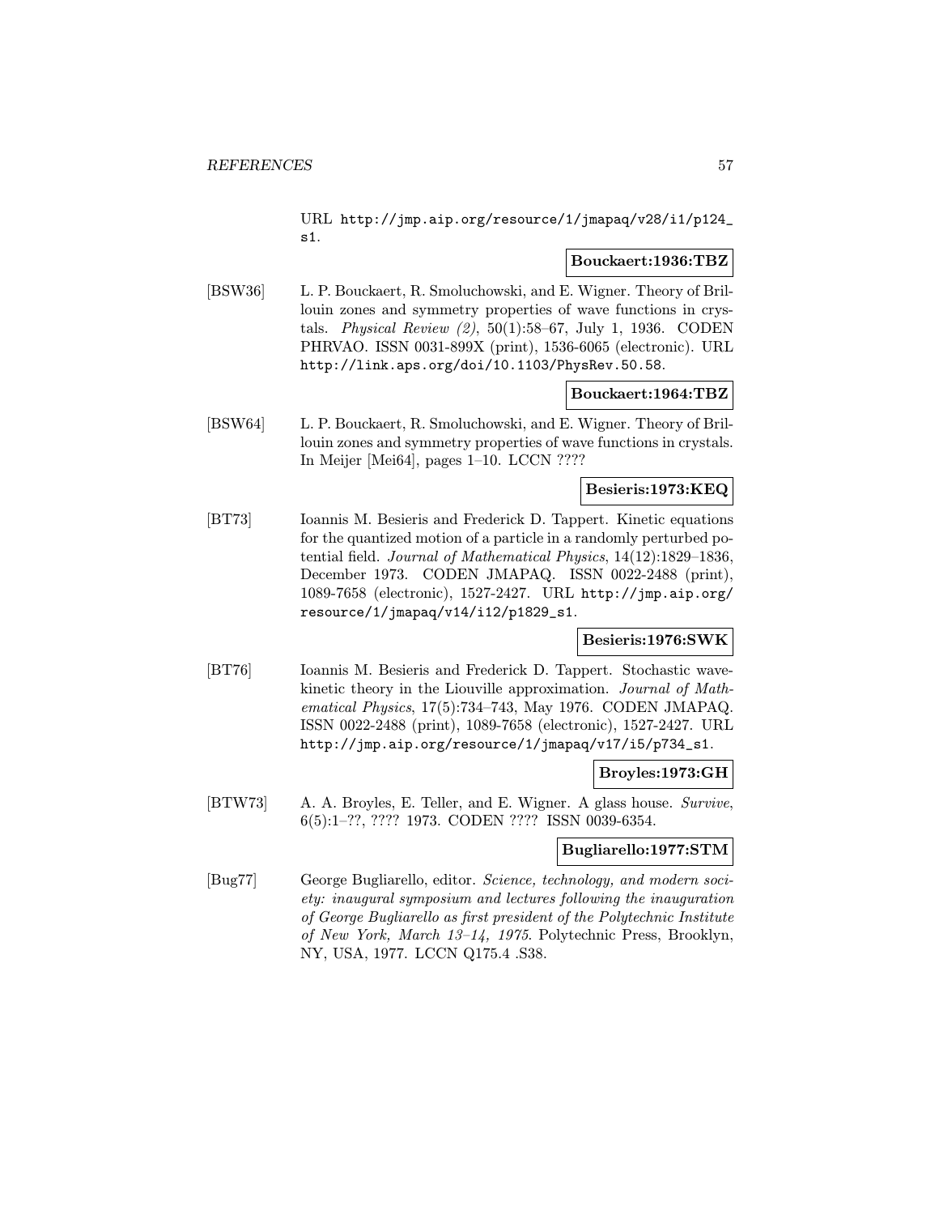URL `http://jmp.aip.org/resource/1/jmapaq/v28/i1/p124_s1`.

**Bouckaert:1936:TBZ**

[BSW36] L. P. Bouckaert, R. Smoluchowski, and E. Wigner. Theory of Brillouin zones and symmetry properties of wave functions in crystals. *Physical Review (2)*, 50(1):58–67, July 1, 1936. CODEN PHRVAO. ISSN 0031-899X (print), 1536-6065 (electronic). URL `http://link.aps.org/doi/10.1103/PhysRev.50.58`.

**Bouckaert:1964:TBZ**

[BSW64] L. P. Bouckaert, R. Smoluchowski, and E. Wigner. Theory of Brillouin zones and symmetry properties of wave functions in crystals. In Meijer [Mei64], pages 1–10. LCCN ????

**Besieris:1973:KEQ**

[BT73] Ioannis M. Besieris and Frederick D. Tappert. Kinetic equations for the quantized motion of a particle in a randomly perturbed potential field. *Journal of Mathematical Physics*, 14(12):1829–1836, December 1973. CODEN JMAPAQ. ISSN 0022-2488 (print), 1089-7658 (electronic), 1527-2427. URL `http://jmp.aip.org/resource/1/jmapaq/v14/i12/p1829_s1`.

**Besieris:1976:SWK**

[BT76] Ioannis M. Besieris and Frederick D. Tappert. Stochastic wave-kinetic theory in the Liouville approximation. *Journal of Mathematical Physics*, 17(5):734–743, May 1976. CODEN JMAPAQ. ISSN 0022-2488 (print), 1089-7658 (electronic), 1527-2427. URL `http://jmp.aip.org/resource/1/jmapaq/v17/i5/p734_s1`.

**Broyles:1973:GH**

[BTW73] A. A. Broyles, E. Teller, and E. Wigner. A glass house. *Survive*, 6(5):1–??, ???? 1973. CODEN ???? ISSN 0039-6354.

**Bugliarello:1977:STM**

[Bug77] George Bugliarello, editor. *Science, technology, and modern society: inaugural symposium and lectures following the inauguration of George Bugliarello as first president of the Polytechnic Institute of New York, March 13–14, 1975*. Polytechnic Press, Brooklyn, NY, USA, 1977. LCCN Q175.4 .S38.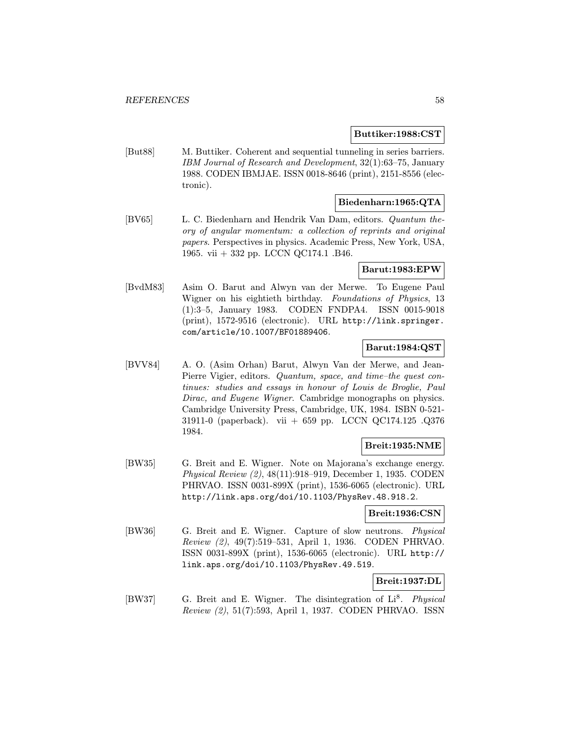**Buttiker:1988:CST**

[But88] M. Buttiker. Coherent and sequential tunneling in series barriers. *IBM Journal of Research and Development*, 32(1):63–75, January 1988. CODEN IBMJAE. ISSN 0018-8646 (print), 2151-8556 (electronic).

**Biedenharn:1965:QTA**

[BV65] L. C. Biedenharn and Hendrik Van Dam, editors. *Quantum theory of angular momentum: a collection of reprints and original papers*. Perspectives in physics. Academic Press, New York, USA, 1965. vii + 332 pp. LCCN QC174.1 .B46.

**Barut:1983:EPW**

[BvdM83] Asim O. Barut and Alwyn van der Merwe. To Eugene Paul Wigner on his eightieth birthday. *Foundations of Physics*, 13 (1):3–5, January 1983. CODEN FNDPA4. ISSN 0015-9018 (print), 1572-9516 (electronic). URL http://link.springer.com/article/10.1007/BF01889406.

**Barut:1984:QST**

[BVV84] A. O. (Asim Orhan) Barut, Alwyn Van der Merwe, and Jean-Pierre Vigier, editors. *Quantum, space, and time–the quest continues: studies and essays in honour of Louis de Broglie, Paul Dirac, and Eugene Wigner*. Cambridge monographs on physics. Cambridge University Press, Cambridge, UK, 1984. ISBN 0-521-31911-0 (paperback). vii + 659 pp. LCCN QC174.125 .Q376 1984.

**Breit:1935:NME**

[BW35] G. Breit and E. Wigner. Note on Majorana's exchange energy. *Physical Review (2)*, 48(11):918–919, December 1, 1935. CODEN PHRVAO. ISSN 0031-899X (print), 1536-6065 (electronic). URL http://link.aps.org/doi/10.1103/PhysRev.48.918.2.

**Breit:1936:CSN**

[BW36] G. Breit and E. Wigner. Capture of slow neutrons. *Physical Review (2)*, 49(7):519–531, April 1, 1936. CODEN PHRVAO. ISSN 0031-899X (print), 1536-6065 (electronic). URL http://link.aps.org/doi/10.1103/PhysRev.49.519.

**Breit:1937:DL**

[BW37] G. Breit and E. Wigner. The disintegration of $Li^8$. *Physical Review (2)*, 51(7):593, April 1, 1937. CODEN PHRVAO. ISSN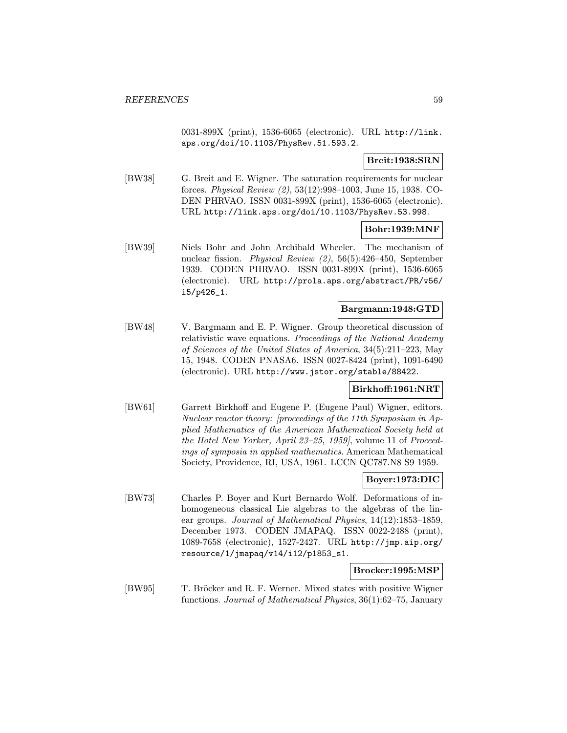0031-899X (print), 1536-6065 (electronic). URL http://link.aps.org/doi/10.1103/PhysRev.51.593.2.

**Breit:1938:SRN**

[BW38] G. Breit and E. Wigner. The saturation requirements for nuclear forces. *Physical Review (2)*, 53(12):998–1003, June 15, 1938. CODEN PHRVAO. ISSN 0031-899X (print), 1536-6065 (electronic). URL http://link.aps.org/doi/10.1103/PhysRev.53.998.

**Bohr:1939:MNF**

[BW39] Niels Bohr and John Archibald Wheeler. The mechanism of nuclear fission. *Physical Review (2)*, 56(5):426–450, September 1939. CODEN PHRVAO. ISSN 0031-899X (print), 1536-6065 (electronic). URL http://prola.aps.org/abstract/PR/v56/i5/p426_1.

**Bargmann:1948:GTD**

[BW48] V. Bargmann and E. P. Wigner. Group theoretical discussion of relativistic wave equations. *Proceedings of the National Academy of Sciences of the United States of America*, 34(5):211–223, May 15, 1948. CODEN PNASA6. ISSN 0027-8424 (print), 1091-6490 (electronic). URL http://www.jstor.org/stable/88422.

**Birkhoff:1961:NRT**

[BW61] Garrett Birkhoff and Eugene P. (Eugene Paul) Wigner, editors. *Nuclear reactor theory: [proceedings of the 11th Symposium in Applied Mathematics of the American Mathematical Society held at the Hotel New Yorker, April 23–25, 1959]*, volume 11 of *Proceedings of symposia in applied mathematics*. American Mathematical Society, Providence, RI, USA, 1961. LCCN QC787.N8 S9 1959.

**Boyer:1973:DIC**

[BW73] Charles P. Boyer and Kurt Bernardo Wolf. Deformations of inhomogeneous classical Lie algebras to the algebras of the linear groups. *Journal of Mathematical Physics*, 14(12):1853–1859, December 1973. CODEN JMAPAQ. ISSN 0022-2488 (print), 1089-7658 (electronic), 1527-2427. URL http://jmp.aip.org/resource/1/jmapaq/v14/i12/p1853_s1.

**Brocker:1995:MSP**

[BW95] T. Bröcker and R. F. Werner. Mixed states with positive Wigner functions. *Journal of Mathematical Physics*, 36(1):62–75, January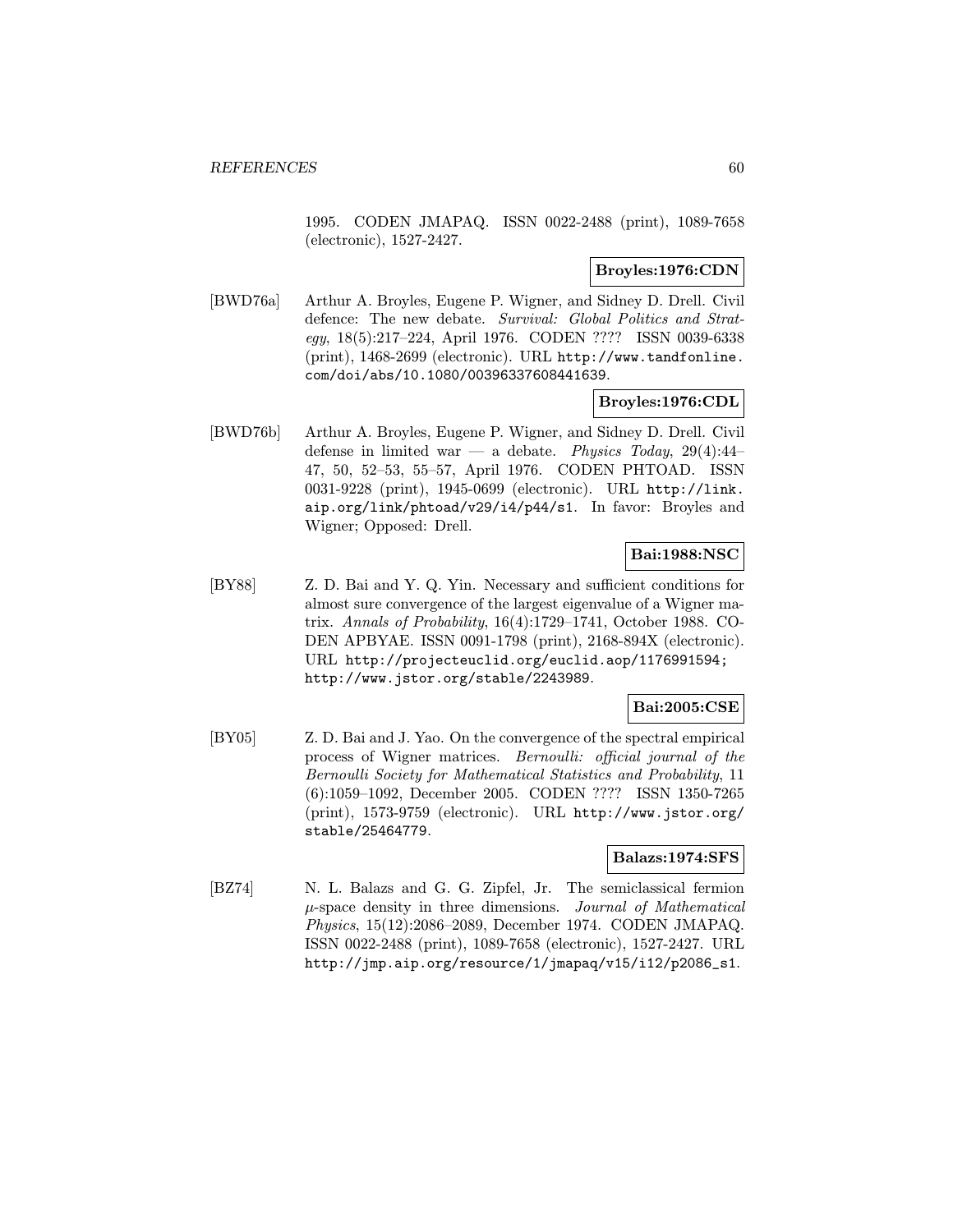1995. CODEN JMAPAQ. ISSN 0022-2488 (print), 1089-7658 (electronic), 1527-2427.

**Broyles:1976:CDN**

[BWD76a] Arthur A. Broyles, Eugene P. Wigner, and Sidney D. Drell. Civil defence: The new debate. *Survival: Global Politics and Strategy*, 18(5):217–224, April 1976. CODEN ???? ISSN 0039-6338 (print), 1468-2699 (electronic). URL `http://www.tandfonline.com/doi/abs/10.1080/00396337608441639`.

**Broyles:1976:CDL**

[BWD76b] Arthur A. Broyles, Eugene P. Wigner, and Sidney D. Drell. Civil defense in limited war — a debate. *Physics Today*, 29(4):44–47, 50, 52–53, 55–57, April 1976. CODEN PHTOAD. ISSN 0031-9228 (print), 1945-0699 (electronic). URL `http://link.aip.org/link/phtoad/v29/i4/p44/s1`. In favor: Broyles and Wigner; Opposed: Drell.

**Bai:1988:NSC**

[BY88] Z. D. Bai and Y. Q. Yin. Necessary and sufficient conditions for almost sure convergence of the largest eigenvalue of a Wigner matrix. *Annals of Probability*, 16(4):1729–1741, October 1988. CODEN APBYAE. ISSN 0091-1798 (print), 2168-894X (electronic). URL `http://projecteuclid.org/euclid.aop/1176991594; http://www.jstor.org/stable/2243989`.

**Bai:2005:CSE**

[BY05] Z. D. Bai and J. Yao. On the convergence of the spectral empirical process of Wigner matrices. *Bernoulli: official journal of the Bernoulli Society for Mathematical Statistics and Probability*, 11 (6):1059–1092, December 2005. CODEN ???? ISSN 1350-7265 (print), 1573-9759 (electronic). URL `http://www.jstor.org/stable/25464779`.

**Balazs:1974:SFS**

[BZ74] N. L. Balazs and G. G. Zipfel, Jr. The semiclassical fermion $\mu$-space density in three dimensions. *Journal of Mathematical Physics*, 15(12):2086–2089, December 1974. CODEN JMAPAQ. ISSN 0022-2488 (print), 1089-7658 (electronic), 1527-2427. URL `http://jmp.aip.org/resource/1/jmapaq/v15/i12/p2086_s1`.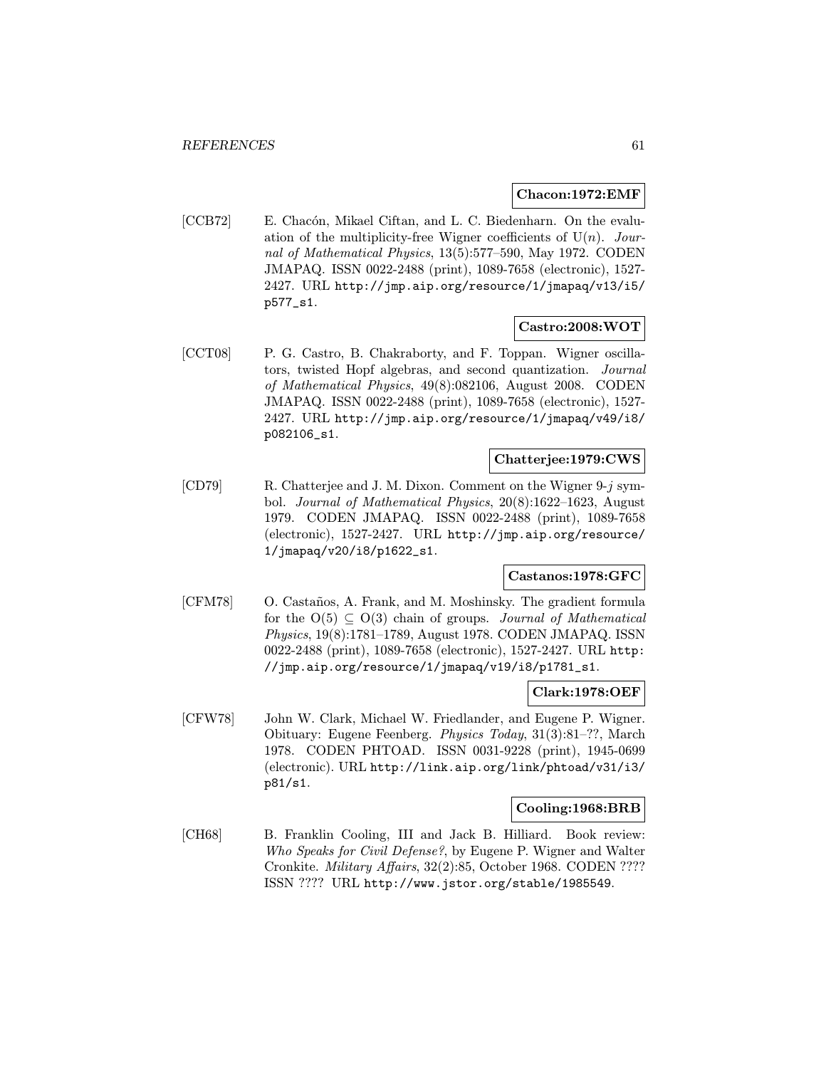**Chacon:1972:EMF**

[CCB72] E. Chacón, Mikael Ciftan, and L. C. Biedenharn. On the evaluation of the multiplicity-free Wigner coefficients of U($n$). *Journal of Mathematical Physics*, 13(5):577–590, May 1972. CODEN JMAPAQ. ISSN 0022-2488 (print), 1089-7658 (electronic), 1527-2427. URL http://jmp.aip.org/resource/1/jmapaq/v13/i5/p577_s1.

**Castro:2008:WOT**

[CCT08] P. G. Castro, B. Chakraborty, and F. Toppan. Wigner oscillators, twisted Hopf algebras, and second quantization. *Journal of Mathematical Physics*, 49(8):082106, August 2008. CODEN JMAPAQ. ISSN 0022-2488 (print), 1089-7658 (electronic), 1527-2427. URL http://jmp.aip.org/resource/1/jmapaq/v49/i8/p082106_s1.

**Chatterjee:1979:CWS**

[CD79] R. Chatterjee and J. M. Dixon. Comment on the Wigner 9-$j$ symbol. *Journal of Mathematical Physics*, 20(8):1622–1623, August 1979. CODEN JMAPAQ. ISSN 0022-2488 (print), 1089-7658 (electronic), 1527-2427. URL http://jmp.aip.org/resource/1/jmapaq/v20/i8/p1622_s1.

**Castanos:1978:GFC**

[CFM78] O. Castaños, A. Frank, and M. Moshinsky. The gradient formula for the $O(5) \subseteq O(3)$ chain of groups. *Journal of Mathematical Physics*, 19(8):1781–1789, August 1978. CODEN JMAPAQ. ISSN 0022-2488 (print), 1089-7658 (electronic), 1527-2427. URL http://jmp.aip.org/resource/1/jmapaq/v19/i8/p1781_s1.

**Clark:1978:OEF**

[CFW78] John W. Clark, Michael W. Friedlander, and Eugene P. Wigner. Obituary: Eugene Feenberg. *Physics Today*, 31(3):81–??, March 1978. CODEN PHTOAD. ISSN 0031-9228 (print), 1945-0699 (electronic). URL http://link.aip.org/link/phtoad/v31/i3/p81/s1.

**Cooling:1968:BRB**

[CH68] B. Franklin Cooling, III and Jack B. Hilliard. Book review: *Who Speaks for Civil Defense?*, by Eugene P. Wigner and Walter Cronkite. *Military Affairs*, 32(2):85, October 1968. CODEN ???? ISSN ???? URL http://www.jstor.org/stable/1985549.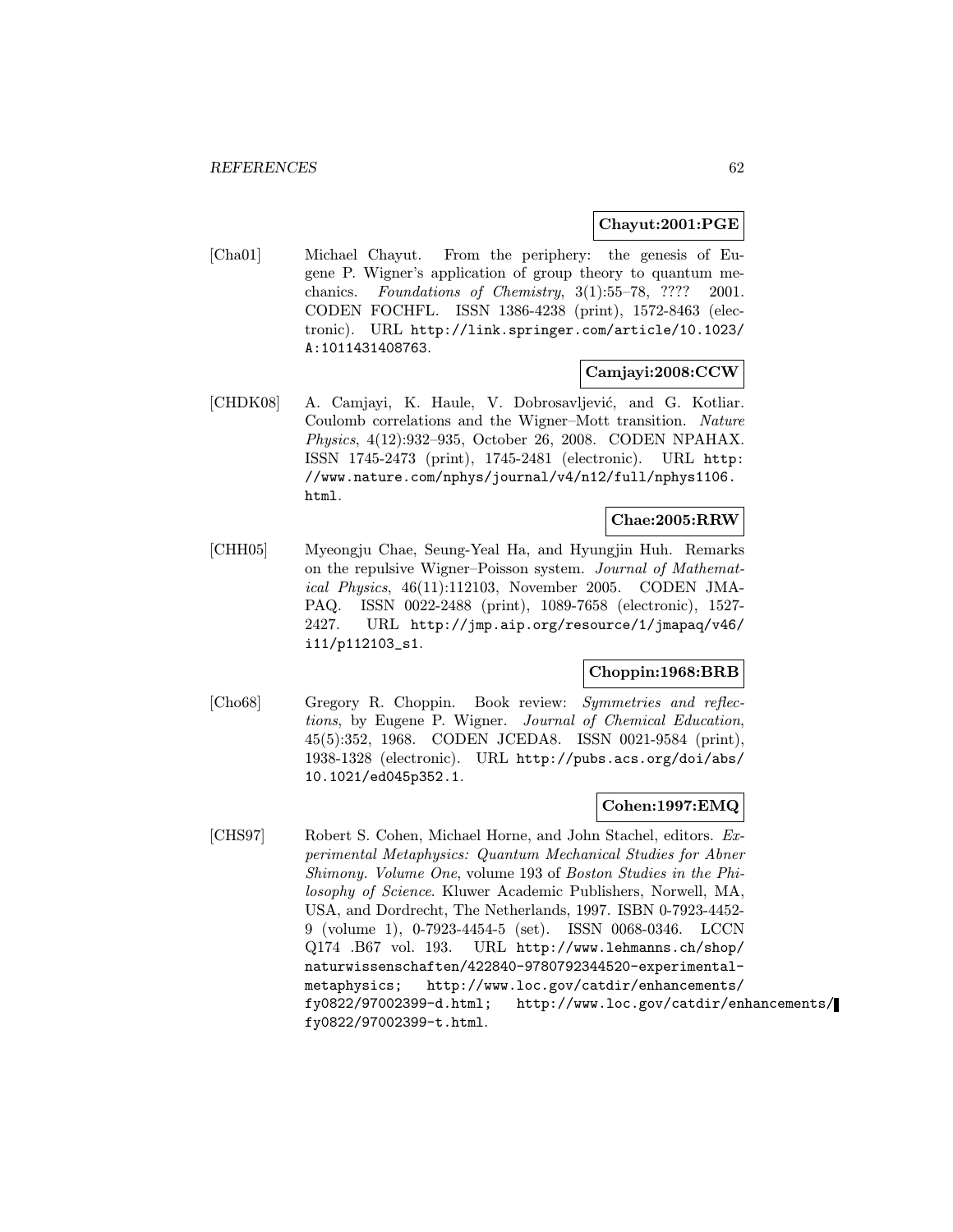**Chayut:2001:PGE**

[Cha01] Michael Chayut. From the periphery: the genesis of Eugene P. Wigner's application of group theory to quantum mechanics. *Foundations of Chemistry*, 3(1):55–78, ???? 2001. CODEN FOCHFL. ISSN 1386-4238 (print), 1572-8463 (electronic). URL http://link.springer.com/article/10.1023/A:1011431408763.

**Camjayi:2008:CCW**

[CHDK08] A. Camjayi, K. Haule, V. Dobrosavljević, and G. Kotliar. Coulomb correlations and the Wigner–Mott transition. *Nature Physics*, 4(12):932–935, October 26, 2008. CODEN NPAHAX. ISSN 1745-2473 (print), 1745-2481 (electronic). URL http://www.nature.com/nphys/journal/v4/n12/full/nphys1106.html.

**Chae:2005:RRW**

[CHH05] Myeongju Chae, Seung-Yeal Ha, and Hyungjin Huh. Remarks on the repulsive Wigner–Poisson system. *Journal of Mathematical Physics*, 46(11):112103, November 2005. CODEN JMAPAQ. ISSN 0022-2488 (print), 1089-7658 (electronic), 1527-2427. URL http://jmp.aip.org/resource/1/jmapaq/v46/i11/p112103_s1.

**Choppin:1968:BRB**

[Cho68] Gregory R. Choppin. Book review: *Symmetries and reflections*, by Eugene P. Wigner. *Journal of Chemical Education*, 45(5):352, 1968. CODEN JCEDA8. ISSN 0021-9584 (print), 1938-1328 (electronic). URL http://pubs.acs.org/doi/abs/10.1021/ed045p352.1.

**Cohen:1997:EMQ**

[CHS97] Robert S. Cohen, Michael Horne, and John Stachel, editors. *Experimental Metaphysics: Quantum Mechanical Studies for Abner Shimony. Volume One*, volume 193 of *Boston Studies in the Philosophy of Science*. Kluwer Academic Publishers, Norwell, MA, USA, and Dordrecht, The Netherlands, 1997. ISBN 0-7923-4452-9 (volume 1), 0-7923-4454-5 (set). ISSN 0068-0346. LCCN Q174 .B67 vol. 193. URL http://www.lehmanns.ch/shop/naturwissenschaften/422840-9780792344520-experimental-metaphysics; http://www.loc.gov/catdir/enhancements/fy0822/97002399-d.html; http://www.loc.gov/catdir/enhancements/fy0822/97002399-t.html.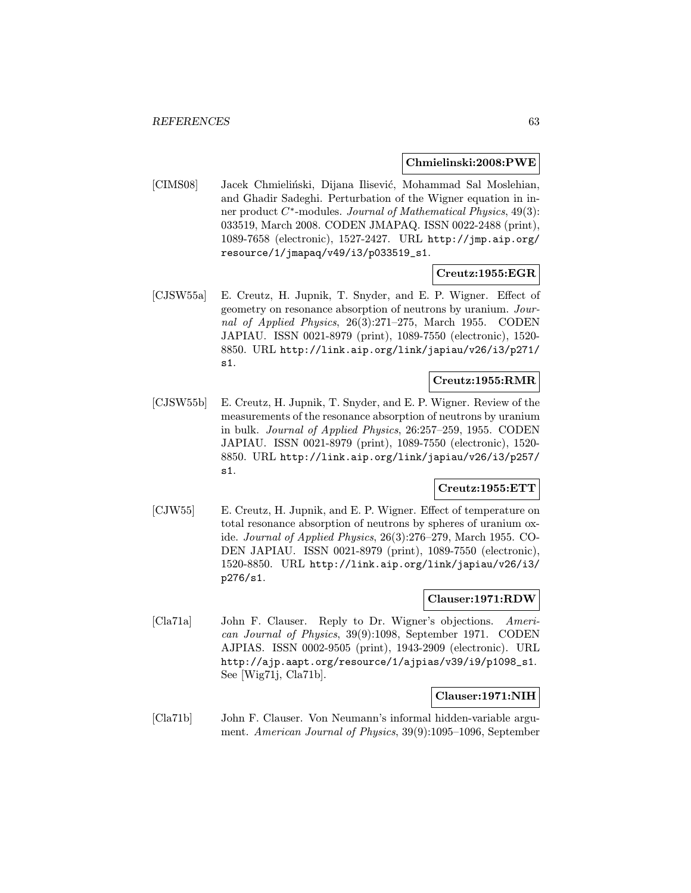**Chmielinski:2008:PWE**

[ClMS08] Jacek Chmieliński, Dijana Ilišević, Mohammad Sal Moslehian, and Ghadir Sadeghi. Perturbation of the Wigner equation in inner product $C^*$-modules. *Journal of Mathematical Physics*, 49(3): 033519, March 2008. CODEN JMAPAQ. ISSN 0022-2488 (print), 1089-7658 (electronic), 1527-2427. URL `http://jmp.aip.org/resource/1/jmapaq/v49/i3/p033519_s1`.

**Creutz:1955:EGR**

[CJSW55a] E. Creutz, H. Jupnik, T. Snyder, and E. P. Wigner. Effect of geometry on resonance absorption of neutrons by uranium. *Journal of Applied Physics*, 26(3):271–275, March 1955. CODEN JAPIAU. ISSN 0021-8979 (print), 1089-7550 (electronic), 1520-8850. URL `http://link.aip.org/link/japiau/v26/i3/p271/s1`.

**Creutz:1955:RMR**

[CJSW55b] E. Creutz, H. Jupnik, T. Snyder, and E. P. Wigner. Review of the measurements of the resonance absorption of neutrons by uranium in bulk. *Journal of Applied Physics*, 26:257–259, 1955. CODEN JAPIAU. ISSN 0021-8979 (print), 1089-7550 (electronic), 1520-8850. URL `http://link.aip.org/link/japiau/v26/i3/p257/s1`.

**Creutz:1955:ETT**

[CJW55] E. Creutz, H. Jupnik, and E. P. Wigner. Effect of temperature on total resonance absorption of neutrons by spheres of uranium oxide. *Journal of Applied Physics*, 26(3):276–279, March 1955. CODEN JAPIAU. ISSN 0021-8979 (print), 1089-7550 (electronic), 1520-8850. URL `http://link.aip.org/link/japiau/v26/i3/p276/s1`.

**Clauser:1971:RDW**

[Cla71a] John F. Clauser. Reply to Dr. Wigner's objections. *American Journal of Physics*, 39(9):1098, September 1971. CODEN AJPIAS. ISSN 0002-9505 (print), 1943-2909 (electronic). URL `http://ajp.aapt.org/resource/1/ajpias/v39/i9/p1098_s1`. See [Wig71j, Cla71b].

**Clauser:1971:NIH**

[Cla71b] John F. Clauser. Von Neumann's informal hidden-variable argument. *American Journal of Physics*, 39(9):1095–1096, September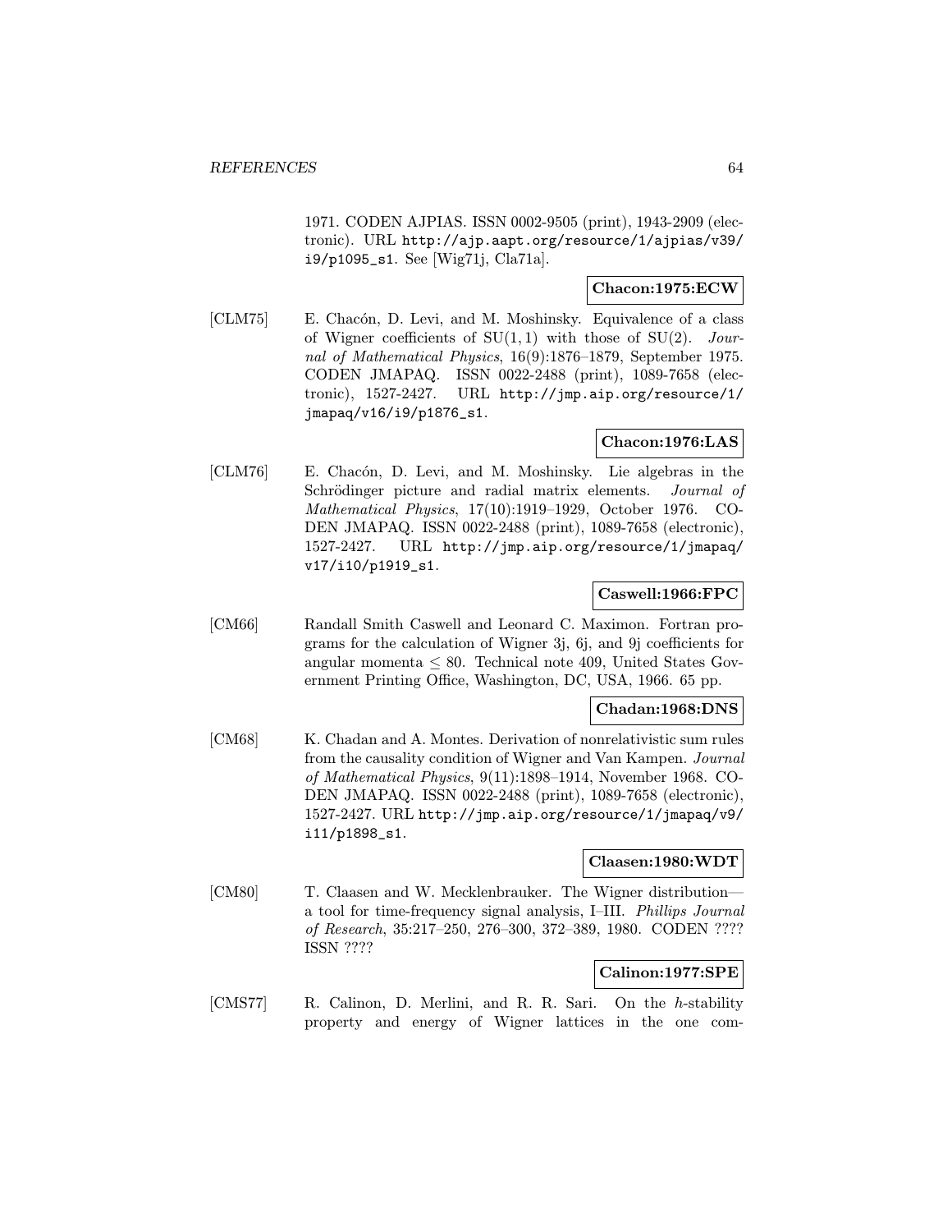1971. CODEN AJPIAS. ISSN 0002-9505 (print), 1943-2909 (electronic). URL http://ajp.aapt.org/resource/1/ajpias/v39/i9/p1095_s1. See [Wig71j, Cla71a].

**Chacon:1975:ECW**

[CLM75] E. Chacón, D. Levi, and M. Moshinsky. Equivalence of a class of Wigner coefficients of SU(1, 1) with those of SU(2). *Journal of Mathematical Physics*, 16(9):1876–1879, September 1975. CODEN JMAPAQ. ISSN 0022-2488 (print), 1089-7658 (electronic), 1527-2427. URL http://jmp.aip.org/resource/1/jmapaq/v16/i9/p1876_s1.

**Chacon:1976:LAS**

[CLM76] E. Chacón, D. Levi, and M. Moshinsky. Lie algebras in the Schrödinger picture and radial matrix elements. *Journal of Mathematical Physics*, 17(10):1919–1929, October 1976. CODEN JMAPAQ. ISSN 0022-2488 (print), 1089-7658 (electronic), 1527-2427. URL http://jmp.aip.org/resource/1/jmapaq/v17/i10/p1919_s1.

**Caswell:1966:FPC**

[CM66] Randall Smith Caswell and Leonard C. Maximon. Fortran programs for the calculation of Wigner 3j, 6j, and 9j coefficients for angular momenta $\leq 80$. Technical note 409, United States Government Printing Office, Washington, DC, USA, 1966. 65 pp.

**Chadan:1968:DNS**

[CM68] K. Chadan and A. Montes. Derivation of nonrelativistic sum rules from the causality condition of Wigner and Van Kampen. *Journal of Mathematical Physics*, 9(11):1898–1914, November 1968. CODEN JMAPAQ. ISSN 0022-2488 (print), 1089-7658 (electronic), 1527-2427. URL http://jmp.aip.org/resource/1/jmapaq/v9/i11/p1898_s1.

**Claasen:1980:WDT**

[CM80] T. Claasen and W. Mecklenbrauker. The Wigner distribution— a tool for time-frequency signal analysis, I–III. *Phillips Journal of Research*, 35:217–250, 276–300, 372–389, 1980. CODEN ???? ISSN ????

**Calinon:1977:SPE**

[CMS77] R. Calinon, D. Merlini, and R. R. Sari. On the $h$-stability property and energy of Wigner lattices in the one com-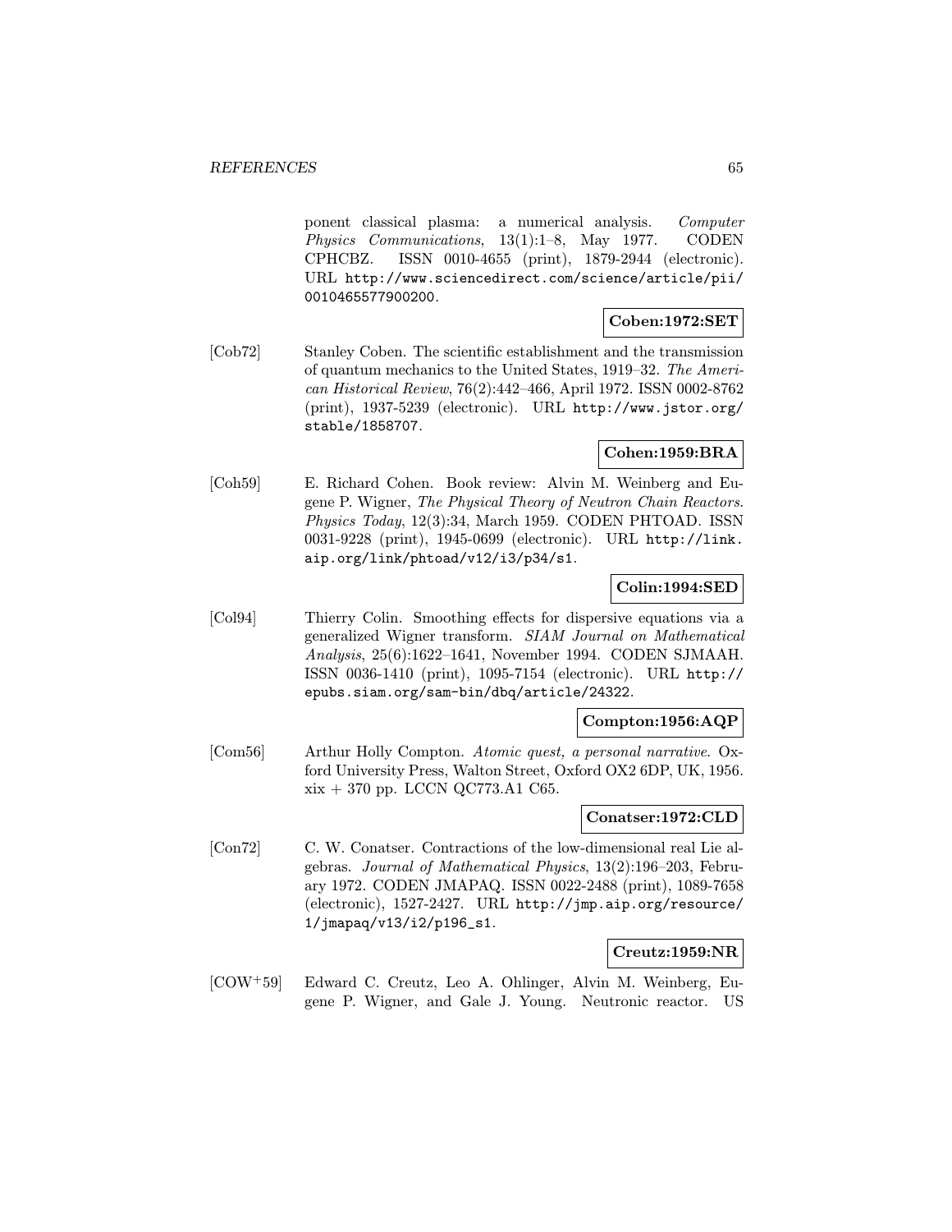ponent classical plasma: a numerical analysis. *Computer Physics Communications*, 13(1):1–8, May 1977. CODEN CPHCBZ. ISSN 0010-4655 (print), 1879-2944 (electronic). URL `http://www.sciencedirect.com/science/article/pii/0010465577900200`.

**Coben:1972:SET**

[Cob72] Stanley Coben. The scientific establishment and the transmission of quantum mechanics to the United States, 1919–32. *The American Historical Review*, 76(2):442–466, April 1972. ISSN 0002-8762 (print), 1937-5239 (electronic). URL `http://www.jstor.org/stable/1858707`.

**Cohen:1959:BRA**

[Coh59] E. Richard Cohen. Book review: Alvin M. Weinberg and Eugene P. Wigner, *The Physical Theory of Neutron Chain Reactors*. *Physics Today*, 12(3):34, March 1959. CODEN PHTOAD. ISSN 0031-9228 (print), 1945-0699 (electronic). URL `http://link.aip.org/link/phtoad/v12/i3/p34/s1`.

**Colin:1994:SED**

[Col94] Thierry Colin. Smoothing effects for dispersive equations via a generalized Wigner transform. *SIAM Journal on Mathematical Analysis*, 25(6):1622–1641, November 1994. CODEN SJMAAH. ISSN 0036-1410 (print), 1095-7154 (electronic). URL `http://epubs.siam.org/sam-bin/dbq/article/24322`.

**Compton:1956:AQP**

[Com56] Arthur Holly Compton. *Atomic quest, a personal narrative*. Oxford University Press, Walton Street, Oxford OX2 6DP, UK, 1956. xix + 370 pp. LCCN QC773.A1 C65.

**Conatser:1972:CLD**

[Con72] C. W. Conatser. Contractions of the low-dimensional real Lie algebras. *Journal of Mathematical Physics*, 13(2):196–203, February 1972. CODEN JMAPAQ. ISSN 0022-2488 (print), 1089-7658 (electronic), 1527-2427. URL `http://jmp.aip.org/resource/1/jmapaq/v13/i2/p196_s1`.

**Creutz:1959:NR**

[COW+59] Edward C. Creutz, Leo A. Ohlinger, Alvin M. Weinberg, Eugene P. Wigner, and Gale J. Young. Neutronic reactor. US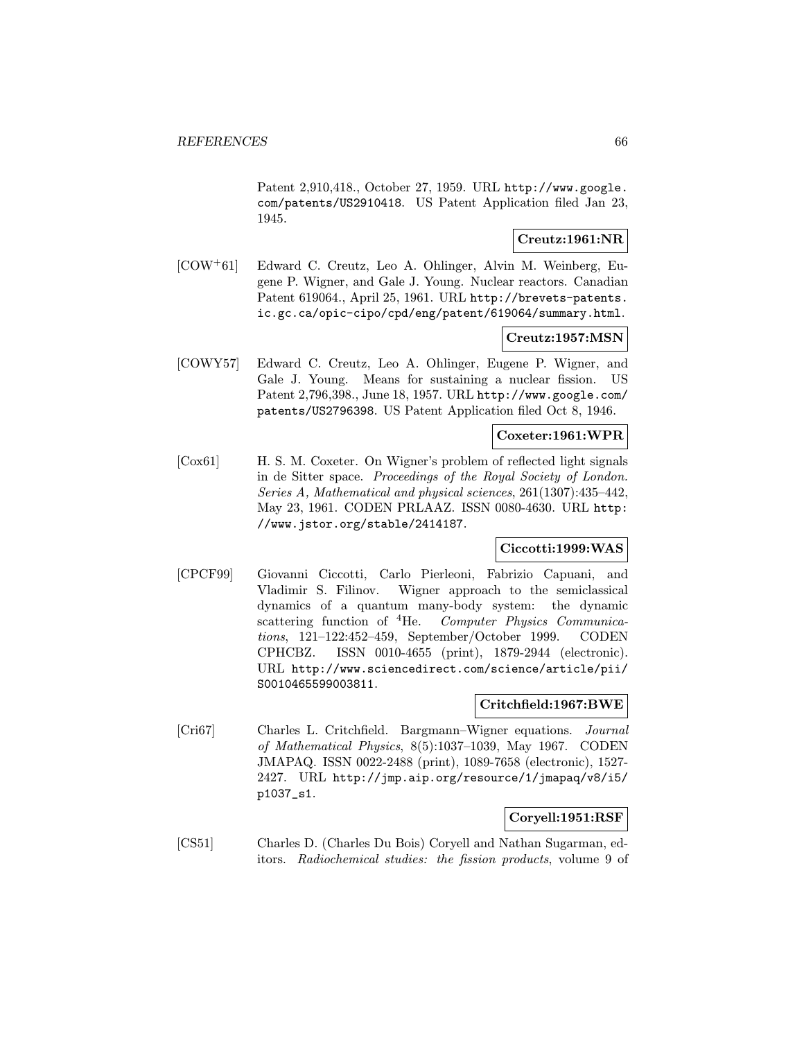Patent 2,910,418., October 27, 1959. URL http://www.google.com/patents/US2910418. US Patent Application filed Jan 23, 1945.

**Creutz:1961:NR**

[COW+61] Edward C. Creutz, Leo A. Ohlinger, Alvin M. Weinberg, Eugene P. Wigner, and Gale J. Young. Nuclear reactors. Canadian Patent 619064., April 25, 1961. URL http://brevets-patents.ic.gc.ca/opic-cipo/cpd/eng/patent/619064/summary.html.

**Creutz:1957:MSN**

[COWY57] Edward C. Creutz, Leo A. Ohlinger, Eugene P. Wigner, and Gale J. Young. Means for sustaining a nuclear fission. US Patent 2,796,398., June 18, 1957. URL http://www.google.com/patents/US2796398. US Patent Application filed Oct 8, 1946.

**Coxeter:1961:WPR**

[Cox61] H. S. M. Coxeter. On Wigner's problem of reflected light signals in de Sitter space. *Proceedings of the Royal Society of London. Series A, Mathematical and physical sciences*, 261(1307):435–442, May 23, 1961. CODEN PRLAAZ. ISSN 0080-4630. URL http://www.jstor.org/stable/2414187.

**Ciccotti:1999:WAS**

[CPCF99] Giovanni Ciccotti, Carlo Pierleoni, Fabrizio Capuani, and Vladimir S. Filinov. Wigner approach to the semiclassical dynamics of a quantum many-body system: the dynamic scattering function of $^{4}$He. *Computer Physics Communications*, 121–122:452–459, September/October 1999. CODEN CPHCBZ. ISSN 0010-4655 (print), 1879-2944 (electronic). URL http://www.sciencedirect.com/science/article/pii/S0010465599003811.

**Critchfield:1967:BWE**

[Cri67] Charles L. Critchfield. Bargmann–Wigner equations. *Journal of Mathematical Physics*, 8(5):1037–1039, May 1967. CODEN JMAPAQ. ISSN 0022-2488 (print), 1089-7658 (electronic), 1527-2427. URL http://jmp.aip.org/resource/1/jmapaq/v8/i5/p1037_s1.

**Coryell:1951:RSF**

[CS51] Charles D. (Charles Du Bois) Coryell and Nathan Sugarman, editors. *Radiochemical studies: the fission products*, volume 9 of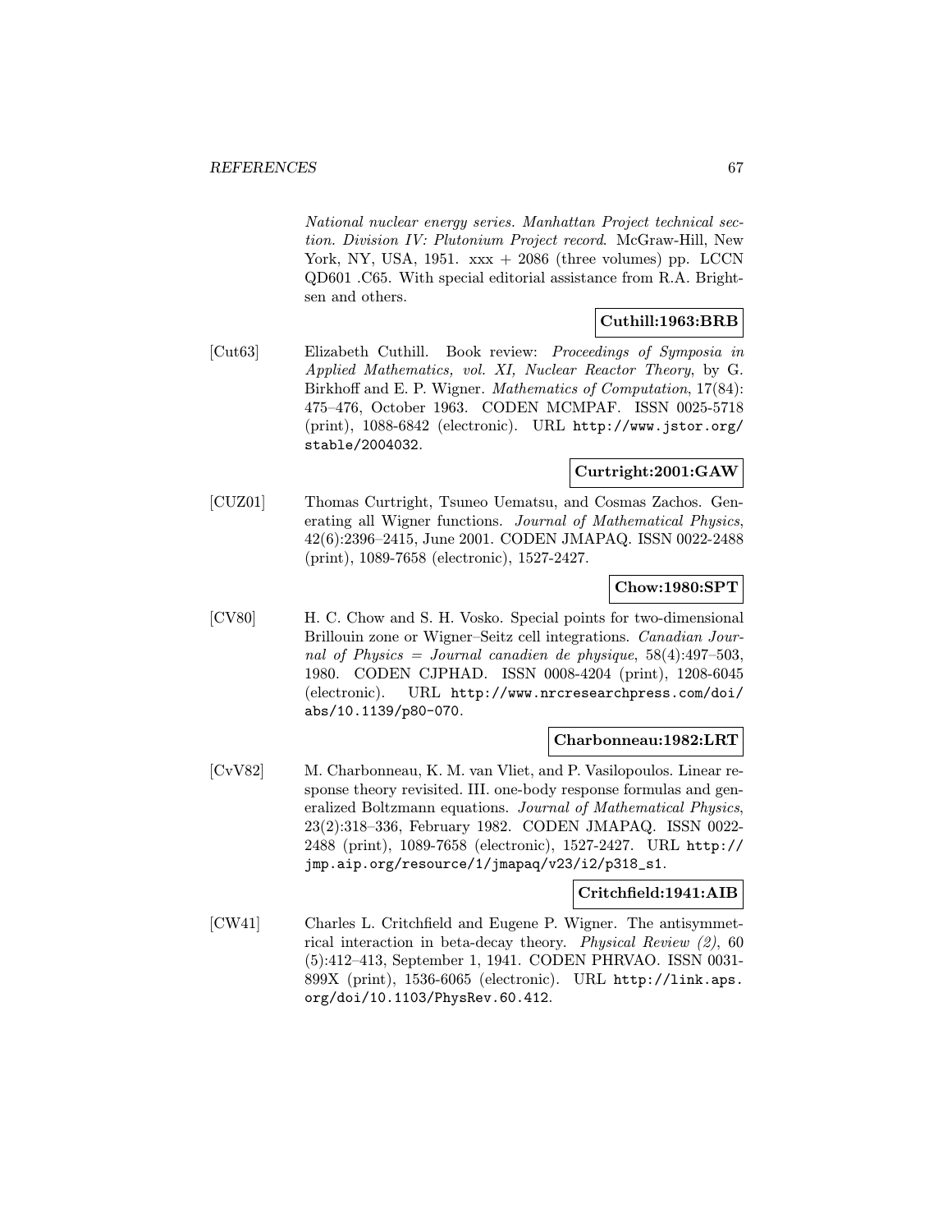*National nuclear energy series. Manhattan Project technical section. Division IV: Plutonium Project record*. McGraw-Hill, New York, NY, USA, 1951. xxx + 2086 (three volumes) pp. LCCN QD601 .C65. With special editorial assistance from R.A. Brightsen and others.

**Cuthill:1963:BRB**

[Cut63] Elizabeth Cuthill. Book review: *Proceedings of Symposia in Applied Mathematics, vol. XI, Nuclear Reactor Theory*, by G. Birkhoff and E. P. Wigner. *Mathematics of Computation*, 17(84): 475–476, October 1963. CODEN MCMPAF. ISSN 0025-5718 (print), 1088-6842 (electronic). URL `http://www.jstor.org/stable/2004032`.

**Curtright:2001:GAW**

[CUZ01] Thomas Curtright, Tsuneo Uematsu, and Cosmas Zachos. Generating all Wigner functions. *Journal of Mathematical Physics*, 42(6):2396–2415, June 2001. CODEN JMAPAQ. ISSN 0022-2488 (print), 1089-7658 (electronic), 1527-2427.

**Chow:1980:SPT**

[CV80] H. C. Chow and S. H. Vosko. Special points for two-dimensional Brillouin zone or Wigner–Seitz cell integrations. *Canadian Journal of Physics = Journal canadien de physique*, 58(4):497–503, 1980. CODEN CJPHAD. ISSN 0008-4204 (print), 1208-6045 (electronic). URL `http://www.nrcresearchpress.com/doi/abs/10.1139/p80-070`.

**Charbonneau:1982:LRT**

[CvV82] M. Charbonneau, K. M. van Vliet, and P. Vasilopoulos. Linear response theory revisited. III. one-body response formulas and generalized Boltzmann equations. *Journal of Mathematical Physics*, 23(2):318–336, February 1982. CODEN JMAPAQ. ISSN 0022-2488 (print), 1089-7658 (electronic), 1527-2427. URL `http://jmp.aip.org/resource/1/jmapaq/v23/i2/p318_s1`.

**Critchfield:1941:AIB**

[CW41] Charles L. Critchfield and Eugene P. Wigner. The antisymmetrical interaction in beta-decay theory. *Physical Review (2)*, 60 (5):412–413, September 1, 1941. CODEN PHRVAO. ISSN 0031-899X (print), 1536-6065 (electronic). URL `http://link.aps.org/doi/10.1103/PhysRev.60.412`.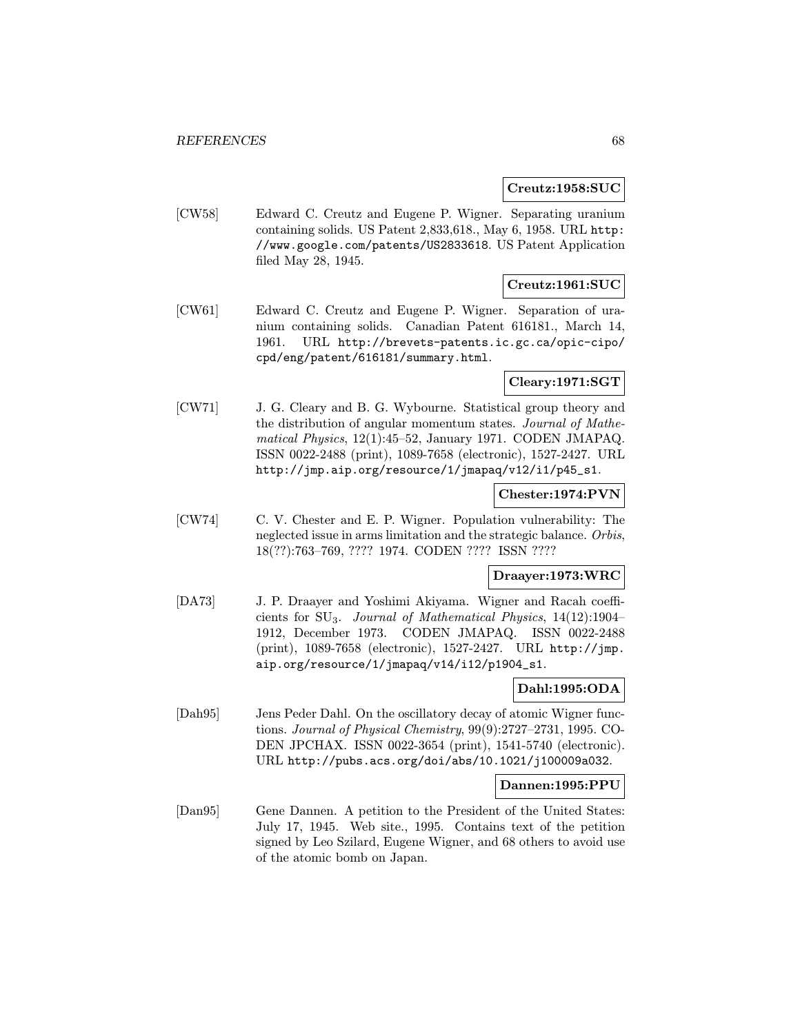**Creutz:1958:SUC**

[CW58] Edward C. Creutz and Eugene P. Wigner. Separating uranium containing solids. US Patent 2,833,618., May 6, 1958. URL http://www.google.com/patents/US2833618. US Patent Application filed May 28, 1945.

**Creutz:1961:SUC**

[CW61] Edward C. Creutz and Eugene P. Wigner. Separation of uranium containing solids. Canadian Patent 616181., March 14, 1961. URL http://brevets-patents.ic.gc.ca/opic-cipo/cpd/eng/patent/616181/summary.html.

**Cleary:1971:SGT**

[CW71] J. G. Cleary and B. G. Wybourne. Statistical group theory and the distribution of angular momentum states. *Journal of Mathematical Physics*, 12(1):45–52, January 1971. CODEN JMAPAQ. ISSN 0022-2488 (print), 1089-7658 (electronic), 1527-2427. URL http://jmp.aip.org/resource/1/jmapaq/v12/i1/p45_s1.

**Chester:1974:PVN**

[CW74] C. V. Chester and E. P. Wigner. Population vulnerability: The neglected issue in arms limitation and the strategic balance. *Orbis*, 18(??):763–769, ???? 1974. CODEN ???? ISSN ????

**Draayer:1973:WRC**

[DA73] J. P. Draayer and Yoshimi Akiyama. Wigner and Racah coefficients for $SU_3$. *Journal of Mathematical Physics*, 14(12):1904–1912, December 1973. CODEN JMAPAQ. ISSN 0022-2488 (print), 1089-7658 (electronic), 1527-2427. URL http://jmp.aip.org/resource/1/jmapaq/v14/i12/p1904_s1.

**Dahl:1995:ODA**

[Dah95] Jens Peder Dahl. On the oscillatory decay of atomic Wigner functions. *Journal of Physical Chemistry*, 99(9):2727–2731, 1995. CODEN JPCHAX. ISSN 0022-3654 (print), 1541-5740 (electronic). URL http://pubs.acs.org/doi/abs/10.1021/j100009a032.

**Dannen:1995:PPU**

[Dan95] Gene Dannen. A petition to the President of the United States: July 17, 1945. Web site., 1995. Contains text of the petition signed by Leo Szilard, Eugene Wigner, and 68 others to avoid use of the atomic bomb on Japan.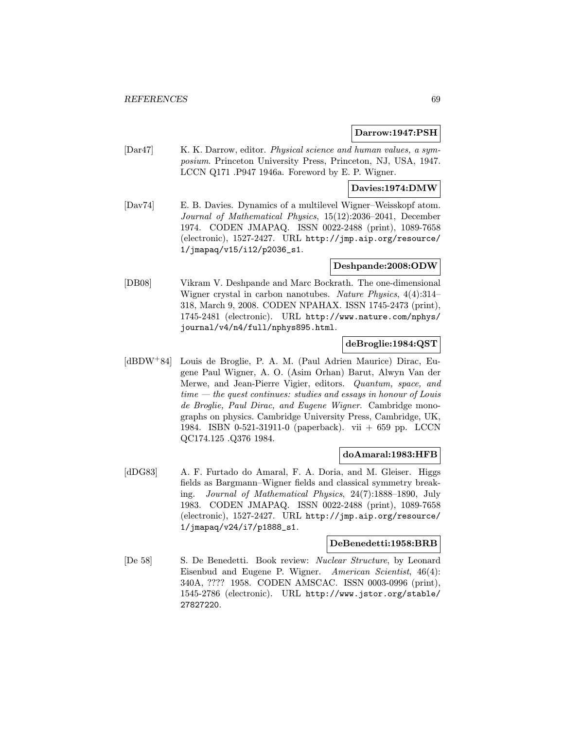**Darrow:1947:PSH**

[Dar47] K. K. Darrow, editor. *Physical science and human values, a symposium*. Princeton University Press, Princeton, NJ, USA, 1947. LCCN Q171 .P947 1946a. Foreword by E. P. Wigner.

**Davies:1974:DMW**

[Dav74] E. B. Davies. Dynamics of a multilevel Wigner–Weisskopf atom. *Journal of Mathematical Physics*, 15(12):2036–2041, December 1974. CODEN JMAPAQ. ISSN 0022-2488 (print), 1089-7658 (electronic), 1527-2427. URL http://jmp.aip.org/resource/1/jmapaq/v15/i12/p2036_s1.

**Deshpande:2008:ODW**

[DB08] Vikram V. Deshpande and Marc Bockrath. The one-dimensional Wigner crystal in carbon nanotubes. *Nature Physics*, 4(4):314–318, March 9, 2008. CODEN NPAHAX. ISSN 1745-2473 (print), 1745-2481 (electronic). URL http://www.nature.com/nphys/journal/v4/n4/full/nphys895.html.

**deBroglie:1984:QST**

[dBDW+84] Louis de Broglie, P. A. M. (Paul Adrien Maurice) Dirac, Eugene Paul Wigner, A. O. (Asim Orhan) Barut, Alwyn Van der Merwe, and Jean-Pierre Vigier, editors. *Quantum, space, and time — the quest continues: studies and essays in honour of Louis de Broglie, Paul Dirac, and Eugene Wigner*. Cambridge monographs on physics. Cambridge University Press, Cambridge, UK, 1984. ISBN 0-521-31911-0 (paperback). vii + 659 pp. LCCN QC174.125 .Q376 1984.

**doAmaral:1983:HFB**

[dDG83] A. F. Furtado do Amaral, F. A. Doria, and M. Gleiser. Higgs fields as Bargmann–Wigner fields and classical symmetry breaking. *Journal of Mathematical Physics*, 24(7):1888–1890, July 1983. CODEN JMAPAQ. ISSN 0022-2488 (print), 1089-7658 (electronic), 1527-2427. URL http://jmp.aip.org/resource/1/jmapaq/v24/i7/p1888_s1.

**DeBenedetti:1958:BRB**

[De 58] S. De Benedetti. Book review: *Nuclear Structure*, by Leonard Eisenbud and Eugene P. Wigner. *American Scientist*, 46(4): 340A, ???? 1958. CODEN AMSCAC. ISSN 0003-0996 (print), 1545-2786 (electronic). URL http://www.jstor.org/stable/27827220.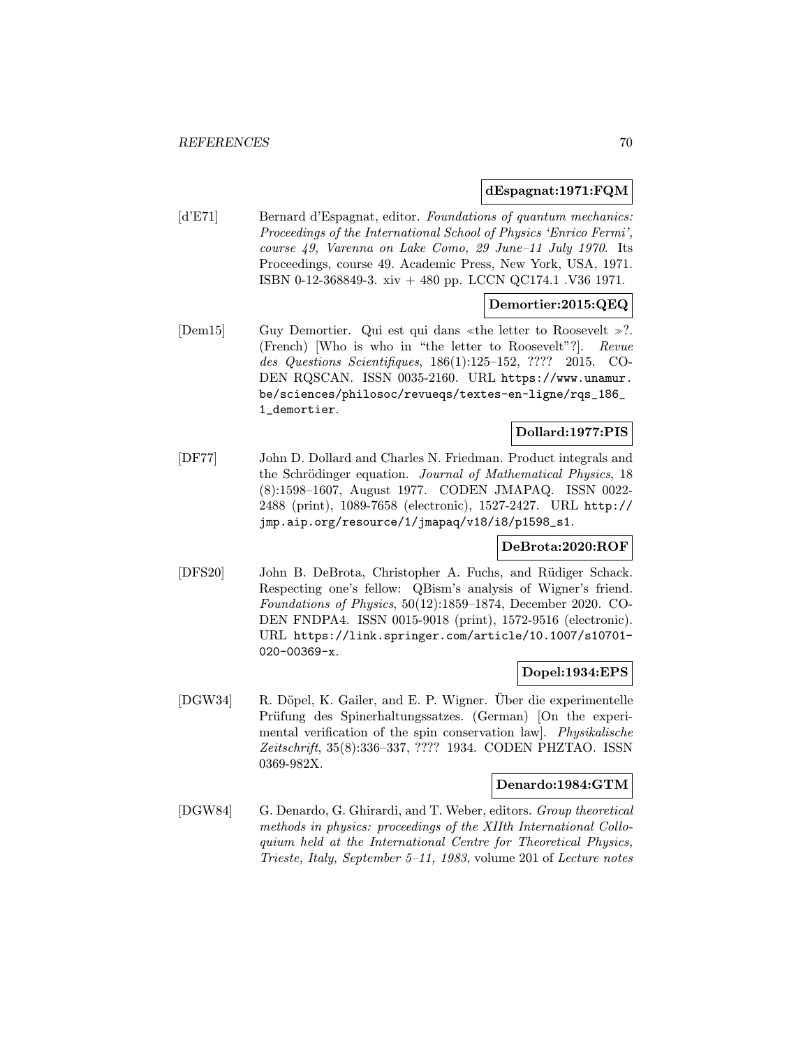**dEspagnat:1971:FQM**

[d'E71] Bernard d'Espagnat, editor. *Foundations of quantum mechanics: Proceedings of the International School of Physics 'Enrico Fermi', course 49, Varenna on Lake Como, 29 June–11 July 1970*. Its Proceedings, course 49. Academic Press, New York, USA, 1971. ISBN 0-12-368849-3. xiv + 480 pp. LCCN QC174.1 .V36 1971.

**Demortier:2015:QEQ**

[Dem15] Guy Demortier. Qui est qui dans ≪the letter to Roosevelt ≫?. (French) [Who is who in "the letter to Roosevelt"?]. *Revue des Questions Scientifiques*, 186(1):125–152, ???? 2015. CODEN RQSCAN. ISSN 0035-2160. URL https://www.unamur.be/sciences/philosoc/revueqs/textes-en-ligne/rqs_186_1_demortier.

**Dollard:1977:PIS**

[DF77] John D. Dollard and Charles N. Friedman. Product integrals and the Schrödinger equation. *Journal of Mathematical Physics*, 18 (8):1598–1607, August 1977. CODEN JMAPAQ. ISSN 0022-2488 (print), 1089-7658 (electronic), 1527-2427. URL http://jmp.aip.org/resource/1/jmapaq/v18/i8/p1598_s1.

**DeBrota:2020:ROF**

[DFS20] John B. DeBrota, Christopher A. Fuchs, and Rüdiger Schack. Respecting one's fellow: QBism's analysis of Wigner's friend. *Foundations of Physics*, 50(12):1859–1874, December 2020. CODEN FNDPA4. ISSN 0015-9018 (print), 1572-9516 (electronic). URL https://link.springer.com/article/10.1007/s10701-020-00369-x.

**Dopel:1934:EPS**

[DGW34] R. Döpel, K. Gailer, and E. P. Wigner. Über die experimentelle Prüfung des Spinerhaltungssatzes. (German) [On the experimental verification of the spin conservation law]. *Physikalische Zeitschrift*, 35(8):336–337, ???? 1934. CODEN PHZTAO. ISSN 0369-982X.

**Denardo:1984:GTM**

[DGW84] G. Denardo, G. Ghirardi, and T. Weber, editors. *Group theoretical methods in physics: proceedings of the XIIth International Colloquium held at the International Centre for Theoretical Physics, Trieste, Italy, September 5–11, 1983*, volume 201 of *Lecture notes*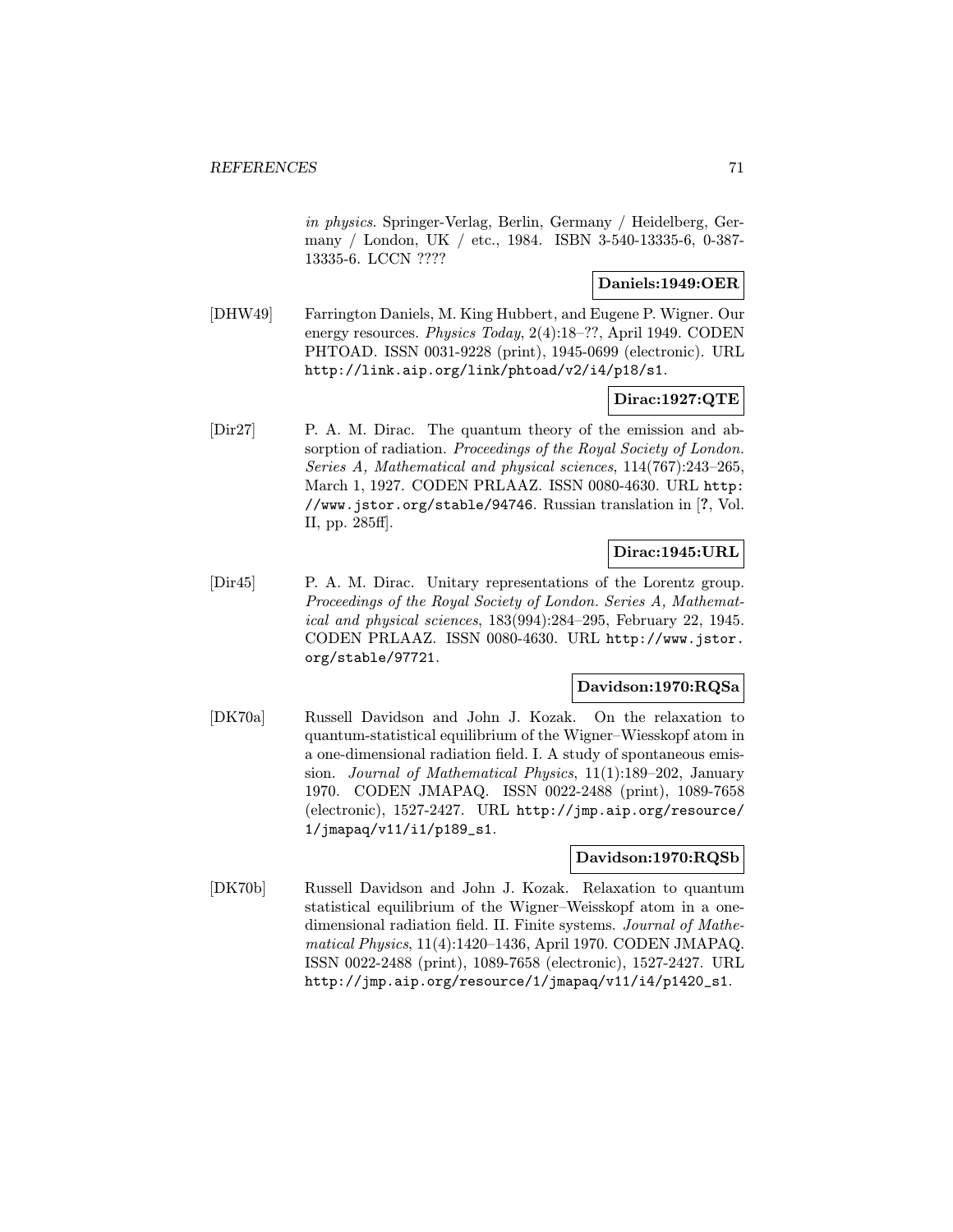*in physics*. Springer-Verlag, Berlin, Germany / Heidelberg, Germany / London, UK / etc., 1984. ISBN 3-540-13335-6, 0-387-13335-6. LCCN ????

**Daniels:1949:OER**

[DHW49] Farrington Daniels, M. King Hubbert, and Eugene P. Wigner. Our energy resources. *Physics Today*, 2(4):18–??, April 1949. CODEN PHTOAD. ISSN 0031-9228 (print), 1945-0699 (electronic). URL http://link.aip.org/link/phtoad/v2/i4/p18/s1.

**Dirac:1927:QTE**

[Dir27] P. A. M. Dirac. The quantum theory of the emission and absorption of radiation. *Proceedings of the Royal Society of London. Series A, Mathematical and physical sciences*, 114(767):243–265, March 1, 1927. CODEN PRLAAZ. ISSN 0080-4630. URL http://www.jstor.org/stable/94746. Russian translation in [**?**, Vol. II, pp. 285ff].

**Dirac:1945:URL**

[Dir45] P. A. M. Dirac. Unitary representations of the Lorentz group. *Proceedings of the Royal Society of London. Series A, Mathematical and physical sciences*, 183(994):284–295, February 22, 1945. CODEN PRLAAZ. ISSN 0080-4630. URL http://www.jstor.org/stable/97721.

**Davidson:1970:RQSa**

[DK70a] Russell Davidson and John J. Kozak. On the relaxation to quantum-statistical equilibrium of the Wigner–Wiesskopf atom in a one-dimensional radiation field. I. A study of spontaneous emission. *Journal of Mathematical Physics*, 11(1):189–202, January 1970. CODEN JMAPAQ. ISSN 0022-2488 (print), 1089-7658 (electronic), 1527-2427. URL http://jmp.aip.org/resource/1/jmapaq/v11/i1/p189_s1.

**Davidson:1970:RQSb**

[DK70b] Russell Davidson and John J. Kozak. Relaxation to quantum statistical equilibrium of the Wigner–Weisskopf atom in a one-dimensional radiation field. II. Finite systems. *Journal of Mathematical Physics*, 11(4):1420–1436, April 1970. CODEN JMAPAQ. ISSN 0022-2488 (print), 1089-7658 (electronic), 1527-2427. URL http://jmp.aip.org/resource/1/jmapaq/v11/i4/p1420_s1.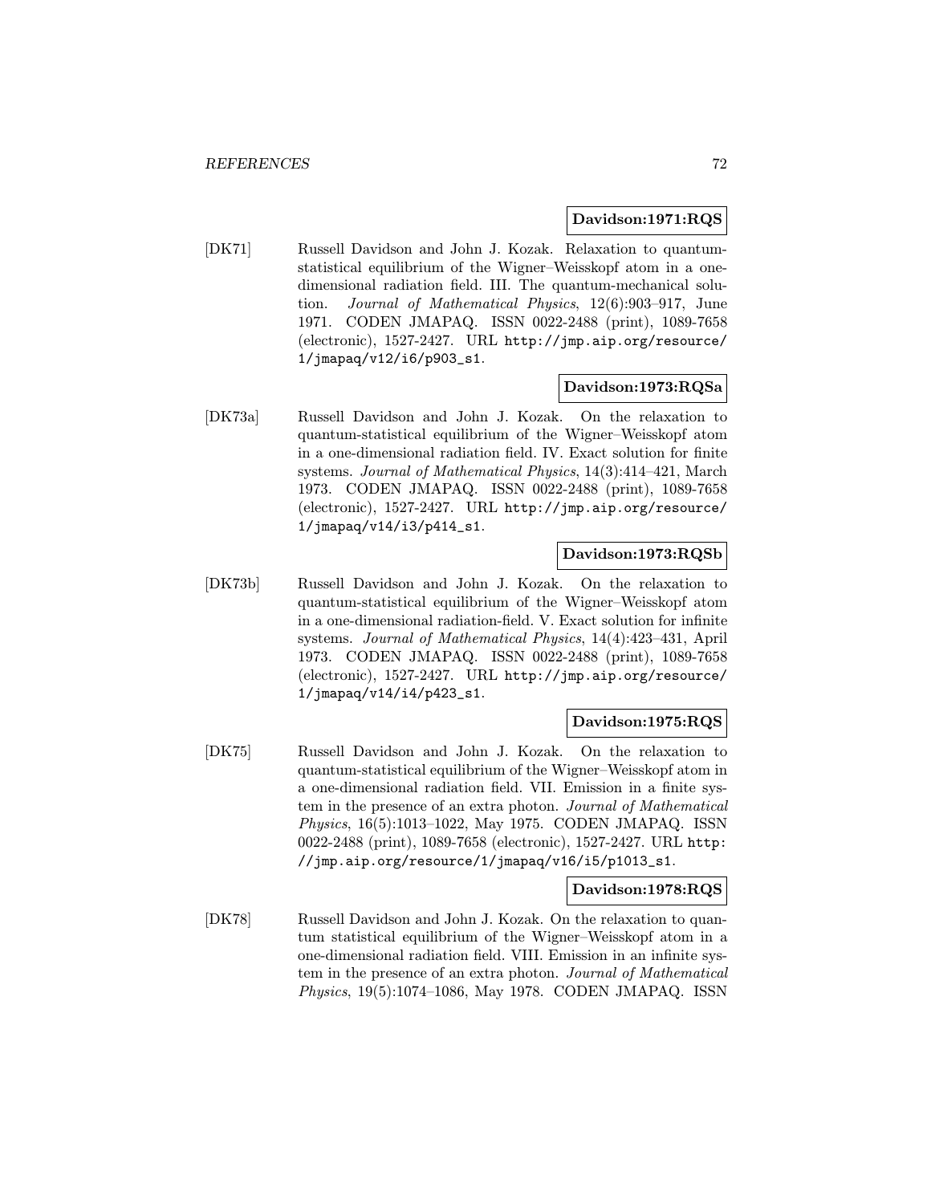**Davidson:1971:RQS**

[DK71] Russell Davidson and John J. Kozak. Relaxation to quantum-statistical equilibrium of the Wigner–Weisskopf atom in a one-dimensional radiation field. III. The quantum-mechanical solution. *Journal of Mathematical Physics*, 12(6):903–917, June 1971. CODEN JMAPAQ. ISSN 0022-2488 (print), 1089-7658 (electronic), 1527-2427. URL `http://jmp.aip.org/resource/1/jmapaq/v12/i6/p903_s1`.

**Davidson:1973:RQSa**

[DK73a] Russell Davidson and John J. Kozak. On the relaxation to quantum-statistical equilibrium of the Wigner–Weisskopf atom in a one-dimensional radiation field. IV. Exact solution for finite systems. *Journal of Mathematical Physics*, 14(3):414–421, March 1973. CODEN JMAPAQ. ISSN 0022-2488 (print), 1089-7658 (electronic), 1527-2427. URL `http://jmp.aip.org/resource/1/jmapaq/v14/i3/p414_s1`.

**Davidson:1973:RQSb**

[DK73b] Russell Davidson and John J. Kozak. On the relaxation to quantum-statistical equilibrium of the Wigner–Weisskopf atom in a one-dimensional radiation-field. V. Exact solution for infinite systems. *Journal of Mathematical Physics*, 14(4):423–431, April 1973. CODEN JMAPAQ. ISSN 0022-2488 (print), 1089-7658 (electronic), 1527-2427. URL `http://jmp.aip.org/resource/1/jmapaq/v14/i4/p423_s1`.

**Davidson:1975:RQS**

[DK75] Russell Davidson and John J. Kozak. On the relaxation to quantum-statistical equilibrium of the Wigner–Weisskopf atom in a one-dimensional radiation field. VII. Emission in a finite system in the presence of an extra photon. *Journal of Mathematical Physics*, 16(5):1013–1022, May 1975. CODEN JMAPAQ. ISSN 0022-2488 (print), 1089-7658 (electronic), 1527-2427. URL `http://jmp.aip.org/resource/1/jmapaq/v16/i5/p1013_s1`.

**Davidson:1978:RQS**

[DK78] Russell Davidson and John J. Kozak. On the relaxation to quantum statistical equilibrium of the Wigner–Weisskopf atom in a one-dimensional radiation field. VIII. Emission in an infinite system in the presence of an extra photon. *Journal of Mathematical Physics*, 19(5):1074–1086, May 1978. CODEN JMAPAQ. ISSN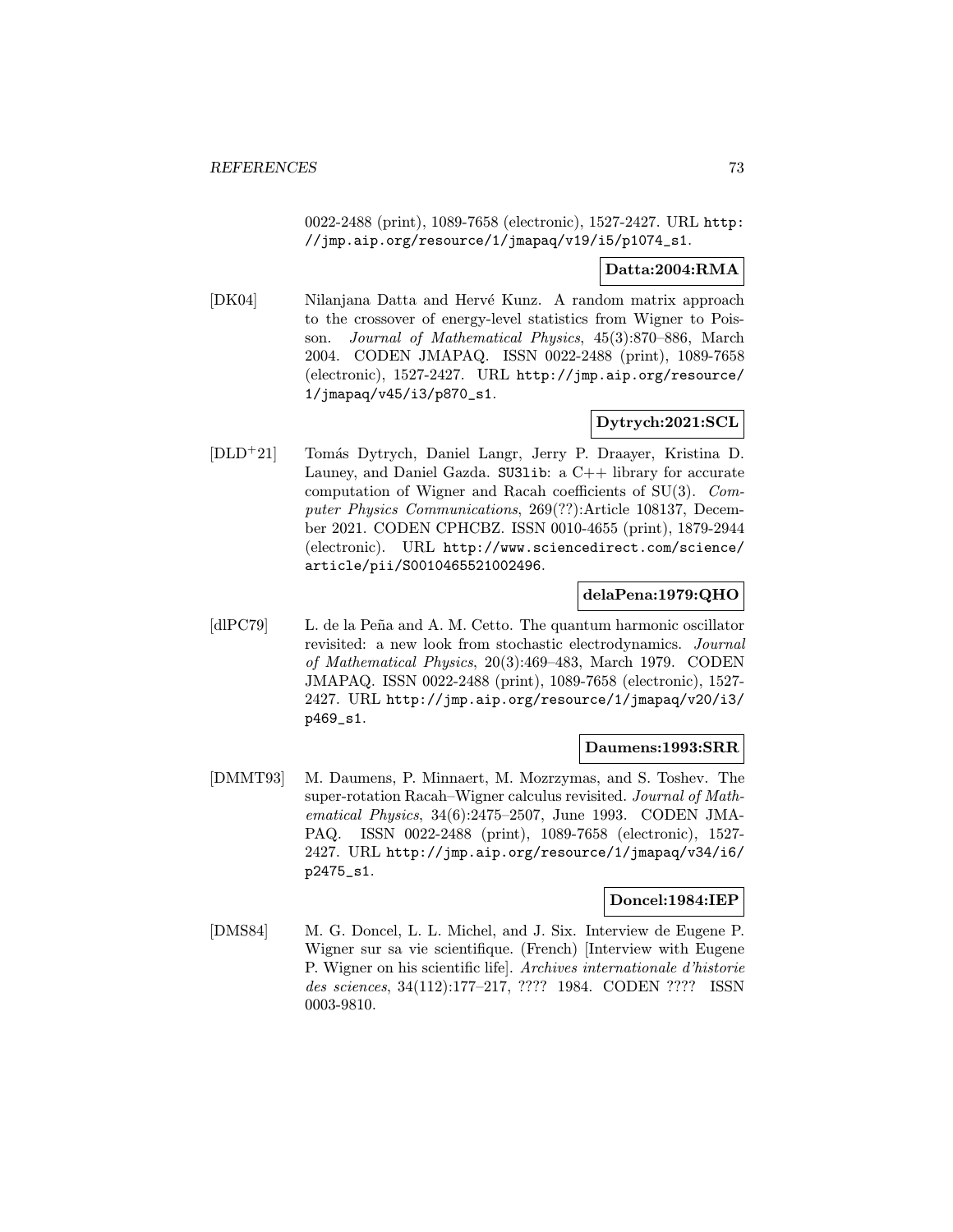0022-2488 (print), 1089-7658 (electronic), 1527-2427. URL http://jmp.aip.org/resource/1/jmapaq/v19/i5/p1074_s1.

**Datta:2004:RMA**

[DK04] Nilanjana Datta and Hervé Kunz. A random matrix approach to the crossover of energy-level statistics from Wigner to Poisson. *Journal of Mathematical Physics*, 45(3):870–886, March 2004. CODEN JMAPAQ. ISSN 0022-2488 (print), 1089-7658 (electronic), 1527-2427. URL http://jmp.aip.org/resource/1/jmapaq/v45/i3/p870_s1.

**Dytrych:2021:SCL**

[DLD+21] Tomás Dytrych, Daniel Langr, Jerry P. Draayer, Kristina D. Launey, and Daniel Gazda. SU3lib: a C++ library for accurate computation of Wigner and Racah coefficients of SU(3). *Computer Physics Communications*, 269(??):Article 108137, December 2021. CODEN CPHCBZ. ISSN 0010-4655 (print), 1879-2944 (electronic). URL http://www.sciencedirect.com/science/article/pii/S0010465521002496.

**delaPena:1979:QHO**

[dlPC79] L. de la Peña and A. M. Cetto. The quantum harmonic oscillator revisited: a new look from stochastic electrodynamics. *Journal of Mathematical Physics*, 20(3):469–483, March 1979. CODEN JMAPAQ. ISSN 0022-2488 (print), 1089-7658 (electronic), 1527-2427. URL http://jmp.aip.org/resource/1/jmapaq/v20/i3/p469_s1.

**Daumens:1993:SRR**

[DMMT93] M. Daumens, P. Minnaert, M. Mozrzymas, and S. Toshev. The super-rotation Racah–Wigner calculus revisited. *Journal of Mathematical Physics*, 34(6):2475–2507, June 1993. CODEN JMAPAQ. ISSN 0022-2488 (print), 1089-7658 (electronic), 1527-2427. URL http://jmp.aip.org/resource/1/jmapaq/v34/i6/p2475_s1.

**Doncel:1984:IEP**

[DMS84] M. G. Doncel, L. L. Michel, and J. Six. Interview de Eugene P. Wigner sur sa vie scientifique. (French) [Interview with Eugene P. Wigner on his scientific life]. *Archives internationale d'historie des sciences*, 34(112):177–217, ???? 1984. CODEN ???? ISSN 0003-9810.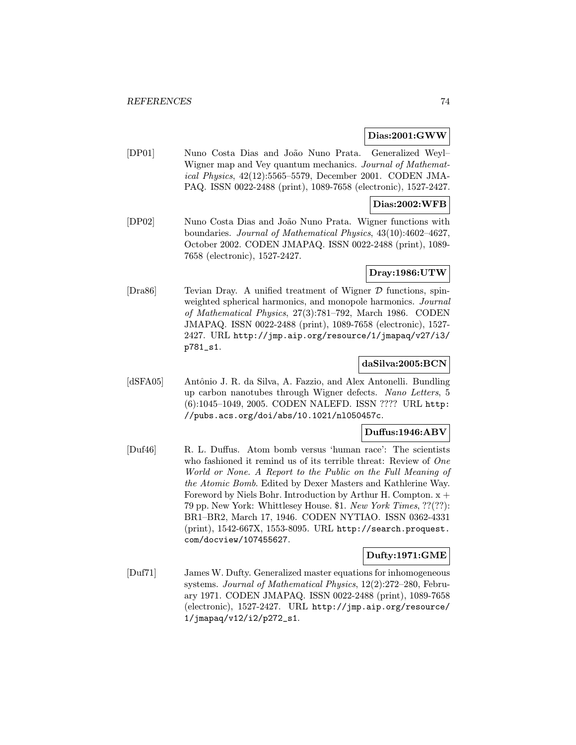**Dias:2001:GWW**

[DP01] Nuno Costa Dias and João Nuno Prata. Generalized Weyl–Wigner map and Vey quantum mechanics. *Journal of Mathematical Physics*, 42(12):5565–5579, December 2001. CODEN JMAPAQ. ISSN 0022-2488 (print), 1089-7658 (electronic), 1527-2427.

**Dias:2002:WFB**

[DP02] Nuno Costa Dias and João Nuno Prata. Wigner functions with boundaries. *Journal of Mathematical Physics*, 43(10):4602–4627, October 2002. CODEN JMAPAQ. ISSN 0022-2488 (print), 1089-7658 (electronic), 1527-2427.

**Dray:1986:UTW**

[Dra86] Tevian Dray. A unified treatment of Wigner $\mathcal{D}$ functions, spin-weighted spherical harmonics, and monopole harmonics. *Journal of Mathematical Physics*, 27(3):781–792, March 1986. CODEN JMAPAQ. ISSN 0022-2488 (print), 1089-7658 (electronic), 1527-2427. URL http://jmp.aip.org/resource/1/jmapaq/v27/i3/p781_s1.

**daSilva:2005:BCN**

[dSFA05] Antônio J. R. da Silva, A. Fazzio, and Alex Antonelli. Bundling up carbon nanotubes through Wigner defects. *Nano Letters*, 5 (6):1045–1049, 2005. CODEN NALEFD. ISSN ???? URL http://pubs.acs.org/doi/abs/10.1021/nl050457c.

**Duffus:1946:ABV**

[Duf46] R. L. Duffus. Atom bomb versus 'human race': The scientists who fashioned it remind us of its terrible threat: Review of *One World or None. A Report to the Public on the Full Meaning of the Atomic Bomb*. Edited by Dexer Masters and Kathlerine Way. Foreword by Niels Bohr. Introduction by Arthur H. Compton. x + 79 pp. New York: Whittlesey House. $1. *New York Times*, ??(??): BR1–BR2, March 17, 1946. CODEN NYTIAO. ISSN 0362-4331 (print), 1542-667X, 1553-8095. URL http://search.proquest.com/docview/107455627.

**Dufty:1971:GME**

[Duf71] James W. Dufty. Generalized master equations for inhomogeneous systems. *Journal of Mathematical Physics*, 12(2):272–280, February 1971. CODEN JMAPAQ. ISSN 0022-2488 (print), 1089-7658 (electronic), 1527-2427. URL http://jmp.aip.org/resource/1/jmapaq/v12/i2/p272_s1.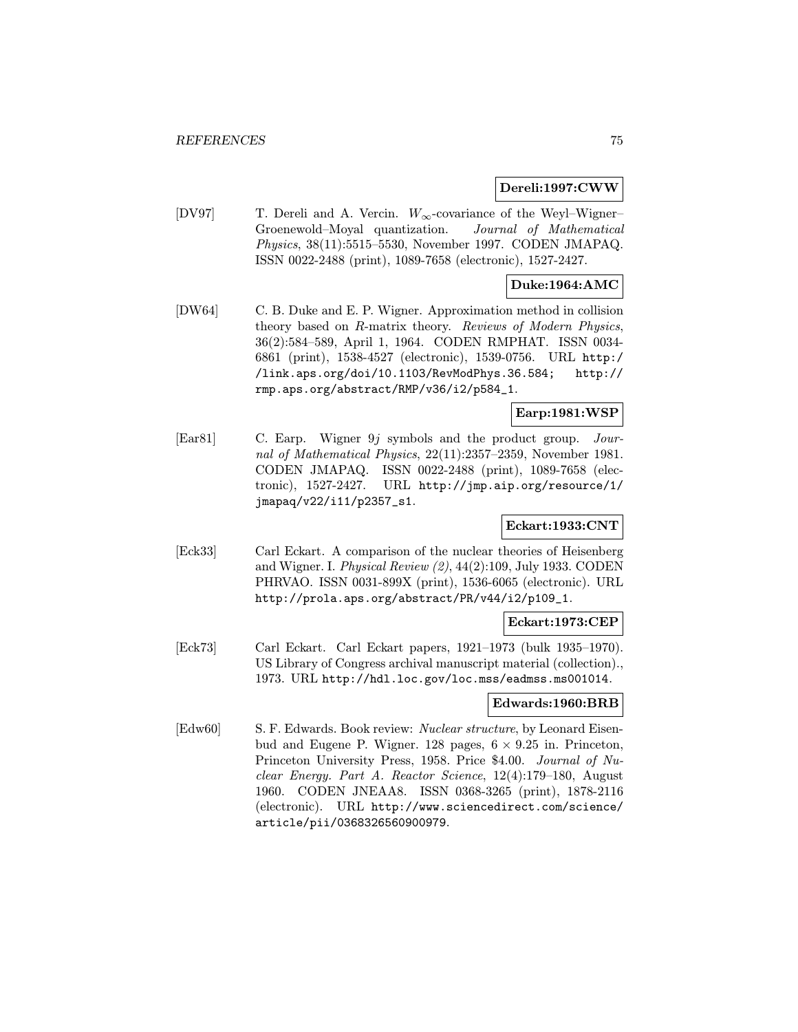**Dereli:1997:CWW**

[DV97] T. Dereli and A. Vercin. $W_\infty$-covariance of the Weyl–Wigner–Groenewold–Moyal quantization. *Journal of Mathematical Physics*, 38(11):5515–5530, November 1997. CODEN JMAPAQ. ISSN 0022-2488 (print), 1089-7658 (electronic), 1527-2427.

**Duke:1964:AMC**

[DW64] C. B. Duke and E. P. Wigner. Approximation method in collision theory based on *R*-matrix theory. *Reviews of Modern Physics*, 36(2):584–589, April 1, 1964. CODEN RMPHAT. ISSN 0034-6861 (print), 1538-4527 (electronic), 1539-0756. URL http://link.aps.org/doi/10.1103/RevModPhys.36.584; http://rmp.aps.org/abstract/RMP/v36/i2/p584_1.

**Earp:1981:WSP**

[Ear81] C. Earp. Wigner 9*j* symbols and the product group. *Journal of Mathematical Physics*, 22(11):2357–2359, November 1981. CODEN JMAPAQ. ISSN 0022-2488 (print), 1089-7658 (electronic), 1527-2427. URL http://jmp.aip.org/resource/1/jmapaq/v22/i11/p2357_s1.

**Eckart:1933:CNT**

[Eck33] Carl Eckart. A comparison of the nuclear theories of Heisenberg and Wigner. I. *Physical Review (2)*, 44(2):109, July 1933. CODEN PHRVAO. ISSN 0031-899X (print), 1536-6065 (electronic). URL http://prola.aps.org/abstract/PR/v44/i2/p109_1.

**Eckart:1973:CEP**

[Eck73] Carl Eckart. Carl Eckart papers, 1921–1973 (bulk 1935–1970). US Library of Congress archival manuscript material (collection)., 1973. URL http://hdl.loc.gov/loc.mss/eadmss.ms001014.

**Edwards:1960:BRB**

[Edw60] S. F. Edwards. Book review: *Nuclear structure*, by Leonard Eisenbud and Eugene P. Wigner. 128 pages, $6 \times 9.25$ in. Princeton, Princeton University Press, 1958. Price $4.00. *Journal of Nuclear Energy. Part A. Reactor Science*, 12(4):179–180, August 1960. CODEN JNEAA8. ISSN 0368-3265 (print), 1878-2116 (electronic). URL http://www.sciencedirect.com/science/article/pii/0368326560900979.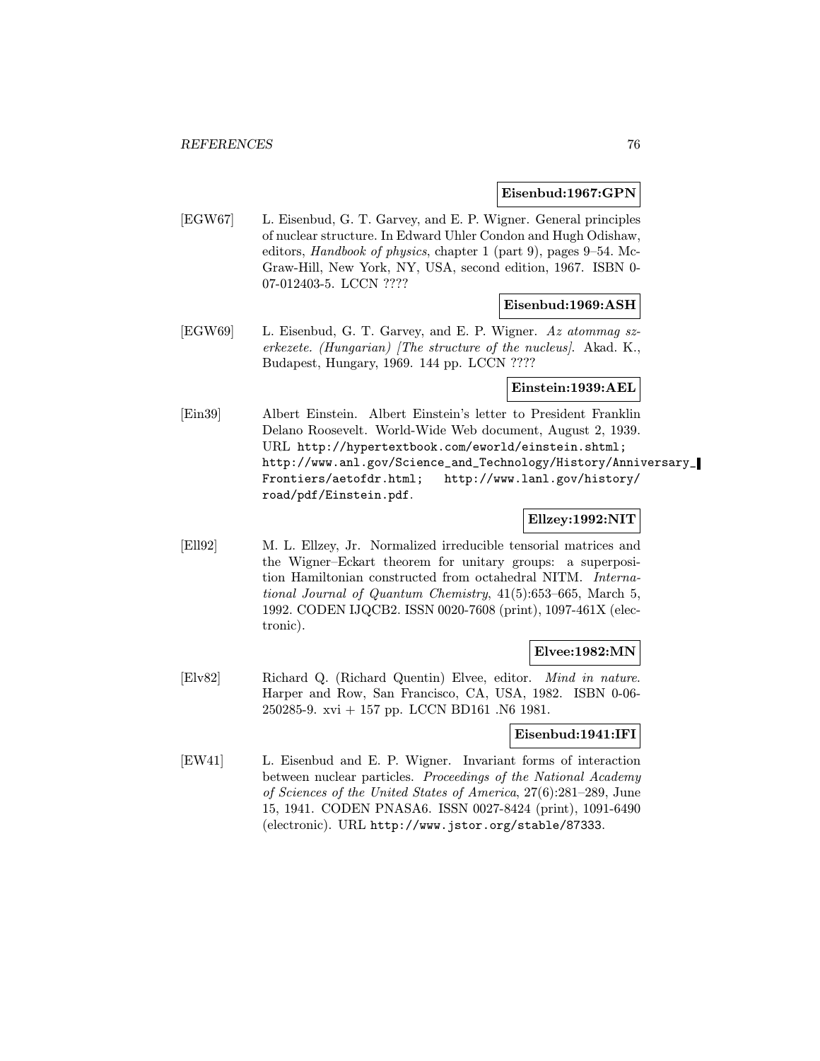**Eisenbud:1967:GPN**

[EGW67] L. Eisenbud, G. T. Garvey, and E. P. Wigner. General principles of nuclear structure. In Edward Uhler Condon and Hugh Odishaw, editors, *Handbook of physics*, chapter 1 (part 9), pages 9–54. McGraw-Hill, New York, NY, USA, second edition, 1967. ISBN 0-07-012403-5. LCCN ????

**Eisenbud:1969:ASH**

[EGW69] L. Eisenbud, G. T. Garvey, and E. P. Wigner. *Az atommag szerkezete. (Hungarian) [The structure of the nucleus]*. Akad. K., Budapest, Hungary, 1969. 144 pp. LCCN ????

**Einstein:1939:AEL**

[Ein39] Albert Einstein. Albert Einstein's letter to President Franklin Delano Roosevelt. World-Wide Web document, August 2, 1939. URL `http://hypertextbook.com/eworld/einstein.shtml; http://www.anl.gov/Science_and_Technology/History/Anniversary_Frontiers/aetofdr.html; http://www.lanl.gov/history/road/pdf/Einstein.pdf`.

**Ellzey:1992:NIT**

[Ell92] M. L. Ellzey, Jr. Normalized irreducible tensorial matrices and the Wigner–Eckart theorem for unitary groups: a superposition Hamiltonian constructed from octahedral NITM. *International Journal of Quantum Chemistry*, 41(5):653–665, March 5, 1992. CODEN IJQCB2. ISSN 0020-7608 (print), 1097-461X (electronic).

**Elvee:1982:MN**

[Elv82] Richard Q. (Richard Quentin) Elvee, editor. *Mind in nature*. Harper and Row, San Francisco, CA, USA, 1982. ISBN 0-06-250285-9. xvi + 157 pp. LCCN BD161 .N6 1981.

**Eisenbud:1941:IFI**

[EW41] L. Eisenbud and E. P. Wigner. Invariant forms of interaction between nuclear particles. *Proceedings of the National Academy of Sciences of the United States of America*, 27(6):281–289, June 15, 1941. CODEN PNASA6. ISSN 0027-8424 (print), 1091-6490 (electronic). URL `http://www.jstor.org/stable/87333`.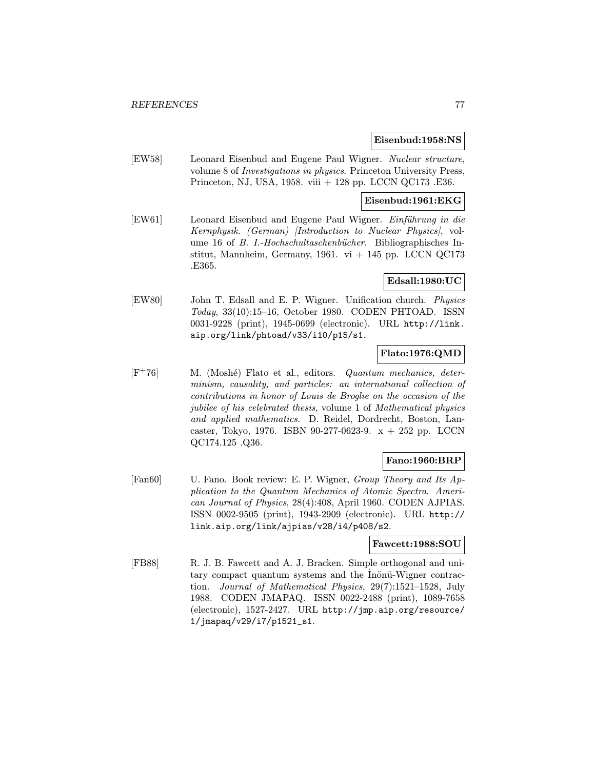**Eisenbud:1958:NS**

[EW58] Leonard Eisenbud and Eugene Paul Wigner. *Nuclear structure*, volume 8 of *Investigations in physics*. Princeton University Press, Princeton, NJ, USA, 1958. viii + 128 pp. LCCN QC173 .E36.

**Eisenbud:1961:EKG**

[EW61] Leonard Eisenbud and Eugene Paul Wigner. *Einführung in die Kernphysik. (German) [Introduction to Nuclear Physics]*, volume 16 of *B. I.-Hochschultaschenbücher*. Bibliographisches Institut, Mannheim, Germany, 1961. vi + 145 pp. LCCN QC173 .E365.

**Edsall:1980:UC**

[EW80] John T. Edsall and E. P. Wigner. Unification church. *Physics Today*, 33(10):15–16, October 1980. CODEN PHTOAD. ISSN 0031-9228 (print), 1945-0699 (electronic). URL http://link.aip.org/link/phtoad/v33/i10/p15/s1.

**Flato:1976:QMD**

[F+76] M. (Moshé) Flato et al., editors. *Quantum mechanics, determinism, causality, and particles: an international collection of contributions in honor of Louis de Broglie on the occasion of the jubilee of his celebrated thesis*, volume 1 of *Mathematical physics and applied mathematics*. D. Reidel, Dordrecht, Boston, Lancaster, Tokyo, 1976. ISBN 90-277-0623-9. x + 252 pp. LCCN QC174.125 .Q36.

**Fano:1960:BRP**

[Fan60] U. Fano. Book review: E. P. Wigner, *Group Theory and Its Application to the Quantum Mechanics of Atomic Spectra*. *American Journal of Physics*, 28(4):408, April 1960. CODEN AJPIAS. ISSN 0002-9505 (print), 1943-2909 (electronic). URL http://link.aip.org/link/ajpias/v28/i4/p408/s2.

**Fawcett:1988:SOU**

[FB88] R. J. B. Fawcett and A. J. Bracken. Simple orthogonal and unitary compact quantum systems and the İnönü-Wigner contraction. *Journal of Mathematical Physics*, 29(7):1521–1528, July 1988. CODEN JMAPAQ. ISSN 0022-2488 (print), 1089-7658 (electronic), 1527-2427. URL http://jmp.aip.org/resource/1/jmapaq/v29/i7/p1521_s1.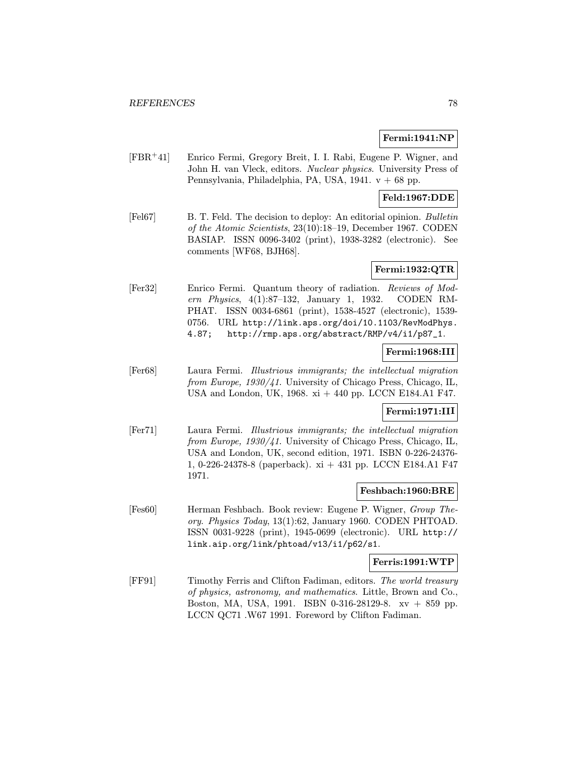**Fermi:1941:NP**

[FBR+41] Enrico Fermi, Gregory Breit, I. I. Rabi, Eugene P. Wigner, and John H. van Vleck, editors. *Nuclear physics*. University Press of Pennsylvania, Philadelphia, PA, USA, 1941. v + 68 pp.

**Feld:1967:DDE**

[Fel67] B. T. Feld. The decision to deploy: An editorial opinion. *Bulletin of the Atomic Scientists*, 23(10):18–19, December 1967. CODEN BASIAP. ISSN 0096-3402 (print), 1938-3282 (electronic). See comments [WF68, BJH68].

**Fermi:1932:QTR**

[Fer32] Enrico Fermi. Quantum theory of radiation. *Reviews of Modern Physics*, 4(1):87–132, January 1, 1932. CODEN RMPHAT. ISSN 0034-6861 (print), 1538-4527 (electronic), 1539-0756. URL http://link.aps.org/doi/10.1103/RevModPhys.4.87; http://rmp.aps.org/abstract/RMP/v4/i1/p87_1.

**Fermi:1968:III**

[Fer68] Laura Fermi. *Illustrious immigrants; the intellectual migration from Europe, 1930/41*. University of Chicago Press, Chicago, IL, USA and London, UK, 1968. xi + 440 pp. LCCN E184.A1 F47.

**Fermi:1971:III**

[Fer71] Laura Fermi. *Illustrious immigrants; the intellectual migration from Europe, 1930/41*. University of Chicago Press, Chicago, IL, USA and London, UK, second edition, 1971. ISBN 0-226-24376-1, 0-226-24378-8 (paperback). xi + 431 pp. LCCN E184.A1 F47 1971.

**Feshbach:1960:BRE**

[Fes60] Herman Feshbach. Book review: Eugene P. Wigner, *Group Theory*. *Physics Today*, 13(1):62, January 1960. CODEN PHTOAD. ISSN 0031-9228 (print), 1945-0699 (electronic). URL http://link.aip.org/link/phtoad/v13/i1/p62/s1.

**Ferris:1991:WTP**

[FF91] Timothy Ferris and Clifton Fadiman, editors. *The world treasury of physics, astronomy, and mathematics*. Little, Brown and Co., Boston, MA, USA, 1991. ISBN 0-316-28129-8. xv + 859 pp. LCCN QC71 .W67 1991. Foreword by Clifton Fadiman.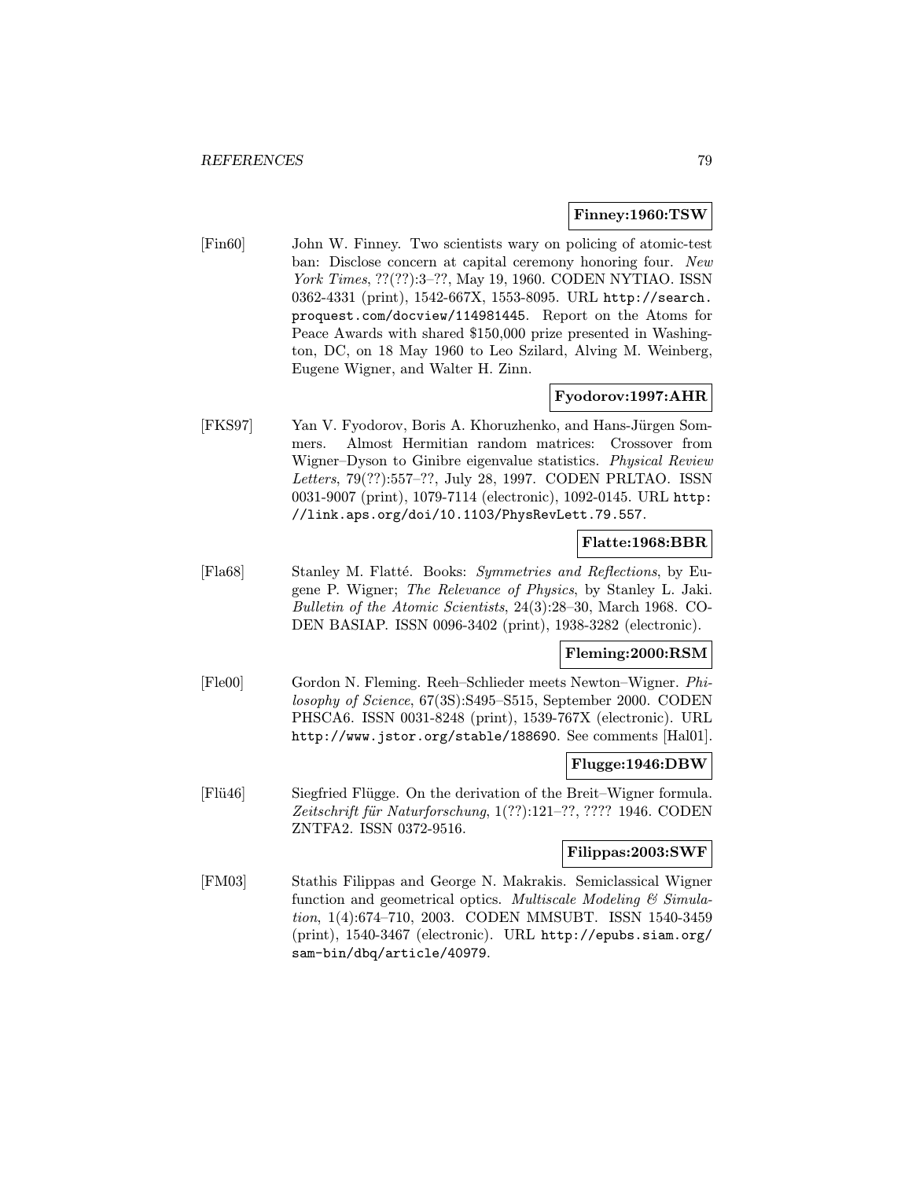**Finney:1960:TSW**

[Fin60] John W. Finney. Two scientists wary on policing of atomic-test ban: Disclose concern at capital ceremony honoring four. *New York Times*, ??(??):3–??, May 19, 1960. CODEN NYTIAO. ISSN 0362-4331 (print), 1542-667X, 1553-8095. URL `http://search.proquest.com/docview/114981445`. Report on the Atoms for Peace Awards with shared $150,000 prize presented in Washington, DC, on 18 May 1960 to Leo Szilard, Alving M. Weinberg, Eugene Wigner, and Walter H. Zinn.

**Fyodorov:1997:AHR**

[FKS97] Yan V. Fyodorov, Boris A. Khoruzhenko, and Hans-Jürgen Sommers. Almost Hermitian random matrices: Crossover from Wigner–Dyson to Ginibre eigenvalue statistics. *Physical Review Letters*, 79(??):557–??, July 28, 1997. CODEN PRLTAO. ISSN 0031-9007 (print), 1079-7114 (electronic), 1092-0145. URL `http://link.aps.org/doi/10.1103/PhysRevLett.79.557`.

**Flatte:1968:BBR**

[Fla68] Stanley M. Flatté. Books: *Symmetries and Reflections*, by Eugene P. Wigner; *The Relevance of Physics*, by Stanley L. Jaki. *Bulletin of the Atomic Scientists*, 24(3):28–30, March 1968. CODEN BASIAP. ISSN 0096-3402 (print), 1938-3282 (electronic).

**Fleming:2000:RSM**

[Fle00] Gordon N. Fleming. Reeh–Schlieder meets Newton–Wigner. *Philosophy of Science*, 67(3S):S495–S515, September 2000. CODEN PHSCA6. ISSN 0031-8248 (print), 1539-767X (electronic). URL `http://www.jstor.org/stable/188690`. See comments [Hal01].

**Flugge:1946:DBW**

[Flü46] Siegfried Flügge. On the derivation of the Breit–Wigner formula. *Zeitschrift für Naturforschung*, 1(??):121–??, ???? 1946. CODEN ZNTFA2. ISSN 0372-9516.

**Filippas:2003:SWF**

[FM03] Stathis Filippas and George N. Makrakis. Semiclassical Wigner function and geometrical optics. *Multiscale Modeling & Simulation*, 1(4):674–710, 2003. CODEN MMSUBT. ISSN 1540-3459 (print), 1540-3467 (electronic). URL `http://epubs.siam.org/sam-bin/dbq/article/40979`.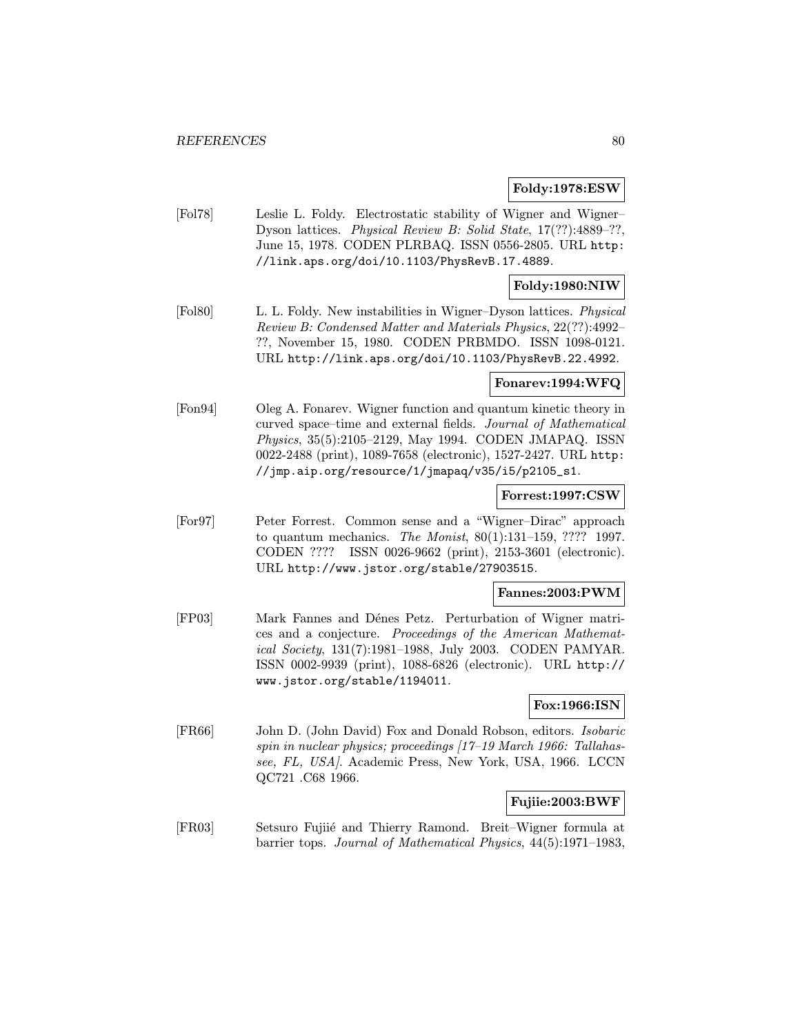**Foldy:1978:ESW**

[Fol78] Leslie L. Foldy. Electrostatic stability of Wigner and Wigner–Dyson lattices. *Physical Review B: Solid State*, 17(??):4889–??, June 15, 1978. CODEN PLRBAQ. ISSN 0556-2805. URL http://link.aps.org/doi/10.1103/PhysRevB.17.4889.

**Foldy:1980:NIW**

[Fol80] L. L. Foldy. New instabilities in Wigner–Dyson lattices. *Physical Review B: Condensed Matter and Materials Physics*, 22(??):4992–??, November 15, 1980. CODEN PRBMDO. ISSN 1098-0121. URL http://link.aps.org/doi/10.1103/PhysRevB.22.4992.

**Fonarev:1994:WFQ**

[Fon94] Oleg A. Fonarev. Wigner function and quantum kinetic theory in curved space–time and external fields. *Journal of Mathematical Physics*, 35(5):2105–2129, May 1994. CODEN JMAPAQ. ISSN 0022-2488 (print), 1089-7658 (electronic), 1527-2427. URL http://jmp.aip.org/resource/1/jmapaq/v35/i5/p2105_s1.

**Forrest:1997:CSW**

[For97] Peter Forrest. Common sense and a "Wigner–Dirac" approach to quantum mechanics. *The Monist*, 80(1):131–159, ???? 1997. CODEN ???? ISSN 0026-9662 (print), 2153-3601 (electronic). URL http://www.jstor.org/stable/27903515.

**Fannes:2003:PWM**

[FP03] Mark Fannes and Dénes Petz. Perturbation of Wigner matrices and a conjecture. *Proceedings of the American Mathematical Society*, 131(7):1981–1988, July 2003. CODEN PAMYAR. ISSN 0002-9939 (print), 1088-6826 (electronic). URL http://www.jstor.org/stable/1194011.

**Fox:1966:ISN**

[FR66] John D. (John David) Fox and Donald Robson, editors. *Isobaric spin in nuclear physics; proceedings [17–19 March 1966: Tallahassee, FL, USA]*. Academic Press, New York, USA, 1966. LCCN QC721 .C68 1966.

**Fujiie:2003:BWF**

[FR03] Setsuro Fujiié and Thierry Ramond. Breit–Wigner formula at barrier tops. *Journal of Mathematical Physics*, 44(5):1971–1983,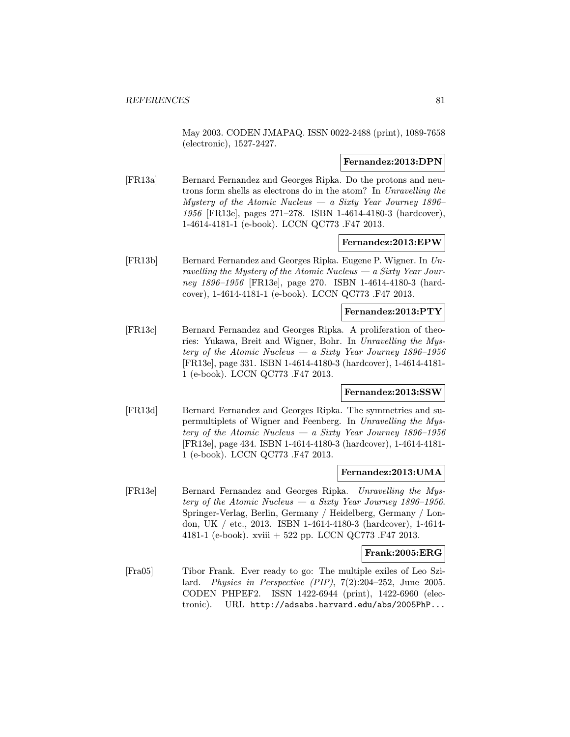May 2003. CODEN JMAPAQ. ISSN 0022-2488 (print), 1089-7658 (electronic), 1527-2427.

**Fernandez:2013:DPN**

[FR13a] Bernard Fernandez and Georges Ripka. Do the protons and neutrons form shells as electrons do in the atom? In *Unravelling the Mystery of the Atomic Nucleus — a Sixty Year Journey 1896–1956* [FR13e], pages 271–278. ISBN 1-4614-4180-3 (hardcover), 1-4614-4181-1 (e-book). LCCN QC773 .F47 2013.

**Fernandez:2013:EPW**

[FR13b] Bernard Fernandez and Georges Ripka. Eugene P. Wigner. In *Unravelling the Mystery of the Atomic Nucleus — a Sixty Year Journey 1896–1956* [FR13e], page 270. ISBN 1-4614-4180-3 (hardcover), 1-4614-4181-1 (e-book). LCCN QC773 .F47 2013.

**Fernandez:2013:PTY**

[FR13c] Bernard Fernandez and Georges Ripka. A proliferation of theories: Yukawa, Breit and Wigner, Bohr. In *Unravelling the Mystery of the Atomic Nucleus — a Sixty Year Journey 1896–1956* [FR13e], page 331. ISBN 1-4614-4180-3 (hardcover), 1-4614-4181-1 (e-book). LCCN QC773 .F47 2013.

**Fernandez:2013:SSW**

[FR13d] Bernard Fernandez and Georges Ripka. The symmetries and supermultiplets of Wigner and Feenberg. In *Unravelling the Mystery of the Atomic Nucleus — a Sixty Year Journey 1896–1956* [FR13e], page 434. ISBN 1-4614-4180-3 (hardcover), 1-4614-4181-1 (e-book). LCCN QC773 .F47 2013.

**Fernandez:2013:UMA**

[FR13e] Bernard Fernandez and Georges Ripka. *Unravelling the Mystery of the Atomic Nucleus — a Sixty Year Journey 1896–1956*. Springer-Verlag, Berlin, Germany / Heidelberg, Germany / London, UK / etc., 2013. ISBN 1-4614-4180-3 (hardcover), 1-4614-4181-1 (e-book). xviii + 522 pp. LCCN QC773 .F47 2013.

**Frank:2005:ERG**

[Fra05] Tibor Frank. Ever ready to go: The multiple exiles of Leo Szilard. *Physics in Perspective (PIP)*, 7(2):204–252, June 2005. CODEN PHPEF2. ISSN 1422-6944 (print), 1422-6960 (electronic). URL http://adsabs.harvard.edu/abs/2005PhP...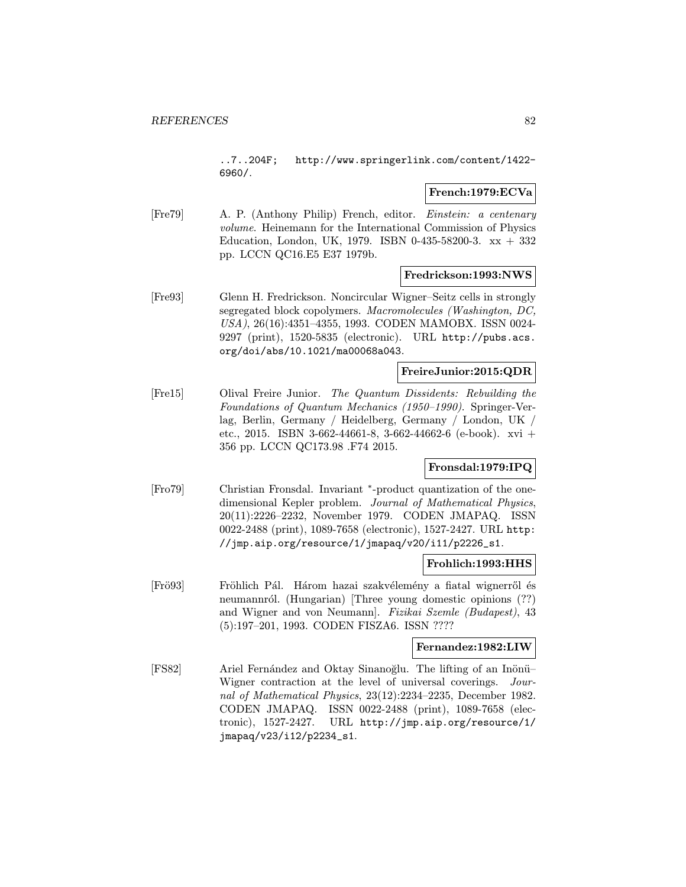..7..204F; http://www.springerlink.com/content/1422-6960/.

**French:1979:ECVa**

[Fre79] A. P. (Anthony Philip) French, editor. *Einstein: a centenary volume*. Heinemann for the International Commission of Physics Education, London, UK, 1979. ISBN 0-435-58200-3. xx + 332 pp. LCCN QC16.E5 E37 1979b.

**Fredrickson:1993:NWS**

[Fre93] Glenn H. Fredrickson. Noncircular Wigner–Seitz cells in strongly segregated block copolymers. *Macromolecules (Washington, DC, USA)*, 26(16):4351–4355, 1993. CODEN MAMOBX. ISSN 0024-9297 (print), 1520-5835 (electronic). URL http://pubs.acs.org/doi/abs/10.1021/ma00068a043.

**FreireJunior:2015:QDR**

[Fre15] Olival Freire Junior. *The Quantum Dissidents: Rebuilding the Foundations of Quantum Mechanics (1950–1990)*. Springer-Verlag, Berlin, Germany / Heidelberg, Germany / London, UK / etc., 2015. ISBN 3-662-44661-8, 3-662-44662-6 (e-book). xvi + 356 pp. LCCN QC173.98 .F74 2015.

**Fronsdal:1979:IPQ**

[Fro79] Christian Fronsdal. Invariant $^*$-product quantization of the one-dimensional Kepler problem. *Journal of Mathematical Physics*, 20(11):2226–2232, November 1979. CODEN JMAPAQ. ISSN 0022-2488 (print), 1089-7658 (electronic), 1527-2427. URL http://jmp.aip.org/resource/1/jmapaq/v20/i11/p2226_s1.

**Frohlich:1993:HHS**

[Frö93] Fröhlich Pál. Három hazai szakvélemény a fiatal wignerről és neumannról. (Hungarian) [Three young domestic opinions (??) and Wigner and von Neumann]. *Fizikai Szemle (Budapest)*, 43 (5):197–201, 1993. CODEN FISZA6. ISSN ????

**Fernandez:1982:LIW**

[FS82] Ariel Fernández and Oktay Sinanoğlu. The lifting of an Inönü–Wigner contraction at the level of universal coverings. *Journal of Mathematical Physics*, 23(12):2234–2235, December 1982. CODEN JMAPAQ. ISSN 0022-2488 (print), 1089-7658 (electronic), 1527-2427. URL http://jmp.aip.org/resource/1/jmapaq/v23/i12/p2234_s1.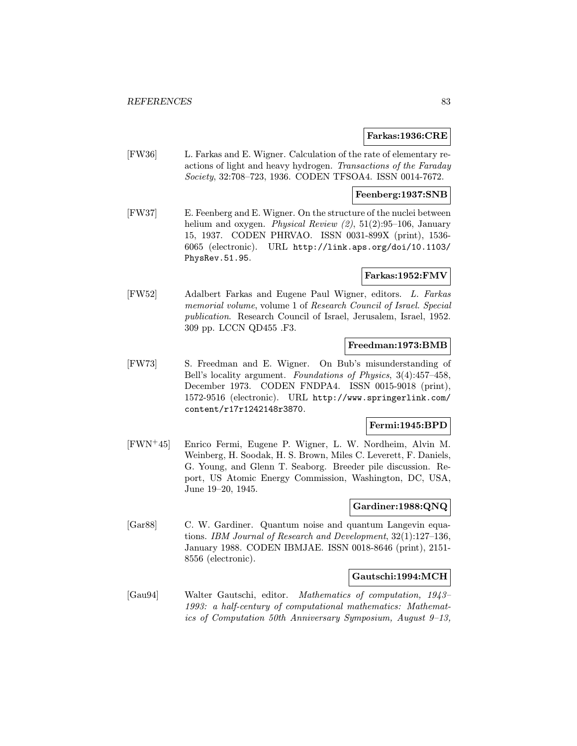**Farkas:1936:CRE**

[FW36] L. Farkas and E. Wigner. Calculation of the rate of elementary reactions of light and heavy hydrogen. *Transactions of the Faraday Society*, 32:708–723, 1936. CODEN TFSOA4. ISSN 0014-7672.

**Feenberg:1937:SNB**

[FW37] E. Feenberg and E. Wigner. On the structure of the nuclei between helium and oxygen. *Physical Review (2)*, 51(2):95–106, January 15, 1937. CODEN PHRVAO. ISSN 0031-899X (print), 1536-6065 (electronic). URL http://link.aps.org/doi/10.1103/PhysRev.51.95.

**Farkas:1952:FMV**

[FW52] Adalbert Farkas and Eugene Paul Wigner, editors. *L. Farkas memorial volume*, volume 1 of *Research Council of Israel. Special publication*. Research Council of Israel, Jerusalem, Israel, 1952. 309 pp. LCCN QD455 .F3.

**Freedman:1973:BMB**

[FW73] S. Freedman and E. Wigner. On Bub's misunderstanding of Bell's locality argument. *Foundations of Physics*, 3(4):457–458, December 1973. CODEN FNDPA4. ISSN 0015-9018 (print), 1572-9516 (electronic). URL http://www.springerlink.com/content/r17r1242148r3870.

**Fermi:1945:BPD**

[FWN+45] Enrico Fermi, Eugene P. Wigner, L. W. Nordheim, Alvin M. Weinberg, H. Soodak, H. S. Brown, Miles C. Leverett, F. Daniels, G. Young, and Glenn T. Seaborg. Breeder pile discussion. Report, US Atomic Energy Commission, Washington, DC, USA, June 19–20, 1945.

**Gardiner:1988:QNQ**

[Gar88] C. W. Gardiner. Quantum noise and quantum Langevin equations. *IBM Journal of Research and Development*, 32(1):127–136, January 1988. CODEN IBMJAE. ISSN 0018-8646 (print), 2151-8556 (electronic).

**Gautschi:1994:MCH**

[Gau94] Walter Gautschi, editor. *Mathematics of computation, 1943–1993: a half-century of computational mathematics: Mathematics of Computation 50th Anniversary Symposium, August 9–13,*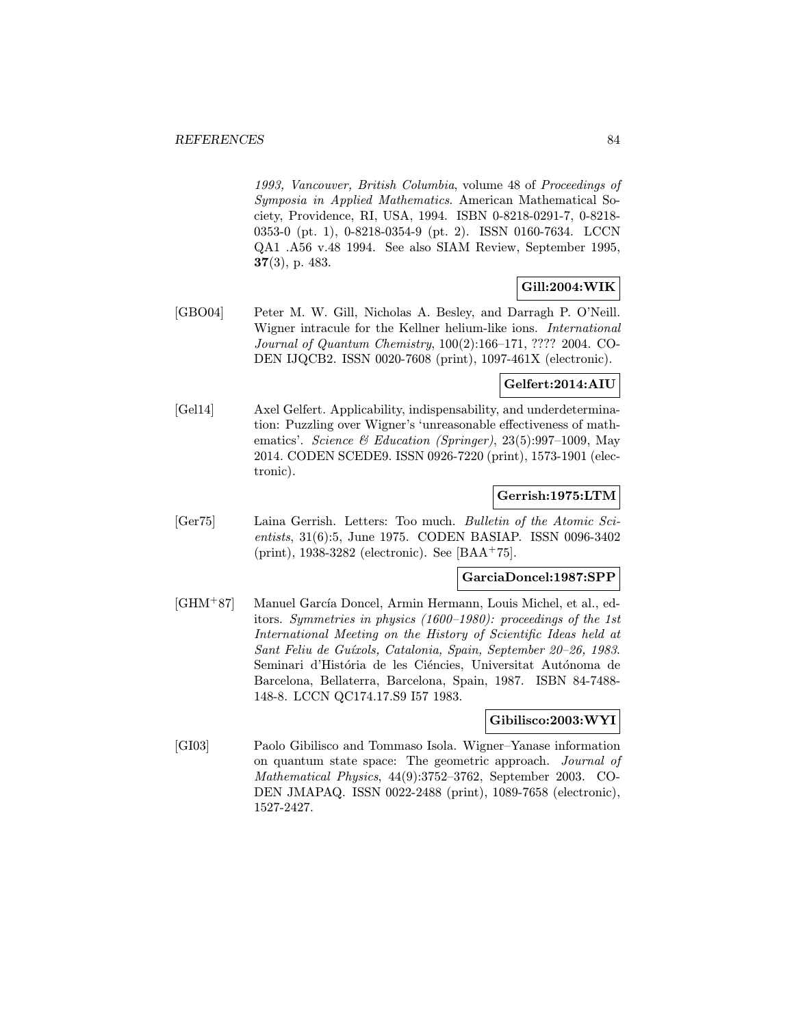1993, Vancouver, British Columbia*, volume 48 of *Proceedings of Symposia in Applied Mathematics*. American Mathematical Society, Providence, RI, USA, 1994. ISBN 0-8218-0291-7, 0-8218-0353-0 (pt. 1), 0-8218-0354-9 (pt. 2). ISSN 0160-7634. LCCN QA1 .A56 v.48 1994. See also SIAM Review, September 1995, **37**(3), p. 483.

**Gill:2004:WIK**

[GBO04] Peter M. W. Gill, Nicholas A. Besley, and Darragh P. O'Neill. Wigner intracule for the Kellner helium-like ions. *International Journal of Quantum Chemistry*, 100(2):166–171, ???? 2004. CODEN IJQCB2. ISSN 0020-7608 (print), 1097-461X (electronic).

**Gelfert:2014:AIU**

[Gel14] Axel Gelfert. Applicability, indispensability, and underdetermination: Puzzling over Wigner's 'unreasonable effectiveness of mathematics'. *Science & Education (Springer)*, 23(5):997–1009, May 2014. CODEN SCEDE9. ISSN 0926-7220 (print), 1573-1901 (electronic).

**Gerrish:1975:LTM**

[Ger75] Laina Gerrish. Letters: Too much. *Bulletin of the Atomic Scientists*, 31(6):5, June 1975. CODEN BASIAP. ISSN 0096-3402 (print), 1938-3282 (electronic). See [BAA+75].

**GarciaDoncel:1987:SPP**

[GHM+87] Manuel García Doncel, Armin Hermann, Louis Michel, et al., editors. *Symmetries in physics (1600–1980): proceedings of the 1st International Meeting on the History of Scientific Ideas held at Sant Feliu de Guíxols, Catalonia, Spain, September 20–26, 1983*. Seminari d'História de les Ciéncies, Universitat Autónoma de Barcelona, Bellaterra, Barcelona, Spain, 1987. ISBN 84-7488-148-8. LCCN QC174.17.S9 I57 1983.

**Gibilisco:2003:WYI**

[GI03] Paolo Gibilisco and Tommaso Isola. Wigner–Yanase information on quantum state space: The geometric approach. *Journal of Mathematical Physics*, 44(9):3752–3762, September 2003. CODEN JMAPAQ. ISSN 0022-2488 (print), 1089-7658 (electronic), 1527-2427.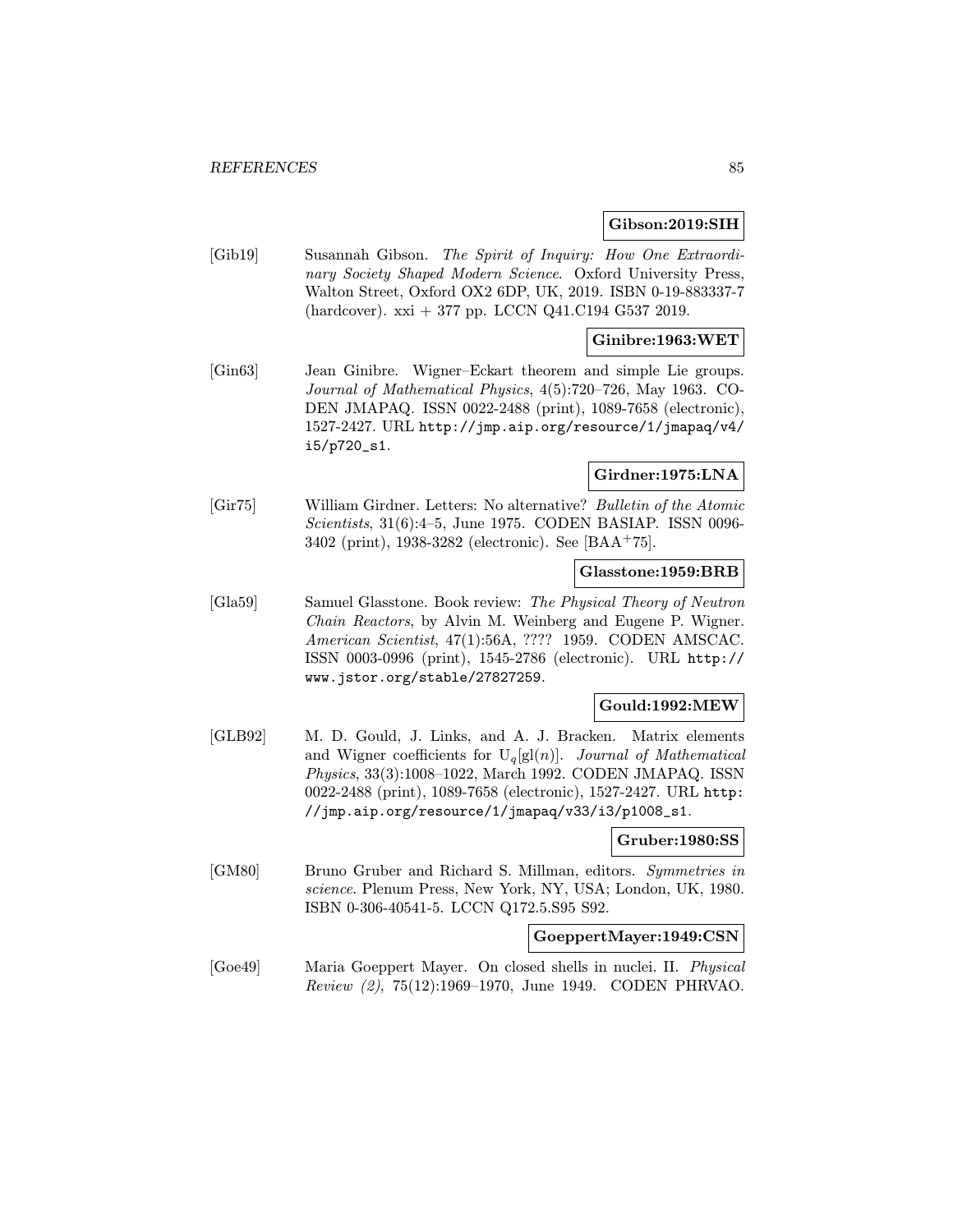**Gibson:2019:SIH**

[Gib19] Susannah Gibson. *The Spirit of Inquiry: How One Extraordinary Society Shaped Modern Science*. Oxford University Press, Walton Street, Oxford OX2 6DP, UK, 2019. ISBN 0-19-883337-7 (hardcover). xxi + 377 pp. LCCN Q41.C194 G537 2019.

**Ginibre:1963:WET**

[Gin63] Jean Ginibre. Wigner–Eckart theorem and simple Lie groups. *Journal of Mathematical Physics*, 4(5):720–726, May 1963. CODEN JMAPAQ. ISSN 0022-2488 (print), 1089-7658 (electronic), 1527-2427. URL `http://jmp.aip.org/resource/1/jmapaq/v4/i5/p720_s1`.

**Girdner:1975:LNA**

[Gir75] William Girdner. Letters: No alternative? *Bulletin of the Atomic Scientists*, 31(6):4–5, June 1975. CODEN BASIAP. ISSN 0096-3402 (print), 1938-3282 (electronic). See [BAA+75].

**Glasstone:1959:BRB**

[Gla59] Samuel Glasstone. Book review: *The Physical Theory of Neutron Chain Reactors*, by Alvin M. Weinberg and Eugene P. Wigner. *American Scientist*, 47(1):56A, ???? 1959. CODEN AMSCAC. ISSN 0003-0996 (print), 1545-2786 (electronic). URL `http://www.jstor.org/stable/27827259`.

**Gould:1992:MEW**

[GLB92] M. D. Gould, J. Links, and A. J. Bracken. Matrix elements and Wigner coefficients for $U_q[gl(n)]$. *Journal of Mathematical Physics*, 33(3):1008–1022, March 1992. CODEN JMAPAQ. ISSN 0022-2488 (print), 1089-7658 (electronic), 1527-2427. URL `http://jmp.aip.org/resource/1/jmapaq/v33/i3/p1008_s1`.

**Gruber:1980:SS**

[GM80] Bruno Gruber and Richard S. Millman, editors. *Symmetries in science*. Plenum Press, New York, NY, USA; London, UK, 1980. ISBN 0-306-40541-5. LCCN Q172.5.S95 S92.

**GoeppertMayer:1949:CSN**

[Goe49] Maria Goeppert Mayer. On closed shells in nuclei. II. *Physical Review (2)*, 75(12):1969–1970, June 1949. CODEN PHRVAO.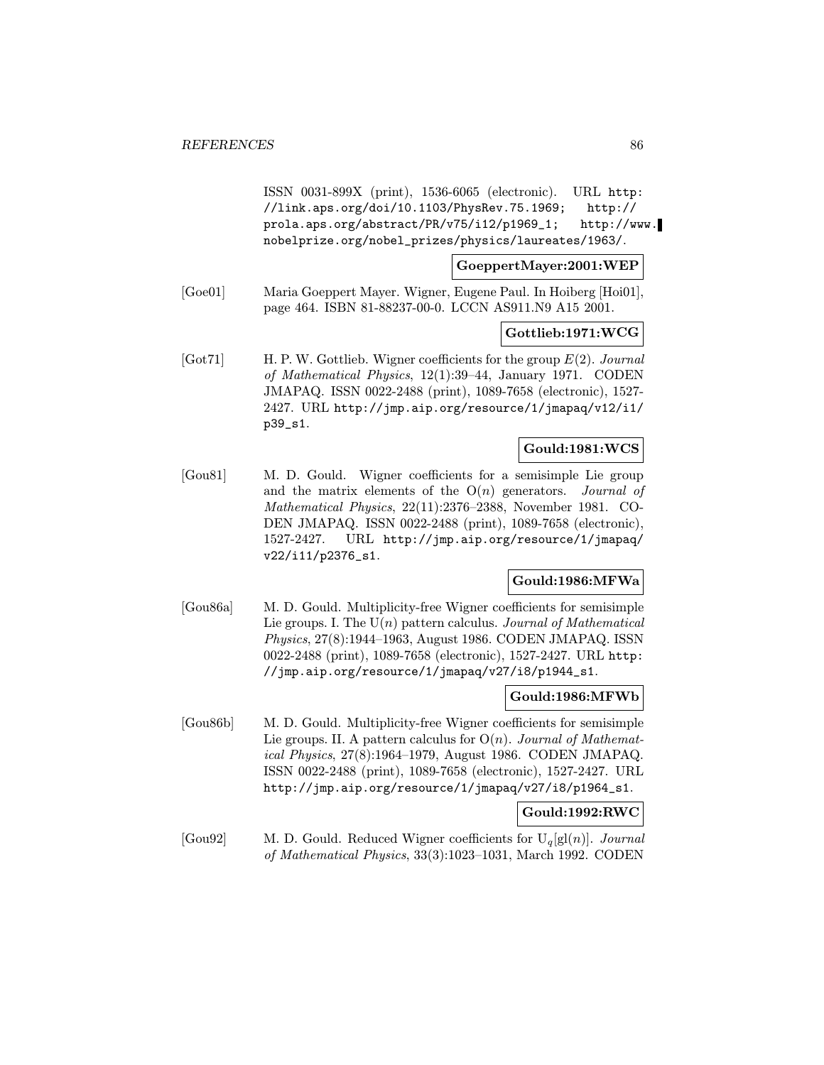ISSN 0031-899X (print), 1536-6065 (electronic). URL http://link.aps.org/doi/10.1103/PhysRev.75.1969; http://prola.aps.org/abstract/PR/v75/i12/p1969_1; http://www.nobelprize.org/nobel_prizes/physics/laureates/1963/.

**GoeppertMayer:2001:WEP**

[Goe01] Maria Goeppert Mayer. Wigner, Eugene Paul. In Hoiberg [Hoi01], page 464. ISBN 81-88237-00-0. LCCN AS911.N9 A15 2001.

**Gottlieb:1971:WCG**

[Got71] H. P. W. Gottlieb. Wigner coefficients for the group $E(2)$. *Journal of Mathematical Physics*, 12(1):39–44, January 1971. CODEN JMAPAQ. ISSN 0022-2488 (print), 1089-7658 (electronic), 1527-2427. URL http://jmp.aip.org/resource/1/jmapaq/v12/i1/p39_s1.

**Gould:1981:WCS**

[Gou81] M. D. Gould. Wigner coefficients for a semisimple Lie group and the matrix elements of the $O(n)$ generators. *Journal of Mathematical Physics*, 22(11):2376–2388, November 1981. CODEN JMAPAQ. ISSN 0022-2488 (print), 1089-7658 (electronic), 1527-2427. URL http://jmp.aip.org/resource/1/jmapaq/v22/i11/p2376_s1.

**Gould:1986:MFWa**

[Gou86a] M. D. Gould. Multiplicity-free Wigner coefficients for semisimple Lie groups. I. The $U(n)$ pattern calculus. *Journal of Mathematical Physics*, 27(8):1944–1963, August 1986. CODEN JMAPAQ. ISSN 0022-2488 (print), 1089-7658 (electronic), 1527-2427. URL http://jmp.aip.org/resource/1/jmapaq/v27/i8/p1944_s1.

**Gould:1986:MFWb**

[Gou86b] M. D. Gould. Multiplicity-free Wigner coefficients for semisimple Lie groups. II. A pattern calculus for $O(n)$. *Journal of Mathematical Physics*, 27(8):1964–1979, August 1986. CODEN JMAPAQ. ISSN 0022-2488 (print), 1089-7658 (electronic), 1527-2427. URL http://jmp.aip.org/resource/1/jmapaq/v27/i8/p1964_s1.

**Gould:1992:RWC**

[Gou92] M. D. Gould. Reduced Wigner coefficients for $U_q[gl(n)]$. *Journal of Mathematical Physics*, 33(3):1023–1031, March 1992. CODEN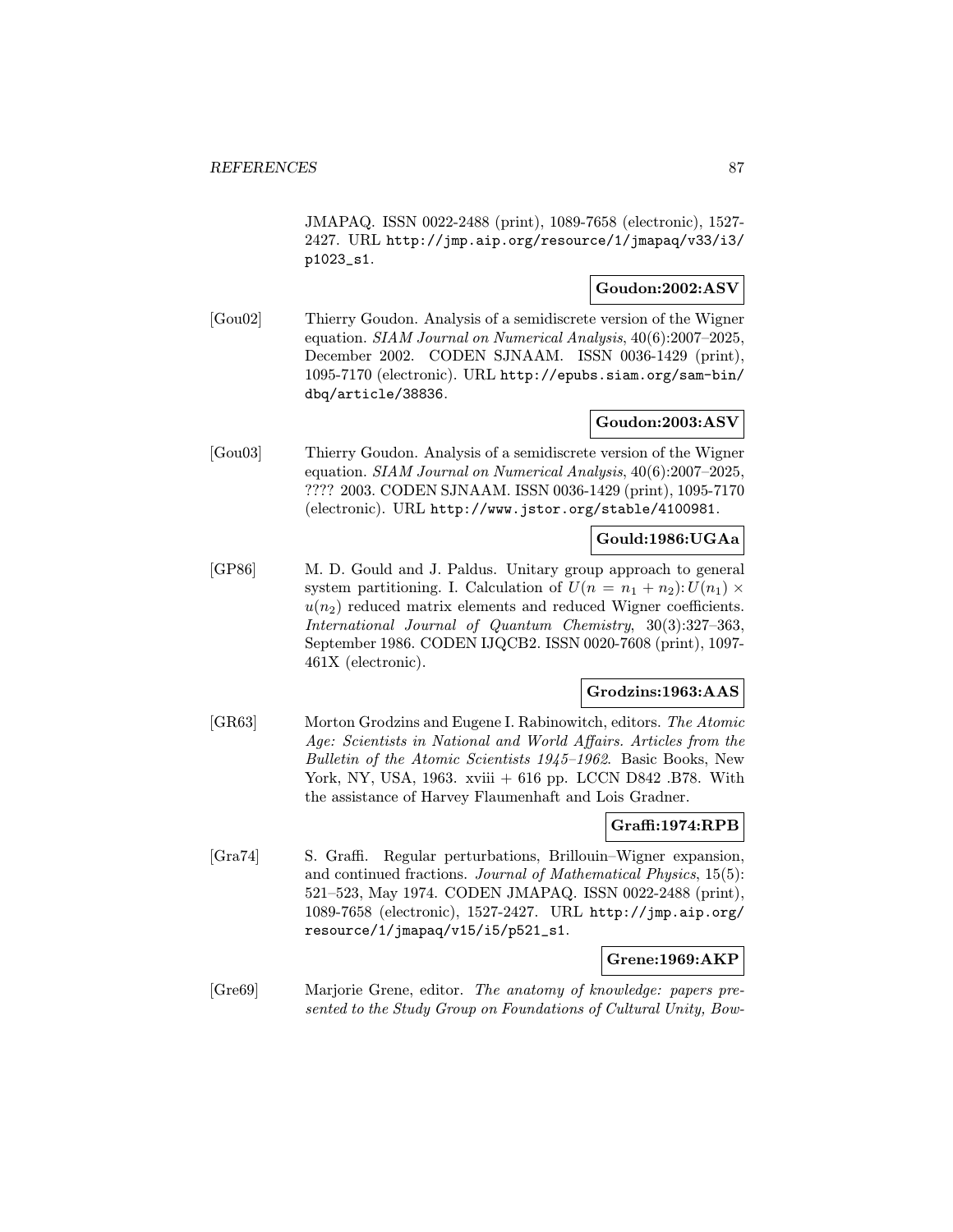JMAPAQ. ISSN 0022-2488 (print), 1089-7658 (electronic), 1527-2427. URL http://jmp.aip.org/resource/1/jmapaq/v33/i3/p1023_s1.

**Goudon:2002:ASV**

[Gou02] Thierry Goudon. Analysis of a semidiscrete version of the Wigner equation. *SIAM Journal on Numerical Analysis*, 40(6):2007–2025, December 2002. CODEN SJNAAM. ISSN 0036-1429 (print), 1095-7170 (electronic). URL http://epubs.siam.org/sam-bin/dbq/article/38836.

**Goudon:2003:ASV**

[Gou03] Thierry Goudon. Analysis of a semidiscrete version of the Wigner equation. *SIAM Journal on Numerical Analysis*, 40(6):2007–2025, ???? 2003. CODEN SJNAAM. ISSN 0036-1429 (print), 1095-7170 (electronic). URL http://www.jstor.org/stable/4100981.

**Gould:1986:UGAa**

[GP86] M. D. Gould and J. Paldus. Unitary group approach to general system partitioning. I. Calculation of $U(n = n_1 + n_2){:}\, U(n_1) \times u(n_2)$ reduced matrix elements and reduced Wigner coefficients. *International Journal of Quantum Chemistry*, 30(3):327–363, September 1986. CODEN IJQCB2. ISSN 0020-7608 (print), 1097-461X (electronic).

**Grodzins:1963:AAS**

[GR63] Morton Grodzins and Eugene I. Rabinowitch, editors. *The Atomic Age: Scientists in National and World Affairs. Articles from the Bulletin of the Atomic Scientists 1945–1962*. Basic Books, New York, NY, USA, 1963. xviii + 616 pp. LCCN D842 .B78. With the assistance of Harvey Flaumenhaft and Lois Gradner.

**Graffi:1974:RPB**

[Gra74] S. Graffi. Regular perturbations, Brillouin–Wigner expansion, and continued fractions. *Journal of Mathematical Physics*, 15(5): 521–523, May 1974. CODEN JMAPAQ. ISSN 0022-2488 (print), 1089-7658 (electronic), 1527-2427. URL http://jmp.aip.org/resource/1/jmapaq/v15/i5/p521_s1.

**Grene:1969:AKP**

[Gre69] Marjorie Grene, editor. *The anatomy of knowledge: papers presented to the Study Group on Foundations of Cultural Unity, Bow-*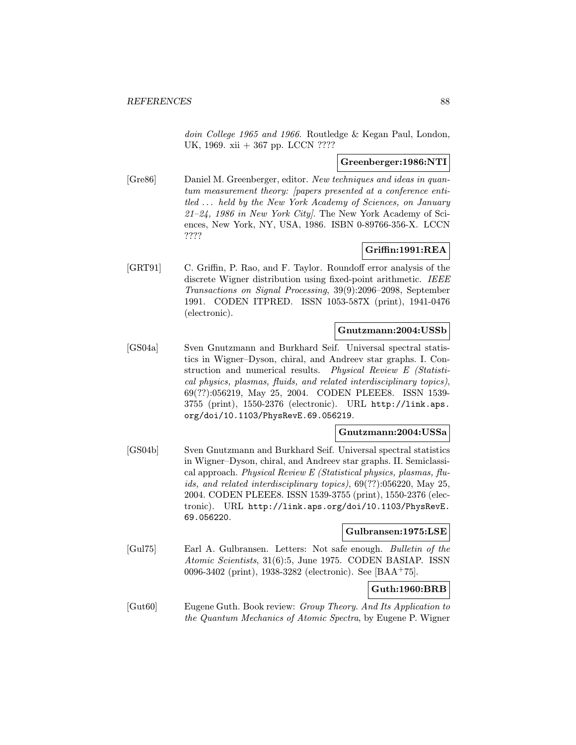*doin College 1965 and 1966*. Routledge & Kegan Paul, London, UK, 1969. xii + 367 pp. LCCN ????

**Greenberger:1986:NTI**

[Gre86] Daniel M. Greenberger, editor. *New techniques and ideas in quantum measurement theory: [papers presented at a conference entitled ... held by the New York Academy of Sciences, on January 21–24, 1986 in New York City]*. The New York Academy of Sciences, New York, NY, USA, 1986. ISBN 0-89766-356-X. LCCN ????

**Griffin:1991:REA**

[GRT91] C. Griffin, P. Rao, and F. Taylor. Roundoff error analysis of the discrete Wigner distribution using fixed-point arithmetic. *IEEE Transactions on Signal Processing*, 39(9):2096–2098, September 1991. CODEN ITPRED. ISSN 1053-587X (print), 1941-0476 (electronic).

**Gnutzmann:2004:USSb**

[GS04a] Sven Gnutzmann and Burkhard Seif. Universal spectral statistics in Wigner–Dyson, chiral, and Andreev star graphs. I. Construction and numerical results. *Physical Review E (Statistical physics, plasmas, fluids, and related interdisciplinary topics)*, 69(??):056219, May 25, 2004. CODEN PLEEE8. ISSN 1539-3755 (print), 1550-2376 (electronic). URL http://link.aps.org/doi/10.1103/PhysRevE.69.056219.

**Gnutzmann:2004:USSa**

[GS04b] Sven Gnutzmann and Burkhard Seif. Universal spectral statistics in Wigner–Dyson, chiral, and Andreev star graphs. II. Semiclassical approach. *Physical Review E (Statistical physics, plasmas, fluids, and related interdisciplinary topics)*, 69(??):056220, May 25, 2004. CODEN PLEEE8. ISSN 1539-3755 (print), 1550-2376 (electronic). URL http://link.aps.org/doi/10.1103/PhysRevE.69.056220.

**Gulbransen:1975:LSE**

[Gul75] Earl A. Gulbransen. Letters: Not safe enough. *Bulletin of the Atomic Scientists*, 31(6):5, June 1975. CODEN BASIAP. ISSN 0096-3402 (print), 1938-3282 (electronic). See [BAA+75].

**Guth:1960:BRB**

[Gut60] Eugene Guth. Book review: *Group Theory. And Its Application to the Quantum Mechanics of Atomic Spectra*, by Eugene P. Wigner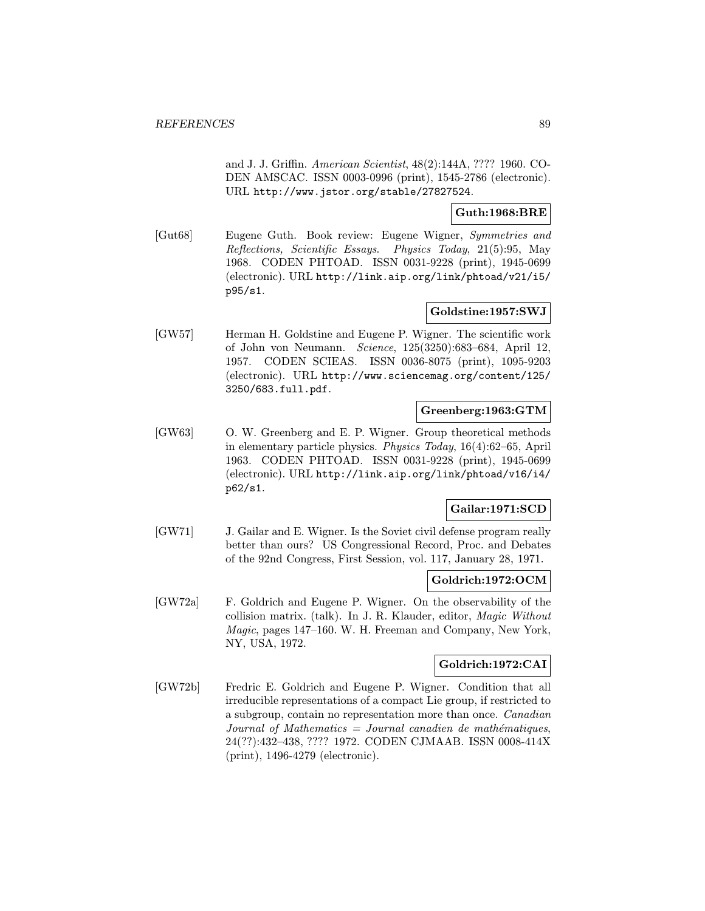and J. J. Griffin. *American Scientist*, 48(2):144A, ???? 1960. CODEN AMSCAC. ISSN 0003-0996 (print), 1545-2786 (electronic). URL `http://www.jstor.org/stable/27827524`.

**Guth:1968:BRE**

[Gut68] Eugene Guth. Book review: Eugene Wigner, *Symmetries and Reflections, Scientific Essays*. *Physics Today*, 21(5):95, May 1968. CODEN PHTOAD. ISSN 0031-9228 (print), 1945-0699 (electronic). URL `http://link.aip.org/link/phtoad/v21/i5/p95/s1`.

**Goldstine:1957:SWJ**

[GW57] Herman H. Goldstine and Eugene P. Wigner. The scientific work of John von Neumann. *Science*, 125(3250):683–684, April 12, 1957. CODEN SCIEAS. ISSN 0036-8075 (print), 1095-9203 (electronic). URL `http://www.sciencemag.org/content/125/3250/683.full.pdf`.

**Greenberg:1963:GTM**

[GW63] O. W. Greenberg and E. P. Wigner. Group theoretical methods in elementary particle physics. *Physics Today*, 16(4):62–65, April 1963. CODEN PHTOAD. ISSN 0031-9228 (print), 1945-0699 (electronic). URL `http://link.aip.org/link/phtoad/v16/i4/p62/s1`.

**Gailar:1971:SCD**

[GW71] J. Gailar and E. Wigner. Is the Soviet civil defense program really better than ours? US Congressional Record, Proc. and Debates of the 92nd Congress, First Session, vol. 117, January 28, 1971.

**Goldrich:1972:OCM**

[GW72a] F. Goldrich and Eugene P. Wigner. On the observability of the collision matrix. (talk). In J. R. Klauder, editor, *Magic Without Magic*, pages 147–160. W. H. Freeman and Company, New York, NY, USA, 1972.

**Goldrich:1972:CAI**

[GW72b] Fredric E. Goldrich and Eugene P. Wigner. Condition that all irreducible representations of a compact Lie group, if restricted to a subgroup, contain no representation more than once. *Canadian Journal of Mathematics = Journal canadien de mathématiques*, 24(??):432–438, ???? 1972. CODEN CJMAAB. ISSN 0008-414X (print), 1496-4279 (electronic).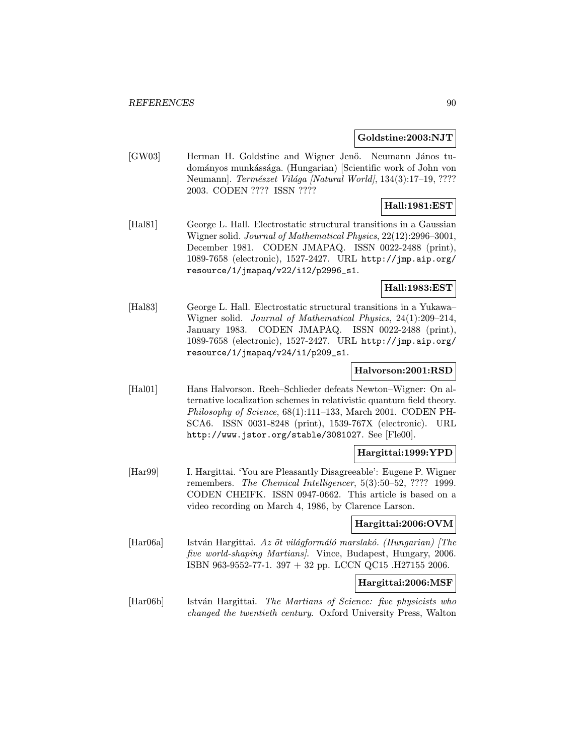**Goldstine:2003:NJT**

[GW03] Herman H. Goldstine and Wigner Jenő. Neumann János tudományos munkássága. (Hungarian) [Scientific work of John von Neumann]. *Természet Világa [Natural World]*, 134(3):17–19, ???? 2003. CODEN ???? ISSN ????

**Hall:1981:EST**

[Hal81] George L. Hall. Electrostatic structural transitions in a Gaussian Wigner solid. *Journal of Mathematical Physics*, 22(12):2996–3001, December 1981. CODEN JMAPAQ. ISSN 0022-2488 (print), 1089-7658 (electronic), 1527-2427. URL `http://jmp.aip.org/resource/1/jmapaq/v22/i12/p2996_s1`.

**Hall:1983:EST**

[Hal83] George L. Hall. Electrostatic structural transitions in a Yukawa–Wigner solid. *Journal of Mathematical Physics*, 24(1):209–214, January 1983. CODEN JMAPAQ. ISSN 0022-2488 (print), 1089-7658 (electronic), 1527-2427. URL `http://jmp.aip.org/resource/1/jmapaq/v24/i1/p209_s1`.

**Halvorson:2001:RSD**

[Hal01] Hans Halvorson. Reeh–Schlieder defeats Newton–Wigner: On alternative localization schemes in relativistic quantum field theory. *Philosophy of Science*, 68(1):111–133, March 2001. CODEN PHSCA6. ISSN 0031-8248 (print), 1539-767X (electronic). URL `http://www.jstor.org/stable/3081027`. See [Fle00].

**Hargittai:1999:YPD**

[Har99] I. Hargittai. 'You are Pleasantly Disagreeable': Eugene P. Wigner remembers. *The Chemical Intelligencer*, 5(3):50–52, ???? 1999. CODEN CHEIFK. ISSN 0947-0662. This article is based on a video recording on March 4, 1986, by Clarence Larson.

**Hargittai:2006:OVM**

[Har06a] István Hargittai. *Az öt világformáló marslakó. (Hungarian) [The five world-shaping Martians]*. Vince, Budapest, Hungary, 2006. ISBN 963-9552-77-1. 397 + 32 pp. LCCN QC15 .H27155 2006.

**Hargittai:2006:MSF**

[Har06b] István Hargittai. *The Martians of Science: five physicists who changed the twentieth century*. Oxford University Press, Walton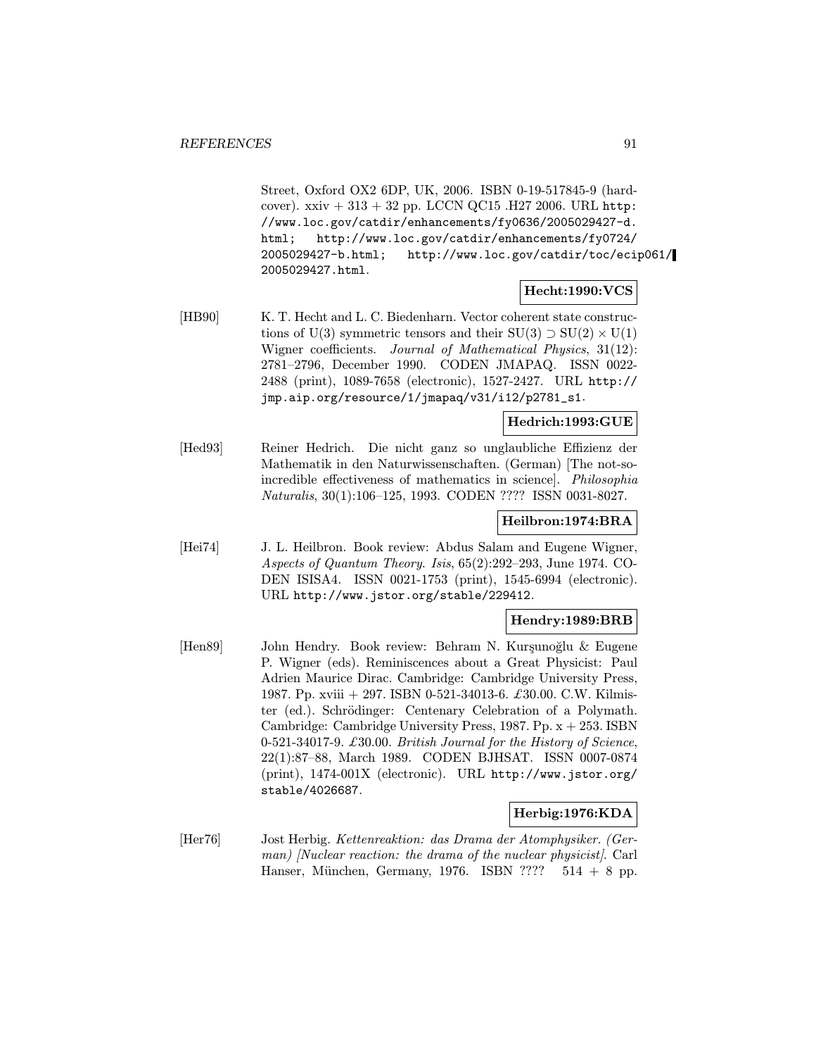Street, Oxford OX2 6DP, UK, 2006. ISBN 0-19-517845-9 (hardcover). xxiv + 313 + 32 pp. LCCN QC15 .H27 2006. URL http://www.loc.gov/catdir/enhancements/fy0636/2005029427-d.html; http://www.loc.gov/catdir/enhancements/fy0724/2005029427-b.html; http://www.loc.gov/catdir/toc/ecip061/2005029427.html.

**Hecht:1990:VCS**

[HB90] K. T. Hecht and L. C. Biedenharn. Vector coherent state constructions of U(3) symmetric tensors and their $\mathrm{SU}(3) \supset \mathrm{SU}(2) \times \mathrm{U}(1)$ Wigner coefficients. *Journal of Mathematical Physics*, 31(12): 2781–2796, December 1990. CODEN JMAPAQ. ISSN 0022-2488 (print), 1089-7658 (electronic), 1527-2427. URL http://jmp.aip.org/resource/1/jmapaq/v31/i12/p2781_s1.

**Hedrich:1993:GUE**

[Hed93] Reiner Hedrich. Die nicht ganz so unglaubliche Effizienz der Mathematik in den Naturwissenschaften. (German) [The not-so-incredible effectiveness of mathematics in science]. *Philosophia Naturalis*, 30(1):106–125, 1993. CODEN ???? ISSN 0031-8027.

**Heilbron:1974:BRA**

[Hei74] J. L. Heilbron. Book review: Abdus Salam and Eugene Wigner, *Aspects of Quantum Theory*. *Isis*, 65(2):292–293, June 1974. CODEN ISISA4. ISSN 0021-1753 (print), 1545-6994 (electronic). URL http://www.jstor.org/stable/229412.

**Hendry:1989:BRB**

[Hen89] John Hendry. Book review: Behram N. Kurşunoğlu & Eugene P. Wigner (eds). Reminiscences about a Great Physicist: Paul Adrien Maurice Dirac. Cambridge: Cambridge University Press, 1987. Pp. xviii + 297. ISBN 0-521-34013-6. £30.00. C.W. Kilmister (ed.). Schrödinger: Centenary Celebration of a Polymath. Cambridge: Cambridge University Press, 1987. Pp. x + 253. ISBN 0-521-34017-9. £30.00. *British Journal for the History of Science*, 22(1):87–88, March 1989. CODEN BJHSAT. ISSN 0007-0874 (print), 1474-001X (electronic). URL http://www.jstor.org/stable/4026687.

**Herbig:1976:KDA**

[Her76] Jost Herbig. *Kettenreaktion: das Drama der Atomphysiker. (German) [Nuclear reaction: the drama of the nuclear physicist]*. Carl Hanser, München, Germany, 1976. ISBN ???? 514 + 8 pp.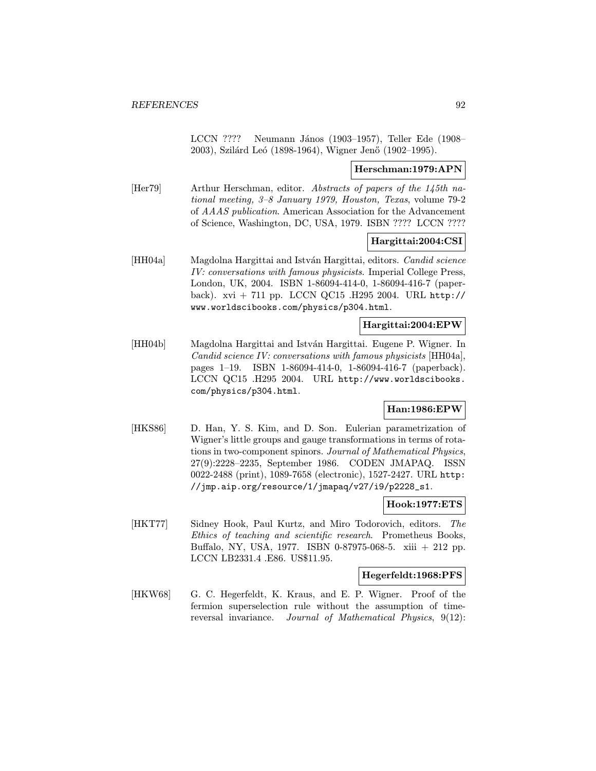LCCN ???? Neumann János (1903–1957), Teller Ede (1908–2003), Szilárd Leó (1898-1964), Wigner Jenő (1902–1995).

**Herschman:1979:APN**

[Her79] Arthur Herschman, editor. *Abstracts of papers of the 145th national meeting, 3–8 January 1979, Houston, Texas*, volume 79-2 of *AAAS publication*. American Association for the Advancement of Science, Washington, DC, USA, 1979. ISBN ???? LCCN ????

**Hargittai:2004:CSI**

[HH04a] Magdolna Hargittai and István Hargittai, editors. *Candid science IV: conversations with famous physicists*. Imperial College Press, London, UK, 2004. ISBN 1-86094-414-0, 1-86094-416-7 (paperback). xvi + 711 pp. LCCN QC15 .H295 2004. URL http://www.worldscibooks.com/physics/p304.html.

**Hargittai:2004:EPW**

[HH04b] Magdolna Hargittai and István Hargittai. Eugene P. Wigner. In *Candid science IV: conversations with famous physicists* [HH04a], pages 1–19. ISBN 1-86094-414-0, 1-86094-416-7 (paperback). LCCN QC15 .H295 2004. URL http://www.worldscibooks.com/physics/p304.html.

**Han:1986:EPW**

[HKS86] D. Han, Y. S. Kim, and D. Son. Eulerian parametrization of Wigner's little groups and gauge transformations in terms of rotations in two-component spinors. *Journal of Mathematical Physics*, 27(9):2228–2235, September 1986. CODEN JMAPAQ. ISSN 0022-2488 (print), 1089-7658 (electronic), 1527-2427. URL http://jmp.aip.org/resource/1/jmapaq/v27/i9/p2228_s1.

**Hook:1977:ETS**

[HKT77] Sidney Hook, Paul Kurtz, and Miro Todorovich, editors. *The Ethics of teaching and scientific research*. Prometheus Books, Buffalo, NY, USA, 1977. ISBN 0-87975-068-5. xiii + 212 pp. LCCN LB2331.4 .E86. US$11.95.

**Hegerfeldt:1968:PFS**

[HKW68] G. C. Hegerfeldt, K. Kraus, and E. P. Wigner. Proof of the fermion superselection rule without the assumption of time-reversal invariance. *Journal of Mathematical Physics*, 9(12):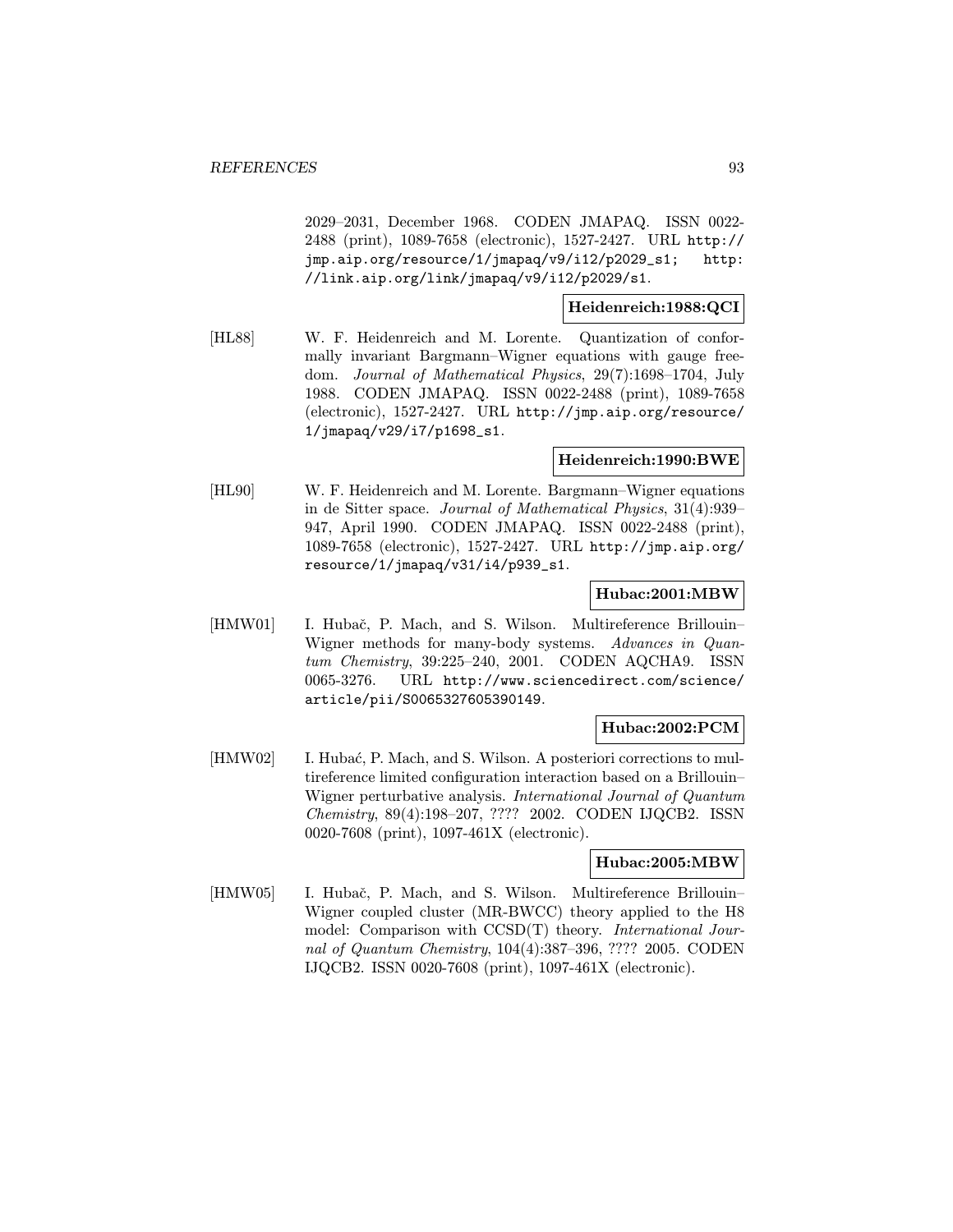2029–2031, December 1968. CODEN JMAPAQ. ISSN 0022-2488 (print), 1089-7658 (electronic), 1527-2427. URL http://jmp.aip.org/resource/1/jmapaq/v9/i12/p2029_s1; http://link.aip.org/link/jmapaq/v9/i12/p2029/s1.

**Heidenreich:1988:QCI**

[HL88] W. F. Heidenreich and M. Lorente. Quantization of conformally invariant Bargmann–Wigner equations with gauge freedom. *Journal of Mathematical Physics*, 29(7):1698–1704, July 1988. CODEN JMAPAQ. ISSN 0022-2488 (print), 1089-7658 (electronic), 1527-2427. URL http://jmp.aip.org/resource/1/jmapaq/v29/i7/p1698_s1.

**Heidenreich:1990:BWE**

[HL90] W. F. Heidenreich and M. Lorente. Bargmann–Wigner equations in de Sitter space. *Journal of Mathematical Physics*, 31(4):939–947, April 1990. CODEN JMAPAQ. ISSN 0022-2488 (print), 1089-7658 (electronic), 1527-2427. URL http://jmp.aip.org/resource/1/jmapaq/v31/i4/p939_s1.

**Hubac:2001:MBW**

[HMW01] I. Hubač, P. Mach, and S. Wilson. Multireference Brillouin–Wigner methods for many-body systems. *Advances in Quantum Chemistry*, 39:225–240, 2001. CODEN AQCHA9. ISSN 0065-3276. URL http://www.sciencedirect.com/science/article/pii/S0065327605390149.

**Hubac:2002:PCM**

[HMW02] I. Hubać, P. Mach, and S. Wilson. A posteriori corrections to multireference limited configuration interaction based on a Brillouin–Wigner perturbative analysis. *International Journal of Quantum Chemistry*, 89(4):198–207, ???? 2002. CODEN IJQCB2. ISSN 0020-7608 (print), 1097-461X (electronic).

**Hubac:2005:MBW**

[HMW05] I. Hubač, P. Mach, and S. Wilson. Multireference Brillouin–Wigner coupled cluster (MR-BWCC) theory applied to the H8 model: Comparison with CCSD(T) theory. *International Journal of Quantum Chemistry*, 104(4):387–396, ???? 2005. CODEN IJQCB2. ISSN 0020-7608 (print), 1097-461X (electronic).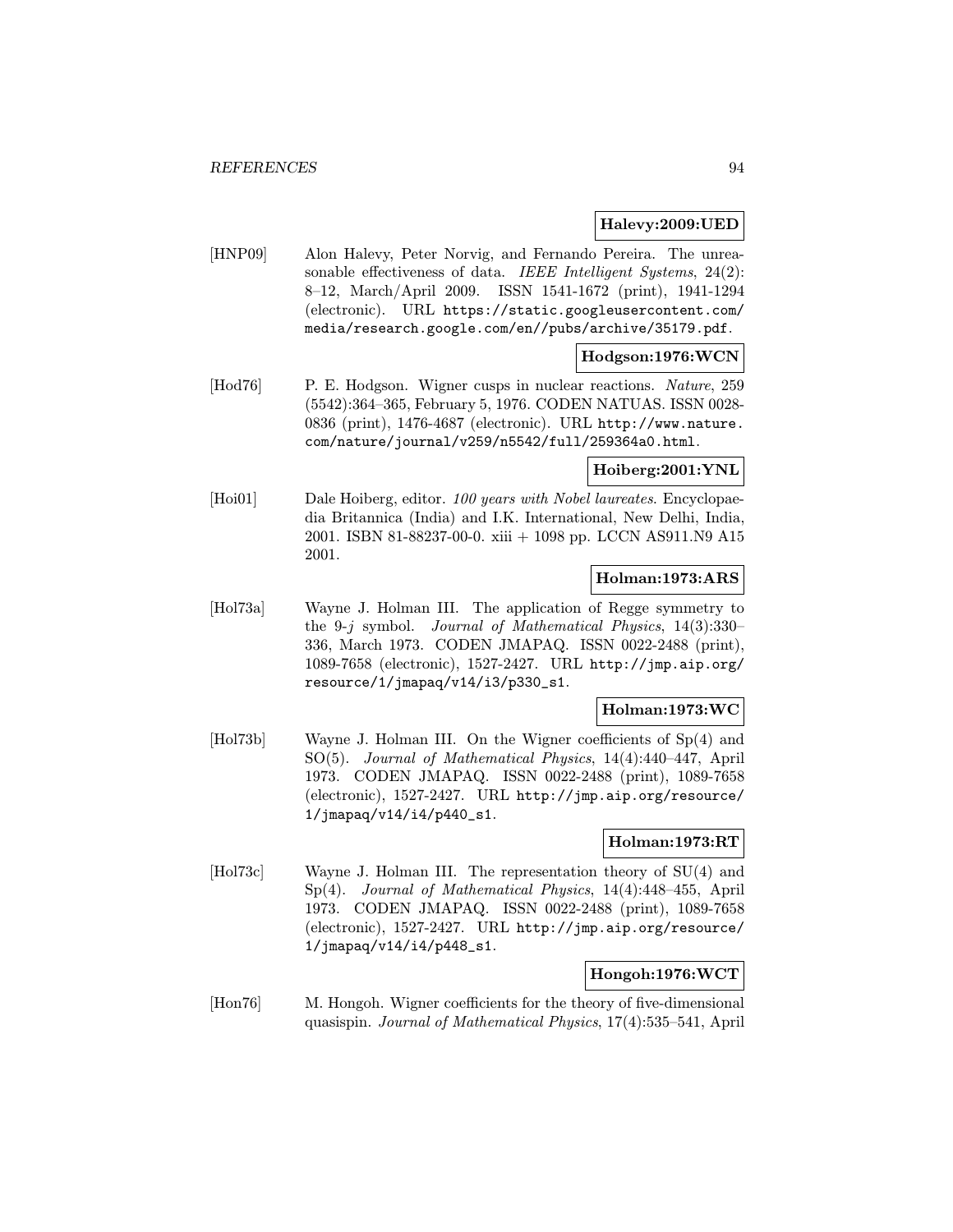**Halevy:2009:UED**

[HNP09] Alon Halevy, Peter Norvig, and Fernando Pereira. The unreasonable effectiveness of data. *IEEE Intelligent Systems*, 24(2): 8–12, March/April 2009. ISSN 1541-1672 (print), 1941-1294 (electronic). URL https://static.googleusercontent.com/media/research.google.com/en//pubs/archive/35179.pdf.

**Hodgson:1976:WCN**

[Hod76] P. E. Hodgson. Wigner cusps in nuclear reactions. *Nature*, 259 (5542):364–365, February 5, 1976. CODEN NATUAS. ISSN 0028-0836 (print), 1476-4687 (electronic). URL http://www.nature.com/nature/journal/v259/n5542/full/259364a0.html.

**Hoiberg:2001:YNL**

[Hoi01] Dale Hoiberg, editor. *100 years with Nobel laureates*. Encyclopaedia Britannica (India) and I.K. International, New Delhi, India, 2001. ISBN 81-88237-00-0. xiii + 1098 pp. LCCN AS911.N9 A15 2001.

**Holman:1973:ARS**

[Hol73a] Wayne J. Holman III. The application of Regge symmetry to the 9-$j$ symbol. *Journal of Mathematical Physics*, 14(3):330–336, March 1973. CODEN JMAPAQ. ISSN 0022-2488 (print), 1089-7658 (electronic), 1527-2427. URL http://jmp.aip.org/resource/1/jmapaq/v14/i3/p330_s1.

**Holman:1973:WC**

[Hol73b] Wayne J. Holman III. On the Wigner coefficients of Sp(4) and SO(5). *Journal of Mathematical Physics*, 14(4):440–447, April 1973. CODEN JMAPAQ. ISSN 0022-2488 (print), 1089-7658 (electronic), 1527-2427. URL http://jmp.aip.org/resource/1/jmapaq/v14/i4/p440_s1.

**Holman:1973:RT**

[Hol73c] Wayne J. Holman III. The representation theory of SU(4) and Sp(4). *Journal of Mathematical Physics*, 14(4):448–455, April 1973. CODEN JMAPAQ. ISSN 0022-2488 (print), 1089-7658 (electronic), 1527-2427. URL http://jmp.aip.org/resource/1/jmapaq/v14/i4/p448_s1.

**Hongoh:1976:WCT**

[Hon76] M. Hongoh. Wigner coefficients for the theory of five-dimensional quasispin. *Journal of Mathematical Physics*, 17(4):535–541, April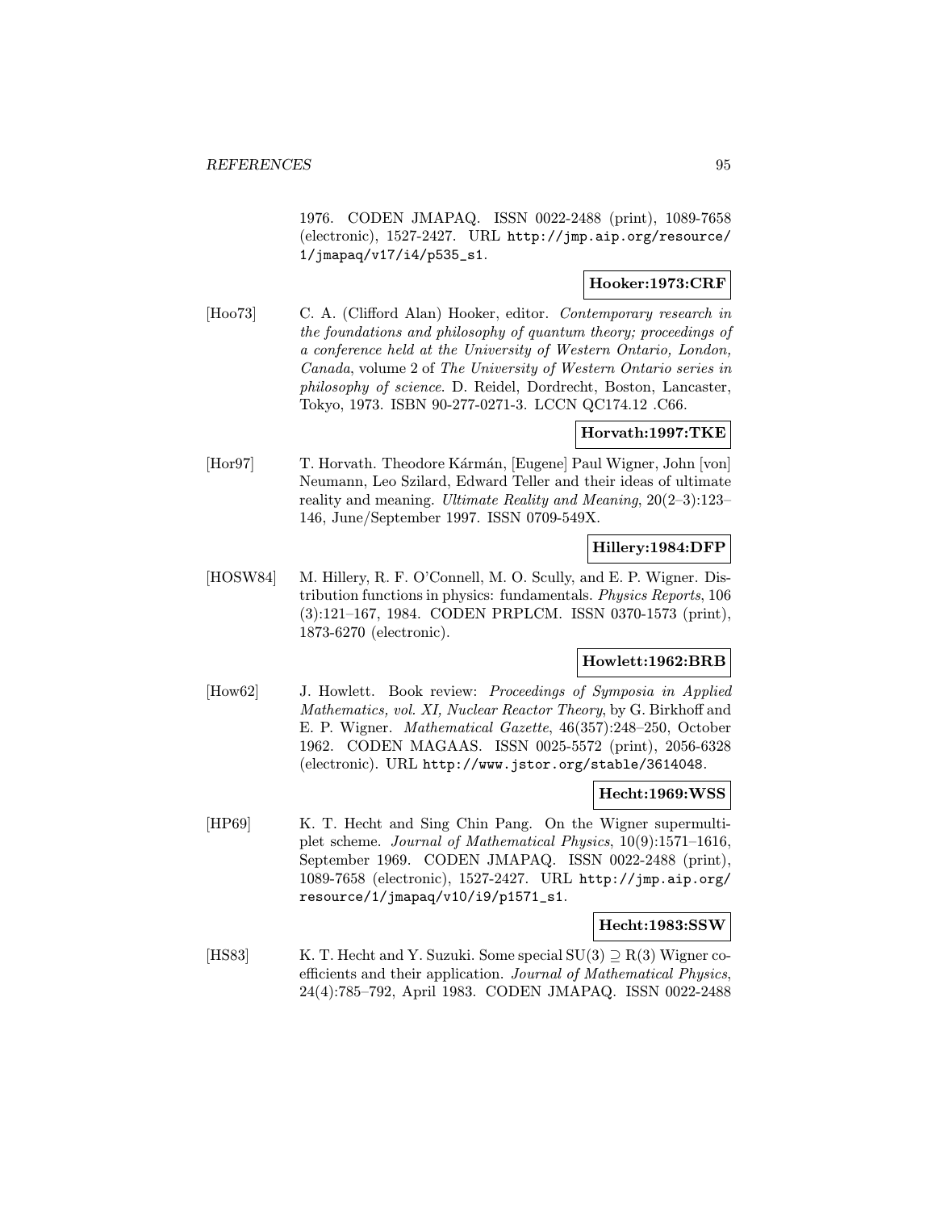1976. CODEN JMAPAQ. ISSN 0022-2488 (print), 1089-7658 (electronic), 1527-2427. URL http://jmp.aip.org/resource/1/jmapaq/v17/i4/p535_s1.

**Hooker:1973:CRF**

[Hoo73] C. A. (Clifford Alan) Hooker, editor. *Contemporary research in the foundations and philosophy of quantum theory; proceedings of a conference held at the University of Western Ontario, London, Canada*, volume 2 of *The University of Western Ontario series in philosophy of science*. D. Reidel, Dordrecht, Boston, Lancaster, Tokyo, 1973. ISBN 90-277-0271-3. LCCN QC174.12 .C66.

**Horvath:1997:TKE**

[Hor97] T. Horvath. Theodore Kármán, [Eugene] Paul Wigner, John [von] Neumann, Leo Szilard, Edward Teller and their ideas of ultimate reality and meaning. *Ultimate Reality and Meaning*, 20(2–3):123–146, June/September 1997. ISSN 0709-549X.

**Hillery:1984:DFP**

[HOSW84] M. Hillery, R. F. O'Connell, M. O. Scully, and E. P. Wigner. Distribution functions in physics: fundamentals. *Physics Reports*, 106 (3):121–167, 1984. CODEN PRPLCM. ISSN 0370-1573 (print), 1873-6270 (electronic).

**Howlett:1962:BRB**

[How62] J. Howlett. Book review: *Proceedings of Symposia in Applied Mathematics, vol. XI, Nuclear Reactor Theory*, by G. Birkhoff and E. P. Wigner. *Mathematical Gazette*, 46(357):248–250, October 1962. CODEN MAGAAS. ISSN 0025-5572 (print), 2056-6328 (electronic). URL http://www.jstor.org/stable/3614048.

**Hecht:1969:WSS**

[HP69] K. T. Hecht and Sing Chin Pang. On the Wigner supermultiplet scheme. *Journal of Mathematical Physics*, 10(9):1571–1616, September 1969. CODEN JMAPAQ. ISSN 0022-2488 (print), 1089-7658 (electronic), 1527-2427. URL http://jmp.aip.org/resource/1/jmapaq/v10/i9/p1571_s1.

**Hecht:1983:SSW**

[HS83] K. T. Hecht and Y. Suzuki. Some special $SU(3) \supseteq R(3)$ Wigner coefficients and their application. *Journal of Mathematical Physics*, 24(4):785–792, April 1983. CODEN JMAPAQ. ISSN 0022-2488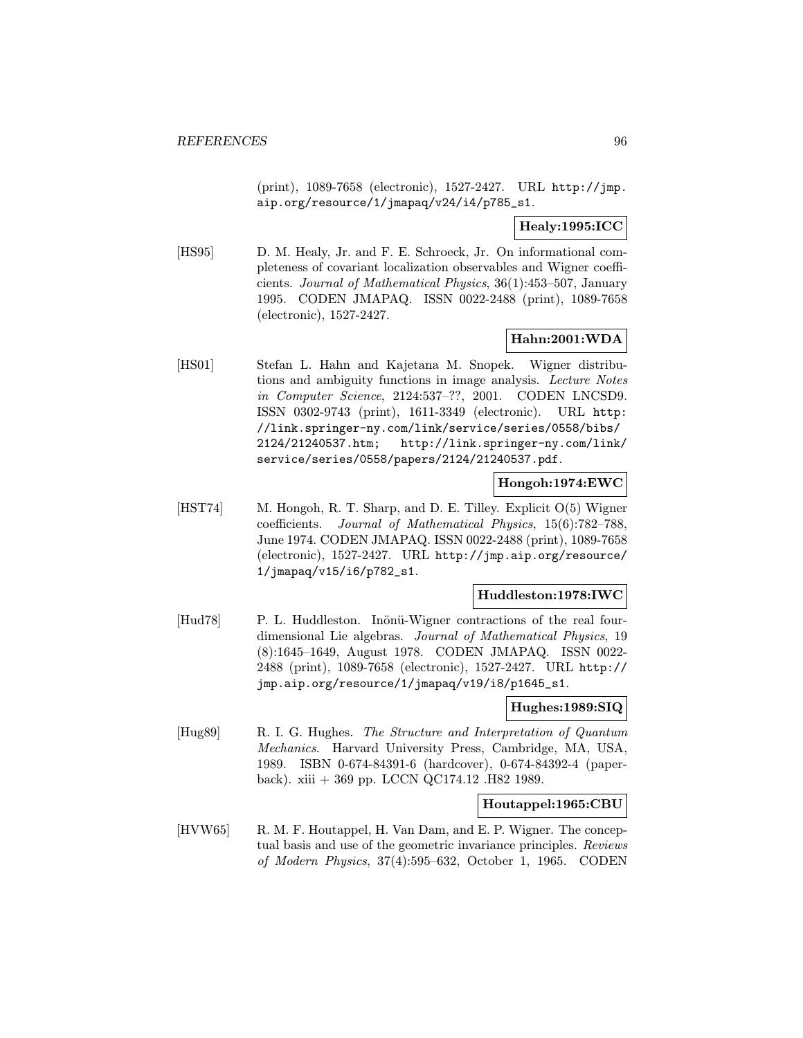(print), 1089-7658 (electronic), 1527-2427. URL http://jmp.aip.org/resource/1/jmapaq/v24/i4/p785_s1.

**Healy:1995:ICC**

[HS95] D. M. Healy, Jr. and F. E. Schroeck, Jr. On informational completeness of covariant localization observables and Wigner coefficients. *Journal of Mathematical Physics*, 36(1):453–507, January 1995. CODEN JMAPAQ. ISSN 0022-2488 (print), 1089-7658 (electronic), 1527-2427.

**Hahn:2001:WDA**

[HS01] Stefan L. Hahn and Kajetana M. Snopek. Wigner distributions and ambiguity functions in image analysis. *Lecture Notes in Computer Science*, 2124:537–??, 2001. CODEN LNCSD9. ISSN 0302-9743 (print), 1611-3349 (electronic). URL http://link.springer-ny.com/link/service/series/0558/bibs/2124/21240537.htm; http://link.springer-ny.com/link/service/series/0558/papers/2124/21240537.pdf.

**Hongoh:1974:EWC**

[HST74] M. Hongoh, R. T. Sharp, and D. E. Tilley. Explicit O(5) Wigner coefficients. *Journal of Mathematical Physics*, 15(6):782–788, June 1974. CODEN JMAPAQ. ISSN 0022-2488 (print), 1089-7658 (electronic), 1527-2427. URL http://jmp.aip.org/resource/1/jmapaq/v15/i6/p782_s1.

**Huddleston:1978:IWC**

[Hud78] P. L. Huddleston. Inönü-Wigner contractions of the real four-dimensional Lie algebras. *Journal of Mathematical Physics*, 19 (8):1645–1649, August 1978. CODEN JMAPAQ. ISSN 0022-2488 (print), 1089-7658 (electronic), 1527-2427. URL http://jmp.aip.org/resource/1/jmapaq/v19/i8/p1645_s1.

**Hughes:1989:SIQ**

[Hug89] R. I. G. Hughes. *The Structure and Interpretation of Quantum Mechanics*. Harvard University Press, Cambridge, MA, USA, 1989. ISBN 0-674-84391-6 (hardcover), 0-674-84392-4 (paperback). xiii + 369 pp. LCCN QC174.12 .H82 1989.

**Houtappel:1965:CBU**

[HVW65] R. M. F. Houtappel, H. Van Dam, and E. P. Wigner. The conceptual basis and use of the geometric invariance principles. *Reviews of Modern Physics*, 37(4):595–632, October 1, 1965. CODEN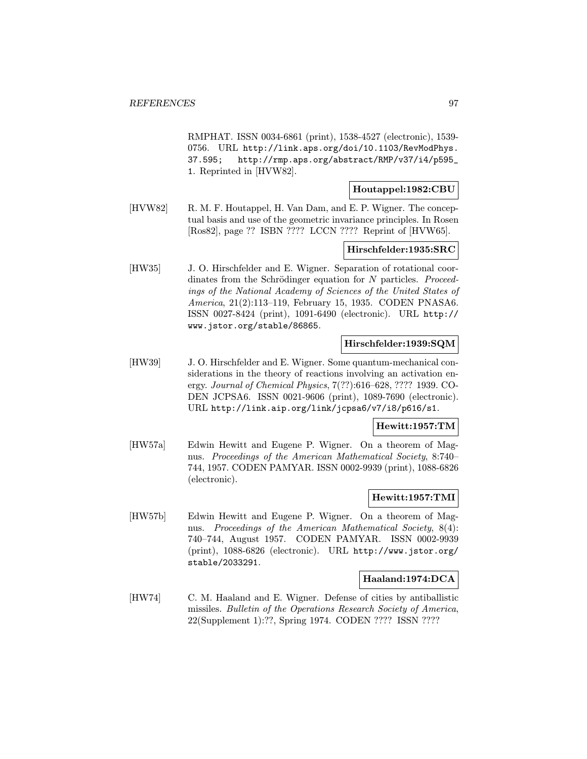RMPHAT. ISSN 0034-6861 (print), 1538-4527 (electronic), 1539-0756. URL http://link.aps.org/doi/10.1103/RevModPhys.37.595; http://rmp.aps.org/abstract/RMP/v37/i4/p595_1. Reprinted in [HVW82].

**Houtappel:1982:CBU**

[HVW82] R. M. F. Houtappel, H. Van Dam, and E. P. Wigner. The conceptual basis and use of the geometric invariance principles. In Rosen [Ros82], page ?? ISBN ???? LCCN ???? Reprint of [HVW65].

**Hirschfelder:1935:SRC**

[HW35] J. O. Hirschfelder and E. Wigner. Separation of rotational coordinates from the Schrödinger equation for $N$ particles. *Proceedings of the National Academy of Sciences of the United States of America*, 21(2):113–119, February 15, 1935. CODEN PNASA6. ISSN 0027-8424 (print), 1091-6490 (electronic). URL http://www.jstor.org/stable/86865.

**Hirschfelder:1939:SQM**

[HW39] J. O. Hirschfelder and E. Wigner. Some quantum-mechanical considerations in the theory of reactions involving an activation energy. *Journal of Chemical Physics*, 7(??):616–628, ???? 1939. CODEN JCPSA6. ISSN 0021-9606 (print), 1089-7690 (electronic). URL http://link.aip.org/link/jcpsa6/v7/i8/p616/s1.

**Hewitt:1957:TM**

[HW57a] Edwin Hewitt and Eugene P. Wigner. On a theorem of Magnus. *Proceedings of the American Mathematical Society*, 8:740–744, 1957. CODEN PAMYAR. ISSN 0002-9939 (print), 1088-6826 (electronic).

**Hewitt:1957:TMI**

[HW57b] Edwin Hewitt and Eugene P. Wigner. On a theorem of Magnus. *Proceedings of the American Mathematical Society*, 8(4): 740–744, August 1957. CODEN PAMYAR. ISSN 0002-9939 (print), 1088-6826 (electronic). URL http://www.jstor.org/stable/2033291.

**Haaland:1974:DCA**

[HW74] C. M. Haaland and E. Wigner. Defense of cities by antiballistic missiles. *Bulletin of the Operations Research Society of America*, 22(Supplement 1):??, Spring 1974. CODEN ???? ISSN ????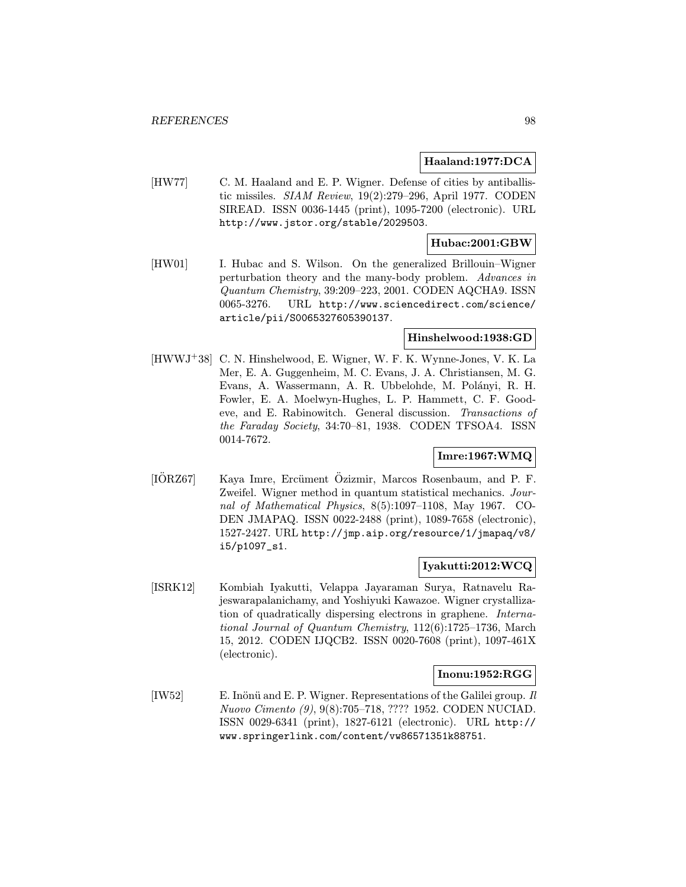**Haaland:1977:DCA**

[HW77] C. M. Haaland and E. P. Wigner. Defense of cities by antiballistic missiles. *SIAM Review*, 19(2):279–296, April 1977. CODEN SIREAD. ISSN 0036-1445 (print), 1095-7200 (electronic). URL http://www.jstor.org/stable/2029503.

**Hubac:2001:GBW**

[HW01] I. Hubac and S. Wilson. On the generalized Brillouin–Wigner perturbation theory and the many-body problem. *Advances in Quantum Chemistry*, 39:209–223, 2001. CODEN AQCHA9. ISSN 0065-3276. URL http://www.sciencedirect.com/science/article/pii/S0065327605390137.

**Hinshelwood:1938:GD**

[HWWJ+38] C. N. Hinshelwood, E. Wigner, W. F. K. Wynne-Jones, V. K. La Mer, E. A. Guggenheim, M. C. Evans, J. A. Christiansen, M. G. Evans, A. Wassermann, A. R. Ubbelohde, M. Polányi, R. H. Fowler, E. A. Moelwyn-Hughes, L. P. Hammett, C. F. Goodeve, and E. Rabinowitch. General discussion. *Transactions of the Faraday Society*, 34:70–81, 1938. CODEN TFSOA4. ISSN 0014-7672.

**Imre:1967:WMQ**

[IÖRZ67] Kaya Imre, Ercüment Özizmir, Marcos Rosenbaum, and P. F. Zweifel. Wigner method in quantum statistical mechanics. *Journal of Mathematical Physics*, 8(5):1097–1108, May 1967. CODEN JMAPAQ. ISSN 0022-2488 (print), 1089-7658 (electronic), 1527-2427. URL http://jmp.aip.org/resource/1/jmapaq/v8/i5/p1097_s1.

**Iyakutti:2012:WCQ**

[ISRK12] Kombiah Iyakutti, Velappa Jayaraman Surya, Ratnavelu Rajeswarapalanichamy, and Yoshiyuki Kawazoe. Wigner crystallization of quadratically dispersing electrons in graphene. *International Journal of Quantum Chemistry*, 112(6):1725–1736, March 15, 2012. CODEN IJQCB2. ISSN 0020-7608 (print), 1097-461X (electronic).

**Inonu:1952:RGG**

[IW52] E. Inönü and E. P. Wigner. Representations of the Galilei group. *Il Nuovo Cimento (9)*, 9(8):705–718, ???? 1952. CODEN NUCIAD. ISSN 0029-6341 (print), 1827-6121 (electronic). URL http://www.springerlink.com/content/vw86571351k88751.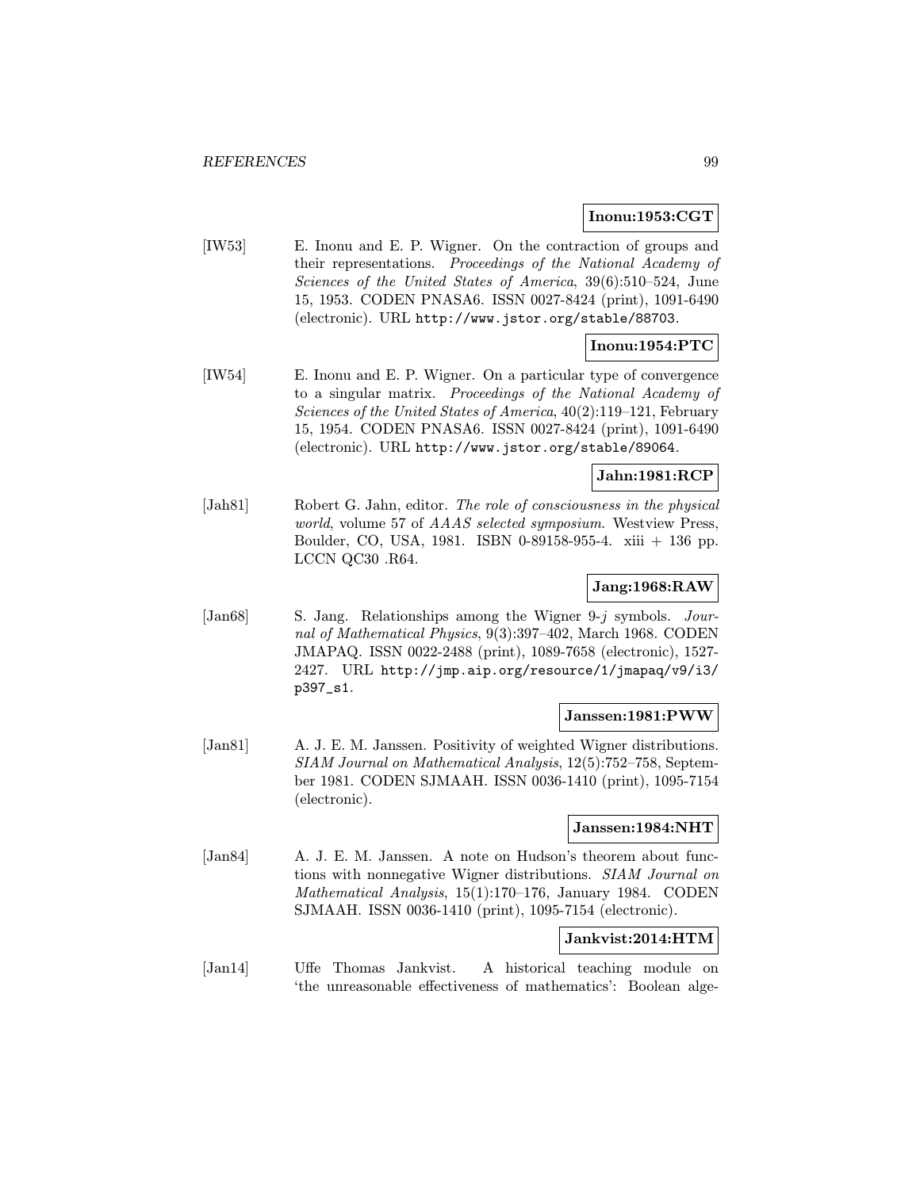**Inonu:1953:CGT**

[IW53] E. Inonu and E. P. Wigner. On the contraction of groups and their representations. *Proceedings of the National Academy of Sciences of the United States of America*, 39(6):510–524, June 15, 1953. CODEN PNASA6. ISSN 0027-8424 (print), 1091-6490 (electronic). URL `http://www.jstor.org/stable/88703`.

**Inonu:1954:PTC**

[IW54] E. Inonu and E. P. Wigner. On a particular type of convergence to a singular matrix. *Proceedings of the National Academy of Sciences of the United States of America*, 40(2):119–121, February 15, 1954. CODEN PNASA6. ISSN 0027-8424 (print), 1091-6490 (electronic). URL `http://www.jstor.org/stable/89064`.

**Jahn:1981:RCP**

[Jah81] Robert G. Jahn, editor. *The role of consciousness in the physical world*, volume 57 of *AAAS selected symposium*. Westview Press, Boulder, CO, USA, 1981. ISBN 0-89158-955-4. xiii + 136 pp. LCCN QC30 .R64.

**Jang:1968:RAW**

[Jan68] S. Jang. Relationships among the Wigner 9-$j$ symbols. *Journal of Mathematical Physics*, 9(3):397–402, March 1968. CODEN JMAPAQ. ISSN 0022-2488 (print), 1089-7658 (electronic), 1527-2427. URL `http://jmp.aip.org/resource/1/jmapaq/v9/i3/p397_s1`.

**Janssen:1981:PWW**

[Jan81] A. J. E. M. Janssen. Positivity of weighted Wigner distributions. *SIAM Journal on Mathematical Analysis*, 12(5):752–758, September 1981. CODEN SJMAAH. ISSN 0036-1410 (print), 1095-7154 (electronic).

**Janssen:1984:NHT**

[Jan84] A. J. E. M. Janssen. A note on Hudson's theorem about functions with nonnegative Wigner distributions. *SIAM Journal on Mathematical Analysis*, 15(1):170–176, January 1984. CODEN SJMAAH. ISSN 0036-1410 (print), 1095-7154 (electronic).

**Jankvist:2014:HTM**

[Jan14] Uffe Thomas Jankvist. A historical teaching module on 'the unreasonable effectiveness of mathematics': Boolean alge-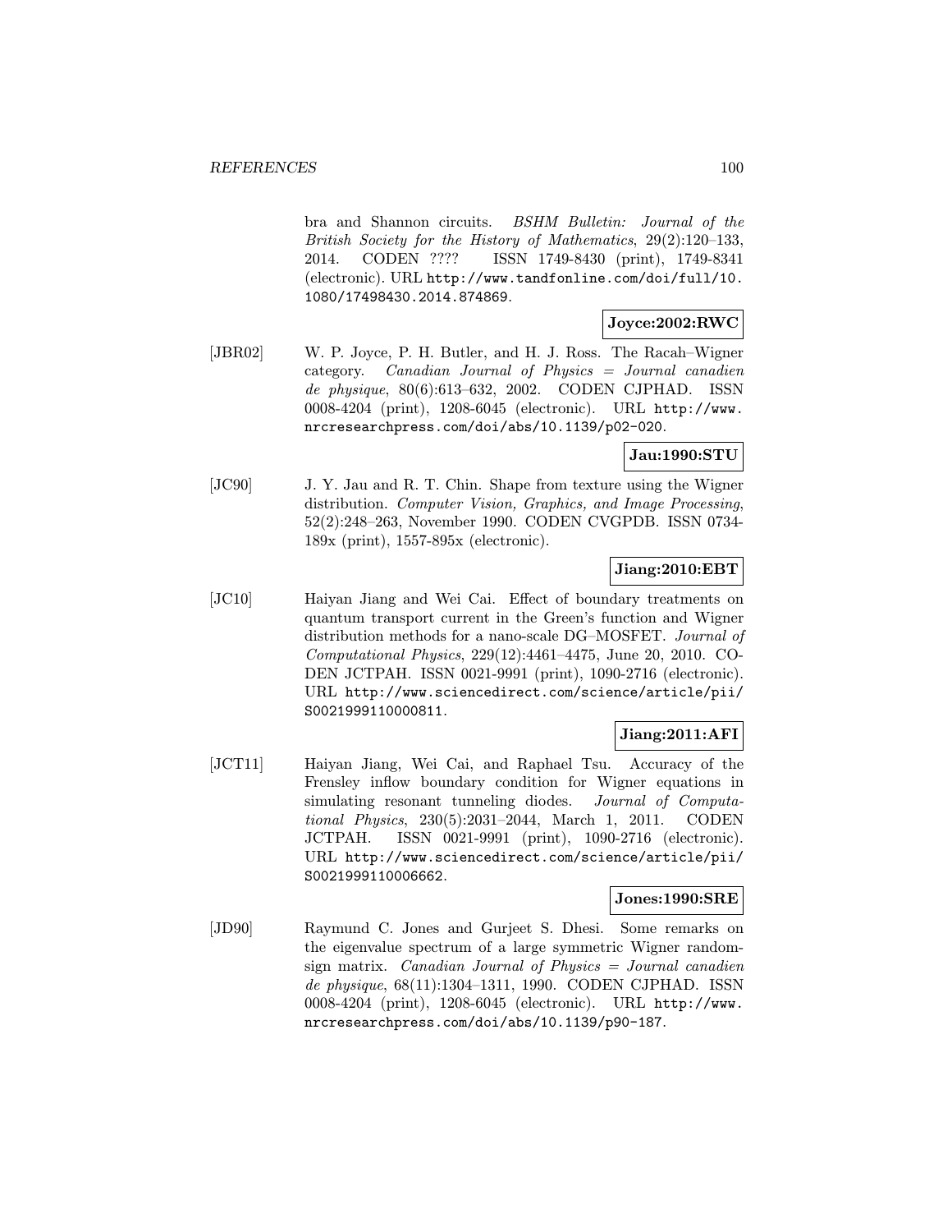bra and Shannon circuits. *BSHM Bulletin: Journal of the British Society for the History of Mathematics*, 29(2):120–133, 2014. CODEN ???? ISSN 1749-8430 (print), 1749-8341 (electronic). URL http://www.tandfonline.com/doi/full/10.1080/17498430.2014.874869.

**Joyce:2002:RWC**

[JBR02] W. P. Joyce, P. H. Butler, and H. J. Ross. The Racah–Wigner category. *Canadian Journal of Physics = Journal canadien de physique*, 80(6):613–632, 2002. CODEN CJPHAD. ISSN 0008-4204 (print), 1208-6045 (electronic). URL http://www.nrcresearchpress.com/doi/abs/10.1139/p02-020.

**Jau:1990:STU**

[JC90] J. Y. Jau and R. T. Chin. Shape from texture using the Wigner distribution. *Computer Vision, Graphics, and Image Processing*, 52(2):248–263, November 1990. CODEN CVGPDB. ISSN 0734-189x (print), 1557-895x (electronic).

**Jiang:2010:EBT**

[JC10] Haiyan Jiang and Wei Cai. Effect of boundary treatments on quantum transport current in the Green's function and Wigner distribution methods for a nano-scale DG–MOSFET. *Journal of Computational Physics*, 229(12):4461–4475, June 20, 2010. CODEN JCTPAH. ISSN 0021-9991 (print), 1090-2716 (electronic). URL http://www.sciencedirect.com/science/article/pii/S0021999110000811.

**Jiang:2011:AFI**

[JCT11] Haiyan Jiang, Wei Cai, and Raphael Tsu. Accuracy of the Frensley inflow boundary condition for Wigner equations in simulating resonant tunneling diodes. *Journal of Computational Physics*, 230(5):2031–2044, March 1, 2011. CODEN JCTPAH. ISSN 0021-9991 (print), 1090-2716 (electronic). URL http://www.sciencedirect.com/science/article/pii/S0021999110006662.

**Jones:1990:SRE**

[JD90] Raymund C. Jones and Gurjeet S. Dhesi. Some remarks on the eigenvalue spectrum of a large symmetric Wigner random-sign matrix. *Canadian Journal of Physics = Journal canadien de physique*, 68(11):1304–1311, 1990. CODEN CJPHAD. ISSN 0008-4204 (print), 1208-6045 (electronic). URL http://www.nrcresearchpress.com/doi/abs/10.1139/p90-187.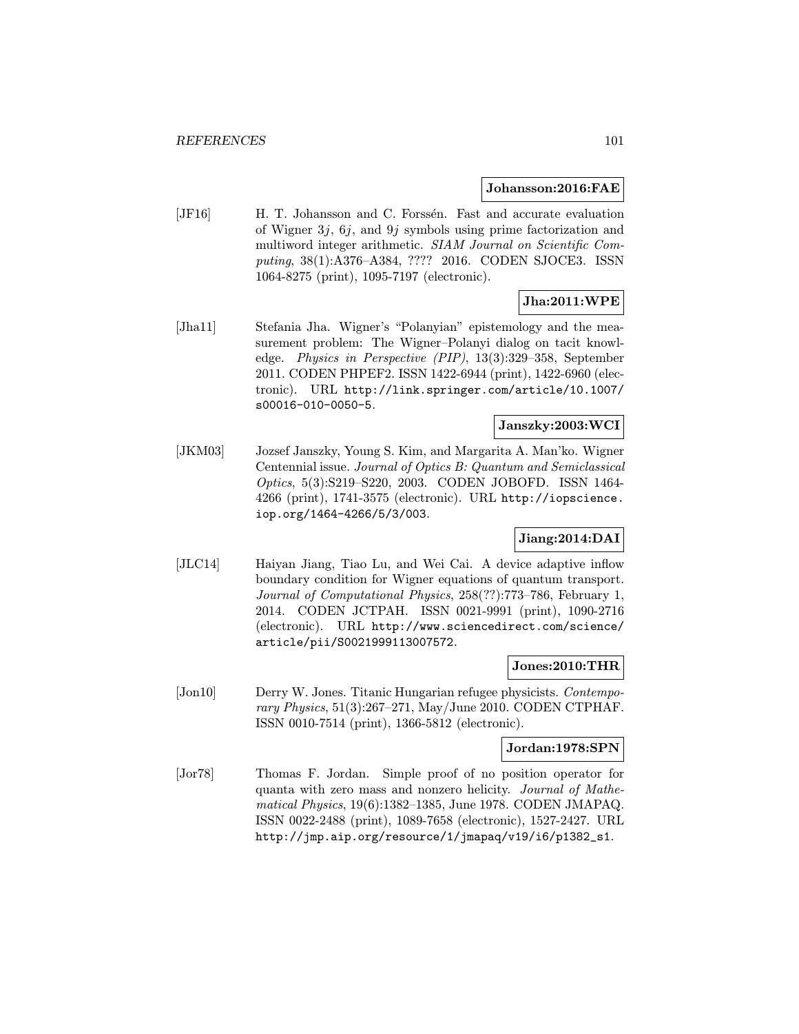**Johansson:2016:FAE**

[JF16] H. T. Johansson and C. Forssén. Fast and accurate evaluation of Wigner $3j$, $6j$, and $9j$ symbols using prime factorization and multiword integer arithmetic. *SIAM Journal on Scientific Computing*, 38(1):A376–A384, ???? 2016. CODEN SJOCE3. ISSN 1064-8275 (print), 1095-7197 (electronic).

**Jha:2011:WPE**

[Jha11] Stefania Jha. Wigner's "Polanyian" epistemology and the measurement problem: The Wigner–Polanyi dialog on tacit knowledge. *Physics in Perspective (PIP)*, 13(3):329–358, September 2011. CODEN PHPEF2. ISSN 1422-6944 (print), 1422-6960 (electronic). URL `http://link.springer.com/article/10.1007/s00016-010-0050-5`.

**Janszky:2003:WCI**

[JKM03] Jozsef Janszky, Young S. Kim, and Margarita A. Man'ko. Wigner Centennial issue. *Journal of Optics B: Quantum and Semiclassical Optics*, 5(3):S219–S220, 2003. CODEN JOBOFD. ISSN 1464-4266 (print), 1741-3575 (electronic). URL `http://iopscience.iop.org/1464-4266/5/3/003`.

**Jiang:2014:DAI**

[JLC14] Haiyan Jiang, Tiao Lu, and Wei Cai. A device adaptive inflow boundary condition for Wigner equations of quantum transport. *Journal of Computational Physics*, 258(??):773–786, February 1, 2014. CODEN JCTPAH. ISSN 0021-9991 (print), 1090-2716 (electronic). URL `http://www.sciencedirect.com/science/article/pii/S0021999113007572`.

**Jones:2010:THR**

[Jon10] Derry W. Jones. Titanic Hungarian refugee physicists. *Contemporary Physics*, 51(3):267–271, May/June 2010. CODEN CTPHAF. ISSN 0010-7514 (print), 1366-5812 (electronic).

**Jordan:1978:SPN**

[Jor78] Thomas F. Jordan. Simple proof of no position operator for quanta with zero mass and nonzero helicity. *Journal of Mathematical Physics*, 19(6):1382–1385, June 1978. CODEN JMAPAQ. ISSN 0022-2488 (print), 1089-7658 (electronic), 1527-2427. URL `http://jmp.aip.org/resource/1/jmapaq/v19/i6/p1382_s1`.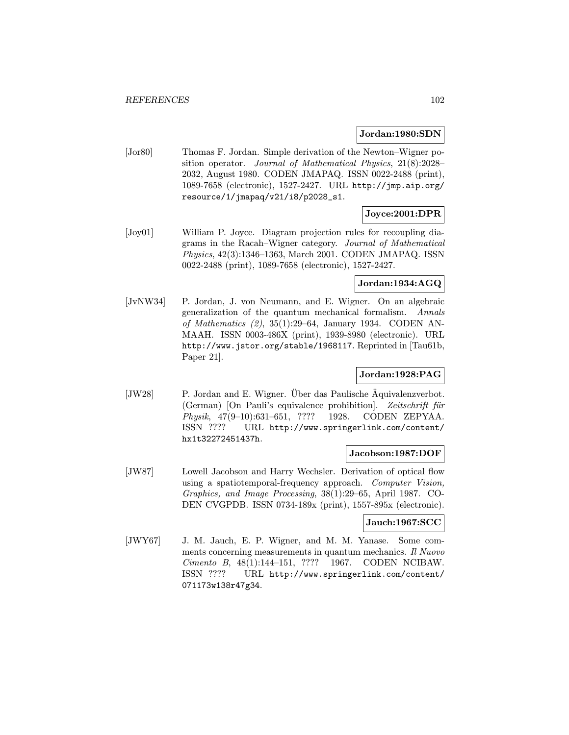**Jordan:1980:SDN**

[Jor80] Thomas F. Jordan. Simple derivation of the Newton–Wigner position operator. *Journal of Mathematical Physics*, 21(8):2028–2032, August 1980. CODEN JMAPAQ. ISSN 0022-2488 (print), 1089-7658 (electronic), 1527-2427. URL `http://jmp.aip.org/resource/1/jmapaq/v21/i8/p2028_s1`.

**Joyce:2001:DPR**

[Joy01] William P. Joyce. Diagram projection rules for recoupling diagrams in the Racah–Wigner category. *Journal of Mathematical Physics*, 42(3):1346–1363, March 2001. CODEN JMAPAQ. ISSN 0022-2488 (print), 1089-7658 (electronic), 1527-2427.

**Jordan:1934:AGQ**

[JvNW34] P. Jordan, J. von Neumann, and E. Wigner. On an algebraic generalization of the quantum mechanical formalism. *Annals of Mathematics (2)*, 35(1):29–64, January 1934. CODEN ANMAAH. ISSN 0003-486X (print), 1939-8980 (electronic). URL `http://www.jstor.org/stable/1968117`. Reprinted in [Tau61b, Paper 21].

**Jordan:1928:PAG**

[JW28] P. Jordan and E. Wigner. Über das Paulische Äquivalenzverbot. (German) [On Pauli's equivalence prohibition]. *Zeitschrift für Physik*, 47(9–10):631–651, ???? 1928. CODEN ZEPYAA. ISSN ???? URL `http://www.springerlink.com/content/hx1t32272451437h`.

**Jacobson:1987:DOF**

[JW87] Lowell Jacobson and Harry Wechsler. Derivation of optical flow using a spatiotemporal-frequency approach. *Computer Vision, Graphics, and Image Processing*, 38(1):29–65, April 1987. CODEN CVGPDB. ISSN 0734-189x (print), 1557-895x (electronic).

**Jauch:1967:SCC**

[JWY67] J. M. Jauch, E. P. Wigner, and M. M. Yanase. Some comments concerning measurements in quantum mechanics. *Il Nuovo Cimento B*, 48(1):144–151, ???? 1967. CODEN NCIBAW. ISSN ???? URL `http://www.springerlink.com/content/071173w138r47g34`.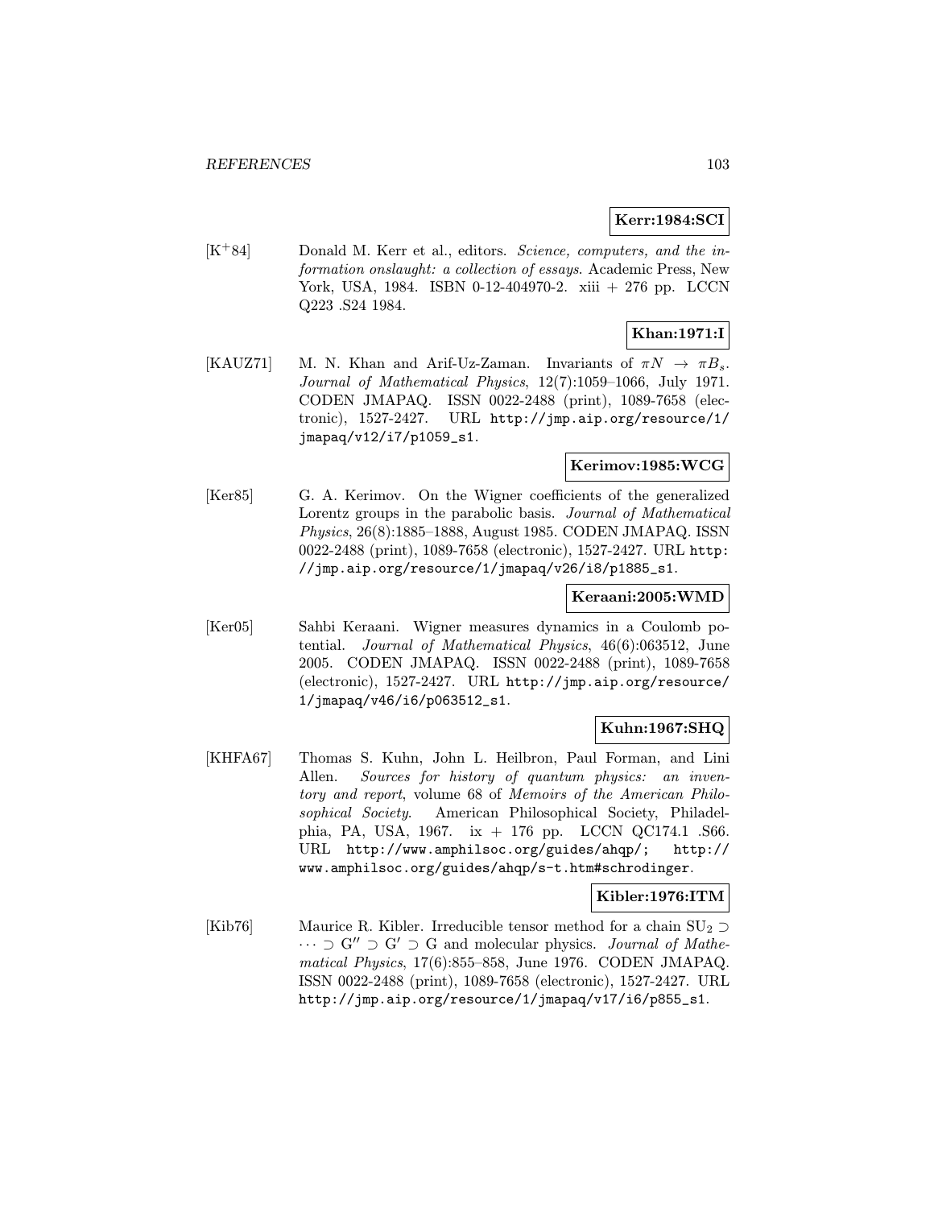**Kerr:1984:SCI**

[K+84] Donald M. Kerr et al., editors. *Science, computers, and the information onslaught: a collection of essays*. Academic Press, New York, USA, 1984. ISBN 0-12-404970-2. xiii + 276 pp. LCCN Q223 .S24 1984.

**Khan:1971:I**

[KAUZ71] M. N. Khan and Arif-Uz-Zaman. Invariants of $\pi N \rightarrow \pi B_s$. *Journal of Mathematical Physics*, 12(7):1059–1066, July 1971. CODEN JMAPAQ. ISSN 0022-2488 (print), 1089-7658 (electronic), 1527-2427. URL http://jmp.aip.org/resource/1/jmapaq/v12/i7/p1059_s1.

**Kerimov:1985:WCG**

[Ker85] G. A. Kerimov. On the Wigner coefficients of the generalized Lorentz groups in the parabolic basis. *Journal of Mathematical Physics*, 26(8):1885–1888, August 1985. CODEN JMAPAQ. ISSN 0022-2488 (print), 1089-7658 (electronic), 1527-2427. URL http://jmp.aip.org/resource/1/jmapaq/v26/i8/p1885_s1.

**Keraani:2005:WMD**

[Ker05] Sahbi Keraani. Wigner measures dynamics in a Coulomb potential. *Journal of Mathematical Physics*, 46(6):063512, June 2005. CODEN JMAPAQ. ISSN 0022-2488 (print), 1089-7658 (electronic), 1527-2427. URL http://jmp.aip.org/resource/1/jmapaq/v46/i6/p063512_s1.

**Kuhn:1967:SHQ**

[KHFA67] Thomas S. Kuhn, John L. Heilbron, Paul Forman, and Lini Allen. *Sources for history of quantum physics: an inventory and report*, volume 68 of *Memoirs of the American Philosophical Society*. American Philosophical Society, Philadelphia, PA, USA, 1967. ix + 176 pp. LCCN QC174.1 .S66. URL http://www.amphilsoc.org/guides/ahqp/; http://www.amphilsoc.org/guides/ahqp/s-t.htm#schrodinger.

**Kibler:1976:ITM**

[Kib76] Maurice R. Kibler. Irreducible tensor method for a chain $\mathrm{SU}_2 \supset \cdots \supset \mathrm{G}'' \supset \mathrm{G}' \supset \mathrm{G}$ and molecular physics. *Journal of Mathematical Physics*, 17(6):855–858, June 1976. CODEN JMAPAQ. ISSN 0022-2488 (print), 1089-7658 (electronic), 1527-2427. URL http://jmp.aip.org/resource/1/jmapaq/v17/i6/p855_s1.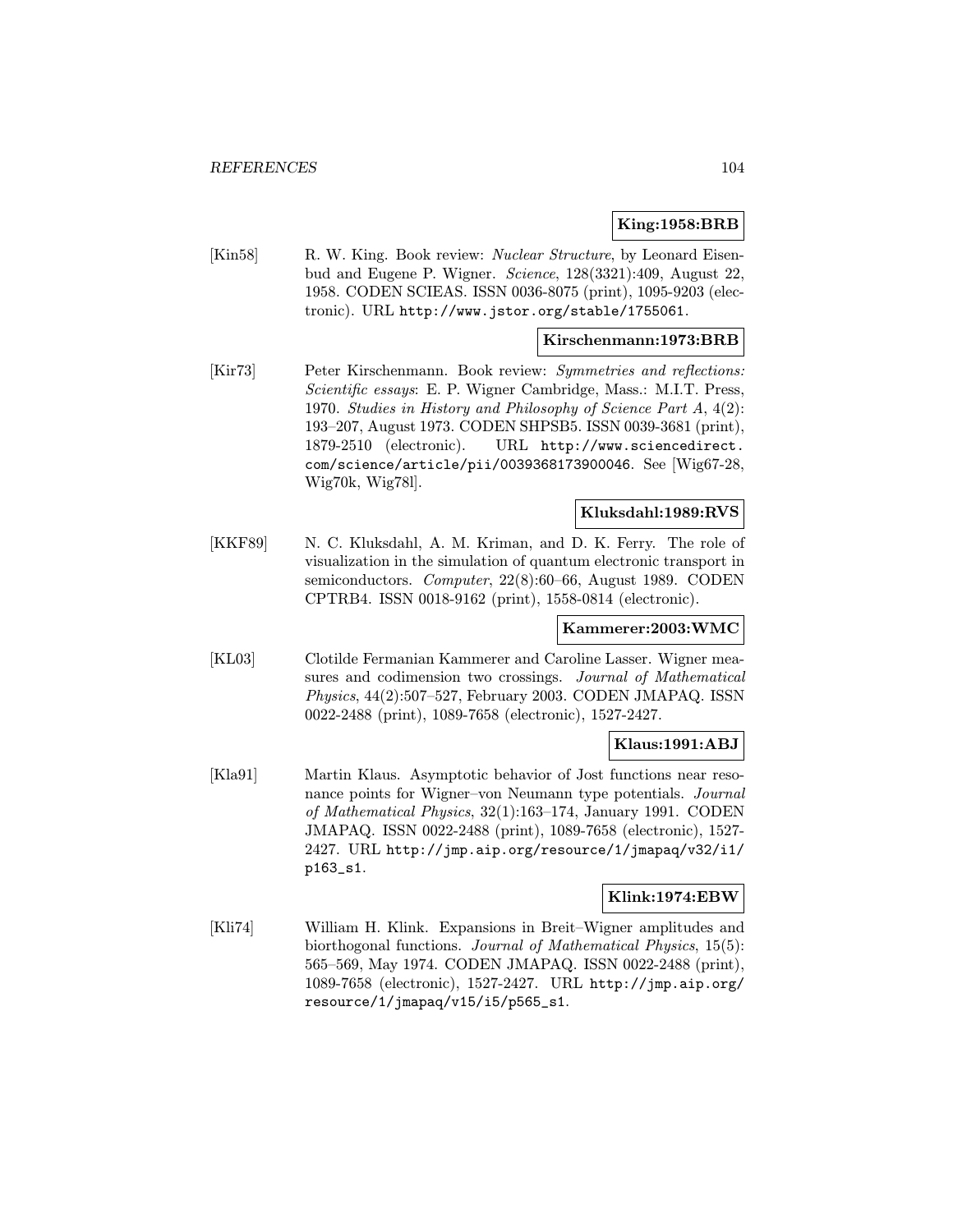**King:1958:BRB**

[Kin58] R. W. King. Book review: *Nuclear Structure*, by Leonard Eisenbud and Eugene P. Wigner. *Science*, 128(3321):409, August 22, 1958. CODEN SCIEAS. ISSN 0036-8075 (print), 1095-9203 (electronic). URL http://www.jstor.org/stable/1755061.

**Kirschenmann:1973:BRB**

[Kir73] Peter Kirschenmann. Book review: *Symmetries and reflections: Scientific essays*: E. P. Wigner Cambridge, Mass.: M.I.T. Press, 1970. *Studies in History and Philosophy of Science Part A*, 4(2): 193–207, August 1973. CODEN SHPSB5. ISSN 0039-3681 (print), 1879-2510 (electronic). URL http://www.sciencedirect.com/science/article/pii/0039368173900046. See [Wig67-28, Wig70k, Wig78l].

**Kluksdahl:1989:RVS**

[KKF89] N. C. Kluksdahl, A. M. Kriman, and D. K. Ferry. The role of visualization in the simulation of quantum electronic transport in semiconductors. *Computer*, 22(8):60–66, August 1989. CODEN CPTRB4. ISSN 0018-9162 (print), 1558-0814 (electronic).

**Kammerer:2003:WMC**

[KL03] Clotilde Fermanian Kammerer and Caroline Lasser. Wigner measures and codimension two crossings. *Journal of Mathematical Physics*, 44(2):507–527, February 2003. CODEN JMAPAQ. ISSN 0022-2488 (print), 1089-7658 (electronic), 1527-2427.

**Klaus:1991:ABJ**

[Kla91] Martin Klaus. Asymptotic behavior of Jost functions near resonance points for Wigner–von Neumann type potentials. *Journal of Mathematical Physics*, 32(1):163–174, January 1991. CODEN JMAPAQ. ISSN 0022-2488 (print), 1089-7658 (electronic), 1527-2427. URL http://jmp.aip.org/resource/1/jmapaq/v32/i1/p163_s1.

**Klink:1974:EBW**

[Kli74] William H. Klink. Expansions in Breit–Wigner amplitudes and biorthogonal functions. *Journal of Mathematical Physics*, 15(5): 565–569, May 1974. CODEN JMAPAQ. ISSN 0022-2488 (print), 1089-7658 (electronic), 1527-2427. URL http://jmp.aip.org/resource/1/jmapaq/v15/i5/p565_s1.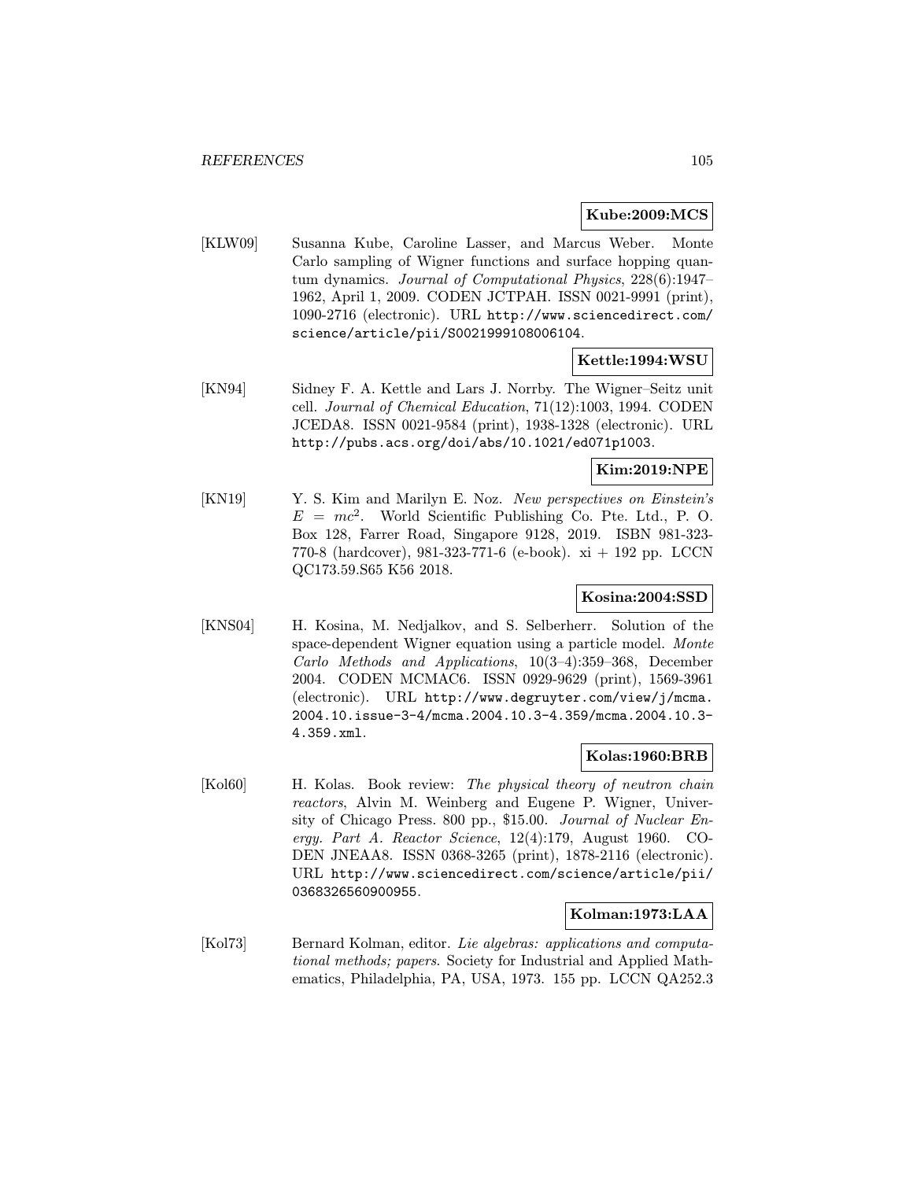**Kube:2009:MCS**

[KLW09] Susanna Kube, Caroline Lasser, and Marcus Weber. Monte Carlo sampling of Wigner functions and surface hopping quantum dynamics. *Journal of Computational Physics*, 228(6):1947–1962, April 1, 2009. CODEN JCTPAH. ISSN 0021-9991 (print), 1090-2716 (electronic). URL http://www.sciencedirect.com/science/article/pii/S0021999108006104.

**Kettle:1994:WSU**

[KN94] Sidney F. A. Kettle and Lars J. Norrby. The Wigner–Seitz unit cell. *Journal of Chemical Education*, 71(12):1003, 1994. CODEN JCEDA8. ISSN 0021-9584 (print), 1938-1328 (electronic). URL http://pubs.acs.org/doi/abs/10.1021/ed071p1003.

**Kim:2019:NPE**

[KN19] Y. S. Kim and Marilyn E. Noz. *New perspectives on Einstein's $E = mc^2$*. World Scientific Publishing Co. Pte. Ltd., P. O. Box 128, Farrer Road, Singapore 9128, 2019. ISBN 981-323-770-8 (hardcover), 981-323-771-6 (e-book). xi + 192 pp. LCCN QC173.59.S65 K56 2018.

**Kosina:2004:SSD**

[KNS04] H. Kosina, M. Nedjalkov, and S. Selberherr. Solution of the space-dependent Wigner equation using a particle model. *Monte Carlo Methods and Applications*, 10(3–4):359–368, December 2004. CODEN MCMAC6. ISSN 0929-9629 (print), 1569-3961 (electronic). URL http://www.degruyter.com/view/j/mcma.2004.10.issue-3-4/mcma.2004.10.3-4.359/mcma.2004.10.3-4.359.xml.

**Kolas:1960:BRB**

[Kol60] H. Kolas. Book review: *The physical theory of neutron chain reactors*, Alvin M. Weinberg and Eugene P. Wigner, University of Chicago Press. 800 pp., $15.00. *Journal of Nuclear Energy. Part A. Reactor Science*, 12(4):179, August 1960. CODEN JNEAA8. ISSN 0368-3265 (print), 1878-2116 (electronic). URL http://www.sciencedirect.com/science/article/pii/0368326560900955.

**Kolman:1973:LAA**

[Kol73] Bernard Kolman, editor. *Lie algebras: applications and computational methods; papers*. Society for Industrial and Applied Mathematics, Philadelphia, PA, USA, 1973. 155 pp. LCCN QA252.3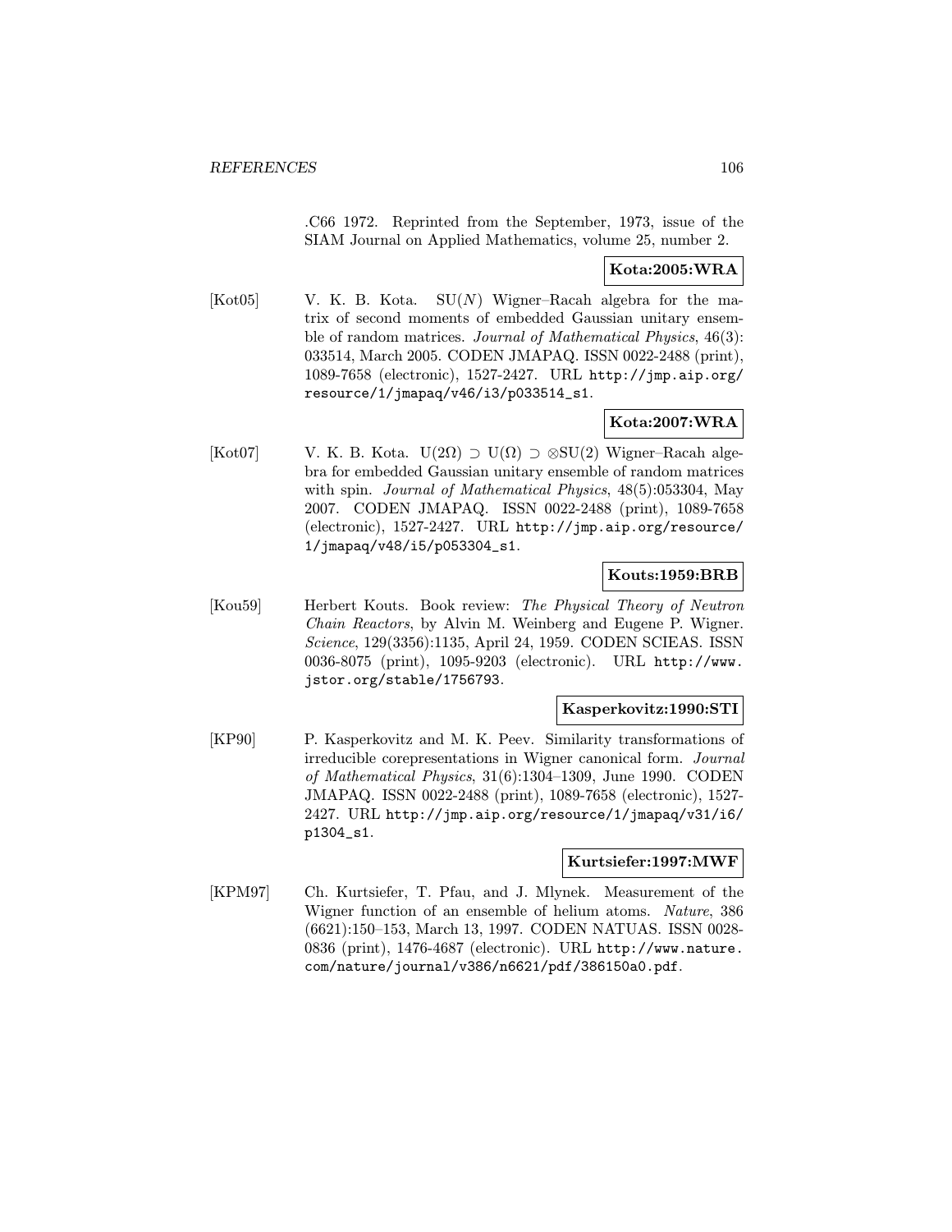.C66 1972. Reprinted from the September, 1973, issue of the SIAM Journal on Applied Mathematics, volume 25, number 2.

**Kota:2005:WRA**

[Kot05] V. K. B. Kota. SU($N$) Wigner–Racah algebra for the matrix of second moments of embedded Gaussian unitary ensemble of random matrices. *Journal of Mathematical Physics*, 46(3): 033514, March 2005. CODEN JMAPAQ. ISSN 0022-2488 (print), 1089-7658 (electronic), 1527-2427. URL http://jmp.aip.org/resource/1/jmapaq/v46/i3/p033514_s1.

**Kota:2007:WRA**

[Kot07] V. K. B. Kota. $\mathrm{U}(2\Omega) \supset \mathrm{U}(\Omega) \supset \otimes\mathrm{SU}(2)$ Wigner–Racah algebra for embedded Gaussian unitary ensemble of random matrices with spin. *Journal of Mathematical Physics*, 48(5):053304, May 2007. CODEN JMAPAQ. ISSN 0022-2488 (print), 1089-7658 (electronic), 1527-2427. URL http://jmp.aip.org/resource/1/jmapaq/v48/i5/p053304_s1.

**Kouts:1959:BRB**

[Kou59] Herbert Kouts. Book review: *The Physical Theory of Neutron Chain Reactors*, by Alvin M. Weinberg and Eugene P. Wigner. *Science*, 129(3356):1135, April 24, 1959. CODEN SCIEAS. ISSN 0036-8075 (print), 1095-9203 (electronic). URL http://www.jstor.org/stable/1756793.

**Kasperkovitz:1990:STI**

[KP90] P. Kasperkovitz and M. K. Peev. Similarity transformations of irreducible corepresentations in Wigner canonical form. *Journal of Mathematical Physics*, 31(6):1304–1309, June 1990. CODEN JMAPAQ. ISSN 0022-2488 (print), 1089-7658 (electronic), 1527-2427. URL http://jmp.aip.org/resource/1/jmapaq/v31/i6/p1304_s1.

**Kurtsiefer:1997:MWF**

[KPM97] Ch. Kurtsiefer, T. Pfau, and J. Mlynek. Measurement of the Wigner function of an ensemble of helium atoms. *Nature*, 386 (6621):150–153, March 13, 1997. CODEN NATUAS. ISSN 0028-0836 (print), 1476-4687 (electronic). URL http://www.nature.com/nature/journal/v386/n6621/pdf/386150a0.pdf.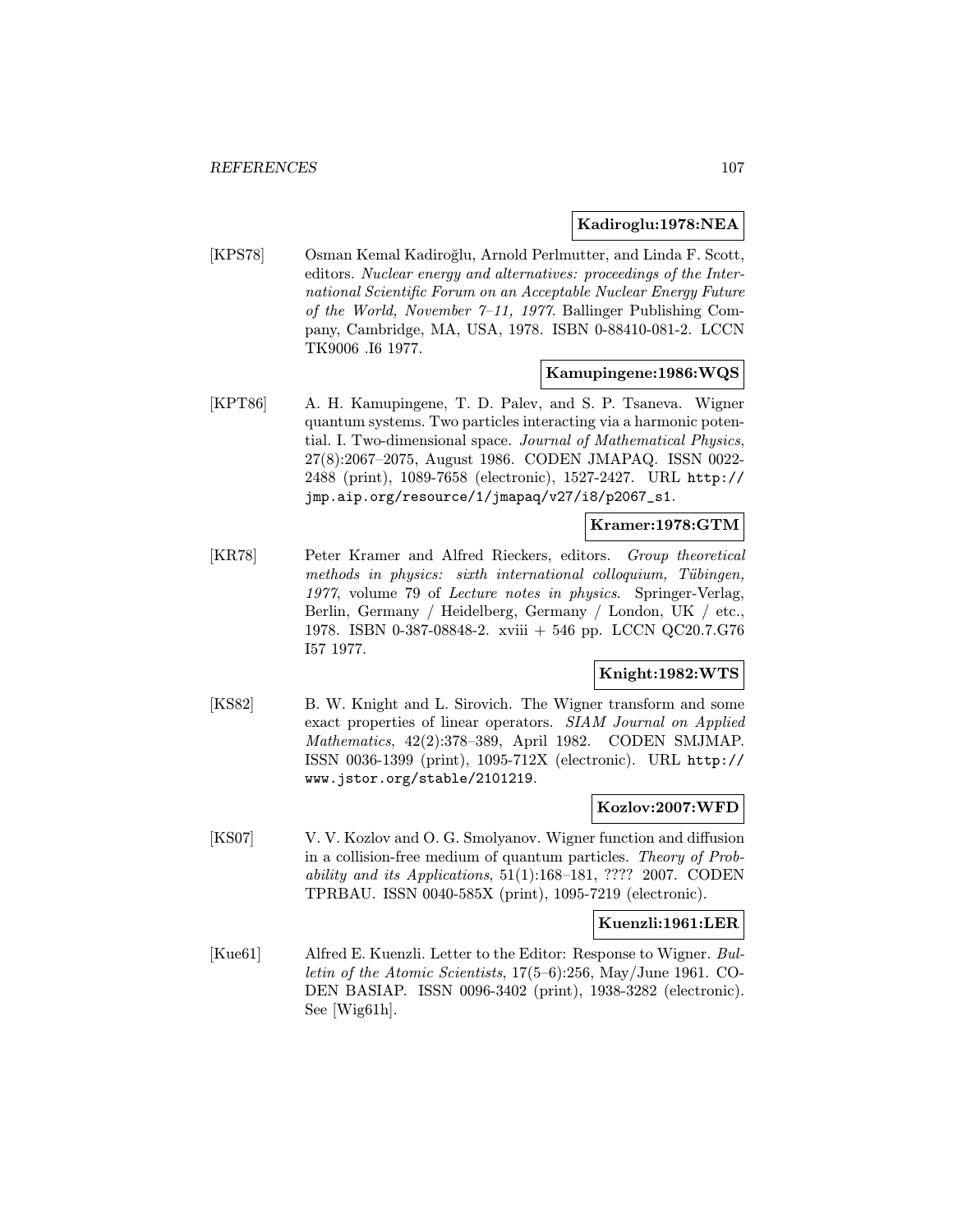**Kadiroglu:1978:NEA**

[KPS78] Osman Kemal Kadiroğlu, Arnold Perlmutter, and Linda F. Scott, editors. *Nuclear energy and alternatives: proceedings of the International Scientific Forum on an Acceptable Nuclear Energy Future of the World, November 7–11, 1977*. Ballinger Publishing Company, Cambridge, MA, USA, 1978. ISBN 0-88410-081-2. LCCN TK9006 .I6 1977.

**Kamupingene:1986:WQS**

[KPT86] A. H. Kamupingene, T. D. Palev, and S. P. Tsaneva. Wigner quantum systems. Two particles interacting via a harmonic potential. I. Two-dimensional space. *Journal of Mathematical Physics*, 27(8):2067–2075, August 1986. CODEN JMAPAQ. ISSN 0022-2488 (print), 1089-7658 (electronic), 1527-2427. URL `http://jmp.aip.org/resource/1/jmapaq/v27/i8/p2067_s1`.

**Kramer:1978:GTM**

[KR78] Peter Kramer and Alfred Rieckers, editors. *Group theoretical methods in physics: sixth international colloquium, Tübingen, 1977*, volume 79 of *Lecture notes in physics*. Springer-Verlag, Berlin, Germany / Heidelberg, Germany / London, UK / etc., 1978. ISBN 0-387-08848-2. xviii + 546 pp. LCCN QC20.7.G76 I57 1977.

**Knight:1982:WTS**

[KS82] B. W. Knight and L. Sirovich. The Wigner transform and some exact properties of linear operators. *SIAM Journal on Applied Mathematics*, 42(2):378–389, April 1982. CODEN SMJMAP. ISSN 0036-1399 (print), 1095-712X (electronic). URL `http://www.jstor.org/stable/2101219`.

**Kozlov:2007:WFD**

[KS07] V. V. Kozlov and O. G. Smolyanov. Wigner function and diffusion in a collision-free medium of quantum particles. *Theory of Probability and its Applications*, 51(1):168–181, ???? 2007. CODEN TPRBAU. ISSN 0040-585X (print), 1095-7219 (electronic).

**Kuenzli:1961:LER**

[Kue61] Alfred E. Kuenzli. Letter to the Editor: Response to Wigner. *Bulletin of the Atomic Scientists*, 17(5–6):256, May/June 1961. CODEN BASIAP. ISSN 0096-3402 (print), 1938-3282 (electronic). See [Wig61h].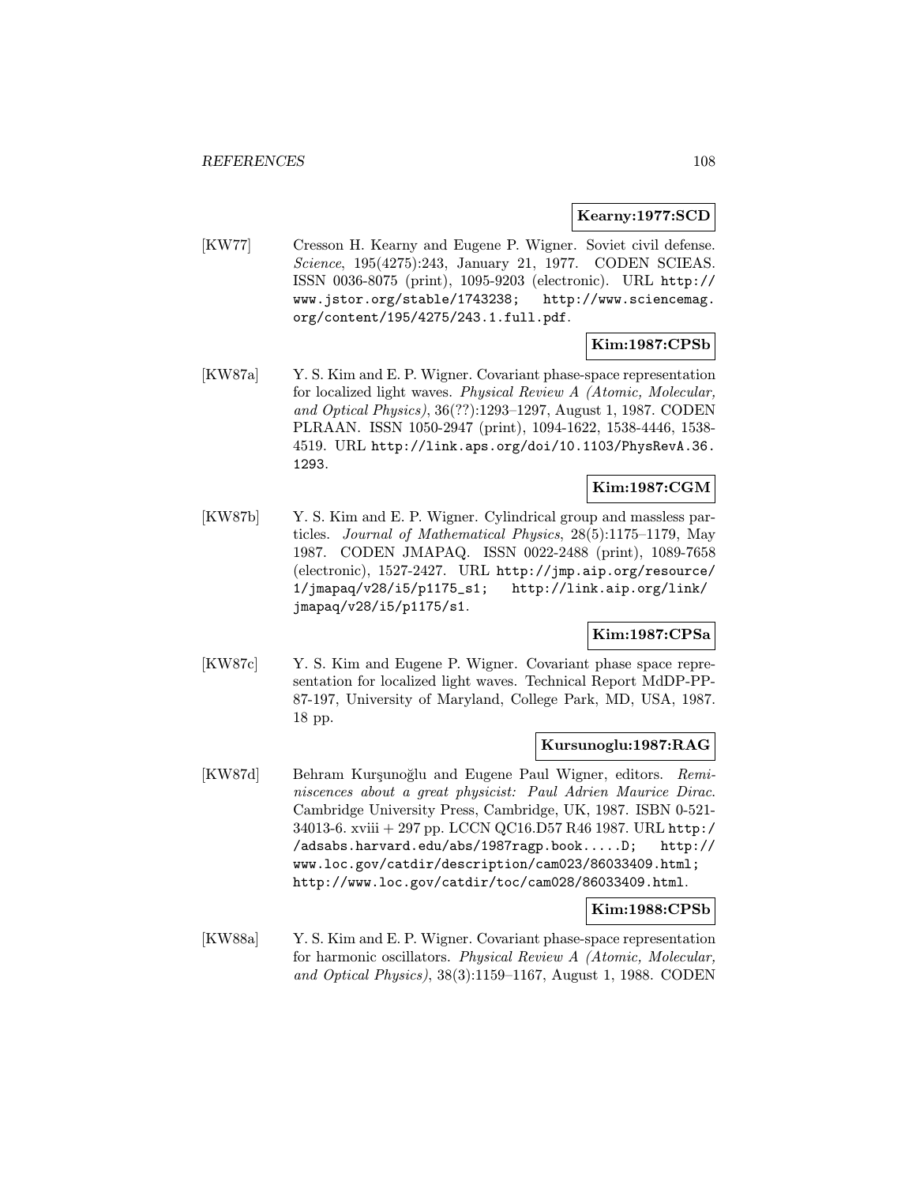**Kearny:1977:SCD**

[KW77] Cresson H. Kearny and Eugene P. Wigner. Soviet civil defense. *Science*, 195(4275):243, January 21, 1977. CODEN SCIEAS. ISSN 0036-8075 (print), 1095-9203 (electronic). URL http://www.jstor.org/stable/1743238; http://www.sciencemag.org/content/195/4275/243.1.full.pdf.

**Kim:1987:CPSb**

[KW87a] Y. S. Kim and E. P. Wigner. Covariant phase-space representation for localized light waves. *Physical Review A (Atomic, Molecular, and Optical Physics)*, 36(??):1293–1297, August 1, 1987. CODEN PLRAAN. ISSN 1050-2947 (print), 1094-1622, 1538-4446, 1538-4519. URL http://link.aps.org/doi/10.1103/PhysRevA.36.1293.

**Kim:1987:CGM**

[KW87b] Y. S. Kim and E. P. Wigner. Cylindrical group and massless particles. *Journal of Mathematical Physics*, 28(5):1175–1179, May 1987. CODEN JMAPAQ. ISSN 0022-2488 (print), 1089-7658 (electronic), 1527-2427. URL http://jmp.aip.org/resource/1/jmapaq/v28/i5/p1175_s1; http://link.aip.org/link/jmapaq/v28/i5/p1175/s1.

**Kim:1987:CPSa**

[KW87c] Y. S. Kim and Eugene P. Wigner. Covariant phase space representation for localized light waves. Technical Report MdDP-PP-87-197, University of Maryland, College Park, MD, USA, 1987. 18 pp.

**Kursunoglu:1987:RAG**

[KW87d] Behram Kurşunoğlu and Eugene Paul Wigner, editors. *Reminiscences about a great physicist: Paul Adrien Maurice Dirac*. Cambridge University Press, Cambridge, UK, 1987. ISBN 0-521-34013-6. xviii + 297 pp. LCCN QC16.D57 R46 1987. URL http://adsabs.harvard.edu/abs/1987ragp.book.....D; http://www.loc.gov/catdir/description/cam023/86033409.html; http://www.loc.gov/catdir/toc/cam028/86033409.html.

**Kim:1988:CPSb**

[KW88a] Y. S. Kim and E. P. Wigner. Covariant phase-space representation for harmonic oscillators. *Physical Review A (Atomic, Molecular, and Optical Physics)*, 38(3):1159–1167, August 1, 1988. CODEN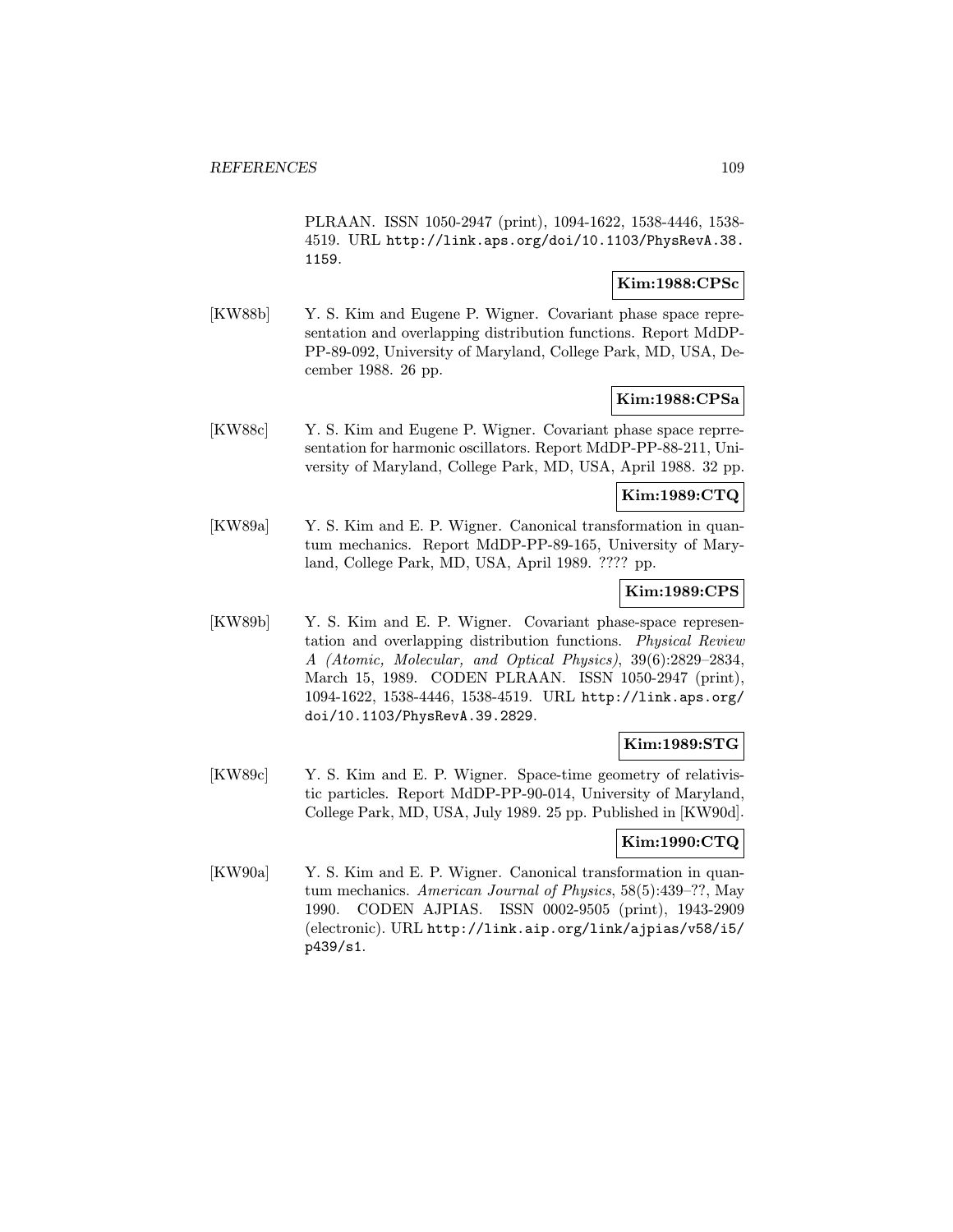PLRAAN. ISSN 1050-2947 (print), 1094-1622, 1538-4446, 1538-4519. URL http://link.aps.org/doi/10.1103/PhysRevA.38.1159.

**Kim:1988:CPSc**

[KW88b] Y. S. Kim and Eugene P. Wigner. Covariant phase space representation and overlapping distribution functions. Report MdDP-PP-89-092, University of Maryland, College Park, MD, USA, December 1988. 26 pp.

**Kim:1988:CPSa**

[KW88c] Y. S. Kim and Eugene P. Wigner. Covariant phase space reprresentation for harmonic oscillators. Report MdDP-PP-88-211, University of Maryland, College Park, MD, USA, April 1988. 32 pp.

**Kim:1989:CTQ**

[KW89a] Y. S. Kim and E. P. Wigner. Canonical transformation in quantum mechanics. Report MdDP-PP-89-165, University of Maryland, College Park, MD, USA, April 1989. ???? pp.

**Kim:1989:CPS**

[KW89b] Y. S. Kim and E. P. Wigner. Covariant phase-space representation and overlapping distribution functions. *Physical Review A (Atomic, Molecular, and Optical Physics)*, 39(6):2829–2834, March 15, 1989. CODEN PLRAAN. ISSN 1050-2947 (print), 1094-1622, 1538-4446, 1538-4519. URL http://link.aps.org/doi/10.1103/PhysRevA.39.2829.

**Kim:1989:STG**

[KW89c] Y. S. Kim and E. P. Wigner. Space-time geometry of relativistic particles. Report MdDP-PP-90-014, University of Maryland, College Park, MD, USA, July 1989. 25 pp. Published in [KW90d].

**Kim:1990:CTQ**

[KW90a] Y. S. Kim and E. P. Wigner. Canonical transformation in quantum mechanics. *American Journal of Physics*, 58(5):439–??, May 1990. CODEN AJPIAS. ISSN 0002-9505 (print), 1943-2909 (electronic). URL http://link.aip.org/link/ajpias/v58/i5/p439/s1.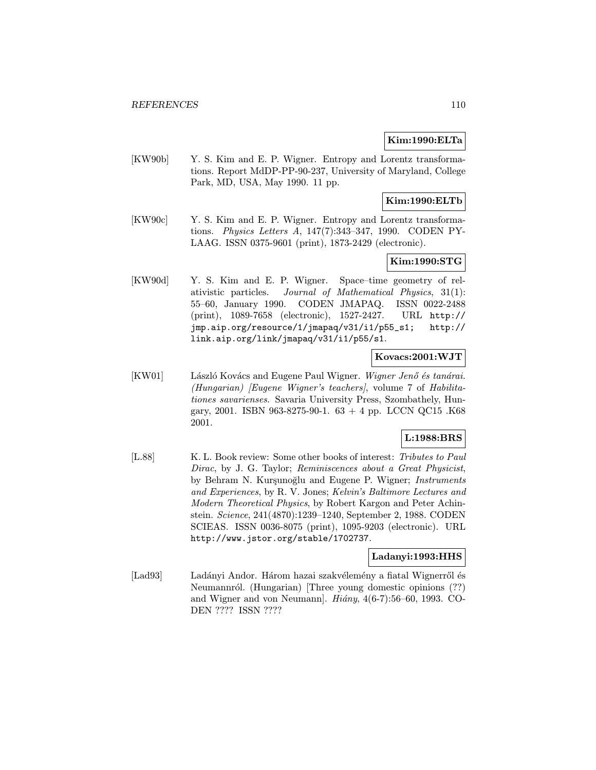**Kim:1990:ELTa**

[KW90b] Y. S. Kim and E. P. Wigner. Entropy and Lorentz transformations. Report MdDP-PP-90-237, University of Maryland, College Park, MD, USA, May 1990. 11 pp.

**Kim:1990:ELTb**

[KW90c] Y. S. Kim and E. P. Wigner. Entropy and Lorentz transformations. *Physics Letters A*, 147(7):343–347, 1990. CODEN PYLAAG. ISSN 0375-9601 (print), 1873-2429 (electronic).

**Kim:1990:STG**

[KW90d] Y. S. Kim and E. P. Wigner. Space–time geometry of relativistic particles. *Journal of Mathematical Physics*, 31(1): 55–60, January 1990. CODEN JMAPAQ. ISSN 0022-2488 (print), 1089-7658 (electronic), 1527-2427. URL `http://jmp.aip.org/resource/1/jmapaq/v31/i1/p55_s1; http://link.aip.org/link/jmapaq/v31/i1/p55/s1`.

**Kovacs:2001:WJT**

[KW01] László Kovács and Eugene Paul Wigner. *Wigner Jenő és tanárai. (Hungarian) [Eugene Wigner's teachers]*, volume 7 of *Habilitationes savarienses*. Savaria University Press, Szombathely, Hungary, 2001. ISBN 963-8275-90-1. 63 + 4 pp. LCCN QC15 .K68 2001.

**L:1988:BRS**

[L.88] K. L. Book review: Some other books of interest: *Tributes to Paul Dirac*, by J. G. Taylor; *Reminiscences about a Great Physicist*, by Behram N. Kurşunoğlu and Eugene P. Wigner; *Instruments and Experiences*, by R. V. Jones; *Kelvin's Baltimore Lectures and Modern Theoretical Physics*, by Robert Kargon and Peter Achinstein. *Science*, 241(4870):1239–1240, September 2, 1988. CODEN SCIEAS. ISSN 0036-8075 (print), 1095-9203 (electronic). URL `http://www.jstor.org/stable/1702737`.

**Ladanyi:1993:HHS**

[Lad93] Ladányi Andor. Három hazai szakvélemény a fiatal Wignerről és Neumannról. (Hungarian) [Three young domestic opinions (??) and Wigner and von Neumann]. *Hiány*, 4(6-7):56–60, 1993. CODEN ???? ISSN ????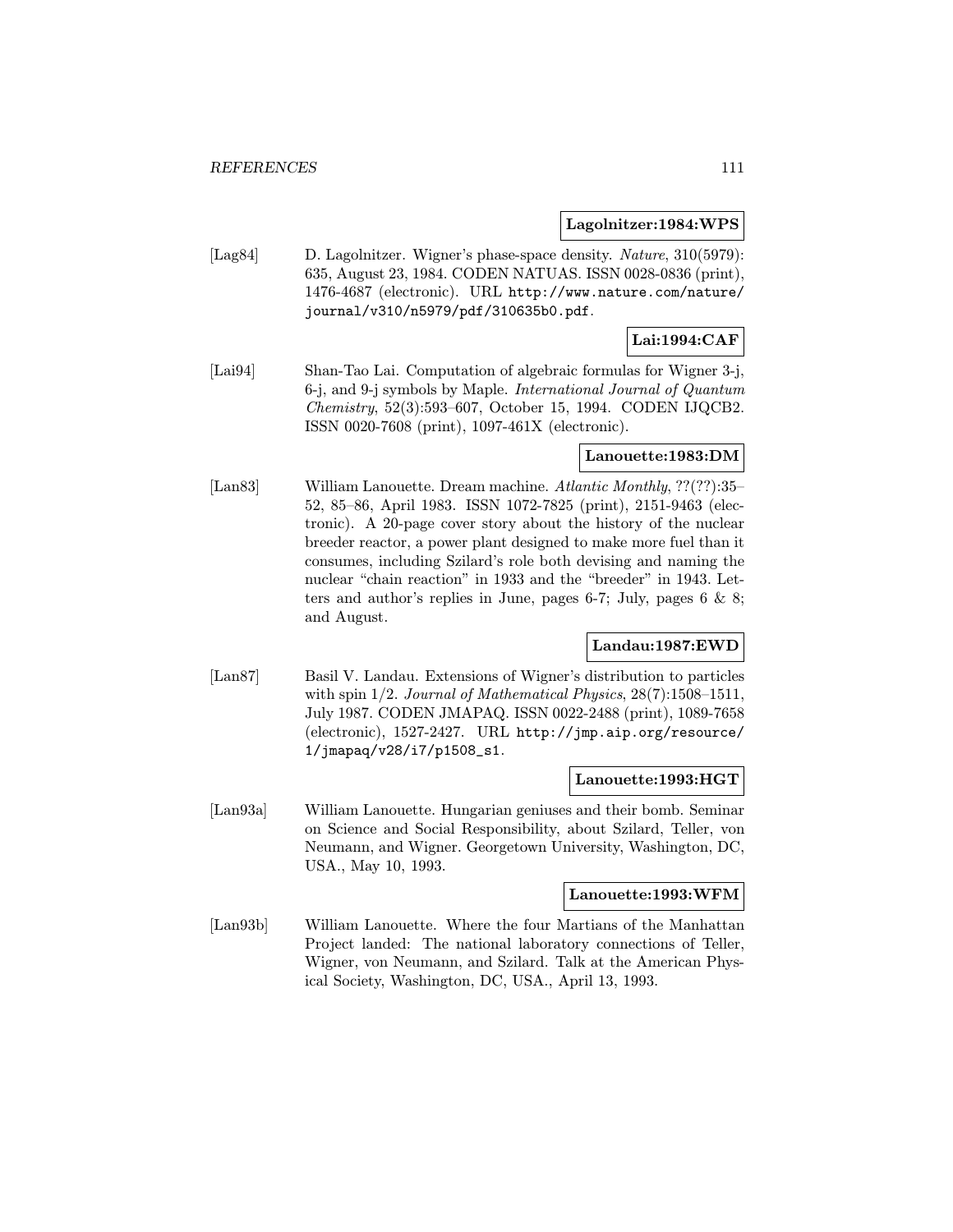**Lagolnitzer:1984:WPS**

[Lag84] D. Lagolnitzer. Wigner's phase-space density. *Nature*, 310(5979): 635, August 23, 1984. CODEN NATUAS. ISSN 0028-0836 (print), 1476-4687 (electronic). URL `http://www.nature.com/nature/journal/v310/n5979/pdf/310635b0.pdf`.

**Lai:1994:CAF**

[Lai94] Shan-Tao Lai. Computation of algebraic formulas for Wigner 3-j, 6-j, and 9-j symbols by Maple. *International Journal of Quantum Chemistry*, 52(3):593–607, October 15, 1994. CODEN IJQCB2. ISSN 0020-7608 (print), 1097-461X (electronic).

**Lanouette:1983:DM**

[Lan83] William Lanouette. Dream machine. *Atlantic Monthly*, ??(??):35–52, 85–86, April 1983. ISSN 1072-7825 (print), 2151-9463 (electronic). A 20-page cover story about the history of the nuclear breeder reactor, a power plant designed to make more fuel than it consumes, including Szilard's role both devising and naming the nuclear "chain reaction" in 1933 and the "breeder" in 1943. Letters and author's replies in June, pages 6-7; July, pages 6 & 8; and August.

**Landau:1987:EWD**

[Lan87] Basil V. Landau. Extensions of Wigner's distribution to particles with spin 1/2. *Journal of Mathematical Physics*, 28(7):1508–1511, July 1987. CODEN JMAPAQ. ISSN 0022-2488 (print), 1089-7658 (electronic), 1527-2427. URL `http://jmp.aip.org/resource/1/jmapaq/v28/i7/p1508_s1`.

**Lanouette:1993:HGT**

[Lan93a] William Lanouette. Hungarian geniuses and their bomb. Seminar on Science and Social Responsibility, about Szilard, Teller, von Neumann, and Wigner. Georgetown University, Washington, DC, USA., May 10, 1993.

**Lanouette:1993:WFM**

[Lan93b] William Lanouette. Where the four Martians of the Manhattan Project landed: The national laboratory connections of Teller, Wigner, von Neumann, and Szilard. Talk at the American Physical Society, Washington, DC, USA., April 13, 1993.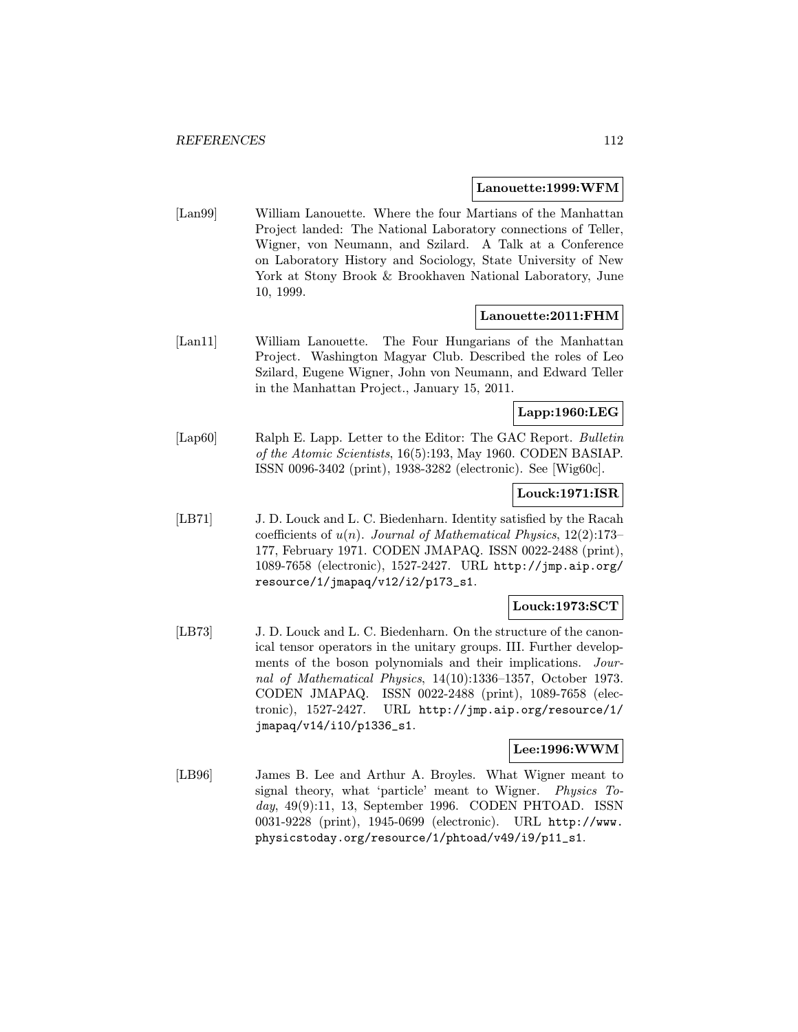**Lanouette:1999:WFM**

[Lan99] William Lanouette. Where the four Martians of the Manhattan Project landed: The National Laboratory connections of Teller, Wigner, von Neumann, and Szilard. A Talk at a Conference on Laboratory History and Sociology, State University of New York at Stony Brook & Brookhaven National Laboratory, June 10, 1999.

**Lanouette:2011:FHM**

[Lan11] William Lanouette. The Four Hungarians of the Manhattan Project. Washington Magyar Club. Described the roles of Leo Szilard, Eugene Wigner, John von Neumann, and Edward Teller in the Manhattan Project., January 15, 2011.

**Lapp:1960:LEG**

[Lap60] Ralph E. Lapp. Letter to the Editor: The GAC Report. *Bulletin of the Atomic Scientists*, 16(5):193, May 1960. CODEN BASIAP. ISSN 0096-3402 (print), 1938-3282 (electronic). See [Wig60c].

**Louck:1971:ISR**

[LB71] J. D. Louck and L. C. Biedenharn. Identity satisfied by the Racah coefficients of $u(n)$. *Journal of Mathematical Physics*, 12(2):173–177, February 1971. CODEN JMAPAQ. ISSN 0022-2488 (print), 1089-7658 (electronic), 1527-2427. URL `http://jmp.aip.org/resource/1/jmapaq/v12/i2/p173_s1`.

**Louck:1973:SCT**

[LB73] J. D. Louck and L. C. Biedenharn. On the structure of the canonical tensor operators in the unitary groups. III. Further developments of the boson polynomials and their implications. *Journal of Mathematical Physics*, 14(10):1336–1357, October 1973. CODEN JMAPAQ. ISSN 0022-2488 (print), 1089-7658 (electronic), 1527-2427. URL `http://jmp.aip.org/resource/1/jmapaq/v14/i10/p1336_s1`.

**Lee:1996:WWM**

[LB96] James B. Lee and Arthur A. Broyles. What Wigner meant to signal theory, what 'particle' meant to Wigner. *Physics Today*, 49(9):11, 13, September 1996. CODEN PHTOAD. ISSN 0031-9228 (print), 1945-0699 (electronic). URL `http://www.physicstoday.org/resource/1/phtoad/v49/i9/p11_s1`.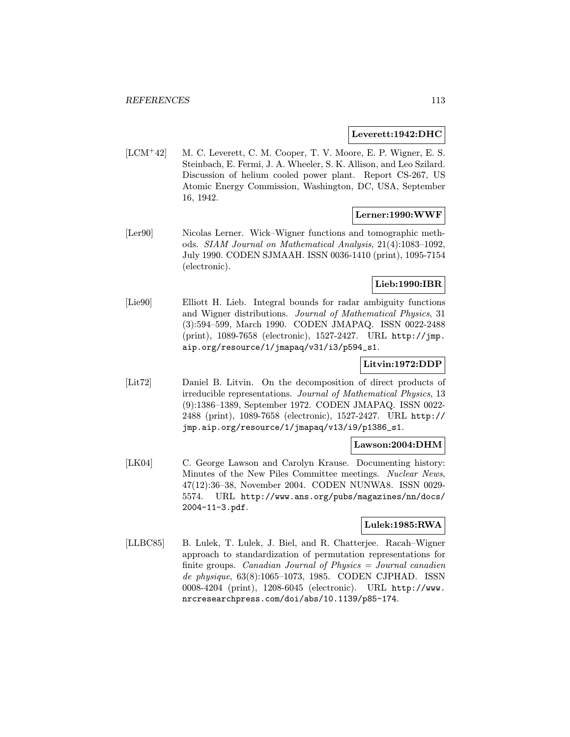**Leverett:1942:DHC**

[LCM+42] M. C. Leverett, C. M. Cooper, T. V. Moore, E. P. Wigner, E. S. Steinbach, E. Fermi, J. A. Wheeler, S. K. Allison, and Leo Szilard. Discussion of helium cooled power plant. Report CS-267, US Atomic Energy Commission, Washington, DC, USA, September 16, 1942.

**Lerner:1990:WWF**

[Ler90] Nicolas Lerner. Wick–Wigner functions and tomographic methods. *SIAM Journal on Mathematical Analysis*, 21(4):1083–1092, July 1990. CODEN SJMAAH. ISSN 0036-1410 (print), 1095-7154 (electronic).

**Lieb:1990:IBR**

[Lie90] Elliott H. Lieb. Integral bounds for radar ambiguity functions and Wigner distributions. *Journal of Mathematical Physics*, 31 (3):594–599, March 1990. CODEN JMAPAQ. ISSN 0022-2488 (print), 1089-7658 (electronic), 1527-2427. URL http://jmp.aip.org/resource/1/jmapaq/v31/i3/p594_s1.

**Litvin:1972:DDP**

[Lit72] Daniel B. Litvin. On the decomposition of direct products of irreducible representations. *Journal of Mathematical Physics*, 13 (9):1386–1389, September 1972. CODEN JMAPAQ. ISSN 0022-2488 (print), 1089-7658 (electronic), 1527-2427. URL http://jmp.aip.org/resource/1/jmapaq/v13/i9/p1386_s1.

**Lawson:2004:DHM**

[LK04] C. George Lawson and Carolyn Krause. Documenting history: Minutes of the New Piles Committee meetings. *Nuclear News*, 47(12):36–38, November 2004. CODEN NUNWA8. ISSN 0029-5574. URL http://www.ans.org/pubs/magazines/nn/docs/2004-11-3.pdf.

**Lulek:1985:RWA**

[LLBC85] B. Lulek, T. Lulek, J. Biel, and R. Chatterjee. Racah–Wigner approach to standardization of permutation representations for finite groups. *Canadian Journal of Physics = Journal canadien de physique*, 63(8):1065–1073, 1985. CODEN CJPHAD. ISSN 0008-4204 (print), 1208-6045 (electronic). URL http://www.nrcresearchpress.com/doi/abs/10.1139/p85-174.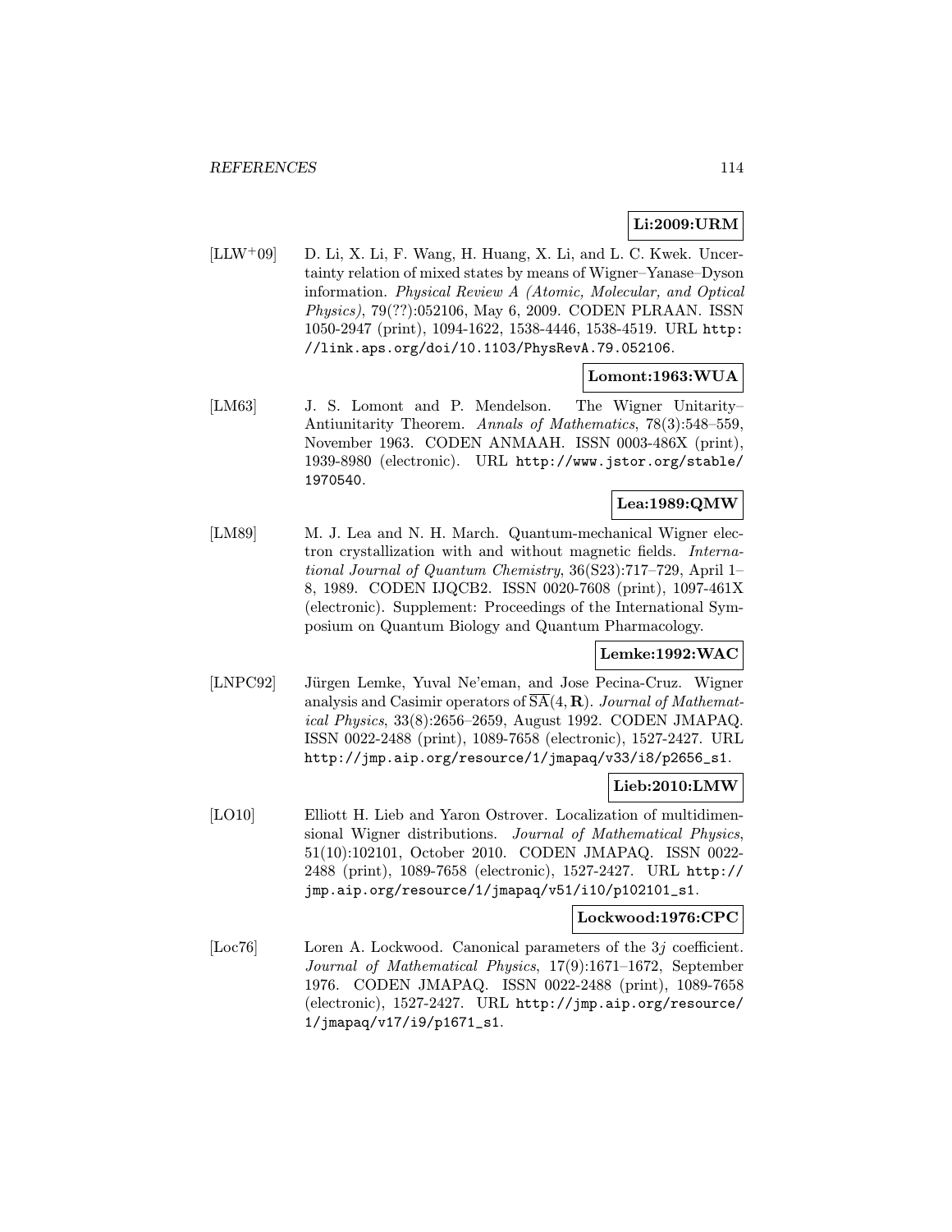**Li:2009:URM**

[LLW+09] D. Li, X. Li, F. Wang, H. Huang, X. Li, and L. C. Kwek. Uncertainty relation of mixed states by means of Wigner–Yanase–Dyson information. *Physical Review A (Atomic, Molecular, and Optical Physics)*, 79(??):052106, May 6, 2009. CODEN PLRAAN. ISSN 1050-2947 (print), 1094-1622, 1538-4446, 1538-4519. URL http://link.aps.org/doi/10.1103/PhysRevA.79.052106.

**Lomont:1963:WUA**

[LM63] J. S. Lomont and P. Mendelson. The Wigner Unitarity–Antiunitarity Theorem. *Annals of Mathematics*, 78(3):548–559, November 1963. CODEN ANMAAH. ISSN 0003-486X (print), 1939-8980 (electronic). URL http://www.jstor.org/stable/1970540.

**Lea:1989:QMW**

[LM89] M. J. Lea and N. H. March. Quantum-mechanical Wigner electron crystallization with and without magnetic fields. *International Journal of Quantum Chemistry*, 36(S23):717–729, April 1–8, 1989. CODEN IJQCB2. ISSN 0020-7608 (print), 1097-461X (electronic). Supplement: Proceedings of the International Symposium on Quantum Biology and Quantum Pharmacology.

**Lemke:1992:WAC**

[LNPC92] Jürgen Lemke, Yuval Ne'eman, and Jose Pecina-Cruz. Wigner analysis and Casimir operators of $\overline{\mathrm{SA}}(4, \mathbf{R})$. *Journal of Mathematical Physics*, 33(8):2656–2659, August 1992. CODEN JMAPAQ. ISSN 0022-2488 (print), 1089-7658 (electronic), 1527-2427. URL http://jmp.aip.org/resource/1/jmapaq/v33/i8/p2656_s1.

**Lieb:2010:LMW**

[LO10] Elliott H. Lieb and Yaron Ostrover. Localization of multidimensional Wigner distributions. *Journal of Mathematical Physics*, 51(10):102101, October 2010. CODEN JMAPAQ. ISSN 0022-2488 (print), 1089-7658 (electronic), 1527-2427. URL http://jmp.aip.org/resource/1/jmapaq/v51/i10/p102101_s1.

**Lockwood:1976:CPC**

[Loc76] Loren A. Lockwood. Canonical parameters of the $3j$ coefficient. *Journal of Mathematical Physics*, 17(9):1671–1672, September 1976. CODEN JMAPAQ. ISSN 0022-2488 (print), 1089-7658 (electronic), 1527-2427. URL http://jmp.aip.org/resource/1/jmapaq/v17/i9/p1671_s1.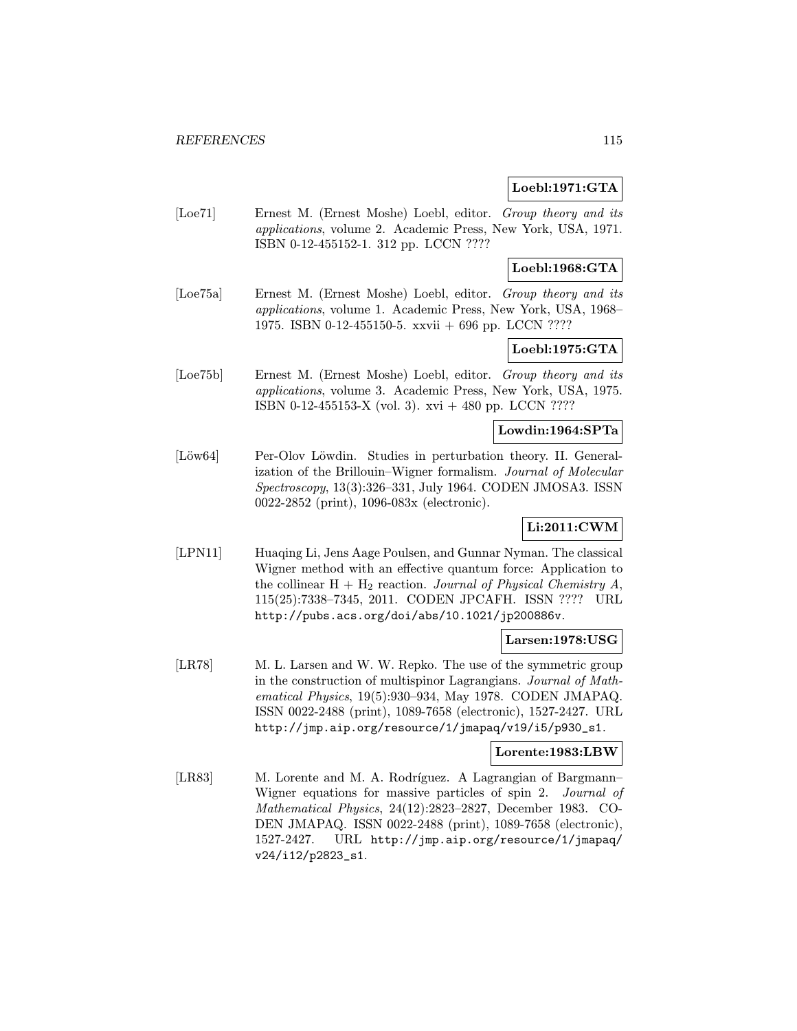**Loebl:1971:GTA**

[Loe71] Ernest M. (Ernest Moshe) Loebl, editor. *Group theory and its applications*, volume 2. Academic Press, New York, USA, 1971. ISBN 0-12-455152-1. 312 pp. LCCN ????

**Loebl:1968:GTA**

[Loe75a] Ernest M. (Ernest Moshe) Loebl, editor. *Group theory and its applications*, volume 1. Academic Press, New York, USA, 1968–1975. ISBN 0-12-455150-5. xxvii + 696 pp. LCCN ????

**Loebl:1975:GTA**

[Loe75b] Ernest M. (Ernest Moshe) Loebl, editor. *Group theory and its applications*, volume 3. Academic Press, New York, USA, 1975. ISBN 0-12-455153-X (vol. 3). xvi + 480 pp. LCCN ????

**Lowdin:1964:SPTa**

[Löw64] Per-Olov Löwdin. Studies in perturbation theory. II. Generalization of the Brillouin–Wigner formalism. *Journal of Molecular Spectroscopy*, 13(3):326–331, July 1964. CODEN JMOSA3. ISSN 0022-2852 (print), 1096-083x (electronic).

**Li:2011:CWM**

[LPN11] Huaqing Li, Jens Aage Poulsen, and Gunnar Nyman. The classical Wigner method with an effective quantum force: Application to the collinear $H + H_2$ reaction. *Journal of Physical Chemistry A*, 115(25):7338–7345, 2011. CODEN JPCAFH. ISSN ???? URL http://pubs.acs.org/doi/abs/10.1021/jp200886v.

**Larsen:1978:USG**

[LR78] M. L. Larsen and W. W. Repko. The use of the symmetric group in the construction of multispinor Lagrangians. *Journal of Mathematical Physics*, 19(5):930–934, May 1978. CODEN JMAPAQ. ISSN 0022-2488 (print), 1089-7658 (electronic), 1527-2427. URL http://jmp.aip.org/resource/1/jmapaq/v19/i5/p930_s1.

**Lorente:1983:LBW**

[LR83] M. Lorente and M. A. Rodríguez. A Lagrangian of Bargmann–Wigner equations for massive particles of spin 2. *Journal of Mathematical Physics*, 24(12):2823–2827, December 1983. CODEN JMAPAQ. ISSN 0022-2488 (print), 1089-7658 (electronic), 1527-2427. URL http://jmp.aip.org/resource/1/jmapaq/v24/i12/p2823_s1.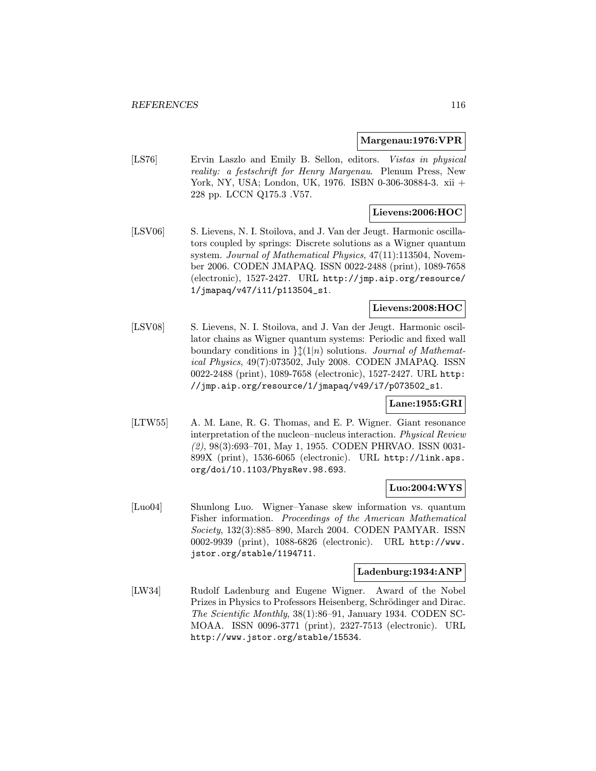**Margenau:1976:VPR**

[LS76] Ervin Laszlo and Emily B. Sellon, editors. *Vistas in physical reality: a festschrift for Henry Margenau*. Plenum Press, New York, NY, USA; London, UK, 1976. ISBN 0-306-30884-3. xii + 228 pp. LCCN Q175.3 .V57.

**Lievens:2006:HOC**

[LSV06] S. Lievens, N. I. Stoilova, and J. Van der Jeugt. Harmonic oscillators coupled by springs: Discrete solutions as a Wigner quantum system. *Journal of Mathematical Physics*, 47(11):113504, November 2006. CODEN JMAPAQ. ISSN 0022-2488 (print), 1089-7658 (electronic), 1527-2427. URL http://jmp.aip.org/resource/1/jmapaq/v47/i11/p113504_s1.

**Lievens:2008:HOC**

[LSV08] S. Lievens, N. I. Stoilova, and J. Van der Jeugt. Harmonic oscillator chains as Wigner quantum systems: Periodic and fixed wall boundary conditions in $\}\updownarrow(1|n)$ solutions. *Journal of Mathematical Physics*, 49(7):073502, July 2008. CODEN JMAPAQ. ISSN 0022-2488 (print), 1089-7658 (electronic), 1527-2427. URL http://jmp.aip.org/resource/1/jmapaq/v49/i7/p073502_s1.

**Lane:1955:GRI**

[LTW55] A. M. Lane, R. G. Thomas, and E. P. Wigner. Giant resonance interpretation of the nucleon–nucleus interaction. *Physical Review (2)*, 98(3):693–701, May 1, 1955. CODEN PHRVAO. ISSN 0031-899X (print), 1536-6065 (electronic). URL http://link.aps.org/doi/10.1103/PhysRev.98.693.

**Luo:2004:WYS**

[Luo04] Shunlong Luo. Wigner–Yanase skew information vs. quantum Fisher information. *Proceedings of the American Mathematical Society*, 132(3):885–890, March 2004. CODEN PAMYAR. ISSN 0002-9939 (print), 1088-6826 (electronic). URL http://www.jstor.org/stable/1194711.

**Ladenburg:1934:ANP**

[LW34] Rudolf Ladenburg and Eugene Wigner. Award of the Nobel Prizes in Physics to Professors Heisenberg, Schrödinger and Dirac. *The Scientific Monthly*, 38(1):86–91, January 1934. CODEN SCMOAA. ISSN 0096-3771 (print), 2327-7513 (electronic). URL http://www.jstor.org/stable/15534.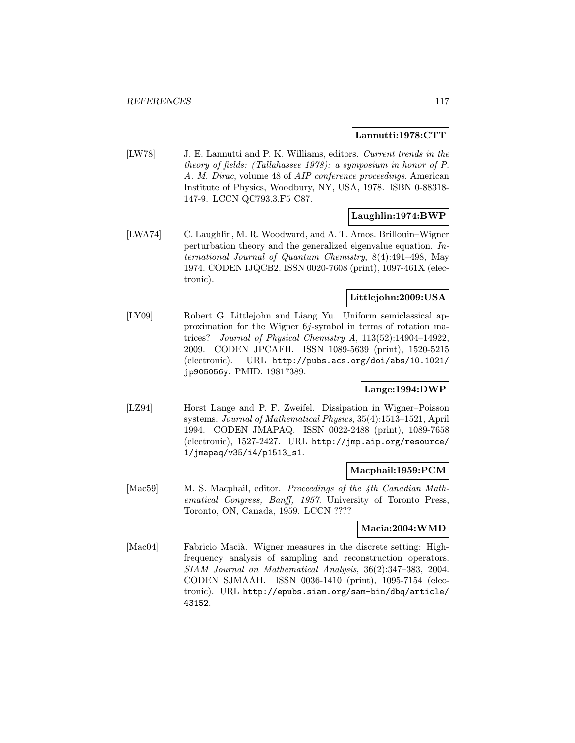**Lannutti:1978:CTT**

[LW78] J. E. Lannutti and P. K. Williams, editors. *Current trends in the theory of fields: (Tallahassee 1978): a symposium in honor of P. A. M. Dirac*, volume 48 of *AIP conference proceedings*. American Institute of Physics, Woodbury, NY, USA, 1978. ISBN 0-88318-147-9. LCCN QC793.3.F5 C87.

**Laughlin:1974:BWP**

[LWA74] C. Laughlin, M. R. Woodward, and A. T. Amos. Brillouin–Wigner perturbation theory and the generalized eigenvalue equation. *International Journal of Quantum Chemistry*, 8(4):491–498, May 1974. CODEN IJQCB2. ISSN 0020-7608 (print), 1097-461X (electronic).

**Littlejohn:2009:USA**

[LY09] Robert G. Littlejohn and Liang Yu. Uniform semiclassical approximation for the Wigner $6j$-symbol in terms of rotation matrices? *Journal of Physical Chemistry A*, 113(52):14904–14922, 2009. CODEN JPCAFH. ISSN 1089-5639 (print), 1520-5215 (electronic). URL http://pubs.acs.org/doi/abs/10.1021/jp905056y. PMID: 19817389.

**Lange:1994:DWP**

[LZ94] Horst Lange and P. F. Zweifel. Dissipation in Wigner–Poisson systems. *Journal of Mathematical Physics*, 35(4):1513–1521, April 1994. CODEN JMAPAQ. ISSN 0022-2488 (print), 1089-7658 (electronic), 1527-2427. URL http://jmp.aip.org/resource/1/jmapaq/v35/i4/p1513_s1.

**Macphail:1959:PCM**

[Mac59] M. S. Macphail, editor. *Proceedings of the 4th Canadian Mathematical Congress, Banff, 1957*. University of Toronto Press, Toronto, ON, Canada, 1959. LCCN ????

**Macia:2004:WMD**

[Mac04] Fabricio Macià. Wigner measures in the discrete setting: High-frequency analysis of sampling and reconstruction operators. *SIAM Journal on Mathematical Analysis*, 36(2):347–383, 2004. CODEN SJMAAH. ISSN 0036-1410 (print), 1095-7154 (electronic). URL http://epubs.siam.org/sam-bin/dbq/article/43152.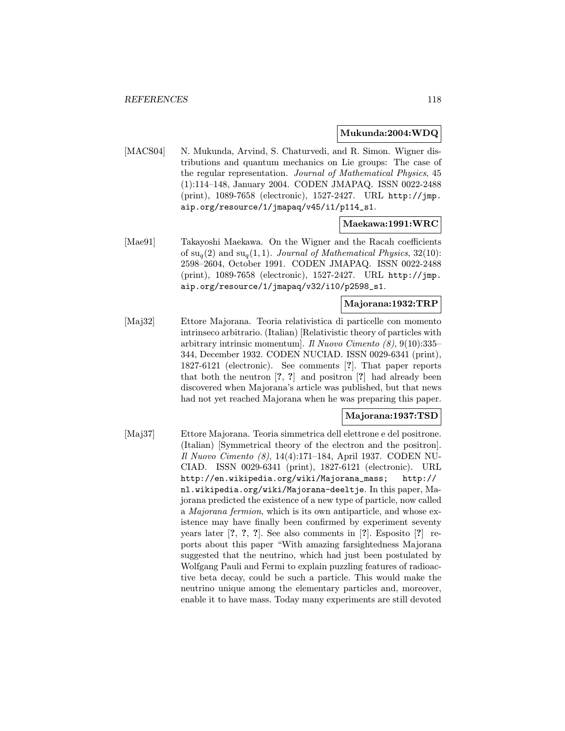**Mukunda:2004:WDQ**

[MACS04] N. Mukunda, Arvind, S. Chaturvedi, and R. Simon. Wigner distributions and quantum mechanics on Lie groups: The case of the regular representation. *Journal of Mathematical Physics*, 45 (1):114–148, January 2004. CODEN JMAPAQ. ISSN 0022-2488 (print), 1089-7658 (electronic), 1527-2427. URL http://jmp.aip.org/resource/1/jmapaq/v45/i1/p114_s1.

**Maekawa:1991:WRC**

[Mae91] Takayoshi Maekawa. On the Wigner and the Racah coefficients of $\mathrm{su}_q(2)$ and $\mathrm{su}_q(1,1)$. *Journal of Mathematical Physics*, 32(10): 2598–2604, October 1991. CODEN JMAPAQ. ISSN 0022-2488 (print), 1089-7658 (electronic), 1527-2427. URL http://jmp.aip.org/resource/1/jmapaq/v32/i10/p2598_s1.

**Majorana:1932:TRP**

[Maj32] Ettore Majorana. Teoria relativistica di particelle con momento intrinseco arbitrario. (Italian) [Relativistic theory of particles with arbitrary intrinsic momentum]. *Il Nuovo Cimento (8)*, 9(10):335–344, December 1932. CODEN NUCIAD. ISSN 0029-6341 (print), 1827-6121 (electronic). See comments [**?**]. That paper reports that both the neutron [**?**, **?**] and positron [**?**] had already been discovered when Majorana's article was published, but that news had not yet reached Majorana when he was preparing this paper.

**Majorana:1937:TSD**

[Maj37] Ettore Majorana. Teoria simmetrica dell elettrone e del positrone. (Italian) [Symmetrical theory of the electron and the positron]. *Il Nuovo Cimento (8)*, 14(4):171–184, April 1937. CODEN NUCIAD. ISSN 0029-6341 (print), 1827-6121 (electronic). URL http://en.wikipedia.org/wiki/Majorana_mass; http://nl.wikipedia.org/wiki/Majorana-deeltje. In this paper, Majorana predicted the existence of a new type of particle, now called a *Majorana fermion*, which is its own antiparticle, and whose existence may have finally been confirmed by experiment seventy years later [**?**, **?**, **?**]. See also comments in [**?**]. Esposito [**?**] reports about this paper "With amazing farsightedness Majorana suggested that the neutrino, which had just been postulated by Wolfgang Pauli and Fermi to explain puzzling features of radioactive beta decay, could be such a particle. This would make the neutrino unique among the elementary particles and, moreover, enable it to have mass. Today many experiments are still devoted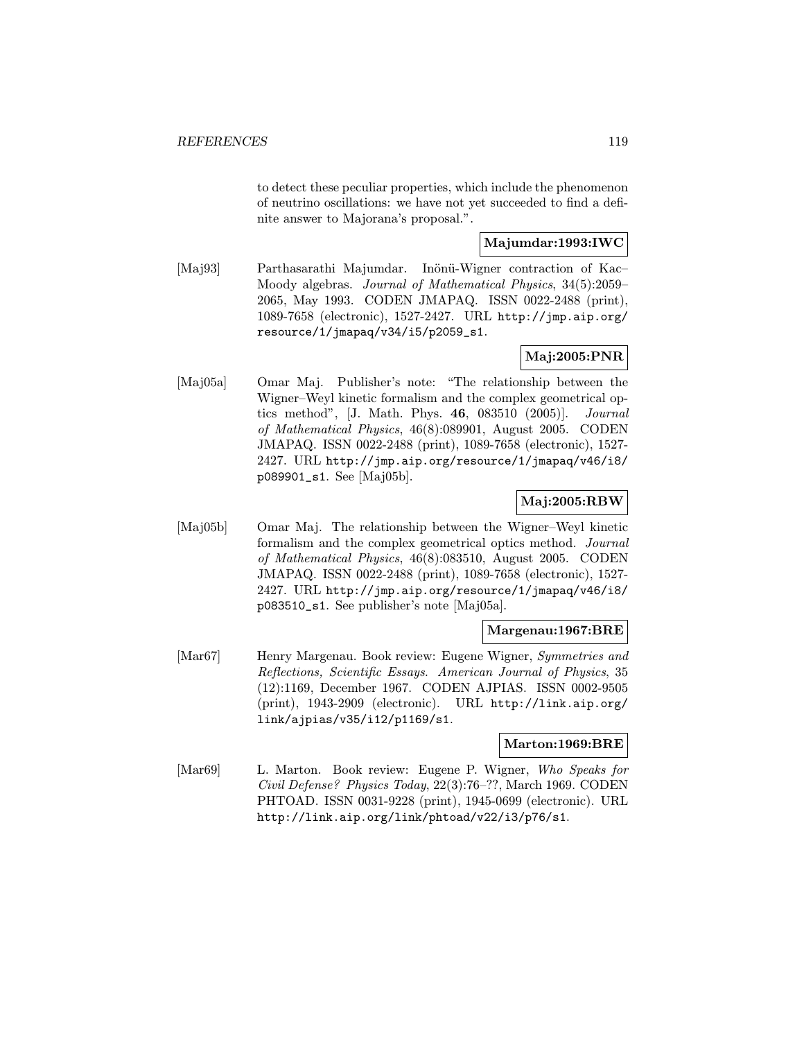to detect these peculiar properties, which include the phenomenon of neutrino oscillations: we have not yet succeeded to find a definite answer to Majorana's proposal.".

**Majumdar:1993:IWC**

[Maj93] Parthasarathi Majumdar. Inönü-Wigner contraction of Kac–Moody algebras. *Journal of Mathematical Physics*, 34(5):2059–2065, May 1993. CODEN JMAPAQ. ISSN 0022-2488 (print), 1089-7658 (electronic), 1527-2427. URL `http://jmp.aip.org/resource/1/jmapaq/v34/i5/p2059_s1`.

**Maj:2005:PNR**

[Maj05a] Omar Maj. Publisher's note: "The relationship between the Wigner–Weyl kinetic formalism and the complex geometrical optics method", [J. Math. Phys. **46**, 083510 (2005)]. *Journal of Mathematical Physics*, 46(8):089901, August 2005. CODEN JMAPAQ. ISSN 0022-2488 (print), 1089-7658 (electronic), 1527-2427. URL `http://jmp.aip.org/resource/1/jmapaq/v46/i8/p089901_s1`. See [Maj05b].

**Maj:2005:RBW**

[Maj05b] Omar Maj. The relationship between the Wigner–Weyl kinetic formalism and the complex geometrical optics method. *Journal of Mathematical Physics*, 46(8):083510, August 2005. CODEN JMAPAQ. ISSN 0022-2488 (print), 1089-7658 (electronic), 1527-2427. URL `http://jmp.aip.org/resource/1/jmapaq/v46/i8/p083510_s1`. See publisher's note [Maj05a].

**Margenau:1967:BRE**

[Mar67] Henry Margenau. Book review: Eugene Wigner, *Symmetries and Reflections, Scientific Essays*. *American Journal of Physics*, 35 (12):1169, December 1967. CODEN AJPIAS. ISSN 0002-9505 (print), 1943-2909 (electronic). URL `http://link.aip.org/link/ajpias/v35/i12/p1169/s1`.

**Marton:1969:BRE**

[Mar69] L. Marton. Book review: Eugene P. Wigner, *Who Speaks for Civil Defense? Physics Today*, 22(3):76–??, March 1969. CODEN PHTOAD. ISSN 0031-9228 (print), 1945-0699 (electronic). URL `http://link.aip.org/link/phtoad/v22/i3/p76/s1`.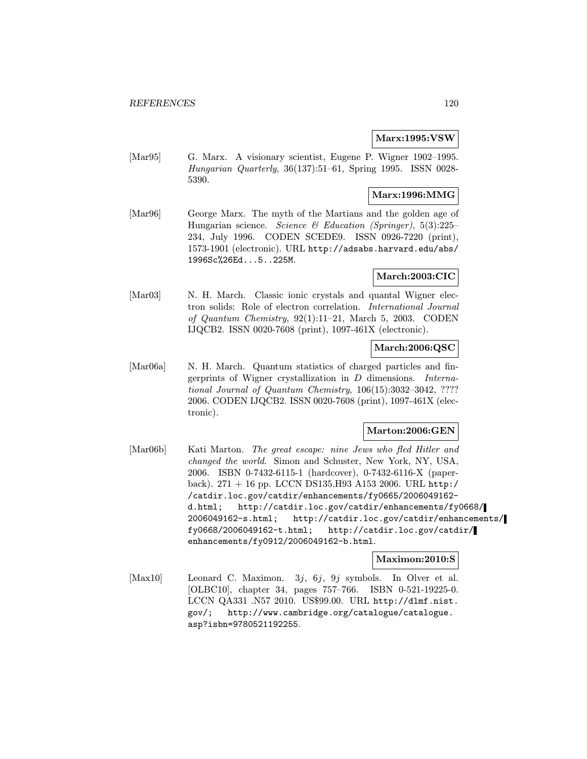**Marx:1995:VSW**

[Mar95] G. Marx. A visionary scientist, Eugene P. Wigner 1902–1995. *Hungarian Quarterly*, 36(137):51–61, Spring 1995. ISSN 0028-5390.

**Marx:1996:MMG**

[Mar96] George Marx. The myth of the Martians and the golden age of Hungarian science. *Science & Education (Springer)*, 5(3):225–234, July 1996. CODEN SCEDE9. ISSN 0926-7220 (print), 1573-1901 (electronic). URL http://adsabs.harvard.edu/abs/1996Sc%26Ed...5..225M.

**March:2003:CIC**

[Mar03] N. H. March. Classic ionic crystals and quantal Wigner electron solids: Role of electron correlation. *International Journal of Quantum Chemistry*, 92(1):11–21, March 5, 2003. CODEN IJQCB2. ISSN 0020-7608 (print), 1097-461X (electronic).

**March:2006:QSC**

[Mar06a] N. H. March. Quantum statistics of charged particles and fingerprints of Wigner crystallization in $D$ dimensions. *International Journal of Quantum Chemistry*, 106(15):3032–3042, ???? 2006. CODEN IJQCB2. ISSN 0020-7608 (print), 1097-461X (electronic).

**Marton:2006:GEN**

[Mar06b] Kati Marton. *The great escape: nine Jews who fled Hitler and changed the world*. Simon and Schuster, New York, NY, USA, 2006. ISBN 0-7432-6115-1 (hardcover), 0-7432-6116-X (paperback). 271 + 16 pp. LCCN DS135.H93 A153 2006. URL http://catdir.loc.gov/catdir/enhancements/fy0665/2006049162-d.html; http://catdir.loc.gov/catdir/enhancements/fy0668/2006049162-s.html; http://catdir.loc.gov/catdir/enhancements/fy0668/2006049162-t.html; http://catdir.loc.gov/catdir/enhancements/fy0912/2006049162-b.html.

**Maximon:2010:S**

[Max10] Leonard C. Maximon. $3j$, $6j$, $9j$ symbols. In Olver et al. [OLBC10], chapter 34, pages 757–766. ISBN 0-521-19225-0. LCCN QA331 .N57 2010. US$99.00. URL http://dlmf.nist.gov/; http://www.cambridge.org/catalogue/catalogue.asp?isbn=9780521192255.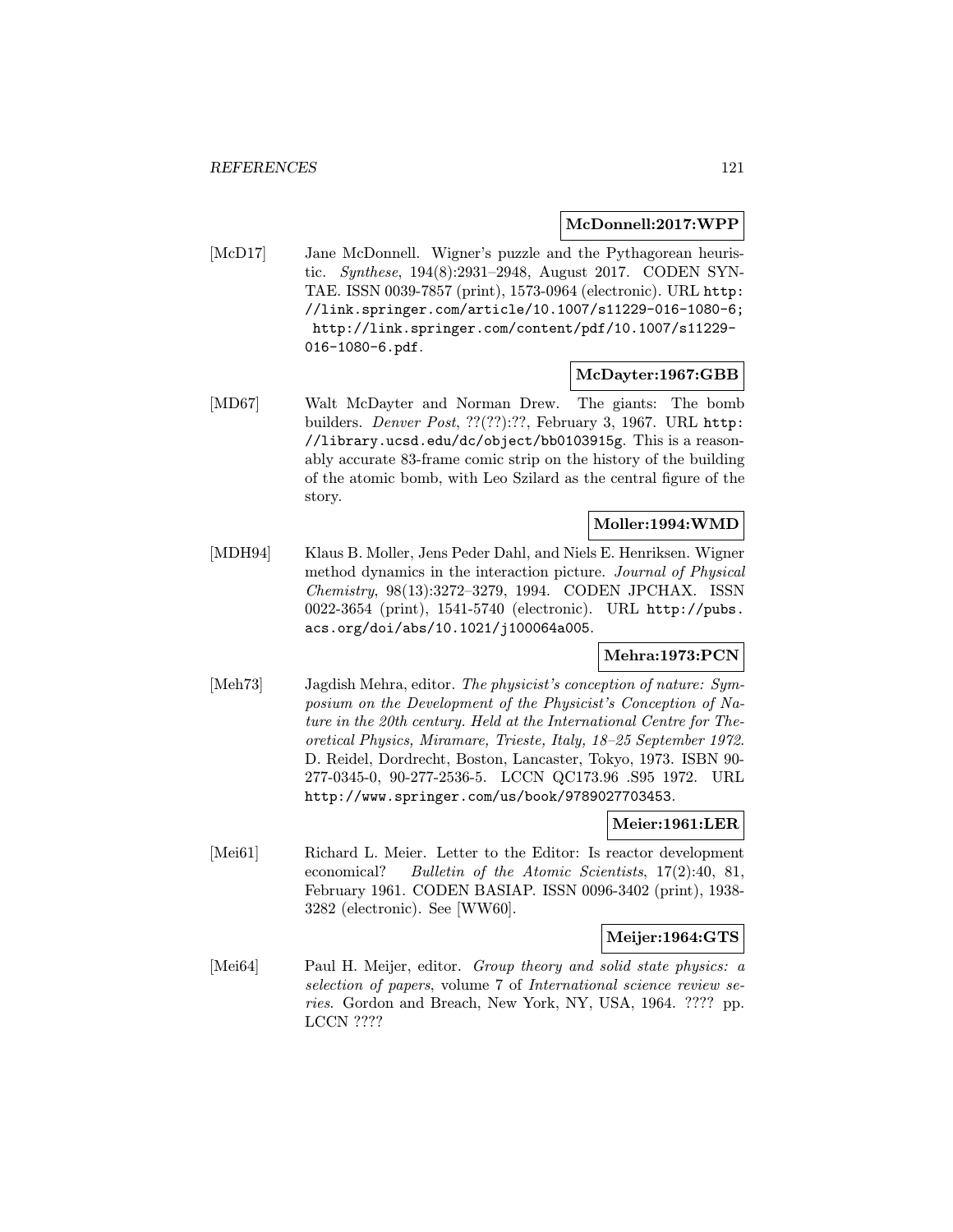**McDonnell:2017:WPP**

[McD17] Jane McDonnell. Wigner's puzzle and the Pythagorean heuristic. *Synthese*, 194(8):2931–2948, August 2017. CODEN SYNTAE. ISSN 0039-7857 (print), 1573-0964 (electronic). URL http://link.springer.com/article/10.1007/s11229-016-1080-6; http://link.springer.com/content/pdf/10.1007/s11229-016-1080-6.pdf.

**McDayter:1967:GBB**

[MD67] Walt McDayter and Norman Drew. The giants: The bomb builders. *Denver Post*, ??(??):??, February 3, 1967. URL http://library.ucsd.edu/dc/object/bb0103915g. This is a reasonably accurate 83-frame comic strip on the history of the building of the atomic bomb, with Leo Szilard as the central figure of the story.

**Moller:1994:WMD**

[MDH94] Klaus B. Moller, Jens Peder Dahl, and Niels E. Henriksen. Wigner method dynamics in the interaction picture. *Journal of Physical Chemistry*, 98(13):3272–3279, 1994. CODEN JPCHAX. ISSN 0022-3654 (print), 1541-5740 (electronic). URL http://pubs.acs.org/doi/abs/10.1021/j100064a005.

**Mehra:1973:PCN**

[Meh73] Jagdish Mehra, editor. *The physicist's conception of nature: Symposium on the Development of the Physicist's Conception of Nature in the 20th century. Held at the International Centre for Theoretical Physics, Miramare, Trieste, Italy, 18–25 September 1972*. D. Reidel, Dordrecht, Boston, Lancaster, Tokyo, 1973. ISBN 90-277-0345-0, 90-277-2536-5. LCCN QC173.96 .S95 1972. URL http://www.springer.com/us/book/9789027703453.

**Meier:1961:LER**

[Mei61] Richard L. Meier. Letter to the Editor: Is reactor development economical? *Bulletin of the Atomic Scientists*, 17(2):40, 81, February 1961. CODEN BASIAP. ISSN 0096-3402 (print), 1938-3282 (electronic). See [WW60].

**Meijer:1964:GTS**

[Mei64] Paul H. Meijer, editor. *Group theory and solid state physics: a selection of papers*, volume 7 of *International science review series*. Gordon and Breach, New York, NY, USA, 1964. ???? pp. LCCN ????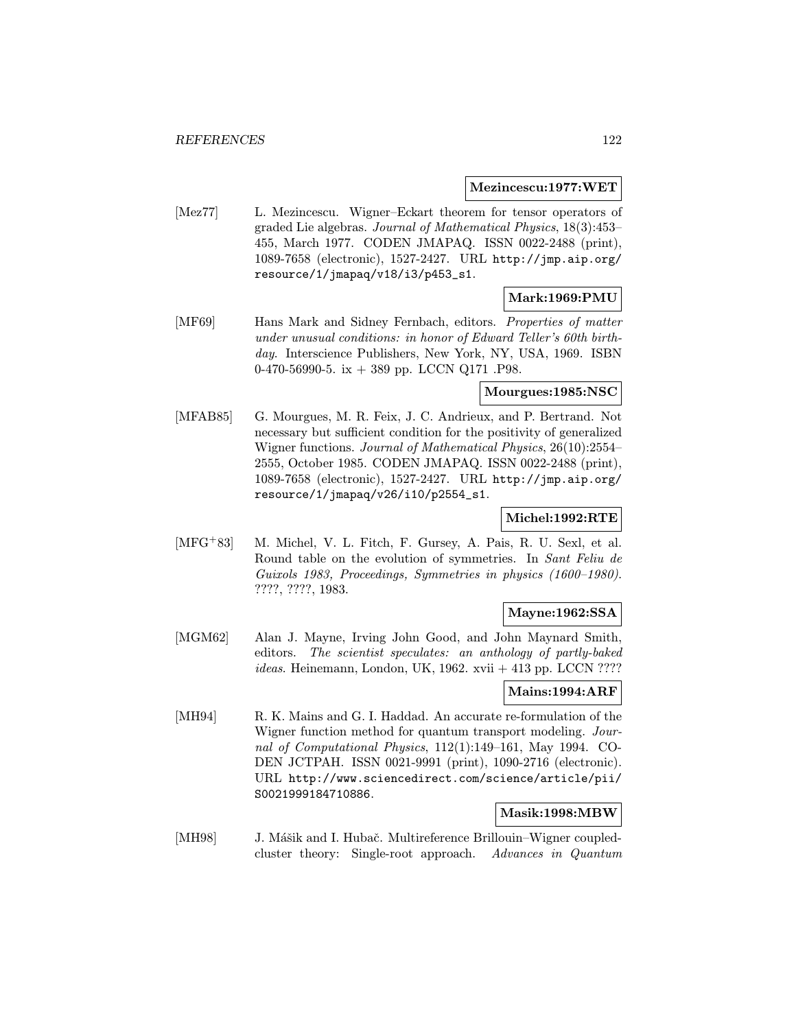**Mezincescu:1977:WET**

[Mez77] L. Mezincescu. Wigner–Eckart theorem for tensor operators of graded Lie algebras. *Journal of Mathematical Physics*, 18(3):453–455, March 1977. CODEN JMAPAQ. ISSN 0022-2488 (print), 1089-7658 (electronic), 1527-2427. URL `http://jmp.aip.org/resource/1/jmapaq/v18/i3/p453_s1`.

**Mark:1969:PMU**

[MF69] Hans Mark and Sidney Fernbach, editors. *Properties of matter under unusual conditions: in honor of Edward Teller's 60th birthday*. Interscience Publishers, New York, NY, USA, 1969. ISBN 0-470-56990-5. ix + 389 pp. LCCN Q171 .P98.

**Mourgues:1985:NSC**

[MFAB85] G. Mourgues, M. R. Feix, J. C. Andrieux, and P. Bertrand. Not necessary but sufficient condition for the positivity of generalized Wigner functions. *Journal of Mathematical Physics*, 26(10):2554–2555, October 1985. CODEN JMAPAQ. ISSN 0022-2488 (print), 1089-7658 (electronic), 1527-2427. URL `http://jmp.aip.org/resource/1/jmapaq/v26/i10/p2554_s1`.

**Michel:1992:RTE**

[MFG+83] M. Michel, V. L. Fitch, F. Gursey, A. Pais, R. U. Sexl, et al. Round table on the evolution of symmetries. In *Sant Feliu de Guixols 1983, Proceedings, Symmetries in physics (1600–1980)*. ????, ????, 1983.

**Mayne:1962:SSA**

[MGM62] Alan J. Mayne, Irving John Good, and John Maynard Smith, editors. *The scientist speculates: an anthology of partly-baked ideas*. Heinemann, London, UK, 1962. xvii + 413 pp. LCCN ????

**Mains:1994:ARF**

[MH94] R. K. Mains and G. I. Haddad. An accurate re-formulation of the Wigner function method for quantum transport modeling. *Journal of Computational Physics*, 112(1):149–161, May 1994. CODEN JCTPAH. ISSN 0021-9991 (print), 1090-2716 (electronic). URL `http://www.sciencedirect.com/science/article/pii/S0021999184710886`.

**Masik:1998:MBW**

[MH98] J. Mášik and I. Hubač. Multireference Brillouin–Wigner coupled-cluster theory: Single-root approach. *Advances in Quantum*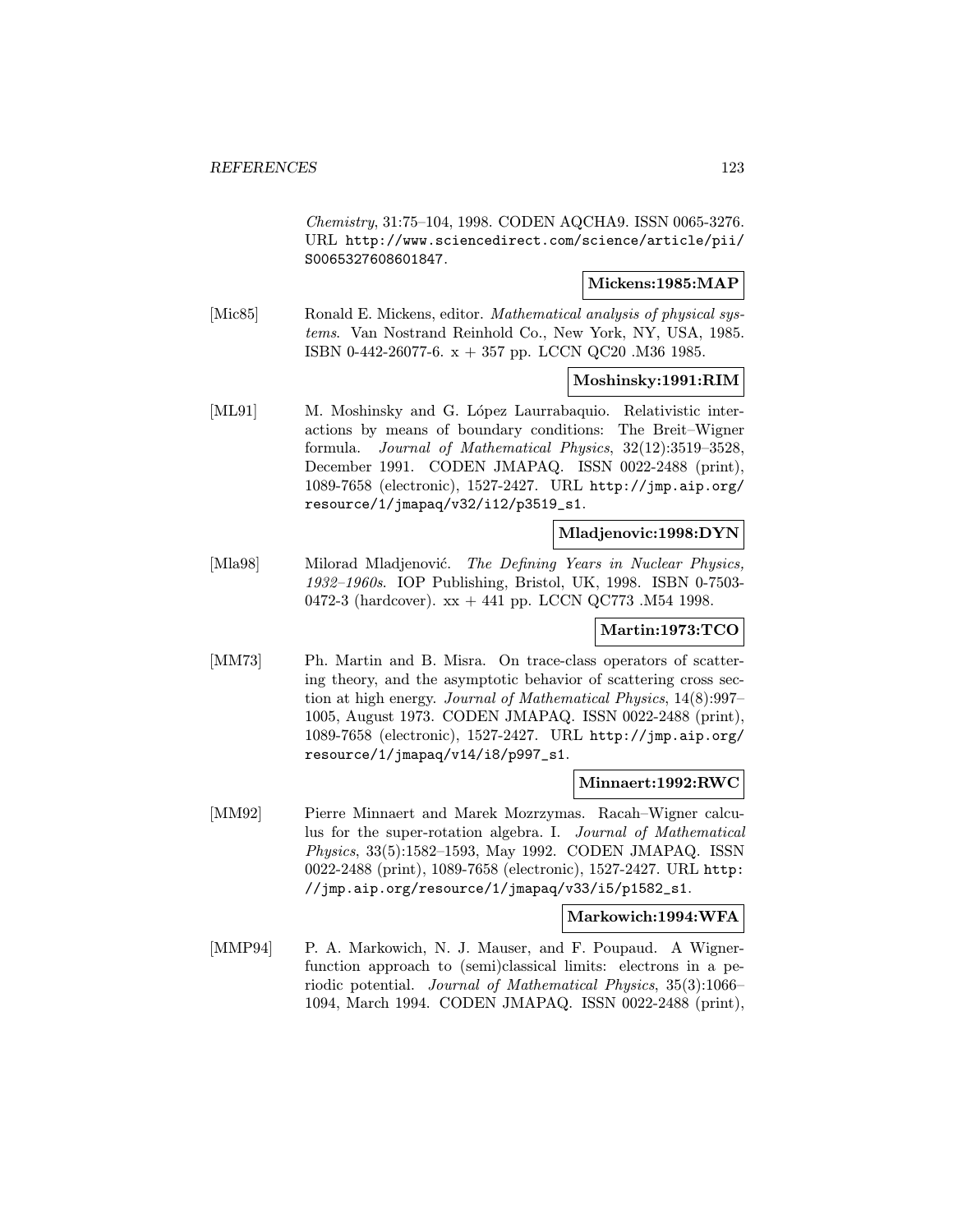*Chemistry*, 31:75–104, 1998. CODEN AQCHA9. ISSN 0065-3276. URL http://www.sciencedirect.com/science/article/pii/S0065327608601847.

**Mickens:1985:MAP**

[Mic85] Ronald E. Mickens, editor. *Mathematical analysis of physical systems*. Van Nostrand Reinhold Co., New York, NY, USA, 1985. ISBN 0-442-26077-6. x + 357 pp. LCCN QC20 .M36 1985.

**Moshinsky:1991:RIM**

[ML91] M. Moshinsky and G. López Laurrabaquio. Relativistic interactions by means of boundary conditions: The Breit–Wigner formula. *Journal of Mathematical Physics*, 32(12):3519–3528, December 1991. CODEN JMAPAQ. ISSN 0022-2488 (print), 1089-7658 (electronic), 1527-2427. URL http://jmp.aip.org/resource/1/jmapaq/v32/i12/p3519_s1.

**Mladjenovic:1998:DYN**

[Mla98] Milorad Mladjenović. *The Defining Years in Nuclear Physics, 1932–1960s*. IOP Publishing, Bristol, UK, 1998. ISBN 0-7503-0472-3 (hardcover). xx + 441 pp. LCCN QC773 .M54 1998.

**Martin:1973:TCO**

[MM73] Ph. Martin and B. Misra. On trace-class operators of scattering theory, and the asymptotic behavior of scattering cross section at high energy. *Journal of Mathematical Physics*, 14(8):997–1005, August 1973. CODEN JMAPAQ. ISSN 0022-2488 (print), 1089-7658 (electronic), 1527-2427. URL http://jmp.aip.org/resource/1/jmapaq/v14/i8/p997_s1.

**Minnaert:1992:RWC**

[MM92] Pierre Minnaert and Marek Mozrzymas. Racah–Wigner calculus for the super-rotation algebra. I. *Journal of Mathematical Physics*, 33(5):1582–1593, May 1992. CODEN JMAPAQ. ISSN 0022-2488 (print), 1089-7658 (electronic), 1527-2427. URL http://jmp.aip.org/resource/1/jmapaq/v33/i5/p1582_s1.

**Markowich:1994:WFA**

[MMP94] P. A. Markowich, N. J. Mauser, and F. Poupaud. A Wigner-function approach to (semi)classical limits: electrons in a periodic potential. *Journal of Mathematical Physics*, 35(3):1066–1094, March 1994. CODEN JMAPAQ. ISSN 0022-2488 (print),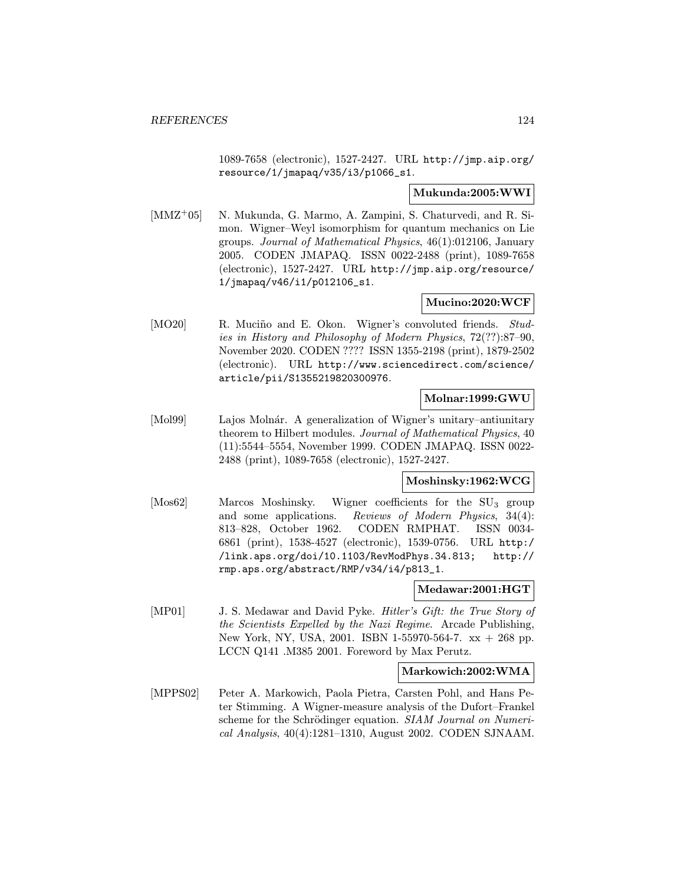1089-7658 (electronic), 1527-2427. URL http://jmp.aip.org/resource/1/jmapaq/v35/i3/p1066_s1.

**Mukunda:2005:WWI**

[MMZ+05] N. Mukunda, G. Marmo, A. Zampini, S. Chaturvedi, and R. Simon. Wigner–Weyl isomorphism for quantum mechanics on Lie groups. *Journal of Mathematical Physics*, 46(1):012106, January 2005. CODEN JMAPAQ. ISSN 0022-2488 (print), 1089-7658 (electronic), 1527-2427. URL http://jmp.aip.org/resource/1/jmapaq/v46/i1/p012106_s1.

**Mucino:2020:WCF**

[MO20] R. Muciño and E. Okon. Wigner's convoluted friends. *Studies in History and Philosophy of Modern Physics*, 72(??):87–90, November 2020. CODEN ???? ISSN 1355-2198 (print), 1879-2502 (electronic). URL http://www.sciencedirect.com/science/article/pii/S1355219820300976.

**Molnar:1999:GWU**

[Mol99] Lajos Molnár. A generalization of Wigner's unitary–antiunitary theorem to Hilbert modules. *Journal of Mathematical Physics*, 40 (11):5544–5554, November 1999. CODEN JMAPAQ. ISSN 0022-2488 (print), 1089-7658 (electronic), 1527-2427.

**Moshinsky:1962:WCG**

[Mos62] Marcos Moshinsky. Wigner coefficients for the $SU_3$ group and some applications. *Reviews of Modern Physics*, 34(4): 813–828, October 1962. CODEN RMPHAT. ISSN 0034-6861 (print), 1538-4527 (electronic), 1539-0756. URL http://link.aps.org/doi/10.1103/RevModPhys.34.813; http://rmp.aps.org/abstract/RMP/v34/i4/p813_1.

**Medawar:2001:HGT**

[MP01] J. S. Medawar and David Pyke. *Hitler's Gift: the True Story of the Scientists Expelled by the Nazi Regime*. Arcade Publishing, New York, NY, USA, 2001. ISBN 1-55970-564-7. xx + 268 pp. LCCN Q141 .M385 2001. Foreword by Max Perutz.

**Markowich:2002:WMA**

[MPPS02] Peter A. Markowich, Paola Pietra, Carsten Pohl, and Hans Peter Stimming. A Wigner-measure analysis of the Dufort–Frankel scheme for the Schrödinger equation. *SIAM Journal on Numerical Analysis*, 40(4):1281–1310, August 2002. CODEN SJNAAM.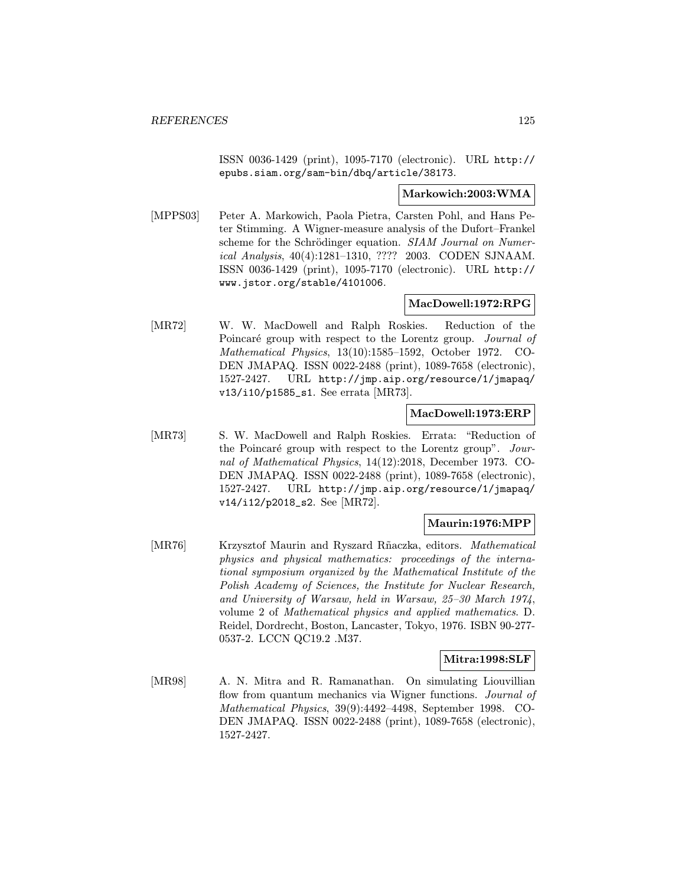ISSN 0036-1429 (print), 1095-7170 (electronic). URL http://epubs.siam.org/sam-bin/dbq/article/38173.

**Markowich:2003:WMA**

[MPPS03] Peter A. Markowich, Paola Pietra, Carsten Pohl, and Hans Peter Stimming. A Wigner-measure analysis of the Dufort–Frankel scheme for the Schrödinger equation. *SIAM Journal on Numerical Analysis*, 40(4):1281–1310, ???? 2003. CODEN SJNAAM. ISSN 0036-1429 (print), 1095-7170 (electronic). URL http://www.jstor.org/stable/4101006.

**MacDowell:1972:RPG**

[MR72] W. W. MacDowell and Ralph Roskies. Reduction of the Poincaré group with respect to the Lorentz group. *Journal of Mathematical Physics*, 13(10):1585–1592, October 1972. CODEN JMAPAQ. ISSN 0022-2488 (print), 1089-7658 (electronic), 1527-2427. URL http://jmp.aip.org/resource/1/jmapaq/v13/i10/p1585_s1. See errata [MR73].

**MacDowell:1973:ERP**

[MR73] S. W. MacDowell and Ralph Roskies. Errata: "Reduction of the Poincaré group with respect to the Lorentz group". *Journal of Mathematical Physics*, 14(12):2018, December 1973. CODEN JMAPAQ. ISSN 0022-2488 (print), 1089-7658 (electronic), 1527-2427. URL http://jmp.aip.org/resource/1/jmapaq/v14/i12/p2018_s2. See [MR72].

**Maurin:1976:MPP**

[MR76] Krzysztof Maurin and Ryszard Rñaczka, editors. *Mathematical physics and physical mathematics: proceedings of the international symposium organized by the Mathematical Institute of the Polish Academy of Sciences, the Institute for Nuclear Research, and University of Warsaw, held in Warsaw, 25–30 March 1974*, volume 2 of *Mathematical physics and applied mathematics*. D. Reidel, Dordrecht, Boston, Lancaster, Tokyo, 1976. ISBN 90-277-0537-2. LCCN QC19.2 .M37.

**Mitra:1998:SLF**

[MR98] A. N. Mitra and R. Ramanathan. On simulating Liouvillian flow from quantum mechanics via Wigner functions. *Journal of Mathematical Physics*, 39(9):4492–4498, September 1998. CODEN JMAPAQ. ISSN 0022-2488 (print), 1089-7658 (electronic), 1527-2427.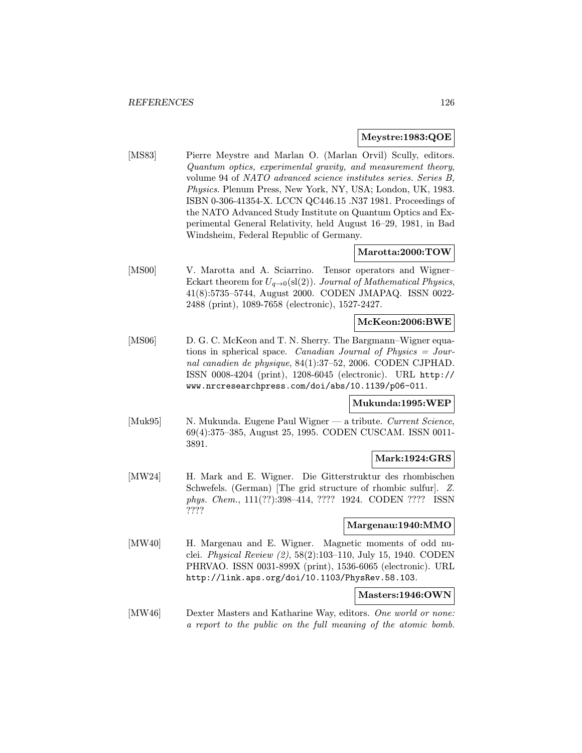**Meystre:1983:QOE**

[MS83] Pierre Meystre and Marlan O. (Marlan Orvil) Scully, editors. *Quantum optics, experimental gravity, and measurement theory*, volume 94 of *NATO advanced science institutes series. Series B, Physics*. Plenum Press, New York, NY, USA; London, UK, 1983. ISBN 0-306-41354-X. LCCN QC446.15 .N37 1981. Proceedings of the NATO Advanced Study Institute on Quantum Optics and Experimental General Relativity, held August 16–29, 1981, in Bad Windsheim, Federal Republic of Germany.

**Marotta:2000:TOW**

[MS00] V. Marotta and A. Sciarrino. Tensor operators and Wigner–Eckart theorem for $U_{q\to 0}(\mathrm{sl}(2))$. *Journal of Mathematical Physics*, 41(8):5735–5744, August 2000. CODEN JMAPAQ. ISSN 0022-2488 (print), 1089-7658 (electronic), 1527-2427.

**McKeon:2006:BWE**

[MS06] D. G. C. McKeon and T. N. Sherry. The Bargmann–Wigner equations in spherical space. *Canadian Journal of Physics = Journal canadien de physique*, 84(1):37–52, 2006. CODEN CJPHAD. ISSN 0008-4204 (print), 1208-6045 (electronic). URL http://www.nrcresearchpress.com/doi/abs/10.1139/p06-011.

**Mukunda:1995:WEP**

[Muk95] N. Mukunda. Eugene Paul Wigner — a tribute. *Current Science*, 69(4):375–385, August 25, 1995. CODEN CUSCAM. ISSN 0011-3891.

**Mark:1924:GRS**

[MW24] H. Mark and E. Wigner. Die Gitterstruktur des rhombischen Schwefels. (German) [The grid structure of rhombic sulfur]. *Z. phys. Chem.*, 111(??):398–414, ???? 1924. CODEN ???? ISSN ????

**Margenau:1940:MMO**

[MW40] H. Margenau and E. Wigner. Magnetic moments of odd nuclei. *Physical Review (2)*, 58(2):103–110, July 15, 1940. CODEN PHRVAO. ISSN 0031-899X (print), 1536-6065 (electronic). URL http://link.aps.org/doi/10.1103/PhysRev.58.103.

**Masters:1946:OWN**

[MW46] Dexter Masters and Katharine Way, editors. *One world or none: a report to the public on the full meaning of the atomic bomb*.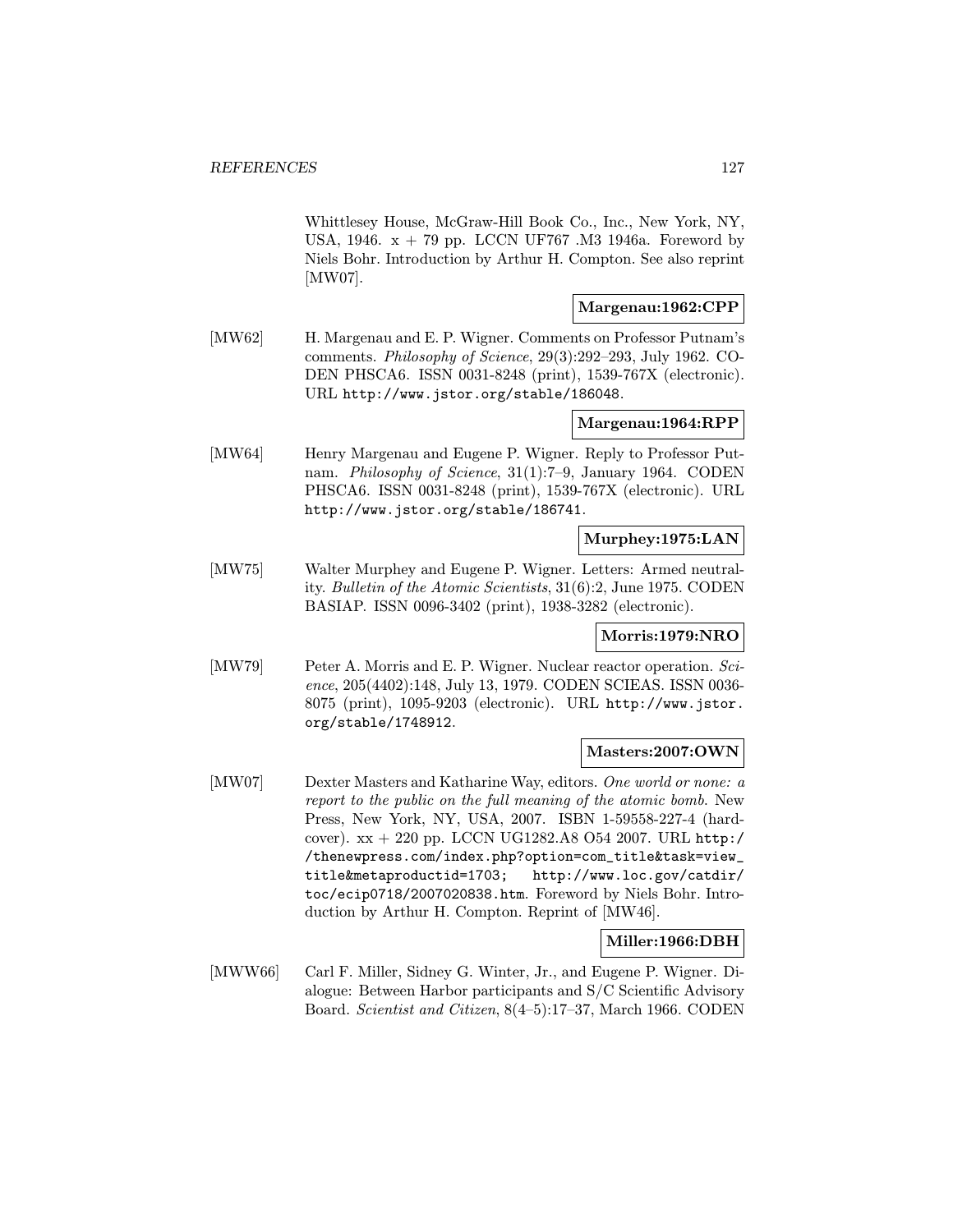Whittlesey House, McGraw-Hill Book Co., Inc., New York, NY, USA, 1946. x + 79 pp. LCCN UF767 .M3 1946a. Foreword by Niels Bohr. Introduction by Arthur H. Compton. See also reprint [MW07].

**Margenau:1962:CPP**

[MW62] H. Margenau and E. P. Wigner. Comments on Professor Putnam's comments. *Philosophy of Science*, 29(3):292–293, July 1962. CODEN PHSCA6. ISSN 0031-8248 (print), 1539-767X (electronic). URL http://www.jstor.org/stable/186048.

**Margenau:1964:RPP**

[MW64] Henry Margenau and Eugene P. Wigner. Reply to Professor Putnam. *Philosophy of Science*, 31(1):7–9, January 1964. CODEN PHSCA6. ISSN 0031-8248 (print), 1539-767X (electronic). URL http://www.jstor.org/stable/186741.

**Murphey:1975:LAN**

[MW75] Walter Murphey and Eugene P. Wigner. Letters: Armed neutrality. *Bulletin of the Atomic Scientists*, 31(6):2, June 1975. CODEN BASIAP. ISSN 0096-3402 (print), 1938-3282 (electronic).

**Morris:1979:NRO**

[MW79] Peter A. Morris and E. P. Wigner. Nuclear reactor operation. *Science*, 205(4402):148, July 13, 1979. CODEN SCIEAS. ISSN 0036-8075 (print), 1095-9203 (electronic). URL http://www.jstor.org/stable/1748912.

**Masters:2007:OWN**

[MW07] Dexter Masters and Katharine Way, editors. *One world or none: a report to the public on the full meaning of the atomic bomb*. New Press, New York, NY, USA, 2007. ISBN 1-59558-227-4 (hardcover). xx + 220 pp. LCCN UG1282.A8 O54 2007. URL http://thenewpress.com/index.php?option=com_title&task=view_title&metaproductid=1703; http://www.loc.gov/catdir/toc/ecip0718/2007020838.htm. Foreword by Niels Bohr. Introduction by Arthur H. Compton. Reprint of [MW46].

**Miller:1966:DBH**

[MWW66] Carl F. Miller, Sidney G. Winter, Jr., and Eugene P. Wigner. Dialogue: Between Harbor participants and S/C Scientific Advisory Board. *Scientist and Citizen*, 8(4–5):17–37, March 1966. CODEN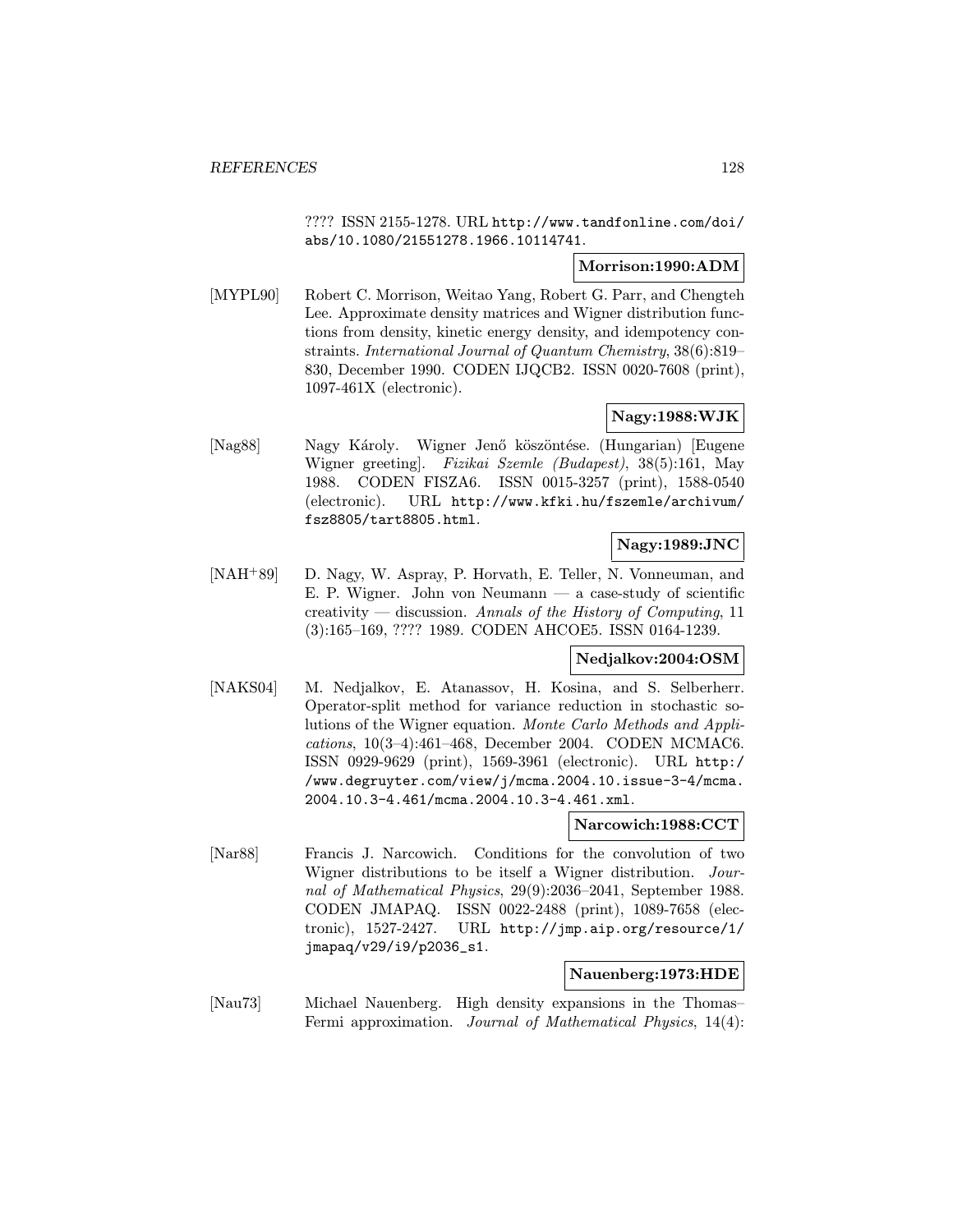???? ISSN 2155-1278. URL http://www.tandfonline.com/doi/abs/10.1080/21551278.1966.10114741.

**Morrison:1990:ADM**

[MYPL90] Robert C. Morrison, Weitao Yang, Robert G. Parr, and Chengteh Lee. Approximate density matrices and Wigner distribution functions from density, kinetic energy density, and idempotency constraints. *International Journal of Quantum Chemistry*, 38(6):819–830, December 1990. CODEN IJQCB2. ISSN 0020-7608 (print), 1097-461X (electronic).

**Nagy:1988:WJK**

[Nag88] Nagy Károly. Wigner Jenő köszöntése. (Hungarian) [Eugene Wigner greeting]. *Fizikai Szemle (Budapest)*, 38(5):161, May 1988. CODEN FISZA6. ISSN 0015-3257 (print), 1588-0540 (electronic). URL http://www.kfki.hu/fszemle/archivum/fsz8805/tart8805.html.

**Nagy:1989:JNC**

[NAH+89] D. Nagy, W. Aspray, P. Horvath, E. Teller, N. Vonneuman, and E. P. Wigner. John von Neumann — a case-study of scientific creativity — discussion. *Annals of the History of Computing*, 11 (3):165–169, ???? 1989. CODEN AHCOE5. ISSN 0164-1239.

**Nedjalkov:2004:OSM**

[NAKS04] M. Nedjalkov, E. Atanassov, H. Kosina, and S. Selberherr. Operator-split method for variance reduction in stochastic solutions of the Wigner equation. *Monte Carlo Methods and Applications*, 10(3–4):461–468, December 2004. CODEN MCMAC6. ISSN 0929-9629 (print), 1569-3961 (electronic). URL http://www.degruyter.com/view/j/mcma.2004.10.issue-3-4/mcma.2004.10.3-4.461/mcma.2004.10.3-4.461.xml.

**Narcowich:1988:CCT**

[Nar88] Francis J. Narcowich. Conditions for the convolution of two Wigner distributions to be itself a Wigner distribution. *Journal of Mathematical Physics*, 29(9):2036–2041, September 1988. CODEN JMAPAQ. ISSN 0022-2488 (print), 1089-7658 (electronic), 1527-2427. URL http://jmp.aip.org/resource/1/jmapaq/v29/i9/p2036_s1.

**Nauenberg:1973:HDE**

[Nau73] Michael Nauenberg. High density expansions in the Thomas–Fermi approximation. *Journal of Mathematical Physics*, 14(4):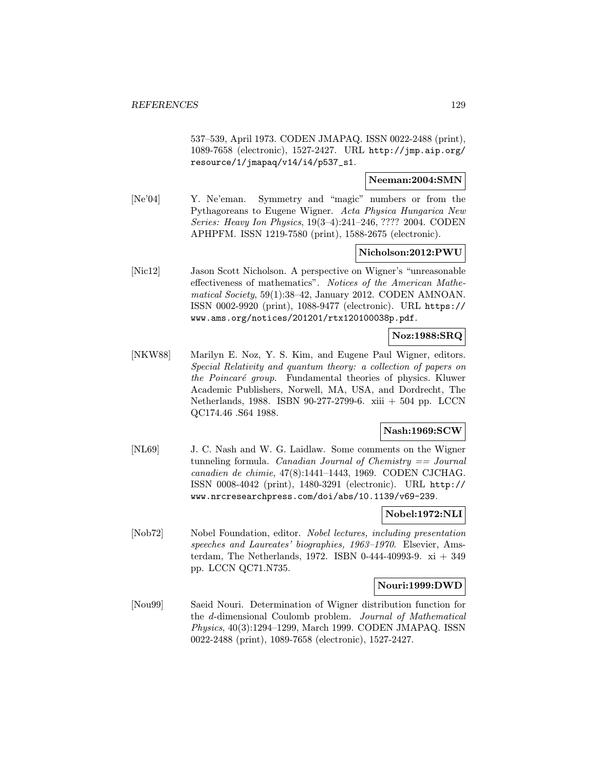537–539, April 1973. CODEN JMAPAQ. ISSN 0022-2488 (print), 1089-7658 (electronic), 1527-2427. URL http://jmp.aip.org/resource/1/jmapaq/v14/i4/p537_s1.

**Neeman:2004:SMN**

[Ne'04] Y. Ne'eman. Symmetry and "magic" numbers or from the Pythagoreans to Eugene Wigner. *Acta Physica Hungarica New Series: Heavy Ion Physics*, 19(3–4):241–246, ???? 2004. CODEN APHPFM. ISSN 1219-7580 (print), 1588-2675 (electronic).

**Nicholson:2012:PWU**

[Nic12] Jason Scott Nicholson. A perspective on Wigner's "unreasonable effectiveness of mathematics". *Notices of the American Mathematical Society*, 59(1):38–42, January 2012. CODEN AMNOAN. ISSN 0002-9920 (print), 1088-9477 (electronic). URL https://www.ams.org/notices/201201/rtx120100038p.pdf.

**Noz:1988:SRQ**

[NKW88] Marilyn E. Noz, Y. S. Kim, and Eugene Paul Wigner, editors. *Special Relativity and quantum theory: a collection of papers on the Poincaré group*. Fundamental theories of physics. Kluwer Academic Publishers, Norwell, MA, USA, and Dordrecht, The Netherlands, 1988. ISBN 90-277-2799-6. xiii + 504 pp. LCCN QC174.46 .S64 1988.

**Nash:1969:SCW**

[NL69] J. C. Nash and W. G. Laidlaw. Some comments on the Wigner tunneling formula. *Canadian Journal of Chemistry == Journal canadien de chimie*, 47(8):1441–1443, 1969. CODEN CJCHAG. ISSN 0008-4042 (print), 1480-3291 (electronic). URL http://www.nrcresearchpress.com/doi/abs/10.1139/v69-239.

**Nobel:1972:NLI**

[Nob72] Nobel Foundation, editor. *Nobel lectures, including presentation speeches and Laureates' biographies, 1963–1970*. Elsevier, Amsterdam, The Netherlands, 1972. ISBN 0-444-40993-9. xi + 349 pp. LCCN QC71.N735.

**Nouri:1999:DWD**

[Nou99] Saeid Nouri. Determination of Wigner distribution function for the *d*-dimensional Coulomb problem. *Journal of Mathematical Physics*, 40(3):1294–1299, March 1999. CODEN JMAPAQ. ISSN 0022-2488 (print), 1089-7658 (electronic), 1527-2427.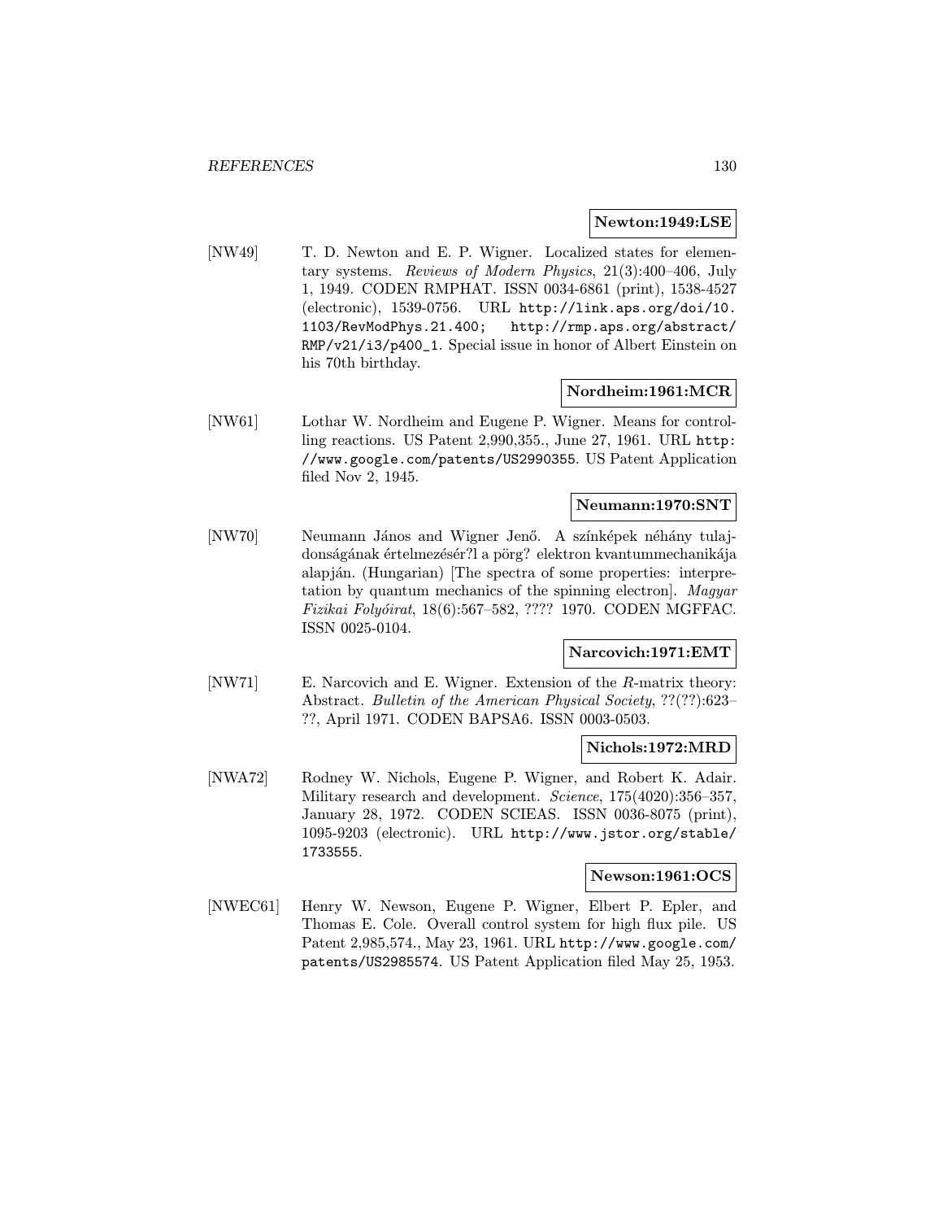**Newton:1949:LSE**

[NW49] T. D. Newton and E. P. Wigner. Localized states for elementary systems. *Reviews of Modern Physics*, 21(3):400–406, July 1, 1949. CODEN RMPHAT. ISSN 0034-6861 (print), 1538-4527 (electronic), 1539-0756. URL `http://link.aps.org/doi/10.1103/RevModPhys.21.400`; `http://rmp.aps.org/abstract/RMP/v21/i3/p400_1`. Special issue in honor of Albert Einstein on his 70th birthday.

**Nordheim:1961:MCR**

[NW61] Lothar W. Nordheim and Eugene P. Wigner. Means for controlling reactions. US Patent 2,990,355., June 27, 1961. URL `http://www.google.com/patents/US2990355`. US Patent Application filed Nov 2, 1945.

**Neumann:1970:SNT**

[NW70] Neumann János and Wigner Jenő. A színképek néhány tulajdonságának értelmezésér?l a pörg? elektron kvantummechanikája alapján. (Hungarian) [The spectra of some properties: interpretation by quantum mechanics of the spinning electron]. *Magyar Fizikai Folyóirat*, 18(6):567–582, ???? 1970. CODEN MGFFAC. ISSN 0025-0104.

**Narcovich:1971:EMT**

[NW71] E. Narcovich and E. Wigner. Extension of the *R*-matrix theory: Abstract. *Bulletin of the American Physical Society*, ??(??):623–??, April 1971. CODEN BAPSA6. ISSN 0003-0503.

**Nichols:1972:MRD**

[NWA72] Rodney W. Nichols, Eugene P. Wigner, and Robert K. Adair. Military research and development. *Science*, 175(4020):356–357, January 28, 1972. CODEN SCIEAS. ISSN 0036-8075 (print), 1095-9203 (electronic). URL `http://www.jstor.org/stable/1733555`.

**Newson:1961:OCS**

[NWEC61] Henry W. Newson, Eugene P. Wigner, Elbert P. Epler, and Thomas E. Cole. Overall control system for high flux pile. US Patent 2,985,574., May 23, 1961. URL `http://www.google.com/patents/US2985574`. US Patent Application filed May 25, 1953.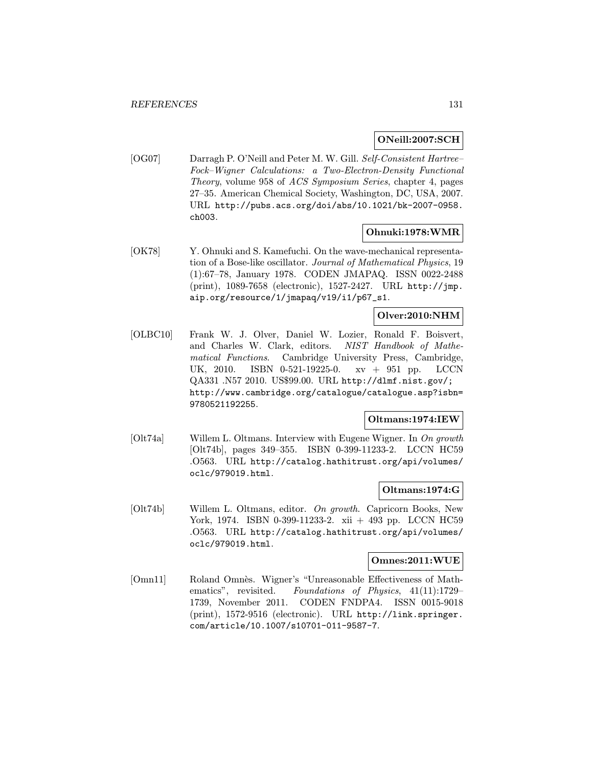**ONeill:2007:SCH**

[OG07] Darragh P. O'Neill and Peter M. W. Gill. *Self-Consistent Hartree–Fock–Wigner Calculations: a Two-Electron-Density Functional Theory*, volume 958 of *ACS Symposium Series*, chapter 4, pages 27–35. American Chemical Society, Washington, DC, USA, 2007. URL http://pubs.acs.org/doi/abs/10.1021/bk-2007-0958.ch003.

**Ohnuki:1978:WMR**

[OK78] Y. Ohnuki and S. Kamefuchi. On the wave-mechanical representation of a Bose-like oscillator. *Journal of Mathematical Physics*, 19 (1):67–78, January 1978. CODEN JMAPAQ. ISSN 0022-2488 (print), 1089-7658 (electronic), 1527-2427. URL http://jmp.aip.org/resource/1/jmapaq/v19/i1/p67_s1.

**Olver:2010:NHM**

[OLBC10] Frank W. J. Olver, Daniel W. Lozier, Ronald F. Boisvert, and Charles W. Clark, editors. *NIST Handbook of Mathematical Functions*. Cambridge University Press, Cambridge, UK, 2010. ISBN 0-521-19225-0. xv + 951 pp. LCCN QA331 .N57 2010. US$99.00. URL http://dlmf.nist.gov/; http://www.cambridge.org/catalogue/catalogue.asp?isbn=9780521192255.

**Oltmans:1974:IEW**

[Olt74a] Willem L. Oltmans. Interview with Eugene Wigner. In *On growth* [Olt74b], pages 349–355. ISBN 0-399-11233-2. LCCN HC59 .O563. URL http://catalog.hathitrust.org/api/volumes/oclc/979019.html.

**Oltmans:1974:G**

[Olt74b] Willem L. Oltmans, editor. *On growth*. Capricorn Books, New York, 1974. ISBN 0-399-11233-2. xii + 493 pp. LCCN HC59 .O563. URL http://catalog.hathitrust.org/api/volumes/oclc/979019.html.

**Omnes:2011:WUE**

[Omn11] Roland Omnès. Wigner's "Unreasonable Effectiveness of Mathematics", revisited. *Foundations of Physics*, 41(11):1729–1739, November 2011. CODEN FNDPA4. ISSN 0015-9018 (print), 1572-9516 (electronic). URL http://link.springer.com/article/10.1007/s10701-011-9587-7.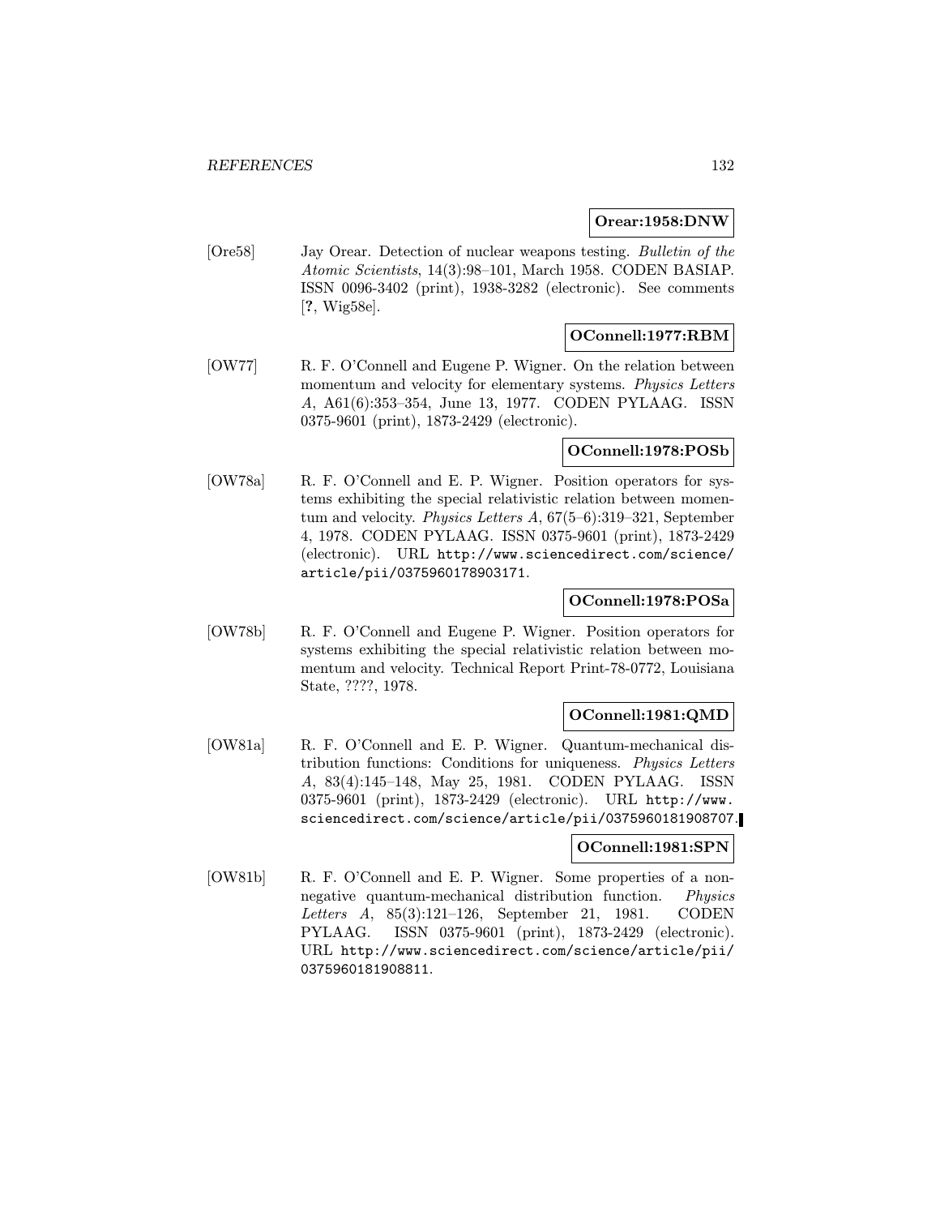**Orear:1958:DNW**

[Ore58] Jay Orear. Detection of nuclear weapons testing. *Bulletin of the Atomic Scientists*, 14(3):98–101, March 1958. CODEN BASIAP. ISSN 0096-3402 (print), 1938-3282 (electronic). See comments [**?**, Wig58e].

**OConnell:1977:RBM**

[OW77] R. F. O'Connell and Eugene P. Wigner. On the relation between momentum and velocity for elementary systems. *Physics Letters A*, A61(6):353–354, June 13, 1977. CODEN PYLAAG. ISSN 0375-9601 (print), 1873-2429 (electronic).

**OConnell:1978:POSb**

[OW78a] R. F. O'Connell and E. P. Wigner. Position operators for systems exhibiting the special relativistic relation between momentum and velocity. *Physics Letters A*, 67(5–6):319–321, September 4, 1978. CODEN PYLAAG. ISSN 0375-9601 (print), 1873-2429 (electronic). URL http://www.sciencedirect.com/science/article/pii/0375960178903171.

**OConnell:1978:POSa**

[OW78b] R. F. O'Connell and Eugene P. Wigner. Position operators for systems exhibiting the special relativistic relation between momentum and velocity. Technical Report Print-78-0772, Louisiana State, ????, 1978.

**OConnell:1981:QMD**

[OW81a] R. F. O'Connell and E. P. Wigner. Quantum-mechanical distribution functions: Conditions for uniqueness. *Physics Letters A*, 83(4):145–148, May 25, 1981. CODEN PYLAAG. ISSN 0375-9601 (print), 1873-2429 (electronic). URL http://www.sciencedirect.com/science/article/pii/0375960181908707.

**OConnell:1981:SPN**

[OW81b] R. F. O'Connell and E. P. Wigner. Some properties of a non-negative quantum-mechanical distribution function. *Physics Letters A*, 85(3):121–126, September 21, 1981. CODEN PYLAAG. ISSN 0375-9601 (print), 1873-2429 (electronic). URL http://www.sciencedirect.com/science/article/pii/0375960181908811.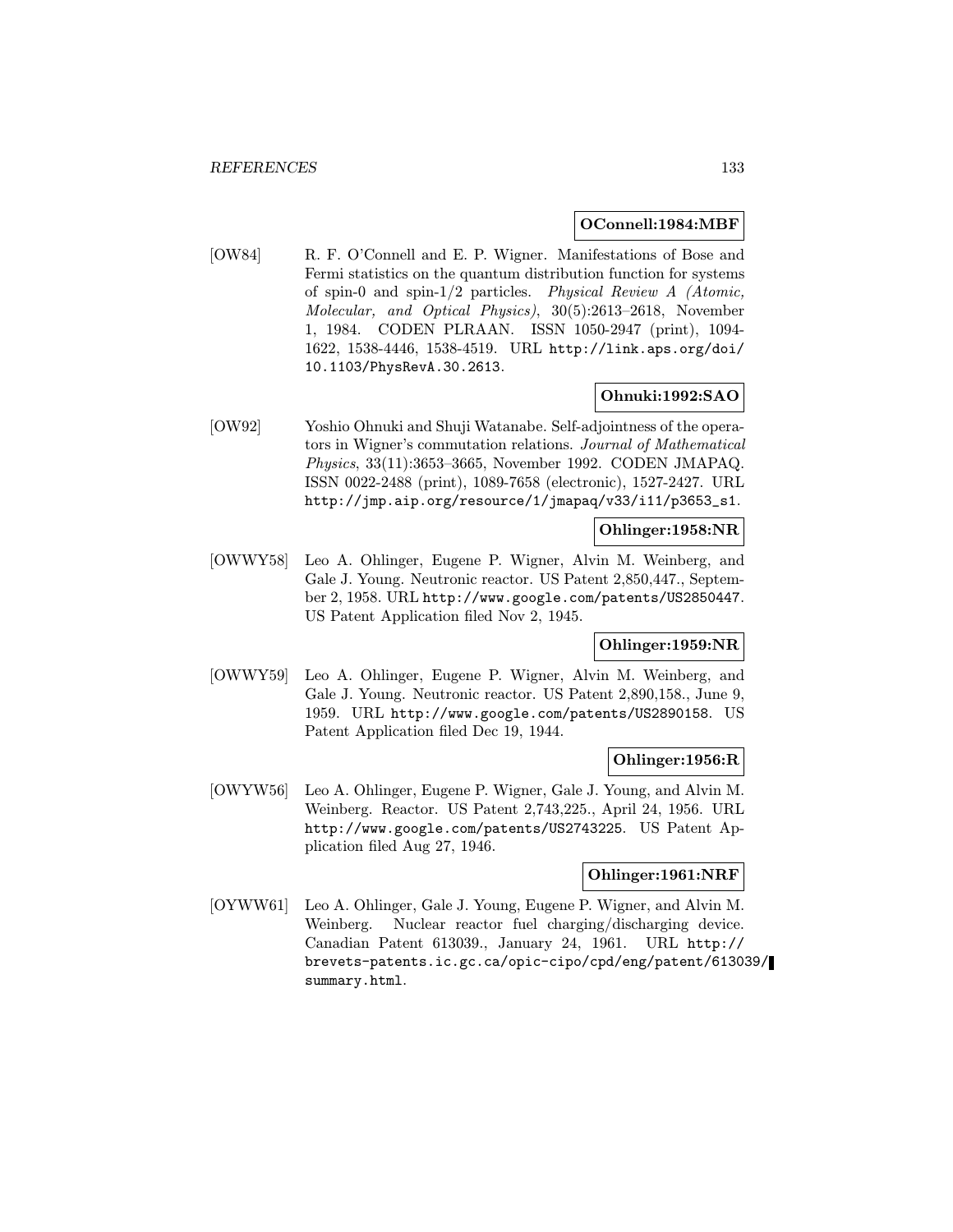**OConnell:1984:MBF**

[OW84] R. F. O'Connell and E. P. Wigner. Manifestations of Bose and Fermi statistics on the quantum distribution function for systems of spin-0 and spin-1/2 particles. *Physical Review A (Atomic, Molecular, and Optical Physics)*, 30(5):2613–2618, November 1, 1984. CODEN PLRAAN. ISSN 1050-2947 (print), 1094-1622, 1538-4446, 1538-4519. URL `http://link.aps.org/doi/10.1103/PhysRevA.30.2613`.

**Ohnuki:1992:SAO**

[OW92] Yoshio Ohnuki and Shuji Watanabe. Self-adjointness of the operators in Wigner's commutation relations. *Journal of Mathematical Physics*, 33(11):3653–3665, November 1992. CODEN JMAPAQ. ISSN 0022-2488 (print), 1089-7658 (electronic), 1527-2427. URL `http://jmp.aip.org/resource/1/jmapaq/v33/i11/p3653_s1`.

**Ohlinger:1958:NR**

[OWWY58] Leo A. Ohlinger, Eugene P. Wigner, Alvin M. Weinberg, and Gale J. Young. Neutronic reactor. US Patent 2,850,447., September 2, 1958. URL `http://www.google.com/patents/US2850447`. US Patent Application filed Nov 2, 1945.

**Ohlinger:1959:NR**

[OWWY59] Leo A. Ohlinger, Eugene P. Wigner, Alvin M. Weinberg, and Gale J. Young. Neutronic reactor. US Patent 2,890,158., June 9, 1959. URL `http://www.google.com/patents/US2890158`. US Patent Application filed Dec 19, 1944.

**Ohlinger:1956:R**

[OWYW56] Leo A. Ohlinger, Eugene P. Wigner, Gale J. Young, and Alvin M. Weinberg. Reactor. US Patent 2,743,225., April 24, 1956. URL `http://www.google.com/patents/US2743225`. US Patent Application filed Aug 27, 1946.

**Ohlinger:1961:NRF**

[OYWW61] Leo A. Ohlinger, Gale J. Young, Eugene P. Wigner, and Alvin M. Weinberg. Nuclear reactor fuel charging/discharging device. Canadian Patent 613039., January 24, 1961. URL `http://brevets-patents.ic.gc.ca/opic-cipo/cpd/eng/patent/613039/summary.html`.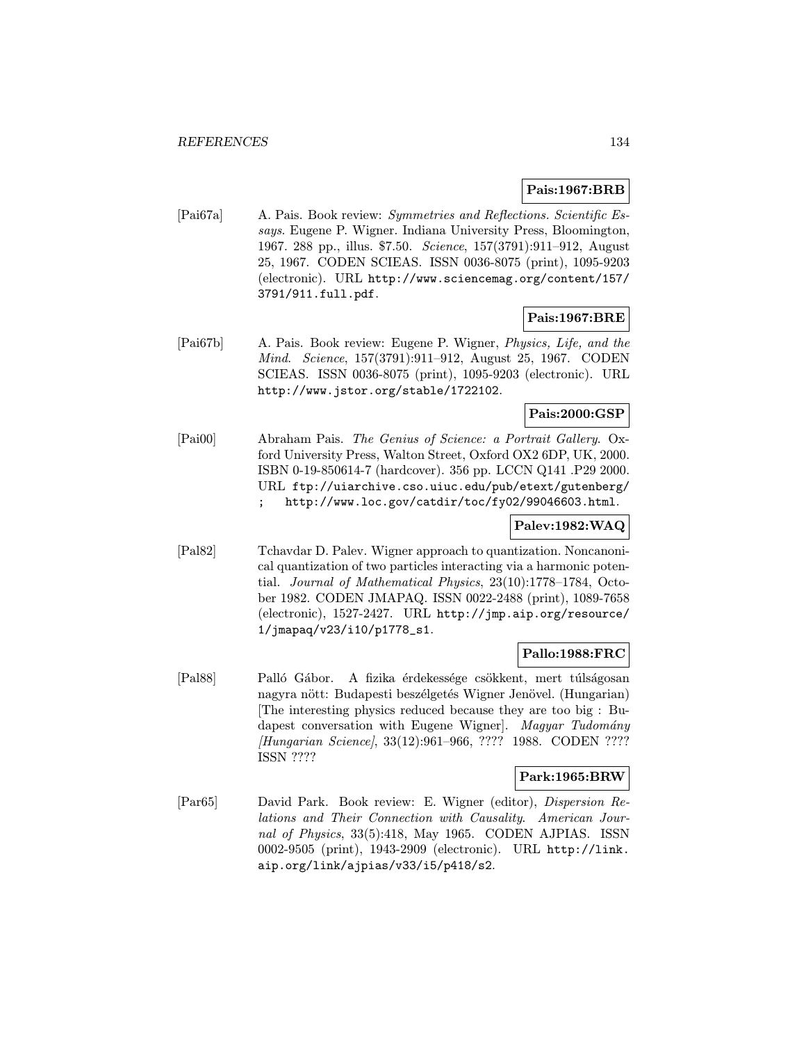**Pais:1967:BRB**

[Pai67a] A. Pais. Book review: *Symmetries and Reflections. Scientific Essays*. Eugene P. Wigner. Indiana University Press, Bloomington, 1967. 288 pp., illus. $7.50. *Science*, 157(3791):911–912, August 25, 1967. CODEN SCIEAS. ISSN 0036-8075 (print), 1095-9203 (electronic). URL http://www.sciencemag.org/content/157/3791/911.full.pdf.

**Pais:1967:BRE**

[Pai67b] A. Pais. Book review: Eugene P. Wigner, *Physics, Life, and the Mind*. *Science*, 157(3791):911–912, August 25, 1967. CODEN SCIEAS. ISSN 0036-8075 (print), 1095-9203 (electronic). URL http://www.jstor.org/stable/1722102.

**Pais:2000:GSP**

[Pai00] Abraham Pais. *The Genius of Science: a Portrait Gallery*. Oxford University Press, Walton Street, Oxford OX2 6DP, UK, 2000. ISBN 0-19-850614-7 (hardcover). 356 pp. LCCN Q141 .P29 2000. URL ftp://uiarchive.cso.uiuc.edu/pub/etext/gutenberg/ ; http://www.loc.gov/catdir/toc/fy02/99046603.html.

**Palev:1982:WAQ**

[Pal82] Tchavdar D. Palev. Wigner approach to quantization. Noncanonical quantization of two particles interacting via a harmonic potential. *Journal of Mathematical Physics*, 23(10):1778–1784, October 1982. CODEN JMAPAQ. ISSN 0022-2488 (print), 1089-7658 (electronic), 1527-2427. URL http://jmp.aip.org/resource/1/jmapaq/v23/i10/p1778_s1.

**Pallo:1988:FRC**

[Pal88] Palló Gábor. A fizika érdekessége csökkent, mert túlságosan nagyra nött: Budapesti beszélgetés Wigner Jenövel. (Hungarian) [The interesting physics reduced because they are too big : Budapest conversation with Eugene Wigner]. *Magyar Tudomány [Hungarian Science]*, 33(12):961–966, ???? 1988. CODEN ???? ISSN ????

**Park:1965:BRW**

[Par65] David Park. Book review: E. Wigner (editor), *Dispersion Relations and Their Connection with Causality*. *American Journal of Physics*, 33(5):418, May 1965. CODEN AJPIAS. ISSN 0002-9505 (print), 1943-2909 (electronic). URL http://link.aip.org/link/ajpias/v33/i5/p418/s2.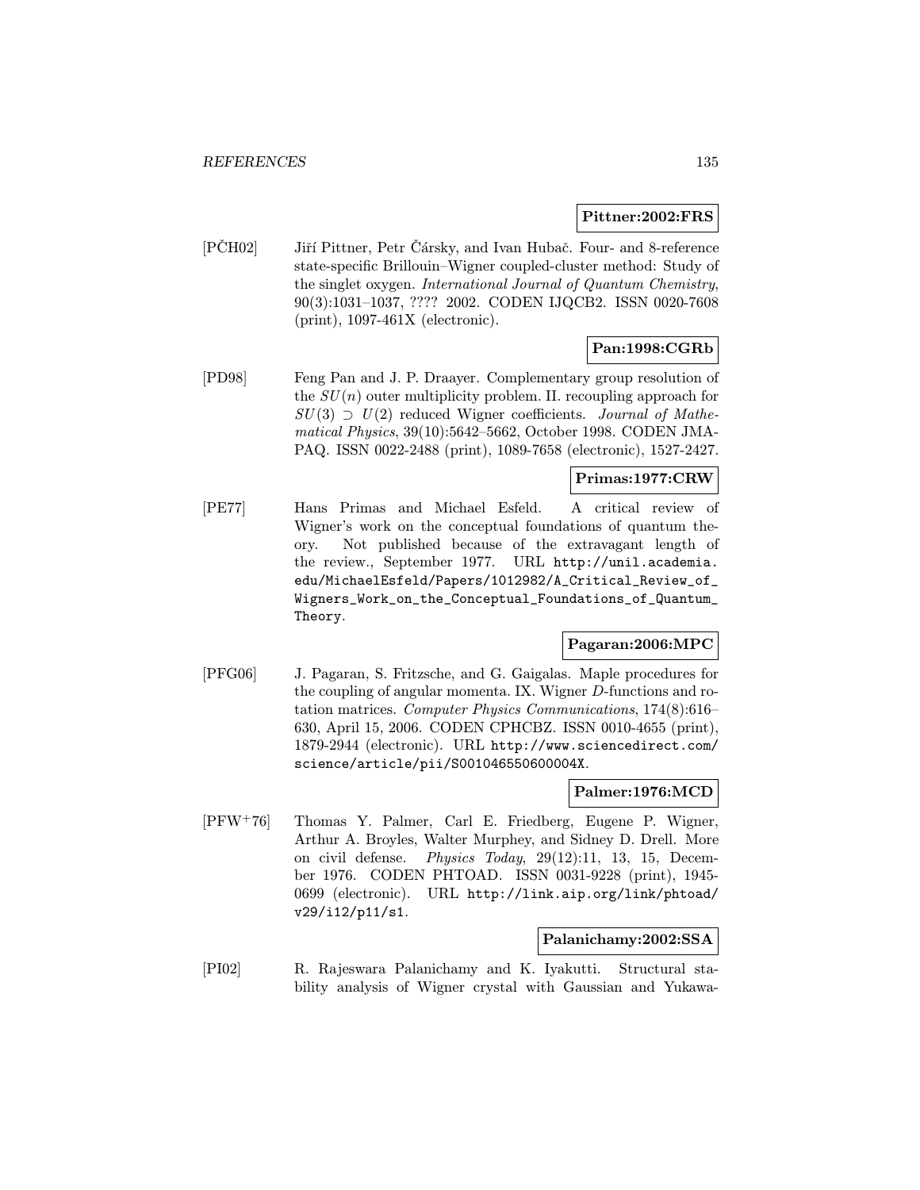**Pittner:2002:FRS**

[PČH02] Jiří Pittner, Petr Čársky, and Ivan Hubač. Four- and 8-reference state-specific Brillouin–Wigner coupled-cluster method: Study of the singlet oxygen. *International Journal of Quantum Chemistry*, 90(3):1031–1037, ???? 2002. CODEN IJQCB2. ISSN 0020-7608 (print), 1097-461X (electronic).

**Pan:1998:CGRb**

[PD98] Feng Pan and J. P. Draayer. Complementary group resolution of the $SU(n)$ outer multiplicity problem. II. recoupling approach for $SU(3) \supset U(2)$ reduced Wigner coefficients. *Journal of Mathematical Physics*, 39(10):5642–5662, October 1998. CODEN JMAPAQ. ISSN 0022-2488 (print), 1089-7658 (electronic), 1527-2427.

**Primas:1977:CRW**

[PE77] Hans Primas and Michael Esfeld. A critical review of Wigner's work on the conceptual foundations of quantum theory. Not published because of the extravagant length of the review., September 1977. URL http://unil.academia.edu/MichaelEsfeld/Papers/1012982/A_Critical_Review_of_Wigners_Work_on_the_Conceptual_Foundations_of_Quantum_Theory.

**Pagaran:2006:MPC**

[PFG06] J. Pagaran, S. Fritzsche, and G. Gaigalas. Maple procedures for the coupling of angular momenta. IX. Wigner $D$-functions and rotation matrices. *Computer Physics Communications*, 174(8):616–630, April 15, 2006. CODEN CPHCBZ. ISSN 0010-4655 (print), 1879-2944 (electronic). URL http://www.sciencedirect.com/science/article/pii/S001046550600004X.

**Palmer:1976:MCD**

[PFW+76] Thomas Y. Palmer, Carl E. Friedberg, Eugene P. Wigner, Arthur A. Broyles, Walter Murphey, and Sidney D. Drell. More on civil defense. *Physics Today*, 29(12):11, 13, 15, December 1976. CODEN PHTOAD. ISSN 0031-9228 (print), 1945-0699 (electronic). URL http://link.aip.org/link/phtoad/v29/i12/p11/s1.

**Palanichamy:2002:SSA**

[PI02] R. Rajeswara Palanichamy and K. Iyakutti. Structural stability analysis of Wigner crystal with Gaussian and Yukawa-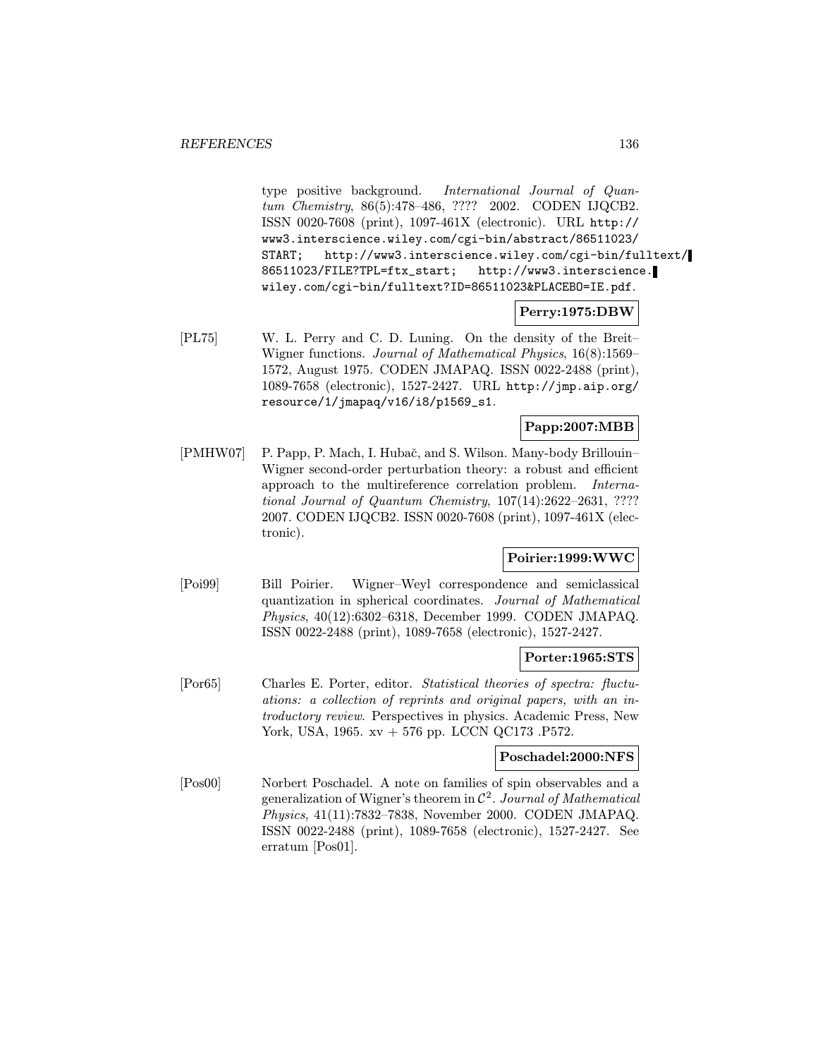type positive background. *International Journal of Quantum Chemistry*, 86(5):478–486, ???? 2002. CODEN IJQCB2. ISSN 0020-7608 (print), 1097-461X (electronic). URL http://www3.interscience.wiley.com/cgi-bin/abstract/86511023/START; http://www3.interscience.wiley.com/cgi-bin/fulltext/86511023/FILE?TPL=ftx_start; http://www3.interscience.wiley.com/cgi-bin/fulltext?ID=86511023&PLACEBO=IE.pdf.

**Perry:1975:DBW**

[PL75] W. L. Perry and C. D. Luning. On the density of the Breit–Wigner functions. *Journal of Mathematical Physics*, 16(8):1569–1572, August 1975. CODEN JMAPAQ. ISSN 0022-2488 (print), 1089-7658 (electronic), 1527-2427. URL http://jmp.aip.org/resource/1/jmapaq/v16/i8/p1569_s1.

**Papp:2007:MBB**

[PMHW07] P. Papp, P. Mach, I. Hubač, and S. Wilson. Many-body Brillouin–Wigner second-order perturbation theory: a robust and efficient approach to the multireference correlation problem. *International Journal of Quantum Chemistry*, 107(14):2622–2631, ???? 2007. CODEN IJQCB2. ISSN 0020-7608 (print), 1097-461X (electronic).

**Poirier:1999:WWC**

[Poi99] Bill Poirier. Wigner–Weyl correspondence and semiclassical quantization in spherical coordinates. *Journal of Mathematical Physics*, 40(12):6302–6318, December 1999. CODEN JMAPAQ. ISSN 0022-2488 (print), 1089-7658 (electronic), 1527-2427.

**Porter:1965:STS**

[Por65] Charles E. Porter, editor. *Statistical theories of spectra: fluctuations: a collection of reprints and original papers, with an introductory review*. Perspectives in physics. Academic Press, New York, USA, 1965. xv + 576 pp. LCCN QC173 .P572.

**Poschadel:2000:NFS**

[Pos00] Norbert Poschadel. A note on families of spin observables and a generalization of Wigner's theorem in $\mathcal{C}^2$. *Journal of Mathematical Physics*, 41(11):7832–7838, November 2000. CODEN JMAPAQ. ISSN 0022-2488 (print), 1089-7658 (electronic), 1527-2427. See erratum [Pos01].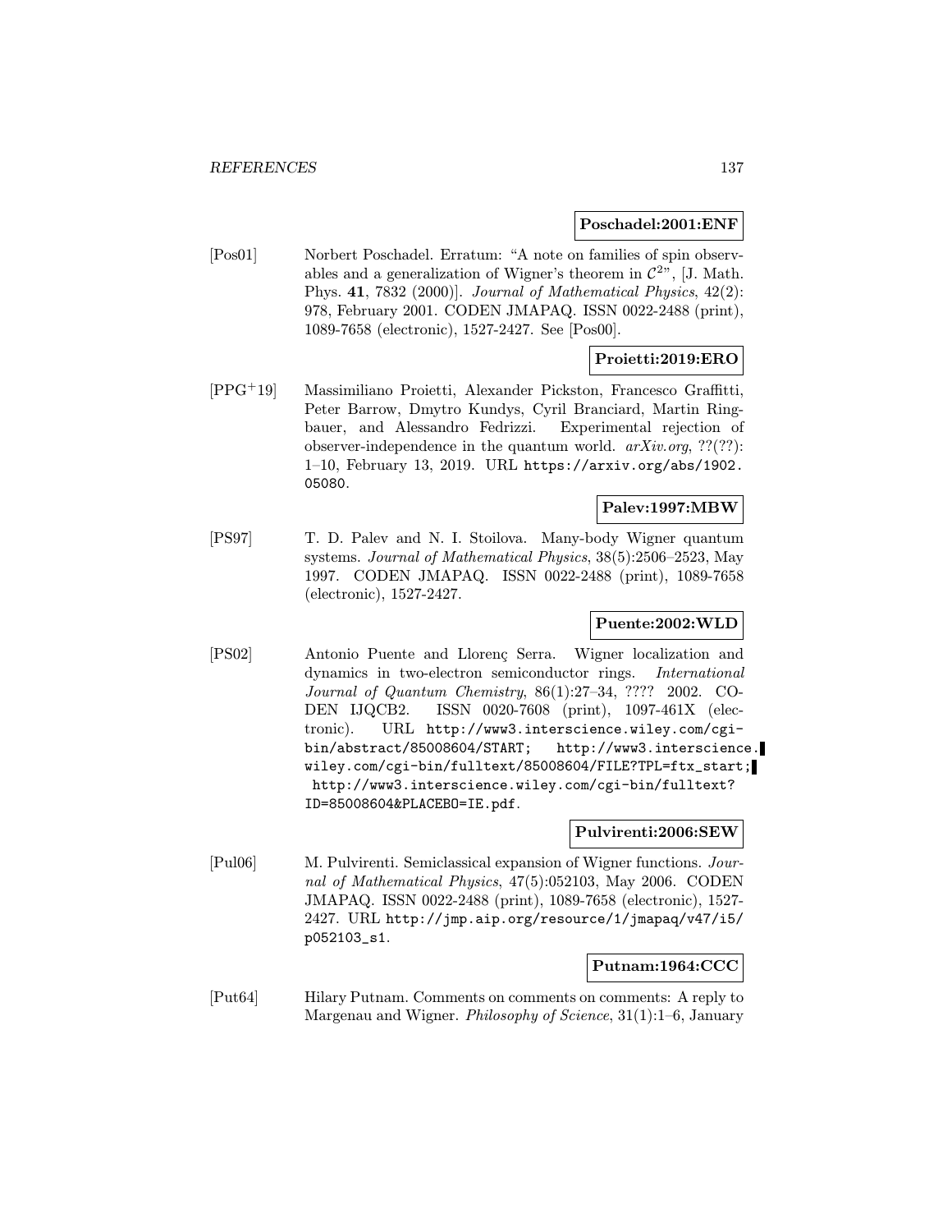**Poschadel:2001:ENF**

[Pos01] Norbert Poschadel. Erratum: "A note on families of spin observables and a generalization of Wigner's theorem in $\mathcal{C}^2$", [J. Math. Phys. **41**, 7832 (2000)]. *Journal of Mathematical Physics*, 42(2): 978, February 2001. CODEN JMAPAQ. ISSN 0022-2488 (print), 1089-7658 (electronic), 1527-2427. See [Pos00].

**Proietti:2019:ERO**

[PPG+19] Massimiliano Proietti, Alexander Pickston, Francesco Graffitti, Peter Barrow, Dmytro Kundys, Cyril Branciard, Martin Ringbauer, and Alessandro Fedrizzi. Experimental rejection of observer-independence in the quantum world. *arXiv.org*, ??(??): 1–10, February 13, 2019. URL https://arxiv.org/abs/1902.05080.

**Palev:1997:MBW**

[PS97] T. D. Palev and N. I. Stoilova. Many-body Wigner quantum systems. *Journal of Mathematical Physics*, 38(5):2506–2523, May 1997. CODEN JMAPAQ. ISSN 0022-2488 (print), 1089-7658 (electronic), 1527-2427.

**Puente:2002:WLD**

[PS02] Antonio Puente and Llorenç Serra. Wigner localization and dynamics in two-electron semiconductor rings. *International Journal of Quantum Chemistry*, 86(1):27–34, ???? 2002. CODEN IJQCB2. ISSN 0020-7608 (print), 1097-461X (electronic). URL http://www3.interscience.wiley.com/cgi-bin/abstract/85008604/START; http://www3.interscience.wiley.com/cgi-bin/fulltext/85008604/FILE?TPL=ftx_start; http://www3.interscience.wiley.com/cgi-bin/fulltext?ID=85008604&PLACEBO=IE.pdf.

**Pulvirenti:2006:SEW**

[Pul06] M. Pulvirenti. Semiclassical expansion of Wigner functions. *Journal of Mathematical Physics*, 47(5):052103, May 2006. CODEN JMAPAQ. ISSN 0022-2488 (print), 1089-7658 (electronic), 1527-2427. URL http://jmp.aip.org/resource/1/jmapaq/v47/i5/p052103_s1.

**Putnam:1964:CCC**

[Put64] Hilary Putnam. Comments on comments on comments: A reply to Margenau and Wigner. *Philosophy of Science*, 31(1):1–6, January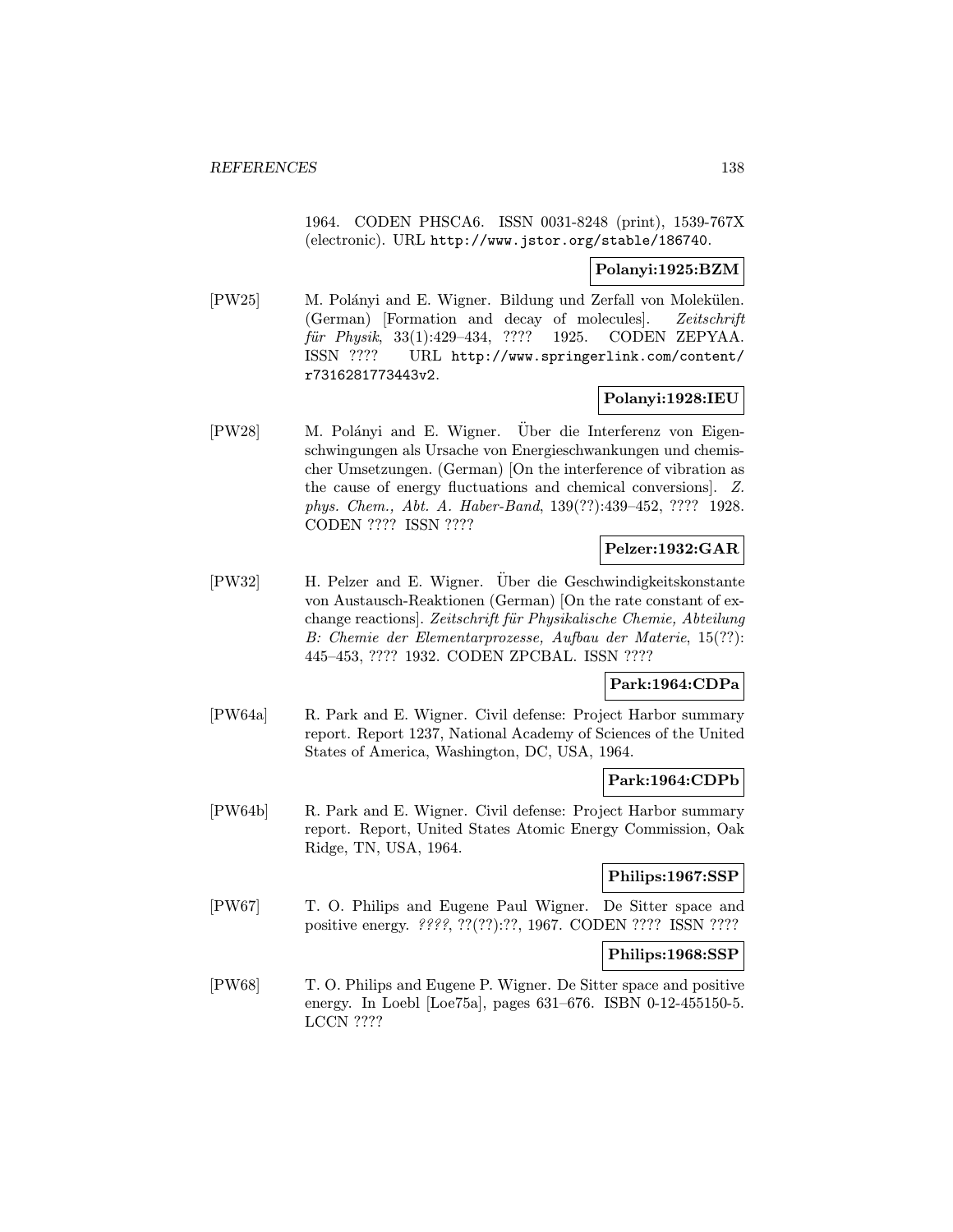1964. CODEN PHSCA6. ISSN 0031-8248 (print), 1539-767X (electronic). URL http://www.jstor.org/stable/186740.

**Polanyi:1925:BZM**

[PW25] M. Polányi and E. Wigner. Bildung und Zerfall von Molekülen. (German) [Formation and decay of molecules]. *Zeitschrift für Physik*, 33(1):429–434, ???? 1925. CODEN ZEPYAA. ISSN ???? URL http://www.springerlink.com/content/r7316281773443v2.

**Polanyi:1928:IEU**

[PW28] M. Polányi and E. Wigner. Über die Interferenz von Eigenschwingungen als Ursache von Energieschwankungen und chemischer Umsetzungen. (German) [On the interference of vibration as the cause of energy fluctuations and chemical conversions]. *Z. phys. Chem., Abt. A. Haber-Band*, 139(??):439–452, ???? 1928. CODEN ???? ISSN ????

**Pelzer:1932:GAR**

[PW32] H. Pelzer and E. Wigner. Über die Geschwindigkeitskonstante von Austausch-Reaktionen (German) [On the rate constant of exchange reactions]. *Zeitschrift für Physikalische Chemie, Abteilung B: Chemie der Elementarprozesse, Aufbau der Materie*, 15(??): 445–453, ???? 1932. CODEN ZPCBAL. ISSN ????

**Park:1964:CDPa**

[PW64a] R. Park and E. Wigner. Civil defense: Project Harbor summary report. Report 1237, National Academy of Sciences of the United States of America, Washington, DC, USA, 1964.

**Park:1964:CDPb**

[PW64b] R. Park and E. Wigner. Civil defense: Project Harbor summary report. Report, United States Atomic Energy Commission, Oak Ridge, TN, USA, 1964.

**Philips:1967:SSP**

[PW67] T. O. Philips and Eugene Paul Wigner. De Sitter space and positive energy. *????*, ??(??):??, 1967. CODEN ???? ISSN ????

**Philips:1968:SSP**

[PW68] T. O. Philips and Eugene P. Wigner. De Sitter space and positive energy. In Loebl [Loe75a], pages 631–676. ISBN 0-12-455150-5. LCCN ????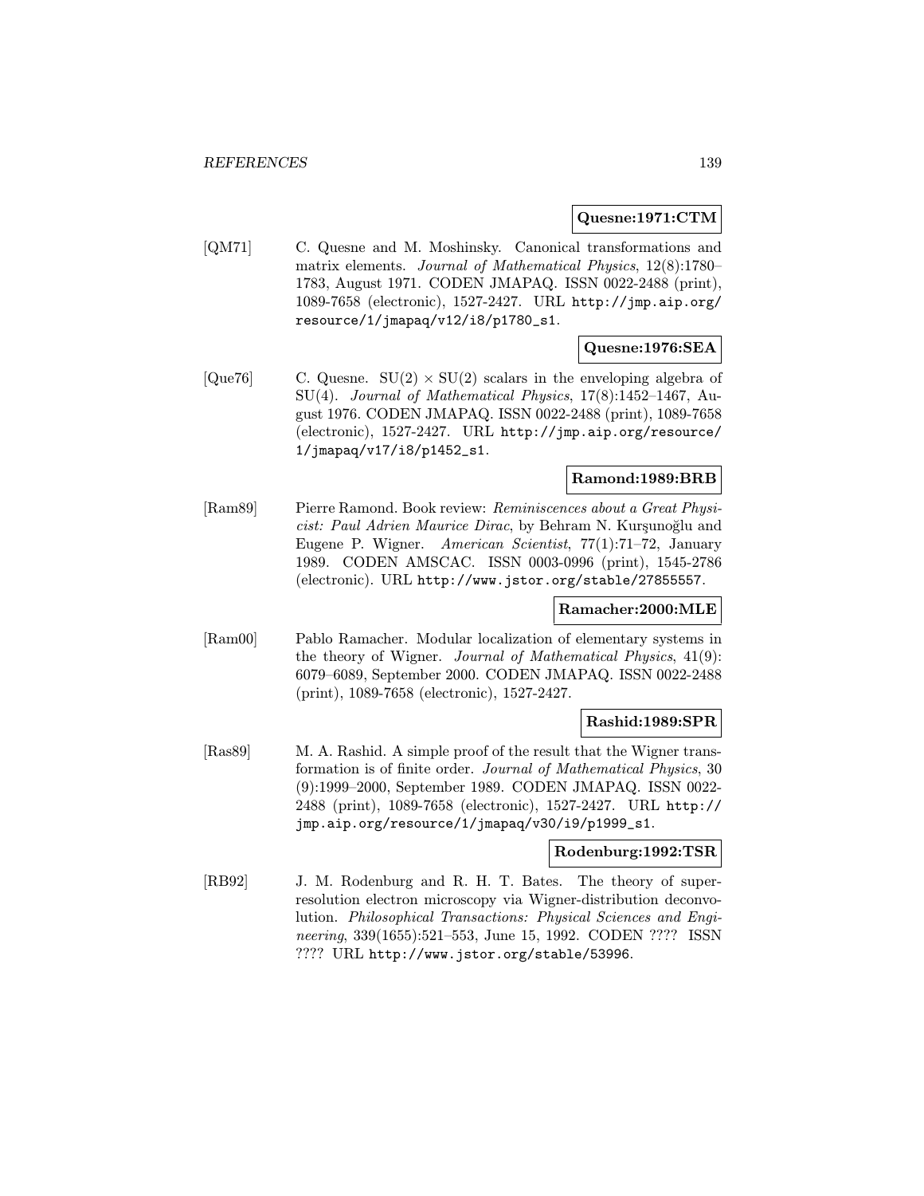**Quesne:1971:CTM**

[QM71] C. Quesne and M. Moshinsky. Canonical transformations and matrix elements. *Journal of Mathematical Physics*, 12(8):1780–1783, August 1971. CODEN JMAPAQ. ISSN 0022-2488 (print), 1089-7658 (electronic), 1527-2427. URL http://jmp.aip.org/resource/1/jmapaq/v12/i8/p1780_s1.

**Quesne:1976:SEA**

[Que76] C. Quesne. $SU(2) \times SU(2)$ scalars in the enveloping algebra of SU(4). *Journal of Mathematical Physics*, 17(8):1452–1467, August 1976. CODEN JMAPAQ. ISSN 0022-2488 (print), 1089-7658 (electronic), 1527-2427. URL http://jmp.aip.org/resource/1/jmapaq/v17/i8/p1452_s1.

**Ramond:1989:BRB**

[Ram89] Pierre Ramond. Book review: *Reminiscences about a Great Physicist: Paul Adrien Maurice Dirac*, by Behram N. Kurşunoğlu and Eugene P. Wigner. *American Scientist*, 77(1):71–72, January 1989. CODEN AMSCAC. ISSN 0003-0996 (print), 1545-2786 (electronic). URL http://www.jstor.org/stable/27855557.

**Ramacher:2000:MLE**

[Ram00] Pablo Ramacher. Modular localization of elementary systems in the theory of Wigner. *Journal of Mathematical Physics*, 41(9): 6079–6089, September 2000. CODEN JMAPAQ. ISSN 0022-2488 (print), 1089-7658 (electronic), 1527-2427.

**Rashid:1989:SPR**

[Ras89] M. A. Rashid. A simple proof of the result that the Wigner transformation is of finite order. *Journal of Mathematical Physics*, 30 (9):1999–2000, September 1989. CODEN JMAPAQ. ISSN 0022-2488 (print), 1089-7658 (electronic), 1527-2427. URL http://jmp.aip.org/resource/1/jmapaq/v30/i9/p1999_s1.

**Rodenburg:1992:TSR**

[RB92] J. M. Rodenburg and R. H. T. Bates. The theory of super-resolution electron microscopy via Wigner-distribution deconvolution. *Philosophical Transactions: Physical Sciences and Engineering*, 339(1655):521–553, June 15, 1992. CODEN ???? ISSN ???? URL http://www.jstor.org/stable/53996.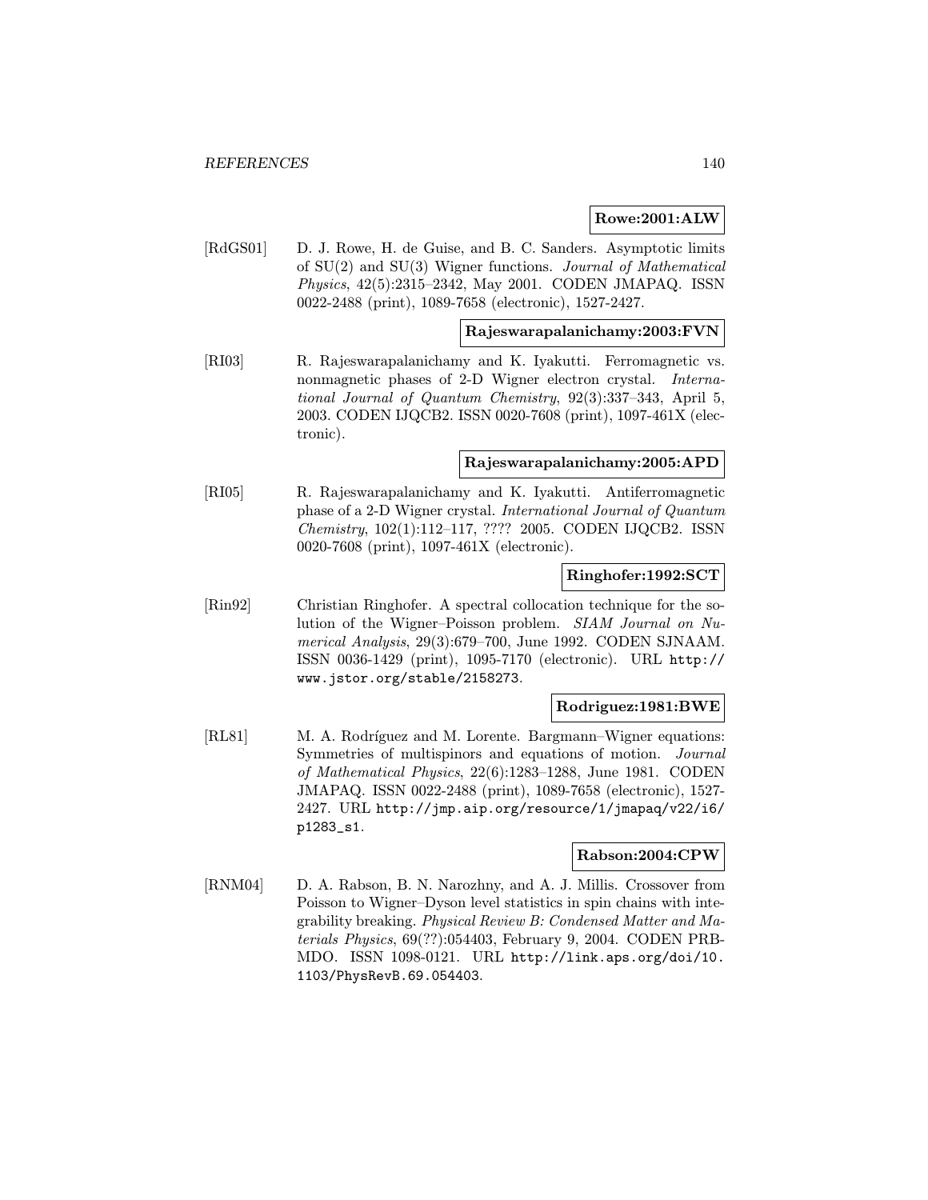**Rowe:2001:ALW**

[RdGS01] D. J. Rowe, H. de Guise, and B. C. Sanders. Asymptotic limits of SU(2) and SU(3) Wigner functions. *Journal of Mathematical Physics*, 42(5):2315–2342, May 2001. CODEN JMAPAQ. ISSN 0022-2488 (print), 1089-7658 (electronic), 1527-2427.

**Rajeswarapalanichamy:2003:FVN**

[RI03] R. Rajeswarapalanichamy and K. Iyakutti. Ferromagnetic vs. nonmagnetic phases of 2-D Wigner electron crystal. *International Journal of Quantum Chemistry*, 92(3):337–343, April 5, 2003. CODEN IJQCB2. ISSN 0020-7608 (print), 1097-461X (electronic).

**Rajeswarapalanichamy:2005:APD**

[RI05] R. Rajeswarapalanichamy and K. Iyakutti. Antiferromagnetic phase of a 2-D Wigner crystal. *International Journal of Quantum Chemistry*, 102(1):112–117, ???? 2005. CODEN IJQCB2. ISSN 0020-7608 (print), 1097-461X (electronic).

**Ringhofer:1992:SCT**

[Rin92] Christian Ringhofer. A spectral collocation technique for the solution of the Wigner–Poisson problem. *SIAM Journal on Numerical Analysis*, 29(3):679–700, June 1992. CODEN SJNAAM. ISSN 0036-1429 (print), 1095-7170 (electronic). URL `http://www.jstor.org/stable/2158273`.

**Rodriguez:1981:BWE**

[RL81] M. A. Rodríguez and M. Lorente. Bargmann–Wigner equations: Symmetries of multispinors and equations of motion. *Journal of Mathematical Physics*, 22(6):1283–1288, June 1981. CODEN JMAPAQ. ISSN 0022-2488 (print), 1089-7658 (electronic), 1527-2427. URL `http://jmp.aip.org/resource/1/jmapaq/v22/i6/p1283_s1`.

**Rabson:2004:CPW**

[RNM04] D. A. Rabson, B. N. Narozhny, and A. J. Millis. Crossover from Poisson to Wigner–Dyson level statistics in spin chains with integrability breaking. *Physical Review B: Condensed Matter and Materials Physics*, 69(??):054403, February 9, 2004. CODEN PRBMDO. ISSN 1098-0121. URL `http://link.aps.org/doi/10.1103/PhysRevB.69.054403`.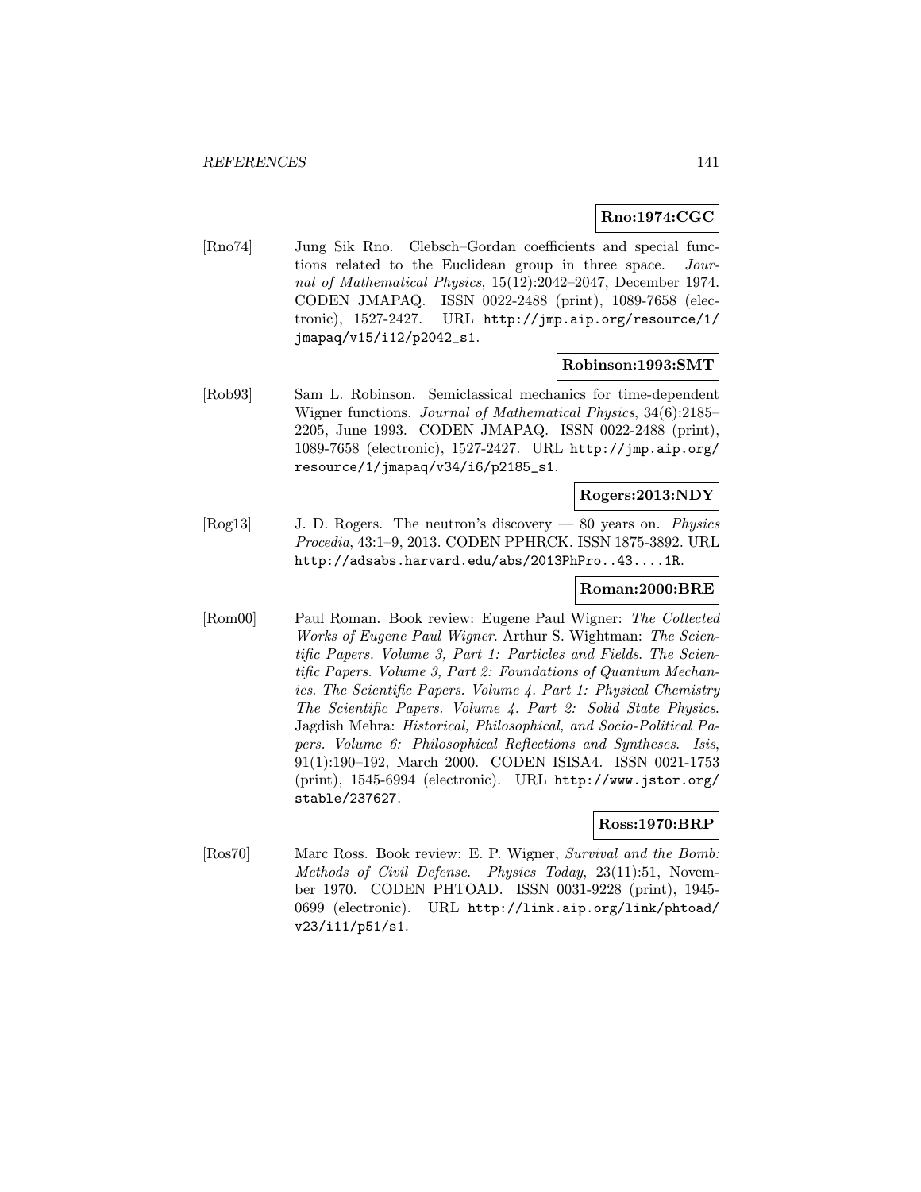**Rno:1974:CGC**

[Rno74] Jung Sik Rno. Clebsch–Gordan coefficients and special functions related to the Euclidean group in three space. *Journal of Mathematical Physics*, 15(12):2042–2047, December 1974. CODEN JMAPAQ. ISSN 0022-2488 (print), 1089-7658 (electronic), 1527-2427. URL `http://jmp.aip.org/resource/1/jmapaq/v15/i12/p2042_s1`.

**Robinson:1993:SMT**

[Rob93] Sam L. Robinson. Semiclassical mechanics for time-dependent Wigner functions. *Journal of Mathematical Physics*, 34(6):2185–2205, June 1993. CODEN JMAPAQ. ISSN 0022-2488 (print), 1089-7658 (electronic), 1527-2427. URL `http://jmp.aip.org/resource/1/jmapaq/v34/i6/p2185_s1`.

**Rogers:2013:NDY**

[Rog13] J. D. Rogers. The neutron's discovery — 80 years on. *Physics Procedia*, 43:1–9, 2013. CODEN PPHRCK. ISSN 1875-3892. URL `http://adsabs.harvard.edu/abs/2013PhPro..43....1R`.

**Roman:2000:BRE**

[Rom00] Paul Roman. Book review: Eugene Paul Wigner: *The Collected Works of Eugene Paul Wigner*. Arthur S. Wightman: *The Scientific Papers. Volume 3, Part 1: Particles and Fields. The Scientific Papers. Volume 3, Part 2: Foundations of Quantum Mechanics. The Scientific Papers. Volume 4. Part 1: Physical Chemistry The Scientific Papers. Volume 4. Part 2: Solid State Physics*. Jagdish Mehra: *Historical, Philosophical, and Socio-Political Papers. Volume 6: Philosophical Reflections and Syntheses*. *Isis*, 91(1):190–192, March 2000. CODEN ISISA4. ISSN 0021-1753 (print), 1545-6994 (electronic). URL `http://www.jstor.org/stable/237627`.

**Ross:1970:BRP**

[Ros70] Marc Ross. Book review: E. P. Wigner, *Survival and the Bomb: Methods of Civil Defense*. *Physics Today*, 23(11):51, November 1970. CODEN PHTOAD. ISSN 0031-9228 (print), 1945-0699 (electronic). URL `http://link.aip.org/link/phtoad/v23/i11/p51/s1`.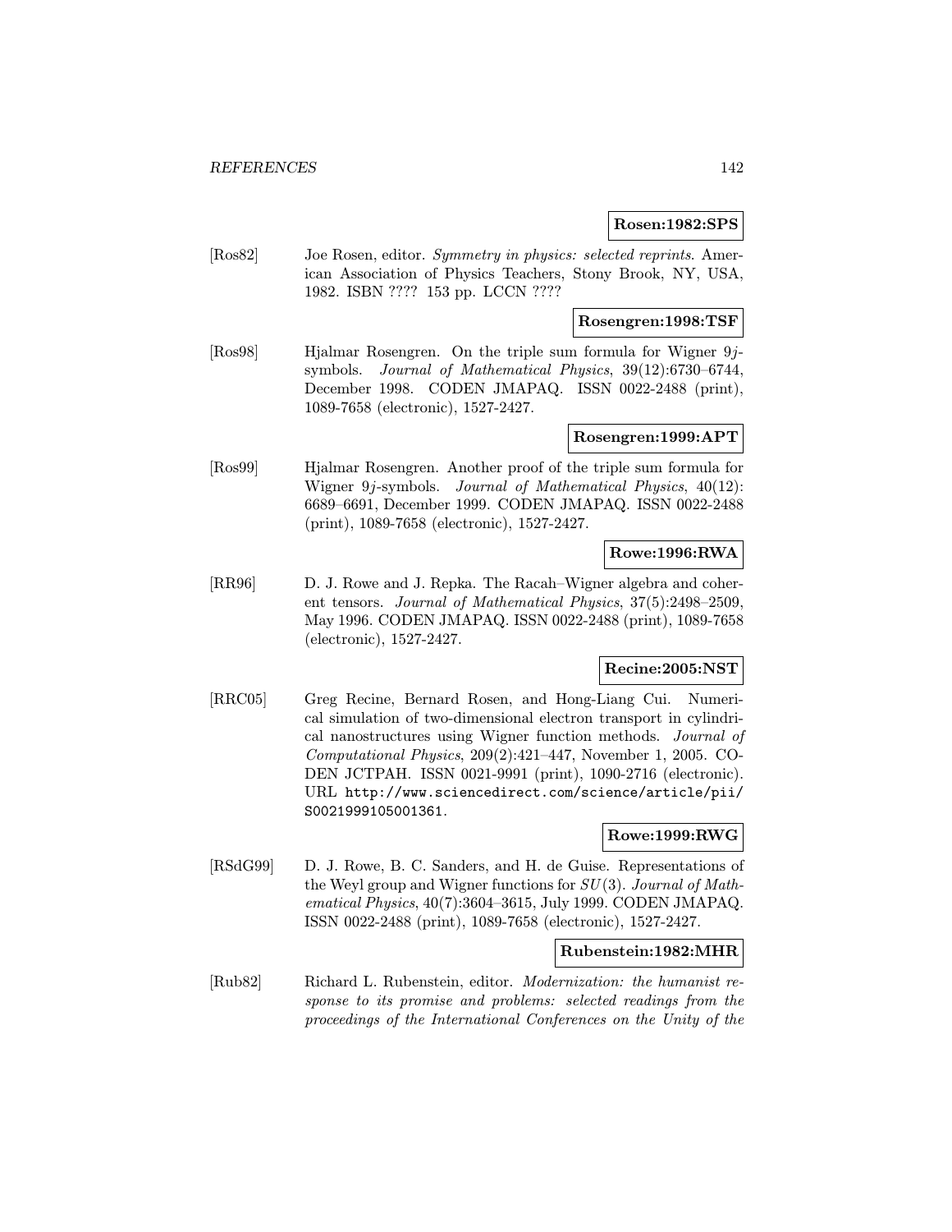**Rosen:1982:SPS**

[Ros82] Joe Rosen, editor. *Symmetry in physics: selected reprints*. American Association of Physics Teachers, Stony Brook, NY, USA, 1982. ISBN ???? 153 pp. LCCN ????

**Rosengren:1998:TSF**

[Ros98] Hjalmar Rosengren. On the triple sum formula for Wigner $9j$-symbols. *Journal of Mathematical Physics*, 39(12):6730–6744, December 1998. CODEN JMAPAQ. ISSN 0022-2488 (print), 1089-7658 (electronic), 1527-2427.

**Rosengren:1999:APT**

[Ros99] Hjalmar Rosengren. Another proof of the triple sum formula for Wigner $9j$-symbols. *Journal of Mathematical Physics*, 40(12): 6689–6691, December 1999. CODEN JMAPAQ. ISSN 0022-2488 (print), 1089-7658 (electronic), 1527-2427.

**Rowe:1996:RWA**

[RR96] D. J. Rowe and J. Repka. The Racah–Wigner algebra and coherent tensors. *Journal of Mathematical Physics*, 37(5):2498–2509, May 1996. CODEN JMAPAQ. ISSN 0022-2488 (print), 1089-7658 (electronic), 1527-2427.

**Recine:2005:NST**

[RRC05] Greg Recine, Bernard Rosen, and Hong-Liang Cui. Numerical simulation of two-dimensional electron transport in cylindrical nanostructures using Wigner function methods. *Journal of Computational Physics*, 209(2):421–447, November 1, 2005. CODEN JCTPAH. ISSN 0021-9991 (print), 1090-2716 (electronic). URL `http://www.sciencedirect.com/science/article/pii/S0021999105001361`.

**Rowe:1999:RWG**

[RSdG99] D. J. Rowe, B. C. Sanders, and H. de Guise. Representations of the Weyl group and Wigner functions for $SU(3)$. *Journal of Mathematical Physics*, 40(7):3604–3615, July 1999. CODEN JMAPAQ. ISSN 0022-2488 (print), 1089-7658 (electronic), 1527-2427.

**Rubenstein:1982:MHR**

[Rub82] Richard L. Rubenstein, editor. *Modernization: the humanist response to its promise and problems: selected readings from the proceedings of the International Conferences on the Unity of the*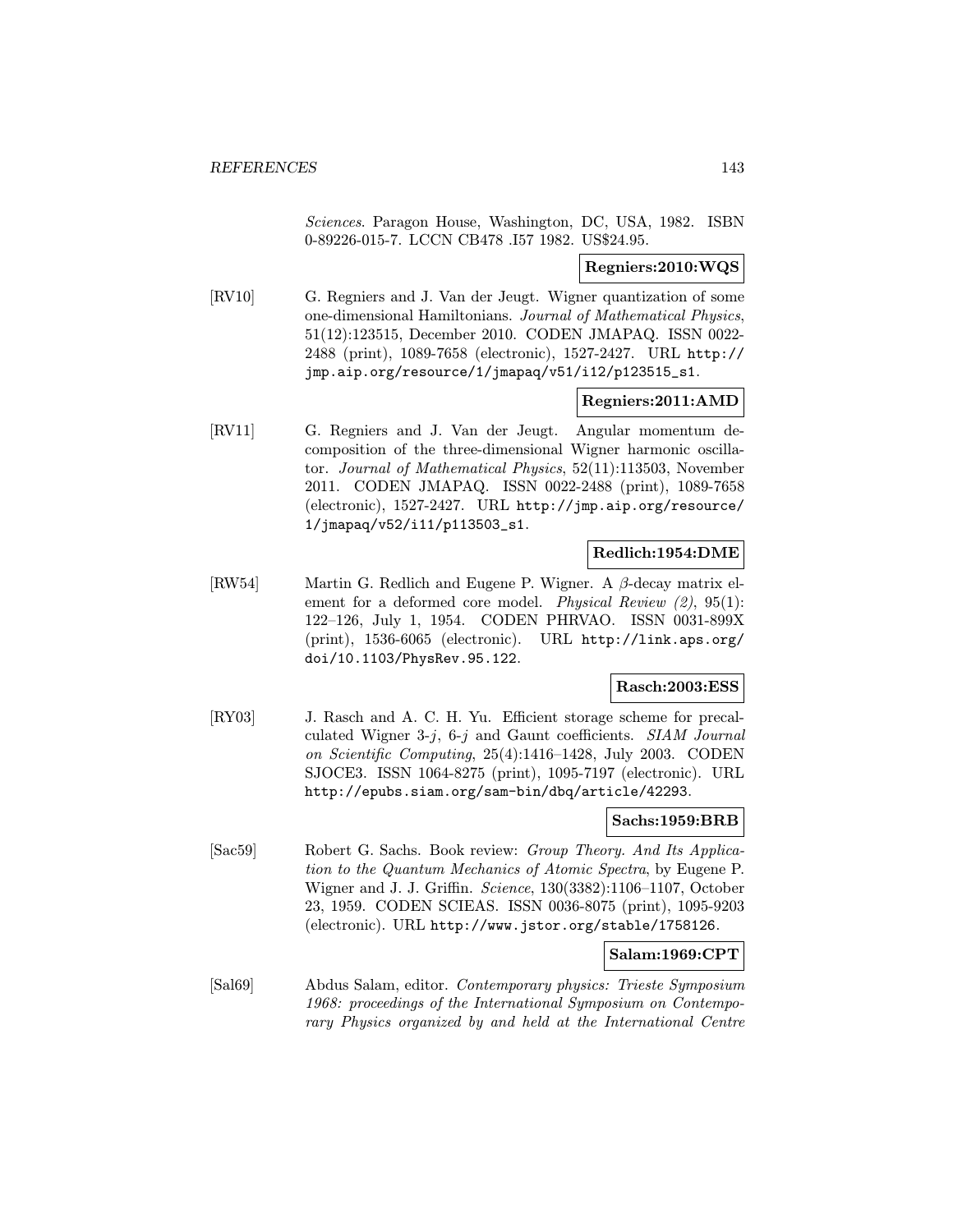*Sciences*. Paragon House, Washington, DC, USA, 1982. ISBN 0-89226-015-7. LCCN CB478 .I57 1982. US$24.95.

**Regniers:2010:WQS**

[RV10] G. Regniers and J. Van der Jeugt. Wigner quantization of some one-dimensional Hamiltonians. *Journal of Mathematical Physics*, 51(12):123515, December 2010. CODEN JMAPAQ. ISSN 0022-2488 (print), 1089-7658 (electronic), 1527-2427. URL http://jmp.aip.org/resource/1/jmapaq/v51/i12/p123515_s1.

**Regniers:2011:AMD**

[RV11] G. Regniers and J. Van der Jeugt. Angular momentum decomposition of the three-dimensional Wigner harmonic oscillator. *Journal of Mathematical Physics*, 52(11):113503, November 2011. CODEN JMAPAQ. ISSN 0022-2488 (print), 1089-7658 (electronic), 1527-2427. URL http://jmp.aip.org/resource/1/jmapaq/v52/i11/p113503_s1.

**Redlich:1954:DME**

[RW54] Martin G. Redlich and Eugene P. Wigner. A $\beta$-decay matrix element for a deformed core model. *Physical Review (2)*, 95(1): 122–126, July 1, 1954. CODEN PHRVAO. ISSN 0031-899X (print), 1536-6065 (electronic). URL http://link.aps.org/doi/10.1103/PhysRev.95.122.

**Rasch:2003:ESS**

[RY03] J. Rasch and A. C. H. Yu. Efficient storage scheme for precalculated Wigner 3-$j$, 6-$j$ and Gaunt coefficients. *SIAM Journal on Scientific Computing*, 25(4):1416–1428, July 2003. CODEN SJOCE3. ISSN 1064-8275 (print), 1095-7197 (electronic). URL http://epubs.siam.org/sam-bin/dbq/article/42293.

**Sachs:1959:BRB**

[Sac59] Robert G. Sachs. Book review: *Group Theory. And Its Application to the Quantum Mechanics of Atomic Spectra*, by Eugene P. Wigner and J. J. Griffin. *Science*, 130(3382):1106–1107, October 23, 1959. CODEN SCIEAS. ISSN 0036-8075 (print), 1095-9203 (electronic). URL http://www.jstor.org/stable/1758126.

**Salam:1969:CPT**

[Sal69] Abdus Salam, editor. *Contemporary physics: Trieste Symposium 1968: proceedings of the International Symposium on Contemporary Physics organized by and held at the International Centre*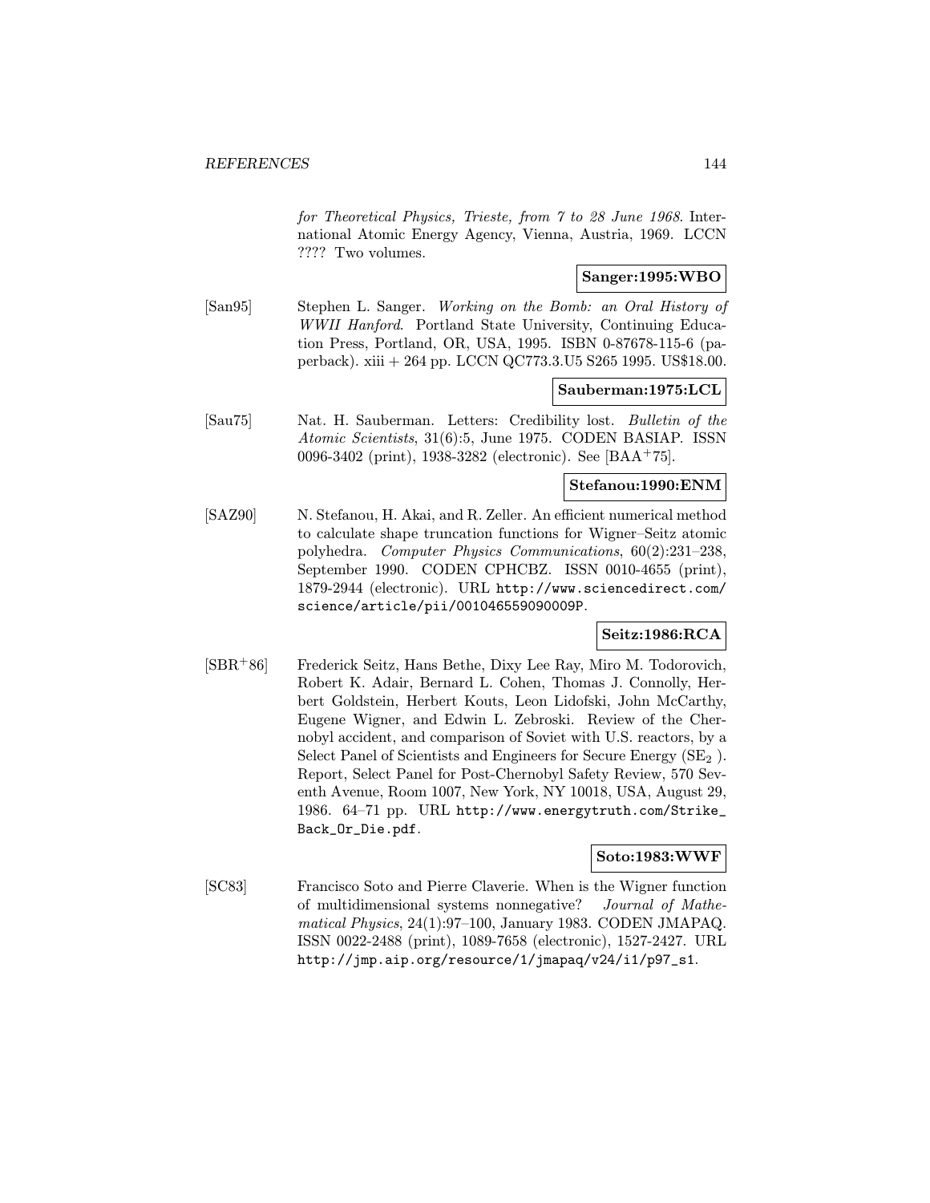*for Theoretical Physics, Trieste, from 7 to 28 June 1968*. International Atomic Energy Agency, Vienna, Austria, 1969. LCCN ???? Two volumes.

**Sanger:1995:WBO**

[San95] Stephen L. Sanger. *Working on the Bomb: an Oral History of WWII Hanford*. Portland State University, Continuing Education Press, Portland, OR, USA, 1995. ISBN 0-87678-115-6 (paperback). xiii + 264 pp. LCCN QC773.3.U5 S265 1995. US$18.00.

**Sauberman:1975:LCL**

[Sau75] Nat. H. Sauberman. Letters: Credibility lost. *Bulletin of the Atomic Scientists*, 31(6):5, June 1975. CODEN BASIAP. ISSN 0096-3402 (print), 1938-3282 (electronic). See [BAA+75].

**Stefanou:1990:ENM**

[SAZ90] N. Stefanou, H. Akai, and R. Zeller. An efficient numerical method to calculate shape truncation functions for Wigner–Seitz atomic polyhedra. *Computer Physics Communications*, 60(2):231–238, September 1990. CODEN CPHCBZ. ISSN 0010-4655 (print), 1879-2944 (electronic). URL http://www.sciencedirect.com/science/article/pii/001046559090009P.

**Seitz:1986:RCA**

[SBR+86] Frederick Seitz, Hans Bethe, Dixy Lee Ray, Miro M. Todorovich, Robert K. Adair, Bernard L. Cohen, Thomas J. Connolly, Herbert Goldstein, Herbert Kouts, Leon Lidofski, John McCarthy, Eugene Wigner, and Edwin L. Zebroski. Review of the Chernobyl accident, and comparison of Soviet with U.S. reactors, by a Select Panel of Scientists and Engineers for Secure Energy ($SE_2$ ). Report, Select Panel for Post-Chernobyl Safety Review, 570 Seventh Avenue, Room 1007, New York, NY 10018, USA, August 29, 1986. 64–71 pp. URL http://www.energytruth.com/Strike_Back_Or_Die.pdf.

**Soto:1983:WWF**

[SC83] Francisco Soto and Pierre Claverie. When is the Wigner function of multidimensional systems nonnegative? *Journal of Mathematical Physics*, 24(1):97–100, January 1983. CODEN JMAPAQ. ISSN 0022-2488 (print), 1089-7658 (electronic), 1527-2427. URL http://jmp.aip.org/resource/1/jmapaq/v24/i1/p97_s1.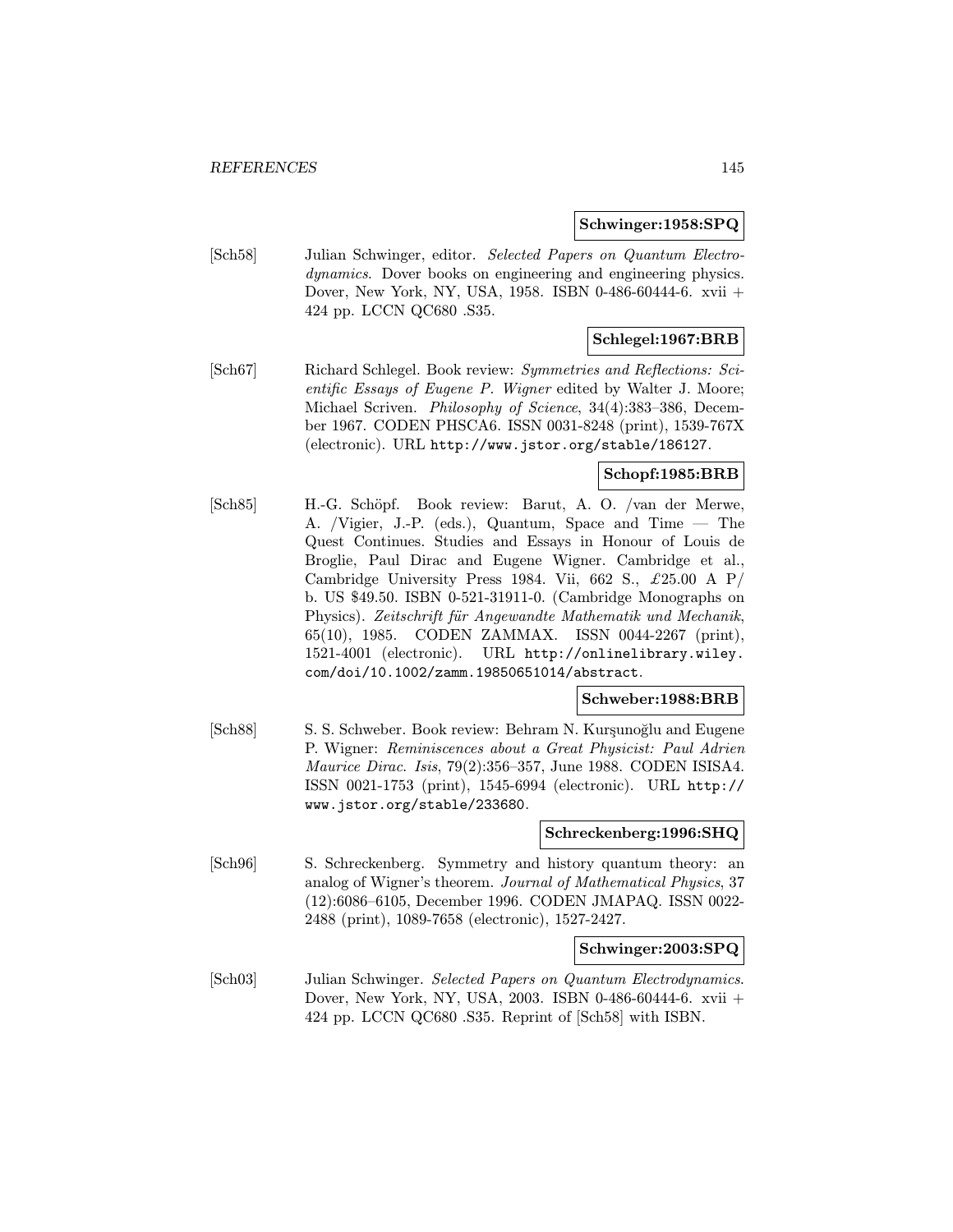**Schwinger:1958:SPQ**

[Sch58] Julian Schwinger, editor. *Selected Papers on Quantum Electrodynamics*. Dover books on engineering and engineering physics. Dover, New York, NY, USA, 1958. ISBN 0-486-60444-6. xvii + 424 pp. LCCN QC680 .S35.

**Schlegel:1967:BRB**

[Sch67] Richard Schlegel. Book review: *Symmetries and Reflections: Scientific Essays of Eugene P. Wigner* edited by Walter J. Moore; Michael Scriven. *Philosophy of Science*, 34(4):383–386, December 1967. CODEN PHSCA6. ISSN 0031-8248 (print), 1539-767X (electronic). URL `http://www.jstor.org/stable/186127`.

**Schopf:1985:BRB**

[Sch85] H.-G. Schöpf. Book review: Barut, A. O. /van der Merwe, A. /Vigier, J.-P. (eds.), Quantum, Space and Time — The Quest Continues. Studies and Essays in Honour of Louis de Broglie, Paul Dirac and Eugene Wigner. Cambridge et al., Cambridge University Press 1984. Vii, 662 S., £25.00 A P/ b. US $49.50. ISBN 0-521-31911-0. (Cambridge Monographs on Physics). *Zeitschrift für Angewandte Mathematik und Mechanik*, 65(10), 1985. CODEN ZAMMAX. ISSN 0044-2267 (print), 1521-4001 (electronic). URL `http://onlinelibrary.wiley.com/doi/10.1002/zamm.19850651014/abstract`.

**Schweber:1988:BRB**

[Sch88] S. S. Schweber. Book review: Behram N. Kurşunoğlu and Eugene P. Wigner: *Reminiscences about a Great Physicist: Paul Adrien Maurice Dirac*. *Isis*, 79(2):356–357, June 1988. CODEN ISISA4. ISSN 0021-1753 (print), 1545-6994 (electronic). URL `http://www.jstor.org/stable/233680`.

**Schreckenberg:1996:SHQ**

[Sch96] S. Schreckenberg. Symmetry and history quantum theory: an analog of Wigner's theorem. *Journal of Mathematical Physics*, 37 (12):6086–6105, December 1996. CODEN JMAPAQ. ISSN 0022-2488 (print), 1089-7658 (electronic), 1527-2427.

**Schwinger:2003:SPQ**

[Sch03] Julian Schwinger. *Selected Papers on Quantum Electrodynamics*. Dover, New York, NY, USA, 2003. ISBN 0-486-60444-6. xvii + 424 pp. LCCN QC680 .S35. Reprint of [Sch58] with ISBN.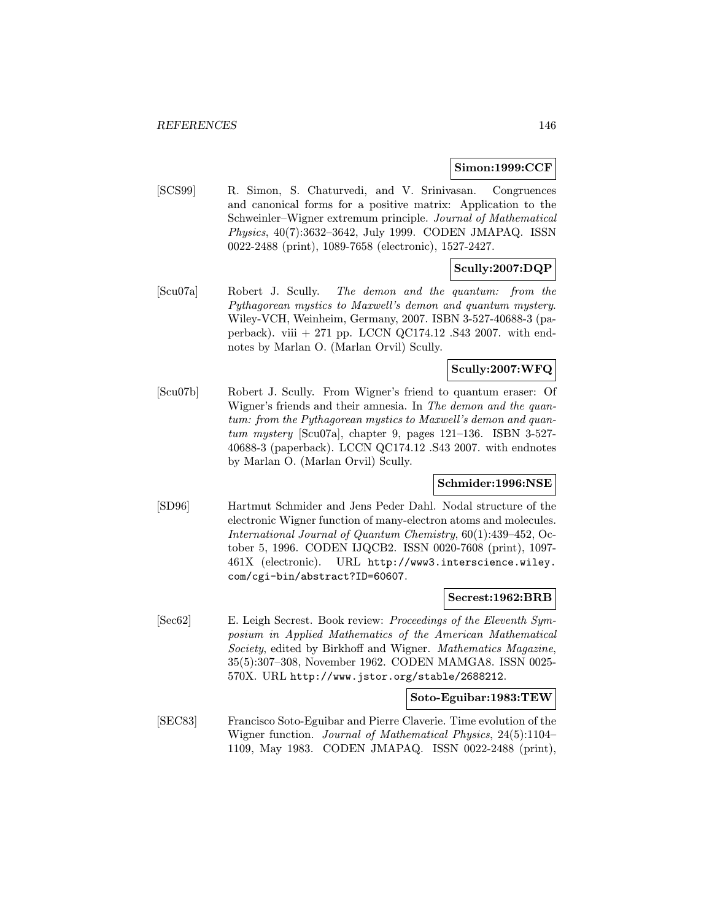**Simon:1999:CCF**

[SCS99] R. Simon, S. Chaturvedi, and V. Srinivasan. Congruences and canonical forms for a positive matrix: Application to the Schweinler–Wigner extremum principle. *Journal of Mathematical Physics*, 40(7):3632–3642, July 1999. CODEN JMAPAQ. ISSN 0022-2488 (print), 1089-7658 (electronic), 1527-2427.

**Scully:2007:DQP**

[Scu07a] Robert J. Scully. *The demon and the quantum: from the Pythagorean mystics to Maxwell's demon and quantum mystery*. Wiley-VCH, Weinheim, Germany, 2007. ISBN 3-527-40688-3 (paperback). viii + 271 pp. LCCN QC174.12 .S43 2007. with endnotes by Marlan O. (Marlan Orvil) Scully.

**Scully:2007:WFQ**

[Scu07b] Robert J. Scully. From Wigner's friend to quantum eraser: Of Wigner's friends and their amnesia. In *The demon and the quantum: from the Pythagorean mystics to Maxwell's demon and quantum mystery* [Scu07a], chapter 9, pages 121–136. ISBN 3-527-40688-3 (paperback). LCCN QC174.12 .S43 2007. with endnotes by Marlan O. (Marlan Orvil) Scully.

**Schmider:1996:NSE**

[SD96] Hartmut Schmider and Jens Peder Dahl. Nodal structure of the electronic Wigner function of many-electron atoms and molecules. *International Journal of Quantum Chemistry*, 60(1):439–452, October 5, 1996. CODEN IJQCB2. ISSN 0020-7608 (print), 1097-461X (electronic). URL `http://www3.interscience.wiley.com/cgi-bin/abstract?ID=60607`.

**Secrest:1962:BRB**

[Sec62] E. Leigh Secrest. Book review: *Proceedings of the Eleventh Symposium in Applied Mathematics of the American Mathematical Society*, edited by Birkhoff and Wigner. *Mathematics Magazine*, 35(5):307–308, November 1962. CODEN MAMGA8. ISSN 0025-570X. URL `http://www.jstor.org/stable/2688212`.

**Soto-Eguibar:1983:TEW**

[SEC83] Francisco Soto-Eguibar and Pierre Claverie. Time evolution of the Wigner function. *Journal of Mathematical Physics*, 24(5):1104–1109, May 1983. CODEN JMAPAQ. ISSN 0022-2488 (print),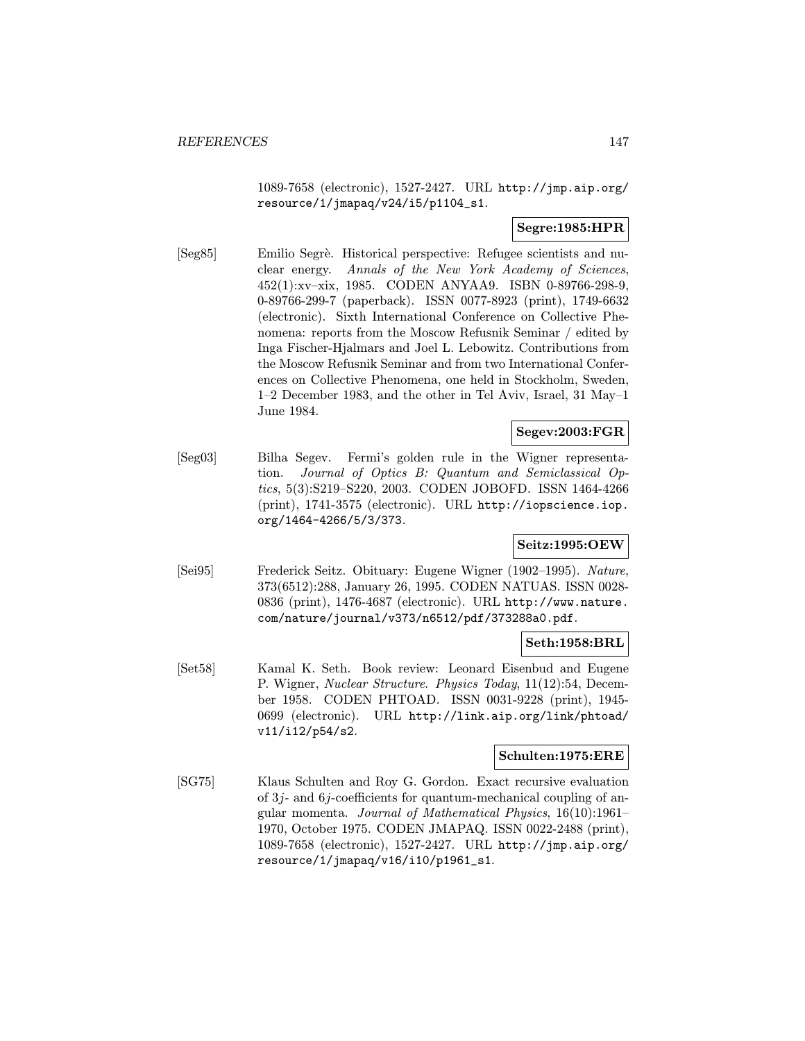1089-7658 (electronic), 1527-2427. URL http://jmp.aip.org/resource/1/jmapaq/v24/i5/p1104_s1.

**Segre:1985:HPR**

[Seg85] Emilio Segrè. Historical perspective: Refugee scientists and nuclear energy. *Annals of the New York Academy of Sciences*, 452(1):xv–xix, 1985. CODEN ANYAA9. ISBN 0-89766-298-9, 0-89766-299-7 (paperback). ISSN 0077-8923 (print), 1749-6632 (electronic). Sixth International Conference on Collective Phenomena: reports from the Moscow Refusnik Seminar / edited by Inga Fischer-Hjalmars and Joel L. Lebowitz. Contributions from the Moscow Refusnik Seminar and from two International Conferences on Collective Phenomena, one held in Stockholm, Sweden, 1–2 December 1983, and the other in Tel Aviv, Israel, 31 May–1 June 1984.

**Segev:2003:FGR**

[Seg03] Bilha Segev. Fermi's golden rule in the Wigner representation. *Journal of Optics B: Quantum and Semiclassical Optics*, 5(3):S219–S220, 2003. CODEN JOBOFD. ISSN 1464-4266 (print), 1741-3575 (electronic). URL http://iopscience.iop.org/1464-4266/5/3/373.

**Seitz:1995:OEW**

[Sei95] Frederick Seitz. Obituary: Eugene Wigner (1902–1995). *Nature*, 373(6512):288, January 26, 1995. CODEN NATUAS. ISSN 0028-0836 (print), 1476-4687 (electronic). URL http://www.nature.com/nature/journal/v373/n6512/pdf/373288a0.pdf.

**Seth:1958:BRL**

[Set58] Kamal K. Seth. Book review: Leonard Eisenbud and Eugene P. Wigner, *Nuclear Structure*. *Physics Today*, 11(12):54, December 1958. CODEN PHTOAD. ISSN 0031-9228 (print), 1945-0699 (electronic). URL http://link.aip.org/link/phtoad/v11/i12/p54/s2.

**Schulten:1975:ERE**

[SG75] Klaus Schulten and Roy G. Gordon. Exact recursive evaluation of $3j$- and $6j$-coefficients for quantum-mechanical coupling of angular momenta. *Journal of Mathematical Physics*, 16(10):1961–1970, October 1975. CODEN JMAPAQ. ISSN 0022-2488 (print), 1089-7658 (electronic), 1527-2427. URL http://jmp.aip.org/resource/1/jmapaq/v16/i10/p1961_s1.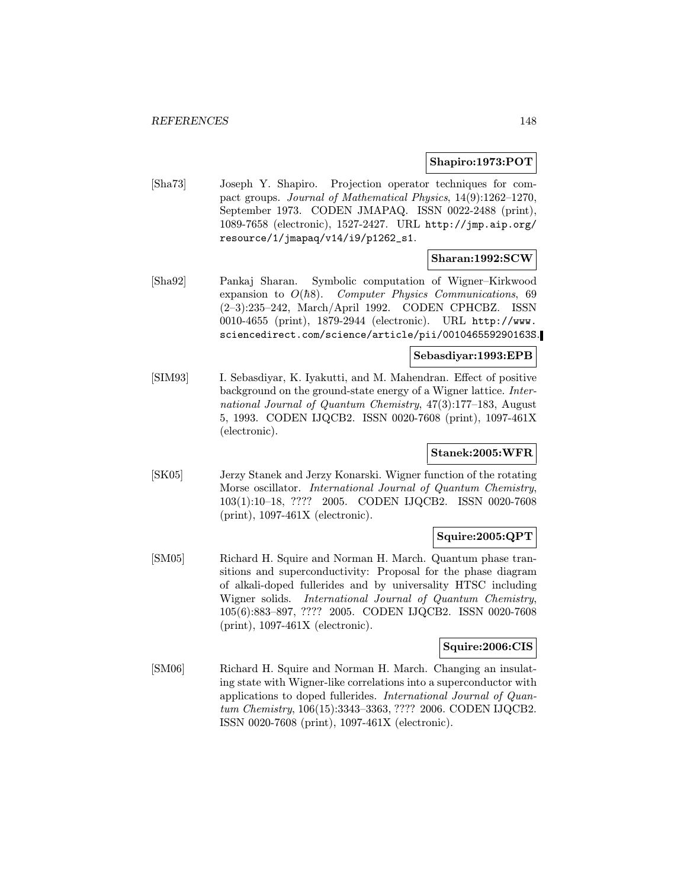**Shapiro:1973:POT**

[Sha73] Joseph Y. Shapiro. Projection operator techniques for compact groups. *Journal of Mathematical Physics*, 14(9):1262–1270, September 1973. CODEN JMAPAQ. ISSN 0022-2488 (print), 1089-7658 (electronic), 1527-2427. URL http://jmp.aip.org/resource/1/jmapaq/v14/i9/p1262_s1.

**Sharan:1992:SCW**

[Sha92] Pankaj Sharan. Symbolic computation of Wigner–Kirkwood expansion to $O(\hbar 8)$. *Computer Physics Communications*, 69 (2–3):235–242, March/April 1992. CODEN CPHCBZ. ISSN 0010-4655 (print), 1879-2944 (electronic). URL http://www.sciencedirect.com/science/article/pii/001046559290163S.

**Sebasdiyar:1993:EPB**

[SIM93] I. Sebasdiyar, K. Iyakutti, and M. Mahendran. Effect of positive background on the ground-state energy of a Wigner lattice. *International Journal of Quantum Chemistry*, 47(3):177–183, August 5, 1993. CODEN IJQCB2. ISSN 0020-7608 (print), 1097-461X (electronic).

**Stanek:2005:WFR**

[SK05] Jerzy Stanek and Jerzy Konarski. Wigner function of the rotating Morse oscillator. *International Journal of Quantum Chemistry*, 103(1):10–18, ???? 2005. CODEN IJQCB2. ISSN 0020-7608 (print), 1097-461X (electronic).

**Squire:2005:QPT**

[SM05] Richard H. Squire and Norman H. March. Quantum phase transitions and superconductivity: Proposal for the phase diagram of alkali-doped fullerides and by universality HTSC including Wigner solids. *International Journal of Quantum Chemistry*, 105(6):883–897, ???? 2005. CODEN IJQCB2. ISSN 0020-7608 (print), 1097-461X (electronic).

**Squire:2006:CIS**

[SM06] Richard H. Squire and Norman H. March. Changing an insulating state with Wigner-like correlations into a superconductor with applications to doped fullerides. *International Journal of Quantum Chemistry*, 106(15):3343–3363, ???? 2006. CODEN IJQCB2. ISSN 0020-7608 (print), 1097-461X (electronic).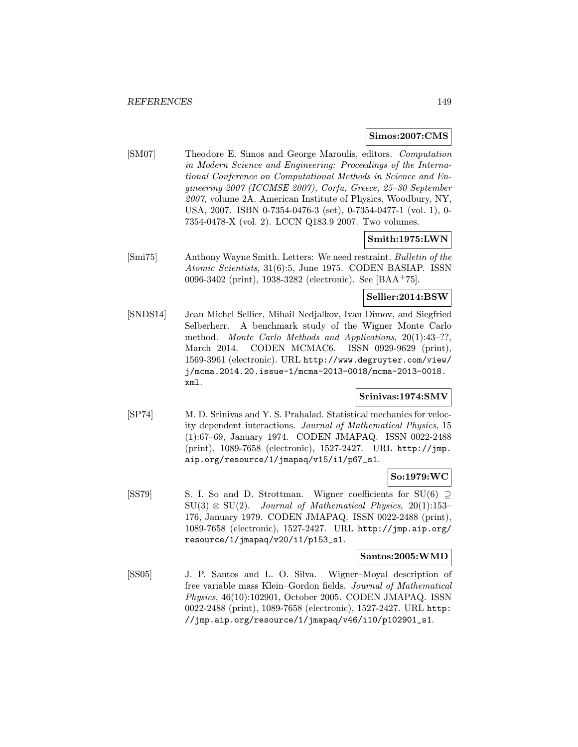**Simos:2007:CMS**

[SM07] Theodore E. Simos and George Maroulis, editors. *Computation in Modern Science and Engineering: Proceedings of the International Conference on Computational Methods in Science and Engineering 2007 (ICCMSE 2007), Corfu, Greece, 25–30 September 2007*, volume 2A. American Institute of Physics, Woodbury, NY, USA, 2007. ISBN 0-7354-0476-3 (set), 0-7354-0477-1 (vol. 1), 0-7354-0478-X (vol. 2). LCCN Q183.9 2007. Two volumes.

**Smith:1975:LWN**

[Smi75] Anthony Wayne Smith. Letters: We need restraint. *Bulletin of the Atomic Scientists*, 31(6):5, June 1975. CODEN BASIAP. ISSN 0096-3402 (print), 1938-3282 (electronic). See [BAA+75].

**Sellier:2014:BSW**

[SNDS14] Jean Michel Sellier, Mihail Nedjalkov, Ivan Dimov, and Siegfried Selberherr. A benchmark study of the Wigner Monte Carlo method. *Monte Carlo Methods and Applications*, 20(1):43–??, March 2014. CODEN MCMAC6. ISSN 0929-9629 (print), 1569-3961 (electronic). URL http://www.degruyter.com/view/j/mcma.2014.20.issue-1/mcma-2013-0018/mcma-2013-0018.xml.

**Srinivas:1974:SMV**

[SP74] M. D. Srinivas and Y. S. Prahalad. Statistical mechanics for velocity dependent interactions. *Journal of Mathematical Physics*, 15 (1):67–69, January 1974. CODEN JMAPAQ. ISSN 0022-2488 (print), 1089-7658 (electronic), 1527-2427. URL http://jmp.aip.org/resource/1/jmapaq/v15/i1/p67_s1.

**So:1979:WC**

[SS79] S. I. So and D. Strottman. Wigner coefficients for $SU(6) \supseteq SU(3) \otimes SU(2)$. *Journal of Mathematical Physics*, 20(1):153–176, January 1979. CODEN JMAPAQ. ISSN 0022-2488 (print), 1089-7658 (electronic), 1527-2427. URL http://jmp.aip.org/resource/1/jmapaq/v20/i1/p153_s1.

**Santos:2005:WMD**

[SS05] J. P. Santos and L. O. Silva. Wigner–Moyal description of free variable mass Klein–Gordon fields. *Journal of Mathematical Physics*, 46(10):102901, October 2005. CODEN JMAPAQ. ISSN 0022-2488 (print), 1089-7658 (electronic), 1527-2427. URL http://jmp.aip.org/resource/1/jmapaq/v46/i10/p102901_s1.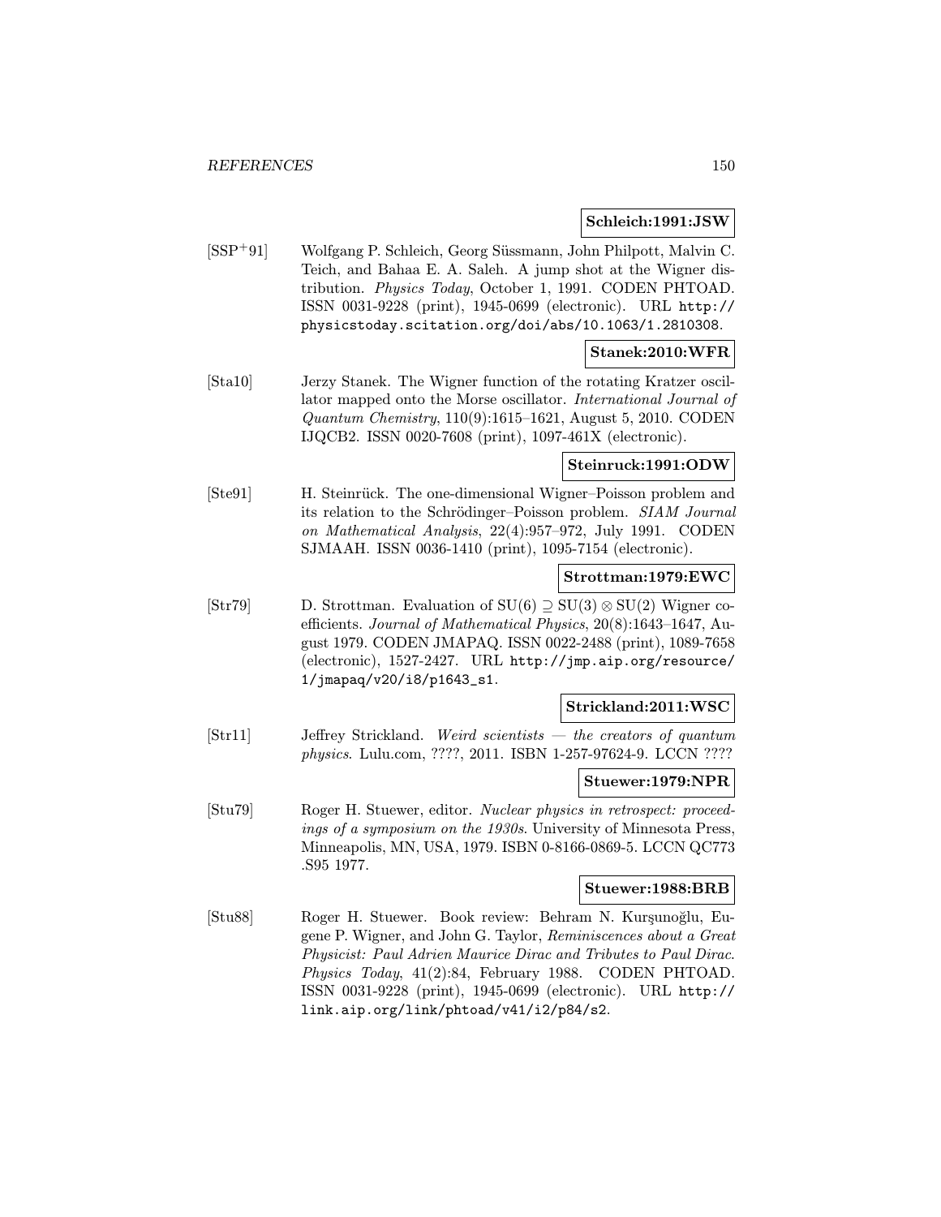**Schleich:1991:JSW**

[SSP⁺91] Wolfgang P. Schleich, Georg Süssmann, John Philpott, Malvin C. Teich, and Bahaa E. A. Saleh. A jump shot at the Wigner distribution. *Physics Today*, October 1, 1991. CODEN PHTOAD. ISSN 0031-9228 (print), 1945-0699 (electronic). URL http://physicstoday.scitation.org/doi/abs/10.1063/1.2810308.

**Stanek:2010:WFR**

[Sta10] Jerzy Stanek. The Wigner function of the rotating Kratzer oscillator mapped onto the Morse oscillator. *International Journal of Quantum Chemistry*, 110(9):1615–1621, August 5, 2010. CODEN IJQCB2. ISSN 0020-7608 (print), 1097-461X (electronic).

**Steinruck:1991:ODW**

[Ste91] H. Steinrück. The one-dimensional Wigner–Poisson problem and its relation to the Schrödinger–Poisson problem. *SIAM Journal on Mathematical Analysis*, 22(4):957–972, July 1991. CODEN SJMAAH. ISSN 0036-1410 (print), 1095-7154 (electronic).

**Strottman:1979:EWC**

[Str79] D. Strottman. Evaluation of $SU(6) \supseteq SU(3) \otimes SU(2)$ Wigner coefficients. *Journal of Mathematical Physics*, 20(8):1643–1647, August 1979. CODEN JMAPAQ. ISSN 0022-2488 (print), 1089-7658 (electronic), 1527-2427. URL http://jmp.aip.org/resource/1/jmapaq/v20/i8/p1643_s1.

**Strickland:2011:WSC**

[Str11] Jeffrey Strickland. *Weird scientists — the creators of quantum physics*. Lulu.com, ????, 2011. ISBN 1-257-97624-9. LCCN ????

**Stuewer:1979:NPR**

[Stu79] Roger H. Stuewer, editor. *Nuclear physics in retrospect: proceedings of a symposium on the 1930s*. University of Minnesota Press, Minneapolis, MN, USA, 1979. ISBN 0-8166-0869-5. LCCN QC773 .S95 1977.

**Stuewer:1988:BRB**

[Stu88] Roger H. Stuewer. Book review: Behram N. Kurşunoğlu, Eugene P. Wigner, and John G. Taylor, *Reminiscences about a Great Physicist: Paul Adrien Maurice Dirac and Tributes to Paul Dirac*. *Physics Today*, 41(2):84, February 1988. CODEN PHTOAD. ISSN 0031-9228 (print), 1945-0699 (electronic). URL http://link.aip.org/link/phtoad/v41/i2/p84/s2.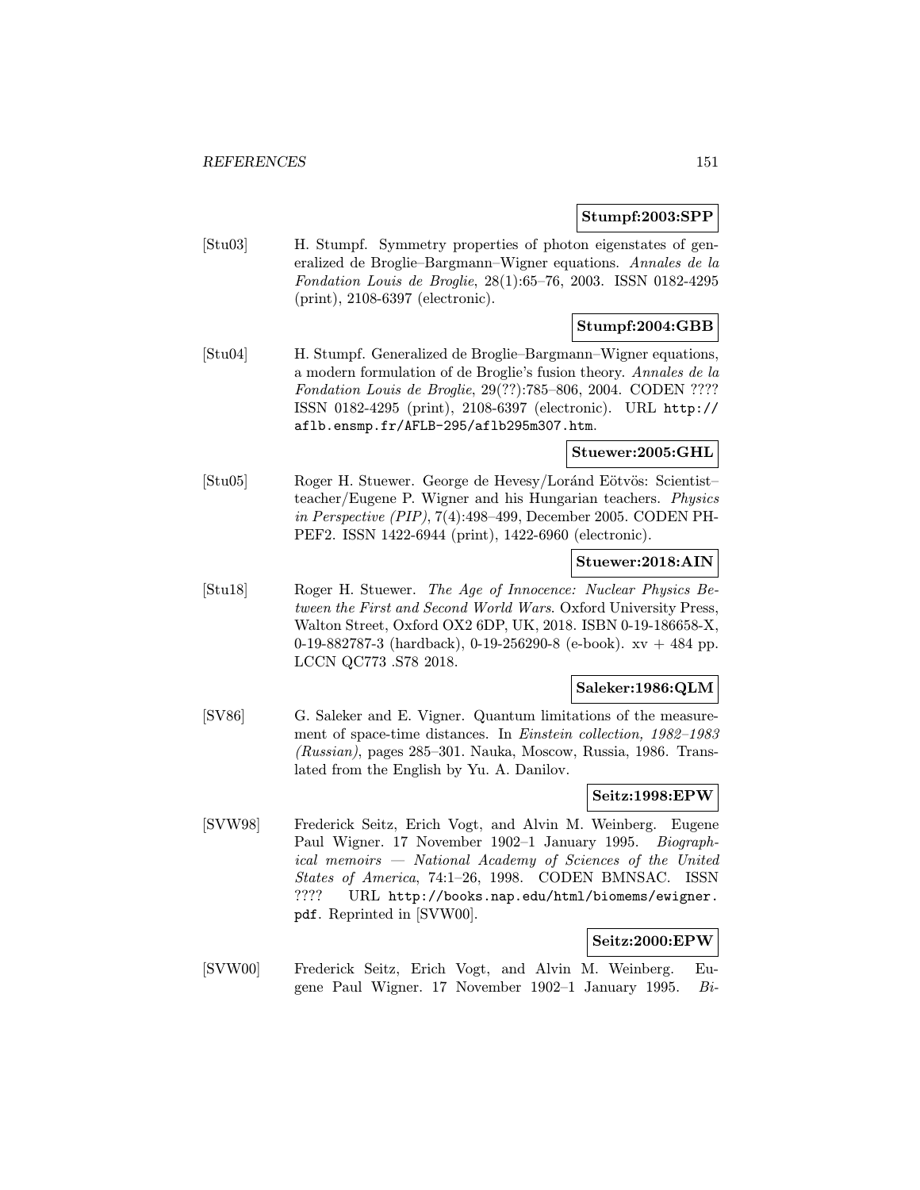**Stumpf:2003:SPP**

[Stu03] H. Stumpf. Symmetry properties of photon eigenstates of generalized de Broglie–Bargmann–Wigner equations. *Annales de la Fondation Louis de Broglie*, 28(1):65–76, 2003. ISSN 0182-4295 (print), 2108-6397 (electronic).

**Stumpf:2004:GBB**

[Stu04] H. Stumpf. Generalized de Broglie–Bargmann–Wigner equations, a modern formulation of de Broglie's fusion theory. *Annales de la Fondation Louis de Broglie*, 29(??):785–806, 2004. CODEN ???? ISSN 0182-4295 (print), 2108-6397 (electronic). URL `http://aflb.ensmp.fr/AFLB-295/aflb295m307.htm`.

**Stuewer:2005:GHL**

[Stu05] Roger H. Stuewer. George de Hevesy/Loránd Eötvös: Scientist–teacher/Eugene P. Wigner and his Hungarian teachers. *Physics in Perspective (PIP)*, 7(4):498–499, December 2005. CODEN PHPEF2. ISSN 1422-6944 (print), 1422-6960 (electronic).

**Stuewer:2018:AIN**

[Stu18] Roger H. Stuewer. *The Age of Innocence: Nuclear Physics Between the First and Second World Wars*. Oxford University Press, Walton Street, Oxford OX2 6DP, UK, 2018. ISBN 0-19-186658-X, 0-19-882787-3 (hardback), 0-19-256290-8 (e-book). xv + 484 pp. LCCN QC773 .S78 2018.

**Saleker:1986:QLM**

[SV86] G. Saleker and E. Vigner. Quantum limitations of the measurement of space-time distances. In *Einstein collection, 1982–1983 (Russian)*, pages 285–301. Nauka, Moscow, Russia, 1986. Translated from the English by Yu. A. Danilov.

**Seitz:1998:EPW**

[SVW98] Frederick Seitz, Erich Vogt, and Alvin M. Weinberg. Eugene Paul Wigner. 17 November 1902–1 January 1995. *Biographical memoirs — National Academy of Sciences of the United States of America*, 74:1–26, 1998. CODEN BMNSAC. ISSN ???? URL `http://books.nap.edu/html/biomems/ewigner.pdf`. Reprinted in [SVW00].

**Seitz:2000:EPW**

[SVW00] Frederick Seitz, Erich Vogt, and Alvin M. Weinberg. Eugene Paul Wigner. 17 November 1902–1 January 1995. *Bi-*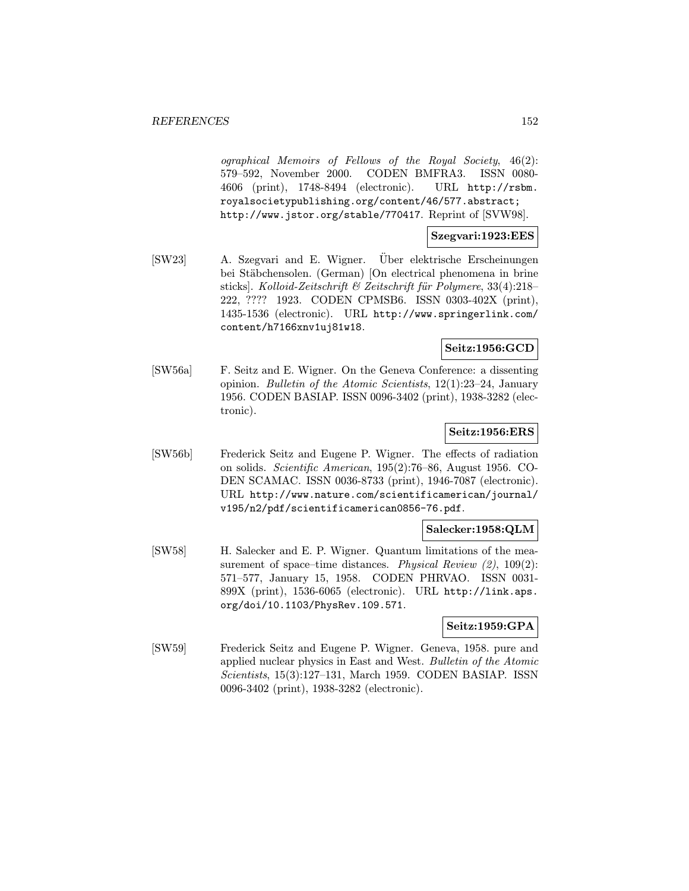*ographical Memoirs of Fellows of the Royal Society*, 46(2): 579–592, November 2000. CODEN BMFRA3. ISSN 0080-4606 (print), 1748-8494 (electronic). URL http://rsbm.royalsocietypublishing.org/content/46/577.abstract; http://www.jstor.org/stable/770417. Reprint of [SVW98].

**Szegvari:1923:EES**

[SW23] A. Szegvari and E. Wigner. Über elektrische Erscheinungen bei Stäbchensolen. (German) [On electrical phenomena in brine sticks]. *Kolloid-Zeitschrift & Zeitschrift für Polymere*, 33(4):218–222, ???? 1923. CODEN CPMSB6. ISSN 0303-402X (print), 1435-1536 (electronic). URL http://www.springerlink.com/content/h7166xnv1uj81w18.

**Seitz:1956:GCD**

[SW56a] F. Seitz and E. Wigner. On the Geneva Conference: a dissenting opinion. *Bulletin of the Atomic Scientists*, 12(1):23–24, January 1956. CODEN BASIAP. ISSN 0096-3402 (print), 1938-3282 (electronic).

**Seitz:1956:ERS**

[SW56b] Frederick Seitz and Eugene P. Wigner. The effects of radiation on solids. *Scientific American*, 195(2):76–86, August 1956. CODEN SCAMAC. ISSN 0036-8733 (print), 1946-7087 (electronic). URL http://www.nature.com/scientificamerican/journal/v195/n2/pdf/scientificamerican0856-76.pdf.

**Salecker:1958:QLM**

[SW58] H. Salecker and E. P. Wigner. Quantum limitations of the measurement of space–time distances. *Physical Review (2)*, 109(2): 571–577, January 15, 1958. CODEN PHRVAO. ISSN 0031-899X (print), 1536-6065 (electronic). URL http://link.aps.org/doi/10.1103/PhysRev.109.571.

**Seitz:1959:GPA**

[SW59] Frederick Seitz and Eugene P. Wigner. Geneva, 1958. pure and applied nuclear physics in East and West. *Bulletin of the Atomic Scientists*, 15(3):127–131, March 1959. CODEN BASIAP. ISSN 0096-3402 (print), 1938-3282 (electronic).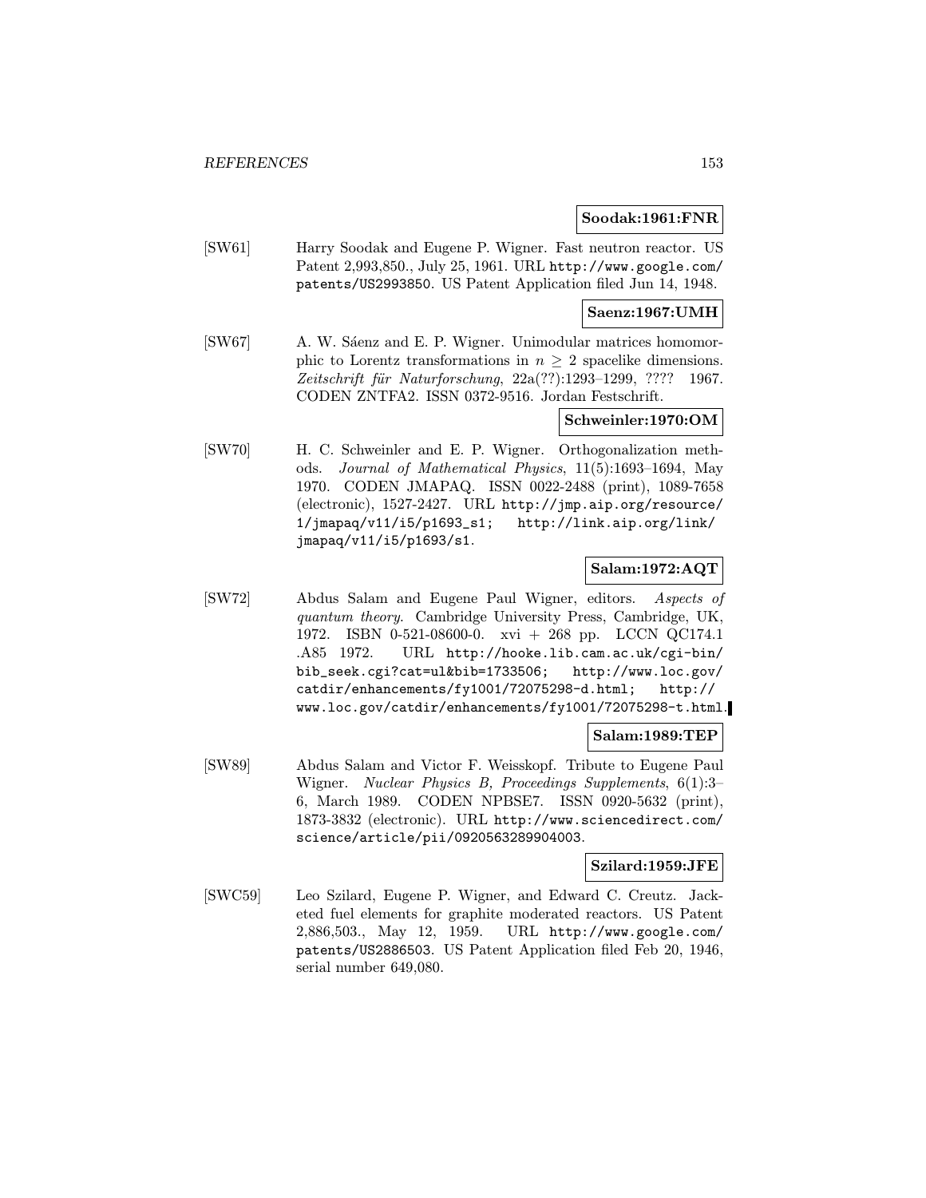**Soodak:1961:FNR**

[SW61] Harry Soodak and Eugene P. Wigner. Fast neutron reactor. US Patent 2,993,850., July 25, 1961. URL http://www.google.com/patents/US2993850. US Patent Application filed Jun 14, 1948.

**Saenz:1967:UMH**

[SW67] A. W. Sáenz and E. P. Wigner. Unimodular matrices homomorphic to Lorentz transformations in $n \geq 2$ spacelike dimensions. *Zeitschrift für Naturforschung*, 22a(??):1293–1299, ???? 1967. CODEN ZNTFA2. ISSN 0372-9516. Jordan Festschrift.

**Schweinler:1970:OM**

[SW70] H. C. Schweinler and E. P. Wigner. Orthogonalization methods. *Journal of Mathematical Physics*, 11(5):1693–1694, May 1970. CODEN JMAPAQ. ISSN 0022-2488 (print), 1089-7658 (electronic), 1527-2427. URL http://jmp.aip.org/resource/1/jmapaq/v11/i5/p1693_s1; http://link.aip.org/link/jmapaq/v11/i5/p1693/s1.

**Salam:1972:AQT**

[SW72] Abdus Salam and Eugene Paul Wigner, editors. *Aspects of quantum theory*. Cambridge University Press, Cambridge, UK, 1972. ISBN 0-521-08600-0. xvi + 268 pp. LCCN QC174.1 .A85 1972. URL http://hooke.lib.cam.ac.uk/cgi-bin/bib_seek.cgi?cat=ul&bib=1733506; http://www.loc.gov/catdir/enhancements/fy1001/72075298-d.html; http://www.loc.gov/catdir/enhancements/fy1001/72075298-t.html.

**Salam:1989:TEP**

[SW89] Abdus Salam and Victor F. Weisskopf. Tribute to Eugene Paul Wigner. *Nuclear Physics B, Proceedings Supplements*, 6(1):3–6, March 1989. CODEN NPBSE7. ISSN 0920-5632 (print), 1873-3832 (electronic). URL http://www.sciencedirect.com/science/article/pii/0920563289904003.

**Szilard:1959:JFE**

[SWC59] Leo Szilard, Eugene P. Wigner, and Edward C. Creutz. Jacketed fuel elements for graphite moderated reactors. US Patent 2,886,503., May 12, 1959. URL http://www.google.com/patents/US2886503. US Patent Application filed Feb 20, 1946, serial number 649,080.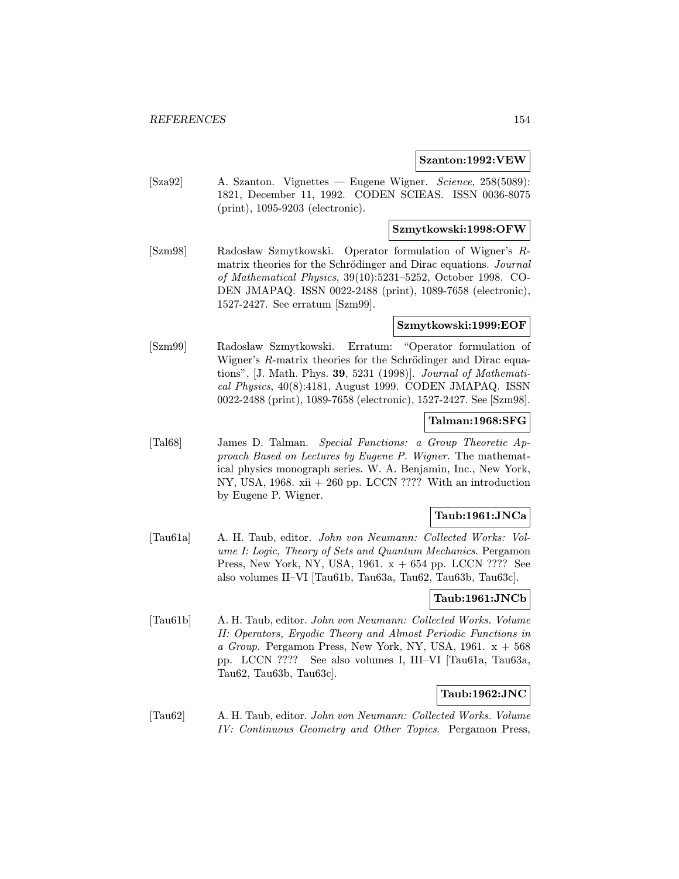**Szanton:1992:VEW**

[Sza92] A. Szanton. Vignettes — Eugene Wigner. *Science*, 258(5089): 1821, December 11, 1992. CODEN SCIEAS. ISSN 0036-8075 (print), 1095-9203 (electronic).

**Szmytkowski:1998:OFW**

[Szm98] Radosław Szmytkowski. Operator formulation of Wigner's $R$-matrix theories for the Schrödinger and Dirac equations. *Journal of Mathematical Physics*, 39(10):5231–5252, October 1998. CODEN JMAPAQ. ISSN 0022-2488 (print), 1089-7658 (electronic), 1527-2427. See erratum [Szm99].

**Szmytkowski:1999:EOF**

[Szm99] Radosław Szmytkowski. Erratum: "Operator formulation of Wigner's $R$-matrix theories for the Schrödinger and Dirac equations", [J. Math. Phys. **39**, 5231 (1998)]. *Journal of Mathematical Physics*, 40(8):4181, August 1999. CODEN JMAPAQ. ISSN 0022-2488 (print), 1089-7658 (electronic), 1527-2427. See [Szm98].

**Talman:1968:SFG**

[Tal68] James D. Talman. *Special Functions: a Group Theoretic Approach Based on Lectures by Eugene P. Wigner*. The mathematical physics monograph series. W. A. Benjamin, Inc., New York, NY, USA, 1968. xii + 260 pp. LCCN ???? With an introduction by Eugene P. Wigner.

**Taub:1961:JNCa**

[Tau61a] A. H. Taub, editor. *John von Neumann: Collected Works: Volume I: Logic, Theory of Sets and Quantum Mechanics*. Pergamon Press, New York, NY, USA, 1961. x + 654 pp. LCCN ???? See also volumes II–VI [Tau61b, Tau63a, Tau62, Tau63b, Tau63c].

**Taub:1961:JNCb**

[Tau61b] A. H. Taub, editor. *John von Neumann: Collected Works. Volume II: Operators, Ergodic Theory and Almost Periodic Functions in a Group*. Pergamon Press, New York, NY, USA, 1961. x + 568 pp. LCCN ???? See also volumes I, III–VI [Tau61a, Tau63a, Tau62, Tau63b, Tau63c].

**Taub:1962:JNC**

[Tau62] A. H. Taub, editor. *John von Neumann: Collected Works. Volume IV: Continuous Geometry and Other Topics*. Pergamon Press,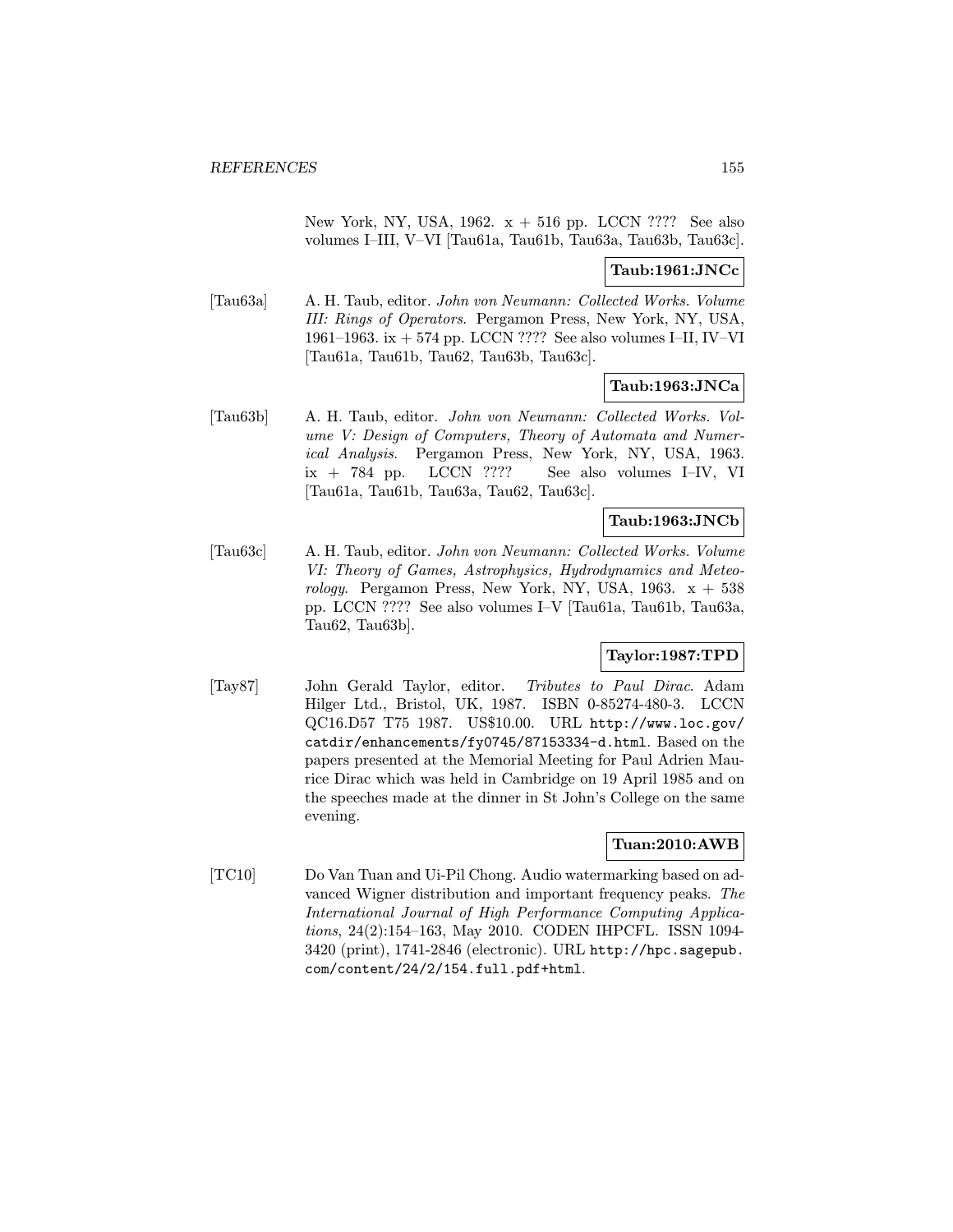New York, NY, USA, 1962. x + 516 pp. LCCN ???? See also volumes I–III, V–VI [Tau61a, Tau61b, Tau63a, Tau63b, Tau63c].

**Taub:1961:JNCc**

[Tau63a] A. H. Taub, editor. *John von Neumann: Collected Works. Volume III: Rings of Operators*. Pergamon Press, New York, NY, USA, 1961–1963. ix + 574 pp. LCCN ???? See also volumes I–II, IV–VI [Tau61a, Tau61b, Tau62, Tau63b, Tau63c].

**Taub:1963:JNCa**

[Tau63b] A. H. Taub, editor. *John von Neumann: Collected Works. Volume V: Design of Computers, Theory of Automata and Numerical Analysis*. Pergamon Press, New York, NY, USA, 1963. ix + 784 pp. LCCN ???? See also volumes I–IV, VI [Tau61a, Tau61b, Tau63a, Tau62, Tau63c].

**Taub:1963:JNCb**

[Tau63c] A. H. Taub, editor. *John von Neumann: Collected Works. Volume VI: Theory of Games, Astrophysics, Hydrodynamics and Meteorology*. Pergamon Press, New York, NY, USA, 1963. x + 538 pp. LCCN ???? See also volumes I–V [Tau61a, Tau61b, Tau63a, Tau62, Tau63b].

**Taylor:1987:TPD**

[Tay87] John Gerald Taylor, editor. *Tributes to Paul Dirac*. Adam Hilger Ltd., Bristol, UK, 1987. ISBN 0-85274-480-3. LCCN QC16.D57 T75 1987. US$10.00. URL `http://www.loc.gov/catdir/enhancements/fy0745/87153334-d.html`. Based on the papers presented at the Memorial Meeting for Paul Adrien Maurice Dirac which was held in Cambridge on 19 April 1985 and on the speeches made at the dinner in St John's College on the same evening.

**Tuan:2010:AWB**

[TC10] Do Van Tuan and Ui-Pil Chong. Audio watermarking based on advanced Wigner distribution and important frequency peaks. *The International Journal of High Performance Computing Applications*, 24(2):154–163, May 2010. CODEN IHPCFL. ISSN 1094-3420 (print), 1741-2846 (electronic). URL `http://hpc.sagepub.com/content/24/2/154.full.pdf+html`.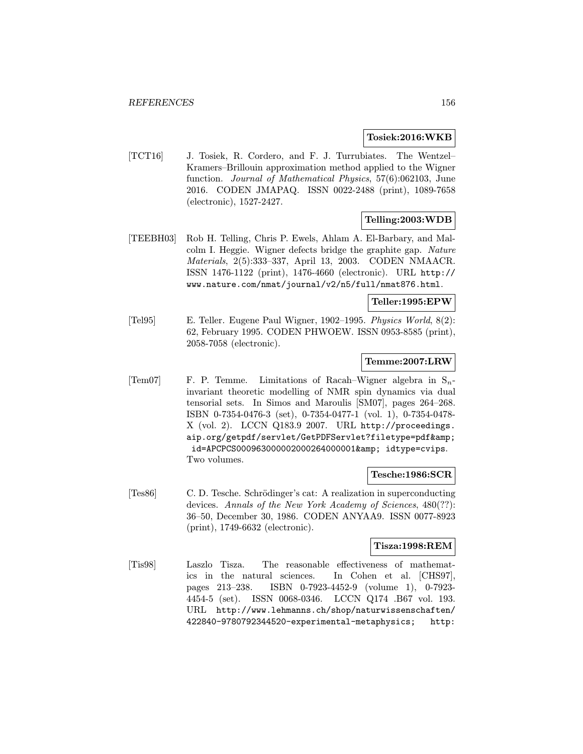**Tosiek:2016:WKB**

[TCT16] J. Tosiek, R. Cordero, and F. J. Turrubiates. The Wentzel–Kramers–Brillouin approximation method applied to the Wigner function. *Journal of Mathematical Physics*, 57(6):062103, June 2016. CODEN JMAPAQ. ISSN 0022-2488 (print), 1089-7658 (electronic), 1527-2427.

**Telling:2003:WDB**

[TEEBH03] Rob H. Telling, Chris P. Ewels, Ahlam A. El-Barbary, and Malcolm I. Heggie. Wigner defects bridge the graphite gap. *Nature Materials*, 2(5):333–337, April 13, 2003. CODEN NMAACR. ISSN 1476-1122 (print), 1476-4660 (electronic). URL `http://www.nature.com/nmat/journal/v2/n5/full/nmat876.html`.

**Teller:1995:EPW**

[Tel95] E. Teller. Eugene Paul Wigner, 1902–1995. *Physics World*, 8(2): 62, February 1995. CODEN PHWOEW. ISSN 0953-8585 (print), 2058-7058 (electronic).

**Temme:2007:LRW**

[Tem07] F. P. Temme. Limitations of Racah–Wigner algebra in $S_n$-invariant theoretic modelling of NMR spin dynamics via dual tensorial sets. In Simos and Maroulis [SM07], pages 264–268. ISBN 0-7354-0476-3 (set), 0-7354-0477-1 (vol. 1), 0-7354-0478-X (vol. 2). LCCN Q183.9 2007. URL `http://proceedings.aip.org/getpdf/servlet/GetPDFServlet?filetype=pdf&amp; id=APCPCS000963000002000264000001&amp; idtype=cvips`. Two volumes.

**Tesche:1986:SCR**

[Tes86] C. D. Tesche. Schrödinger's cat: A realization in superconducting devices. *Annals of the New York Academy of Sciences*, 480(??): 36–50, December 30, 1986. CODEN ANYAA9. ISSN 0077-8923 (print), 1749-6632 (electronic).

**Tisza:1998:REM**

[Tis98] Laszlo Tisza. The reasonable effectiveness of mathematics in the natural sciences. In Cohen et al. [CHS97], pages 213–238. ISBN 0-7923-4452-9 (volume 1), 0-7923-4454-5 (set). ISSN 0068-0346. LCCN Q174 .B67 vol. 193. URL `http://www.lehmanns.ch/shop/naturwissenschaften/422840-9780792344520-experimental-metaphysics; http:`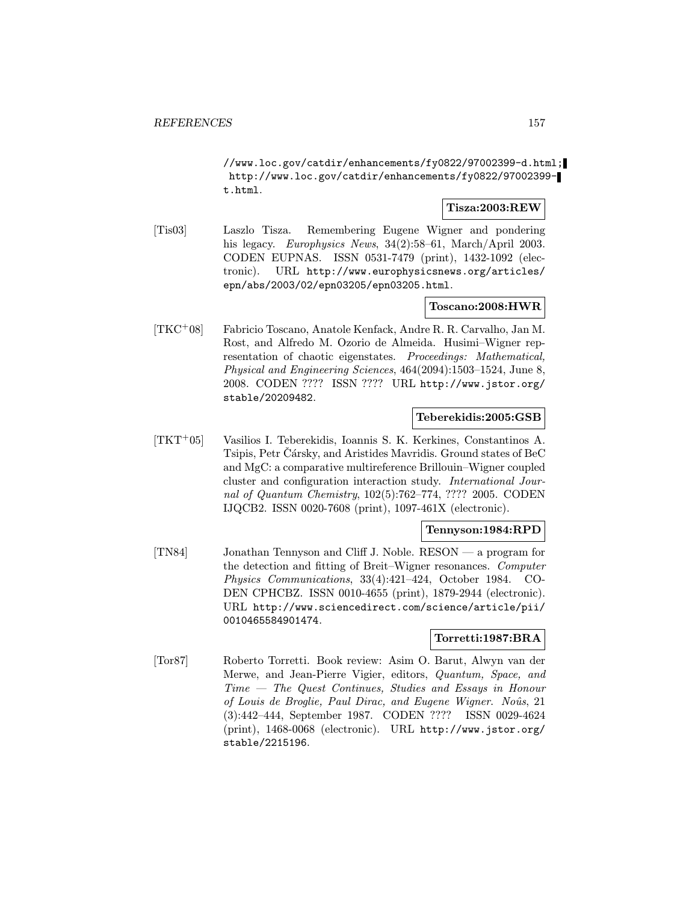//www.loc.gov/catdir/enhancements/fy0822/97002399-d.html; http://www.loc.gov/catdir/enhancements/fy0822/97002399-t.html.

**Tisza:2003:REW**

[Tis03] Laszlo Tisza. Remembering Eugene Wigner and pondering his legacy. *Europhysics News*, 34(2):58–61, March/April 2003. CODEN EUPNAS. ISSN 0531-7479 (print), 1432-1092 (electronic). URL http://www.europhysicsnews.org/articles/epn/abs/2003/02/epn03205/epn03205.html.

**Toscano:2008:HWR**

[TKC+08] Fabricio Toscano, Anatole Kenfack, Andre R. R. Carvalho, Jan M. Rost, and Alfredo M. Ozorio de Almeida. Husimi–Wigner representation of chaotic eigenstates. *Proceedings: Mathematical, Physical and Engineering Sciences*, 464(2094):1503–1524, June 8, 2008. CODEN ???? ISSN ???? URL http://www.jstor.org/stable/20209482.

**Teberekidis:2005:GSB**

[TKT+05] Vasilios I. Teberekidis, Ioannis S. K. Kerkines, Constantinos A. Tsipis, Petr Čársky, and Aristides Mavridis. Ground states of BeC and MgC: a comparative multireference Brillouin–Wigner coupled cluster and configuration interaction study. *International Journal of Quantum Chemistry*, 102(5):762–774, ???? 2005. CODEN IJQCB2. ISSN 0020-7608 (print), 1097-461X (electronic).

**Tennyson:1984:RPD**

[TN84] Jonathan Tennyson and Cliff J. Noble. RESON — a program for the detection and fitting of Breit–Wigner resonances. *Computer Physics Communications*, 33(4):421–424, October 1984. CODEN CPHCBZ. ISSN 0010-4655 (print), 1879-2944 (electronic). URL http://www.sciencedirect.com/science/article/pii/0010465584901474.

**Torretti:1987:BRA**

[Tor87] Roberto Torretti. Book review: Asim O. Barut, Alwyn van der Merwe, and Jean-Pierre Vigier, editors, *Quantum, Space, and Time — The Quest Continues, Studies and Essays in Honour of Louis de Broglie, Paul Dirac, and Eugene Wigner*. *Noûs*, 21 (3):442–444, September 1987. CODEN ???? ISSN 0029-4624 (print), 1468-0068 (electronic). URL http://www.jstor.org/stable/2215196.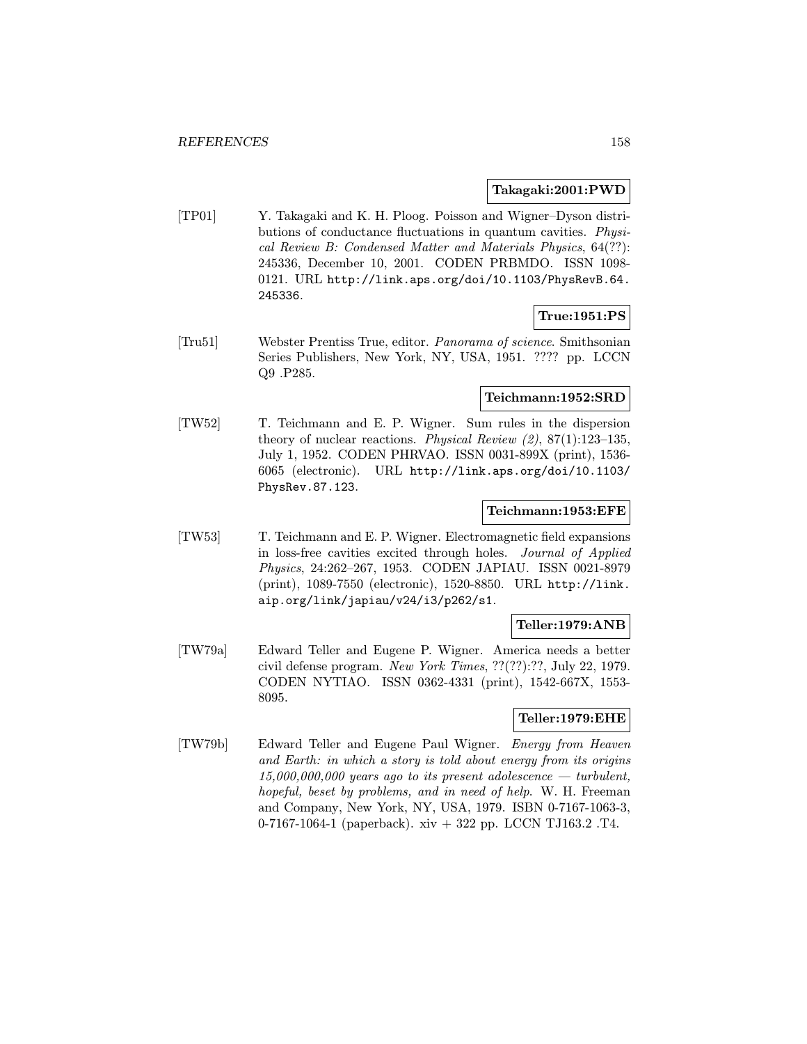**Takagaki:2001:PWD**

[TP01] Y. Takagaki and K. H. Ploog. Poisson and Wigner–Dyson distributions of conductance fluctuations in quantum cavities. *Physical Review B: Condensed Matter and Materials Physics*, 64(??): 245336, December 10, 2001. CODEN PRBMDO. ISSN 1098-0121. URL http://link.aps.org/doi/10.1103/PhysRevB.64.245336.

**True:1951:PS**

[Tru51] Webster Prentiss True, editor. *Panorama of science*. Smithsonian Series Publishers, New York, NY, USA, 1951. ???? pp. LCCN Q9 .P285.

**Teichmann:1952:SRD**

[TW52] T. Teichmann and E. P. Wigner. Sum rules in the dispersion theory of nuclear reactions. *Physical Review (2)*, 87(1):123–135, July 1, 1952. CODEN PHRVAO. ISSN 0031-899X (print), 1536-6065 (electronic). URL http://link.aps.org/doi/10.1103/PhysRev.87.123.

**Teichmann:1953:EFE**

[TW53] T. Teichmann and E. P. Wigner. Electromagnetic field expansions in loss-free cavities excited through holes. *Journal of Applied Physics*, 24:262–267, 1953. CODEN JAPIAU. ISSN 0021-8979 (print), 1089-7550 (electronic), 1520-8850. URL http://link.aip.org/link/japiau/v24/i3/p262/s1.

**Teller:1979:ANB**

[TW79a] Edward Teller and Eugene P. Wigner. America needs a better civil defense program. *New York Times*, ??(??):??, July 22, 1979. CODEN NYTIAO. ISSN 0362-4331 (print), 1542-667X, 1553-8095.

**Teller:1979:EHE**

[TW79b] Edward Teller and Eugene Paul Wigner. *Energy from Heaven and Earth: in which a story is told about energy from its origins 15,000,000,000 years ago to its present adolescence — turbulent, hopeful, beset by problems, and in need of help*. W. H. Freeman and Company, New York, NY, USA, 1979. ISBN 0-7167-1063-3, 0-7167-1064-1 (paperback). xiv + 322 pp. LCCN TJ163.2 .T4.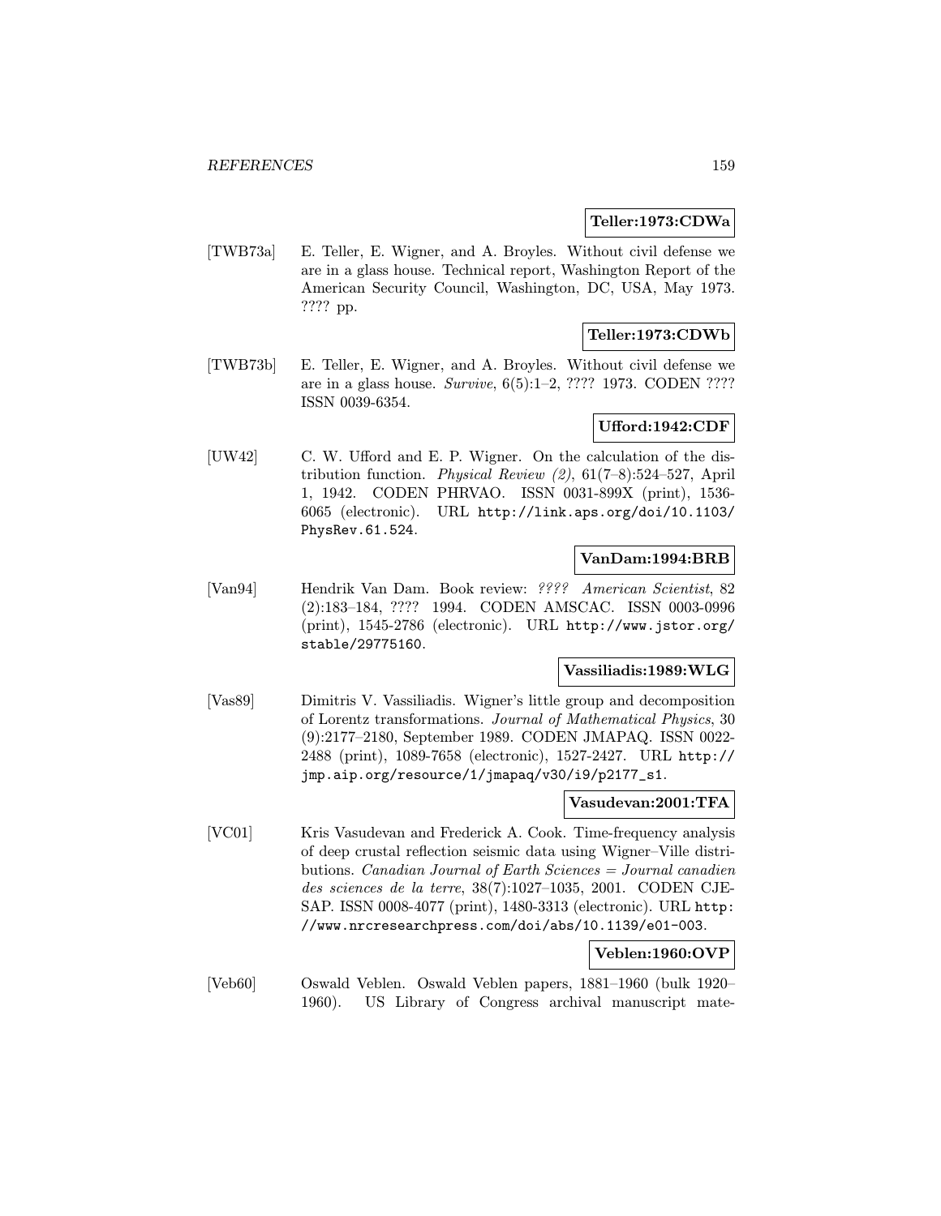**Teller:1973:CDWa**

[TWB73a] E. Teller, E. Wigner, and A. Broyles. Without civil defense we are in a glass house. Technical report, Washington Report of the American Security Council, Washington, DC, USA, May 1973. ???? pp.

**Teller:1973:CDWb**

[TWB73b] E. Teller, E. Wigner, and A. Broyles. Without civil defense we are in a glass house. *Survive*, 6(5):1–2, ???? 1973. CODEN ???? ISSN 0039-6354.

**Ufford:1942:CDF**

[UW42] C. W. Ufford and E. P. Wigner. On the calculation of the distribution function. *Physical Review (2)*, 61(7–8):524–527, April 1, 1942. CODEN PHRVAO. ISSN 0031-899X (print), 1536-6065 (electronic). URL http://link.aps.org/doi/10.1103/PhysRev.61.524.

**VanDam:1994:BRB**

[Van94] Hendrik Van Dam. Book review: *????* *American Scientist*, 82 (2):183–184, ???? 1994. CODEN AMSCAC. ISSN 0003-0996 (print), 1545-2786 (electronic). URL http://www.jstor.org/stable/29775160.

**Vassiliadis:1989:WLG**

[Vas89] Dimitris V. Vassiliadis. Wigner's little group and decomposition of Lorentz transformations. *Journal of Mathematical Physics*, 30 (9):2177–2180, September 1989. CODEN JMAPAQ. ISSN 0022-2488 (print), 1089-7658 (electronic), 1527-2427. URL http://jmp.aip.org/resource/1/jmapaq/v30/i9/p2177_s1.

**Vasudevan:2001:TFA**

[VC01] Kris Vasudevan and Frederick A. Cook. Time-frequency analysis of deep crustal reflection seismic data using Wigner–Ville distributions. *Canadian Journal of Earth Sciences = Journal canadien des sciences de la terre*, 38(7):1027–1035, 2001. CODEN CJESAP. ISSN 0008-4077 (print), 1480-3313 (electronic). URL http://www.nrcresearchpress.com/doi/abs/10.1139/e01-003.

**Veblen:1960:OVP**

[Veb60] Oswald Veblen. Oswald Veblen papers, 1881–1960 (bulk 1920–1960). US Library of Congress archival manuscript mate-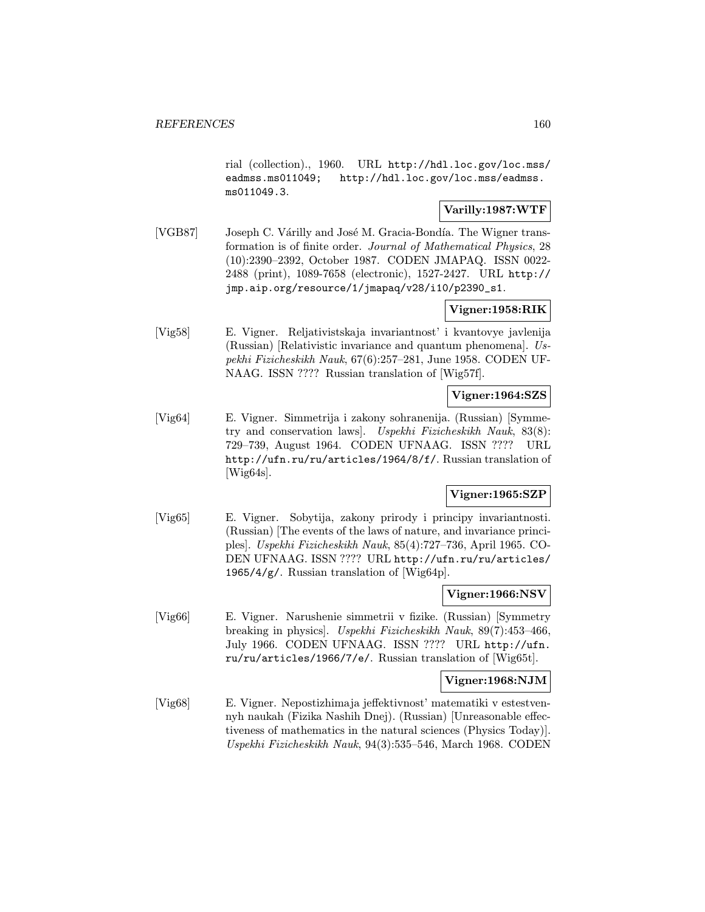rial (collection)., 1960. URL http://hdl.loc.gov/loc.mss/eadmss.ms011049; http://hdl.loc.gov/loc.mss/eadmss.ms011049.3.

**Varilly:1987:WTF**

[VGB87] Joseph C. Várilly and José M. Gracia-Bondía. The Wigner transformation is of finite order. *Journal of Mathematical Physics*, 28 (10):2390–2392, October 1987. CODEN JMAPAQ. ISSN 0022-2488 (print), 1089-7658 (electronic), 1527-2427. URL http://jmp.aip.org/resource/1/jmapaq/v28/i10/p2390_s1.

**Vigner:1958:RIK**

[Vig58] E. Vigner. Reljativistskaja invariantnost' i kvantovye javlenija (Russian) [Relativistic invariance and quantum phenomena]. *Uspekhi Fizicheskikh Nauk*, 67(6):257–281, June 1958. CODEN UFNAAG. ISSN ???? Russian translation of [Wig57f].

**Vigner:1964:SZS**

[Vig64] E. Vigner. Simmetrija i zakony sohranenija. (Russian) [Symmetry and conservation laws]. *Uspekhi Fizicheskikh Nauk*, 83(8): 729–739, August 1964. CODEN UFNAAG. ISSN ???? URL http://ufn.ru/ru/articles/1964/8/f/. Russian translation of [Wig64s].

**Vigner:1965:SZP**

[Vig65] E. Vigner. Sobytija, zakony prirody i principy invariantnosti. (Russian) [The events of the laws of nature, and invariance principles]. *Uspekhi Fizicheskikh Nauk*, 85(4):727–736, April 1965. CODEN UFNAAG. ISSN ???? URL http://ufn.ru/ru/articles/1965/4/g/. Russian translation of [Wig64p].

**Vigner:1966:NSV**

[Vig66] E. Vigner. Narushenie simmetrii v fizike. (Russian) [Symmetry breaking in physics]. *Uspekhi Fizicheskikh Nauk*, 89(7):453–466, July 1966. CODEN UFNAAG. ISSN ???? URL http://ufn.ru/ru/articles/1966/7/e/. Russian translation of [Wig65t].

**Vigner:1968:NJM**

[Vig68] E. Vigner. Nepostizhimaja jeffektivnost' matematiki v estestvennyh naukah (Fizika Nashih Dnej). (Russian) [Unreasonable effectiveness of mathematics in the natural sciences (Physics Today)]. *Uspekhi Fizicheskikh Nauk*, 94(3):535–546, March 1968. CODEN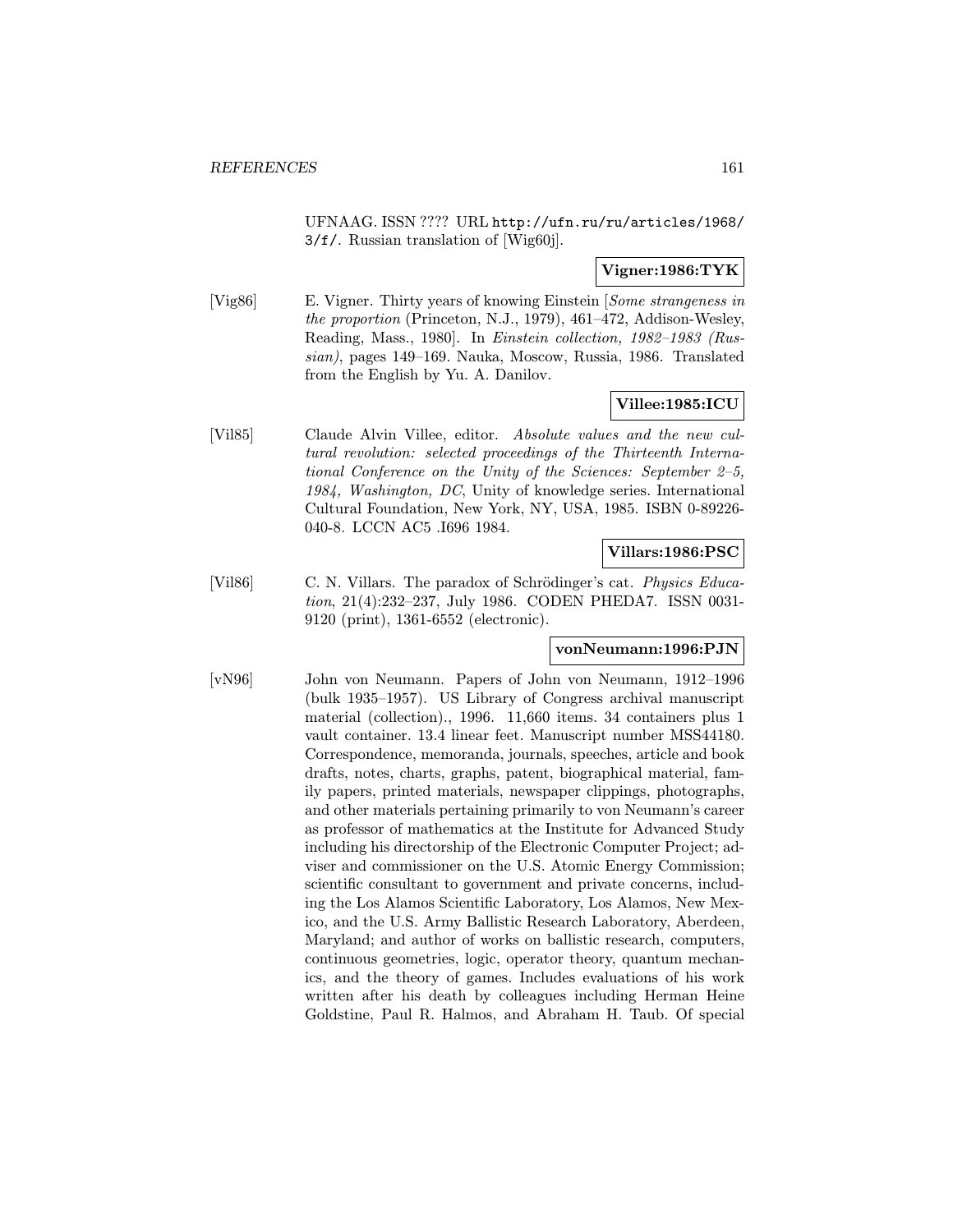UFNAAG. ISSN ???? URL http://ufn.ru/ru/articles/1968/3/f/. Russian translation of [Wig60j].

**Vigner:1986:TYK**

[Vig86] E. Vigner. Thirty years of knowing Einstein [*Some strangeness in the proportion* (Princeton, N.J., 1979), 461–472, Addison-Wesley, Reading, Mass., 1980]. In *Einstein collection, 1982–1983 (Russian)*, pages 149–169. Nauka, Moscow, Russia, 1986. Translated from the English by Yu. A. Danilov.

**Villee:1985:ICU**

[Vil85] Claude Alvin Villee, editor. *Absolute values and the new cultural revolution: selected proceedings of the Thirteenth International Conference on the Unity of the Sciences: September 2–5, 1984, Washington, DC*, Unity of knowledge series. International Cultural Foundation, New York, NY, USA, 1985. ISBN 0-89226-040-8. LCCN AC5 .I696 1984.

**Villars:1986:PSC**

[Vil86] C. N. Villars. The paradox of Schrödinger's cat. *Physics Education*, 21(4):232–237, July 1986. CODEN PHEDA7. ISSN 0031-9120 (print), 1361-6552 (electronic).

**vonNeumann:1996:PJN**

[vN96] John von Neumann. Papers of John von Neumann, 1912–1996 (bulk 1935–1957). US Library of Congress archival manuscript material (collection)., 1996. 11,660 items. 34 containers plus 1 vault container. 13.4 linear feet. Manuscript number MSS44180. Correspondence, memoranda, journals, speeches, article and book drafts, notes, charts, graphs, patent, biographical material, family papers, printed materials, newspaper clippings, photographs, and other materials pertaining primarily to von Neumann's career as professor of mathematics at the Institute for Advanced Study including his directorship of the Electronic Computer Project; adviser and commissioner on the U.S. Atomic Energy Commission; scientific consultant to government and private concerns, including the Los Alamos Scientific Laboratory, Los Alamos, New Mexico, and the U.S. Army Ballistic Research Laboratory, Aberdeen, Maryland; and author of works on ballistic research, computers, continuous geometries, logic, operator theory, quantum mechanics, and the theory of games. Includes evaluations of his work written after his death by colleagues including Herman Heine Goldstine, Paul R. Halmos, and Abraham H. Taub. Of special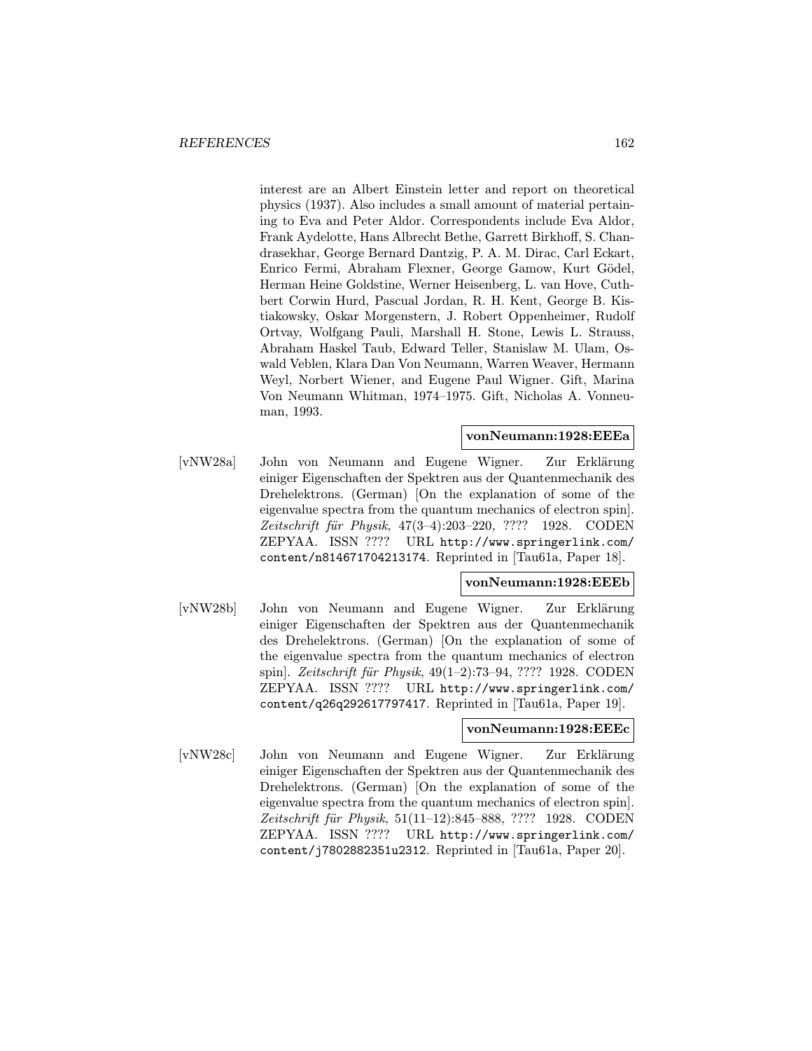interest are an Albert Einstein letter and report on theoretical physics (1937). Also includes a small amount of material pertaining to Eva and Peter Aldor. Correspondents include Eva Aldor, Frank Aydelotte, Hans Albrecht Bethe, Garrett Birkhoff, S. Chandrasekhar, George Bernard Dantzig, P. A. M. Dirac, Carl Eckart, Enrico Fermi, Abraham Flexner, George Gamow, Kurt Gödel, Herman Heine Goldstine, Werner Heisenberg, L. van Hove, Cuthbert Corwin Hurd, Pascual Jordan, R. H. Kent, George B. Kistiakowsky, Oskar Morgenstern, J. Robert Oppenheimer, Rudolf Ortvay, Wolfgang Pauli, Marshall H. Stone, Lewis L. Strauss, Abraham Haskel Taub, Edward Teller, Stanislaw M. Ulam, Oswald Veblen, Klara Dan Von Neumann, Warren Weaver, Hermann Weyl, Norbert Wiener, and Eugene Paul Wigner. Gift, Marina Von Neumann Whitman, 1974–1975. Gift, Nicholas A. Vonneuman, 1993.

**vonNeumann:1928:EEEa**

[vNW28a] John von Neumann and Eugene Wigner. Zur Erklärung einiger Eigenschaften der Spektren aus der Quantenmechanik des Drehelektrons. (German) [On the explanation of some of the eigenvalue spectra from the quantum mechanics of electron spin]. *Zeitschrift für Physik*, 47(3–4):203–220, ???? 1928. CODEN ZEPYAA. ISSN ???? URL `http://www.springerlink.com/content/n814671704213174`. Reprinted in [Tau61a, Paper 18].

**vonNeumann:1928:EEEb**

[vNW28b] John von Neumann and Eugene Wigner. Zur Erklärung einiger Eigenschaften der Spektren aus der Quantenmechanik des Drehelektrons. (German) [On the explanation of some of the eigenvalue spectra from the quantum mechanics of electron spin]. *Zeitschrift für Physik*, 49(1–2):73–94, ???? 1928. CODEN ZEPYAA. ISSN ???? URL `http://www.springerlink.com/content/q26q292617797417`. Reprinted in [Tau61a, Paper 19].

**vonNeumann:1928:EEEc**

[vNW28c] John von Neumann and Eugene Wigner. Zur Erklärung einiger Eigenschaften der Spektren aus der Quantenmechanik des Drehelektrons. (German) [On the explanation of some of the eigenvalue spectra from the quantum mechanics of electron spin]. *Zeitschrift für Physik*, 51(11–12):845–888, ???? 1928. CODEN ZEPYAA. ISSN ???? URL `http://www.springerlink.com/content/j7802882351u2312`. Reprinted in [Tau61a, Paper 20].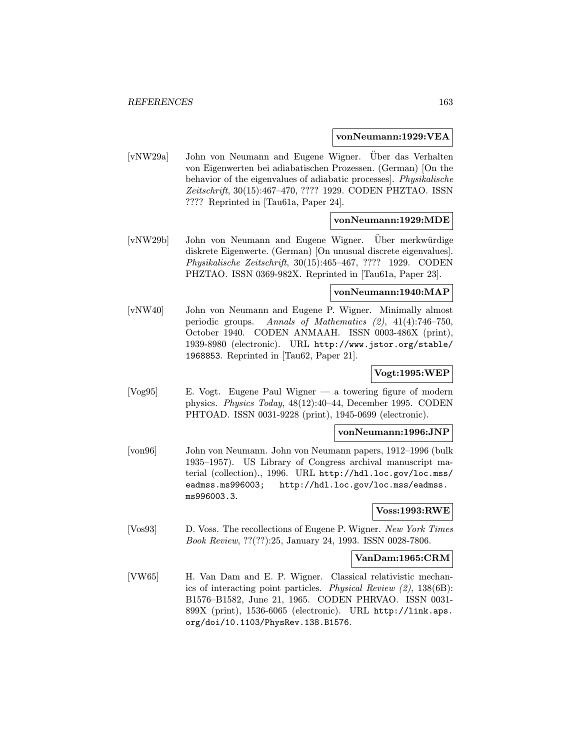**vonNeumann:1929:VEA**

[vNW29a] John von Neumann and Eugene Wigner. Über das Verhalten von Eigenwerten bei adiabatischen Prozessen. (German) [On the behavior of the eigenvalues of adiabatic processes]. *Physikalische Zeitschrift*, 30(15):467–470, ???? 1929. CODEN PHZTAO. ISSN ???? Reprinted in [Tau61a, Paper 24].

**vonNeumann:1929:MDE**

[vNW29b] John von Neumann and Eugene Wigner. Über merkwürdige diskrete Eigenwerte. (German) [On unusual discrete eigenvalues]. *Physikalische Zeitschrift*, 30(15):465–467, ???? 1929. CODEN PHZTAO. ISSN 0369-982X. Reprinted in [Tau61a, Paper 23].

**vonNeumann:1940:MAP**

[vNW40] John von Neumann and Eugene P. Wigner. Minimally almost periodic groups. *Annals of Mathematics (2)*, 41(4):746–750, October 1940. CODEN ANMAAH. ISSN 0003-486X (print), 1939-8980 (electronic). URL http://www.jstor.org/stable/1968853. Reprinted in [Tau62, Paper 21].

**Vogt:1995:WEP**

[Vog95] E. Vogt. Eugene Paul Wigner — a towering figure of modern physics. *Physics Today*, 48(12):40–44, December 1995. CODEN PHTOAD. ISSN 0031-9228 (print), 1945-0699 (electronic).

**vonNeumann:1996:JNP**

[von96] John von Neumann. John von Neumann papers, 1912–1996 (bulk 1935–1957). US Library of Congress archival manuscript material (collection)., 1996. URL http://hdl.loc.gov/loc.mss/eadmss.ms996003; http://hdl.loc.gov/loc.mss/eadmss.ms996003.3.

**Voss:1993:RWE**

[Vos93] D. Voss. The recollections of Eugene P. Wigner. *New York Times Book Review*, ??(??):25, January 24, 1993. ISSN 0028-7806.

**VanDam:1965:CRM**

[VW65] H. Van Dam and E. P. Wigner. Classical relativistic mechanics of interacting point particles. *Physical Review (2)*, 138(6B): B1576–B1582, June 21, 1965. CODEN PHRVAO. ISSN 0031-899X (print), 1536-6065 (electronic). URL http://link.aps.org/doi/10.1103/PhysRev.138.B1576.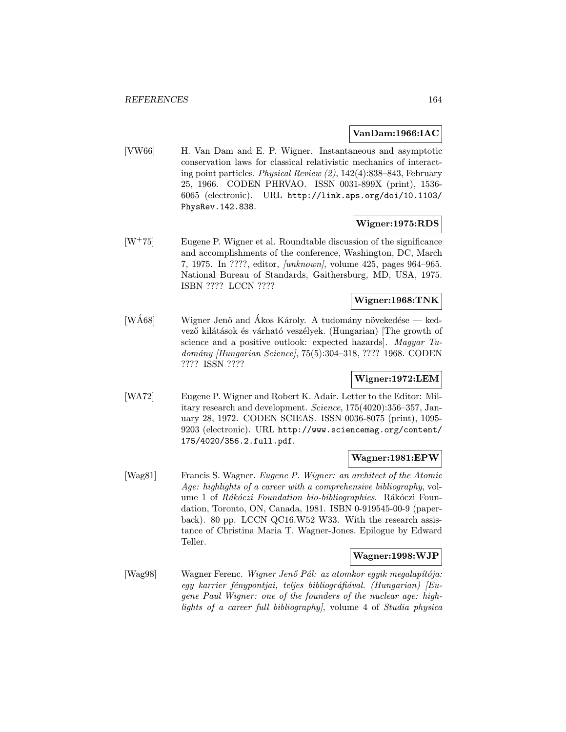**VanDam:1966:IAC**

[VW66] H. Van Dam and E. P. Wigner. Instantaneous and asymptotic conservation laws for classical relativistic mechanics of interacting point particles. *Physical Review (2)*, 142(4):838–843, February 25, 1966. CODEN PHRVAO. ISSN 0031-899X (print), 1536-6065 (electronic). URL `http://link.aps.org/doi/10.1103/PhysRev.142.838`.

**Wigner:1975:RDS**

[W+75] Eugene P. Wigner et al. Roundtable discussion of the significance and accomplishments of the conference, Washington, DC, March 7, 1975. In ????, editor, *[unknown]*, volume 425, pages 964–965. National Bureau of Standards, Gaithersburg, MD, USA, 1975. ISBN ???? LCCN ????

**Wigner:1968:TNK**

[WÁ68] Wigner Jenő and Ákos Károly. A tudomány növekedése — kedvező kilátások és várható veszélyek. (Hungarian) [The growth of science and a positive outlook: expected hazards]. *Magyar Tudomány [Hungarian Science]*, 75(5):304–318, ???? 1968. CODEN ???? ISSN ????

**Wigner:1972:LEM**

[WA72] Eugene P. Wigner and Robert K. Adair. Letter to the Editor: Military research and development. *Science*, 175(4020):356–357, January 28, 1972. CODEN SCIEAS. ISSN 0036-8075 (print), 1095-9203 (electronic). URL `http://www.sciencemag.org/content/175/4020/356.2.full.pdf`.

**Wagner:1981:EPW**

[Wag81] Francis S. Wagner. *Eugene P. Wigner: an architect of the Atomic Age: highlights of a career with a comprehensive bibliography*, volume 1 of *Rákóczi Foundation bio-bibliographies*. Rákóczi Foundation, Toronto, ON, Canada, 1981. ISBN 0-919545-00-9 (paperback). 80 pp. LCCN QC16.W52 W33. With the research assistance of Christina Maria T. Wagner-Jones. Epilogue by Edward Teller.

**Wagner:1998:WJP**

[Wag98] Wagner Ferenc. *Wigner Jenő Pál: az atomkor egyik megalapítója: egy karrier fénypontjai, teljes bibliográfiával. (Hungarian) [Eugene Paul Wigner: one of the founders of the nuclear age: highlights of a career full bibliography]*, volume 4 of *Studia physica*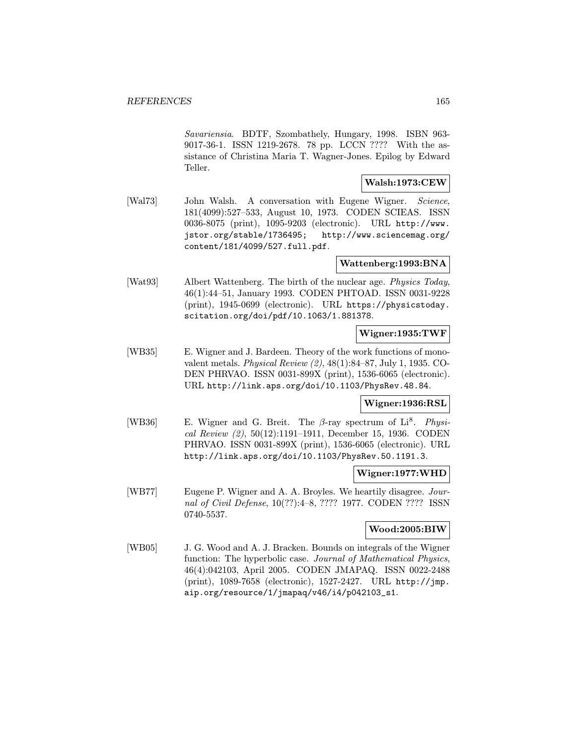*Savariensia*. BDTF, Szombathely, Hungary, 1998. ISBN 963-9017-36-1. ISSN 1219-2678. 78 pp. LCCN ???? With the assistance of Christina Maria T. Wagner-Jones. Epilog by Edward Teller.

**Walsh:1973:CEW**

[Wal73] John Walsh. A conversation with Eugene Wigner. *Science*, 181(4099):527–533, August 10, 1973. CODEN SCIEAS. ISSN 0036-8075 (print), 1095-9203 (electronic). URL http://www.jstor.org/stable/1736495; http://www.sciencemag.org/content/181/4099/527.full.pdf.

**Wattenberg:1993:BNA**

[Wat93] Albert Wattenberg. The birth of the nuclear age. *Physics Today*, 46(1):44–51, January 1993. CODEN PHTOAD. ISSN 0031-9228 (print), 1945-0699 (electronic). URL https://physicstoday.scitation.org/doi/pdf/10.1063/1.881378.

**Wigner:1935:TWF**

[WB35] E. Wigner and J. Bardeen. Theory of the work functions of monovalent metals. *Physical Review (2)*, 48(1):84–87, July 1, 1935. CODEN PHRVAO. ISSN 0031-899X (print), 1536-6065 (electronic). URL http://link.aps.org/doi/10.1103/PhysRev.48.84.

**Wigner:1936:RSL**

[WB36] E. Wigner and G. Breit. The $\beta$-ray spectrum of $Li^8$. *Physical Review (2)*, 50(12):1191–1911, December 15, 1936. CODEN PHRVAO. ISSN 0031-899X (print), 1536-6065 (electronic). URL http://link.aps.org/doi/10.1103/PhysRev.50.1191.3.

**Wigner:1977:WHD**

[WB77] Eugene P. Wigner and A. A. Broyles. We heartily disagree. *Journal of Civil Defense*, 10(??):4–8, ???? 1977. CODEN ???? ISSN 0740-5537.

**Wood:2005:BIW**

[WB05] J. G. Wood and A. J. Bracken. Bounds on integrals of the Wigner function: The hyperbolic case. *Journal of Mathematical Physics*, 46(4):042103, April 2005. CODEN JMAPAQ. ISSN 0022-2488 (print), 1089-7658 (electronic), 1527-2427. URL http://jmp.aip.org/resource/1/jmapaq/v46/i4/p042103_s1.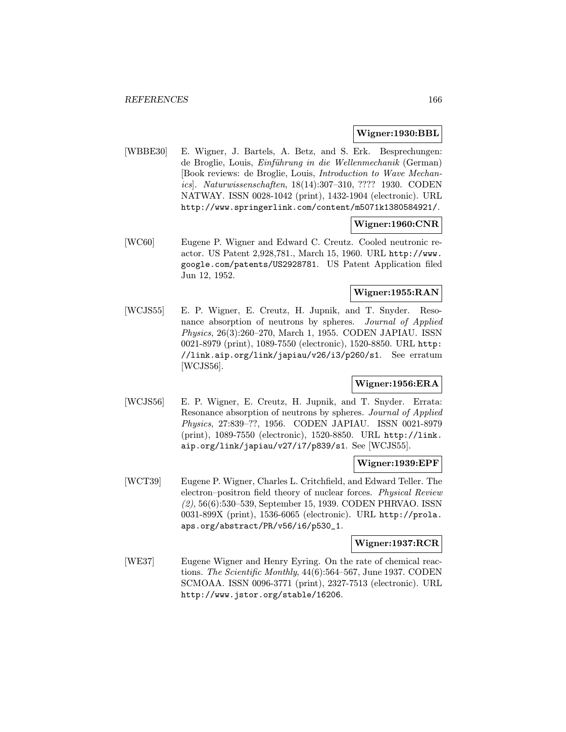**Wigner:1930:BBL**

[WBBE30] E. Wigner, J. Bartels, A. Betz, and S. Erk. Besprechungen: de Broglie, Louis, *Einführung in die Wellenmechanik* (German) [Book reviews: de Broglie, Louis, *Introduction to Wave Mechanics*]. *Naturwissenschaften*, 18(14):307–310, ???? 1930. CODEN NATWAY. ISSN 0028-1042 (print), 1432-1904 (electronic). URL http://www.springerlink.com/content/m5071k1380584921/.

**Wigner:1960:CNR**

[WC60] Eugene P. Wigner and Edward C. Creutz. Cooled neutronic reactor. US Patent 2,928,781., March 15, 1960. URL http://www.google.com/patents/US2928781. US Patent Application filed Jun 12, 1952.

**Wigner:1955:RAN**

[WCJS55] E. P. Wigner, E. Creutz, H. Jupnik, and T. Snyder. Resonance absorption of neutrons by spheres. *Journal of Applied Physics*, 26(3):260–270, March 1, 1955. CODEN JAPIAU. ISSN 0021-8979 (print), 1089-7550 (electronic), 1520-8850. URL http://link.aip.org/link/japiau/v26/i3/p260/s1. See erratum [WCJS56].

**Wigner:1956:ERA**

[WCJS56] E. P. Wigner, E. Creutz, H. Jupnik, and T. Snyder. Errata: Resonance absorption of neutrons by spheres. *Journal of Applied Physics*, 27:839–??, 1956. CODEN JAPIAU. ISSN 0021-8979 (print), 1089-7550 (electronic), 1520-8850. URL http://link.aip.org/link/japiau/v27/i7/p839/s1. See [WCJS55].

**Wigner:1939:EPF**

[WCT39] Eugene P. Wigner, Charles L. Critchfield, and Edward Teller. The electron–positron field theory of nuclear forces. *Physical Review (2)*, 56(6):530–539, September 15, 1939. CODEN PHRVAO. ISSN 0031-899X (print), 1536-6065 (electronic). URL http://prola.aps.org/abstract/PR/v56/i6/p530_1.

**Wigner:1937:RCR**

[WE37] Eugene Wigner and Henry Eyring. On the rate of chemical reactions. *The Scientific Monthly*, 44(6):564–567, June 1937. CODEN SCMOAA. ISSN 0096-3771 (print), 2327-7513 (electronic). URL http://www.jstor.org/stable/16206.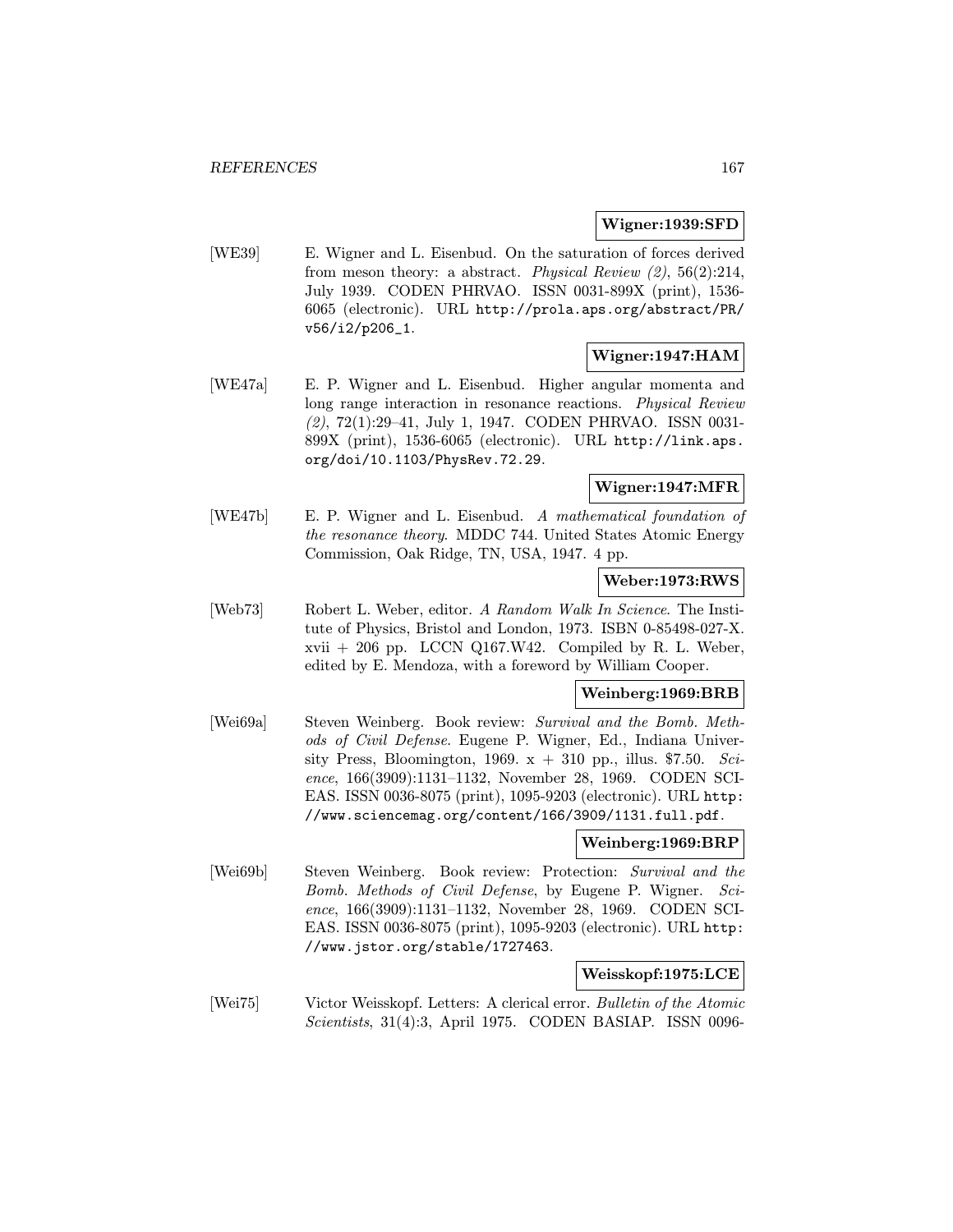**Wigner:1939:SFD**

[WE39] E. Wigner and L. Eisenbud. On the saturation of forces derived from meson theory: a abstract. *Physical Review (2)*, 56(2):214, July 1939. CODEN PHRVAO. ISSN 0031-899X (print), 1536-6065 (electronic). URL http://prola.aps.org/abstract/PR/v56/i2/p206_1.

**Wigner:1947:HAM**

[WE47a] E. P. Wigner and L. Eisenbud. Higher angular momenta and long range interaction in resonance reactions. *Physical Review (2)*, 72(1):29–41, July 1, 1947. CODEN PHRVAO. ISSN 0031-899X (print), 1536-6065 (electronic). URL http://link.aps.org/doi/10.1103/PhysRev.72.29.

**Wigner:1947:MFR**

[WE47b] E. P. Wigner and L. Eisenbud. *A mathematical foundation of the resonance theory*. MDDC 744. United States Atomic Energy Commission, Oak Ridge, TN, USA, 1947. 4 pp.

**Weber:1973:RWS**

[Web73] Robert L. Weber, editor. *A Random Walk In Science*. The Institute of Physics, Bristol and London, 1973. ISBN 0-85498-027-X. xvii + 206 pp. LCCN Q167.W42. Compiled by R. L. Weber, edited by E. Mendoza, with a foreword by William Cooper.

**Weinberg:1969:BRB**

[Wei69a] Steven Weinberg. Book review: *Survival and the Bomb. Methods of Civil Defense*. Eugene P. Wigner, Ed., Indiana University Press, Bloomington, 1969. x + 310 pp., illus. $7.50. *Science*, 166(3909):1131–1132, November 28, 1969. CODEN SCIEAS. ISSN 0036-8075 (print), 1095-9203 (electronic). URL http://www.sciencemag.org/content/166/3909/1131.full.pdf.

**Weinberg:1969:BRP**

[Wei69b] Steven Weinberg. Book review: Protection: *Survival and the Bomb. Methods of Civil Defense*, by Eugene P. Wigner. *Science*, 166(3909):1131–1132, November 28, 1969. CODEN SCIEAS. ISSN 0036-8075 (print), 1095-9203 (electronic). URL http://www.jstor.org/stable/1727463.

**Weisskopf:1975:LCE**

[Wei75] Victor Weisskopf. Letters: A clerical error. *Bulletin of the Atomic Scientists*, 31(4):3, April 1975. CODEN BASIAP. ISSN 0096-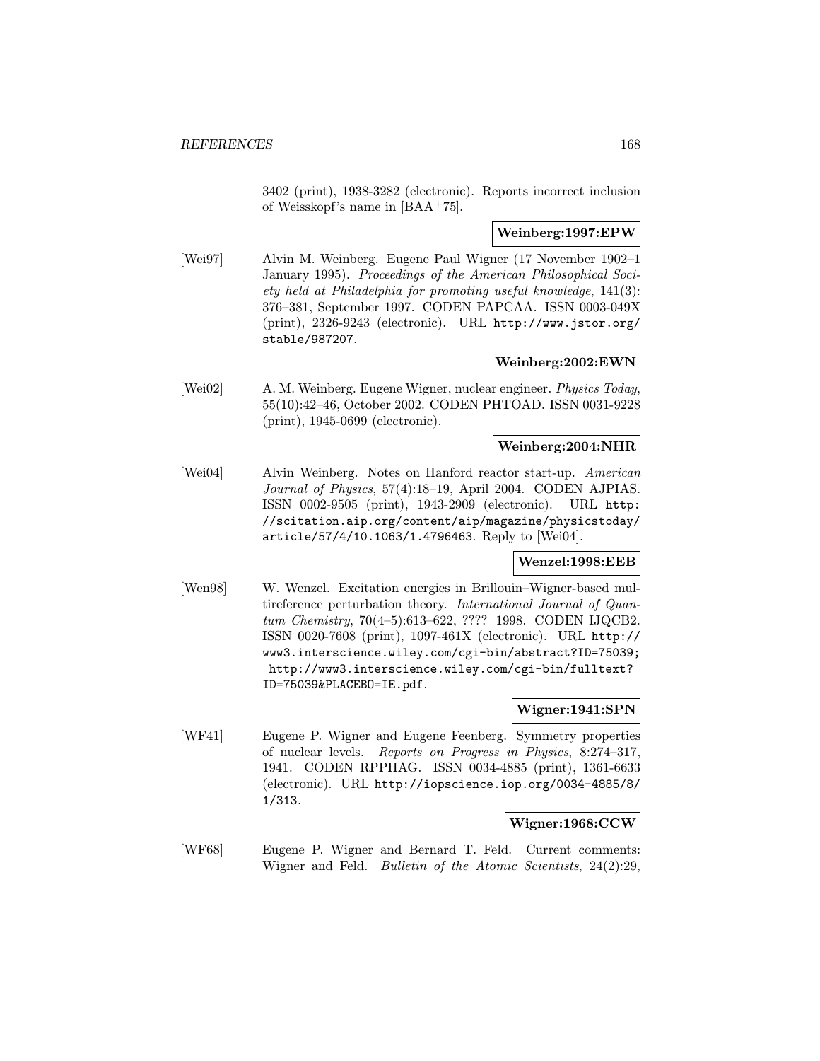3402 (print), 1938-3282 (electronic). Reports incorrect inclusion of Weisskopf's name in [BAA+75].

**Weinberg:1997:EPW**

[Wei97] Alvin M. Weinberg. Eugene Paul Wigner (17 November 1902–1 January 1995). *Proceedings of the American Philosophical Society held at Philadelphia for promoting useful knowledge*, 141(3): 376–381, September 1997. CODEN PAPCAA. ISSN 0003-049X (print), 2326-9243 (electronic). URL http://www.jstor.org/stable/987207.

**Weinberg:2002:EWN**

[Wei02] A. M. Weinberg. Eugene Wigner, nuclear engineer. *Physics Today*, 55(10):42–46, October 2002. CODEN PHTOAD. ISSN 0031-9228 (print), 1945-0699 (electronic).

**Weinberg:2004:NHR**

[Wei04] Alvin Weinberg. Notes on Hanford reactor start-up. *American Journal of Physics*, 57(4):18–19, April 2004. CODEN AJPIAS. ISSN 0002-9505 (print), 1943-2909 (electronic). URL http://scitation.aip.org/content/aip/magazine/physicstoday/article/57/4/10.1063/1.4796463. Reply to [Wei04].

**Wenzel:1998:EEB**

[Wen98] W. Wenzel. Excitation energies in Brillouin–Wigner-based multireference perturbation theory. *International Journal of Quantum Chemistry*, 70(4–5):613–622, ???? 1998. CODEN IJQCB2. ISSN 0020-7608 (print), 1097-461X (electronic). URL http://www3.interscience.wiley.com/cgi-bin/abstract?ID=75039; http://www3.interscience.wiley.com/cgi-bin/fulltext?ID=75039&PLACEBO=IE.pdf.

**Wigner:1941:SPN**

[WF41] Eugene P. Wigner and Eugene Feenberg. Symmetry properties of nuclear levels. *Reports on Progress in Physics*, 8:274–317, 1941. CODEN RPPHAG. ISSN 0034-4885 (print), 1361-6633 (electronic). URL http://iopscience.iop.org/0034-4885/8/1/313.

**Wigner:1968:CCW**

[WF68] Eugene P. Wigner and Bernard T. Feld. Current comments: Wigner and Feld. *Bulletin of the Atomic Scientists*, 24(2):29,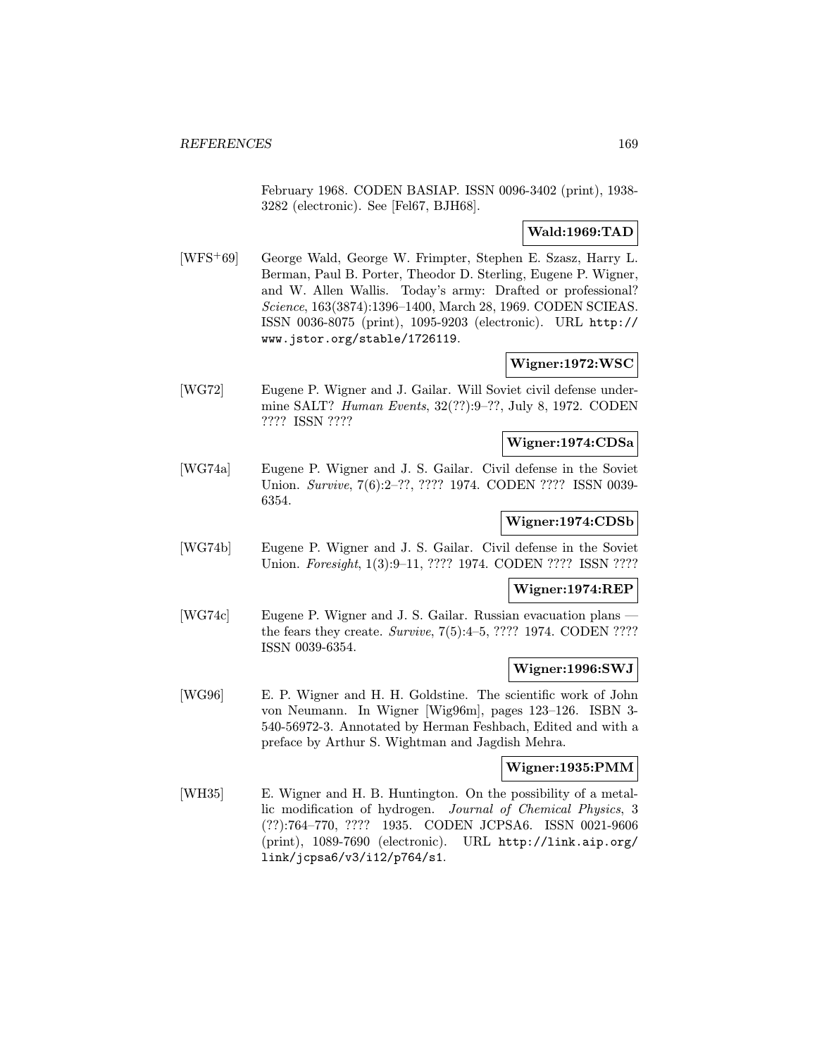February 1968. CODEN BASIAP. ISSN 0096-3402 (print), 1938-3282 (electronic). See [Fel67, BJH68].

**Wald:1969:TAD**

[WFS+69] George Wald, George W. Frimpter, Stephen E. Szasz, Harry L. Berman, Paul B. Porter, Theodor D. Sterling, Eugene P. Wigner, and W. Allen Wallis. Today's army: Drafted or professional? *Science*, 163(3874):1396–1400, March 28, 1969. CODEN SCIEAS. ISSN 0036-8075 (print), 1095-9203 (electronic). URL http://www.jstor.org/stable/1726119.

**Wigner:1972:WSC**

[WG72] Eugene P. Wigner and J. Gailar. Will Soviet civil defense undermine SALT? *Human Events*, 32(??):9–??, July 8, 1972. CODEN ???? ISSN ????

**Wigner:1974:CDSa**

[WG74a] Eugene P. Wigner and J. S. Gailar. Civil defense in the Soviet Union. *Survive*, 7(6):2–??, ???? 1974. CODEN ???? ISSN 0039-6354.

**Wigner:1974:CDSb**

[WG74b] Eugene P. Wigner and J. S. Gailar. Civil defense in the Soviet Union. *Foresight*, 1(3):9–11, ???? 1974. CODEN ???? ISSN ????

**Wigner:1974:REP**

[WG74c] Eugene P. Wigner and J. S. Gailar. Russian evacuation plans — the fears they create. *Survive*, 7(5):4–5, ???? 1974. CODEN ???? ISSN 0039-6354.

**Wigner:1996:SWJ**

[WG96] E. P. Wigner and H. H. Goldstine. The scientific work of John von Neumann. In Wigner [Wig96m], pages 123–126. ISBN 3-540-56972-3. Annotated by Herman Feshbach, Edited and with a preface by Arthur S. Wightman and Jagdish Mehra.

**Wigner:1935:PMM**

[WH35] E. Wigner and H. B. Huntington. On the possibility of a metallic modification of hydrogen. *Journal of Chemical Physics*, 3 (??):764–770, ???? 1935. CODEN JCPSA6. ISSN 0021-9606 (print), 1089-7690 (electronic). URL http://link.aip.org/link/jcpsa6/v3/i12/p764/s1.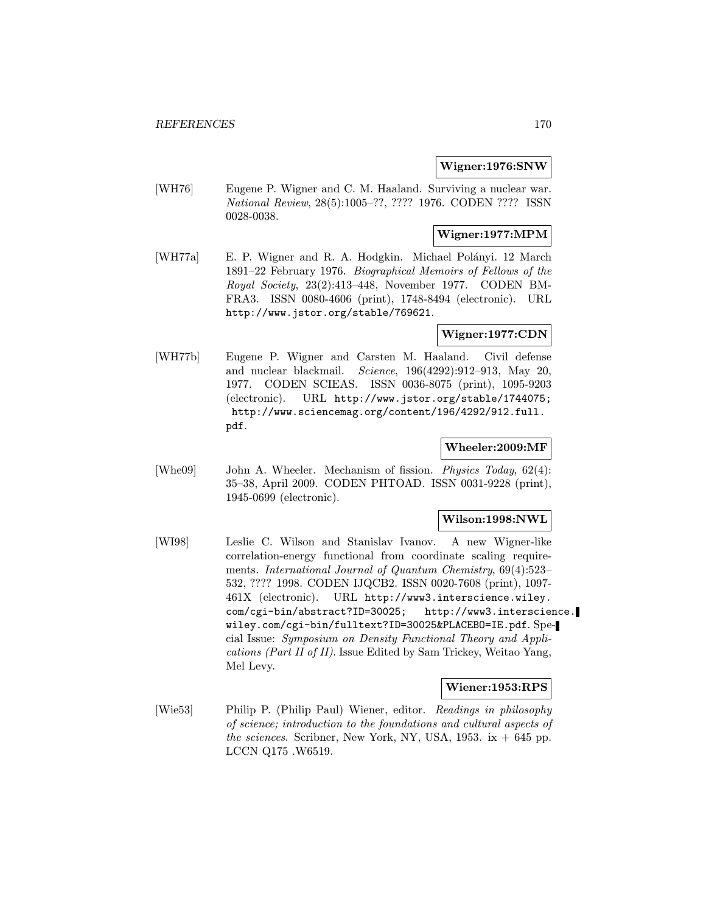**Wigner:1976:SNW**

[WH76] Eugene P. Wigner and C. M. Haaland. Surviving a nuclear war. *National Review*, 28(5):1005–??, ???? 1976. CODEN ???? ISSN 0028-0038.

**Wigner:1977:MPM**

[WH77a] E. P. Wigner and R. A. Hodgkin. Michael Polányi. 12 March 1891–22 February 1976. *Biographical Memoirs of Fellows of the Royal Society*, 23(2):413–448, November 1977. CODEN BMFRA3. ISSN 0080-4606 (print), 1748-8494 (electronic). URL http://www.jstor.org/stable/769621.

**Wigner:1977:CDN**

[WH77b] Eugene P. Wigner and Carsten M. Haaland. Civil defense and nuclear blackmail. *Science*, 196(4292):912–913, May 20, 1977. CODEN SCIEAS. ISSN 0036-8075 (print), 1095-9203 (electronic). URL http://www.jstor.org/stable/1744075; http://www.sciencemag.org/content/196/4292/912.full.pdf.

**Wheeler:2009:MF**

[Whe09] John A. Wheeler. Mechanism of fission. *Physics Today*, 62(4): 35–38, April 2009. CODEN PHTOAD. ISSN 0031-9228 (print), 1945-0699 (electronic).

**Wilson:1998:NWL**

[WI98] Leslie C. Wilson and Stanislav Ivanov. A new Wigner-like correlation-energy functional from coordinate scaling requirements. *International Journal of Quantum Chemistry*, 69(4):523–532, ???? 1998. CODEN IJQCB2. ISSN 0020-7608 (print), 1097-461X (electronic). URL http://www3.interscience.wiley.com/cgi-bin/abstract?ID=30025; http://www3.interscience.wiley.com/cgi-bin/fulltext?ID=30025&PLACEBO=IE.pdf. Special Issue: *Symposium on Density Functional Theory and Applications (Part II of II)*. Issue Edited by Sam Trickey, Weitao Yang, Mel Levy.

**Wiener:1953:RPS**

[Wie53] Philip P. (Philip Paul) Wiener, editor. *Readings in philosophy of science; introduction to the foundations and cultural aspects of the sciences*. Scribner, New York, NY, USA, 1953. ix + 645 pp. LCCN Q175 .W6519.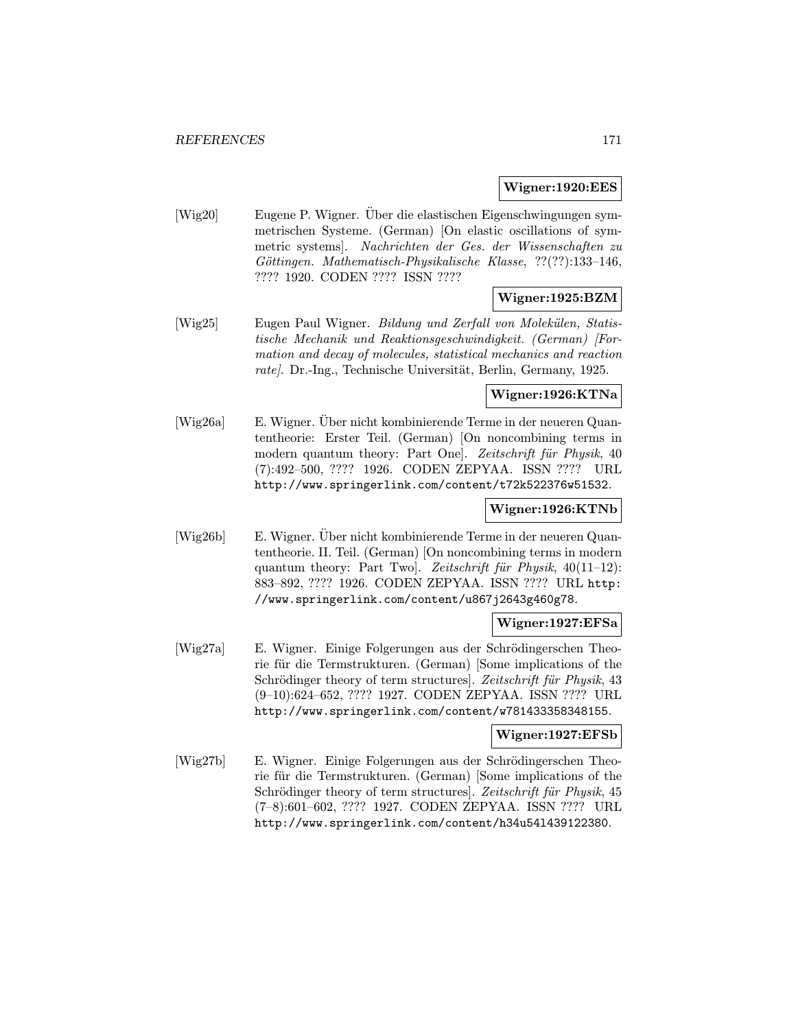**Wigner:1920:EES**

[Wig20] Eugene P. Wigner. Über die elastischen Eigenschwingungen symmetrischen Systeme. (German) [On elastic oscillations of symmetric systems]. *Nachrichten der Ges. der Wissenschaften zu Göttingen. Mathematisch-Physikalische Klasse*, ??(??):133–146, ???? 1920. CODEN ???? ISSN ????

**Wigner:1925:BZM**

[Wig25] Eugen Paul Wigner. *Bildung und Zerfall von Molekülen, Statistische Mechanik und Reaktionsgeschwindigkeit. (German) [Formation and decay of molecules, statistical mechanics and reaction rate]*. Dr.-Ing., Technische Universität, Berlin, Germany, 1925.

**Wigner:1926:KTNa**

[Wig26a] E. Wigner. Über nicht kombinierende Terme in der neueren Quantentheorie: Erster Teil. (German) [On noncombining terms in modern quantum theory: Part One]. *Zeitschrift für Physik*, 40 (7):492–500, ???? 1926. CODEN ZEPYAA. ISSN ???? URL http://www.springerlink.com/content/t72k522376w51532.

**Wigner:1926:KTNb**

[Wig26b] E. Wigner. Über nicht kombinierende Terme in der neueren Quantentheorie. II. Teil. (German) [On noncombining terms in modern quantum theory: Part Two]. *Zeitschrift für Physik*, 40(11–12): 883–892, ???? 1926. CODEN ZEPYAA. ISSN ???? URL http://www.springerlink.com/content/u867j2643g460g78.

**Wigner:1927:EFSa**

[Wig27a] E. Wigner. Einige Folgerungen aus der Schrödingerschen Theorie für die Termstrukturen. (German) [Some implications of the Schrödinger theory of term structures]. *Zeitschrift für Physik*, 43 (9–10):624–652, ???? 1927. CODEN ZEPYAA. ISSN ???? URL http://www.springerlink.com/content/w781433358348155.

**Wigner:1927:EFSb**

[Wig27b] E. Wigner. Einige Folgerungen aus der Schrödingerschen Theorie für die Termstrukturen. (German) [Some implications of the Schrödinger theory of term structures]. *Zeitschrift für Physik*, 45 (7–8):601–602, ???? 1927. CODEN ZEPYAA. ISSN ???? URL http://www.springerlink.com/content/h34u541439122380.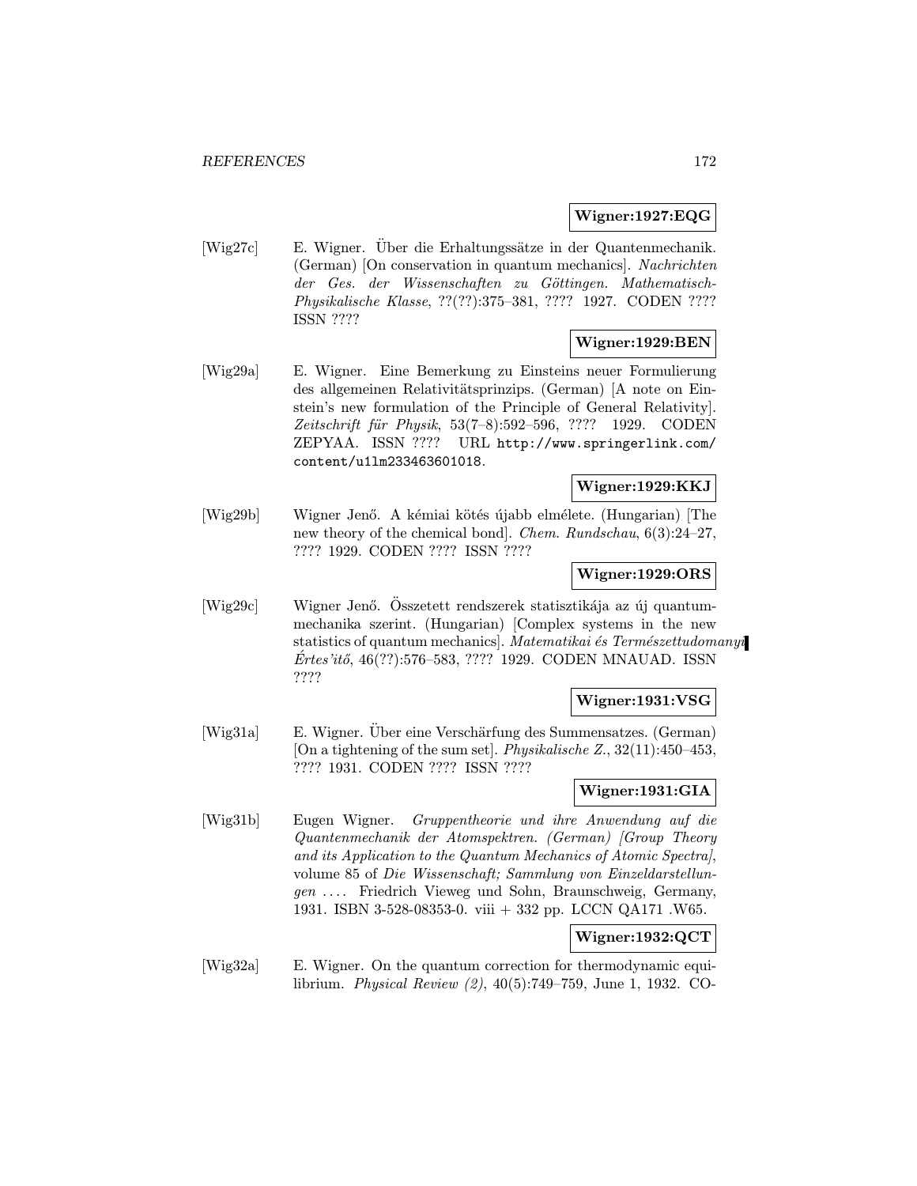**Wigner:1927:EQG**

[Wig27c] E. Wigner. Über die Erhaltungssätze in der Quantenmechanik. (German) [On conservation in quantum mechanics]. *Nachrichten der Ges. der Wissenschaften zu Göttingen. Mathematisch-Physikalische Klasse*, ??(??):375–381, ???? 1927. CODEN ???? ISSN ????

**Wigner:1929:BEN**

[Wig29a] E. Wigner. Eine Bemerkung zu Einsteins neuer Formulierung des allgemeinen Relativitätsprinzips. (German) [A note on Einstein's new formulation of the Principle of General Relativity]. *Zeitschrift für Physik*, 53(7–8):592–596, ???? 1929. CODEN ZEPYAA. ISSN ???? URL `http://www.springerlink.com/content/u1lm233463601018`.

**Wigner:1929:KKJ**

[Wig29b] Wigner Jenő. A kémiai kötés újabb elmélete. (Hungarian) [The new theory of the chemical bond]. *Chem. Rundschau*, 6(3):24–27, ???? 1929. CODEN ???? ISSN ????

**Wigner:1929:ORS**

[Wig29c] Wigner Jenő. Összetett rendszerek statisztikája az új quantummechanika szerint. (Hungarian) [Complex systems in the new statistics of quantum mechanics]. *Matematikai és Természettudomanyi Értes'itő*, 46(??):576–583, ???? 1929. CODEN MNAUAD. ISSN ????

**Wigner:1931:VSG**

[Wig31a] E. Wigner. Über eine Verschärfung des Summensatzes. (German) [On a tightening of the sum set]. *Physikalische Z.*, 32(11):450–453, ???? 1931. CODEN ???? ISSN ????

**Wigner:1931:GIA**

[Wig31b] Eugen Wigner. *Gruppentheorie und ihre Anwendung auf die Quantenmechanik der Atomspektren. (German) [Group Theory and its Application to the Quantum Mechanics of Atomic Spectra]*, volume 85 of *Die Wissenschaft; Sammlung von Einzeldarstellungen ...*. Friedrich Vieweg und Sohn, Braunschweig, Germany, 1931. ISBN 3-528-08353-0. viii + 332 pp. LCCN QA171 .W65.

**Wigner:1932:QCT**

[Wig32a] E. Wigner. On the quantum correction for thermodynamic equilibrium. *Physical Review (2)*, 40(5):749–759, June 1, 1932. CO-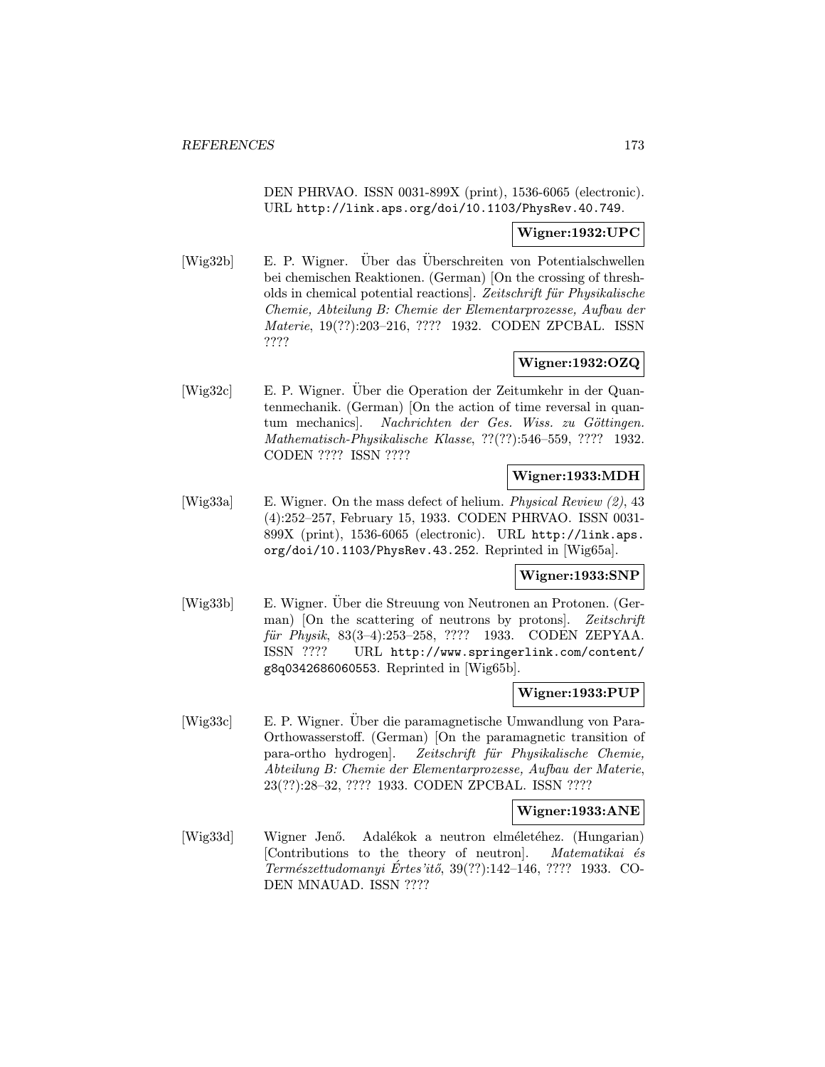DEN PHRVAO. ISSN 0031-899X (print), 1536-6065 (electronic). URL `http://link.aps.org/doi/10.1103/PhysRev.40.749`.

**Wigner:1932:UPC**

[Wig32b] E. P. Wigner. Über das Überschreiten von Potentialschwellen bei chemischen Reaktionen. (German) [On the crossing of thresholds in chemical potential reactions]. *Zeitschrift für Physikalische Chemie, Abteilung B: Chemie der Elementarprozesse, Aufbau der Materie*, 19(??):203–216, ???? 1932. CODEN ZPCBAL. ISSN ????

**Wigner:1932:OZQ**

[Wig32c] E. P. Wigner. Über die Operation der Zeitumkehr in der Quantenmechanik. (German) [On the action of time reversal in quantum mechanics]. *Nachrichten der Ges. Wiss. zu Göttingen. Mathematisch-Physikalische Klasse*, ??(??):546–559, ???? 1932. CODEN ???? ISSN ????

**Wigner:1933:MDH**

[Wig33a] E. Wigner. On the mass defect of helium. *Physical Review (2)*, 43 (4):252–257, February 15, 1933. CODEN PHRVAO. ISSN 0031-899X (print), 1536-6065 (electronic). URL `http://link.aps.org/doi/10.1103/PhysRev.43.252`. Reprinted in [Wig65a].

**Wigner:1933:SNP**

[Wig33b] E. Wigner. Über die Streuung von Neutronen an Protonen. (German) [On the scattering of neutrons by protons]. *Zeitschrift für Physik*, 83(3–4):253–258, ???? 1933. CODEN ZEPYAA. ISSN ???? URL `http://www.springerlink.com/content/g8q0342686060553`. Reprinted in [Wig65b].

**Wigner:1933:PUP**

[Wig33c] E. P. Wigner. Über die paramagnetische Umwandlung von Para-Orthowasserstoff. (German) [On the paramagnetic transition of para-ortho hydrogen]. *Zeitschrift für Physikalische Chemie, Abteilung B: Chemie der Elementarprozesse, Aufbau der Materie*, 23(??):28–32, ???? 1933. CODEN ZPCBAL. ISSN ????

**Wigner:1933:ANE**

[Wig33d] Wigner Jenő. Adalékok a neutron elméletéhez. (Hungarian) [Contributions to the theory of neutron]. *Matematikai és Természettudomanyi Értes'itő*, 39(??):142–146, ???? 1933. CODEN MNAUAD. ISSN ????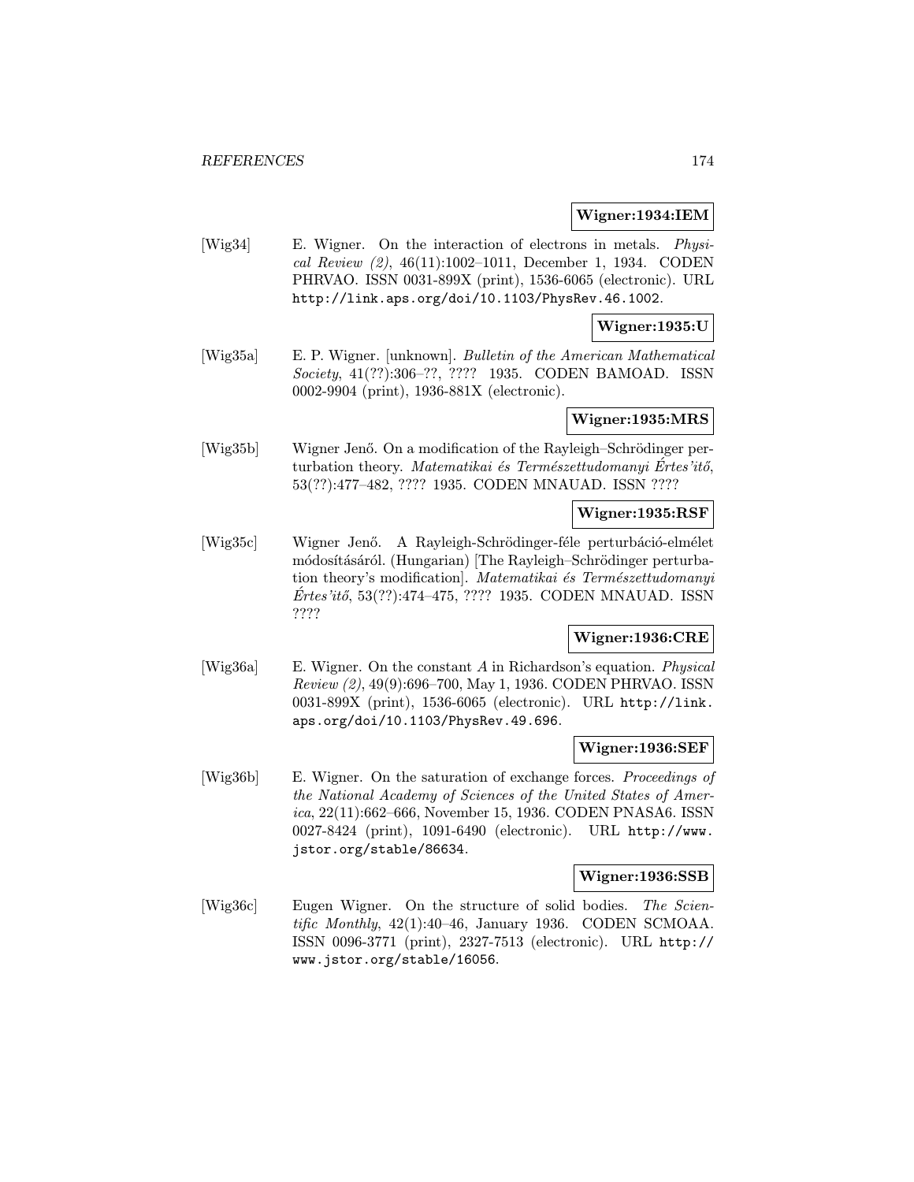**Wigner:1934:IEM**

[Wig34] E. Wigner. On the interaction of electrons in metals. *Physical Review (2)*, 46(11):1002–1011, December 1, 1934. CODEN PHRVAO. ISSN 0031-899X (print), 1536-6065 (electronic). URL http://link.aps.org/doi/10.1103/PhysRev.46.1002.

**Wigner:1935:U**

[Wig35a] E. P. Wigner. [unknown]. *Bulletin of the American Mathematical Society*, 41(??):306–??, ???? 1935. CODEN BAMOAD. ISSN 0002-9904 (print), 1936-881X (electronic).

**Wigner:1935:MRS**

[Wig35b] Wigner Jenő. On a modification of the Rayleigh–Schrödinger perturbation theory. *Matematikai és Természettudomanyi Értes'itő*, 53(??):477–482, ???? 1935. CODEN MNAUAD. ISSN ????

**Wigner:1935:RSF**

[Wig35c] Wigner Jenő. A Rayleigh-Schrödinger-féle perturbáció-elmélet módosításáról. (Hungarian) [The Rayleigh–Schrödinger perturbation theory's modification]. *Matematikai és Természettudomanyi Értes'itő*, 53(??):474–475, ???? 1935. CODEN MNAUAD. ISSN ????

**Wigner:1936:CRE**

[Wig36a] E. Wigner. On the constant $A$ in Richardson's equation. *Physical Review (2)*, 49(9):696–700, May 1, 1936. CODEN PHRVAO. ISSN 0031-899X (print), 1536-6065 (electronic). URL http://link.aps.org/doi/10.1103/PhysRev.49.696.

**Wigner:1936:SEF**

[Wig36b] E. Wigner. On the saturation of exchange forces. *Proceedings of the National Academy of Sciences of the United States of America*, 22(11):662–666, November 15, 1936. CODEN PNASA6. ISSN 0027-8424 (print), 1091-6490 (electronic). URL http://www.jstor.org/stable/86634.

**Wigner:1936:SSB**

[Wig36c] Eugen Wigner. On the structure of solid bodies. *The Scientific Monthly*, 42(1):40–46, January 1936. CODEN SCMOAA. ISSN 0096-3771 (print), 2327-7513 (electronic). URL http://www.jstor.org/stable/16056.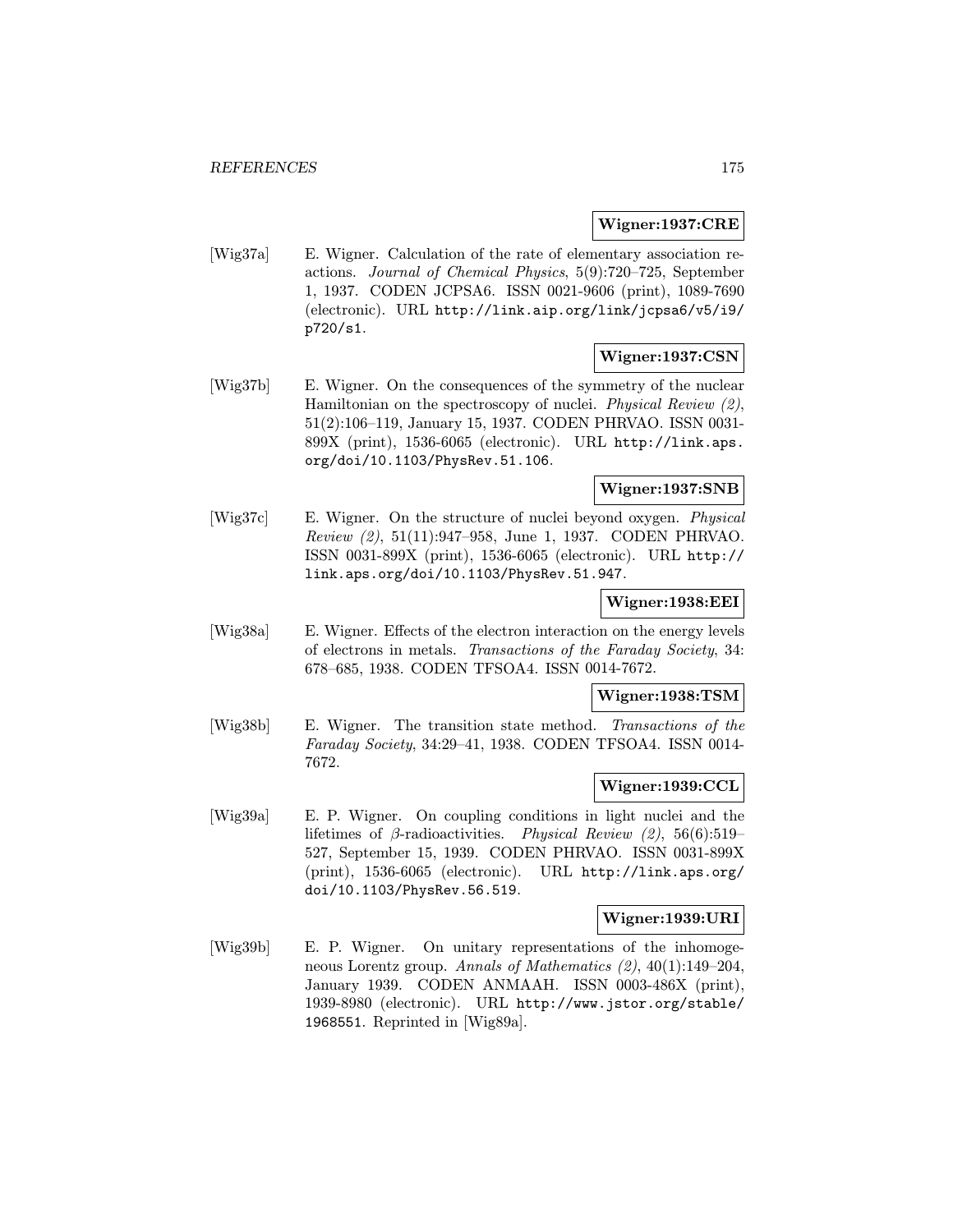**Wigner:1937:CRE**

[Wig37a] E. Wigner. Calculation of the rate of elementary association reactions. *Journal of Chemical Physics*, 5(9):720–725, September 1, 1937. CODEN JCPSA6. ISSN 0021-9606 (print), 1089-7690 (electronic). URL `http://link.aip.org/link/jcpsa6/v5/i9/p720/s1`.

**Wigner:1937:CSN**

[Wig37b] E. Wigner. On the consequences of the symmetry of the nuclear Hamiltonian on the spectroscopy of nuclei. *Physical Review (2)*, 51(2):106–119, January 15, 1937. CODEN PHRVAO. ISSN 0031-899X (print), 1536-6065 (electronic). URL `http://link.aps.org/doi/10.1103/PhysRev.51.106`.

**Wigner:1937:SNB**

[Wig37c] E. Wigner. On the structure of nuclei beyond oxygen. *Physical Review (2)*, 51(11):947–958, June 1, 1937. CODEN PHRVAO. ISSN 0031-899X (print), 1536-6065 (electronic). URL `http://link.aps.org/doi/10.1103/PhysRev.51.947`.

**Wigner:1938:EEI**

[Wig38a] E. Wigner. Effects of the electron interaction on the energy levels of electrons in metals. *Transactions of the Faraday Society*, 34: 678–685, 1938. CODEN TFSOA4. ISSN 0014-7672.

**Wigner:1938:TSM**

[Wig38b] E. Wigner. The transition state method. *Transactions of the Faraday Society*, 34:29–41, 1938. CODEN TFSOA4. ISSN 0014-7672.

**Wigner:1939:CCL**

[Wig39a] E. P. Wigner. On coupling conditions in light nuclei and the lifetimes of $\beta$-radioactivities. *Physical Review (2)*, 56(6):519–527, September 15, 1939. CODEN PHRVAO. ISSN 0031-899X (print), 1536-6065 (electronic). URL `http://link.aps.org/doi/10.1103/PhysRev.56.519`.

**Wigner:1939:URI**

[Wig39b] E. P. Wigner. On unitary representations of the inhomogeneous Lorentz group. *Annals of Mathematics (2)*, 40(1):149–204, January 1939. CODEN ANMAAH. ISSN 0003-486X (print), 1939-8980 (electronic). URL `http://www.jstor.org/stable/1968551`. Reprinted in [Wig89a].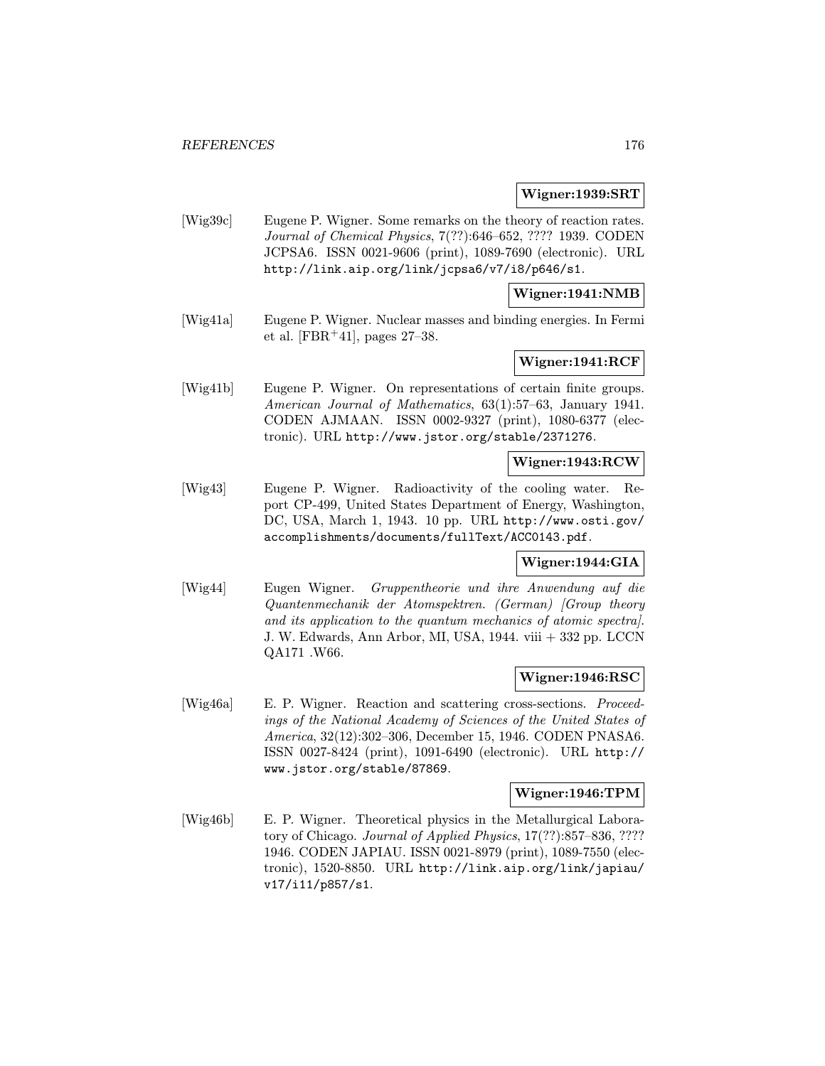**Wigner:1939:SRT**

[Wig39c] Eugene P. Wigner. Some remarks on the theory of reaction rates. *Journal of Chemical Physics*, 7(??):646–652, ???? 1939. CODEN JCPSA6. ISSN 0021-9606 (print), 1089-7690 (electronic). URL http://link.aip.org/link/jcpsa6/v7/i8/p646/s1.

**Wigner:1941:NMB**

[Wig41a] Eugene P. Wigner. Nuclear masses and binding energies. In Fermi et al. [FBR+41], pages 27–38.

**Wigner:1941:RCF**

[Wig41b] Eugene P. Wigner. On representations of certain finite groups. *American Journal of Mathematics*, 63(1):57–63, January 1941. CODEN AJMAAN. ISSN 0002-9327 (print), 1080-6377 (electronic). URL http://www.jstor.org/stable/2371276.

**Wigner:1943:RCW**

[Wig43] Eugene P. Wigner. Radioactivity of the cooling water. Report CP-499, United States Department of Energy, Washington, DC, USA, March 1, 1943. 10 pp. URL http://www.osti.gov/accomplishments/documents/fullText/ACC0143.pdf.

**Wigner:1944:GIA**

[Wig44] Eugen Wigner. *Gruppentheorie und ihre Anwendung auf die Quantenmechanik der Atomspektren. (German) [Group theory and its application to the quantum mechanics of atomic spectra]*. J. W. Edwards, Ann Arbor, MI, USA, 1944. viii + 332 pp. LCCN QA171 .W66.

**Wigner:1946:RSC**

[Wig46a] E. P. Wigner. Reaction and scattering cross-sections. *Proceedings of the National Academy of Sciences of the United States of America*, 32(12):302–306, December 15, 1946. CODEN PNASA6. ISSN 0027-8424 (print), 1091-6490 (electronic). URL http://www.jstor.org/stable/87869.

**Wigner:1946:TPM**

[Wig46b] E. P. Wigner. Theoretical physics in the Metallurgical Laboratory of Chicago. *Journal of Applied Physics*, 17(??):857–836, ???? 1946. CODEN JAPIAU. ISSN 0021-8979 (print), 1089-7550 (electronic), 1520-8850. URL http://link.aip.org/link/japiau/v17/i11/p857/s1.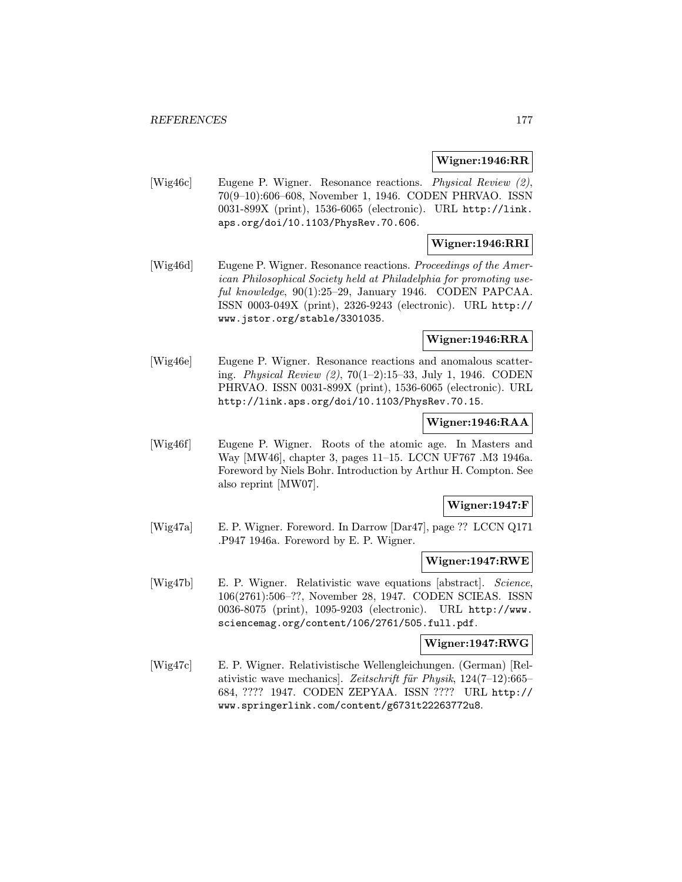**Wigner:1946:RR**

[Wig46c] Eugene P. Wigner. Resonance reactions. *Physical Review (2)*, 70(9–10):606–608, November 1, 1946. CODEN PHRVAO. ISSN 0031-899X (print), 1536-6065 (electronic). URL http://link.aps.org/doi/10.1103/PhysRev.70.606.

**Wigner:1946:RRI**

[Wig46d] Eugene P. Wigner. Resonance reactions. *Proceedings of the American Philosophical Society held at Philadelphia for promoting useful knowledge*, 90(1):25–29, January 1946. CODEN PAPCAA. ISSN 0003-049X (print), 2326-9243 (electronic). URL http://www.jstor.org/stable/3301035.

**Wigner:1946:RRA**

[Wig46e] Eugene P. Wigner. Resonance reactions and anomalous scattering. *Physical Review (2)*, 70(1–2):15–33, July 1, 1946. CODEN PHRVAO. ISSN 0031-899X (print), 1536-6065 (electronic). URL http://link.aps.org/doi/10.1103/PhysRev.70.15.

**Wigner:1946:RAA**

[Wig46f] Eugene P. Wigner. Roots of the atomic age. In Masters and Way [MW46], chapter 3, pages 11–15. LCCN UF767 .M3 1946a. Foreword by Niels Bohr. Introduction by Arthur H. Compton. See also reprint [MW07].

**Wigner:1947:F**

[Wig47a] E. P. Wigner. Foreword. In Darrow [Dar47], page ?? LCCN Q171 .P947 1946a. Foreword by E. P. Wigner.

**Wigner:1947:RWE**

[Wig47b] E. P. Wigner. Relativistic wave equations [abstract]. *Science*, 106(2761):506–??, November 28, 1947. CODEN SCIEAS. ISSN 0036-8075 (print), 1095-9203 (electronic). URL http://www.sciencemag.org/content/106/2761/505.full.pdf.

**Wigner:1947:RWG**

[Wig47c] E. P. Wigner. Relativistische Wellengleichungen. (German) [Relativistic wave mechanics]. *Zeitschrift für Physik*, 124(7–12):665–684, ???? 1947. CODEN ZEPYAA. ISSN ???? URL http://www.springerlink.com/content/g6731t22263772u8.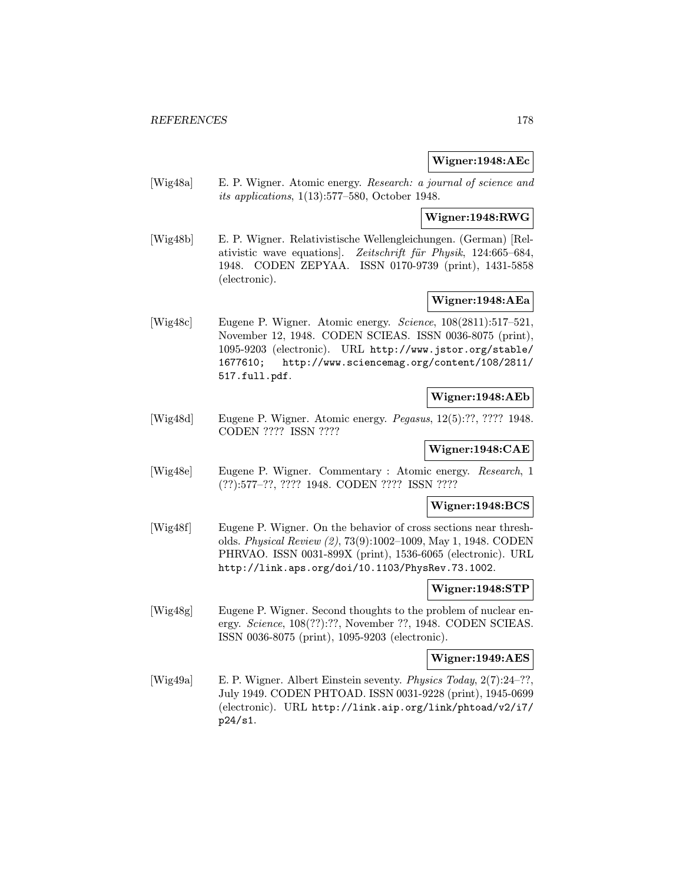**Wigner:1948:AEc**

[Wig48a] E. P. Wigner. Atomic energy. *Research: a journal of science and its applications*, 1(13):577–580, October 1948.

**Wigner:1948:RWG**

[Wig48b] E. P. Wigner. Relativistische Wellengleichungen. (German) [Relativistic wave equations]. *Zeitschrift für Physik*, 124:665–684, 1948. CODEN ZEPYAA. ISSN 0170-9739 (print), 1431-5858 (electronic).

**Wigner:1948:AEa**

[Wig48c] Eugene P. Wigner. Atomic energy. *Science*, 108(2811):517–521, November 12, 1948. CODEN SCIEAS. ISSN 0036-8075 (print), 1095-9203 (electronic). URL http://www.jstor.org/stable/1677610; http://www.sciencemag.org/content/108/2811/517.full.pdf.

**Wigner:1948:AEb**

[Wig48d] Eugene P. Wigner. Atomic energy. *Pegasus*, 12(5):??, ???? 1948. CODEN ???? ISSN ????

**Wigner:1948:CAE**

[Wig48e] Eugene P. Wigner. Commentary : Atomic energy. *Research*, 1 (??):577–??, ???? 1948. CODEN ???? ISSN ????

**Wigner:1948:BCS**

[Wig48f] Eugene P. Wigner. On the behavior of cross sections near thresholds. *Physical Review (2)*, 73(9):1002–1009, May 1, 1948. CODEN PHRVAO. ISSN 0031-899X (print), 1536-6065 (electronic). URL http://link.aps.org/doi/10.1103/PhysRev.73.1002.

**Wigner:1948:STP**

[Wig48g] Eugene P. Wigner. Second thoughts to the problem of nuclear energy. *Science*, 108(??):??, November ??, 1948. CODEN SCIEAS. ISSN 0036-8075 (print), 1095-9203 (electronic).

**Wigner:1949:AES**

[Wig49a] E. P. Wigner. Albert Einstein seventy. *Physics Today*, 2(7):24–??, July 1949. CODEN PHTOAD. ISSN 0031-9228 (print), 1945-0699 (electronic). URL http://link.aip.org/link/phtoad/v2/i7/p24/s1.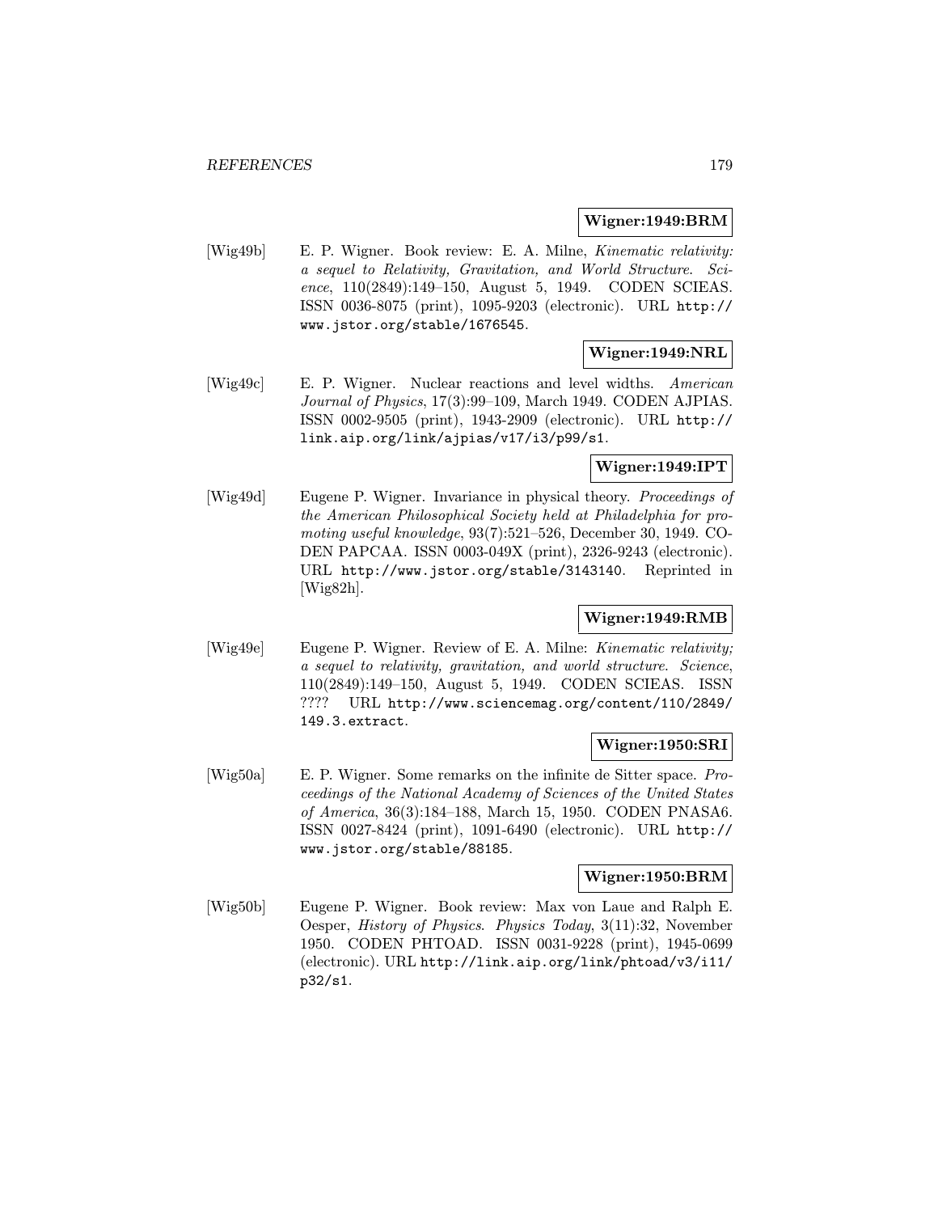**Wigner:1949:BRM**

[Wig49b] E. P. Wigner. Book review: E. A. Milne, *Kinematic relativity: a sequel to Relativity, Gravitation, and World Structure*. *Science*, 110(2849):149–150, August 5, 1949. CODEN SCIEAS. ISSN 0036-8075 (print), 1095-9203 (electronic). URL http://www.jstor.org/stable/1676545.

**Wigner:1949:NRL**

[Wig49c] E. P. Wigner. Nuclear reactions and level widths. *American Journal of Physics*, 17(3):99–109, March 1949. CODEN AJPIAS. ISSN 0002-9505 (print), 1943-2909 (electronic). URL http://link.aip.org/link/ajpias/v17/i3/p99/s1.

**Wigner:1949:IPT**

[Wig49d] Eugene P. Wigner. Invariance in physical theory. *Proceedings of the American Philosophical Society held at Philadelphia for promoting useful knowledge*, 93(7):521–526, December 30, 1949. CODEN PAPCAA. ISSN 0003-049X (print), 2326-9243 (electronic). URL http://www.jstor.org/stable/3143140. Reprinted in [Wig82h].

**Wigner:1949:RMB**

[Wig49e] Eugene P. Wigner. Review of E. A. Milne: *Kinematic relativity; a sequel to relativity, gravitation, and world structure*. *Science*, 110(2849):149–150, August 5, 1949. CODEN SCIEAS. ISSN ???? URL http://www.sciencemag.org/content/110/2849/149.3.extract.

**Wigner:1950:SRI**

[Wig50a] E. P. Wigner. Some remarks on the infinite de Sitter space. *Proceedings of the National Academy of Sciences of the United States of America*, 36(3):184–188, March 15, 1950. CODEN PNASA6. ISSN 0027-8424 (print), 1091-6490 (electronic). URL http://www.jstor.org/stable/88185.

**Wigner:1950:BRM**

[Wig50b] Eugene P. Wigner. Book review: Max von Laue and Ralph E. Oesper, *History of Physics*. *Physics Today*, 3(11):32, November 1950. CODEN PHTOAD. ISSN 0031-9228 (print), 1945-0699 (electronic). URL http://link.aip.org/link/phtoad/v3/i11/p32/s1.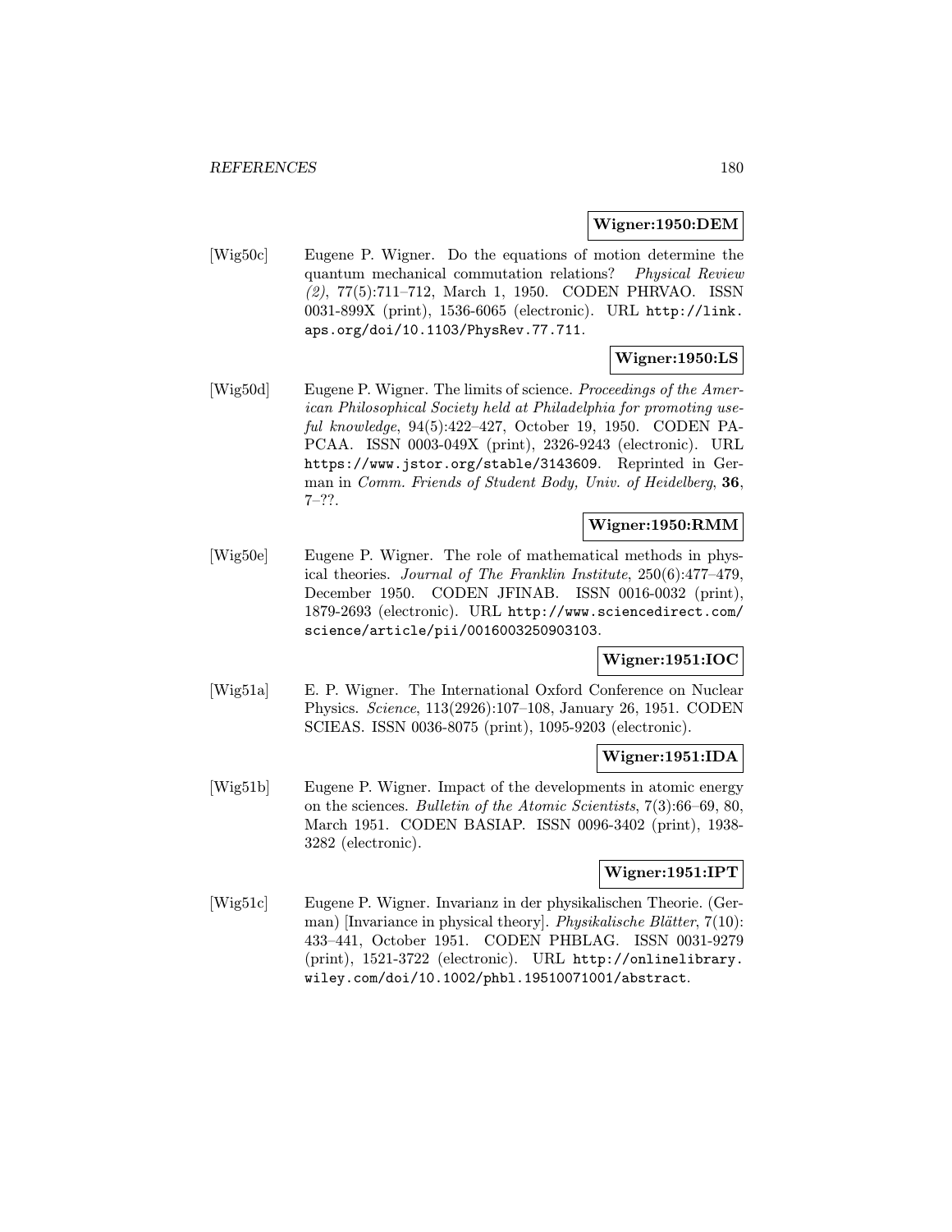**Wigner:1950:DEM**

[Wig50c] Eugene P. Wigner. Do the equations of motion determine the quantum mechanical commutation relations? *Physical Review (2)*, 77(5):711–712, March 1, 1950. CODEN PHRVAO. ISSN 0031-899X (print), 1536-6065 (electronic). URL `http://link.aps.org/doi/10.1103/PhysRev.77.711`.

**Wigner:1950:LS**

[Wig50d] Eugene P. Wigner. The limits of science. *Proceedings of the American Philosophical Society held at Philadelphia for promoting useful knowledge*, 94(5):422–427, October 19, 1950. CODEN PAPCAA. ISSN 0003-049X (print), 2326-9243 (electronic). URL `https://www.jstor.org/stable/3143609`. Reprinted in German in *Comm. Friends of Student Body, Univ. of Heidelberg*, **36**, 7–??.

**Wigner:1950:RMM**

[Wig50e] Eugene P. Wigner. The role of mathematical methods in physical theories. *Journal of The Franklin Institute*, 250(6):477–479, December 1950. CODEN JFINAB. ISSN 0016-0032 (print), 1879-2693 (electronic). URL `http://www.sciencedirect.com/science/article/pii/0016003250903103`.

**Wigner:1951:IOC**

[Wig51a] E. P. Wigner. The International Oxford Conference on Nuclear Physics. *Science*, 113(2926):107–108, January 26, 1951. CODEN SCIEAS. ISSN 0036-8075 (print), 1095-9203 (electronic).

**Wigner:1951:IDA**

[Wig51b] Eugene P. Wigner. Impact of the developments in atomic energy on the sciences. *Bulletin of the Atomic Scientists*, 7(3):66–69, 80, March 1951. CODEN BASIAP. ISSN 0096-3402 (print), 1938-3282 (electronic).

**Wigner:1951:IPT**

[Wig51c] Eugene P. Wigner. Invarianz in der physikalischen Theorie. (German) [Invariance in physical theory]. *Physikalische Blätter*, 7(10): 433–441, October 1951. CODEN PHBLAG. ISSN 0031-9279 (print), 1521-3722 (electronic). URL `http://onlinelibrary.wiley.com/doi/10.1002/phbl.19510071001/abstract`.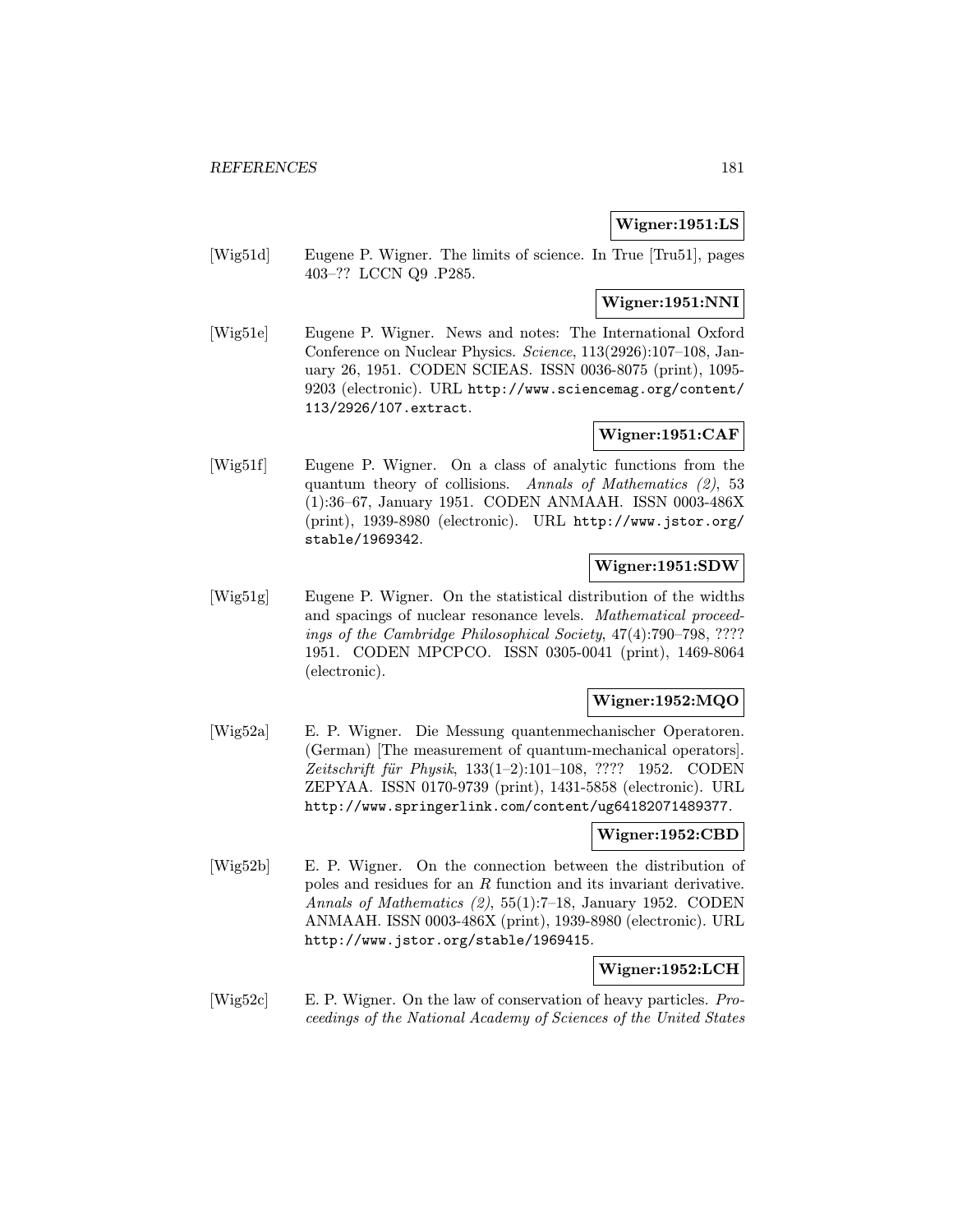**Wigner:1951:LS**

[Wig51d] Eugene P. Wigner. The limits of science. In True [Tru51], pages 403–?? LCCN Q9 .P285.

**Wigner:1951:NNI**

[Wig51e] Eugene P. Wigner. News and notes: The International Oxford Conference on Nuclear Physics. *Science*, 113(2926):107–108, January 26, 1951. CODEN SCIEAS. ISSN 0036-8075 (print), 1095-9203 (electronic). URL `http://www.sciencemag.org/content/113/2926/107.extract`.

**Wigner:1951:CAF**

[Wig51f] Eugene P. Wigner. On a class of analytic functions from the quantum theory of collisions. *Annals of Mathematics (2)*, 53 (1):36–67, January 1951. CODEN ANMAAH. ISSN 0003-486X (print), 1939-8980 (electronic). URL `http://www.jstor.org/stable/1969342`.

**Wigner:1951:SDW**

[Wig51g] Eugene P. Wigner. On the statistical distribution of the widths and spacings of nuclear resonance levels. *Mathematical proceedings of the Cambridge Philosophical Society*, 47(4):790–798, ???? 1951. CODEN MPCPCO. ISSN 0305-0041 (print), 1469-8064 (electronic).

**Wigner:1952:MQO**

[Wig52a] E. P. Wigner. Die Messung quantenmechanischer Operatoren. (German) [The measurement of quantum-mechanical operators]. *Zeitschrift für Physik*, 133(1–2):101–108, ???? 1952. CODEN ZEPYAA. ISSN 0170-9739 (print), 1431-5858 (electronic). URL `http://www.springerlink.com/content/ug64182071489377`.

**Wigner:1952:CBD**

[Wig52b] E. P. Wigner. On the connection between the distribution of poles and residues for an $R$ function and its invariant derivative. *Annals of Mathematics (2)*, 55(1):7–18, January 1952. CODEN ANMAAH. ISSN 0003-486X (print), 1939-8980 (electronic). URL `http://www.jstor.org/stable/1969415`.

**Wigner:1952:LCH**

[Wig52c] E. P. Wigner. On the law of conservation of heavy particles. *Proceedings of the National Academy of Sciences of the United States*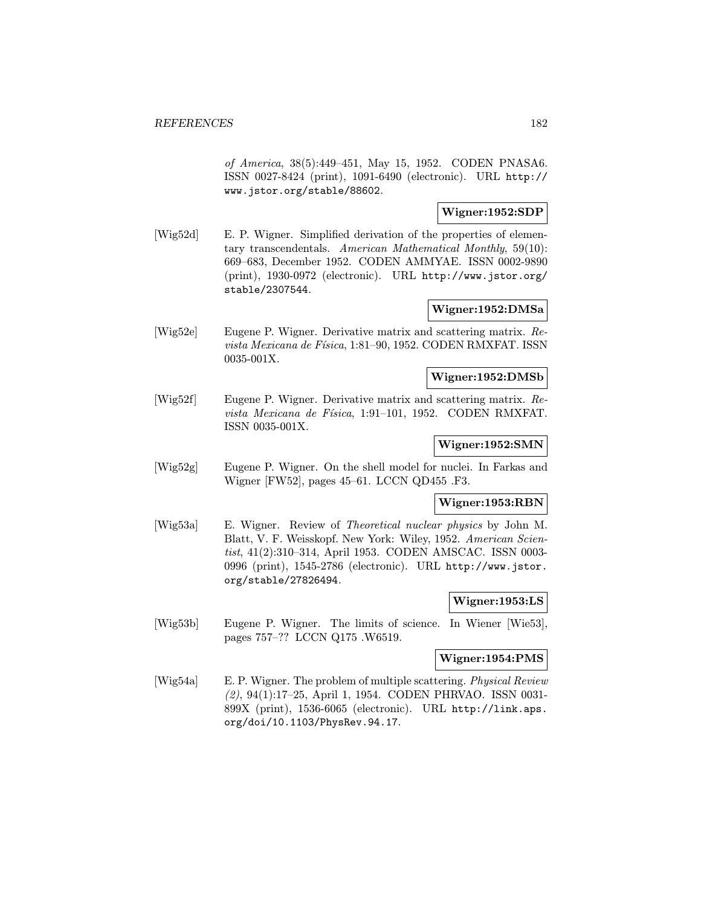*of America*, 38(5):449–451, May 15, 1952. CODEN PNASA6. ISSN 0027-8424 (print), 1091-6490 (electronic). URL http://www.jstor.org/stable/88602.

**Wigner:1952:SDP**

[Wig52d] E. P. Wigner. Simplified derivation of the properties of elementary transcendentals. *American Mathematical Monthly*, 59(10): 669–683, December 1952. CODEN AMMYAE. ISSN 0002-9890 (print), 1930-0972 (electronic). URL http://www.jstor.org/stable/2307544.

**Wigner:1952:DMSa**

[Wig52e] Eugene P. Wigner. Derivative matrix and scattering matrix. *Revista Mexicana de Física*, 1:81–90, 1952. CODEN RMXFAT. ISSN 0035-001X.

**Wigner:1952:DMSb**

[Wig52f] Eugene P. Wigner. Derivative matrix and scattering matrix. *Revista Mexicana de Física*, 1:91–101, 1952. CODEN RMXFAT. ISSN 0035-001X.

**Wigner:1952:SMN**

[Wig52g] Eugene P. Wigner. On the shell model for nuclei. In Farkas and Wigner [FW52], pages 45–61. LCCN QD455 .F3.

**Wigner:1953:RBN**

[Wig53a] E. Wigner. Review of *Theoretical nuclear physics* by John M. Blatt, V. F. Weisskopf. New York: Wiley, 1952. *American Scientist*, 41(2):310–314, April 1953. CODEN AMSCAC. ISSN 0003-0996 (print), 1545-2786 (electronic). URL http://www.jstor.org/stable/27826494.

**Wigner:1953:LS**

[Wig53b] Eugene P. Wigner. The limits of science. In Wiener [Wie53], pages 757–?? LCCN Q175 .W6519.

**Wigner:1954:PMS**

[Wig54a] E. P. Wigner. The problem of multiple scattering. *Physical Review (2)*, 94(1):17–25, April 1, 1954. CODEN PHRVAO. ISSN 0031-899X (print), 1536-6065 (electronic). URL http://link.aps.org/doi/10.1103/PhysRev.94.17.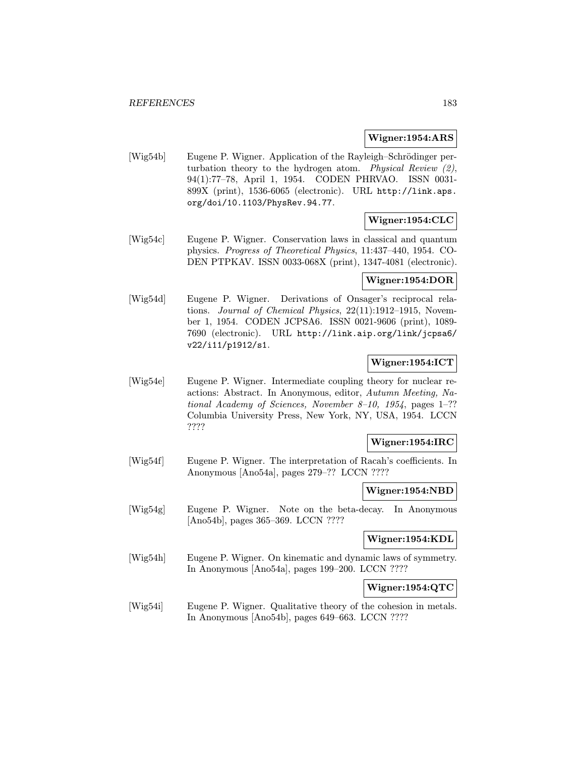**Wigner:1954:ARS**

[Wig54b] Eugene P. Wigner. Application of the Rayleigh–Schrödinger perturbation theory to the hydrogen atom. *Physical Review (2)*, 94(1):77–78, April 1, 1954. CODEN PHRVAO. ISSN 0031-899X (print), 1536-6065 (electronic). URL http://link.aps.org/doi/10.1103/PhysRev.94.77.

**Wigner:1954:CLC**

[Wig54c] Eugene P. Wigner. Conservation laws in classical and quantum physics. *Progress of Theoretical Physics*, 11:437–440, 1954. CODEN PTPKAV. ISSN 0033-068X (print), 1347-4081 (electronic).

**Wigner:1954:DOR**

[Wig54d] Eugene P. Wigner. Derivations of Onsager's reciprocal relations. *Journal of Chemical Physics*, 22(11):1912–1915, November 1, 1954. CODEN JCPSA6. ISSN 0021-9606 (print), 1089-7690 (electronic). URL http://link.aip.org/link/jcpsa6/v22/i11/p1912/s1.

**Wigner:1954:ICT**

[Wig54e] Eugene P. Wigner. Intermediate coupling theory for nuclear reactions: Abstract. In Anonymous, editor, *Autumn Meeting, National Academy of Sciences, November 8–10, 1954*, pages 1–?? Columbia University Press, New York, NY, USA, 1954. LCCN ????

**Wigner:1954:IRC**

[Wig54f] Eugene P. Wigner. The interpretation of Racah's coefficients. In Anonymous [Ano54a], pages 279–?? LCCN ????

**Wigner:1954:NBD**

[Wig54g] Eugene P. Wigner. Note on the beta-decay. In Anonymous [Ano54b], pages 365–369. LCCN ????

**Wigner:1954:KDL**

[Wig54h] Eugene P. Wigner. On kinematic and dynamic laws of symmetry. In Anonymous [Ano54a], pages 199–200. LCCN ????

**Wigner:1954:QTC**

[Wig54i] Eugene P. Wigner. Qualitative theory of the cohesion in metals. In Anonymous [Ano54b], pages 649–663. LCCN ????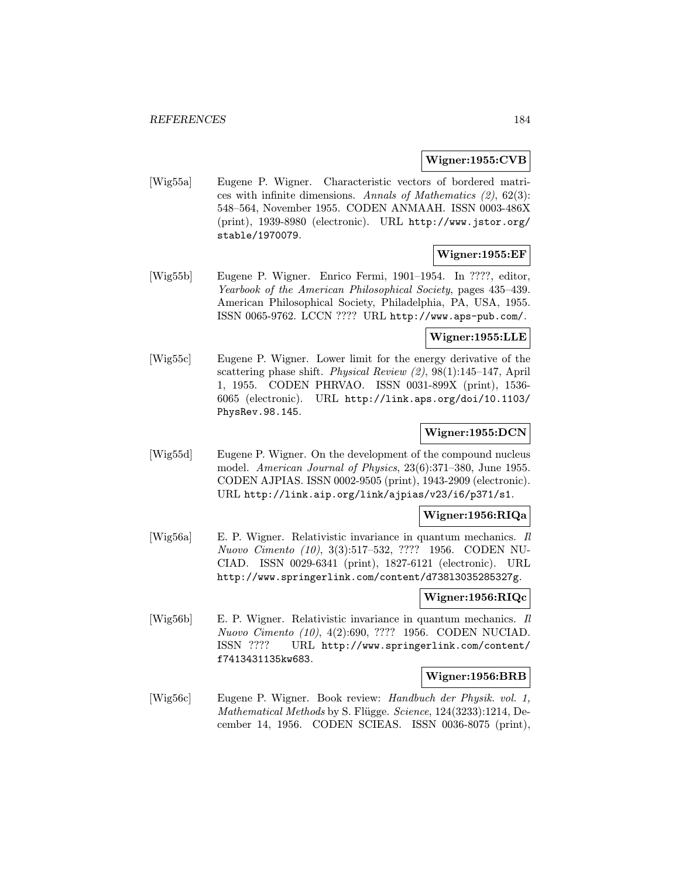**Wigner:1955:CVB**

[Wig55a] Eugene P. Wigner. Characteristic vectors of bordered matrices with infinite dimensions. *Annals of Mathematics (2)*, 62(3): 548–564, November 1955. CODEN ANMAAH. ISSN 0003-486X (print), 1939-8980 (electronic). URL http://www.jstor.org/stable/1970079.

**Wigner:1955:EF**

[Wig55b] Eugene P. Wigner. Enrico Fermi, 1901–1954. In ????, editor, *Yearbook of the American Philosophical Society*, pages 435–439. American Philosophical Society, Philadelphia, PA, USA, 1955. ISSN 0065-9762. LCCN ???? URL http://www.aps-pub.com/.

**Wigner:1955:LLE**

[Wig55c] Eugene P. Wigner. Lower limit for the energy derivative of the scattering phase shift. *Physical Review (2)*, 98(1):145–147, April 1, 1955. CODEN PHRVAO. ISSN 0031-899X (print), 1536-6065 (electronic). URL http://link.aps.org/doi/10.1103/PhysRev.98.145.

**Wigner:1955:DCN**

[Wig55d] Eugene P. Wigner. On the development of the compound nucleus model. *American Journal of Physics*, 23(6):371–380, June 1955. CODEN AJPIAS. ISSN 0002-9505 (print), 1943-2909 (electronic). URL http://link.aip.org/link/ajpias/v23/i6/p371/s1.

**Wigner:1956:RIQa**

[Wig56a] E. P. Wigner. Relativistic invariance in quantum mechanics. *Il Nuovo Cimento (10)*, 3(3):517–532, ???? 1956. CODEN NUCIAD. ISSN 0029-6341 (print), 1827-6121 (electronic). URL http://www.springerlink.com/content/d73813035285327g.

**Wigner:1956:RIQc**

[Wig56b] E. P. Wigner. Relativistic invariance in quantum mechanics. *Il Nuovo Cimento (10)*, 4(2):690, ???? 1956. CODEN NUCIAD. ISSN ???? URL http://www.springerlink.com/content/f7413431135kw683.

**Wigner:1956:BRB**

[Wig56c] Eugene P. Wigner. Book review: *Handbuch der Physik. vol. 1, Mathematical Methods* by S. Flügge. *Science*, 124(3233):1214, December 14, 1956. CODEN SCIEAS. ISSN 0036-8075 (print),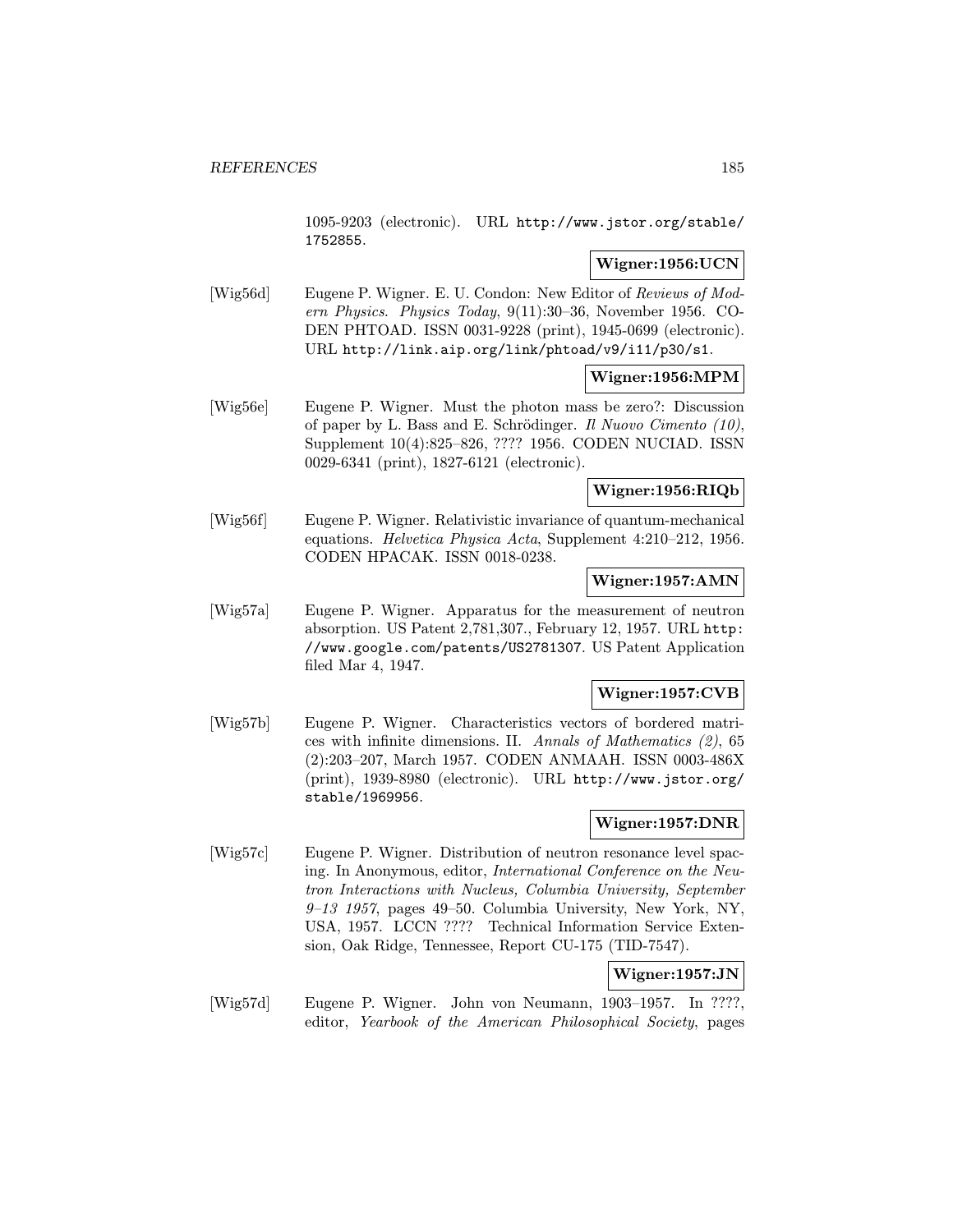1095-9203 (electronic). URL http://www.jstor.org/stable/1752855.

**Wigner:1956:UCN**

[Wig56d] Eugene P. Wigner. E. U. Condon: New Editor of *Reviews of Modern Physics*. *Physics Today*, 9(11):30–36, November 1956. CODEN PHTOAD. ISSN 0031-9228 (print), 1945-0699 (electronic). URL http://link.aip.org/link/phtoad/v9/i11/p30/s1.

**Wigner:1956:MPM**

[Wig56e] Eugene P. Wigner. Must the photon mass be zero?: Discussion of paper by L. Bass and E. Schrödinger. *Il Nuovo Cimento (10)*, Supplement 10(4):825–826, ???? 1956. CODEN NUCIAD. ISSN 0029-6341 (print), 1827-6121 (electronic).

**Wigner:1956:RIQb**

[Wig56f] Eugene P. Wigner. Relativistic invariance of quantum-mechanical equations. *Helvetica Physica Acta*, Supplement 4:210–212, 1956. CODEN HPACAK. ISSN 0018-0238.

**Wigner:1957:AMN**

[Wig57a] Eugene P. Wigner. Apparatus for the measurement of neutron absorption. US Patent 2,781,307., February 12, 1957. URL http://www.google.com/patents/US2781307. US Patent Application filed Mar 4, 1947.

**Wigner:1957:CVB**

[Wig57b] Eugene P. Wigner. Characteristics vectors of bordered matrices with infinite dimensions. II. *Annals of Mathematics (2)*, 65 (2):203–207, March 1957. CODEN ANMAAH. ISSN 0003-486X (print), 1939-8980 (electronic). URL http://www.jstor.org/stable/1969956.

**Wigner:1957:DNR**

[Wig57c] Eugene P. Wigner. Distribution of neutron resonance level spacing. In Anonymous, editor, *International Conference on the Neutron Interactions with Nucleus, Columbia University, September 9–13 1957*, pages 49–50. Columbia University, New York, NY, USA, 1957. LCCN ???? Technical Information Service Extension, Oak Ridge, Tennessee, Report CU-175 (TID-7547).

**Wigner:1957:JN**

[Wig57d] Eugene P. Wigner. John von Neumann, 1903–1957. In ????, editor, *Yearbook of the American Philosophical Society*, pages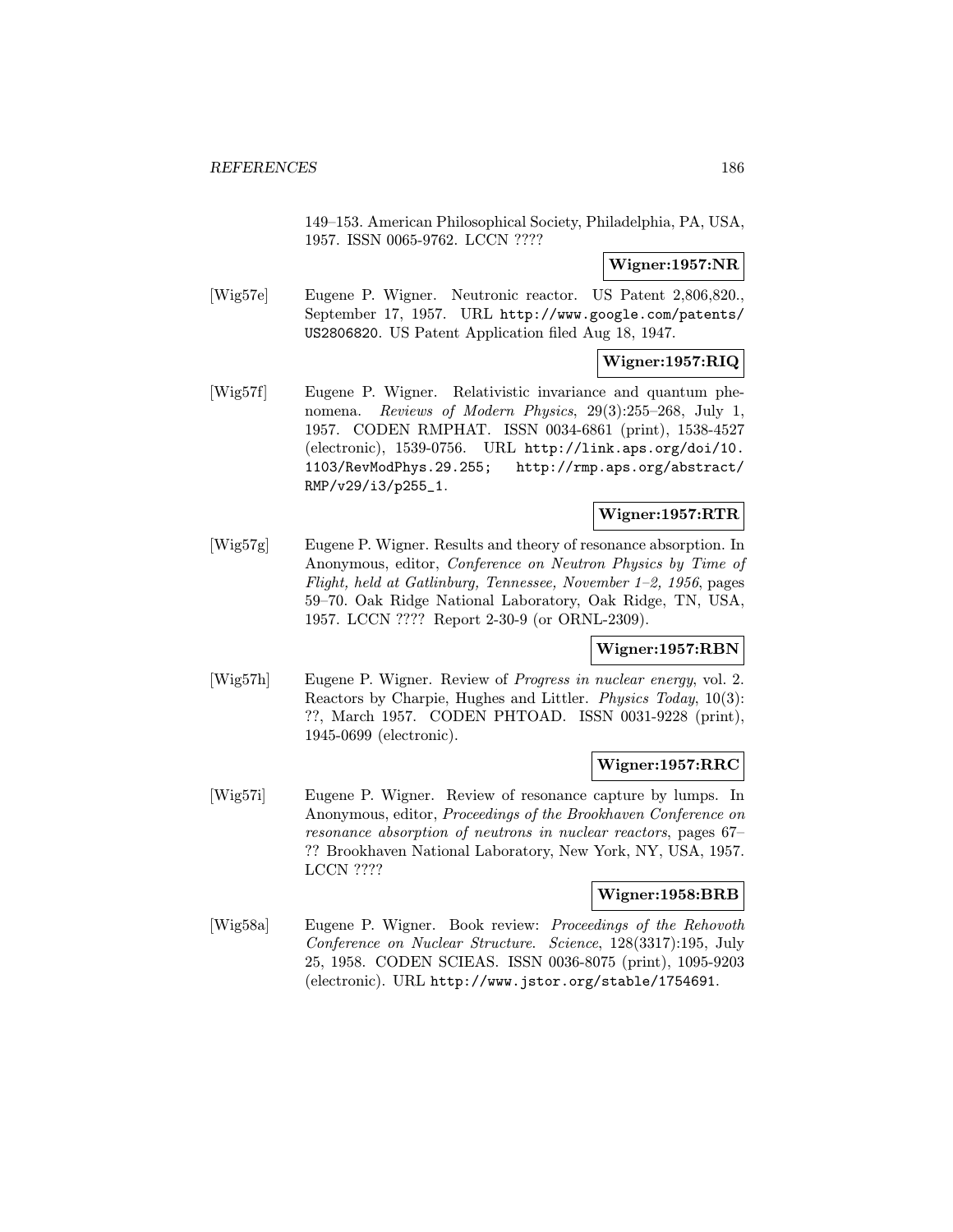149–153. American Philosophical Society, Philadelphia, PA, USA, 1957. ISSN 0065-9762. LCCN ????

**Wigner:1957:NR**

[Wig57e] Eugene P. Wigner. Neutronic reactor. US Patent 2,806,820., September 17, 1957. URL http://www.google.com/patents/US2806820. US Patent Application filed Aug 18, 1947.

**Wigner:1957:RIQ**

[Wig57f] Eugene P. Wigner. Relativistic invariance and quantum phenomena. *Reviews of Modern Physics*, 29(3):255–268, July 1, 1957. CODEN RMPHAT. ISSN 0034-6861 (print), 1538-4527 (electronic), 1539-0756. URL http://link.aps.org/doi/10.1103/RevModPhys.29.255; http://rmp.aps.org/abstract/RMP/v29/i3/p255_1.

**Wigner:1957:RTR**

[Wig57g] Eugene P. Wigner. Results and theory of resonance absorption. In Anonymous, editor, *Conference on Neutron Physics by Time of Flight, held at Gatlinburg, Tennessee, November 1–2, 1956*, pages 59–70. Oak Ridge National Laboratory, Oak Ridge, TN, USA, 1957. LCCN ???? Report 2-30-9 (or ORNL-2309).

**Wigner:1957:RBN**

[Wig57h] Eugene P. Wigner. Review of *Progress in nuclear energy*, vol. 2. Reactors by Charpie, Hughes and Littler. *Physics Today*, 10(3): ??, March 1957. CODEN PHTOAD. ISSN 0031-9228 (print), 1945-0699 (electronic).

**Wigner:1957:RRC**

[Wig57i] Eugene P. Wigner. Review of resonance capture by lumps. In Anonymous, editor, *Proceedings of the Brookhaven Conference on resonance absorption of neutrons in nuclear reactors*, pages 67–?? Brookhaven National Laboratory, New York, NY, USA, 1957. LCCN ????

**Wigner:1958:BRB**

[Wig58a] Eugene P. Wigner. Book review: *Proceedings of the Rehovoth Conference on Nuclear Structure*. *Science*, 128(3317):195, July 25, 1958. CODEN SCIEAS. ISSN 0036-8075 (print), 1095-9203 (electronic). URL http://www.jstor.org/stable/1754691.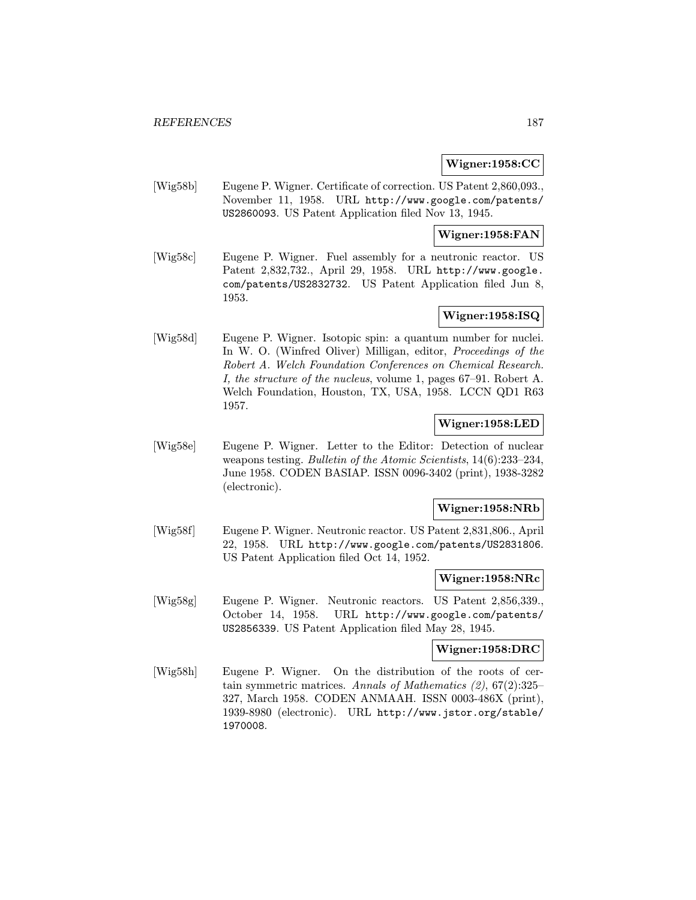**Wigner:1958:CC**

[Wig58b] Eugene P. Wigner. Certificate of correction. US Patent 2,860,093., November 11, 1958. URL http://www.google.com/patents/US2860093. US Patent Application filed Nov 13, 1945.

**Wigner:1958:FAN**

[Wig58c] Eugene P. Wigner. Fuel assembly for a neutronic reactor. US Patent 2,832,732., April 29, 1958. URL http://www.google.com/patents/US2832732. US Patent Application filed Jun 8, 1953.

**Wigner:1958:ISQ**

[Wig58d] Eugene P. Wigner. Isotopic spin: a quantum number for nuclei. In W. O. (Winfred Oliver) Milligan, editor, *Proceedings of the Robert A. Welch Foundation Conferences on Chemical Research. I, the structure of the nucleus*, volume 1, pages 67–91. Robert A. Welch Foundation, Houston, TX, USA, 1958. LCCN QD1 R63 1957.

**Wigner:1958:LED**

[Wig58e] Eugene P. Wigner. Letter to the Editor: Detection of nuclear weapons testing. *Bulletin of the Atomic Scientists*, 14(6):233–234, June 1958. CODEN BASIAP. ISSN 0096-3402 (print), 1938-3282 (electronic).

**Wigner:1958:NRb**

[Wig58f] Eugene P. Wigner. Neutronic reactor. US Patent 2,831,806., April 22, 1958. URL http://www.google.com/patents/US2831806. US Patent Application filed Oct 14, 1952.

**Wigner:1958:NRc**

[Wig58g] Eugene P. Wigner. Neutronic reactors. US Patent 2,856,339., October 14, 1958. URL http://www.google.com/patents/US2856339. US Patent Application filed May 28, 1945.

**Wigner:1958:DRC**

[Wig58h] Eugene P. Wigner. On the distribution of the roots of certain symmetric matrices. *Annals of Mathematics (2)*, 67(2):325–327, March 1958. CODEN ANMAAH. ISSN 0003-486X (print), 1939-8980 (electronic). URL http://www.jstor.org/stable/1970008.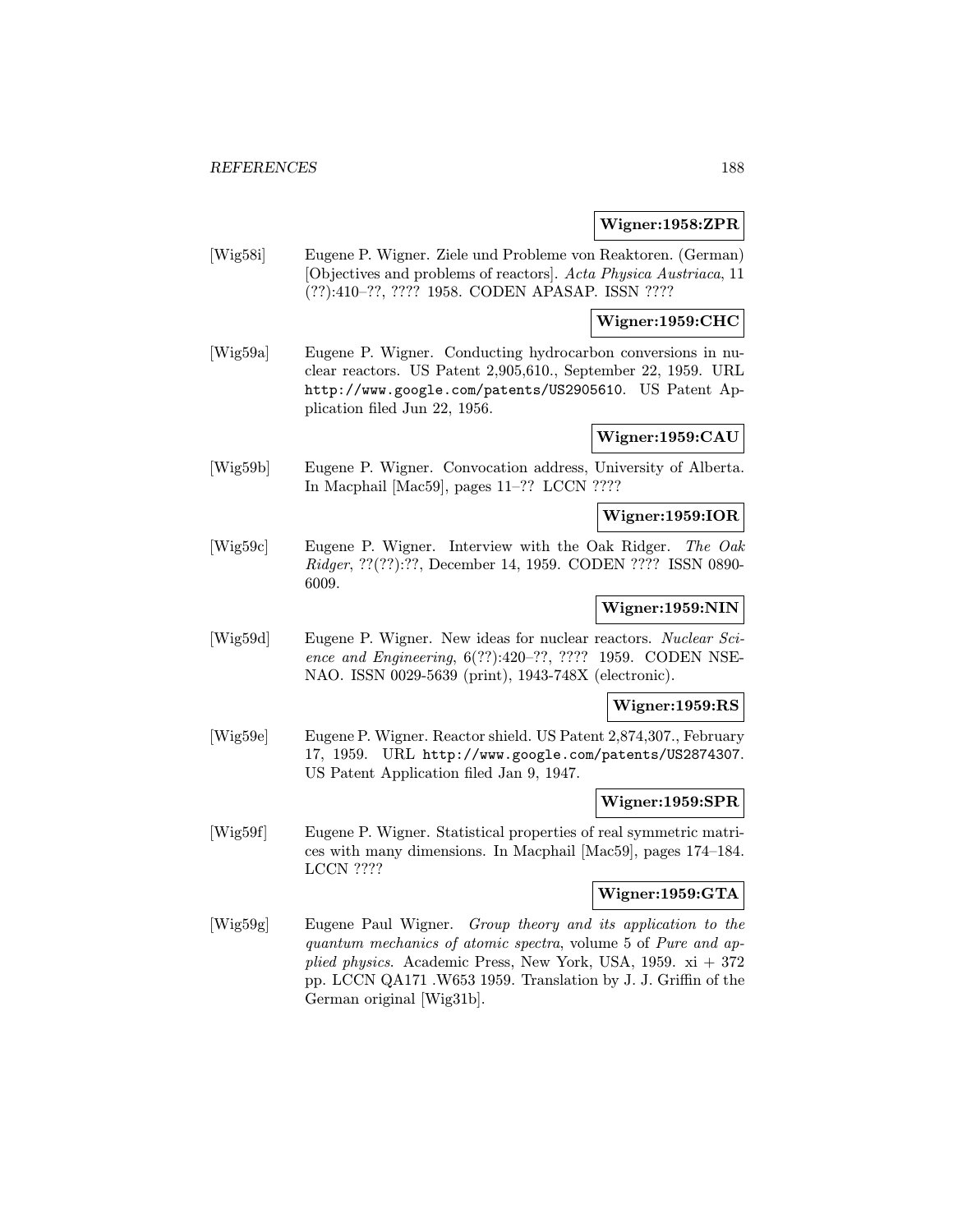**Wigner:1958:ZPR**

[Wig58i] Eugene P. Wigner. Ziele und Probleme von Reaktoren. (German) [Objectives and problems of reactors]. *Acta Physica Austriaca*, 11 (??):410–??, ???? 1958. CODEN APASAP. ISSN ????

**Wigner:1959:CHC**

[Wig59a] Eugene P. Wigner. Conducting hydrocarbon conversions in nuclear reactors. US Patent 2,905,610., September 22, 1959. URL `http://www.google.com/patents/US2905610`. US Patent Application filed Jun 22, 1956.

**Wigner:1959:CAU**

[Wig59b] Eugene P. Wigner. Convocation address, University of Alberta. In Macphail [Mac59], pages 11–?? LCCN ????

**Wigner:1959:IOR**

[Wig59c] Eugene P. Wigner. Interview with the Oak Ridger. *The Oak Ridger*, ??(??):??, December 14, 1959. CODEN ???? ISSN 0890-6009.

**Wigner:1959:NIN**

[Wig59d] Eugene P. Wigner. New ideas for nuclear reactors. *Nuclear Science and Engineering*, 6(??):420–??, ???? 1959. CODEN NSENAO. ISSN 0029-5639 (print), 1943-748X (electronic).

**Wigner:1959:RS**

[Wig59e] Eugene P. Wigner. Reactor shield. US Patent 2,874,307., February 17, 1959. URL `http://www.google.com/patents/US2874307`. US Patent Application filed Jan 9, 1947.

**Wigner:1959:SPR**

[Wig59f] Eugene P. Wigner. Statistical properties of real symmetric matrices with many dimensions. In Macphail [Mac59], pages 174–184. LCCN ????

**Wigner:1959:GTA**

[Wig59g] Eugene Paul Wigner. *Group theory and its application to the quantum mechanics of atomic spectra*, volume 5 of *Pure and applied physics*. Academic Press, New York, USA, 1959. xi + 372 pp. LCCN QA171 .W653 1959. Translation by J. J. Griffin of the German original [Wig31b].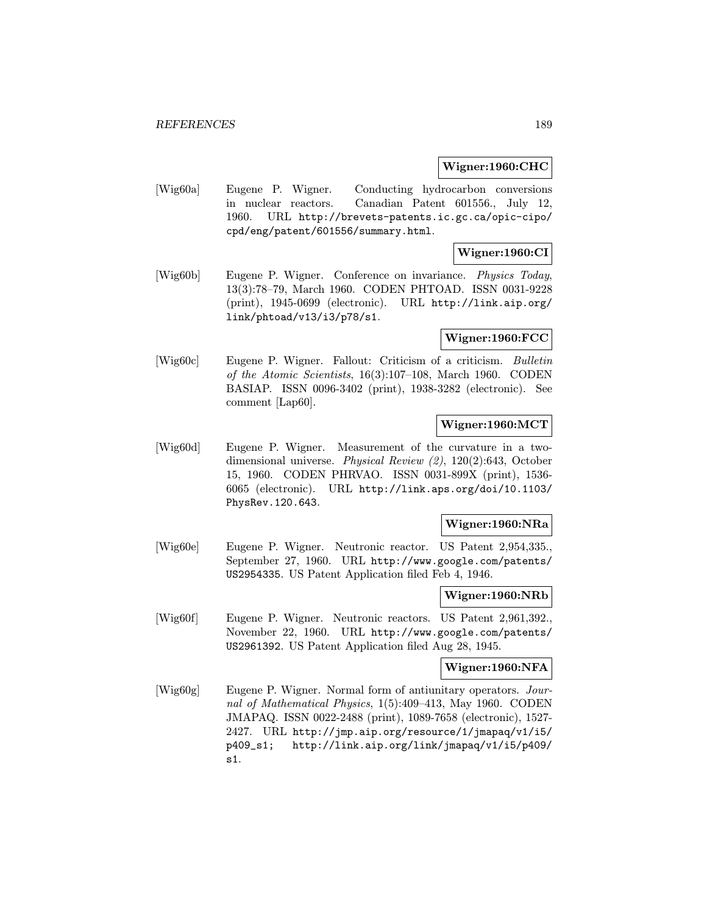**Wigner:1960:CHC**

[Wig60a] Eugene P. Wigner. Conducting hydrocarbon conversions in nuclear reactors. Canadian Patent 601556., July 12, 1960. URL `http://brevets-patents.ic.gc.ca/opic-cipo/cpd/eng/patent/601556/summary.html`.

**Wigner:1960:CI**

[Wig60b] Eugene P. Wigner. Conference on invariance. *Physics Today*, 13(3):78–79, March 1960. CODEN PHTOAD. ISSN 0031-9228 (print), 1945-0699 (electronic). URL `http://link.aip.org/link/phtoad/v13/i3/p78/s1`.

**Wigner:1960:FCC**

[Wig60c] Eugene P. Wigner. Fallout: Criticism of a criticism. *Bulletin of the Atomic Scientists*, 16(3):107–108, March 1960. CODEN BASIAP. ISSN 0096-3402 (print), 1938-3282 (electronic). See comment [Lap60].

**Wigner:1960:MCT**

[Wig60d] Eugene P. Wigner. Measurement of the curvature in a two-dimensional universe. *Physical Review (2)*, 120(2):643, October 15, 1960. CODEN PHRVAO. ISSN 0031-899X (print), 1536-6065 (electronic). URL `http://link.aps.org/doi/10.1103/PhysRev.120.643`.

**Wigner:1960:NRa**

[Wig60e] Eugene P. Wigner. Neutronic reactor. US Patent 2,954,335., September 27, 1960. URL `http://www.google.com/patents/US2954335`. US Patent Application filed Feb 4, 1946.

**Wigner:1960:NRb**

[Wig60f] Eugene P. Wigner. Neutronic reactors. US Patent 2,961,392., November 22, 1960. URL `http://www.google.com/patents/US2961392`. US Patent Application filed Aug 28, 1945.

**Wigner:1960:NFA**

[Wig60g] Eugene P. Wigner. Normal form of antiunitary operators. *Journal of Mathematical Physics*, 1(5):409–413, May 1960. CODEN JMAPAQ. ISSN 0022-2488 (print), 1089-7658 (electronic), 1527-2427. URL `http://jmp.aip.org/resource/1/jmapaq/v1/i5/p409_s1`; `http://link.aip.org/link/jmapaq/v1/i5/p409/s1`.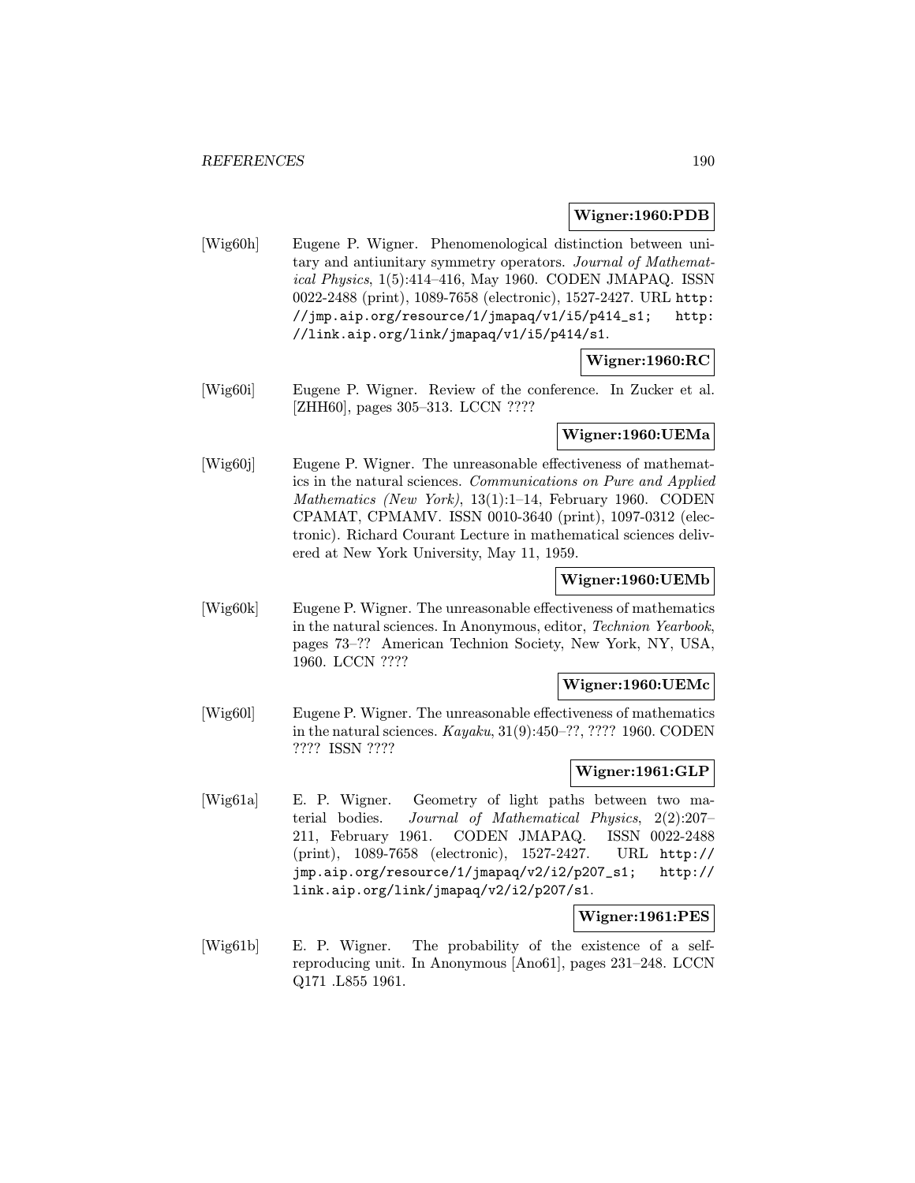**Wigner:1960:PDB**

[Wig60h] Eugene P. Wigner. Phenomenological distinction between unitary and antiunitary symmetry operators. *Journal of Mathematical Physics*, 1(5):414–416, May 1960. CODEN JMAPAQ. ISSN 0022-2488 (print), 1089-7658 (electronic), 1527-2427. URL `http://jmp.aip.org/resource/1/jmapaq/v1/i5/p414_s1; http://link.aip.org/link/jmapaq/v1/i5/p414/s1`.

**Wigner:1960:RC**

[Wig60i] Eugene P. Wigner. Review of the conference. In Zucker et al. [ZHH60], pages 305–313. LCCN ????

**Wigner:1960:UEMa**

[Wig60j] Eugene P. Wigner. The unreasonable effectiveness of mathematics in the natural sciences. *Communications on Pure and Applied Mathematics (New York)*, 13(1):1–14, February 1960. CODEN CPAMAT, CPMAMV. ISSN 0010-3640 (print), 1097-0312 (electronic). Richard Courant Lecture in mathematical sciences delivered at New York University, May 11, 1959.

**Wigner:1960:UEMb**

[Wig60k] Eugene P. Wigner. The unreasonable effectiveness of mathematics in the natural sciences. In Anonymous, editor, *Technion Yearbook*, pages 73–?? American Technion Society, New York, NY, USA, 1960. LCCN ????

**Wigner:1960:UEMc**

[Wig60l] Eugene P. Wigner. The unreasonable effectiveness of mathematics in the natural sciences. *Kayaku*, 31(9):450–??, ???? 1960. CODEN ???? ISSN ????

**Wigner:1961:GLP**

[Wig61a] E. P. Wigner. Geometry of light paths between two material bodies. *Journal of Mathematical Physics*, 2(2):207–211, February 1961. CODEN JMAPAQ. ISSN 0022-2488 (print), 1089-7658 (electronic), 1527-2427. URL `http://jmp.aip.org/resource/1/jmapaq/v2/i2/p207_s1; http://link.aip.org/link/jmapaq/v2/i2/p207/s1`.

**Wigner:1961:PES**

[Wig61b] E. P. Wigner. The probability of the existence of a self-reproducing unit. In Anonymous [Ano61], pages 231–248. LCCN Q171 .L855 1961.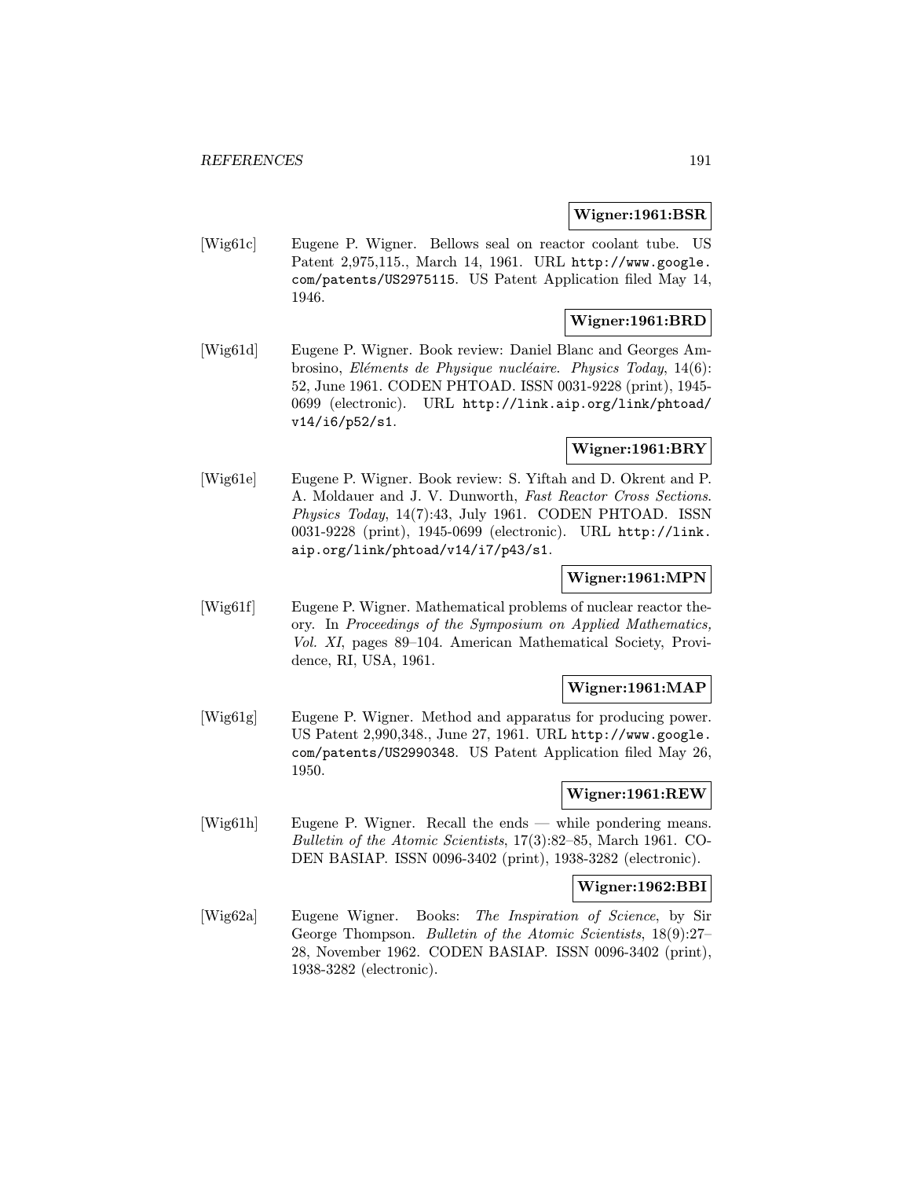**Wigner:1961:BSR**

[Wig61c] Eugene P. Wigner. Bellows seal on reactor coolant tube. US Patent 2,975,115., March 14, 1961. URL http://www.google.com/patents/US2975115. US Patent Application filed May 14, 1946.

**Wigner:1961:BRD**

[Wig61d] Eugene P. Wigner. Book review: Daniel Blanc and Georges Ambrosino, *Eléments de Physique nucléaire*. *Physics Today*, 14(6): 52, June 1961. CODEN PHTOAD. ISSN 0031-9228 (print), 1945-0699 (electronic). URL http://link.aip.org/link/phtoad/v14/i6/p52/s1.

**Wigner:1961:BRY**

[Wig61e] Eugene P. Wigner. Book review: S. Yiftah and D. Okrent and P. A. Moldauer and J. V. Dunworth, *Fast Reactor Cross Sections*. *Physics Today*, 14(7):43, July 1961. CODEN PHTOAD. ISSN 0031-9228 (print), 1945-0699 (electronic). URL http://link.aip.org/link/phtoad/v14/i7/p43/s1.

**Wigner:1961:MPN**

[Wig61f] Eugene P. Wigner. Mathematical problems of nuclear reactor theory. In *Proceedings of the Symposium on Applied Mathematics, Vol. XI*, pages 89–104. American Mathematical Society, Providence, RI, USA, 1961.

**Wigner:1961:MAP**

[Wig61g] Eugene P. Wigner. Method and apparatus for producing power. US Patent 2,990,348., June 27, 1961. URL http://www.google.com/patents/US2990348. US Patent Application filed May 26, 1950.

**Wigner:1961:REW**

[Wig61h] Eugene P. Wigner. Recall the ends — while pondering means. *Bulletin of the Atomic Scientists*, 17(3):82–85, March 1961. CODEN BASIAP. ISSN 0096-3402 (print), 1938-3282 (electronic).

**Wigner:1962:BBI**

[Wig62a] Eugene Wigner. Books: *The Inspiration of Science*, by Sir George Thompson. *Bulletin of the Atomic Scientists*, 18(9):27–28, November 1962. CODEN BASIAP. ISSN 0096-3402 (print), 1938-3282 (electronic).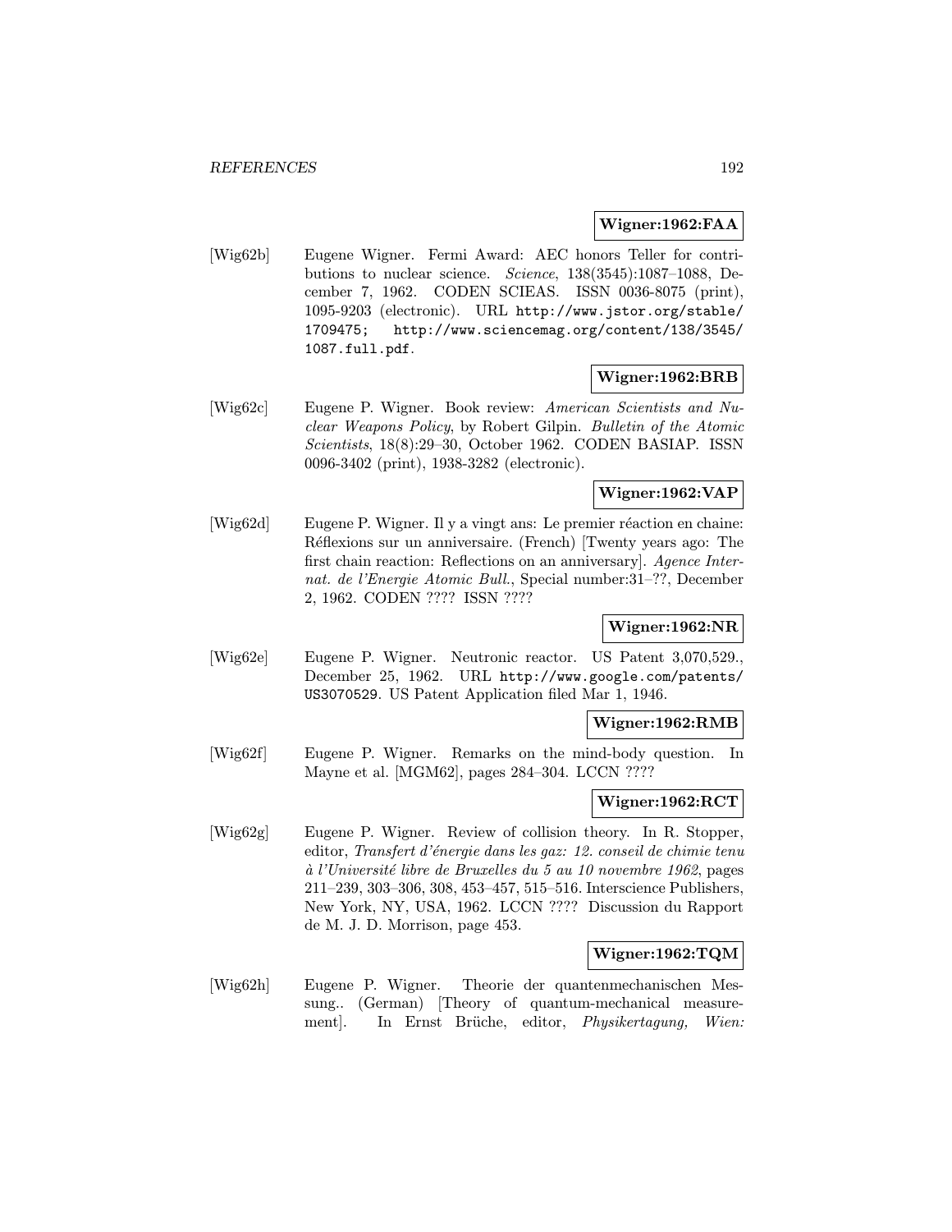**Wigner:1962:FAA**

[Wig62b] Eugene Wigner. Fermi Award: AEC honors Teller for contributions to nuclear science. *Science*, 138(3545):1087–1088, December 7, 1962. CODEN SCIEAS. ISSN 0036-8075 (print), 1095-9203 (electronic). URL `http://www.jstor.org/stable/1709475; http://www.sciencemag.org/content/138/3545/1087.full.pdf`.

**Wigner:1962:BRB**

[Wig62c] Eugene P. Wigner. Book review: *American Scientists and Nuclear Weapons Policy*, by Robert Gilpin. *Bulletin of the Atomic Scientists*, 18(8):29–30, October 1962. CODEN BASIAP. ISSN 0096-3402 (print), 1938-3282 (electronic).

**Wigner:1962:VAP**

[Wig62d] Eugene P. Wigner. Il y a vingt ans: Le premier réaction en chaine: Réflexions sur un anniversaire. (French) [Twenty years ago: The first chain reaction: Reflections on an anniversary]. *Agence Internat. de l'Energie Atomic Bull.*, Special number:31–??, December 2, 1962. CODEN ???? ISSN ????

**Wigner:1962:NR**

[Wig62e] Eugene P. Wigner. Neutronic reactor. US Patent 3,070,529., December 25, 1962. URL `http://www.google.com/patents/US3070529`. US Patent Application filed Mar 1, 1946.

**Wigner:1962:RMB**

[Wig62f] Eugene P. Wigner. Remarks on the mind-body question. In Mayne et al. [MGM62], pages 284–304. LCCN ????

**Wigner:1962:RCT**

[Wig62g] Eugene P. Wigner. Review of collision theory. In R. Stopper, editor, *Transfert d'énergie dans les gaz: 12. conseil de chimie tenu à l'Université libre de Bruxelles du 5 au 10 novembre 1962*, pages 211–239, 303–306, 308, 453–457, 515–516. Interscience Publishers, New York, NY, USA, 1962. LCCN ???? Discussion du Rapport de M. J. D. Morrison, page 453.

**Wigner:1962:TQM**

[Wig62h] Eugene P. Wigner. Theorie der quantenmechanischen Messung.. (German) [Theory of quantum-mechanical measurement]. In Ernst Brüche, editor, *Physikertagung, Wien:*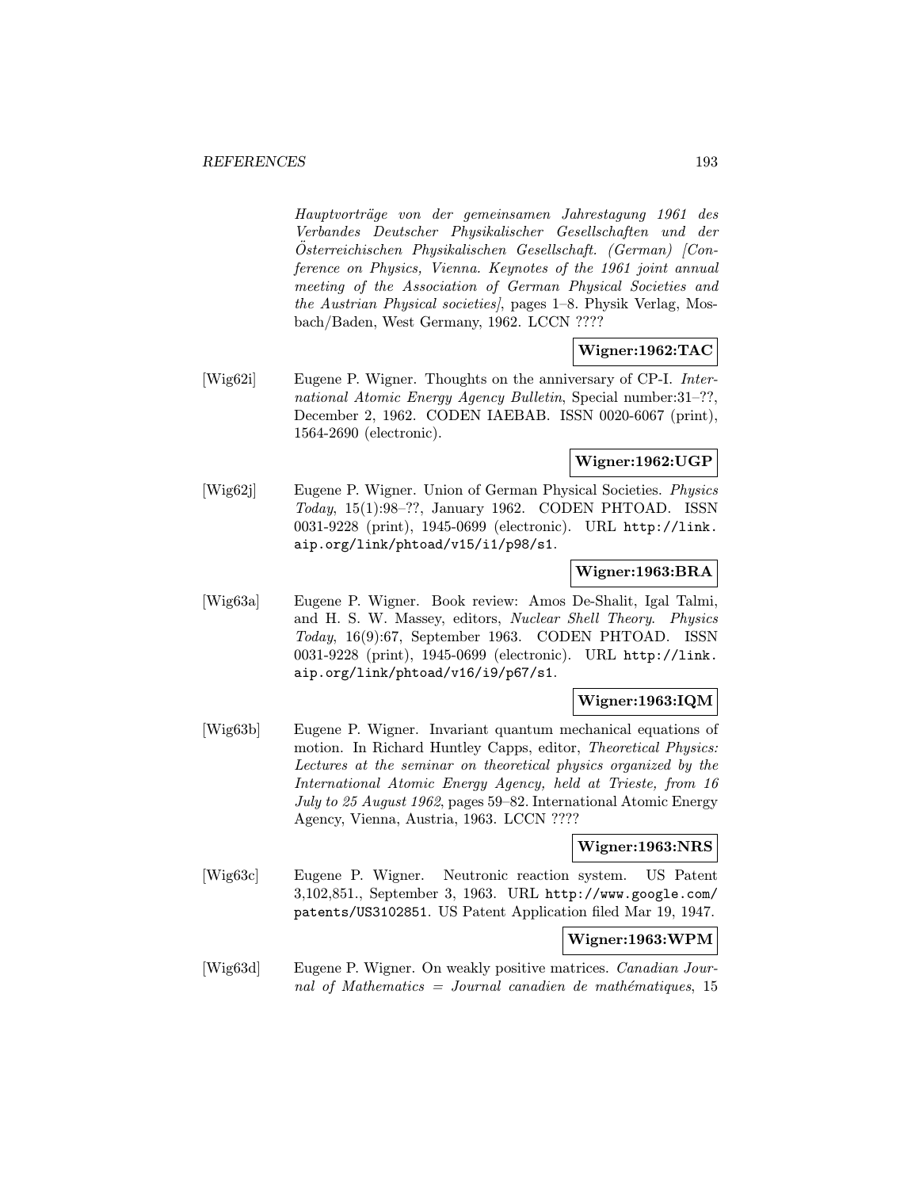*Hauptvorträge von der gemeinsamen Jahrestagung 1961 des Verbandes Deutscher Physikalischer Gesellschaften und der Österreichischen Physikalischen Gesellschaft. (German) [Conference on Physics, Vienna. Keynotes of the 1961 joint annual meeting of the Association of German Physical Societies and the Austrian Physical societies]*, pages 1–8. Physik Verlag, Mosbach/Baden, West Germany, 1962. LCCN ????

**Wigner:1962:TAC**

[Wig62i] Eugene P. Wigner. Thoughts on the anniversary of CP-I. *International Atomic Energy Agency Bulletin*, Special number:31–??, December 2, 1962. CODEN IAEBAB. ISSN 0020-6067 (print), 1564-2690 (electronic).

**Wigner:1962:UGP**

[Wig62j] Eugene P. Wigner. Union of German Physical Societies. *Physics Today*, 15(1):98–??, January 1962. CODEN PHTOAD. ISSN 0031-9228 (print), 1945-0699 (electronic). URL `http://link.aip.org/link/phtoad/v15/i1/p98/s1`.

**Wigner:1963:BRA**

[Wig63a] Eugene P. Wigner. Book review: Amos De-Shalit, Igal Talmi, and H. S. W. Massey, editors, *Nuclear Shell Theory*. *Physics Today*, 16(9):67, September 1963. CODEN PHTOAD. ISSN 0031-9228 (print), 1945-0699 (electronic). URL `http://link.aip.org/link/phtoad/v16/i9/p67/s1`.

**Wigner:1963:IQM**

[Wig63b] Eugene P. Wigner. Invariant quantum mechanical equations of motion. In Richard Huntley Capps, editor, *Theoretical Physics: Lectures at the seminar on theoretical physics organized by the International Atomic Energy Agency, held at Trieste, from 16 July to 25 August 1962*, pages 59–82. International Atomic Energy Agency, Vienna, Austria, 1963. LCCN ????

**Wigner:1963:NRS**

[Wig63c] Eugene P. Wigner. Neutronic reaction system. US Patent 3,102,851., September 3, 1963. URL `http://www.google.com/patents/US3102851`. US Patent Application filed Mar 19, 1947.

**Wigner:1963:WPM**

[Wig63d] Eugene P. Wigner. On weakly positive matrices. *Canadian Journal of Mathematics = Journal canadien de mathématiques*, 15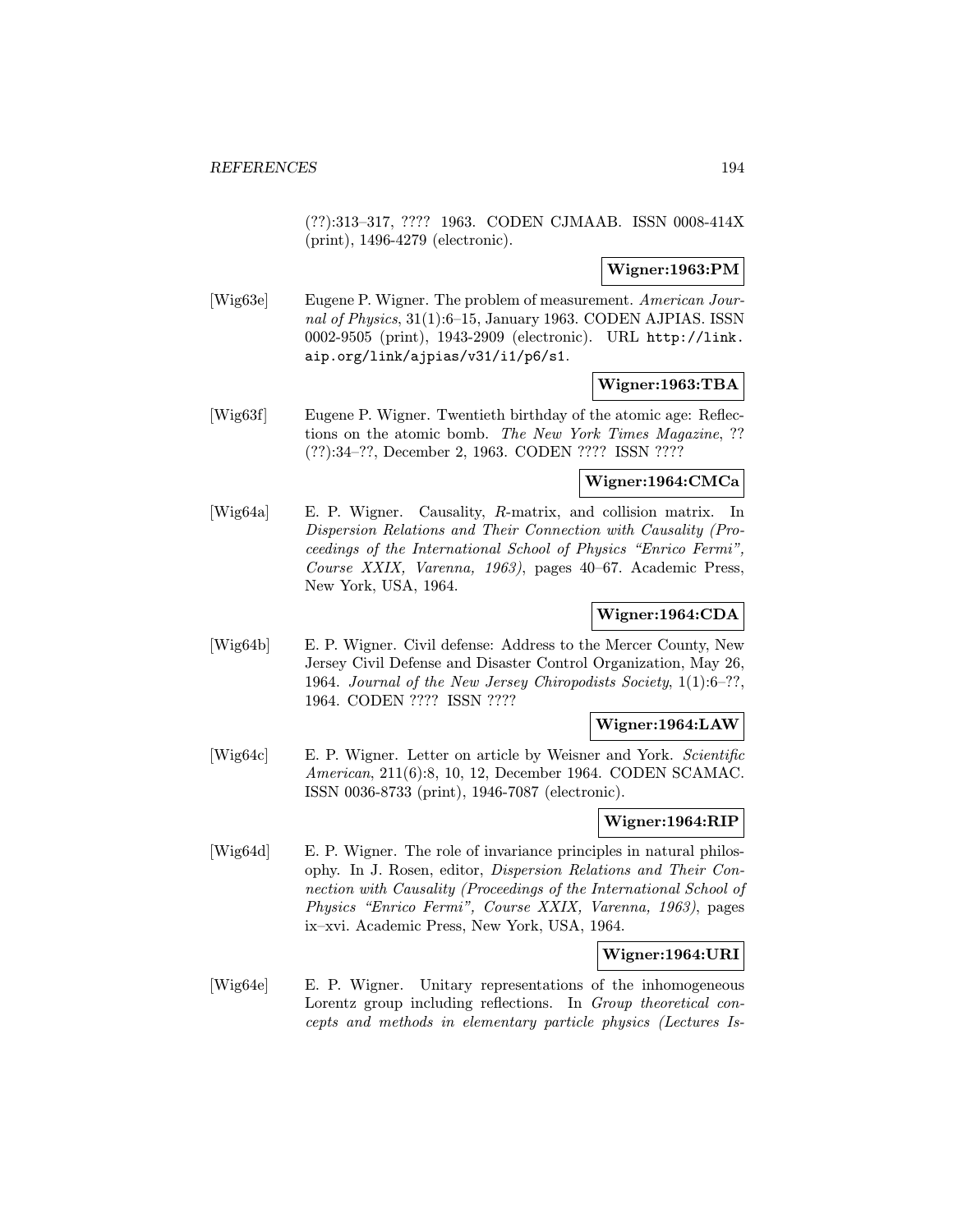(??):313–317, ???? 1963. CODEN CJMAAB. ISSN 0008-414X (print), 1496-4279 (electronic).

**Wigner:1963:PM**

[Wig63e] Eugene P. Wigner. The problem of measurement. *American Journal of Physics*, 31(1):6–15, January 1963. CODEN AJPIAS. ISSN 0002-9505 (print), 1943-2909 (electronic). URL http://link.aip.org/link/ajpias/v31/i1/p6/s1.

**Wigner:1963:TBA**

[Wig63f] Eugene P. Wigner. Twentieth birthday of the atomic age: Reflections on the atomic bomb. *The New York Times Magazine*, ?? (??):34–??, December 2, 1963. CODEN ???? ISSN ????

**Wigner:1964:CMCa**

[Wig64a] E. P. Wigner. Causality, *R*-matrix, and collision matrix. In *Dispersion Relations and Their Connection with Causality (Proceedings of the International School of Physics "Enrico Fermi", Course XXIX, Varenna, 1963)*, pages 40–67. Academic Press, New York, USA, 1964.

**Wigner:1964:CDA**

[Wig64b] E. P. Wigner. Civil defense: Address to the Mercer County, New Jersey Civil Defense and Disaster Control Organization, May 26, 1964. *Journal of the New Jersey Chiropodists Society*, 1(1):6–??, 1964. CODEN ???? ISSN ????

**Wigner:1964:LAW**

[Wig64c] E. P. Wigner. Letter on article by Weisner and York. *Scientific American*, 211(6):8, 10, 12, December 1964. CODEN SCAMAC. ISSN 0036-8733 (print), 1946-7087 (electronic).

**Wigner:1964:RIP**

[Wig64d] E. P. Wigner. The role of invariance principles in natural philosophy. In J. Rosen, editor, *Dispersion Relations and Their Connection with Causality (Proceedings of the International School of Physics "Enrico Fermi", Course XXIX, Varenna, 1963)*, pages ix–xvi. Academic Press, New York, USA, 1964.

**Wigner:1964:URI**

[Wig64e] E. P. Wigner. Unitary representations of the inhomogeneous Lorentz group including reflections. In *Group theoretical concepts and methods in elementary particle physics (Lectures Is-*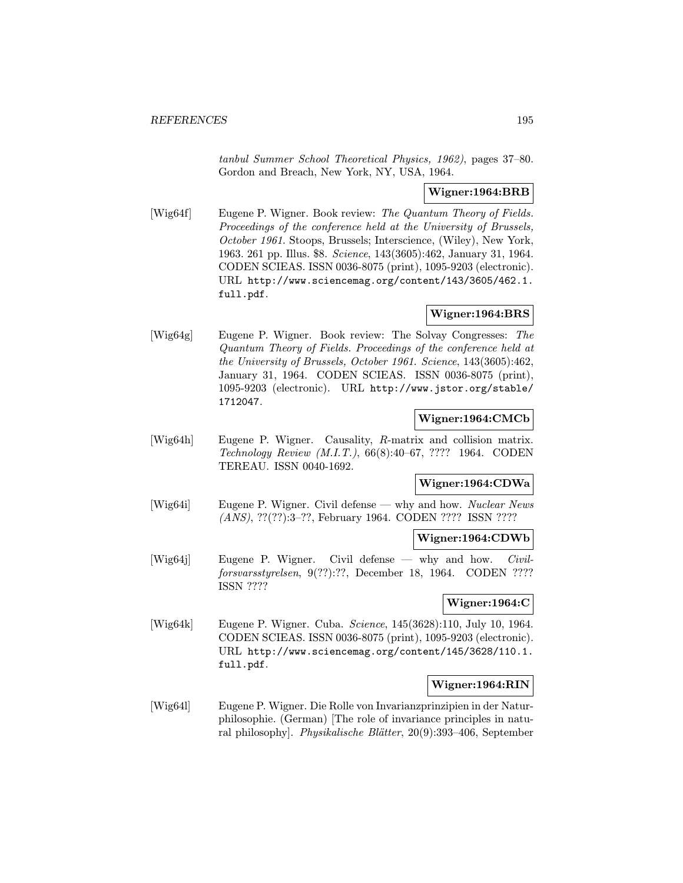*tanbul Summer School Theoretical Physics, 1962)*, pages 37–80. Gordon and Breach, New York, NY, USA, 1964.

**Wigner:1964:BRB**

[Wig64f] Eugene P. Wigner. Book review: *The Quantum Theory of Fields. Proceedings of the conference held at the University of Brussels, October 1961.* Stoops, Brussels; Interscience, (Wiley), New York, 1963. 261 pp. Illus. $8. *Science*, 143(3605):462, January 31, 1964. CODEN SCIEAS. ISSN 0036-8075 (print), 1095-9203 (electronic). URL http://www.sciencemag.org/content/143/3605/462.1.full.pdf.

**Wigner:1964:BRS**

[Wig64g] Eugene P. Wigner. Book review: The Solvay Congresses: *The Quantum Theory of Fields. Proceedings of the conference held at the University of Brussels, October 1961. Science*, 143(3605):462, January 31, 1964. CODEN SCIEAS. ISSN 0036-8075 (print), 1095-9203 (electronic). URL http://www.jstor.org/stable/1712047.

**Wigner:1964:CMCb**

[Wig64h] Eugene P. Wigner. Causality, $R$-matrix and collision matrix. *Technology Review (M.I.T.)*, 66(8):40–67, ???? 1964. CODEN TEREAU. ISSN 0040-1692.

**Wigner:1964:CDWa**

[Wig64i] Eugene P. Wigner. Civil defense — why and how. *Nuclear News (ANS)*, ??(??):3–??, February 1964. CODEN ???? ISSN ????

**Wigner:1964:CDWb**

[Wig64j] Eugene P. Wigner. Civil defense — why and how. *Civilforsvarsstyrelsen*, 9(??):??, December 18, 1964. CODEN ???? ISSN ????

**Wigner:1964:C**

[Wig64k] Eugene P. Wigner. Cuba. *Science*, 145(3628):110, July 10, 1964. CODEN SCIEAS. ISSN 0036-8075 (print), 1095-9203 (electronic). URL http://www.sciencemag.org/content/145/3628/110.1.full.pdf.

**Wigner:1964:RIN**

[Wig64l] Eugene P. Wigner. Die Rolle von Invarianzprinzipien in der Naturphilosophie. (German) [The role of invariance principles in natural philosophy]. *Physikalische Blätter*, 20(9):393–406, September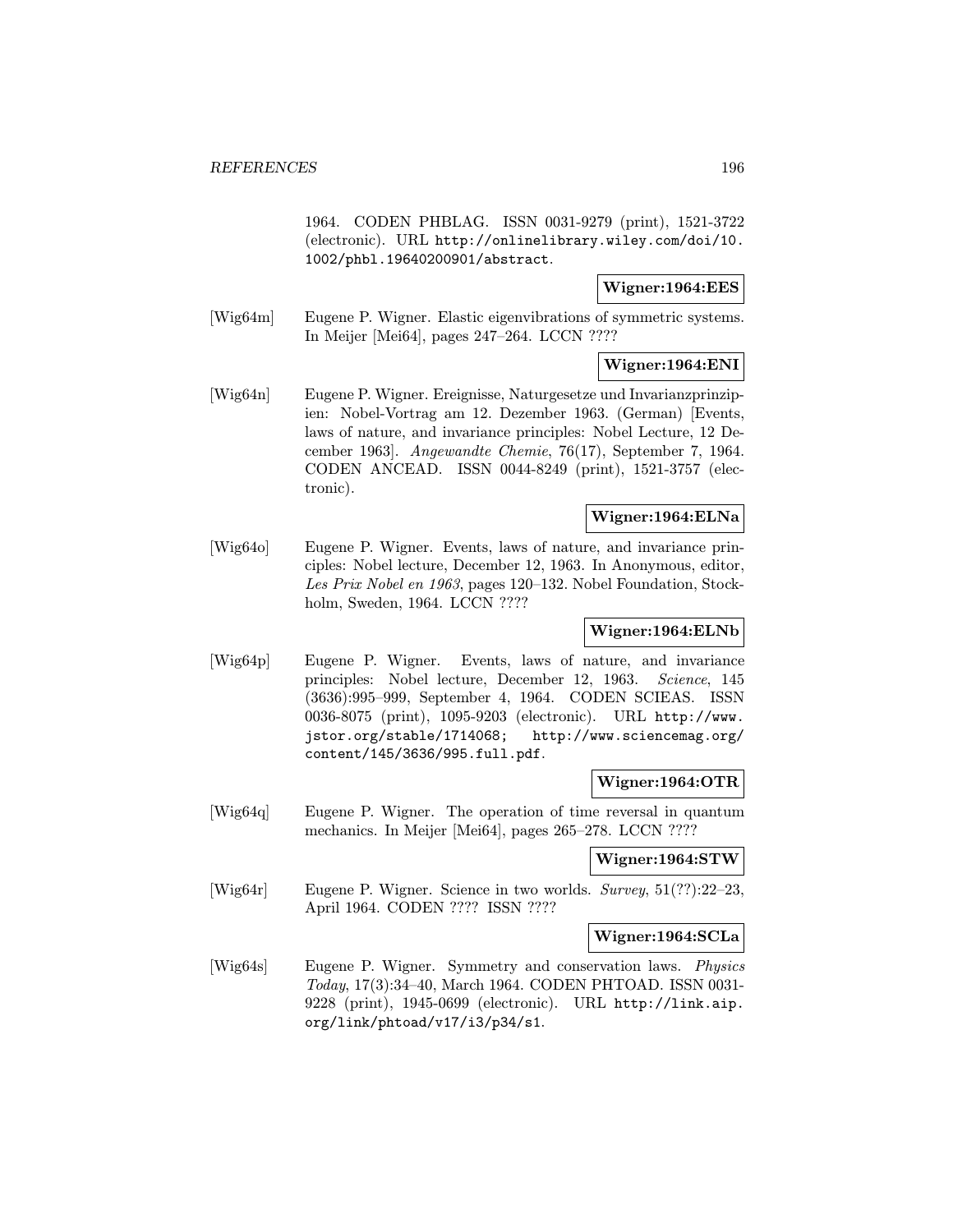1964. CODEN PHBLAG. ISSN 0031-9279 (print), 1521-3722 (electronic). URL http://onlinelibrary.wiley.com/doi/10.1002/phbl.19640200901/abstract.

**Wigner:1964:EES**

[Wig64m] Eugene P. Wigner. Elastic eigenvibrations of symmetric systems. In Meijer [Mei64], pages 247–264. LCCN ????

**Wigner:1964:ENI**

[Wig64n] Eugene P. Wigner. Ereignisse, Naturgesetze und Invarianzprinzipien: Nobel-Vortrag am 12. Dezember 1963. (German) [Events, laws of nature, and invariance principles: Nobel Lecture, 12 December 1963]. *Angewandte Chemie*, 76(17), September 7, 1964. CODEN ANCEAD. ISSN 0044-8249 (print), 1521-3757 (electronic).

**Wigner:1964:ELNa**

[Wig64o] Eugene P. Wigner. Events, laws of nature, and invariance principles: Nobel lecture, December 12, 1963. In Anonymous, editor, *Les Prix Nobel en 1963*, pages 120–132. Nobel Foundation, Stockholm, Sweden, 1964. LCCN ????

**Wigner:1964:ELNb**

[Wig64p] Eugene P. Wigner. Events, laws of nature, and invariance principles: Nobel lecture, December 12, 1963. *Science*, 145 (3636):995–999, September 4, 1964. CODEN SCIEAS. ISSN 0036-8075 (print), 1095-9203 (electronic). URL http://www.jstor.org/stable/1714068; http://www.sciencemag.org/content/145/3636/995.full.pdf.

**Wigner:1964:OTR**

[Wig64q] Eugene P. Wigner. The operation of time reversal in quantum mechanics. In Meijer [Mei64], pages 265–278. LCCN ????

**Wigner:1964:STW**

[Wig64r] Eugene P. Wigner. Science in two worlds. *Survey*, 51(??):22–23, April 1964. CODEN ???? ISSN ????

**Wigner:1964:SCLa**

[Wig64s] Eugene P. Wigner. Symmetry and conservation laws. *Physics Today*, 17(3):34–40, March 1964. CODEN PHTOAD. ISSN 0031-9228 (print), 1945-0699 (electronic). URL http://link.aip.org/link/phtoad/v17/i3/p34/s1.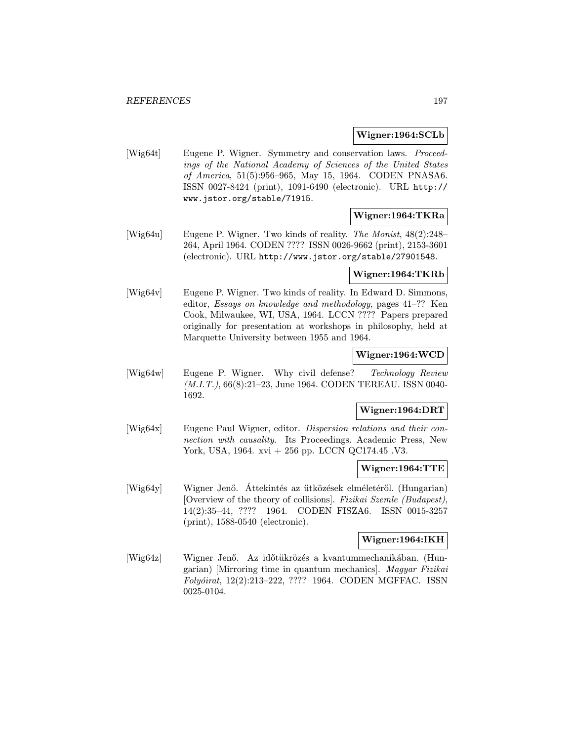**Wigner:1964:SCLb**

[Wig64t] Eugene P. Wigner. Symmetry and conservation laws. *Proceedings of the National Academy of Sciences of the United States of America*, 51(5):956–965, May 15, 1964. CODEN PNASA6. ISSN 0027-8424 (print), 1091-6490 (electronic). URL http://www.jstor.org/stable/71915.

**Wigner:1964:TKRa**

[Wig64u] Eugene P. Wigner. Two kinds of reality. *The Monist*, 48(2):248–264, April 1964. CODEN ???? ISSN 0026-9662 (print), 2153-3601 (electronic). URL http://www.jstor.org/stable/27901548.

**Wigner:1964:TKRb**

[Wig64v] Eugene P. Wigner. Two kinds of reality. In Edward D. Simmons, editor, *Essays on knowledge and methodology*, pages 41–?? Ken Cook, Milwaukee, WI, USA, 1964. LCCN ???? Papers prepared originally for presentation at workshops in philosophy, held at Marquette University between 1955 and 1964.

**Wigner:1964:WCD**

[Wig64w] Eugene P. Wigner. Why civil defense? *Technology Review (M.I.T.)*, 66(8):21–23, June 1964. CODEN TEREAU. ISSN 0040-1692.

**Wigner:1964:DRT**

[Wig64x] Eugene Paul Wigner, editor. *Dispersion relations and their connection with causality*. Its Proceedings. Academic Press, New York, USA, 1964. xvi + 256 pp. LCCN QC174.45 .V3.

**Wigner:1964:TTE**

[Wig64y] Wigner Jenő. Áttekintés az ütközések elméletéről. (Hungarian) [Overview of the theory of collisions]. *Fizikai Szemle (Budapest)*, 14(2):35–44, ???? 1964. CODEN FISZA6. ISSN 0015-3257 (print), 1588-0540 (electronic).

**Wigner:1964:IKH**

[Wig64z] Wigner Jenő. Az időtükrözés a kvantummechanikában. (Hungarian) [Mirroring time in quantum mechanics]. *Magyar Fizikai Folyóirat*, 12(2):213–222, ???? 1964. CODEN MGFFAC. ISSN 0025-0104.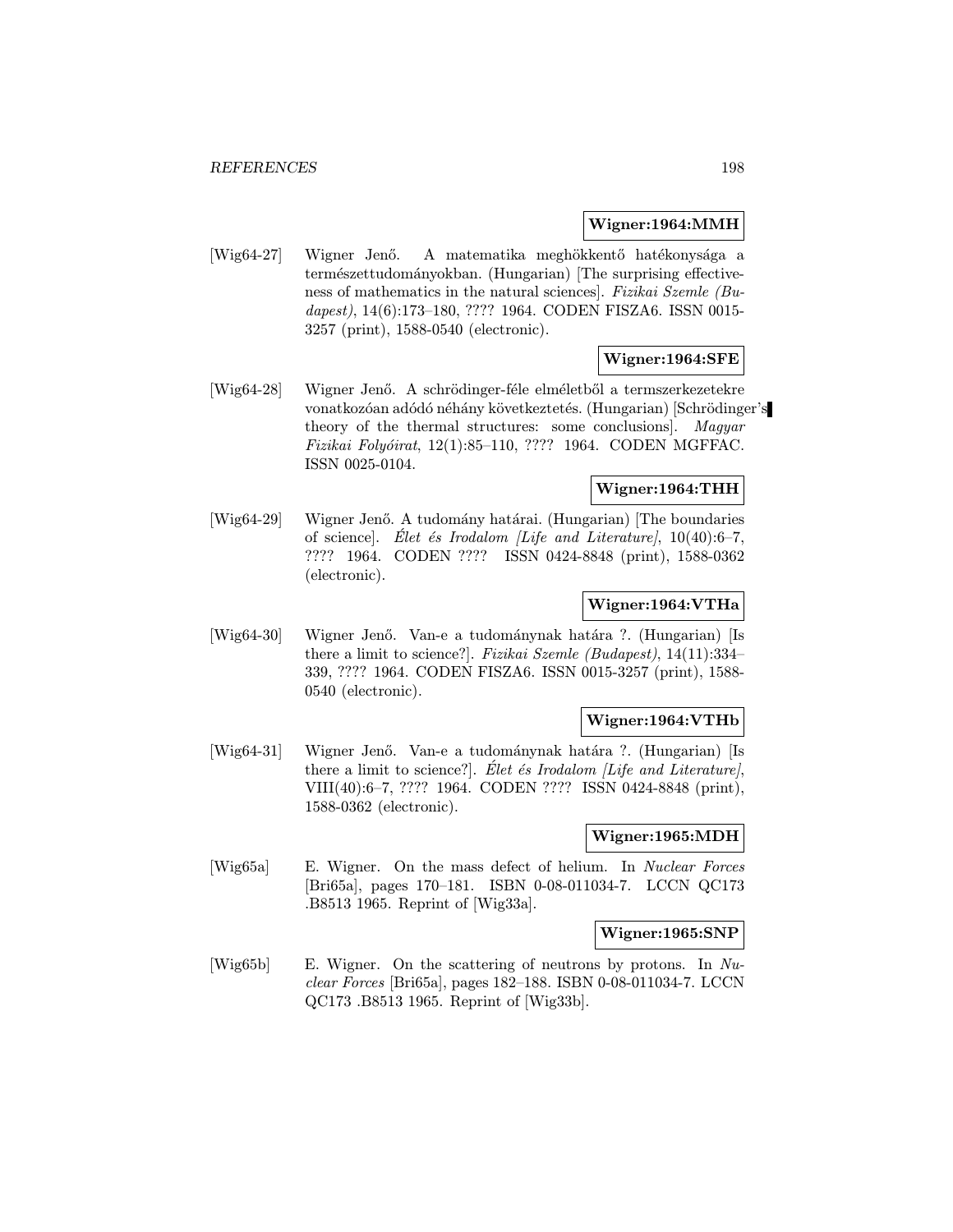**Wigner:1964:MMH**

[Wig64-27] Wigner Jenő. A matematika meghökkentő hatékonysága a természettudományokban. (Hungarian) [The surprising effectiveness of mathematics in the natural sciences]. *Fizikai Szemle (Budapest)*, 14(6):173–180, ???? 1964. CODEN FISZA6. ISSN 0015-3257 (print), 1588-0540 (electronic).

**Wigner:1964:SFE**

[Wig64-28] Wigner Jenő. A schrödinger-féle elméletből a termszerkezetekre vonatkozóan adódó néhány következtetés. (Hungarian) [Schrödinger's theory of the thermal structures: some conclusions]. *Magyar Fizikai Folyóirat*, 12(1):85–110, ???? 1964. CODEN MGFFAC. ISSN 0025-0104.

**Wigner:1964:THH**

[Wig64-29] Wigner Jenő. A tudomány határai. (Hungarian) [The boundaries of science]. *Élet és Irodalom [Life and Literature]*, 10(40):6–7, ???? 1964. CODEN ???? ISSN 0424-8848 (print), 1588-0362 (electronic).

**Wigner:1964:VTHa**

[Wig64-30] Wigner Jenő. Van-e a tudománynak határa ?. (Hungarian) [Is there a limit to science?]. *Fizikai Szemle (Budapest)*, 14(11):334–339, ???? 1964. CODEN FISZA6. ISSN 0015-3257 (print), 1588-0540 (electronic).

**Wigner:1964:VTHb**

[Wig64-31] Wigner Jenő. Van-e a tudománynak határa ?. (Hungarian) [Is there a limit to science?]. *Élet és Irodalom [Life and Literature]*, VIII(40):6–7, ???? 1964. CODEN ???? ISSN 0424-8848 (print), 1588-0362 (electronic).

**Wigner:1965:MDH**

[Wig65a] E. Wigner. On the mass defect of helium. In *Nuclear Forces* [Bri65a], pages 170–181. ISBN 0-08-011034-7. LCCN QC173 .B8513 1965. Reprint of [Wig33a].

**Wigner:1965:SNP**

[Wig65b] E. Wigner. On the scattering of neutrons by protons. In *Nuclear Forces* [Bri65a], pages 182–188. ISBN 0-08-011034-7. LCCN QC173 .B8513 1965. Reprint of [Wig33b].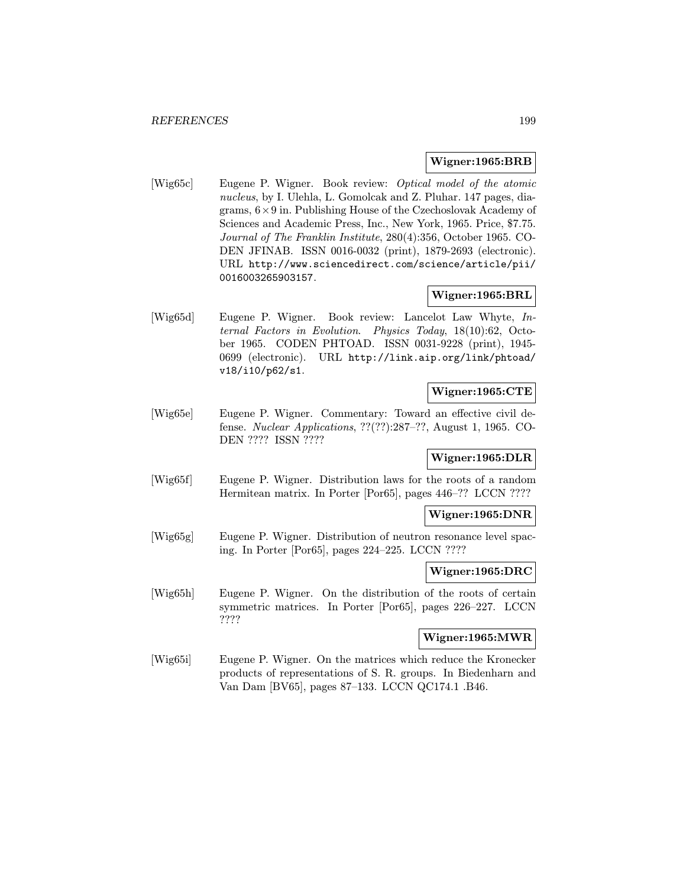**Wigner:1965:BRB**

[Wig65c] Eugene P. Wigner. Book review: *Optical model of the atomic nucleus*, by I. Ulehla, L. Gomolcak and Z. Pluhar. 147 pages, diagrams, $6 \times 9$ in. Publishing House of the Czechoslovak Academy of Sciences and Academic Press, Inc., New York, 1965. Price, $7.75. *Journal of The Franklin Institute*, 280(4):356, October 1965. CODEN JFINAB. ISSN 0016-0032 (print), 1879-2693 (electronic). URL `http://www.sciencedirect.com/science/article/pii/0016003265903157`.

**Wigner:1965:BRL**

[Wig65d] Eugene P. Wigner. Book review: Lancelot Law Whyte, *Internal Factors in Evolution*. *Physics Today*, 18(10):62, October 1965. CODEN PHTOAD. ISSN 0031-9228 (print), 1945-0699 (electronic). URL `http://link.aip.org/link/phtoad/v18/i10/p62/s1`.

**Wigner:1965:CTE**

[Wig65e] Eugene P. Wigner. Commentary: Toward an effective civil defense. *Nuclear Applications*, ??(??):287–??, August 1, 1965. CODEN ???? ISSN ????

**Wigner:1965:DLR**

[Wig65f] Eugene P. Wigner. Distribution laws for the roots of a random Hermitean matrix. In Porter [Por65], pages 446–?? LCCN ????

**Wigner:1965:DNR**

[Wig65g] Eugene P. Wigner. Distribution of neutron resonance level spacing. In Porter [Por65], pages 224–225. LCCN ????

**Wigner:1965:DRC**

[Wig65h] Eugene P. Wigner. On the distribution of the roots of certain symmetric matrices. In Porter [Por65], pages 226–227. LCCN ????

**Wigner:1965:MWR**

[Wig65i] Eugene P. Wigner. On the matrices which reduce the Kronecker products of representations of S. R. groups. In Biedenharn and Van Dam [BV65], pages 87–133. LCCN QC174.1 .B46.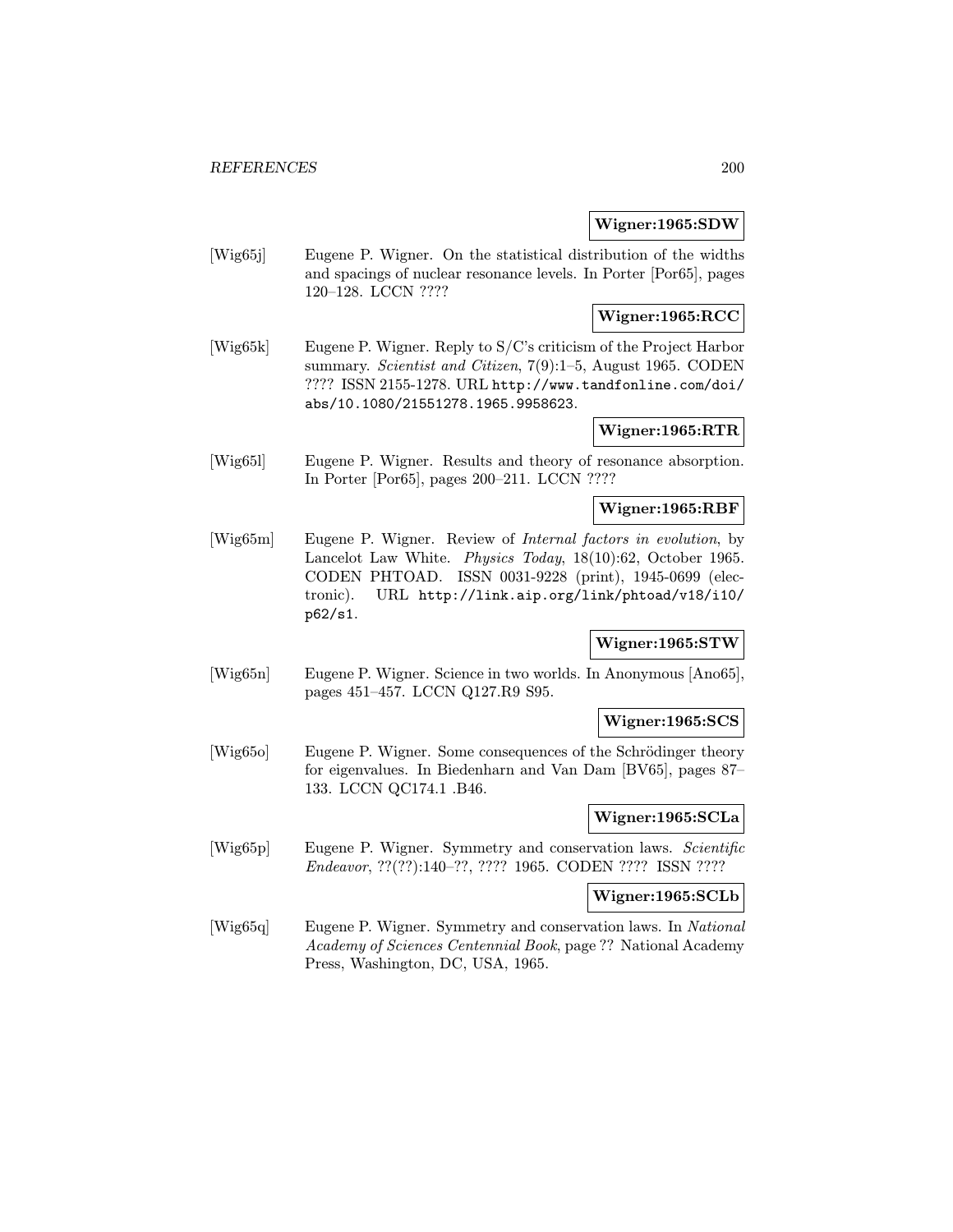**Wigner:1965:SDW**

[Wig65j] Eugene P. Wigner. On the statistical distribution of the widths and spacings of nuclear resonance levels. In Porter [Por65], pages 120–128. LCCN ????

**Wigner:1965:RCC**

[Wig65k] Eugene P. Wigner. Reply to S/C's criticism of the Project Harbor summary. *Scientist and Citizen*, 7(9):1–5, August 1965. CODEN ???? ISSN 2155-1278. URL http://www.tandfonline.com/doi/abs/10.1080/21551278.1965.9958623.

**Wigner:1965:RTR**

[Wig65l] Eugene P. Wigner. Results and theory of resonance absorption. In Porter [Por65], pages 200–211. LCCN ????

**Wigner:1965:RBF**

[Wig65m] Eugene P. Wigner. Review of *Internal factors in evolution*, by Lancelot Law White. *Physics Today*, 18(10):62, October 1965. CODEN PHTOAD. ISSN 0031-9228 (print), 1945-0699 (electronic). URL http://link.aip.org/link/phtoad/v18/i10/p62/s1.

**Wigner:1965:STW**

[Wig65n] Eugene P. Wigner. Science in two worlds. In Anonymous [Ano65], pages 451–457. LCCN Q127.R9 S95.

**Wigner:1965:SCS**

[Wig65o] Eugene P. Wigner. Some consequences of the Schrödinger theory for eigenvalues. In Biedenharn and Van Dam [BV65], pages 87–133. LCCN QC174.1 .B46.

**Wigner:1965:SCLa**

[Wig65p] Eugene P. Wigner. Symmetry and conservation laws. *Scientific Endeavor*, ??(??):140–??, ???? 1965. CODEN ???? ISSN ????

**Wigner:1965:SCLb**

[Wig65q] Eugene P. Wigner. Symmetry and conservation laws. In *National Academy of Sciences Centennial Book*, page ?? National Academy Press, Washington, DC, USA, 1965.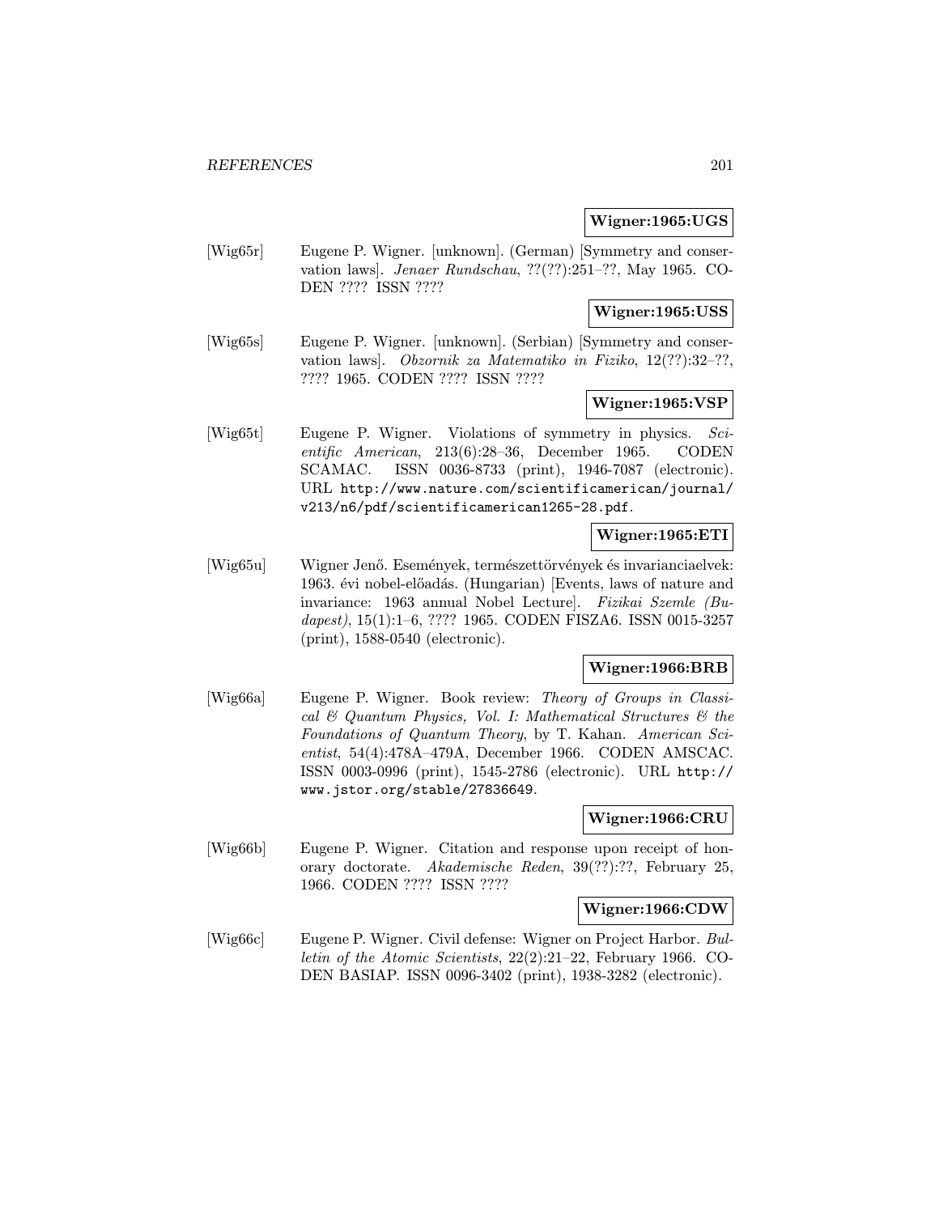**Wigner:1965:UGS**

[Wig65r] Eugene P. Wigner. [unknown]. (German) [Symmetry and conservation laws]. *Jenaer Rundschau*, ??(??):251–??, May 1965. CODEN ???? ISSN ????

**Wigner:1965:USS**

[Wig65s] Eugene P. Wigner. [unknown]. (Serbian) [Symmetry and conservation laws]. *Obzornik za Matematiko in Fiziko*, 12(??):32–??, ???? 1965. CODEN ???? ISSN ????

**Wigner:1965:VSP**

[Wig65t] Eugene P. Wigner. Violations of symmetry in physics. *Scientific American*, 213(6):28–36, December 1965. CODEN SCAMAC. ISSN 0036-8733 (print), 1946-7087 (electronic). URL http://www.nature.com/scientificamerican/journal/v213/n6/pdf/scientificamerican1265-28.pdf.

**Wigner:1965:ETI**

[Wig65u] Wigner Jenő. Események, természettörvények és invarianciaelvek: 1963. évi nobel-előadás. (Hungarian) [Events, laws of nature and invariance: 1963 annual Nobel Lecture]. *Fizikai Szemle (Budapest)*, 15(1):1–6, ???? 1965. CODEN FISZA6. ISSN 0015-3257 (print), 1588-0540 (electronic).

**Wigner:1966:BRB**

[Wig66a] Eugene P. Wigner. Book review: *Theory of Groups in Classical & Quantum Physics, Vol. I: Mathematical Structures & the Foundations of Quantum Theory*, by T. Kahan. *American Scientist*, 54(4):478A–479A, December 1966. CODEN AMSCAC. ISSN 0003-0996 (print), 1545-2786 (electronic). URL http://www.jstor.org/stable/27836649.

**Wigner:1966:CRU**

[Wig66b] Eugene P. Wigner. Citation and response upon receipt of honorary doctorate. *Akademische Reden*, 39(??):??, February 25, 1966. CODEN ???? ISSN ????

**Wigner:1966:CDW**

[Wig66c] Eugene P. Wigner. Civil defense: Wigner on Project Harbor. *Bulletin of the Atomic Scientists*, 22(2):21–22, February 1966. CODEN BASIAP. ISSN 0096-3402 (print), 1938-3282 (electronic).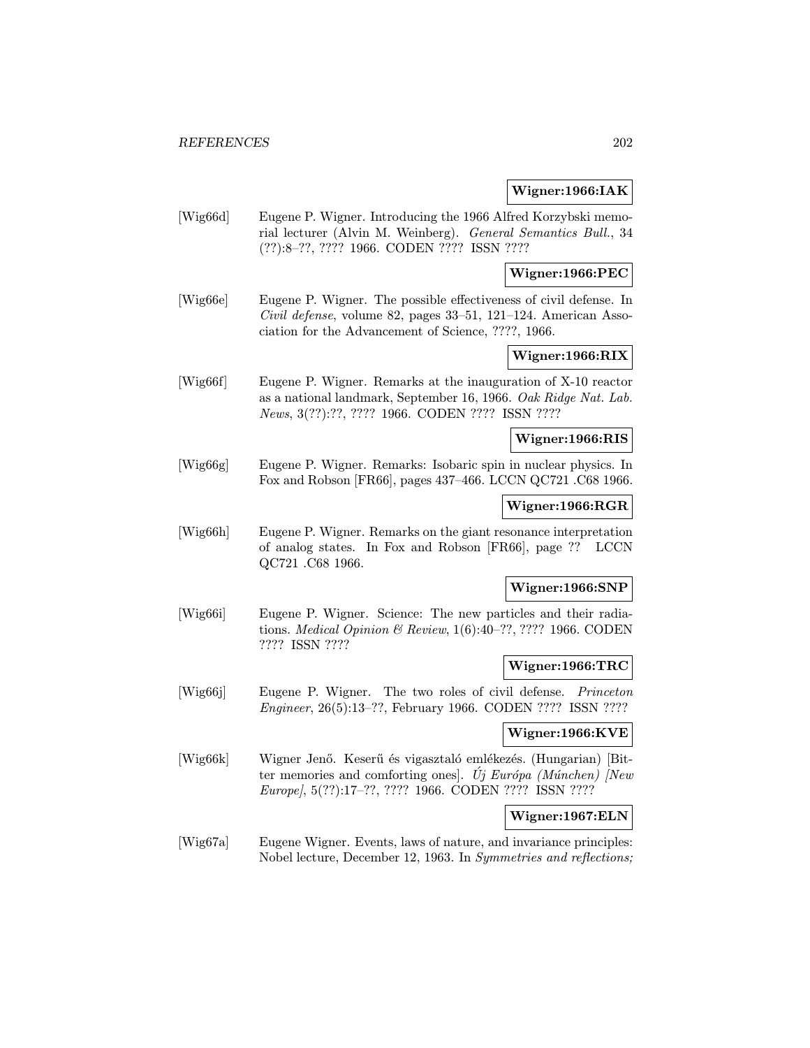**Wigner:1966:IAK**

[Wig66d] Eugene P. Wigner. Introducing the 1966 Alfred Korzybski memorial lecturer (Alvin M. Weinberg). *General Semantics Bull.*, 34 (??):8–??, ???? 1966. CODEN ???? ISSN ????

**Wigner:1966:PEC**

[Wig66e] Eugene P. Wigner. The possible effectiveness of civil defense. In *Civil defense*, volume 82, pages 33–51, 121–124. American Association for the Advancement of Science, ????, 1966.

**Wigner:1966:RIX**

[Wig66f] Eugene P. Wigner. Remarks at the inauguration of X-10 reactor as a national landmark, September 16, 1966. *Oak Ridge Nat. Lab. News*, 3(??):??, ???? 1966. CODEN ???? ISSN ????

**Wigner:1966:RIS**

[Wig66g] Eugene P. Wigner. Remarks: Isobaric spin in nuclear physics. In Fox and Robson [FR66], pages 437–466. LCCN QC721 .C68 1966.

**Wigner:1966:RGR**

[Wig66h] Eugene P. Wigner. Remarks on the giant resonance interpretation of analog states. In Fox and Robson [FR66], page ?? LCCN QC721 .C68 1966.

**Wigner:1966:SNP**

[Wig66i] Eugene P. Wigner. Science: The new particles and their radiations. *Medical Opinion & Review*, 1(6):40–??, ???? 1966. CODEN ???? ISSN ????

**Wigner:1966:TRC**

[Wig66j] Eugene P. Wigner. The two roles of civil defense. *Princeton Engineer*, 26(5):13–??, February 1966. CODEN ???? ISSN ????

**Wigner:1966:KVE**

[Wig66k] Wigner Jenő. Keserű és vigasztaló emlékezés. (Hungarian) [Bitter memories and comforting ones]. *Új Európa (Múnchen) [New Europe]*, 5(??):17–??, ???? 1966. CODEN ???? ISSN ????

**Wigner:1967:ELN**

[Wig67a] Eugene Wigner. Events, laws of nature, and invariance principles: Nobel lecture, December 12, 1963. In *Symmetries and reflections;*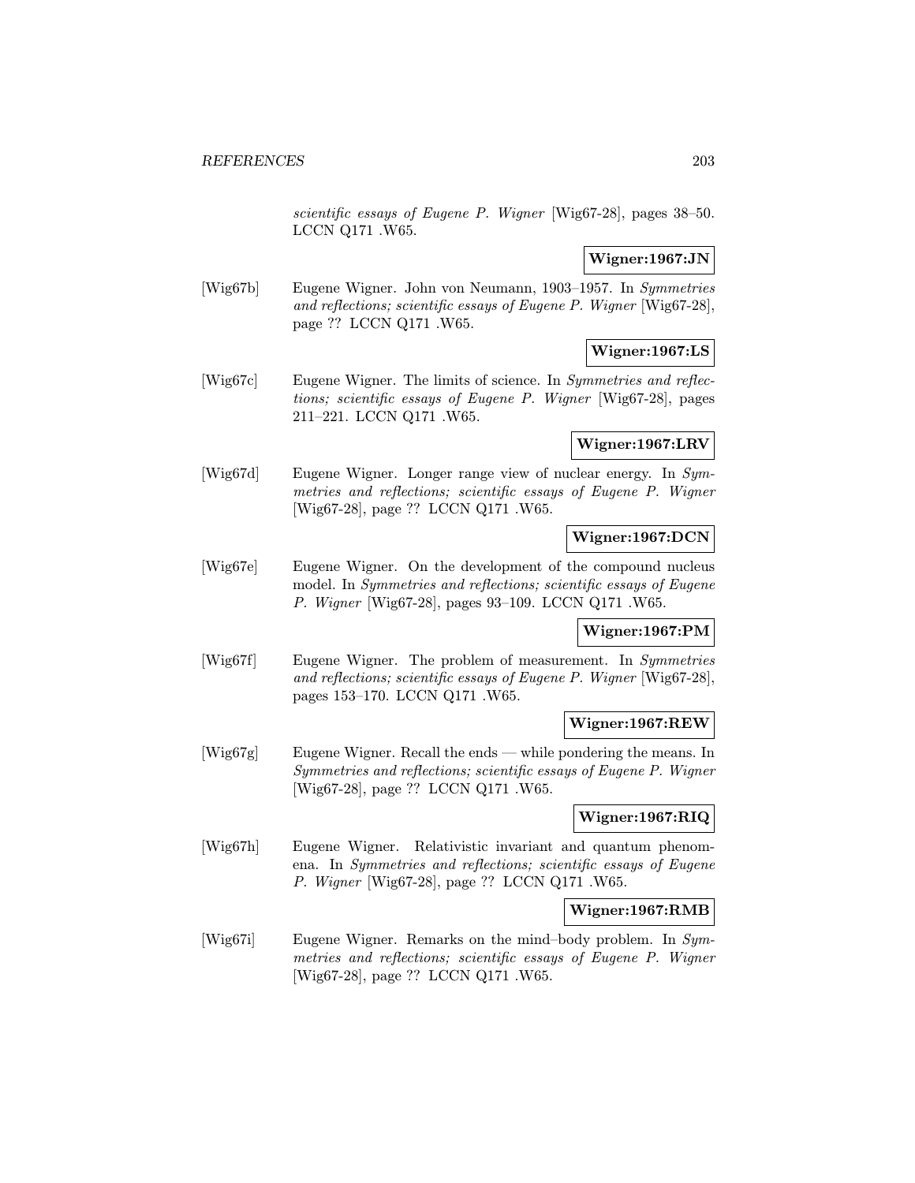*scientific essays of Eugene P. Wigner* [Wig67-28], pages 38–50. LCCN Q171 .W65.

**Wigner:1967:JN**

[Wig67b] Eugene Wigner. John von Neumann, 1903–1957. In *Symmetries and reflections; scientific essays of Eugene P. Wigner* [Wig67-28], page ?? LCCN Q171 .W65.

**Wigner:1967:LS**

[Wig67c] Eugene Wigner. The limits of science. In *Symmetries and reflections; scientific essays of Eugene P. Wigner* [Wig67-28], pages 211–221. LCCN Q171 .W65.

**Wigner:1967:LRV**

[Wig67d] Eugene Wigner. Longer range view of nuclear energy. In *Symmetries and reflections; scientific essays of Eugene P. Wigner* [Wig67-28], page ?? LCCN Q171 .W65.

**Wigner:1967:DCN**

[Wig67e] Eugene Wigner. On the development of the compound nucleus model. In *Symmetries and reflections; scientific essays of Eugene P. Wigner* [Wig67-28], pages 93–109. LCCN Q171 .W65.

**Wigner:1967:PM**

[Wig67f] Eugene Wigner. The problem of measurement. In *Symmetries and reflections; scientific essays of Eugene P. Wigner* [Wig67-28], pages 153–170. LCCN Q171 .W65.

**Wigner:1967:REW**

[Wig67g] Eugene Wigner. Recall the ends — while pondering the means. In *Symmetries and reflections; scientific essays of Eugene P. Wigner* [Wig67-28], page ?? LCCN Q171 .W65.

**Wigner:1967:RIQ**

[Wig67h] Eugene Wigner. Relativistic invariant and quantum phenomena. In *Symmetries and reflections; scientific essays of Eugene P. Wigner* [Wig67-28], page ?? LCCN Q171 .W65.

**Wigner:1967:RMB**

[Wig67i] Eugene Wigner. Remarks on the mind–body problem. In *Symmetries and reflections; scientific essays of Eugene P. Wigner* [Wig67-28], page ?? LCCN Q171 .W65.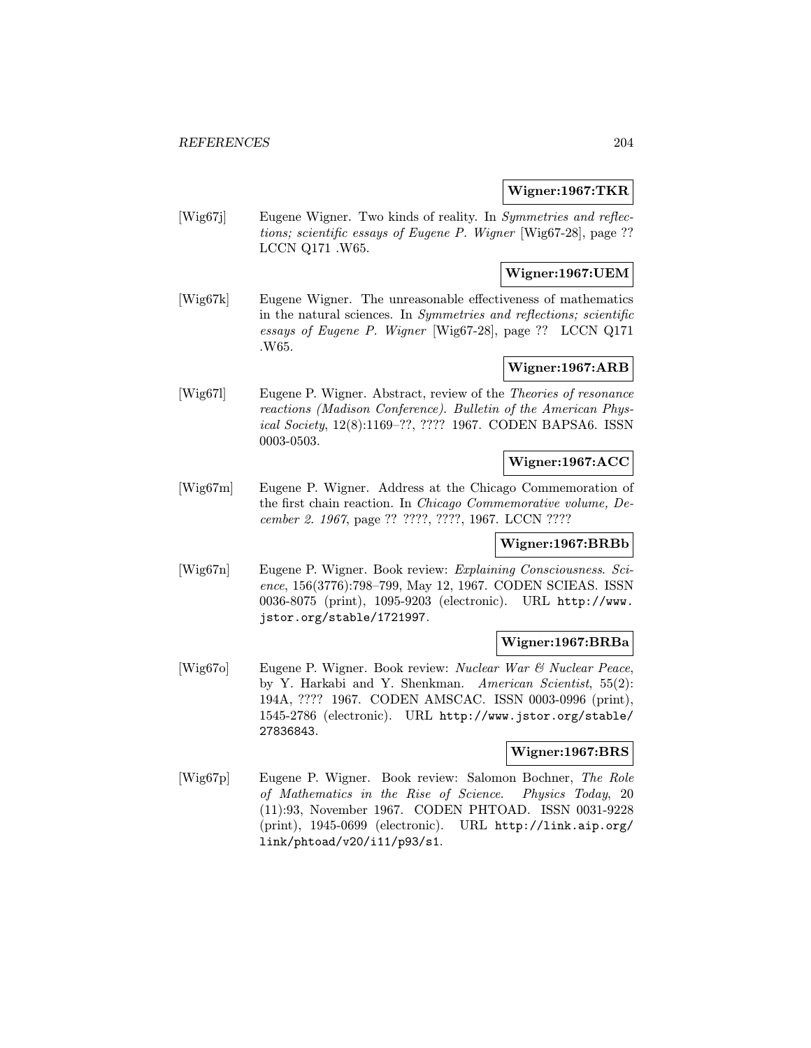**Wigner:1967:TKR**

[Wig67j] Eugene Wigner. Two kinds of reality. In *Symmetries and reflections; scientific essays of Eugene P. Wigner* [Wig67-28], page ?? LCCN Q171 .W65.

**Wigner:1967:UEM**

[Wig67k] Eugene Wigner. The unreasonable effectiveness of mathematics in the natural sciences. In *Symmetries and reflections; scientific essays of Eugene P. Wigner* [Wig67-28], page ?? LCCN Q171 .W65.

**Wigner:1967:ARB**

[Wig67l] Eugene P. Wigner. Abstract, review of the *Theories of resonance reactions (Madison Conference)*. *Bulletin of the American Physical Society*, 12(8):1169–??, ???? 1967. CODEN BAPSA6. ISSN 0003-0503.

**Wigner:1967:ACC**

[Wig67m] Eugene P. Wigner. Address at the Chicago Commemoration of the first chain reaction. In *Chicago Commemorative volume, December 2. 1967*, page ?? ????, ????, 1967. LCCN ????

**Wigner:1967:BRBb**

[Wig67n] Eugene P. Wigner. Book review: *Explaining Consciousness*. *Science*, 156(3776):798–799, May 12, 1967. CODEN SCIEAS. ISSN 0036-8075 (print), 1095-9203 (electronic). URL http://www.jstor.org/stable/1721997.

**Wigner:1967:BRBa**

[Wig67o] Eugene P. Wigner. Book review: *Nuclear War & Nuclear Peace*, by Y. Harkabi and Y. Shenkman. *American Scientist*, 55(2): 194A, ???? 1967. CODEN AMSCAC. ISSN 0003-0996 (print), 1545-2786 (electronic). URL http://www.jstor.org/stable/27836843.

**Wigner:1967:BRS**

[Wig67p] Eugene P. Wigner. Book review: Salomon Bochner, *The Role of Mathematics in the Rise of Science*. *Physics Today*, 20 (11):93, November 1967. CODEN PHTOAD. ISSN 0031-9228 (print), 1945-0699 (electronic). URL http://link.aip.org/link/phtoad/v20/i11/p93/s1.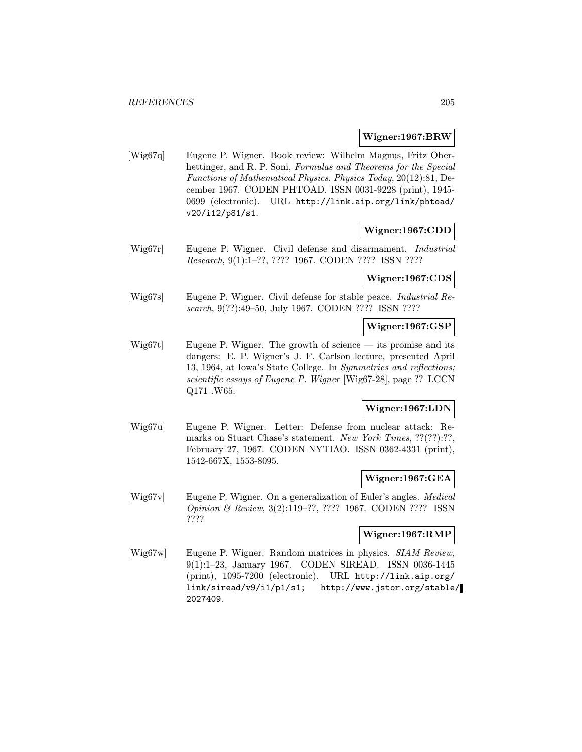**Wigner:1967:BRW**

[Wig67q] Eugene P. Wigner. Book review: Wilhelm Magnus, Fritz Oberhettinger, and R. P. Soni, *Formulas and Theorems for the Special Functions of Mathematical Physics*. *Physics Today*, 20(12):81, December 1967. CODEN PHTOAD. ISSN 0031-9228 (print), 1945-0699 (electronic). URL `http://link.aip.org/link/phtoad/v20/i12/p81/s1`.

**Wigner:1967:CDD**

[Wig67r] Eugene P. Wigner. Civil defense and disarmament. *Industrial Research*, 9(1):1–??, ???? 1967. CODEN ???? ISSN ????

**Wigner:1967:CDS**

[Wig67s] Eugene P. Wigner. Civil defense for stable peace. *Industrial Research*, 9(??):49–50, July 1967. CODEN ???? ISSN ????

**Wigner:1967:GSP**

[Wig67t] Eugene P. Wigner. The growth of science — its promise and its dangers: E. P. Wigner's J. F. Carlson lecture, presented April 13, 1964, at Iowa's State College. In *Symmetries and reflections; scientific essays of Eugene P. Wigner* [Wig67-28], page ?? LCCN Q171 .W65.

**Wigner:1967:LDN**

[Wig67u] Eugene P. Wigner. Letter: Defense from nuclear attack: Remarks on Stuart Chase's statement. *New York Times*, ??(??):??, February 27, 1967. CODEN NYTIAO. ISSN 0362-4331 (print), 1542-667X, 1553-8095.

**Wigner:1967:GEA**

[Wig67v] Eugene P. Wigner. On a generalization of Euler's angles. *Medical Opinion & Review*, 3(2):119–??, ???? 1967. CODEN ???? ISSN ????

**Wigner:1967:RMP**

[Wig67w] Eugene P. Wigner. Random matrices in physics. *SIAM Review*, 9(1):1–23, January 1967. CODEN SIREAD. ISSN 0036-1445 (print), 1095-7200 (electronic). URL `http://link.aip.org/link/siread/v9/i1/p1/s1`; `http://www.jstor.org/stable/2027409`.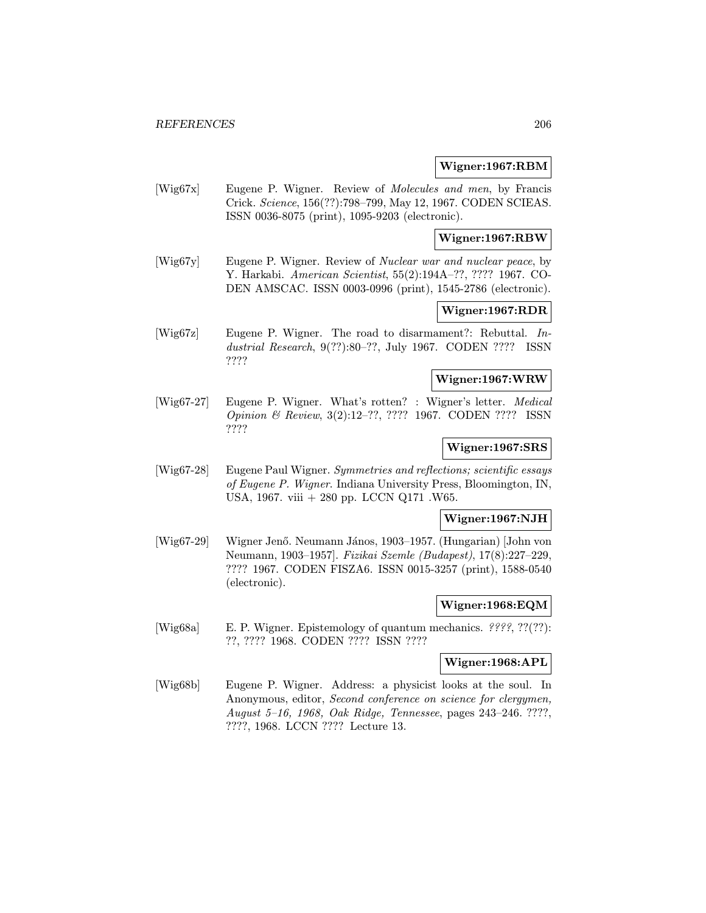**Wigner:1967:RBM**

[Wig67x] Eugene P. Wigner. Review of *Molecules and men*, by Francis Crick. *Science*, 156(??):798–799, May 12, 1967. CODEN SCIEAS. ISSN 0036-8075 (print), 1095-9203 (electronic).

**Wigner:1967:RBW**

[Wig67y] Eugene P. Wigner. Review of *Nuclear war and nuclear peace*, by Y. Harkabi. *American Scientist*, 55(2):194A–??, ???? 1967. CODEN AMSCAC. ISSN 0003-0996 (print), 1545-2786 (electronic).

**Wigner:1967:RDR**

[Wig67z] Eugene P. Wigner. The road to disarmament?: Rebuttal. *Industrial Research*, 9(??):80–??, July 1967. CODEN ???? ISSN ????

**Wigner:1967:WRW**

[Wig67-27] Eugene P. Wigner. What's rotten? : Wigner's letter. *Medical Opinion & Review*, 3(2):12–??, ???? 1967. CODEN ???? ISSN ????

**Wigner:1967:SRS**

[Wig67-28] Eugene Paul Wigner. *Symmetries and reflections; scientific essays of Eugene P. Wigner*. Indiana University Press, Bloomington, IN, USA, 1967. viii + 280 pp. LCCN Q171 .W65.

**Wigner:1967:NJH**

[Wig67-29] Wigner Jenő. Neumann János, 1903–1957. (Hungarian) [John von Neumann, 1903–1957]. *Fizikai Szemle (Budapest)*, 17(8):227–229, ???? 1967. CODEN FISZA6. ISSN 0015-3257 (print), 1588-0540 (electronic).

**Wigner:1968:EQM**

[Wig68a] E. P. Wigner. Epistemology of quantum mechanics. *????*, ??(??): ??, ???? 1968. CODEN ???? ISSN ????

**Wigner:1968:APL**

[Wig68b] Eugene P. Wigner. Address: a physicist looks at the soul. In Anonymous, editor, *Second conference on science for clergymen, August 5–16, 1968, Oak Ridge, Tennessee*, pages 243–246. ????, ????, 1968. LCCN ???? Lecture 13.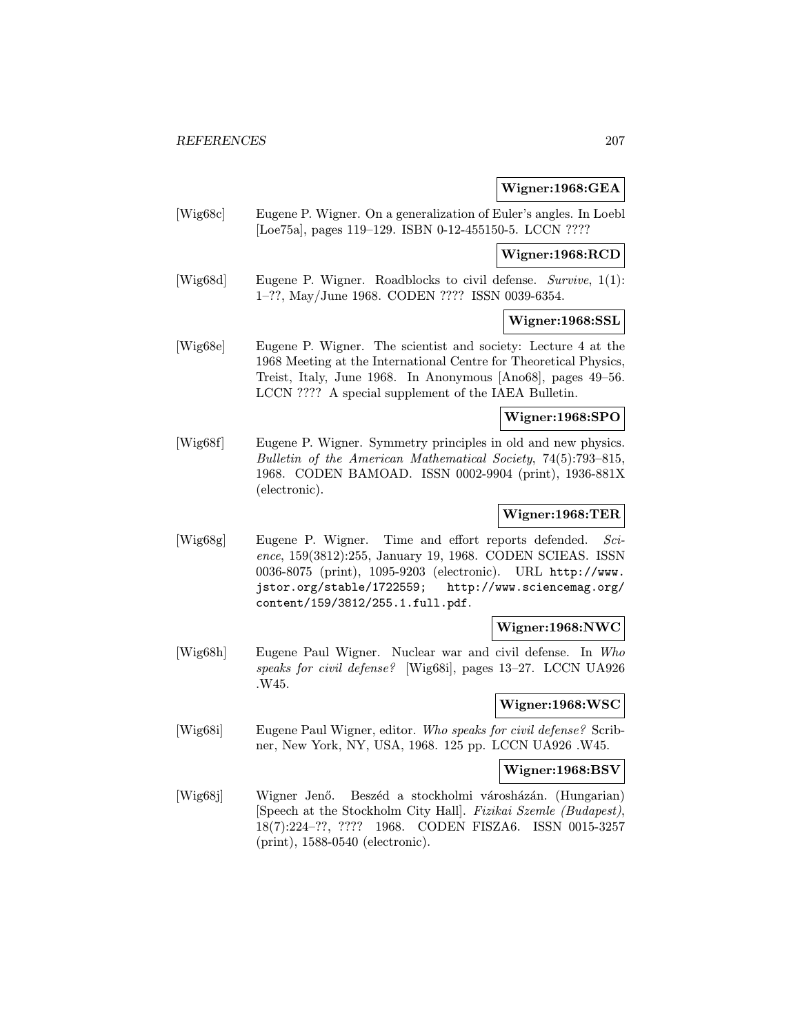**Wigner:1968:GEA**

[Wig68c] Eugene P. Wigner. On a generalization of Euler's angles. In Loebl [Loe75a], pages 119–129. ISBN 0-12-455150-5. LCCN ????

**Wigner:1968:RCD**

[Wig68d] Eugene P. Wigner. Roadblocks to civil defense. *Survive*, 1(1): 1–??, May/June 1968. CODEN ???? ISSN 0039-6354.

**Wigner:1968:SSL**

[Wig68e] Eugene P. Wigner. The scientist and society: Lecture 4 at the 1968 Meeting at the International Centre for Theoretical Physics, Treist, Italy, June 1968. In Anonymous [Ano68], pages 49–56. LCCN ???? A special supplement of the IAEA Bulletin.

**Wigner:1968:SPO**

[Wig68f] Eugene P. Wigner. Symmetry principles in old and new physics. *Bulletin of the American Mathematical Society*, 74(5):793–815, 1968. CODEN BAMOAD. ISSN 0002-9904 (print), 1936-881X (electronic).

**Wigner:1968:TER**

[Wig68g] Eugene P. Wigner. Time and effort reports defended. *Science*, 159(3812):255, January 19, 1968. CODEN SCIEAS. ISSN 0036-8075 (print), 1095-9203 (electronic). URL http://www.jstor.org/stable/1722559; http://www.sciencemag.org/content/159/3812/255.1.full.pdf.

**Wigner:1968:NWC**

[Wig68h] Eugene Paul Wigner. Nuclear war and civil defense. In *Who speaks for civil defense?* [Wig68i], pages 13–27. LCCN UA926 .W45.

**Wigner:1968:WSC**

[Wig68i] Eugene Paul Wigner, editor. *Who speaks for civil defense?* Scribner, New York, NY, USA, 1968. 125 pp. LCCN UA926 .W45.

**Wigner:1968:BSV**

[Wig68j] Wigner Jenő. Beszéd a stockholmi városházán. (Hungarian) [Speech at the Stockholm City Hall]. *Fizikai Szemle (Budapest)*, 18(7):224–??, ???? 1968. CODEN FISZA6. ISSN 0015-3257 (print), 1588-0540 (electronic).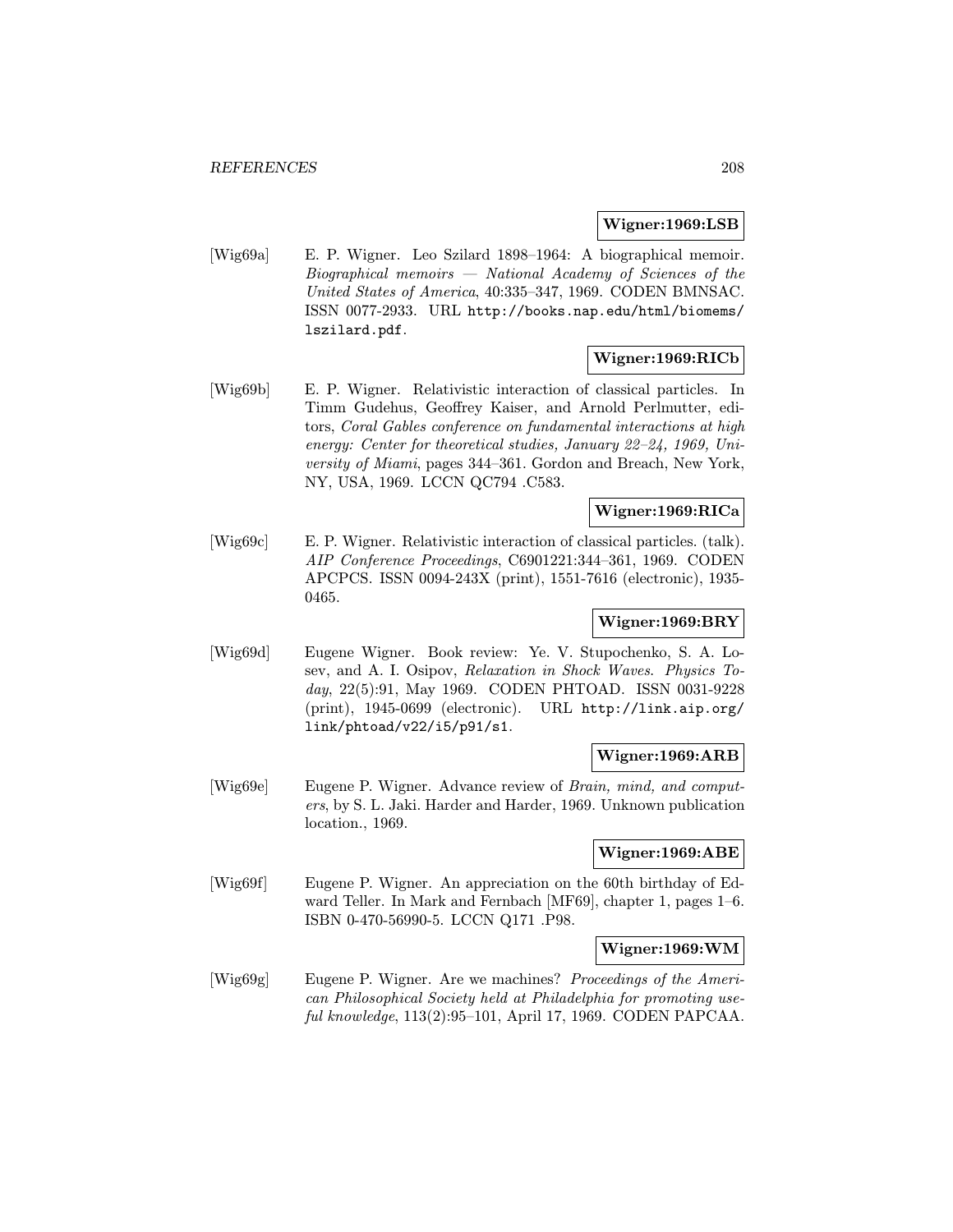**Wigner:1969:LSB**

[Wig69a] E. P. Wigner. Leo Szilard 1898–1964: A biographical memoir. *Biographical memoirs — National Academy of Sciences of the United States of America*, 40:335–347, 1969. CODEN BMNSAC. ISSN 0077-2933. URL http://books.nap.edu/html/biomems/lszilard.pdf.

**Wigner:1969:RICb**

[Wig69b] E. P. Wigner. Relativistic interaction of classical particles. In Timm Gudehus, Geoffrey Kaiser, and Arnold Perlmutter, editors, *Coral Gables conference on fundamental interactions at high energy: Center for theoretical studies, January 22–24, 1969, University of Miami*, pages 344–361. Gordon and Breach, New York, NY, USA, 1969. LCCN QC794 .C583.

**Wigner:1969:RICa**

[Wig69c] E. P. Wigner. Relativistic interaction of classical particles. (talk). *AIP Conference Proceedings*, C6901221:344–361, 1969. CODEN APCPCS. ISSN 0094-243X (print), 1551-7616 (electronic), 1935-0465.

**Wigner:1969:BRY**

[Wig69d] Eugene Wigner. Book review: Ye. V. Stupochenko, S. A. Losev, and A. I. Osipov, *Relaxation in Shock Waves*. *Physics Today*, 22(5):91, May 1969. CODEN PHTOAD. ISSN 0031-9228 (print), 1945-0699 (electronic). URL http://link.aip.org/link/phtoad/v22/i5/p91/s1.

**Wigner:1969:ARB**

[Wig69e] Eugene P. Wigner. Advance review of *Brain, mind, and computers*, by S. L. Jaki. Harder and Harder, 1969. Unknown publication location., 1969.

**Wigner:1969:ABE**

[Wig69f] Eugene P. Wigner. An appreciation on the 60th birthday of Edward Teller. In Mark and Fernbach [MF69], chapter 1, pages 1–6. ISBN 0-470-56990-5. LCCN Q171 .P98.

**Wigner:1969:WM**

[Wig69g] Eugene P. Wigner. Are we machines? *Proceedings of the American Philosophical Society held at Philadelphia for promoting useful knowledge*, 113(2):95–101, April 17, 1969. CODEN PAPCAA.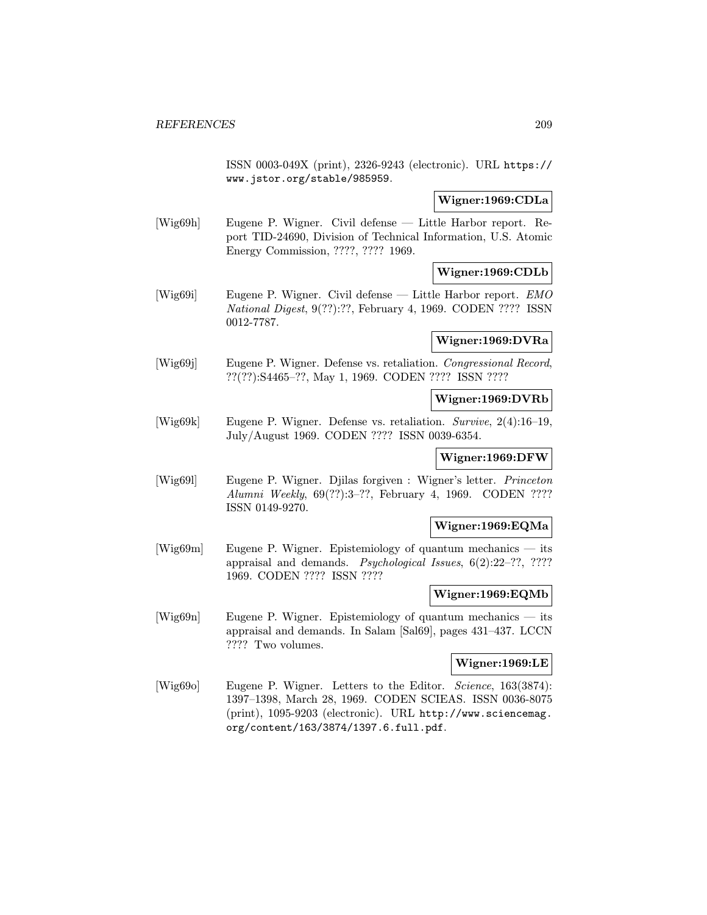ISSN 0003-049X (print), 2326-9243 (electronic). URL https://www.jstor.org/stable/985959.

**Wigner:1969:CDLa**

[Wig69h] Eugene P. Wigner. Civil defense — Little Harbor report. Report TID-24690, Division of Technical Information, U.S. Atomic Energy Commission, ????, ???? 1969.

**Wigner:1969:CDLb**

[Wig69i] Eugene P. Wigner. Civil defense — Little Harbor report. *EMO National Digest*, 9(??):??, February 4, 1969. CODEN ???? ISSN 0012-7787.

**Wigner:1969:DVRa**

[Wig69j] Eugene P. Wigner. Defense vs. retaliation. *Congressional Record*, ??(??):S4465–??, May 1, 1969. CODEN ???? ISSN ????

**Wigner:1969:DVRb**

[Wig69k] Eugene P. Wigner. Defense vs. retaliation. *Survive*, 2(4):16–19, July/August 1969. CODEN ???? ISSN 0039-6354.

**Wigner:1969:DFW**

[Wig69l] Eugene P. Wigner. Djilas forgiven : Wigner's letter. *Princeton Alumni Weekly*, 69(??):3–??, February 4, 1969. CODEN ???? ISSN 0149-9270.

**Wigner:1969:EQMa**

[Wig69m] Eugene P. Wigner. Epistemiology of quantum mechanics — its appraisal and demands. *Psychological Issues*, 6(2):22–??, ???? 1969. CODEN ???? ISSN ????

**Wigner:1969:EQMb**

[Wig69n] Eugene P. Wigner. Epistemiology of quantum mechanics — its appraisal and demands. In Salam [Sal69], pages 431–437. LCCN ???? Two volumes.

**Wigner:1969:LE**

[Wig69o] Eugene P. Wigner. Letters to the Editor. *Science*, 163(3874): 1397–1398, March 28, 1969. CODEN SCIEAS. ISSN 0036-8075 (print), 1095-9203 (electronic). URL http://www.sciencemag.org/content/163/3874/1397.6.full.pdf.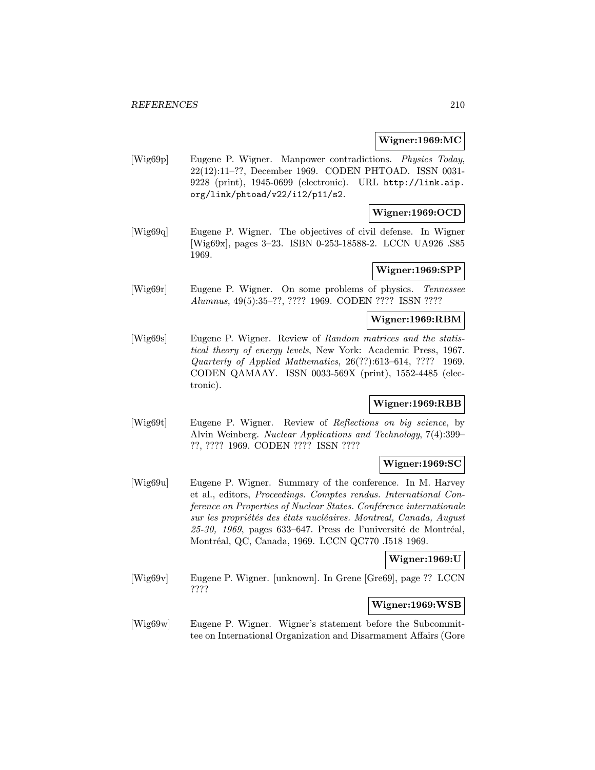**Wigner:1969:MC**

[Wig69p] Eugene P. Wigner. Manpower contradictions. *Physics Today*, 22(12):11–??, December 1969. CODEN PHTOAD. ISSN 0031-9228 (print), 1945-0699 (electronic). URL http://link.aip.org/link/phtoad/v22/i12/p11/s2.

**Wigner:1969:OCD**

[Wig69q] Eugene P. Wigner. The objectives of civil defense. In Wigner [Wig69x], pages 3–23. ISBN 0-253-18588-2. LCCN UA926 .S85 1969.

**Wigner:1969:SPP**

[Wig69r] Eugene P. Wigner. On some problems of physics. *Tennessee Alumnus*, 49(5):35–??, ???? 1969. CODEN ???? ISSN ????

**Wigner:1969:RBM**

[Wig69s] Eugene P. Wigner. Review of *Random matrices and the statistical theory of energy levels*, New York: Academic Press, 1967. *Quarterly of Applied Mathematics*, 26(??):613–614, ???? 1969. CODEN QAMAAY. ISSN 0033-569X (print), 1552-4485 (electronic).

**Wigner:1969:RBB**

[Wig69t] Eugene P. Wigner. Review of *Reflections on big science*, by Alvin Weinberg. *Nuclear Applications and Technology*, 7(4):399–??, ???? 1969. CODEN ???? ISSN ????

**Wigner:1969:SC**

[Wig69u] Eugene P. Wigner. Summary of the conference. In M. Harvey et al., editors, *Proceedings. Comptes rendus. International Conference on Properties of Nuclear States. Conférence internationale sur les propriétés des états nucléaires. Montreal, Canada, August 25-30, 1969*, pages 633–647. Press de l'université de Montréal, Montréal, QC, Canada, 1969. LCCN QC770 .I518 1969.

**Wigner:1969:U**

[Wig69v] Eugene P. Wigner. [unknown]. In Grene [Gre69], page ?? LCCN ????

**Wigner:1969:WSB**

[Wig69w] Eugene P. Wigner. Wigner's statement before the Subcommittee on International Organization and Disarmament Affairs (Gore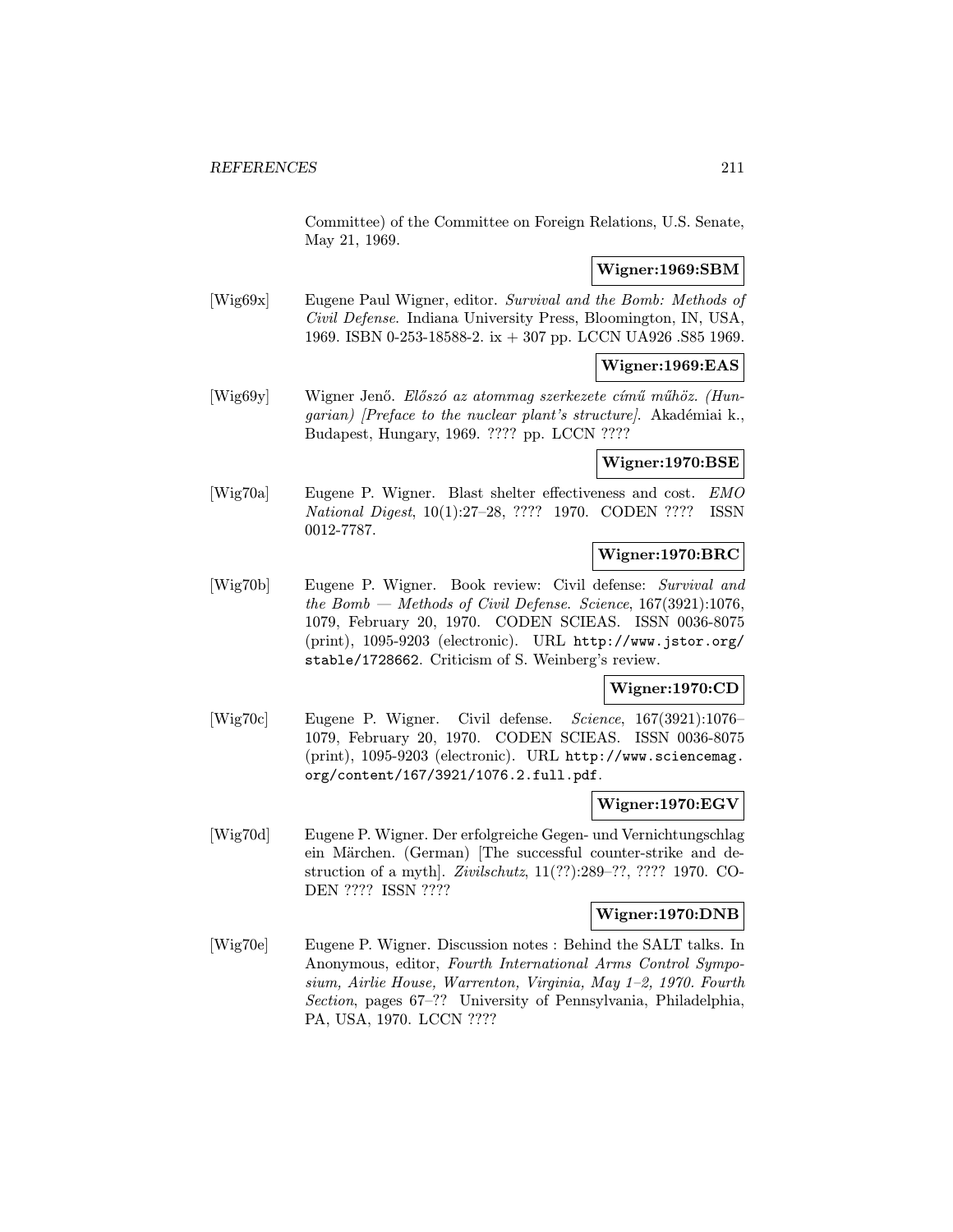Committee) of the Committee on Foreign Relations, U.S. Senate, May 21, 1969.

**Wigner:1969:SBM**

[Wig69x] Eugene Paul Wigner, editor. *Survival and the Bomb: Methods of Civil Defense*. Indiana University Press, Bloomington, IN, USA, 1969. ISBN 0-253-18588-2. ix + 307 pp. LCCN UA926 .S85 1969.

**Wigner:1969:EAS**

[Wig69y] Wigner Jenő. *Előszó az atommag szerkezete című műhöz. (Hungarian) [Preface to the nuclear plant's structure]*. Akadémiai k., Budapest, Hungary, 1969. ???? pp. LCCN ????

**Wigner:1970:BSE**

[Wig70a] Eugene P. Wigner. Blast shelter effectiveness and cost. *EMO National Digest*, 10(1):27–28, ???? 1970. CODEN ???? ISSN 0012-7787.

**Wigner:1970:BRC**

[Wig70b] Eugene P. Wigner. Book review: Civil defense: *Survival and the Bomb — Methods of Civil Defense*. *Science*, 167(3921):1076, 1079, February 20, 1970. CODEN SCIEAS. ISSN 0036-8075 (print), 1095-9203 (electronic). URL http://www.jstor.org/stable/1728662. Criticism of S. Weinberg's review.

**Wigner:1970:CD**

[Wig70c] Eugene P. Wigner. Civil defense. *Science*, 167(3921):1076–1079, February 20, 1970. CODEN SCIEAS. ISSN 0036-8075 (print), 1095-9203 (electronic). URL http://www.sciencemag.org/content/167/3921/1076.2.full.pdf.

**Wigner:1970:EGV**

[Wig70d] Eugene P. Wigner. Der erfolgreiche Gegen- und Vernichtungschlag ein Märchen. (German) [The successful counter-strike and destruction of a myth]. *Zivilschutz*, 11(??):289–??, ???? 1970. CODEN ???? ISSN ????

**Wigner:1970:DNB**

[Wig70e] Eugene P. Wigner. Discussion notes : Behind the SALT talks. In Anonymous, editor, *Fourth International Arms Control Symposium, Airlie House, Warrenton, Virginia, May 1–2, 1970. Fourth Section*, pages 67–?? University of Pennsylvania, Philadelphia, PA, USA, 1970. LCCN ????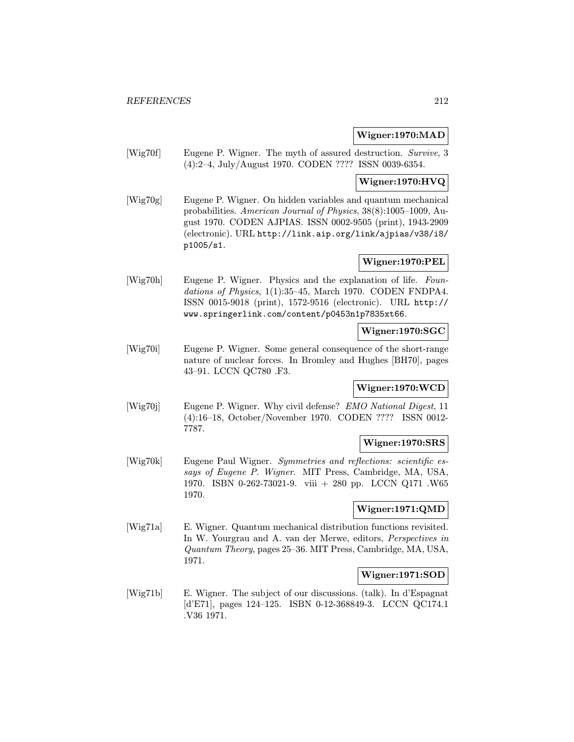**Wigner:1970:MAD**

[Wig70f] Eugene P. Wigner. The myth of assured destruction. *Survive*, 3 (4):2–4, July/August 1970. CODEN ???? ISSN 0039-6354.

**Wigner:1970:HVQ**

[Wig70g] Eugene P. Wigner. On hidden variables and quantum mechanical probabilities. *American Journal of Physics*, 38(8):1005–1009, August 1970. CODEN AJPIAS. ISSN 0002-9505 (print), 1943-2909 (electronic). URL http://link.aip.org/link/ajpias/v38/i8/p1005/s1.

**Wigner:1970:PEL**

[Wig70h] Eugene P. Wigner. Physics and the explanation of life. *Foundations of Physics*, 1(1):35–45, March 1970. CODEN FNDPA4. ISSN 0015-9018 (print), 1572-9516 (electronic). URL http://www.springerlink.com/content/p0453n1p7835xt66.

**Wigner:1970:SGC**

[Wig70i] Eugene P. Wigner. Some general consequence of the short-range nature of nuclear forces. In Bromley and Hughes [BH70], pages 43–91. LCCN QC780 .F3.

**Wigner:1970:WCD**

[Wig70j] Eugene P. Wigner. Why civil defense? *EMO National Digest*, 11 (4):16–18, October/November 1970. CODEN ???? ISSN 0012-7787.

**Wigner:1970:SRS**

[Wig70k] Eugene Paul Wigner. *Symmetries and reflections: scientific essays of Eugene P. Wigner*. MIT Press, Cambridge, MA, USA, 1970. ISBN 0-262-73021-9. viii + 280 pp. LCCN Q171 .W65 1970.

**Wigner:1971:QMD**

[Wig71a] E. Wigner. Quantum mechanical distribution functions revisited. In W. Yourgrau and A. van der Merwe, editors, *Perspectives in Quantum Theory*, pages 25–36. MIT Press, Cambridge, MA, USA, 1971.

**Wigner:1971:SOD**

[Wig71b] E. Wigner. The subject of our discussions. (talk). In d'Espagnat [d'E71], pages 124–125. ISBN 0-12-368849-3. LCCN QC174.1 .V36 1971.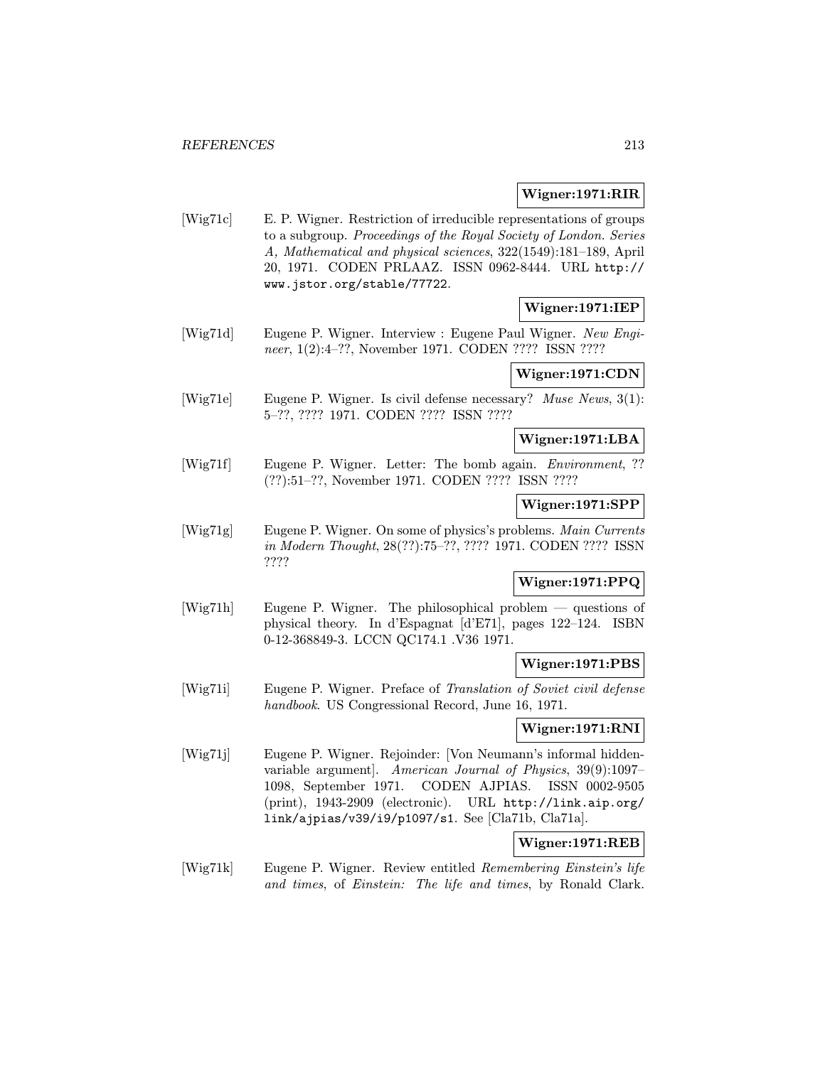**Wigner:1971:RIR**

[Wig71c] E. P. Wigner. Restriction of irreducible representations of groups to a subgroup. *Proceedings of the Royal Society of London. Series A, Mathematical and physical sciences*, 322(1549):181–189, April 20, 1971. CODEN PRLAAZ. ISSN 0962-8444. URL http://www.jstor.org/stable/77722.

**Wigner:1971:IEP**

[Wig71d] Eugene P. Wigner. Interview : Eugene Paul Wigner. *New Engineer*, 1(2):4–??, November 1971. CODEN ???? ISSN ????

**Wigner:1971:CDN**

[Wig71e] Eugene P. Wigner. Is civil defense necessary? *Muse News*, 3(1): 5–??, ???? 1971. CODEN ???? ISSN ????

**Wigner:1971:LBA**

[Wig71f] Eugene P. Wigner. Letter: The bomb again. *Environment*, ?? (??):51–??, November 1971. CODEN ???? ISSN ????

**Wigner:1971:SPP**

[Wig71g] Eugene P. Wigner. On some of physics's problems. *Main Currents in Modern Thought*, 28(??):75–??, ???? 1971. CODEN ???? ISSN ????

**Wigner:1971:PPQ**

[Wig71h] Eugene P. Wigner. The philosophical problem — questions of physical theory. In d'Espagnat [d'E71], pages 122–124. ISBN 0-12-368849-3. LCCN QC174.1 .V36 1971.

**Wigner:1971:PBS**

[Wig71i] Eugene P. Wigner. Preface of *Translation of Soviet civil defense handbook*. US Congressional Record, June 16, 1971.

**Wigner:1971:RNI**

[Wig71j] Eugene P. Wigner. Rejoinder: [Von Neumann's informal hidden-variable argument]. *American Journal of Physics*, 39(9):1097–1098, September 1971. CODEN AJPIAS. ISSN 0002-9505 (print), 1943-2909 (electronic). URL http://link.aip.org/link/ajpias/v39/i9/p1097/s1. See [Cla71b, Cla71a].

**Wigner:1971:REB**

[Wig71k] Eugene P. Wigner. Review entitled *Remembering Einstein's life and times*, of *Einstein: The life and times*, by Ronald Clark.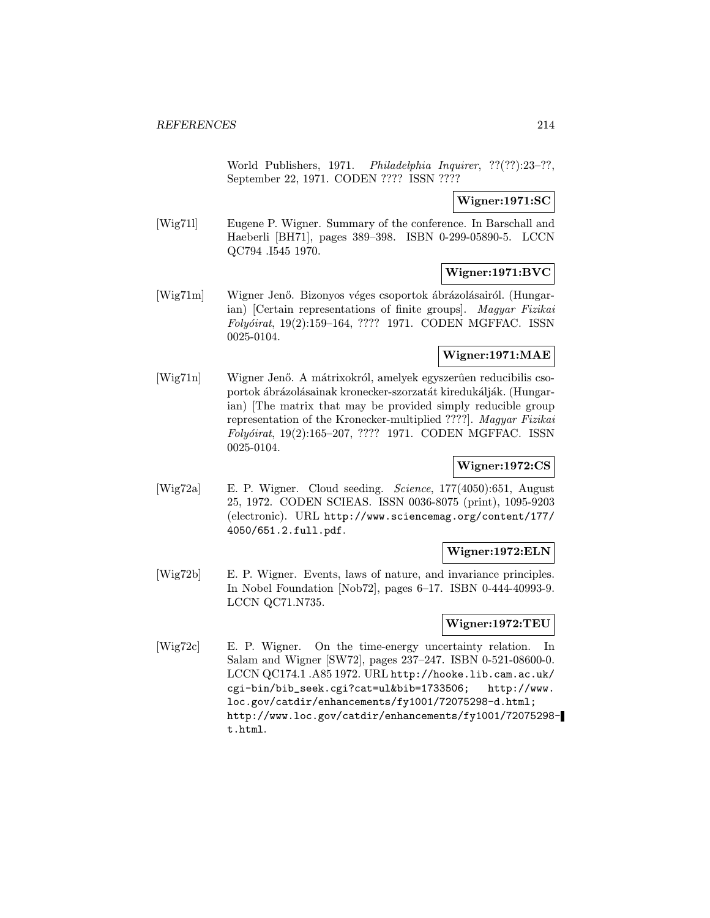World Publishers, 1971. *Philadelphia Inquirer*, ??(??):23–??, September 22, 1971. CODEN ???? ISSN ????

**Wigner:1971:SC**

[Wig71l] Eugene P. Wigner. Summary of the conference. In Barschall and Haeberli [BH71], pages 389–398. ISBN 0-299-05890-5. LCCN QC794 .I545 1970.

**Wigner:1971:BVC**

[Wig71m] Wigner Jenő. Bizonyos véges csoportok ábrázolásairól. (Hungarian) [Certain representations of finite groups]. *Magyar Fizikai Folyóirat*, 19(2):159–164, ???? 1971. CODEN MGFFAC. ISSN 0025-0104.

**Wigner:1971:MAE**

[Wig71n] Wigner Jenő. A mátrixokról, amelyek egyszerûen reducibilis csoportok ábrázolásainak kronecker-szorzatát kiredukálják. (Hungarian) [The matrix that may be provided simply reducible group representation of the Kronecker-multiplied ????]. *Magyar Fizikai Folyóirat*, 19(2):165–207, ???? 1971. CODEN MGFFAC. ISSN 0025-0104.

**Wigner:1972:CS**

[Wig72a] E. P. Wigner. Cloud seeding. *Science*, 177(4050):651, August 25, 1972. CODEN SCIEAS. ISSN 0036-8075 (print), 1095-9203 (electronic). URL `http://www.sciencemag.org/content/177/4050/651.2.full.pdf`.

**Wigner:1972:ELN**

[Wig72b] E. P. Wigner. Events, laws of nature, and invariance principles. In Nobel Foundation [Nob72], pages 6–17. ISBN 0-444-40993-9. LCCN QC71.N735.

**Wigner:1972:TEU**

[Wig72c] E. P. Wigner. On the time-energy uncertainty relation. In Salam and Wigner [SW72], pages 237–247. ISBN 0-521-08600-0. LCCN QC174.1 .A85 1972. URL `http://hooke.lib.cam.ac.uk/cgi-bin/bib_seek.cgi?cat=ul&bib=1733506; http://www.loc.gov/catdir/enhancements/fy1001/72075298-d.html; http://www.loc.gov/catdir/enhancements/fy1001/72075298-t.html`.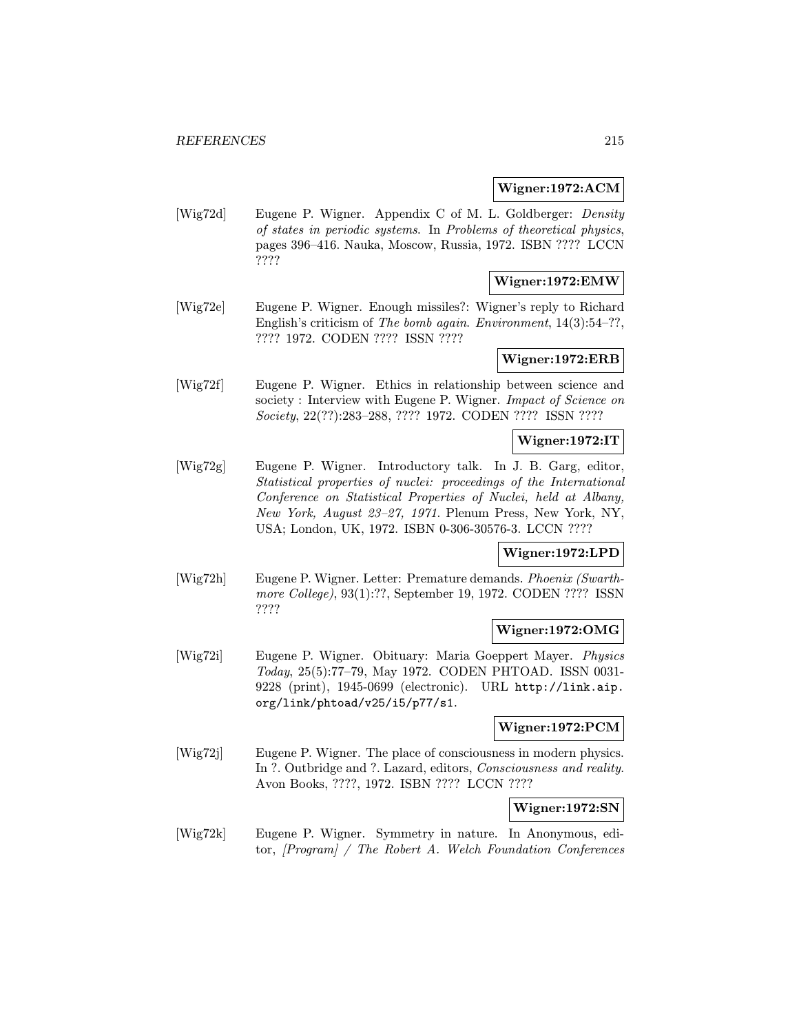**Wigner:1972:ACM**

[Wig72d] Eugene P. Wigner. Appendix C of M. L. Goldberger: *Density of states in periodic systems*. In *Problems of theoretical physics*, pages 396–416. Nauka, Moscow, Russia, 1972. ISBN ???? LCCN ????

**Wigner:1972:EMW**

[Wig72e] Eugene P. Wigner. Enough missiles?: Wigner's reply to Richard English's criticism of *The bomb again*. *Environment*, 14(3):54–??, ???? 1972. CODEN ???? ISSN ????

**Wigner:1972:ERB**

[Wig72f] Eugene P. Wigner. Ethics in relationship between science and society : Interview with Eugene P. Wigner. *Impact of Science on Society*, 22(??):283–288, ???? 1972. CODEN ???? ISSN ????

**Wigner:1972:IT**

[Wig72g] Eugene P. Wigner. Introductory talk. In J. B. Garg, editor, *Statistical properties of nuclei: proceedings of the International Conference on Statistical Properties of Nuclei, held at Albany, New York, August 23–27, 1971*. Plenum Press, New York, NY, USA; London, UK, 1972. ISBN 0-306-30576-3. LCCN ????

**Wigner:1972:LPD**

[Wig72h] Eugene P. Wigner. Letter: Premature demands. *Phoenix (Swarthmore College)*, 93(1):??, September 19, 1972. CODEN ???? ISSN ????

**Wigner:1972:OMG**

[Wig72i] Eugene P. Wigner. Obituary: Maria Goeppert Mayer. *Physics Today*, 25(5):77–79, May 1972. CODEN PHTOAD. ISSN 0031-9228 (print), 1945-0699 (electronic). URL http://link.aip.org/link/phtoad/v25/i5/p77/s1.

**Wigner:1972:PCM**

[Wig72j] Eugene P. Wigner. The place of consciousness in modern physics. In ?. Outbridge and ?. Lazard, editors, *Consciousness and reality*. Avon Books, ????, 1972. ISBN ???? LCCN ????

**Wigner:1972:SN**

[Wig72k] Eugene P. Wigner. Symmetry in nature. In Anonymous, editor, *[Program] / The Robert A. Welch Foundation Conferences*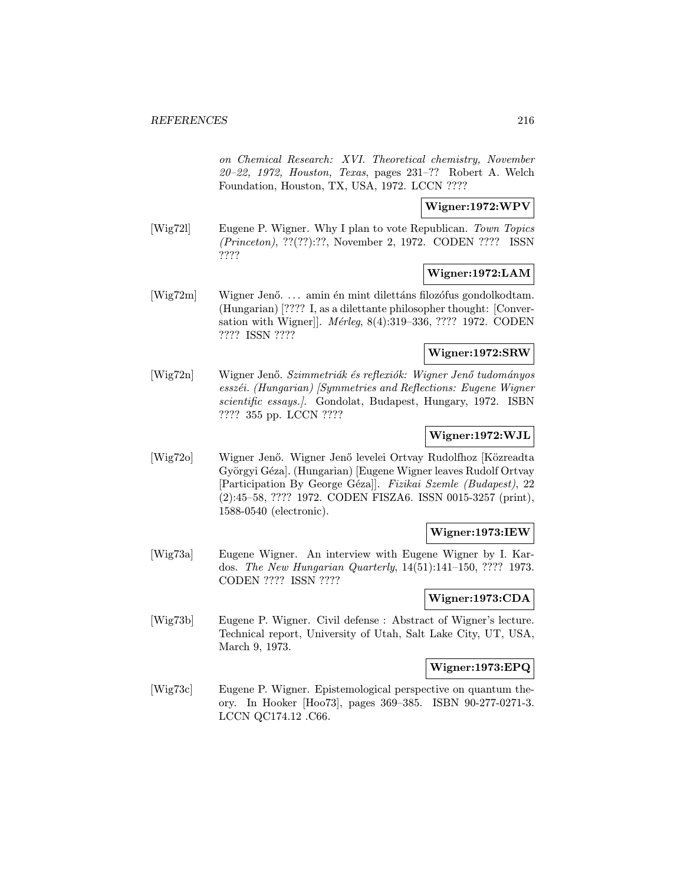*on Chemical Research: XVI. Theoretical chemistry, November 20–22, 1972, Houston, Texas*, pages 231–?? Robert A. Welch Foundation, Houston, TX, USA, 1972. LCCN ????

**Wigner:1972:WPV**

[Wig72l] Eugene P. Wigner. Why I plan to vote Republican. *Town Topics (Princeton)*, ??(??):??, November 2, 1972. CODEN ???? ISSN ????

**Wigner:1972:LAM**

[Wig72m] Wigner Jenő. … amin én mint dilettáns filozófus gondolkodtam. (Hungarian) [???? I, as a dilettante philosopher thought: [Conversation with Wigner]]. *Mérleg*, 8(4):319–336, ???? 1972. CODEN ???? ISSN ????

**Wigner:1972:SRW**

[Wig72n] Wigner Jenő. *Szimmetriák és reflexiók: Wigner Jenő tudományos esszéi. (Hungarian) [Symmetries and Reflections: Eugene Wigner scientific essays.]*. Gondolat, Budapest, Hungary, 1972. ISBN ???? 355 pp. LCCN ????

**Wigner:1972:WJL**

[Wig72o] Wigner Jenő. Wigner Jenő levelei Ortvay Rudolfhoz [Közreadta Györgyi Géza]. (Hungarian) [Eugene Wigner leaves Rudolf Ortvay [Participation By George Géza]]. *Fizikai Szemle (Budapest)*, 22 (2):45–58, ???? 1972. CODEN FISZA6. ISSN 0015-3257 (print), 1588-0540 (electronic).

**Wigner:1973:IEW**

[Wig73a] Eugene Wigner. An interview with Eugene Wigner by I. Kardos. *The New Hungarian Quarterly*, 14(51):141–150, ???? 1973. CODEN ???? ISSN ????

**Wigner:1973:CDA**

[Wig73b] Eugene P. Wigner. Civil defense : Abstract of Wigner's lecture. Technical report, University of Utah, Salt Lake City, UT, USA, March 9, 1973.

**Wigner:1973:EPQ**

[Wig73c] Eugene P. Wigner. Epistemological perspective on quantum theory. In Hooker [Hoo73], pages 369–385. ISBN 90-277-0271-3. LCCN QC174.12 .C66.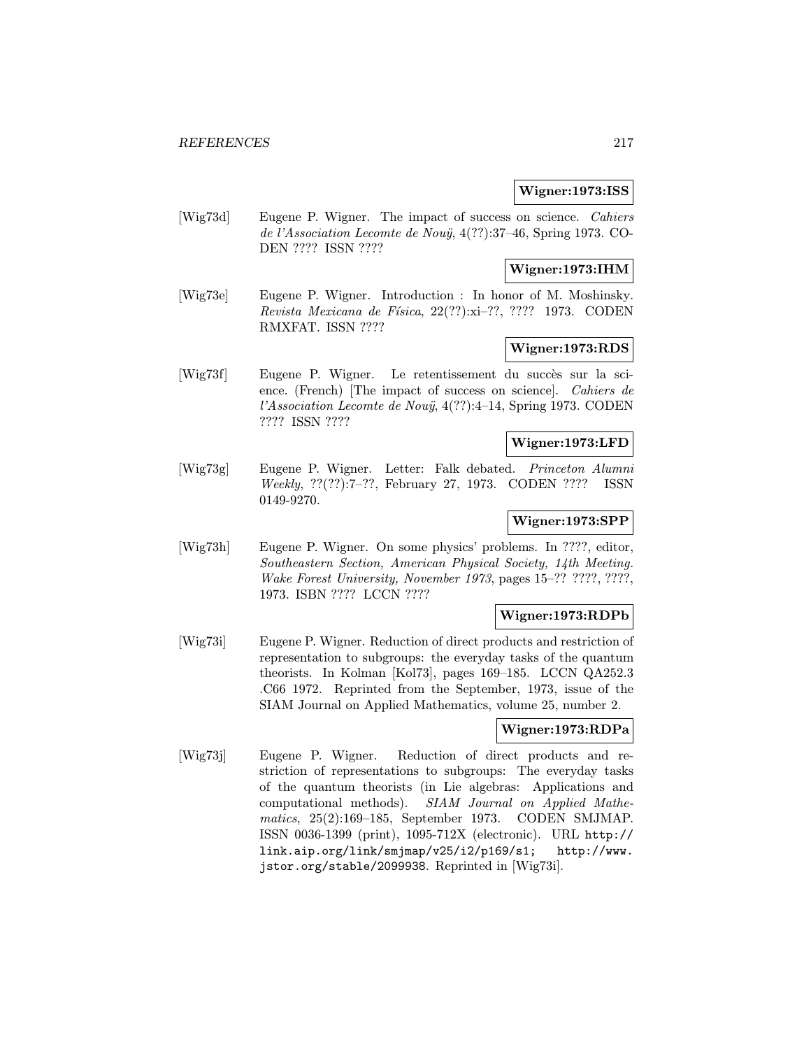**Wigner:1973:ISS**

[Wig73d] Eugene P. Wigner. The impact of success on science. *Cahiers de l'Association Lecomte de Nouÿ*, 4(??):37–46, Spring 1973. CODEN ???? ISSN ????

**Wigner:1973:IHM**

[Wig73e] Eugene P. Wigner. Introduction : In honor of M. Moshinsky. *Revista Mexicana de Física*, 22(??):xi–??, ???? 1973. CODEN RMXFAT. ISSN ????

**Wigner:1973:RDS**

[Wig73f] Eugene P. Wigner. Le retentissement du succès sur la science. (French) [The impact of success on science]. *Cahiers de l'Association Lecomte de Nouÿ*, 4(??):4–14, Spring 1973. CODEN ???? ISSN ????

**Wigner:1973:LFD**

[Wig73g] Eugene P. Wigner. Letter: Falk debated. *Princeton Alumni Weekly*, ??(??):7–??, February 27, 1973. CODEN ???? ISSN 0149-9270.

**Wigner:1973:SPP**

[Wig73h] Eugene P. Wigner. On some physics' problems. In ????, editor, *Southeastern Section, American Physical Society, 14th Meeting. Wake Forest University, November 1973*, pages 15–?? ????, ????, 1973. ISBN ???? LCCN ????

**Wigner:1973:RDPb**

[Wig73i] Eugene P. Wigner. Reduction of direct products and restriction of representation to subgroups: the everyday tasks of the quantum theorists. In Kolman [Kol73], pages 169–185. LCCN QA252.3 .C66 1972. Reprinted from the September, 1973, issue of the SIAM Journal on Applied Mathematics, volume 25, number 2.

**Wigner:1973:RDPa**

[Wig73j] Eugene P. Wigner. Reduction of direct products and restriction of representations to subgroups: The everyday tasks of the quantum theorists (in Lie algebras: Applications and computational methods). *SIAM Journal on Applied Mathematics*, 25(2):169–185, September 1973. CODEN SMJMAP. ISSN 0036-1399 (print), 1095-712X (electronic). URL http://link.aip.org/link/smjmap/v25/i2/p169/s1; http://www.jstor.org/stable/2099938. Reprinted in [Wig73i].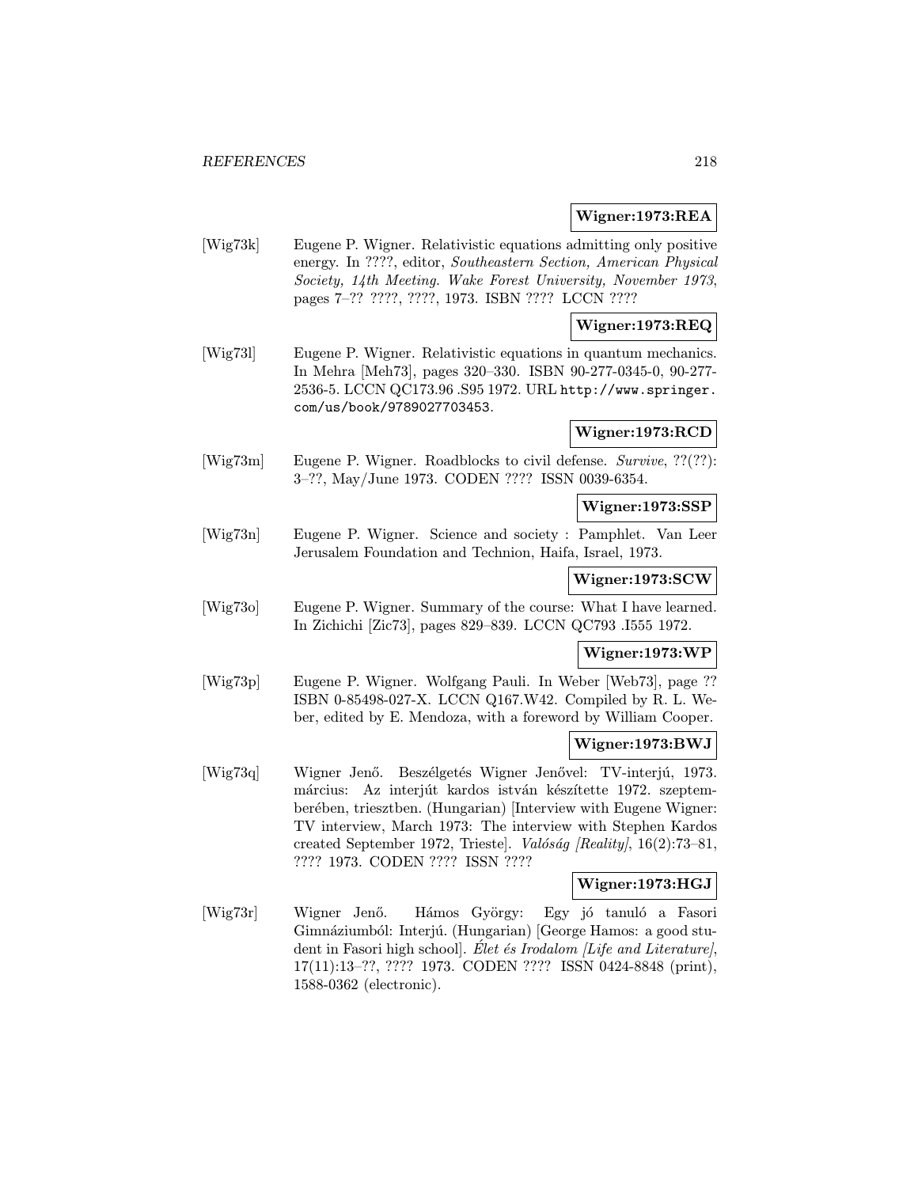**Wigner:1973:REA**

[Wig73k] Eugene P. Wigner. Relativistic equations admitting only positive energy. In ????, editor, *Southeastern Section, American Physical Society, 14th Meeting. Wake Forest University, November 1973*, pages 7–?? ????, ????, 1973. ISBN ???? LCCN ????

**Wigner:1973:REQ**

[Wig73l] Eugene P. Wigner. Relativistic equations in quantum mechanics. In Mehra [Meh73], pages 320–330. ISBN 90-277-0345-0, 90-277-2536-5. LCCN QC173.96 .S95 1972. URL http://www.springer.com/us/book/9789027703453.

**Wigner:1973:RCD**

[Wig73m] Eugene P. Wigner. Roadblocks to civil defense. *Survive*, ??(??): 3–??, May/June 1973. CODEN ???? ISSN 0039-6354.

**Wigner:1973:SSP**

[Wig73n] Eugene P. Wigner. Science and society : Pamphlet. Van Leer Jerusalem Foundation and Technion, Haifa, Israel, 1973.

**Wigner:1973:SCW**

[Wig73o] Eugene P. Wigner. Summary of the course: What I have learned. In Zichichi [Zic73], pages 829–839. LCCN QC793 .I555 1972.

**Wigner:1973:WP**

[Wig73p] Eugene P. Wigner. Wolfgang Pauli. In Weber [Web73], page ?? ISBN 0-85498-027-X. LCCN Q167.W42. Compiled by R. L. Weber, edited by E. Mendoza, with a foreword by William Cooper.

**Wigner:1973:BWJ**

[Wig73q] Wigner Jenő. Beszélgetés Wigner Jenővel: TV-interjú, 1973. március: Az interjút kardos istván készítette 1972. szeptemberében, triesztben. (Hungarian) [Interview with Eugene Wigner: TV interview, March 1973: The interview with Stephen Kardos created September 1972, Trieste]. *Valóság [Reality]*, 16(2):73–81, ???? 1973. CODEN ???? ISSN ????

**Wigner:1973:HGJ**

[Wig73r] Wigner Jenő. Hámos György: Egy jó tanuló a Fasori Gimnáziumból: Interjú. (Hungarian) [George Hamos: a good student in Fasori high school]. *Élet és Irodalom [Life and Literature]*, 17(11):13–??, ???? 1973. CODEN ???? ISSN 0424-8848 (print), 1588-0362 (electronic).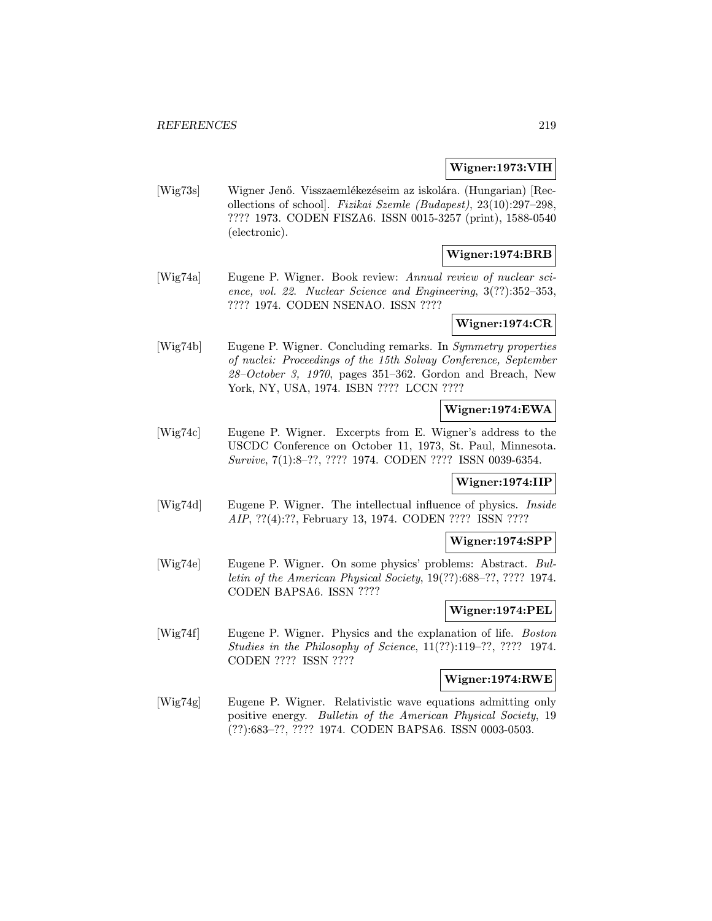**Wigner:1973:VIH**

[Wig73s] Wigner Jenő. Visszaemlékezéseim az iskolára. (Hungarian) [Recollections of school]. *Fizikai Szemle (Budapest)*, 23(10):297–298, ???? 1973. CODEN FISZA6. ISSN 0015-3257 (print), 1588-0540 (electronic).

**Wigner:1974:BRB**

[Wig74a] Eugene P. Wigner. Book review: *Annual review of nuclear science, vol. 22*. *Nuclear Science and Engineering*, 3(??):352–353, ???? 1974. CODEN NSENAO. ISSN ????

**Wigner:1974:CR**

[Wig74b] Eugene P. Wigner. Concluding remarks. In *Symmetry properties of nuclei: Proceedings of the 15th Solvay Conference, September 28–October 3, 1970*, pages 351–362. Gordon and Breach, New York, NY, USA, 1974. ISBN ???? LCCN ????

**Wigner:1974:EWA**

[Wig74c] Eugene P. Wigner. Excerpts from E. Wigner's address to the USCDC Conference on October 11, 1973, St. Paul, Minnesota. *Survive*, 7(1):8–??, ???? 1974. CODEN ???? ISSN 0039-6354.

**Wigner:1974:IIP**

[Wig74d] Eugene P. Wigner. The intellectual influence of physics. *Inside AIP*, ??(4):??, February 13, 1974. CODEN ???? ISSN ????

**Wigner:1974:SPP**

[Wig74e] Eugene P. Wigner. On some physics' problems: Abstract. *Bulletin of the American Physical Society*, 19(??):688–??, ???? 1974. CODEN BAPSA6. ISSN ????

**Wigner:1974:PEL**

[Wig74f] Eugene P. Wigner. Physics and the explanation of life. *Boston Studies in the Philosophy of Science*, 11(??):119–??, ???? 1974. CODEN ???? ISSN ????

**Wigner:1974:RWE**

[Wig74g] Eugene P. Wigner. Relativistic wave equations admitting only positive energy. *Bulletin of the American Physical Society*, 19 (??):683–??, ???? 1974. CODEN BAPSA6. ISSN 0003-0503.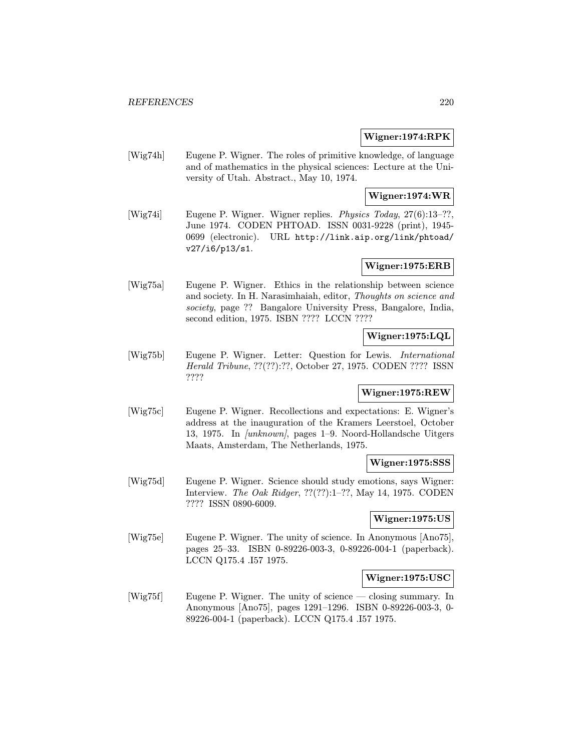**Wigner:1974:RPK**

[Wig74h] Eugene P. Wigner. The roles of primitive knowledge, of language and of mathematics in the physical sciences: Lecture at the University of Utah. Abstract., May 10, 1974.

**Wigner:1974:WR**

[Wig74i] Eugene P. Wigner. Wigner replies. *Physics Today*, 27(6):13–??, June 1974. CODEN PHTOAD. ISSN 0031-9228 (print), 1945-0699 (electronic). URL http://link.aip.org/link/phtoad/v27/i6/p13/s1.

**Wigner:1975:ERB**

[Wig75a] Eugene P. Wigner. Ethics in the relationship between science and society. In H. Narasimhaiah, editor, *Thoughts on science and society*, page ?? Bangalore University Press, Bangalore, India, second edition, 1975. ISBN ???? LCCN ????

**Wigner:1975:LQL**

[Wig75b] Eugene P. Wigner. Letter: Question for Lewis. *International Herald Tribune*, ??(??):??, October 27, 1975. CODEN ???? ISSN ????

**Wigner:1975:REW**

[Wig75c] Eugene P. Wigner. Recollections and expectations: E. Wigner's address at the inauguration of the Kramers Leerstoel, October 13, 1975. In *[unknown]*, pages 1–9. Noord-Hollandsche Uitgers Maats, Amsterdam, The Netherlands, 1975.

**Wigner:1975:SSS**

[Wig75d] Eugene P. Wigner. Science should study emotions, says Wigner: Interview. *The Oak Ridger*, ??(??):1–??, May 14, 1975. CODEN ???? ISSN 0890-6009.

**Wigner:1975:US**

[Wig75e] Eugene P. Wigner. The unity of science. In Anonymous [Ano75], pages 25–33. ISBN 0-89226-003-3, 0-89226-004-1 (paperback). LCCN Q175.4 .I57 1975.

**Wigner:1975:USC**

[Wig75f] Eugene P. Wigner. The unity of science — closing summary. In Anonymous [Ano75], pages 1291–1296. ISBN 0-89226-003-3, 0-89226-004-1 (paperback). LCCN Q175.4 .I57 1975.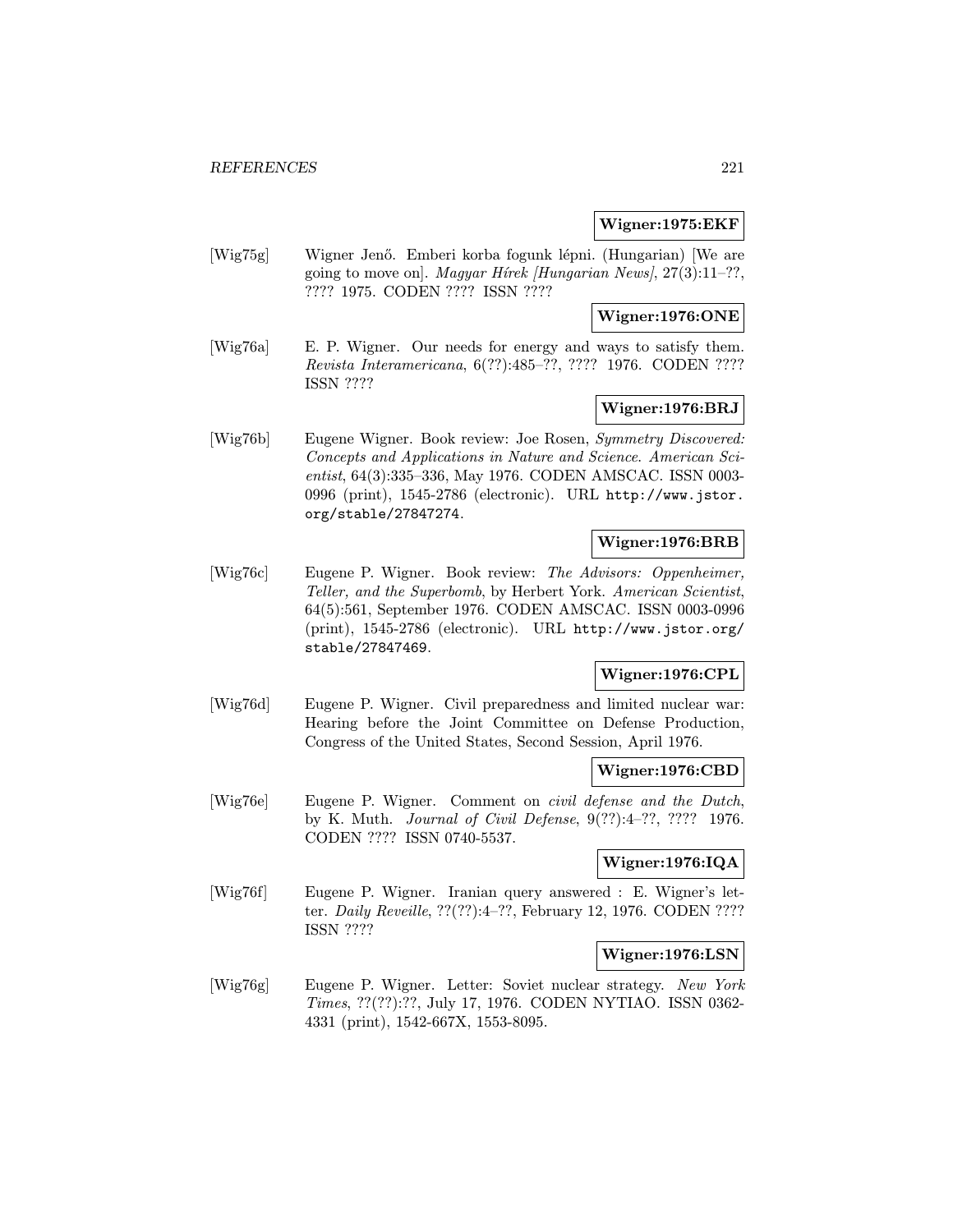**Wigner:1975:EKF**

[Wig75g] Wigner Jenő. Emberi korba fogunk lépni. (Hungarian) [We are going to move on]. *Magyar Hírek [Hungarian News]*, 27(3):11–??, ???? 1975. CODEN ???? ISSN ????

**Wigner:1976:ONE**

[Wig76a] E. P. Wigner. Our needs for energy and ways to satisfy them. *Revista Interamericana*, 6(??):485–??, ???? 1976. CODEN ???? ISSN ????

**Wigner:1976:BRJ**

[Wig76b] Eugene Wigner. Book review: Joe Rosen, *Symmetry Discovered: Concepts and Applications in Nature and Science*. *American Scientist*, 64(3):335–336, May 1976. CODEN AMSCAC. ISSN 0003-0996 (print), 1545-2786 (electronic). URL http://www.jstor.org/stable/27847274.

**Wigner:1976:BRB**

[Wig76c] Eugene P. Wigner. Book review: *The Advisors: Oppenheimer, Teller, and the Superbomb*, by Herbert York. *American Scientist*, 64(5):561, September 1976. CODEN AMSCAC. ISSN 0003-0996 (print), 1545-2786 (electronic). URL http://www.jstor.org/stable/27847469.

**Wigner:1976:CPL**

[Wig76d] Eugene P. Wigner. Civil preparedness and limited nuclear war: Hearing before the Joint Committee on Defense Production, Congress of the United States, Second Session, April 1976.

**Wigner:1976:CBD**

[Wig76e] Eugene P. Wigner. Comment on *civil defense and the Dutch*, by K. Muth. *Journal of Civil Defense*, 9(??):4–??, ???? 1976. CODEN ???? ISSN 0740-5537.

**Wigner:1976:IQA**

[Wig76f] Eugene P. Wigner. Iranian query answered : E. Wigner's letter. *Daily Reveille*, ??(??):4–??, February 12, 1976. CODEN ???? ISSN ????

**Wigner:1976:LSN**

[Wig76g] Eugene P. Wigner. Letter: Soviet nuclear strategy. *New York Times*, ??(??):??, July 17, 1976. CODEN NYTIAO. ISSN 0362-4331 (print), 1542-667X, 1553-8095.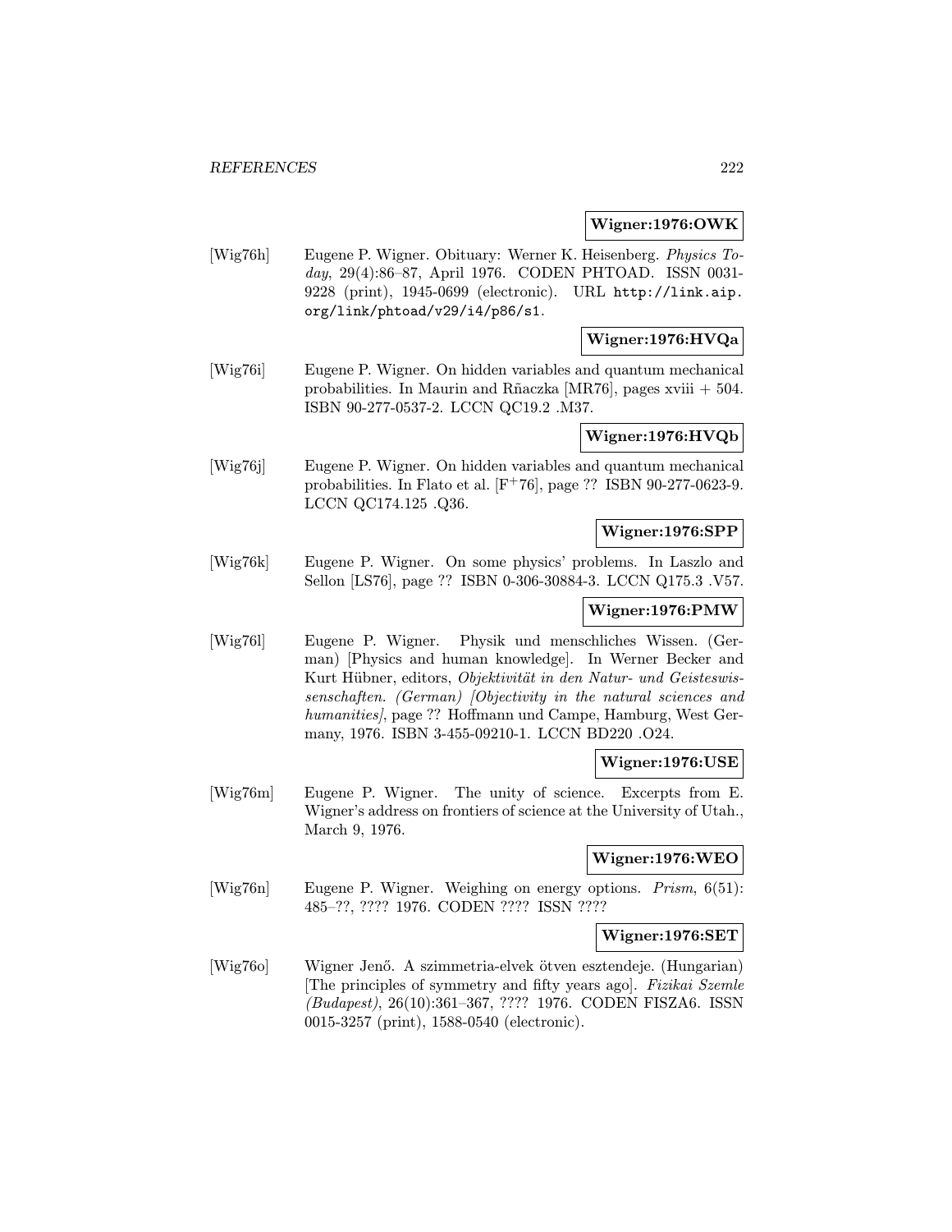**Wigner:1976:OWK**

[Wig76h] Eugene P. Wigner. Obituary: Werner K. Heisenberg. *Physics Today*, 29(4):86–87, April 1976. CODEN PHTOAD. ISSN 0031-9228 (print), 1945-0699 (electronic). URL http://link.aip.org/link/phtoad/v29/i4/p86/s1.

**Wigner:1976:HVQa**

[Wig76i] Eugene P. Wigner. On hidden variables and quantum mechanical probabilities. In Maurin and Rñaczka [MR76], pages xviii + 504. ISBN 90-277-0537-2. LCCN QC19.2 .M37.

**Wigner:1976:HVQb**

[Wig76j] Eugene P. Wigner. On hidden variables and quantum mechanical probabilities. In Flato et al. [F+76], page ?? ISBN 90-277-0623-9. LCCN QC174.125 .Q36.

**Wigner:1976:SPP**

[Wig76k] Eugene P. Wigner. On some physics' problems. In Laszlo and Sellon [LS76], page ?? ISBN 0-306-30884-3. LCCN Q175.3 .V57.

**Wigner:1976:PMW**

[Wig76l] Eugene P. Wigner. Physik und menschliches Wissen. (German) [Physics and human knowledge]. In Werner Becker and Kurt Hübner, editors, *Objektivität in den Natur- und Geisteswissenschaften. (German) [Objectivity in the natural sciences and humanities]*, page ?? Hoffmann und Campe, Hamburg, West Germany, 1976. ISBN 3-455-09210-1. LCCN BD220 .O24.

**Wigner:1976:USE**

[Wig76m] Eugene P. Wigner. The unity of science. Excerpts from E. Wigner's address on frontiers of science at the University of Utah., March 9, 1976.

**Wigner:1976:WEO**

[Wig76n] Eugene P. Wigner. Weighing on energy options. *Prism*, 6(51): 485–??, ???? 1976. CODEN ???? ISSN ????

**Wigner:1976:SET**

[Wig76o] Wigner Jenő. A szimmetria-elvek ötven esztendeje. (Hungarian) [The principles of symmetry and fifty years ago]. *Fizikai Szemle (Budapest)*, 26(10):361–367, ???? 1976. CODEN FISZA6. ISSN 0015-3257 (print), 1588-0540 (electronic).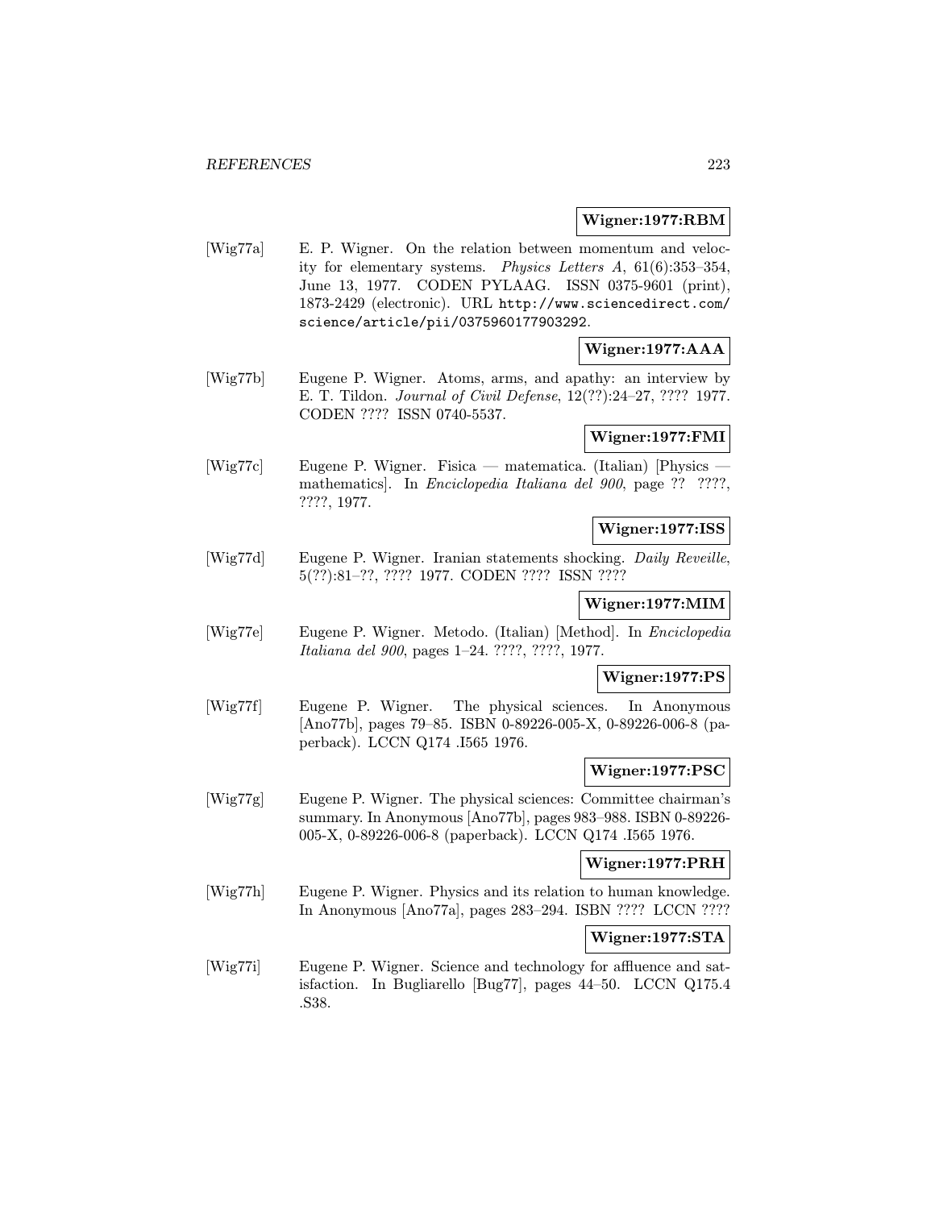**Wigner:1977:RBM**

[Wig77a] E. P. Wigner. On the relation between momentum and velocity for elementary systems. *Physics Letters A*, 61(6):353–354, June 13, 1977. CODEN PYLAAG. ISSN 0375-9601 (print), 1873-2429 (electronic). URL `http://www.sciencedirect.com/science/article/pii/0375960177903292`.

**Wigner:1977:AAA**

[Wig77b] Eugene P. Wigner. Atoms, arms, and apathy: an interview by E. T. Tildon. *Journal of Civil Defense*, 12(??):24–27, ???? 1977. CODEN ???? ISSN 0740-5537.

**Wigner:1977:FMI**

[Wig77c] Eugene P. Wigner. Fisica — matematica. (Italian) [Physics — mathematics]. In *Enciclopedia Italiana del 900*, page ?? ????, ????, 1977.

**Wigner:1977:ISS**

[Wig77d] Eugene P. Wigner. Iranian statements shocking. *Daily Reveille*, 5(??):81–??, ???? 1977. CODEN ???? ISSN ????

**Wigner:1977:MIM**

[Wig77e] Eugene P. Wigner. Metodo. (Italian) [Method]. In *Enciclopedia Italiana del 900*, pages 1–24. ????, ????, 1977.

**Wigner:1977:PS**

[Wig77f] Eugene P. Wigner. The physical sciences. In Anonymous [Ano77b], pages 79–85. ISBN 0-89226-005-X, 0-89226-006-8 (paperback). LCCN Q174 .I565 1976.

**Wigner:1977:PSC**

[Wig77g] Eugene P. Wigner. The physical sciences: Committee chairman's summary. In Anonymous [Ano77b], pages 983–988. ISBN 0-89226-005-X, 0-89226-006-8 (paperback). LCCN Q174 .I565 1976.

**Wigner:1977:PRH**

[Wig77h] Eugene P. Wigner. Physics and its relation to human knowledge. In Anonymous [Ano77a], pages 283–294. ISBN ???? LCCN ????

**Wigner:1977:STA**

[Wig77i] Eugene P. Wigner. Science and technology for affluence and satisfaction. In Bugliarello [Bug77], pages 44–50. LCCN Q175.4 .S38.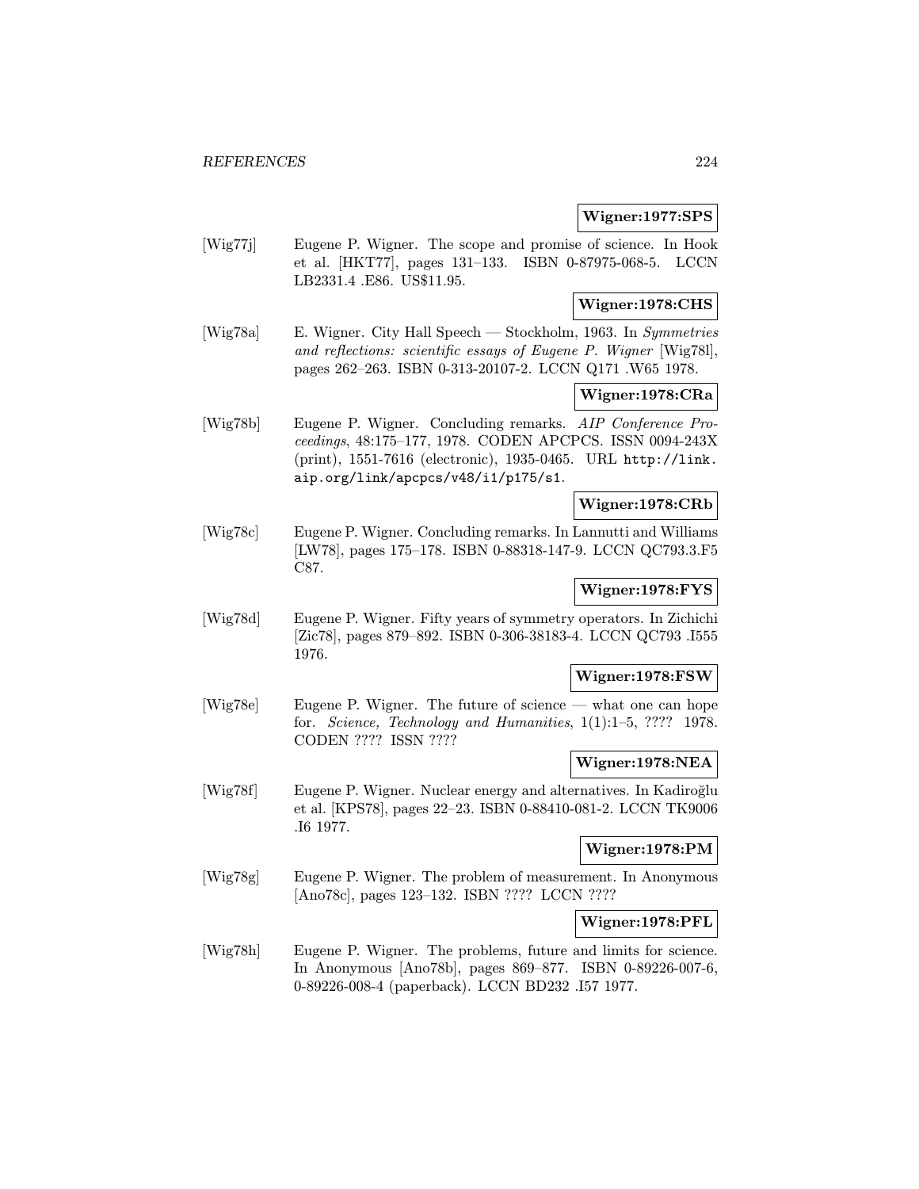**Wigner:1977:SPS**

[Wig77j] Eugene P. Wigner. The scope and promise of science. In Hook et al. [HKT77], pages 131–133. ISBN 0-87975-068-5. LCCN LB2331.4 .E86. US$11.95.

**Wigner:1978:CHS**

[Wig78a] E. Wigner. City Hall Speech — Stockholm, 1963. In *Symmetries and reflections: scientific essays of Eugene P. Wigner* [Wig78l], pages 262–263. ISBN 0-313-20107-2. LCCN Q171 .W65 1978.

**Wigner:1978:CRa**

[Wig78b] Eugene P. Wigner. Concluding remarks. *AIP Conference Proceedings*, 48:175–177, 1978. CODEN APCPCS. ISSN 0094-243X (print), 1551-7616 (electronic), 1935-0465. URL `http://link.aip.org/link/apcpcs/v48/i1/p175/s1`.

**Wigner:1978:CRb**

[Wig78c] Eugene P. Wigner. Concluding remarks. In Lannutti and Williams [LW78], pages 175–178. ISBN 0-88318-147-9. LCCN QC793.3.F5 C87.

**Wigner:1978:FYS**

[Wig78d] Eugene P. Wigner. Fifty years of symmetry operators. In Zichichi [Zic78], pages 879–892. ISBN 0-306-38183-4. LCCN QC793 .I555 1976.

**Wigner:1978:FSW**

[Wig78e] Eugene P. Wigner. The future of science — what one can hope for. *Science, Technology and Humanities*, 1(1):1–5, ???? 1978. CODEN ???? ISSN ????

**Wigner:1978:NEA**

[Wig78f] Eugene P. Wigner. Nuclear energy and alternatives. In Kadiroğlu et al. [KPS78], pages 22–23. ISBN 0-88410-081-2. LCCN TK9006 .I6 1977.

**Wigner:1978:PM**

[Wig78g] Eugene P. Wigner. The problem of measurement. In Anonymous [Ano78c], pages 123–132. ISBN ???? LCCN ????

**Wigner:1978:PFL**

[Wig78h] Eugene P. Wigner. The problems, future and limits for science. In Anonymous [Ano78b], pages 869–877. ISBN 0-89226-007-6, 0-89226-008-4 (paperback). LCCN BD232 .I57 1977.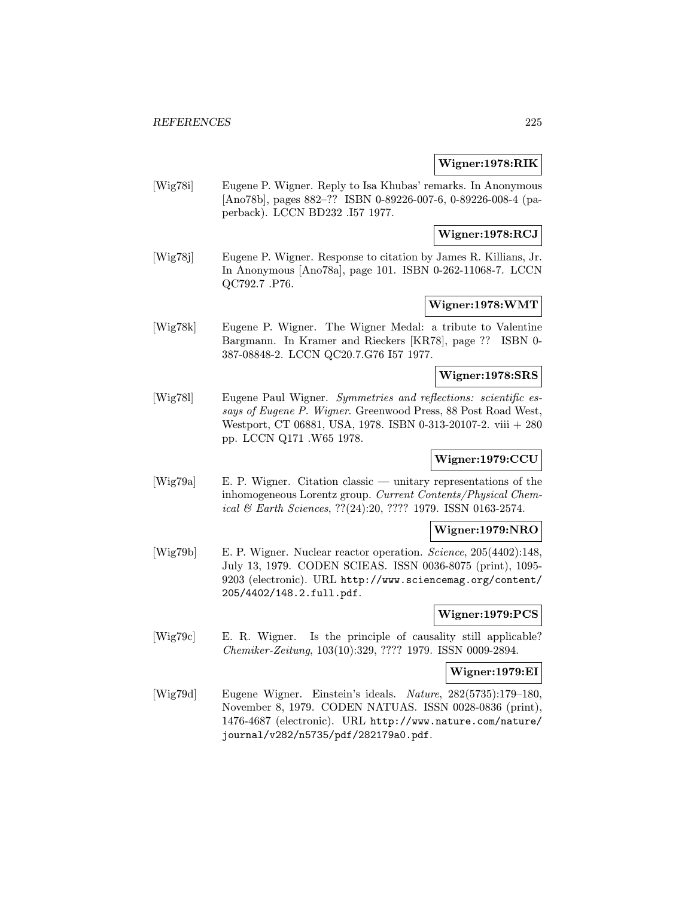**Wigner:1978:RIK**

[Wig78i] Eugene P. Wigner. Reply to Isa Khubas' remarks. In Anonymous [Ano78b], pages 882–?? ISBN 0-89226-007-6, 0-89226-008-4 (paperback). LCCN BD232 .I57 1977.

**Wigner:1978:RCJ**

[Wig78j] Eugene P. Wigner. Response to citation by James R. Killians, Jr. In Anonymous [Ano78a], page 101. ISBN 0-262-11068-7. LCCN QC792.7 .P76.

**Wigner:1978:WMT**

[Wig78k] Eugene P. Wigner. The Wigner Medal: a tribute to Valentine Bargmann. In Kramer and Rieckers [KR78], page ?? ISBN 0-387-08848-2. LCCN QC20.7.G76 I57 1977.

**Wigner:1978:SRS**

[Wig78l] Eugene Paul Wigner. *Symmetries and reflections: scientific essays of Eugene P. Wigner*. Greenwood Press, 88 Post Road West, Westport, CT 06881, USA, 1978. ISBN 0-313-20107-2. viii + 280 pp. LCCN Q171 .W65 1978.

**Wigner:1979:CCU**

[Wig79a] E. P. Wigner. Citation classic — unitary representations of the inhomogeneous Lorentz group. *Current Contents/Physical Chemical & Earth Sciences*, ??(24):20, ???? 1979. ISSN 0163-2574.

**Wigner:1979:NRO**

[Wig79b] E. P. Wigner. Nuclear reactor operation. *Science*, 205(4402):148, July 13, 1979. CODEN SCIEAS. ISSN 0036-8075 (print), 1095-9203 (electronic). URL http://www.sciencemag.org/content/205/4402/148.2.full.pdf.

**Wigner:1979:PCS**

[Wig79c] E. R. Wigner. Is the principle of causality still applicable? *Chemiker-Zeitung*, 103(10):329, ???? 1979. ISSN 0009-2894.

**Wigner:1979:EI**

[Wig79d] Eugene Wigner. Einstein's ideals. *Nature*, 282(5735):179–180, November 8, 1979. CODEN NATUAS. ISSN 0028-0836 (print), 1476-4687 (electronic). URL http://www.nature.com/nature/journal/v282/n5735/pdf/282179a0.pdf.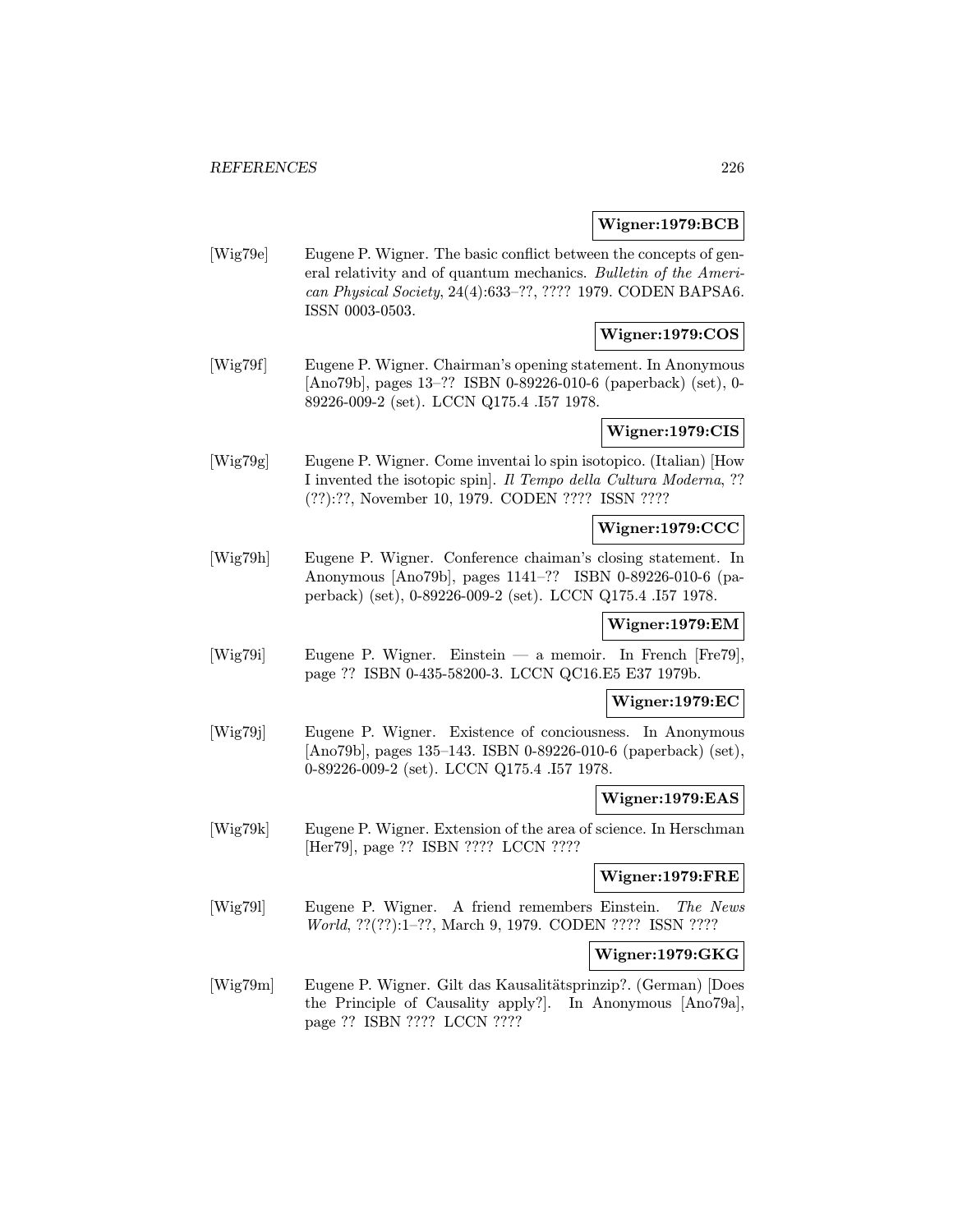**Wigner:1979:BCB**

[Wig79e] Eugene P. Wigner. The basic conflict between the concepts of general relativity and of quantum mechanics. *Bulletin of the American Physical Society*, 24(4):633–??, ???? 1979. CODEN BAPSA6. ISSN 0003-0503.

**Wigner:1979:COS**

[Wig79f] Eugene P. Wigner. Chairman's opening statement. In Anonymous [Ano79b], pages 13–?? ISBN 0-89226-010-6 (paperback) (set), 0-89226-009-2 (set). LCCN Q175.4 .I57 1978.

**Wigner:1979:CIS**

[Wig79g] Eugene P. Wigner. Come inventai lo spin isotopico. (Italian) [How I invented the isotopic spin]. *Il Tempo della Cultura Moderna*, ??(??):??, November 10, 1979. CODEN ???? ISSN ????

**Wigner:1979:CCC**

[Wig79h] Eugene P. Wigner. Conference chaiman's closing statement. In Anonymous [Ano79b], pages 1141–?? ISBN 0-89226-010-6 (paperback) (set), 0-89226-009-2 (set). LCCN Q175.4 .I57 1978.

**Wigner:1979:EM**

[Wig79i] Eugene P. Wigner. Einstein — a memoir. In French [Fre79], page ?? ISBN 0-435-58200-3. LCCN QC16.E5 E37 1979b.

**Wigner:1979:EC**

[Wig79j] Eugene P. Wigner. Existence of conciousness. In Anonymous [Ano79b], pages 135–143. ISBN 0-89226-010-6 (paperback) (set), 0-89226-009-2 (set). LCCN Q175.4 .I57 1978.

**Wigner:1979:EAS**

[Wig79k] Eugene P. Wigner. Extension of the area of science. In Herschman [Her79], page ?? ISBN ???? LCCN ????

**Wigner:1979:FRE**

[Wig79l] Eugene P. Wigner. A friend remembers Einstein. *The News World*, ??(??):1–??, March 9, 1979. CODEN ???? ISSN ????

**Wigner:1979:GKG**

[Wig79m] Eugene P. Wigner. Gilt das Kausalitätsprinzip?. (German) [Does the Principle of Causality apply?]. In Anonymous [Ano79a], page ?? ISBN ???? LCCN ????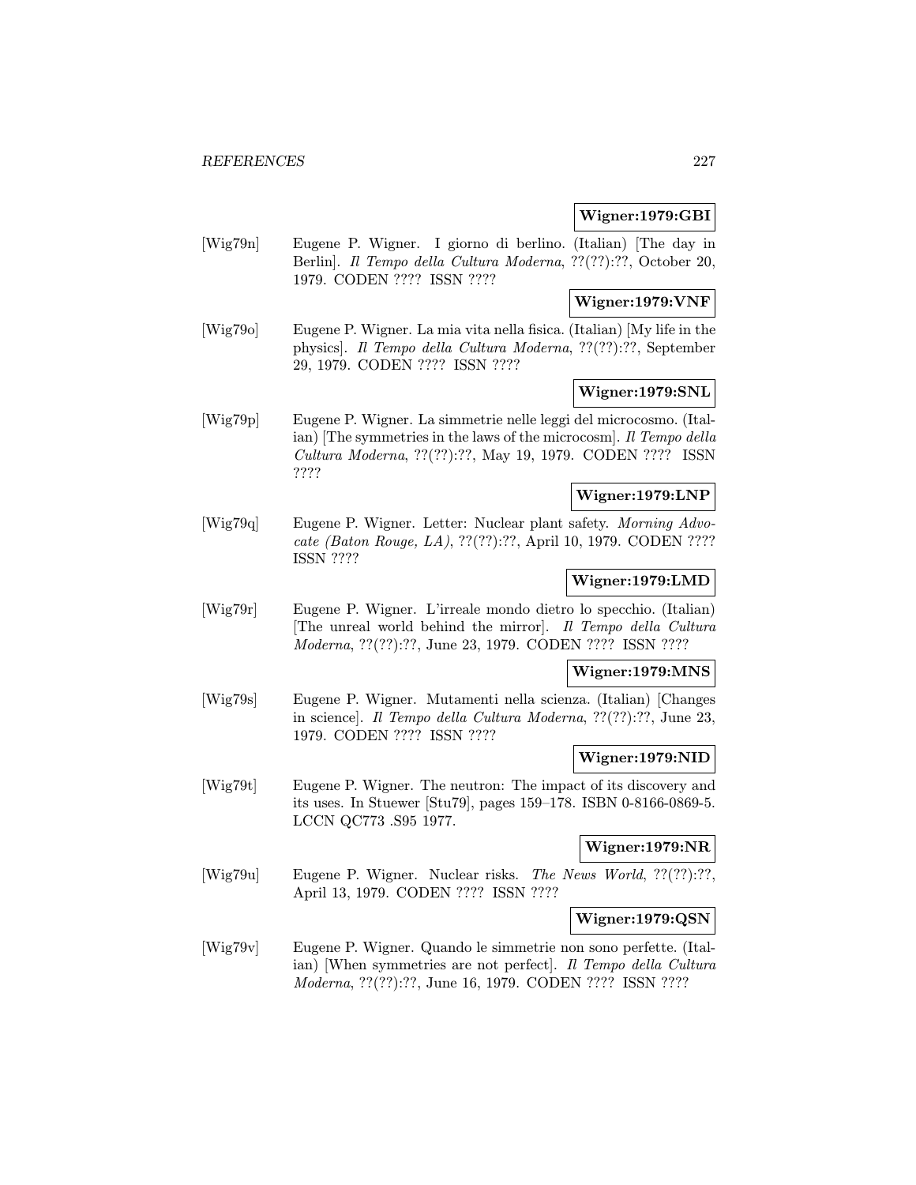**Wigner:1979:GBI**

[Wig79n] Eugene P. Wigner. I giorno di berlino. (Italian) [The day in Berlin]. *Il Tempo della Cultura Moderna*, ??(??):??, October 20, 1979. CODEN ???? ISSN ????

**Wigner:1979:VNF**

[Wig79o] Eugene P. Wigner. La mia vita nella fisica. (Italian) [My life in the physics]. *Il Tempo della Cultura Moderna*, ??(??):??, September 29, 1979. CODEN ???? ISSN ????

**Wigner:1979:SNL**

[Wig79p] Eugene P. Wigner. La simmetrie nelle leggi del microcosmo. (Italian) [The symmetries in the laws of the microcosm]. *Il Tempo della Cultura Moderna*, ??(??):??, May 19, 1979. CODEN ???? ISSN ????

**Wigner:1979:LNP**

[Wig79q] Eugene P. Wigner. Letter: Nuclear plant safety. *Morning Advocate (Baton Rouge, LA)*, ??(??):??, April 10, 1979. CODEN ???? ISSN ????

**Wigner:1979:LMD**

[Wig79r] Eugene P. Wigner. L'irreale mondo dietro lo specchio. (Italian) [The unreal world behind the mirror]. *Il Tempo della Cultura Moderna*, ??(??):??, June 23, 1979. CODEN ???? ISSN ????

**Wigner:1979:MNS**

[Wig79s] Eugene P. Wigner. Mutamenti nella scienza. (Italian) [Changes in science]. *Il Tempo della Cultura Moderna*, ??(??):??, June 23, 1979. CODEN ???? ISSN ????

**Wigner:1979:NID**

[Wig79t] Eugene P. Wigner. The neutron: The impact of its discovery and its uses. In Stuewer [Stu79], pages 159–178. ISBN 0-8166-0869-5. LCCN QC773 .S95 1977.

**Wigner:1979:NR**

[Wig79u] Eugene P. Wigner. Nuclear risks. *The News World*, ??(??):??, April 13, 1979. CODEN ???? ISSN ????

**Wigner:1979:QSN**

[Wig79v] Eugene P. Wigner. Quando le simmetrie non sono perfette. (Italian) [When symmetries are not perfect]. *Il Tempo della Cultura Moderna*, ??(??):??, June 16, 1979. CODEN ???? ISSN ????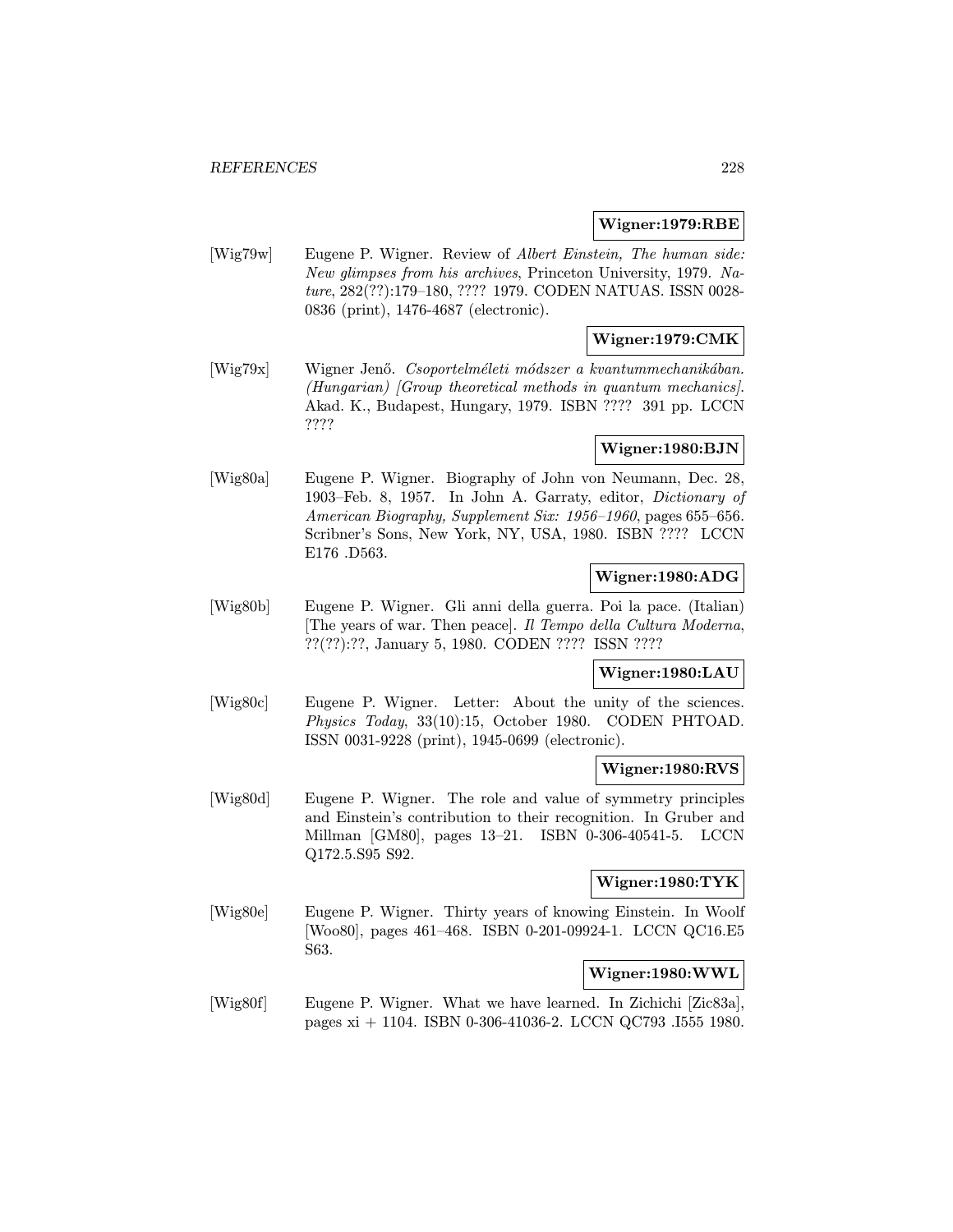**Wigner:1979:RBE**

[Wig79w] Eugene P. Wigner. Review of *Albert Einstein, The human side: New glimpses from his archives*, Princeton University, 1979. *Nature*, 282(??):179–180, ???? 1979. CODEN NATUAS. ISSN 0028-0836 (print), 1476-4687 (electronic).

**Wigner:1979:CMK**

[Wig79x] Wigner Jenő. *Csoportelméleti módszer a kvantummechanikában. (Hungarian) [Group theoretical methods in quantum mechanics]*. Akad. K., Budapest, Hungary, 1979. ISBN ???? 391 pp. LCCN ????

**Wigner:1980:BJN**

[Wig80a] Eugene P. Wigner. Biography of John von Neumann, Dec. 28, 1903–Feb. 8, 1957. In John A. Garraty, editor, *Dictionary of American Biography, Supplement Six: 1956–1960*, pages 655–656. Scribner's Sons, New York, NY, USA, 1980. ISBN ???? LCCN E176 .D563.

**Wigner:1980:ADG**

[Wig80b] Eugene P. Wigner. Gli anni della guerra. Poi la pace. (Italian) [The years of war. Then peace]. *Il Tempo della Cultura Moderna*, ??(??):??, January 5, 1980. CODEN ???? ISSN ????

**Wigner:1980:LAU**

[Wig80c] Eugene P. Wigner. Letter: About the unity of the sciences. *Physics Today*, 33(10):15, October 1980. CODEN PHTOAD. ISSN 0031-9228 (print), 1945-0699 (electronic).

**Wigner:1980:RVS**

[Wig80d] Eugene P. Wigner. The role and value of symmetry principles and Einstein's contribution to their recognition. In Gruber and Millman [GM80], pages 13–21. ISBN 0-306-40541-5. LCCN Q172.5.S95 S92.

**Wigner:1980:TYK**

[Wig80e] Eugene P. Wigner. Thirty years of knowing Einstein. In Woolf [Woo80], pages 461–468. ISBN 0-201-09924-1. LCCN QC16.E5 S63.

**Wigner:1980:WWL**

[Wig80f] Eugene P. Wigner. What we have learned. In Zichichi [Zic83a], pages xi + 1104. ISBN 0-306-41036-2. LCCN QC793 .I555 1980.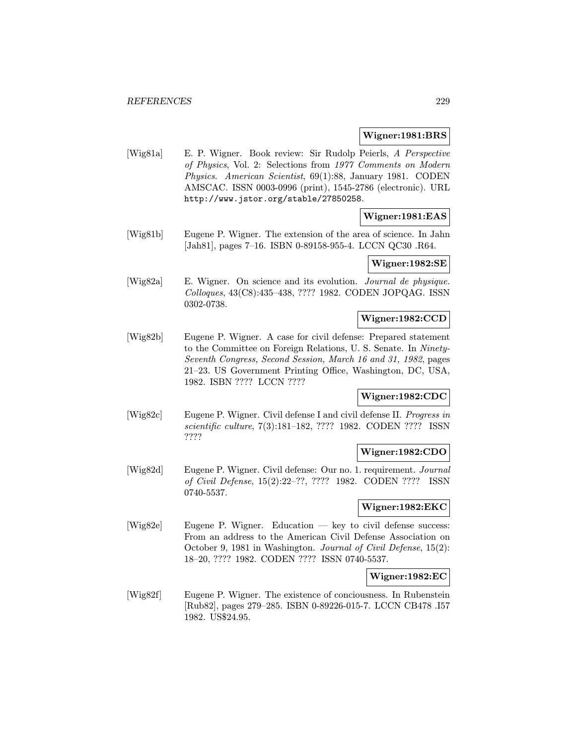**Wigner:1981:BRS**

[Wig81a] E. P. Wigner. Book review: Sir Rudolp Peierls, *A Perspective of Physics*, Vol. 2: Selections from *1977 Comments on Modern Physics*. *American Scientist*, 69(1):88, January 1981. CODEN AMSCAC. ISSN 0003-0996 (print), 1545-2786 (electronic). URL http://www.jstor.org/stable/27850258.

**Wigner:1981:EAS**

[Wig81b] Eugene P. Wigner. The extension of the area of science. In Jahn [Jah81], pages 7–16. ISBN 0-89158-955-4. LCCN QC30 .R64.

**Wigner:1982:SE**

[Wig82a] E. Wigner. On science and its evolution. *Journal de physique. Colloques*, 43(C8):435–438, ???? 1982. CODEN JOPQAG. ISSN 0302-0738.

**Wigner:1982:CCD**

[Wig82b] Eugene P. Wigner. A case for civil defense: Prepared statement to the Committee on Foreign Relations, U. S. Senate. In *Ninety-Seventh Congress, Second Session, March 16 and 31, 1982*, pages 21–23. US Government Printing Office, Washington, DC, USA, 1982. ISBN ???? LCCN ????

**Wigner:1982:CDC**

[Wig82c] Eugene P. Wigner. Civil defense I and civil defense II. *Progress in scientific culture*, 7(3):181–182, ???? 1982. CODEN ???? ISSN ????

**Wigner:1982:CDO**

[Wig82d] Eugene P. Wigner. Civil defense: Our no. 1. requirement. *Journal of Civil Defense*, 15(2):22–??, ???? 1982. CODEN ???? ISSN 0740-5537.

**Wigner:1982:EKC**

[Wig82e] Eugene P. Wigner. Education — key to civil defense success: From an address to the American Civil Defense Association on October 9, 1981 in Washington. *Journal of Civil Defense*, 15(2): 18–20, ???? 1982. CODEN ???? ISSN 0740-5537.

**Wigner:1982:EC**

[Wig82f] Eugene P. Wigner. The existence of conciousness. In Rubenstein [Rub82], pages 279–285. ISBN 0-89226-015-7. LCCN CB478 .I57 1982. US$24.95.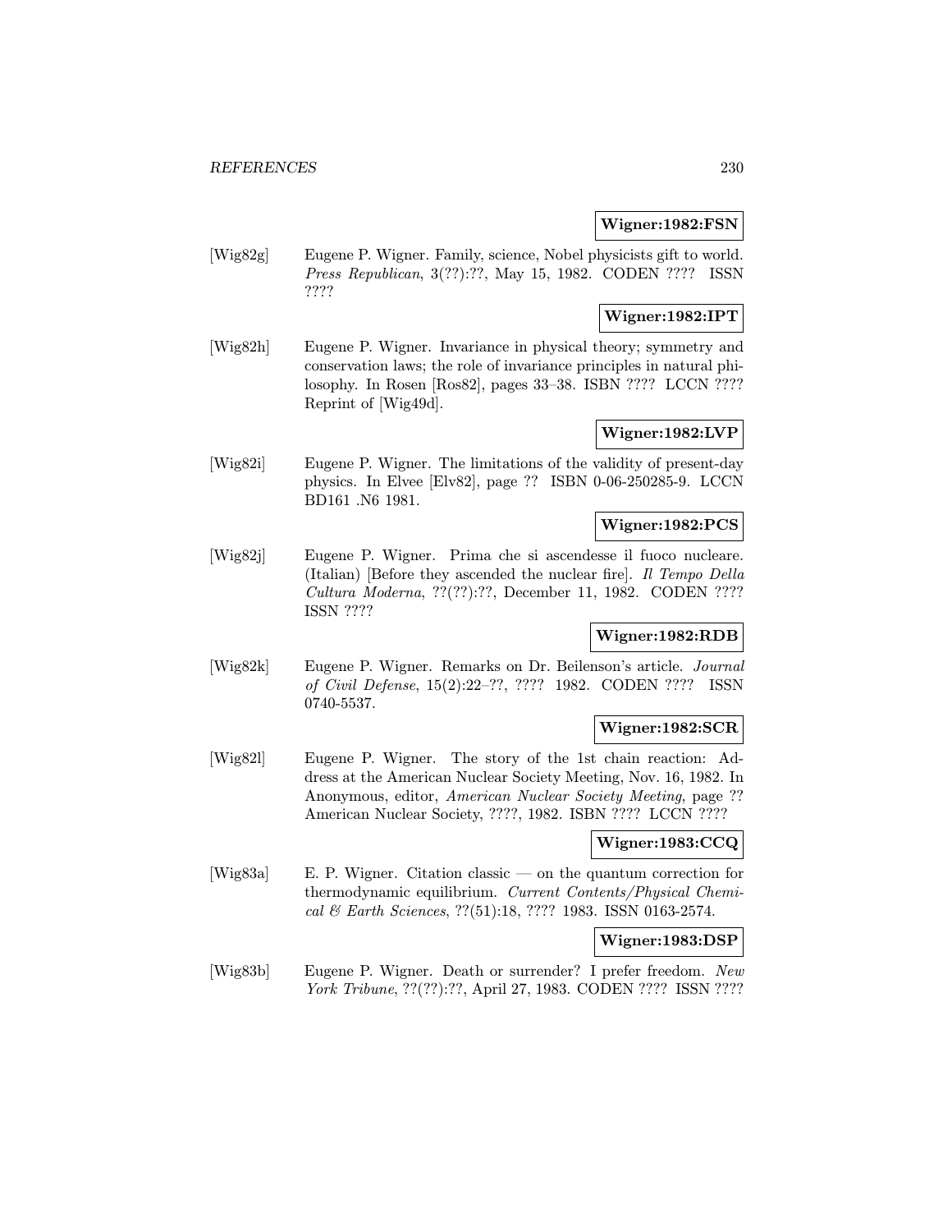**Wigner:1982:FSN**

[Wig82g] Eugene P. Wigner. Family, science, Nobel physicists gift to world. *Press Republican*, 3(??):??, May 15, 1982. CODEN ???? ISSN ????

**Wigner:1982:IPT**

[Wig82h] Eugene P. Wigner. Invariance in physical theory; symmetry and conservation laws; the role of invariance principles in natural philosophy. In Rosen [Ros82], pages 33–38. ISBN ???? LCCN ???? Reprint of [Wig49d].

**Wigner:1982:LVP**

[Wig82i] Eugene P. Wigner. The limitations of the validity of present-day physics. In Elvee [Elv82], page ?? ISBN 0-06-250285-9. LCCN BD161 .N6 1981.

**Wigner:1982:PCS**

[Wig82j] Eugene P. Wigner. Prima che si ascendesse il fuoco nucleare. (Italian) [Before they ascended the nuclear fire]. *Il Tempo Della Cultura Moderna*, ??(??):??, December 11, 1982. CODEN ???? ISSN ????

**Wigner:1982:RDB**

[Wig82k] Eugene P. Wigner. Remarks on Dr. Beilenson's article. *Journal of Civil Defense*, 15(2):22–??, ???? 1982. CODEN ???? ISSN 0740-5537.

**Wigner:1982:SCR**

[Wig82l] Eugene P. Wigner. The story of the 1st chain reaction: Address at the American Nuclear Society Meeting, Nov. 16, 1982. In Anonymous, editor, *American Nuclear Society Meeting*, page ?? American Nuclear Society, ????, 1982. ISBN ???? LCCN ????

**Wigner:1983:CCQ**

[Wig83a] E. P. Wigner. Citation classic — on the quantum correction for thermodynamic equilibrium. *Current Contents/Physical Chemical & Earth Sciences*, ??(51):18, ???? 1983. ISSN 0163-2574.

**Wigner:1983:DSP**

[Wig83b] Eugene P. Wigner. Death or surrender? I prefer freedom. *New York Tribune*, ??(??):??, April 27, 1983. CODEN ???? ISSN ????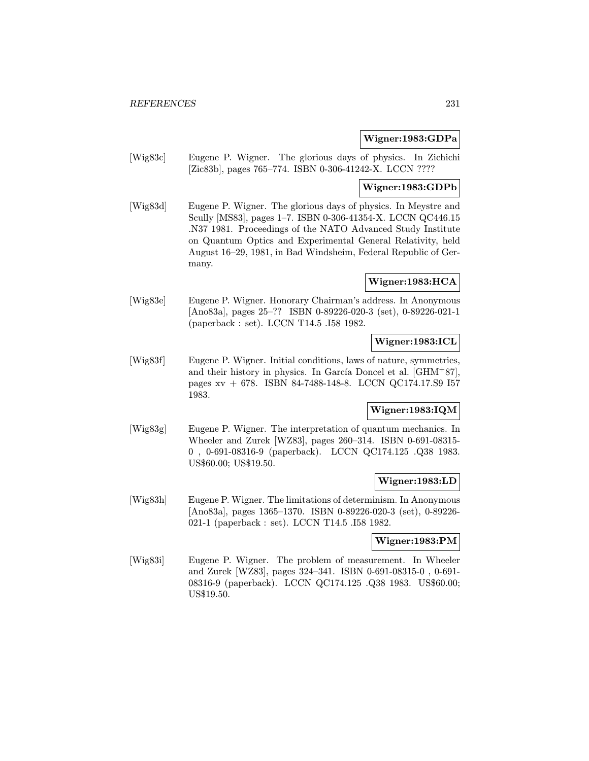**Wigner:1983:GDPa**

[Wig83c] Eugene P. Wigner. The glorious days of physics. In Zichichi [Zic83b], pages 765–774. ISBN 0-306-41242-X. LCCN ????

**Wigner:1983:GDPb**

[Wig83d] Eugene P. Wigner. The glorious days of physics. In Meystre and Scully [MS83], pages 1–7. ISBN 0-306-41354-X. LCCN QC446.15 .N37 1981. Proceedings of the NATO Advanced Study Institute on Quantum Optics and Experimental General Relativity, held August 16–29, 1981, in Bad Windsheim, Federal Republic of Germany.

**Wigner:1983:HCA**

[Wig83e] Eugene P. Wigner. Honorary Chairman's address. In Anonymous [Ano83a], pages 25–?? ISBN 0-89226-020-3 (set), 0-89226-021-1 (paperback : set). LCCN T14.5 .I58 1982.

**Wigner:1983:ICL**

[Wig83f] Eugene P. Wigner. Initial conditions, laws of nature, symmetries, and their history in physics. In García Doncel et al. [GHM+87], pages xv + 678. ISBN 84-7488-148-8. LCCN QC174.17.S9 I57 1983.

**Wigner:1983:IQM**

[Wig83g] Eugene P. Wigner. The interpretation of quantum mechanics. In Wheeler and Zurek [WZ83], pages 260–314. ISBN 0-691-08315-0 , 0-691-08316-9 (paperback). LCCN QC174.125 .Q38 1983. US$60.00; US$19.50.

**Wigner:1983:LD**

[Wig83h] Eugene P. Wigner. The limitations of determinism. In Anonymous [Ano83a], pages 1365–1370. ISBN 0-89226-020-3 (set), 0-89226-021-1 (paperback : set). LCCN T14.5 .I58 1982.

**Wigner:1983:PM**

[Wig83i] Eugene P. Wigner. The problem of measurement. In Wheeler and Zurek [WZ83], pages 324–341. ISBN 0-691-08315-0 , 0-691-08316-9 (paperback). LCCN QC174.125 .Q38 1983. US$60.00; US$19.50.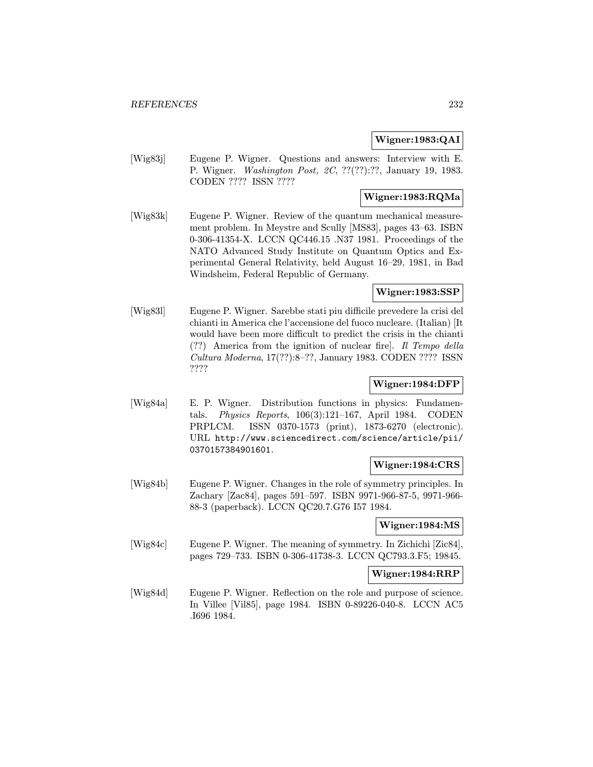**Wigner:1983:QAI**

[Wig83j] Eugene P. Wigner. Questions and answers: Interview with E. P. Wigner. *Washington Post, 2C*, ??(??):??, January 19, 1983. CODEN ???? ISSN ????

**Wigner:1983:RQMa**

[Wig83k] Eugene P. Wigner. Review of the quantum mechanical measurement problem. In Meystre and Scully [MS83], pages 43–63. ISBN 0-306-41354-X. LCCN QC446.15 .N37 1981. Proceedings of the NATO Advanced Study Institute on Quantum Optics and Experimental General Relativity, held August 16–29, 1981, in Bad Windsheim, Federal Republic of Germany.

**Wigner:1983:SSP**

[Wig83l] Eugene P. Wigner. Sarebbe stati piu difficile prevedere la crisi del chianti in America che l'accensione del fuoco nucleare. (Italian) [It would have been more difficult to predict the crisis in the chianti (??) America from the ignition of nuclear fire]. *Il Tempo della Cultura Moderna*, 17(??):8–??, January 1983. CODEN ???? ISSN ????

**Wigner:1984:DFP**

[Wig84a] E. P. Wigner. Distribution functions in physics: Fundamentals. *Physics Reports*, 106(3):121–167, April 1984. CODEN PRPLCM. ISSN 0370-1573 (print), 1873-6270 (electronic). URL http://www.sciencedirect.com/science/article/pii/0370157384901601.

**Wigner:1984:CRS**

[Wig84b] Eugene P. Wigner. Changes in the role of symmetry principles. In Zachary [Zac84], pages 591–597. ISBN 9971-966-87-5, 9971-966-88-3 (paperback). LCCN QC20.7.G76 I57 1984.

**Wigner:1984:MS**

[Wig84c] Eugene P. Wigner. The meaning of symmetry. In Zichichi [Zic84], pages 729–733. ISBN 0-306-41738-3. LCCN QC793.3.F5; 19845.

**Wigner:1984:RRP**

[Wig84d] Eugene P. Wigner. Reflection on the role and purpose of science. In Villee [Vil85], page 1984. ISBN 0-89226-040-8. LCCN AC5 .I696 1984.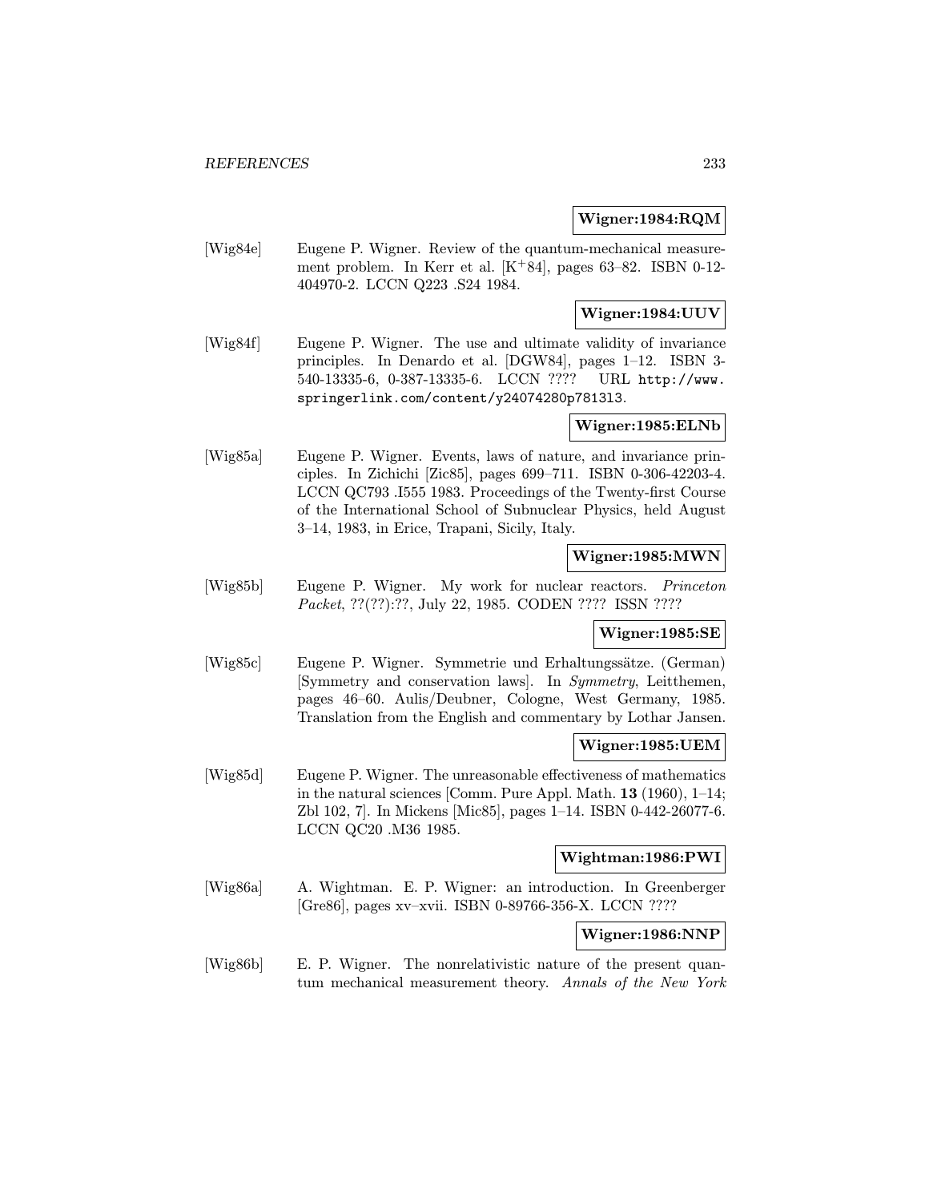**Wigner:1984:RQM**

[Wig84e] Eugene P. Wigner. Review of the quantum-mechanical measurement problem. In Kerr et al. [K$^{+}$84], pages 63–82. ISBN 0-12-404970-2. LCCN Q223 .S24 1984.

**Wigner:1984:UUV**

[Wig84f] Eugene P. Wigner. The use and ultimate validity of invariance principles. In Denardo et al. [DGW84], pages 1–12. ISBN 3-540-13335-6, 0-387-13335-6. LCCN ???? URL `http://www.springerlink.com/content/y24074280p781313`.

**Wigner:1985:ELNb**

[Wig85a] Eugene P. Wigner. Events, laws of nature, and invariance principles. In Zichichi [Zic85], pages 699–711. ISBN 0-306-42203-4. LCCN QC793 .I555 1983. Proceedings of the Twenty-first Course of the International School of Subnuclear Physics, held August 3–14, 1983, in Erice, Trapani, Sicily, Italy.

**Wigner:1985:MWN**

[Wig85b] Eugene P. Wigner. My work for nuclear reactors. *Princeton Packet*, ??(??):??, July 22, 1985. CODEN ???? ISSN ????

**Wigner:1985:SE**

[Wig85c] Eugene P. Wigner. Symmetrie und Erhaltungssätze. (German) [Symmetry and conservation laws]. In *Symmetry*, Leitthemen, pages 46–60. Aulis/Deubner, Cologne, West Germany, 1985. Translation from the English and commentary by Lothar Jansen.

**Wigner:1985:UEM**

[Wig85d] Eugene P. Wigner. The unreasonable effectiveness of mathematics in the natural sciences [Comm. Pure Appl. Math. **13** (1960), 1–14; Zbl 102, 7]. In Mickens [Mic85], pages 1–14. ISBN 0-442-26077-6. LCCN QC20 .M36 1985.

**Wightman:1986:PWI**

[Wig86a] A. Wightman. E. P. Wigner: an introduction. In Greenberger [Gre86], pages xv–xvii. ISBN 0-89766-356-X. LCCN ????

**Wigner:1986:NNP**

[Wig86b] E. P. Wigner. The nonrelativistic nature of the present quantum mechanical measurement theory. *Annals of the New York*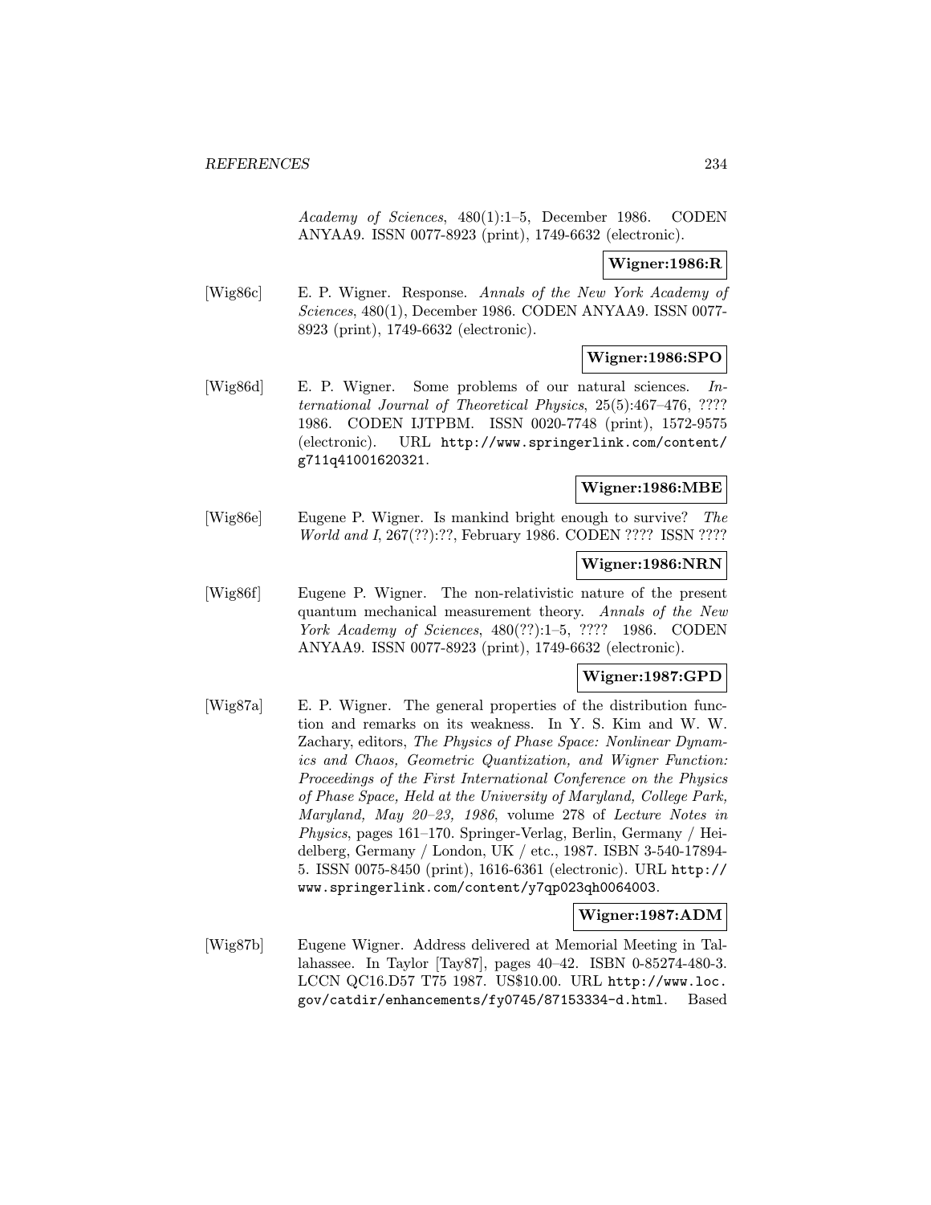*Academy of Sciences*, 480(1):1–5, December 1986. CODEN ANYAA9. ISSN 0077-8923 (print), 1749-6632 (electronic).

**Wigner:1986:R**

[Wig86c] E. P. Wigner. Response. *Annals of the New York Academy of Sciences*, 480(1), December 1986. CODEN ANYAA9. ISSN 0077-8923 (print), 1749-6632 (electronic).

**Wigner:1986:SPO**

[Wig86d] E. P. Wigner. Some problems of our natural sciences. *International Journal of Theoretical Physics*, 25(5):467–476, ???? 1986. CODEN IJTPBM. ISSN 0020-7748 (print), 1572-9575 (electronic). URL http://www.springerlink.com/content/g711q41001620321.

**Wigner:1986:MBE**

[Wig86e] Eugene P. Wigner. Is mankind bright enough to survive? *The World and I*, 267(??):??, February 1986. CODEN ???? ISSN ????

**Wigner:1986:NRN**

[Wig86f] Eugene P. Wigner. The non-relativistic nature of the present quantum mechanical measurement theory. *Annals of the New York Academy of Sciences*, 480(??):1–5, ???? 1986. CODEN ANYAA9. ISSN 0077-8923 (print), 1749-6632 (electronic).

**Wigner:1987:GPD**

[Wig87a] E. P. Wigner. The general properties of the distribution function and remarks on its weakness. In Y. S. Kim and W. W. Zachary, editors, *The Physics of Phase Space: Nonlinear Dynamics and Chaos, Geometric Quantization, and Wigner Function: Proceedings of the First International Conference on the Physics of Phase Space, Held at the University of Maryland, College Park, Maryland, May 20–23, 1986*, volume 278 of *Lecture Notes in Physics*, pages 161–170. Springer-Verlag, Berlin, Germany / Heidelberg, Germany / London, UK / etc., 1987. ISBN 3-540-17894-5. ISSN 0075-8450 (print), 1616-6361 (electronic). URL http://www.springerlink.com/content/y7qp023qh0064003.

**Wigner:1987:ADM**

[Wig87b] Eugene Wigner. Address delivered at Memorial Meeting in Tallahassee. In Taylor [Tay87], pages 40–42. ISBN 0-85274-480-3. LCCN QC16.D57 T75 1987. US$10.00. URL http://www.loc.gov/catdir/enhancements/fy0745/87153334-d.html. Based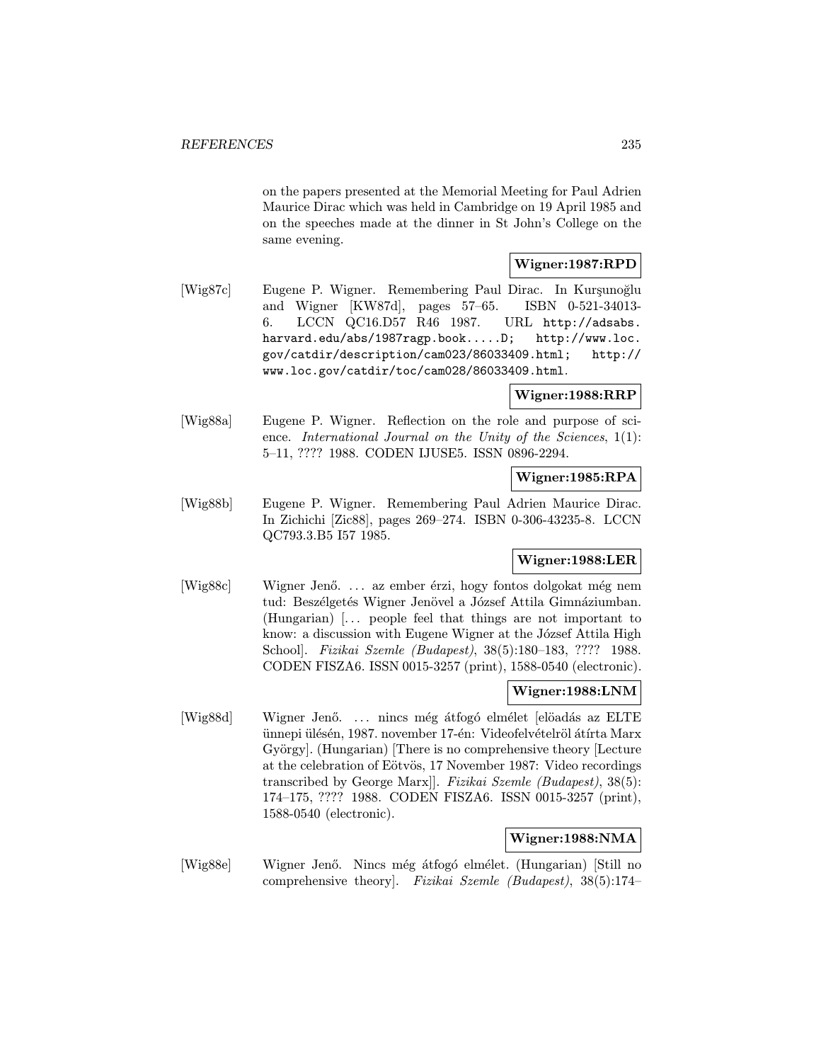on the papers presented at the Memorial Meeting for Paul Adrien Maurice Dirac which was held in Cambridge on 19 April 1985 and on the speeches made at the dinner in St John's College on the same evening.

**Wigner:1987:RPD**

[Wig87c] Eugene P. Wigner. Remembering Paul Dirac. In Kurşunoğlu and Wigner [KW87d], pages 57–65. ISBN 0-521-34013-6. LCCN QC16.D57 R46 1987. URL http://adsabs.harvard.edu/abs/1987ragp.book.....D; http://www.loc.gov/catdir/description/cam023/86033409.html; http://www.loc.gov/catdir/toc/cam028/86033409.html.

**Wigner:1988:RRP**

[Wig88a] Eugene P. Wigner. Reflection on the role and purpose of science. *International Journal on the Unity of the Sciences*, 1(1): 5–11, ???? 1988. CODEN IJUSE5. ISSN 0896-2294.

**Wigner:1985:RPA**

[Wig88b] Eugene P. Wigner. Remembering Paul Adrien Maurice Dirac. In Zichichi [Zic88], pages 269–274. ISBN 0-306-43235-8. LCCN QC793.3.B5 I57 1985.

**Wigner:1988:LER**

[Wig88c] Wigner Jenő. ... az ember érzi, hogy fontos dolgokat még nem tud: Beszélgetés Wigner Jenövel a József Attila Gimnáziumban. (Hungarian) [... people feel that things are not important to know: a discussion with Eugene Wigner at the József Attila High School]. *Fizikai Szemle (Budapest)*, 38(5):180–183, ???? 1988. CODEN FISZA6. ISSN 0015-3257 (print), 1588-0540 (electronic).

**Wigner:1988:LNM**

[Wig88d] Wigner Jenő. ... nincs még átfogó elmélet [elöadás az ELTE ünnepi ülésén, 1987. november 17-én: Videofelvételröl átírta Marx György]. (Hungarian) [There is no comprehensive theory [Lecture at the celebration of Eötvös, 17 November 1987: Video recordings transcribed by George Marx]]. *Fizikai Szemle (Budapest)*, 38(5): 174–175, ???? 1988. CODEN FISZA6. ISSN 0015-3257 (print), 1588-0540 (electronic).

**Wigner:1988:NMA**

[Wig88e] Wigner Jenő. Nincs még átfogó elmélet. (Hungarian) [Still no comprehensive theory]. *Fizikai Szemle (Budapest)*, 38(5):174–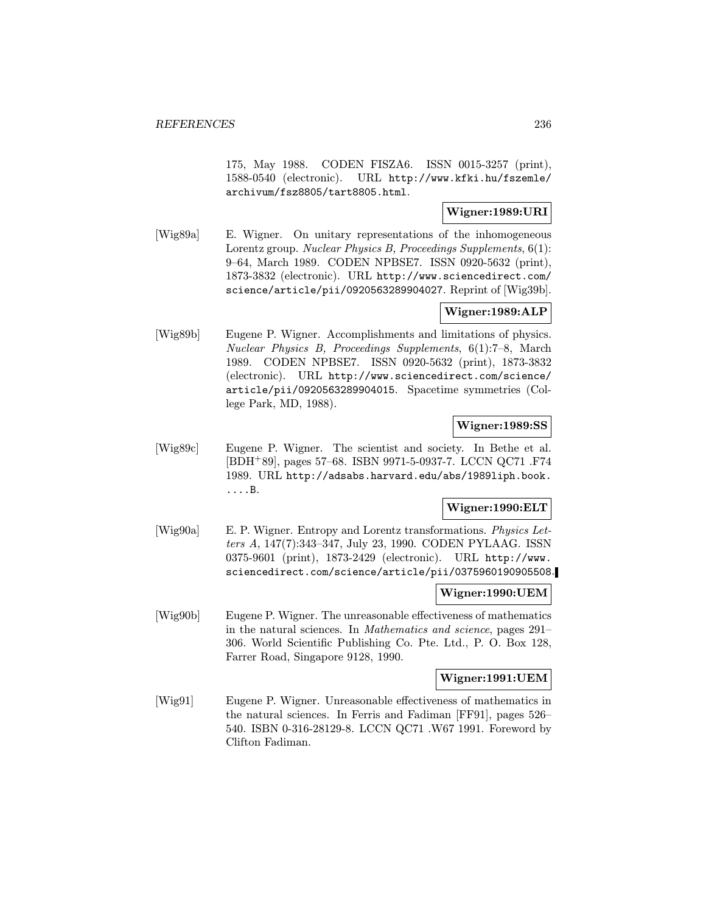175, May 1988. CODEN FISZA6. ISSN 0015-3257 (print), 1588-0540 (electronic). URL http://www.kfki.hu/fszemle/archivum/fsz8805/tart8805.html.

**Wigner:1989:URI**

[Wig89a] E. Wigner. On unitary representations of the inhomogeneous Lorentz group. *Nuclear Physics B, Proceedings Supplements*, 6(1): 9–64, March 1989. CODEN NPBSE7. ISSN 0920-5632 (print), 1873-3832 (electronic). URL http://www.sciencedirect.com/science/article/pii/0920563289904027. Reprint of [Wig39b].

**Wigner:1989:ALP**

[Wig89b] Eugene P. Wigner. Accomplishments and limitations of physics. *Nuclear Physics B, Proceedings Supplements*, 6(1):7–8, March 1989. CODEN NPBSE7. ISSN 0920-5632 (print), 1873-3832 (electronic). URL http://www.sciencedirect.com/science/article/pii/0920563289904015. Spacetime symmetries (College Park, MD, 1988).

**Wigner:1989:SS**

[Wig89c] Eugene P. Wigner. The scientist and society. In Bethe et al. [BDH+89], pages 57–68. ISBN 9971-5-0937-7. LCCN QC71 .F74 1989. URL http://adsabs.harvard.edu/abs/1989liph.book.....B.

**Wigner:1990:ELT**

[Wig90a] E. P. Wigner. Entropy and Lorentz transformations. *Physics Letters A*, 147(7):343–347, July 23, 1990. CODEN PYLAAG. ISSN 0375-9601 (print), 1873-2429 (electronic). URL http://www.sciencedirect.com/science/article/pii/0375960190905508.

**Wigner:1990:UEM**

[Wig90b] Eugene P. Wigner. The unreasonable effectiveness of mathematics in the natural sciences. In *Mathematics and science*, pages 291–306. World Scientific Publishing Co. Pte. Ltd., P. O. Box 128, Farrer Road, Singapore 9128, 1990.

**Wigner:1991:UEM**

[Wig91] Eugene P. Wigner. Unreasonable effectiveness of mathematics in the natural sciences. In Ferris and Fadiman [FF91], pages 526–540. ISBN 0-316-28129-8. LCCN QC71 .W67 1991. Foreword by Clifton Fadiman.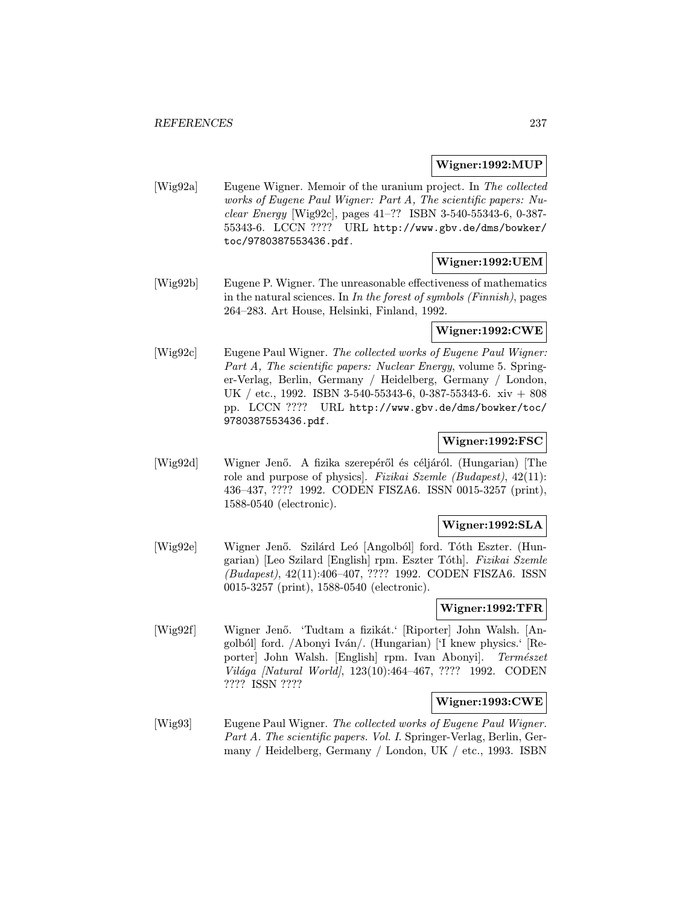**Wigner:1992:MUP**

[Wig92a] Eugene Wigner. Memoir of the uranium project. In *The collected works of Eugene Paul Wigner: Part A, The scientific papers: Nuclear Energy* [Wig92c], pages 41–?? ISBN 3-540-55343-6, 0-387-55343-6. LCCN ???? URL http://www.gbv.de/dms/bowker/toc/9780387553436.pdf.

**Wigner:1992:UEM**

[Wig92b] Eugene P. Wigner. The unreasonable effectiveness of mathematics in the natural sciences. In *In the forest of symbols (Finnish)*, pages 264–283. Art House, Helsinki, Finland, 1992.

**Wigner:1992:CWE**

[Wig92c] Eugene Paul Wigner. *The collected works of Eugene Paul Wigner: Part A, The scientific papers: Nuclear Energy*, volume 5. Springer-Verlag, Berlin, Germany / Heidelberg, Germany / London, UK / etc., 1992. ISBN 3-540-55343-6, 0-387-55343-6. xiv + 808 pp. LCCN ???? URL http://www.gbv.de/dms/bowker/toc/9780387553436.pdf.

**Wigner:1992:FSC**

[Wig92d] Wigner Jenő. A fizika szerepéről és céljáról. (Hungarian) [The role and purpose of physics]. *Fizikai Szemle (Budapest)*, 42(11): 436–437, ???? 1992. CODEN FISZA6. ISSN 0015-3257 (print), 1588-0540 (electronic).

**Wigner:1992:SLA**

[Wig92e] Wigner Jenő. Szilárd Leó [Angolból] ford. Tóth Eszter. (Hungarian) [Leo Szilard [English] rpm. Eszter Tóth]. *Fizikai Szemle (Budapest)*, 42(11):406–407, ???? 1992. CODEN FISZA6. ISSN 0015-3257 (print), 1588-0540 (electronic).

**Wigner:1992:TFR**

[Wig92f] Wigner Jenő. 'Tudtam a fizikát.' [Riporter] John Walsh. [Angolból] ford. /Abonyi Iván/. (Hungarian) ['I knew physics.' [Reporter] John Walsh. [English] rpm. Ivan Abonyi]. *Természet Világa [Natural World]*, 123(10):464–467, ???? 1992. CODEN ???? ISSN ????

**Wigner:1993:CWE**

[Wig93] Eugene Paul Wigner. *The collected works of Eugene Paul Wigner. Part A. The scientific papers. Vol. I.* Springer-Verlag, Berlin, Germany / Heidelberg, Germany / London, UK / etc., 1993. ISBN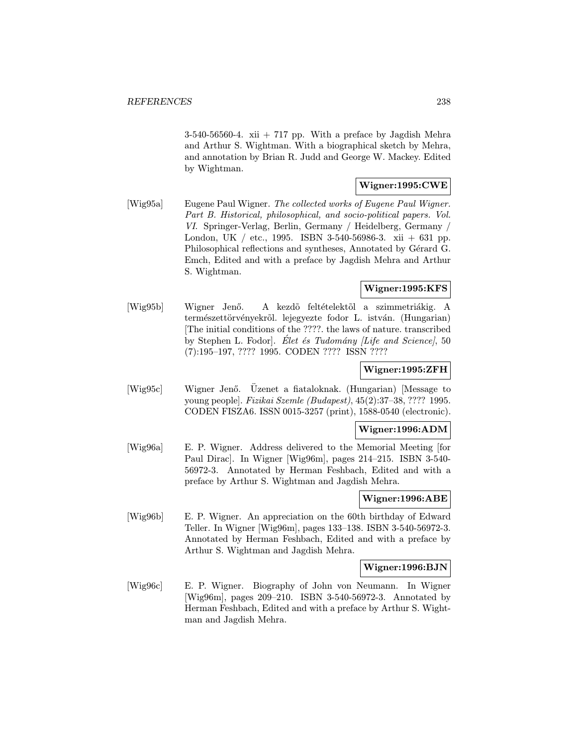3-540-56560-4. xii + 717 pp. With a preface by Jagdish Mehra and Arthur S. Wightman. With a biographical sketch by Mehra, and annotation by Brian R. Judd and George W. Mackey. Edited by Wightman.

**Wigner:1995:CWE**

[Wig95a] Eugene Paul Wigner. *The collected works of Eugene Paul Wigner. Part B. Historical, philosophical, and socio-political papers. Vol. VI.* Springer-Verlag, Berlin, Germany / Heidelberg, Germany / London, UK / etc., 1995. ISBN 3-540-56986-3. xii + 631 pp. Philosophical reflections and syntheses, Annotated by Gérard G. Emch, Edited and with a preface by Jagdish Mehra and Arthur S. Wightman.

**Wigner:1995:KFS**

[Wig95b] Wigner Jenő. A kezdõ feltételektõl a szimmetriákig. A természettörvényekrõl. lejegyezte fodor L. istván. (Hungarian) [The initial conditions of the ????. the laws of nature. transcribed by Stephen L. Fodor]. *Élet és Tudomány [Life and Science]*, 50 (7):195–197, ???? 1995. CODEN ???? ISSN ????

**Wigner:1995:ZFH**

[Wig95c] Wigner Jenő. Üzenet a fiataloknak. (Hungarian) [Message to young people]. *Fizikai Szemle (Budapest)*, 45(2):37–38, ???? 1995. CODEN FISZA6. ISSN 0015-3257 (print), 1588-0540 (electronic).

**Wigner:1996:ADM**

[Wig96a] E. P. Wigner. Address delivered to the Memorial Meeting [for Paul Dirac]. In Wigner [Wig96m], pages 214–215. ISBN 3-540-56972-3. Annotated by Herman Feshbach, Edited and with a preface by Arthur S. Wightman and Jagdish Mehra.

**Wigner:1996:ABE**

[Wig96b] E. P. Wigner. An appreciation on the 60th birthday of Edward Teller. In Wigner [Wig96m], pages 133–138. ISBN 3-540-56972-3. Annotated by Herman Feshbach, Edited and with a preface by Arthur S. Wightman and Jagdish Mehra.

**Wigner:1996:BJN**

[Wig96c] E. P. Wigner. Biography of John von Neumann. In Wigner [Wig96m], pages 209–210. ISBN 3-540-56972-3. Annotated by Herman Feshbach, Edited and with a preface by Arthur S. Wightman and Jagdish Mehra.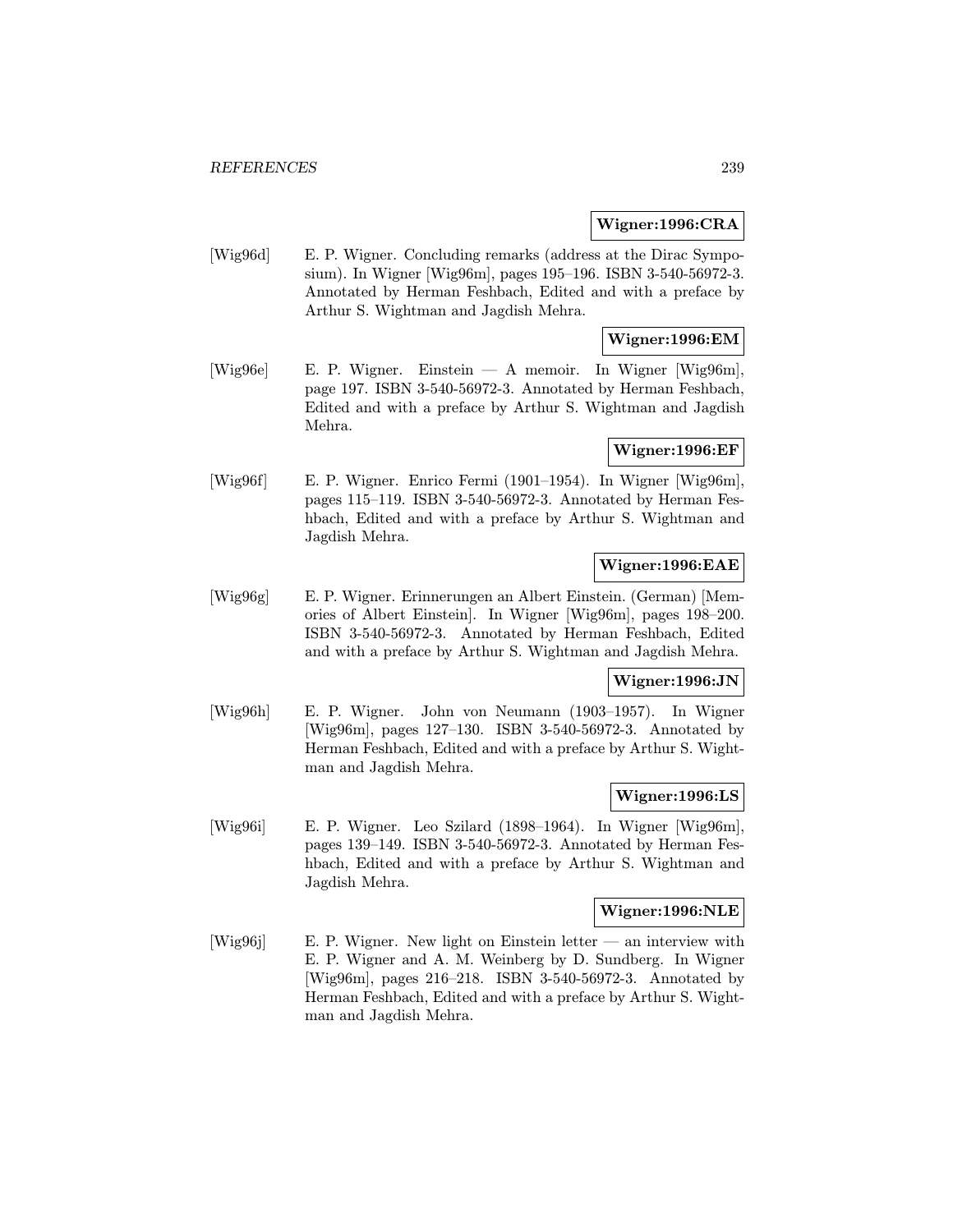**Wigner:1996:CRA**

[Wig96d] E. P. Wigner. Concluding remarks (address at the Dirac Symposium). In Wigner [Wig96m], pages 195–196. ISBN 3-540-56972-3. Annotated by Herman Feshbach, Edited and with a preface by Arthur S. Wightman and Jagdish Mehra.

**Wigner:1996:EM**

[Wig96e] E. P. Wigner. Einstein — A memoir. In Wigner [Wig96m], page 197. ISBN 3-540-56972-3. Annotated by Herman Feshbach, Edited and with a preface by Arthur S. Wightman and Jagdish Mehra.

**Wigner:1996:EF**

[Wig96f] E. P. Wigner. Enrico Fermi (1901–1954). In Wigner [Wig96m], pages 115–119. ISBN 3-540-56972-3. Annotated by Herman Feshbach, Edited and with a preface by Arthur S. Wightman and Jagdish Mehra.

**Wigner:1996:EAE**

[Wig96g] E. P. Wigner. Erinnerungen an Albert Einstein. (German) [Memories of Albert Einstein]. In Wigner [Wig96m], pages 198–200. ISBN 3-540-56972-3. Annotated by Herman Feshbach, Edited and with a preface by Arthur S. Wightman and Jagdish Mehra.

**Wigner:1996:JN**

[Wig96h] E. P. Wigner. John von Neumann (1903–1957). In Wigner [Wig96m], pages 127–130. ISBN 3-540-56972-3. Annotated by Herman Feshbach, Edited and with a preface by Arthur S. Wightman and Jagdish Mehra.

**Wigner:1996:LS**

[Wig96i] E. P. Wigner. Leo Szilard (1898–1964). In Wigner [Wig96m], pages 139–149. ISBN 3-540-56972-3. Annotated by Herman Feshbach, Edited and with a preface by Arthur S. Wightman and Jagdish Mehra.

**Wigner:1996:NLE**

[Wig96j] E. P. Wigner. New light on Einstein letter — an interview with E. P. Wigner and A. M. Weinberg by D. Sundberg. In Wigner [Wig96m], pages 216–218. ISBN 3-540-56972-3. Annotated by Herman Feshbach, Edited and with a preface by Arthur S. Wightman and Jagdish Mehra.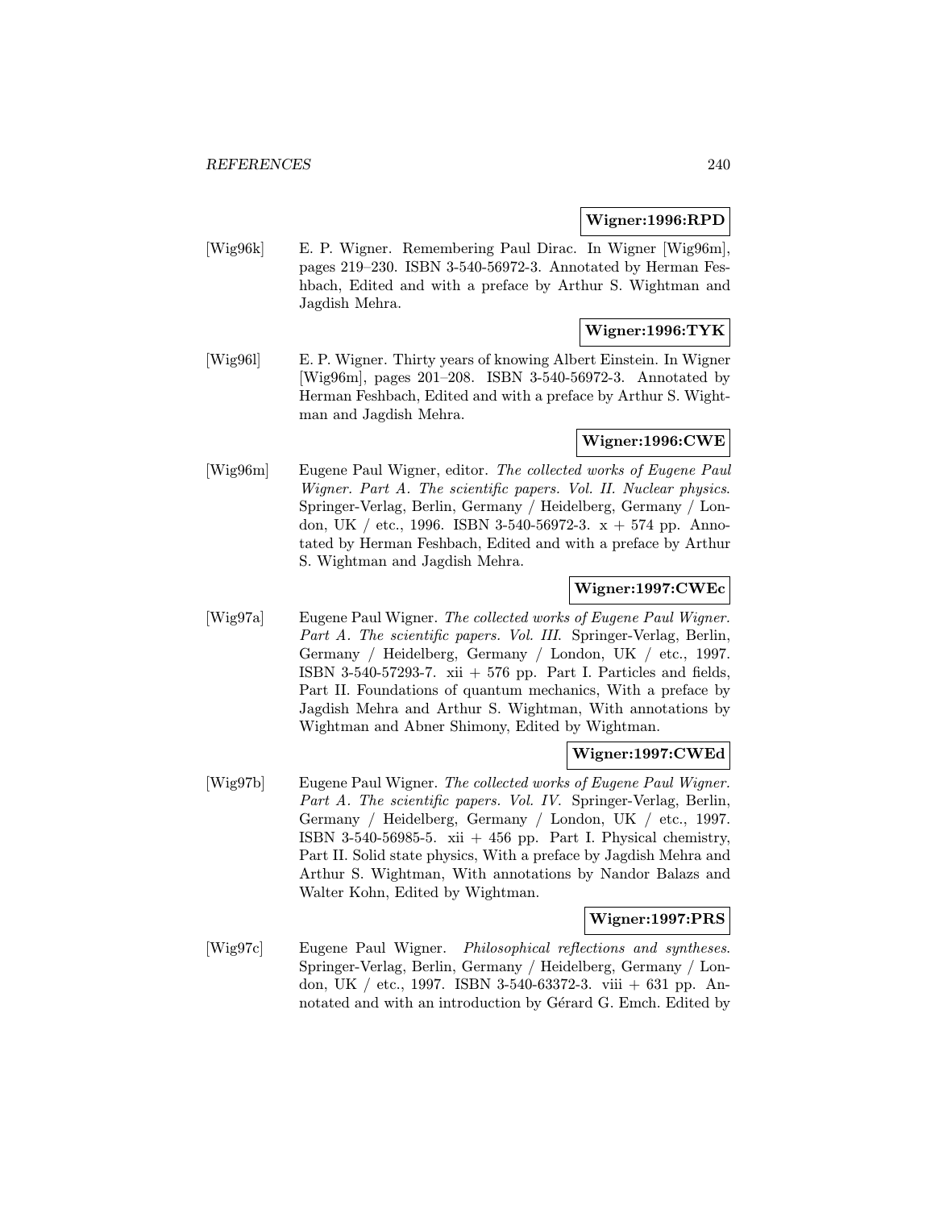**Wigner:1996:RPD**

[Wig96k] E. P. Wigner. Remembering Paul Dirac. In Wigner [Wig96m], pages 219–230. ISBN 3-540-56972-3. Annotated by Herman Feshbach, Edited and with a preface by Arthur S. Wightman and Jagdish Mehra.

**Wigner:1996:TYK**

[Wig96l] E. P. Wigner. Thirty years of knowing Albert Einstein. In Wigner [Wig96m], pages 201–208. ISBN 3-540-56972-3. Annotated by Herman Feshbach, Edited and with a preface by Arthur S. Wightman and Jagdish Mehra.

**Wigner:1996:CWE**

[Wig96m] Eugene Paul Wigner, editor. *The collected works of Eugene Paul Wigner. Part A. The scientific papers. Vol. II. Nuclear physics*. Springer-Verlag, Berlin, Germany / Heidelberg, Germany / London, UK / etc., 1996. ISBN 3-540-56972-3. x + 574 pp. Annotated by Herman Feshbach, Edited and with a preface by Arthur S. Wightman and Jagdish Mehra.

**Wigner:1997:CWEc**

[Wig97a] Eugene Paul Wigner. *The collected works of Eugene Paul Wigner. Part A. The scientific papers. Vol. III*. Springer-Verlag, Berlin, Germany / Heidelberg, Germany / London, UK / etc., 1997. ISBN 3-540-57293-7. xii + 576 pp. Part I. Particles and fields, Part II. Foundations of quantum mechanics, With a preface by Jagdish Mehra and Arthur S. Wightman, With annotations by Wightman and Abner Shimony, Edited by Wightman.

**Wigner:1997:CWEd**

[Wig97b] Eugene Paul Wigner. *The collected works of Eugene Paul Wigner. Part A. The scientific papers. Vol. IV*. Springer-Verlag, Berlin, Germany / Heidelberg, Germany / London, UK / etc., 1997. ISBN 3-540-56985-5. xii + 456 pp. Part I. Physical chemistry, Part II. Solid state physics, With a preface by Jagdish Mehra and Arthur S. Wightman, With annotations by Nandor Balazs and Walter Kohn, Edited by Wightman.

**Wigner:1997:PRS**

[Wig97c] Eugene Paul Wigner. *Philosophical reflections and syntheses*. Springer-Verlag, Berlin, Germany / Heidelberg, Germany / London, UK / etc., 1997. ISBN 3-540-63372-3. viii + 631 pp. Annotated and with an introduction by Gérard G. Emch. Edited by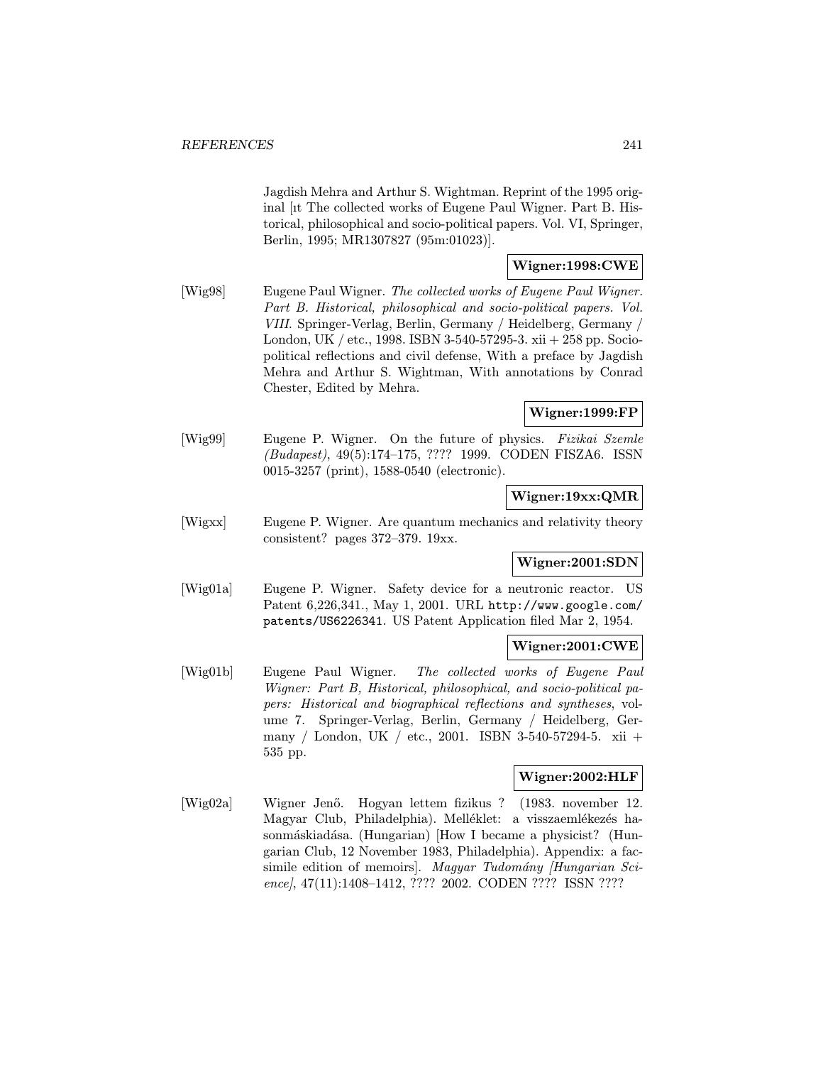Jagdish Mehra and Arthur S. Wightman. Reprint of the 1995 original [ıt The collected works of Eugene Paul Wigner. Part B. Historical, philosophical and socio-political papers. Vol. VI, Springer, Berlin, 1995; MR1307827 (95m:01023)].

**Wigner:1998:CWE**

[Wig98] Eugene Paul Wigner. *The collected works of Eugene Paul Wigner. Part B. Historical, philosophical and socio-political papers. Vol. VIII*. Springer-Verlag, Berlin, Germany / Heidelberg, Germany / London, UK / etc., 1998. ISBN 3-540-57295-3. xii + 258 pp. Sociopolitical reflections and civil defense, With a preface by Jagdish Mehra and Arthur S. Wightman, With annotations by Conrad Chester, Edited by Mehra.

**Wigner:1999:FP**

[Wig99] Eugene P. Wigner. On the future of physics. *Fizikai Szemle (Budapest)*, 49(5):174–175, ???? 1999. CODEN FISZA6. ISSN 0015-3257 (print), 1588-0540 (electronic).

**Wigner:19xx:QMR**

[Wigxx] Eugene P. Wigner. Are quantum mechanics and relativity theory consistent? pages 372–379. 19xx.

**Wigner:2001:SDN**

[Wig01a] Eugene P. Wigner. Safety device for a neutronic reactor. US Patent 6,226,341., May 1, 2001. URL `http://www.google.com/patents/US6226341`. US Patent Application filed Mar 2, 1954.

**Wigner:2001:CWE**

[Wig01b] Eugene Paul Wigner. *The collected works of Eugene Paul Wigner: Part B, Historical, philosophical, and socio-political papers: Historical and biographical reflections and syntheses*, volume 7. Springer-Verlag, Berlin, Germany / Heidelberg, Germany / London, UK / etc., 2001. ISBN 3-540-57294-5. xii + 535 pp.

**Wigner:2002:HLF**

[Wig02a] Wigner Jenő. Hogyan lettem fizikus ? (1983. november 12. Magyar Club, Philadelphia). Melléklet: a visszaemlékezés hasonmáskiadása. (Hungarian) [How I became a physicist? (Hungarian Club, 12 November 1983, Philadelphia). Appendix: a facsimile edition of memoirs]. *Magyar Tudomány [Hungarian Science]*, 47(11):1408–1412, ???? 2002. CODEN ???? ISSN ????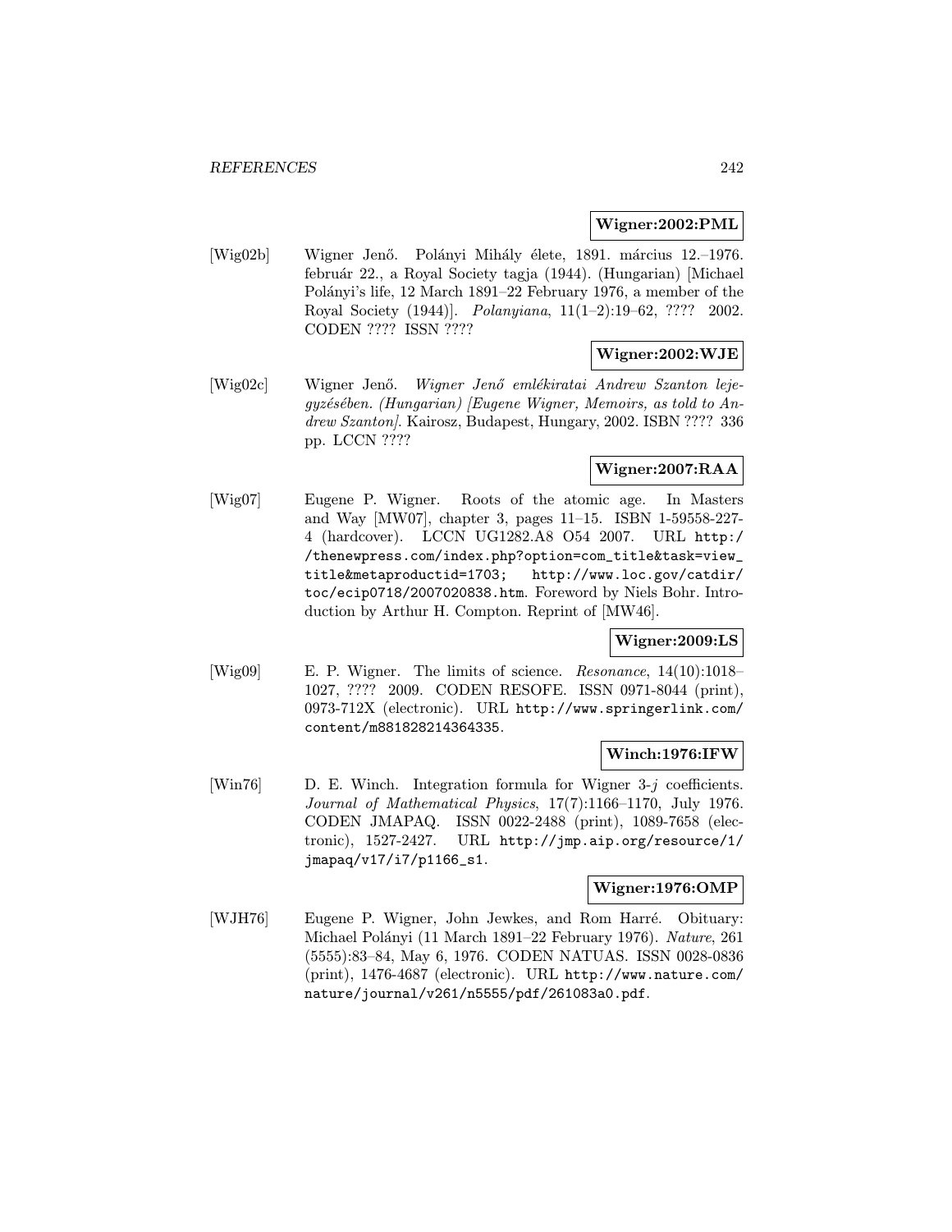**Wigner:2002:PML**

[Wig02b] Wigner Jenő. Polányi Mihály élete, 1891. március 12.–1976. február 22., a Royal Society tagja (1944). (Hungarian) [Michael Polányi's life, 12 March 1891–22 February 1976, a member of the Royal Society (1944)]. *Polanyiana*, 11(1–2):19–62, ???? 2002. CODEN ???? ISSN ????

**Wigner:2002:WJE**

[Wig02c] Wigner Jenő. *Wigner Jenő emlékiratai Andrew Szanton lejegyzésében. (Hungarian) [Eugene Wigner, Memoirs, as told to Andrew Szanton]*. Kairosz, Budapest, Hungary, 2002. ISBN ???? 336 pp. LCCN ????

**Wigner:2007:RAA**

[Wig07] Eugene P. Wigner. Roots of the atomic age. In Masters and Way [MW07], chapter 3, pages 11–15. ISBN 1-59558-227-4 (hardcover). LCCN UG1282.A8 O54 2007. URL http://thenewpress.com/index.php?option=com_title&task=view_title&metaproductid=1703; http://www.loc.gov/catdir/toc/ecip0718/2007020838.htm. Foreword by Niels Bohr. Introduction by Arthur H. Compton. Reprint of [MW46].

**Wigner:2009:LS**

[Wig09] E. P. Wigner. The limits of science. *Resonance*, 14(10):1018–1027, ???? 2009. CODEN RESOFE. ISSN 0971-8044 (print), 0973-712X (electronic). URL http://www.springerlink.com/content/m881828214364335.

**Winch:1976:IFW**

[Win76] D. E. Winch. Integration formula for Wigner 3-$j$ coefficients. *Journal of Mathematical Physics*, 17(7):1166–1170, July 1976. CODEN JMAPAQ. ISSN 0022-2488 (print), 1089-7658 (electronic), 1527-2427. URL http://jmp.aip.org/resource/1/jmapaq/v17/i7/p1166_s1.

**Wigner:1976:OMP**

[WJH76] Eugene P. Wigner, John Jewkes, and Rom Harré. Obituary: Michael Polányi (11 March 1891–22 February 1976). *Nature*, 261 (5555):83–84, May 6, 1976. CODEN NATUAS. ISSN 0028-0836 (print), 1476-4687 (electronic). URL http://www.nature.com/nature/journal/v261/n5555/pdf/261083a0.pdf.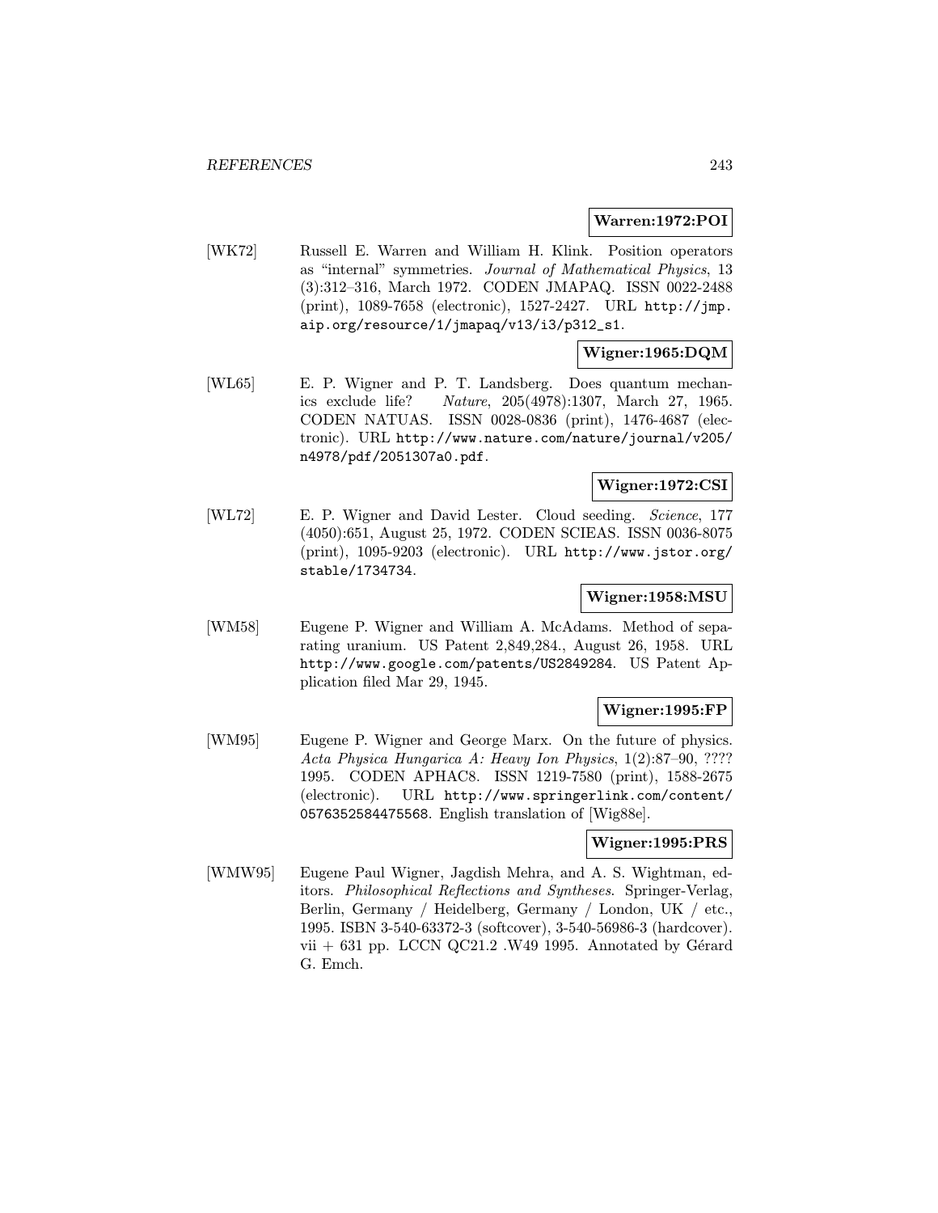**Warren:1972:POI**

[WK72] Russell E. Warren and William H. Klink. Position operators as "internal" symmetries. *Journal of Mathematical Physics*, 13 (3):312–316, March 1972. CODEN JMAPAQ. ISSN 0022-2488 (print), 1089-7658 (electronic), 1527-2427. URL http://jmp.aip.org/resource/1/jmapaq/v13/i3/p312_s1.

**Wigner:1965:DQM**

[WL65] E. P. Wigner and P. T. Landsberg. Does quantum mechanics exclude life? *Nature*, 205(4978):1307, March 27, 1965. CODEN NATUAS. ISSN 0028-0836 (print), 1476-4687 (electronic). URL http://www.nature.com/nature/journal/v205/n4978/pdf/2051307a0.pdf.

**Wigner:1972:CSI**

[WL72] E. P. Wigner and David Lester. Cloud seeding. *Science*, 177 (4050):651, August 25, 1972. CODEN SCIEAS. ISSN 0036-8075 (print), 1095-9203 (electronic). URL http://www.jstor.org/stable/1734734.

**Wigner:1958:MSU**

[WM58] Eugene P. Wigner and William A. McAdams. Method of separating uranium. US Patent 2,849,284., August 26, 1958. URL http://www.google.com/patents/US2849284. US Patent Application filed Mar 29, 1945.

**Wigner:1995:FP**

[WM95] Eugene P. Wigner and George Marx. On the future of physics. *Acta Physica Hungarica A: Heavy Ion Physics*, 1(2):87–90, ???? 1995. CODEN APHAC8. ISSN 1219-7580 (print), 1588-2675 (electronic). URL http://www.springerlink.com/content/0576352584475568. English translation of [Wig88e].

**Wigner:1995:PRS**

[WMW95] Eugene Paul Wigner, Jagdish Mehra, and A. S. Wightman, editors. *Philosophical Reflections and Syntheses*. Springer-Verlag, Berlin, Germany / Heidelberg, Germany / London, UK / etc., 1995. ISBN 3-540-63372-3 (softcover), 3-540-56986-3 (hardcover). vii + 631 pp. LCCN QC21.2 .W49 1995. Annotated by Gérard G. Emch.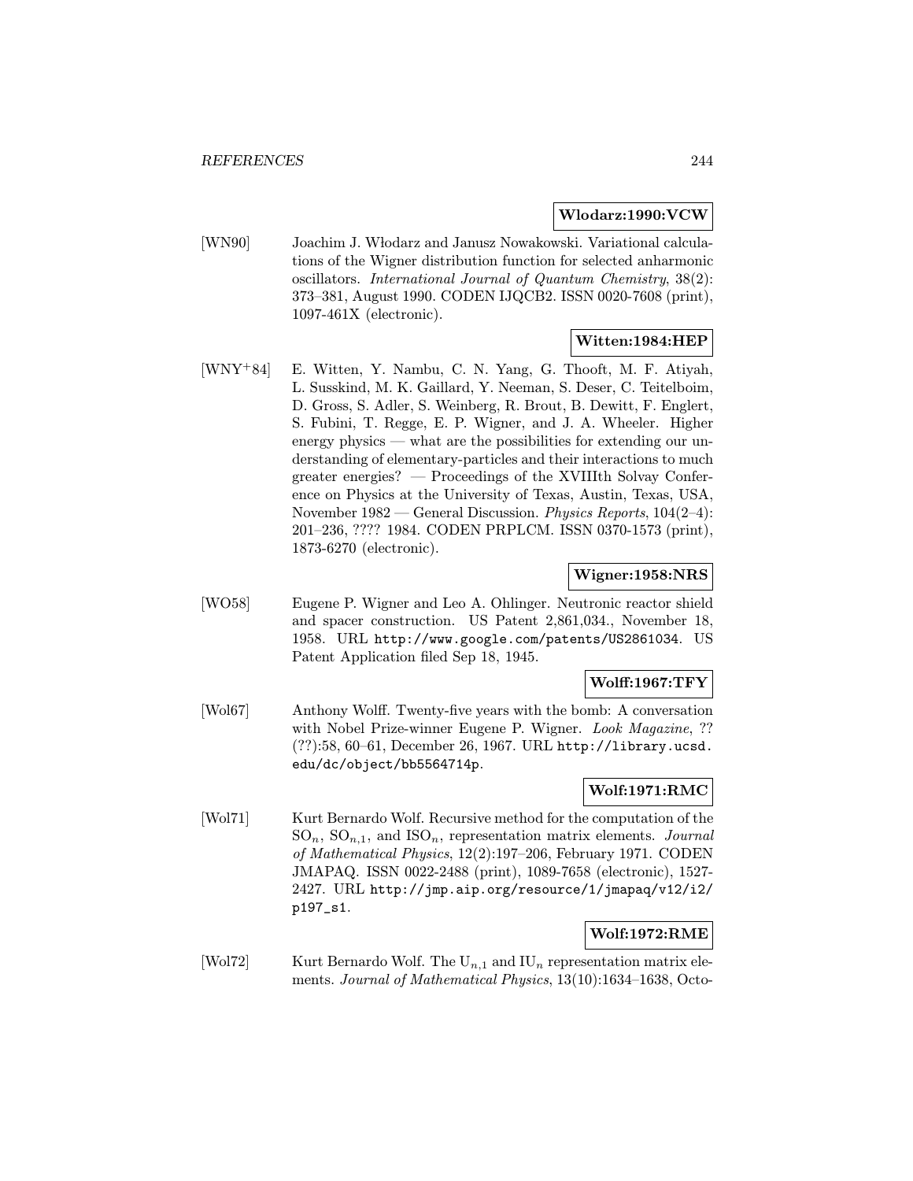**Wlodarz:1990:VCW**

[WN90] Joachim J. Włodarz and Janusz Nowakowski. Variational calculations of the Wigner distribution function for selected anharmonic oscillators. *International Journal of Quantum Chemistry*, 38(2): 373–381, August 1990. CODEN IJQCB2. ISSN 0020-7608 (print), 1097-461X (electronic).

**Witten:1984:HEP**

[WNY+84] E. Witten, Y. Nambu, C. N. Yang, G. Thooft, M. F. Atiyah, L. Susskind, M. K. Gaillard, Y. Neeman, S. Deser, C. Teitelboim, D. Gross, S. Adler, S. Weinberg, R. Brout, B. Dewitt, F. Englert, S. Fubini, T. Regge, E. P. Wigner, and J. A. Wheeler. Higher energy physics — what are the possibilities for extending our understanding of elementary-particles and their interactions to much greater energies? — Proceedings of the XVIIIth Solvay Conference on Physics at the University of Texas, Austin, Texas, USA, November 1982 — General Discussion. *Physics Reports*, 104(2–4): 201–236, ???? 1984. CODEN PRPLCM. ISSN 0370-1573 (print), 1873-6270 (electronic).

**Wigner:1958:NRS**

[WO58] Eugene P. Wigner and Leo A. Ohlinger. Neutronic reactor shield and spacer construction. US Patent 2,861,034., November 18, 1958. URL http://www.google.com/patents/US2861034. US Patent Application filed Sep 18, 1945.

**Wolff:1967:TFY**

[Wol67] Anthony Wolff. Twenty-five years with the bomb: A conversation with Nobel Prize-winner Eugene P. Wigner. *Look Magazine*, ?? (??):58, 60–61, December 26, 1967. URL http://library.ucsd.edu/dc/object/bb5564714p.

**Wolf:1971:RMC**

[Wol71] Kurt Bernardo Wolf. Recursive method for the computation of the $SO_n$, $SO_{n,1}$, and $ISO_n$, representation matrix elements. *Journal of Mathematical Physics*, 12(2):197–206, February 1971. CODEN JMAPAQ. ISSN 0022-2488 (print), 1089-7658 (electronic), 1527-2427. URL http://jmp.aip.org/resource/1/jmapaq/v12/i2/p197_s1.

**Wolf:1972:RME**

[Wol72] Kurt Bernardo Wolf. The $U_{n,1}$ and $IU_n$ representation matrix elements. *Journal of Mathematical Physics*, 13(10):1634–1638, Octo-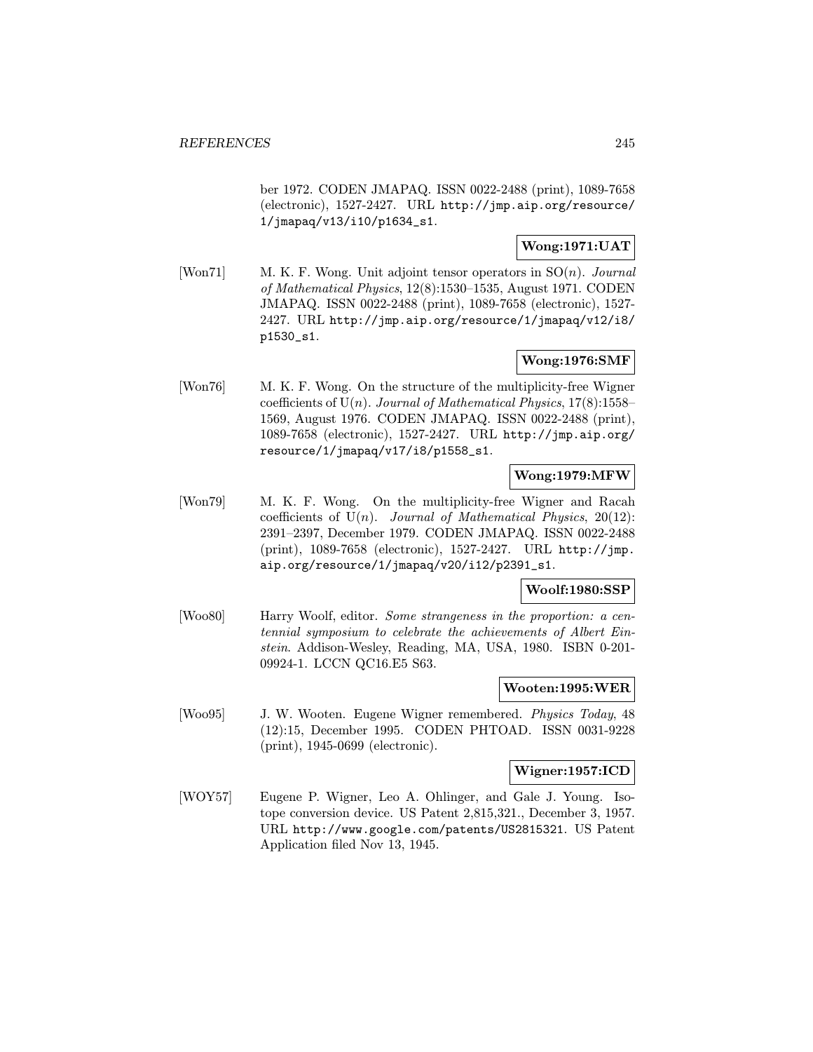ber 1972. CODEN JMAPAQ. ISSN 0022-2488 (print), 1089-7658 (electronic), 1527-2427. URL http://jmp.aip.org/resource/1/jmapaq/v13/i10/p1634_s1.

**Wong:1971:UAT**

[Won71] M. K. F. Wong. Unit adjoint tensor operators in SO($n$). *Journal of Mathematical Physics*, 12(8):1530–1535, August 1971. CODEN JMAPAQ. ISSN 0022-2488 (print), 1089-7658 (electronic), 1527-2427. URL http://jmp.aip.org/resource/1/jmapaq/v12/i8/p1530_s1.

**Wong:1976:SMF**

[Won76] M. K. F. Wong. On the structure of the multiplicity-free Wigner coefficients of U($n$). *Journal of Mathematical Physics*, 17(8):1558–1569, August 1976. CODEN JMAPAQ. ISSN 0022-2488 (print), 1089-7658 (electronic), 1527-2427. URL http://jmp.aip.org/resource/1/jmapaq/v17/i8/p1558_s1.

**Wong:1979:MFW**

[Won79] M. K. F. Wong. On the multiplicity-free Wigner and Racah coefficients of U($n$). *Journal of Mathematical Physics*, 20(12): 2391–2397, December 1979. CODEN JMAPAQ. ISSN 0022-2488 (print), 1089-7658 (electronic), 1527-2427. URL http://jmp.aip.org/resource/1/jmapaq/v20/i12/p2391_s1.

**Woolf:1980:SSP**

[Woo80] Harry Woolf, editor. *Some strangeness in the proportion: a centennial symposium to celebrate the achievements of Albert Einstein*. Addison-Wesley, Reading, MA, USA, 1980. ISBN 0-201-09924-1. LCCN QC16.E5 S63.

**Wooten:1995:WER**

[Woo95] J. W. Wooten. Eugene Wigner remembered. *Physics Today*, 48 (12):15, December 1995. CODEN PHTOAD. ISSN 0031-9228 (print), 1945-0699 (electronic).

**Wigner:1957:ICD**

[WOY57] Eugene P. Wigner, Leo A. Ohlinger, and Gale J. Young. Isotope conversion device. US Patent 2,815,321., December 3, 1957. URL http://www.google.com/patents/US2815321. US Patent Application filed Nov 13, 1945.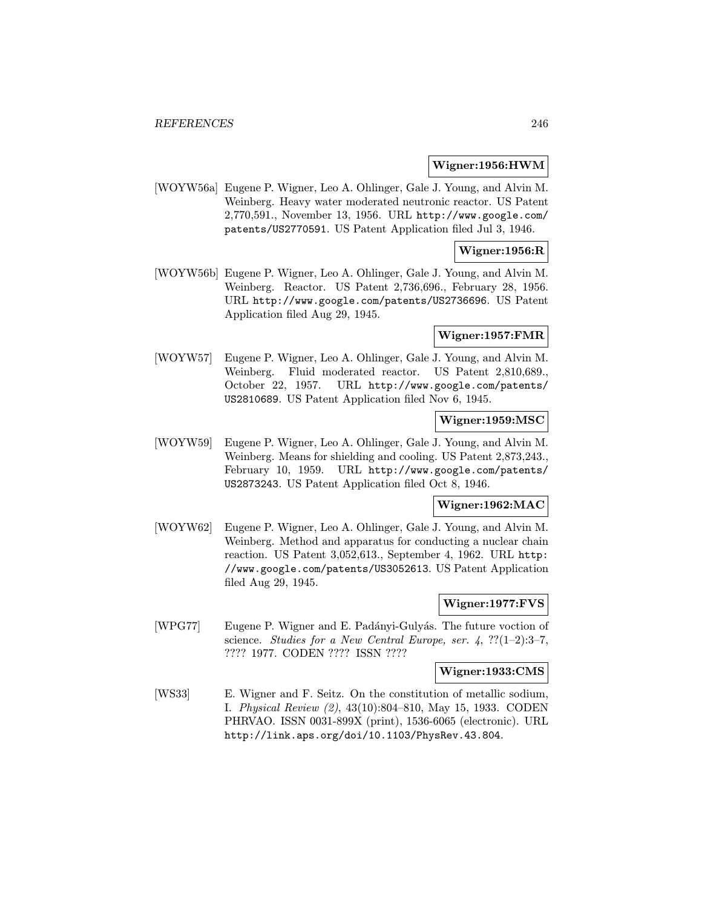**Wigner:1956:HWM**

[WOYW56a] Eugene P. Wigner, Leo A. Ohlinger, Gale J. Young, and Alvin M. Weinberg. Heavy water moderated neutronic reactor. US Patent 2,770,591., November 13, 1956. URL http://www.google.com/patents/US2770591. US Patent Application filed Jul 3, 1946.

**Wigner:1956:R**

[WOYW56b] Eugene P. Wigner, Leo A. Ohlinger, Gale J. Young, and Alvin M. Weinberg. Reactor. US Patent 2,736,696., February 28, 1956. URL http://www.google.com/patents/US2736696. US Patent Application filed Aug 29, 1945.

**Wigner:1957:FMR**

[WOYW57] Eugene P. Wigner, Leo A. Ohlinger, Gale J. Young, and Alvin M. Weinberg. Fluid moderated reactor. US Patent 2,810,689., October 22, 1957. URL http://www.google.com/patents/US2810689. US Patent Application filed Nov 6, 1945.

**Wigner:1959:MSC**

[WOYW59] Eugene P. Wigner, Leo A. Ohlinger, Gale J. Young, and Alvin M. Weinberg. Means for shielding and cooling. US Patent 2,873,243., February 10, 1959. URL http://www.google.com/patents/US2873243. US Patent Application filed Oct 8, 1946.

**Wigner:1962:MAC**

[WOYW62] Eugene P. Wigner, Leo A. Ohlinger, Gale J. Young, and Alvin M. Weinberg. Method and apparatus for conducting a nuclear chain reaction. US Patent 3,052,613., September 4, 1962. URL http://www.google.com/patents/US3052613. US Patent Application filed Aug 29, 1945.

**Wigner:1977:FVS**

[WPG77] Eugene P. Wigner and E. Padányi-Gulyás. The future voction of science. *Studies for a New Central Europe, ser. 4*, ??(1–2):3–7, ???? 1977. CODEN ???? ISSN ????

**Wigner:1933:CMS**

[WS33] E. Wigner and F. Seitz. On the constitution of metallic sodium, I. *Physical Review (2)*, 43(10):804–810, May 15, 1933. CODEN PHRVAO. ISSN 0031-899X (print), 1536-6065 (electronic). URL http://link.aps.org/doi/10.1103/PhysRev.43.804.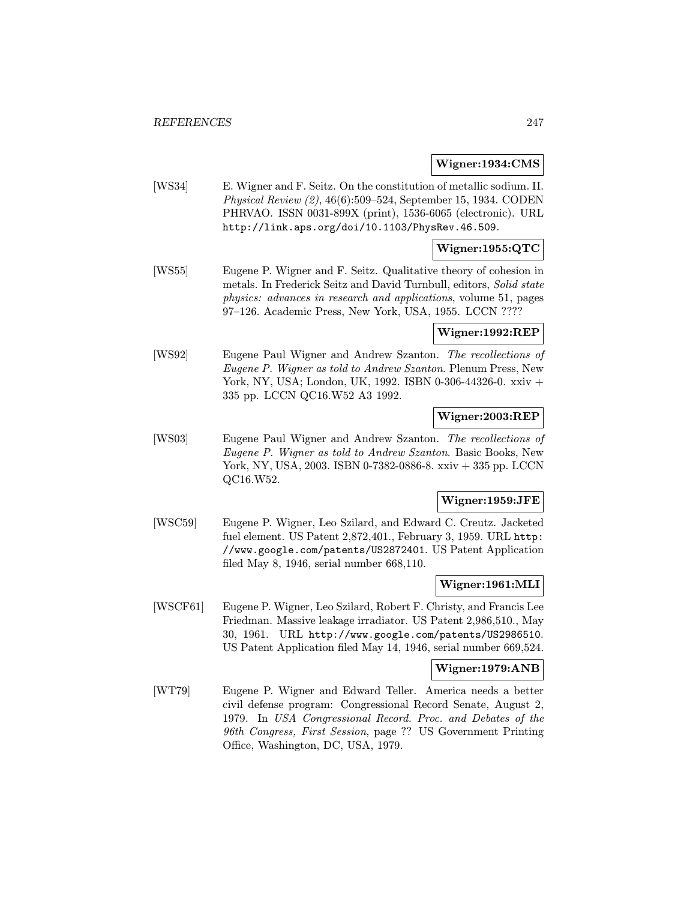**Wigner:1934:CMS**

[WS34] E. Wigner and F. Seitz. On the constitution of metallic sodium. II. *Physical Review (2)*, 46(6):509–524, September 15, 1934. CODEN PHRVAO. ISSN 0031-899X (print), 1536-6065 (electronic). URL http://link.aps.org/doi/10.1103/PhysRev.46.509.

**Wigner:1955:QTC**

[WS55] Eugene P. Wigner and F. Seitz. Qualitative theory of cohesion in metals. In Frederick Seitz and David Turnbull, editors, *Solid state physics: advances in research and applications*, volume 51, pages 97–126. Academic Press, New York, USA, 1955. LCCN ????

**Wigner:1992:REP**

[WS92] Eugene Paul Wigner and Andrew Szanton. *The recollections of Eugene P. Wigner as told to Andrew Szanton*. Plenum Press, New York, NY, USA; London, UK, 1992. ISBN 0-306-44326-0. xxiv + 335 pp. LCCN QC16.W52 A3 1992.

**Wigner:2003:REP**

[WS03] Eugene Paul Wigner and Andrew Szanton. *The recollections of Eugene P. Wigner as told to Andrew Szanton*. Basic Books, New York, NY, USA, 2003. ISBN 0-7382-0886-8. xxiv + 335 pp. LCCN QC16.W52.

**Wigner:1959:JFE**

[WSC59] Eugene P. Wigner, Leo Szilard, and Edward C. Creutz. Jacketed fuel element. US Patent 2,872,401., February 3, 1959. URL http://www.google.com/patents/US2872401. US Patent Application filed May 8, 1946, serial number 668,110.

**Wigner:1961:MLI**

[WSCF61] Eugene P. Wigner, Leo Szilard, Robert F. Christy, and Francis Lee Friedman. Massive leakage irradiator. US Patent 2,986,510., May 30, 1961. URL http://www.google.com/patents/US2986510. US Patent Application filed May 14, 1946, serial number 669,524.

**Wigner:1979:ANB**

[WT79] Eugene P. Wigner and Edward Teller. America needs a better civil defense program: Congressional Record Senate, August 2, 1979. In *USA Congressional Record. Proc. and Debates of the 96th Congress, First Session*, page ?? US Government Printing Office, Washington, DC, USA, 1979.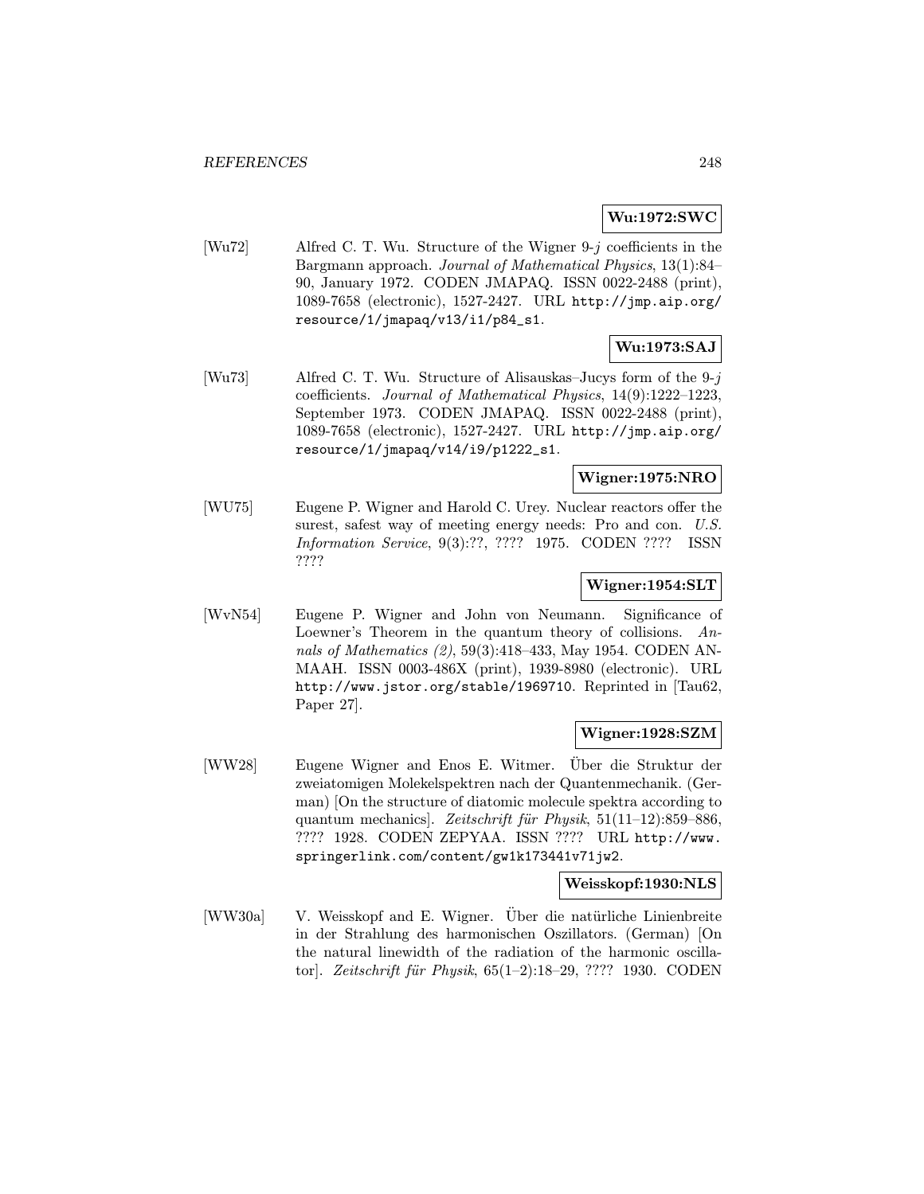**Wu:1972:SWC**

[Wu72] Alfred C. T. Wu. Structure of the Wigner 9-$j$ coefficients in the Bargmann approach. *Journal of Mathematical Physics*, 13(1):84–90, January 1972. CODEN JMAPAQ. ISSN 0022-2488 (print), 1089-7658 (electronic), 1527-2427. URL http://jmp.aip.org/resource/1/jmapaq/v13/i1/p84_s1.

**Wu:1973:SAJ**

[Wu73] Alfred C. T. Wu. Structure of Alisauskas–Jucys form of the 9-$j$ coefficients. *Journal of Mathematical Physics*, 14(9):1222–1223, September 1973. CODEN JMAPAQ. ISSN 0022-2488 (print), 1089-7658 (electronic), 1527-2427. URL http://jmp.aip.org/resource/1/jmapaq/v14/i9/p1222_s1.

**Wigner:1975:NRO**

[WU75] Eugene P. Wigner and Harold C. Urey. Nuclear reactors offer the surest, safest way of meeting energy needs: Pro and con. *U.S. Information Service*, 9(3):??, ???? 1975. CODEN ???? ISSN ????

**Wigner:1954:SLT**

[WvN54] Eugene P. Wigner and John von Neumann. Significance of Loewner's Theorem in the quantum theory of collisions. *Annals of Mathematics (2)*, 59(3):418–433, May 1954. CODEN ANMAAH. ISSN 0003-486X (print), 1939-8980 (electronic). URL http://www.jstor.org/stable/1969710. Reprinted in [Tau62, Paper 27].

**Wigner:1928:SZM**

[WW28] Eugene Wigner and Enos E. Witmer. Über die Struktur der zweiatomigen Molekelspektren nach der Quantenmechanik. (German) [On the structure of diatomic molecule spektra according to quantum mechanics]. *Zeitschrift für Physik*, 51(11–12):859–886, ???? 1928. CODEN ZEPYAA. ISSN ???? URL http://www.springerlink.com/content/gw1k173441v71jw2.

**Weisskopf:1930:NLS**

[WW30a] V. Weisskopf and E. Wigner. Über die natürliche Linienbreite in der Strahlung des harmonischen Oszillators. (German) [On the natural linewidth of the radiation of the harmonic oscillator]. *Zeitschrift für Physik*, 65(1–2):18–29, ???? 1930. CODEN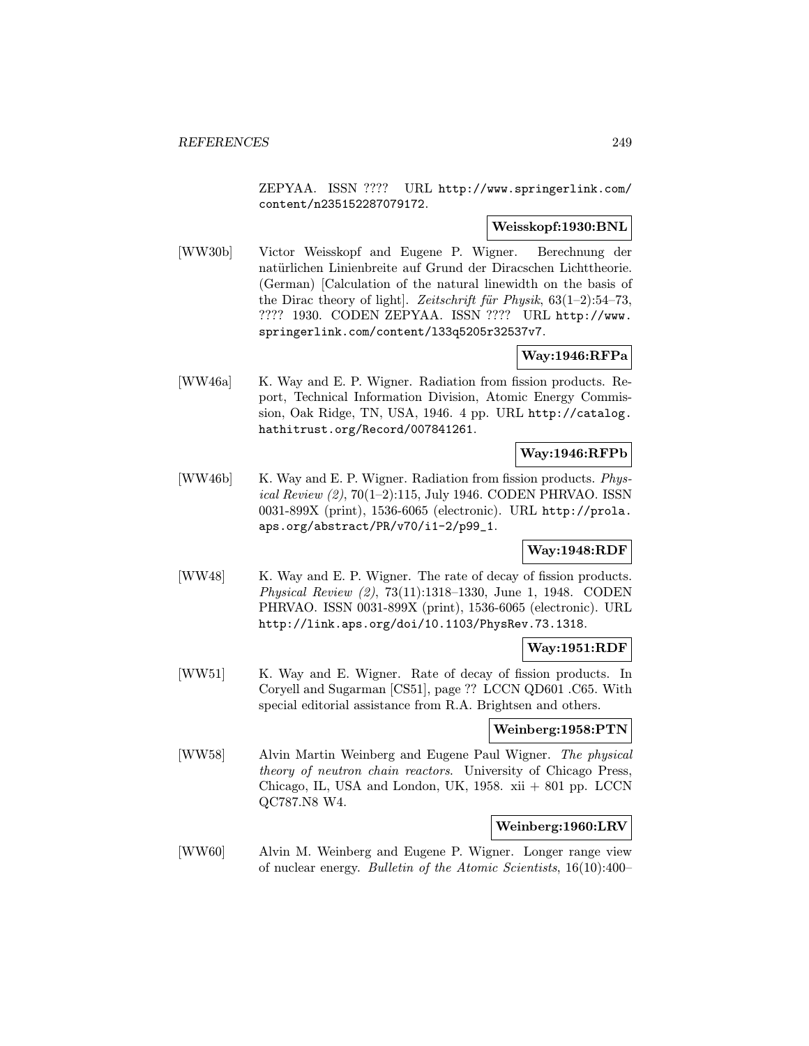ZEPYAA. ISSN ???? URL http://www.springerlink.com/content/n235152287079172.

**Weisskopf:1930:BNL**

[WW30b] Victor Weisskopf and Eugene P. Wigner. Berechnung der natürlichen Linienbreite auf Grund der Diracschen Lichttheorie. (German) [Calculation of the natural linewidth on the basis of the Dirac theory of light]. *Zeitschrift für Physik*, 63(1–2):54–73, ???? 1930. CODEN ZEPYAA. ISSN ???? URL http://www.springerlink.com/content/l33q5205r32537v7.

**Way:1946:RFPa**

[WW46a] K. Way and E. P. Wigner. Radiation from fission products. Report, Technical Information Division, Atomic Energy Commission, Oak Ridge, TN, USA, 1946. 4 pp. URL http://catalog.hathitrust.org/Record/007841261.

**Way:1946:RFPb**

[WW46b] K. Way and E. P. Wigner. Radiation from fission products. *Physical Review (2)*, 70(1–2):115, July 1946. CODEN PHRVAO. ISSN 0031-899X (print), 1536-6065 (electronic). URL http://prola.aps.org/abstract/PR/v70/i1-2/p99_1.

**Way:1948:RDF**

[WW48] K. Way and E. P. Wigner. The rate of decay of fission products. *Physical Review (2)*, 73(11):1318–1330, June 1, 1948. CODEN PHRVAO. ISSN 0031-899X (print), 1536-6065 (electronic). URL http://link.aps.org/doi/10.1103/PhysRev.73.1318.

**Way:1951:RDF**

[WW51] K. Way and E. Wigner. Rate of decay of fission products. In Coryell and Sugarman [CS51], page ?? LCCN QD601 .C65. With special editorial assistance from R.A. Brightsen and others.

**Weinberg:1958:PTN**

[WW58] Alvin Martin Weinberg and Eugene Paul Wigner. *The physical theory of neutron chain reactors*. University of Chicago Press, Chicago, IL, USA and London, UK, 1958. xii + 801 pp. LCCN QC787.N8 W4.

**Weinberg:1960:LRV**

[WW60] Alvin M. Weinberg and Eugene P. Wigner. Longer range view of nuclear energy. *Bulletin of the Atomic Scientists*, 16(10):400–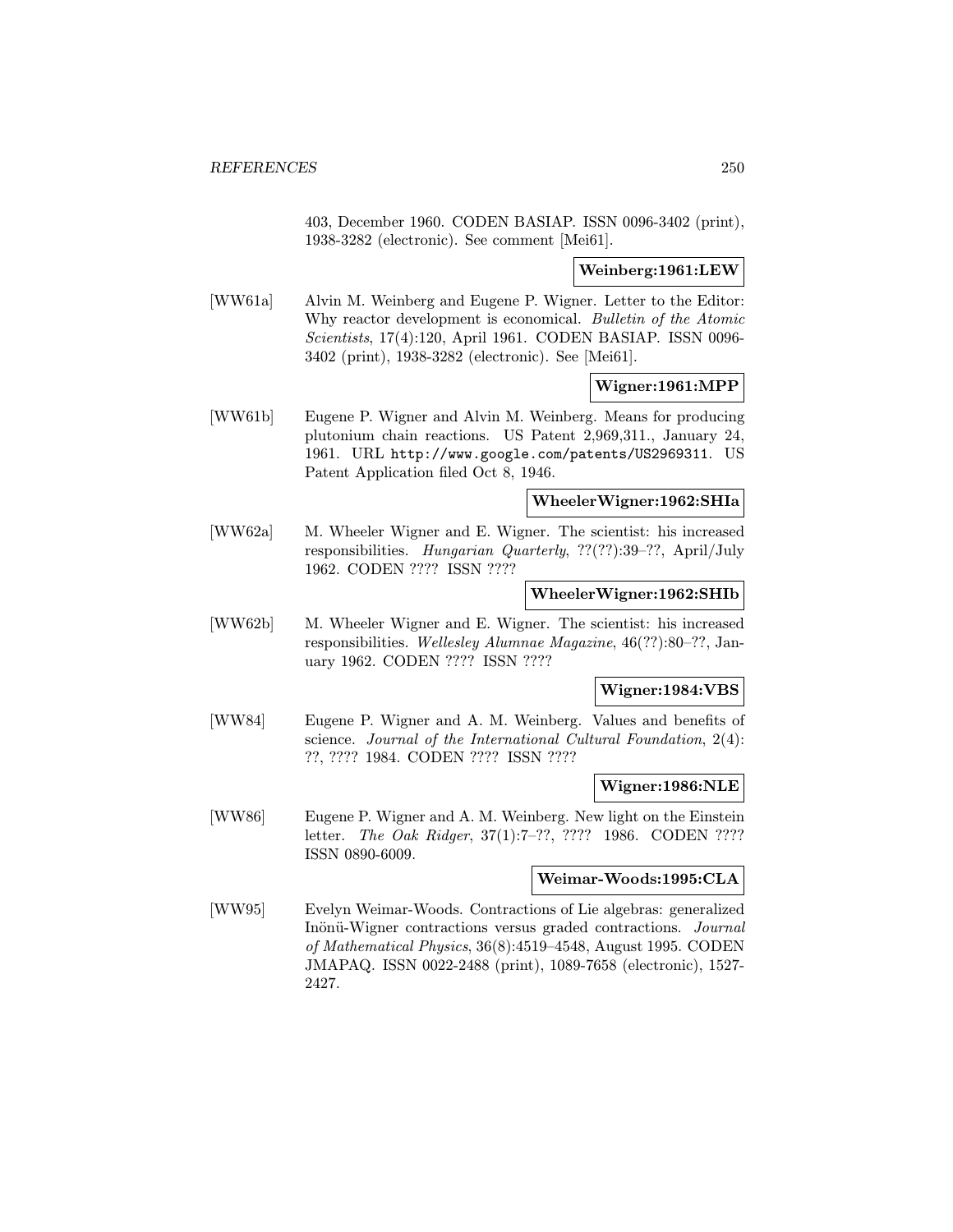403, December 1960. CODEN BASIAP. ISSN 0096-3402 (print), 1938-3282 (electronic). See comment [Mei61].

**Weinberg:1961:LEW**

[WW61a] Alvin M. Weinberg and Eugene P. Wigner. Letter to the Editor: Why reactor development is economical. *Bulletin of the Atomic Scientists*, 17(4):120, April 1961. CODEN BASIAP. ISSN 0096-3402 (print), 1938-3282 (electronic). See [Mei61].

**Wigner:1961:MPP**

[WW61b] Eugene P. Wigner and Alvin M. Weinberg. Means for producing plutonium chain reactions. US Patent 2,969,311., January 24, 1961. URL http://www.google.com/patents/US2969311. US Patent Application filed Oct 8, 1946.

**WheelerWigner:1962:SHIa**

[WW62a] M. Wheeler Wigner and E. Wigner. The scientist: his increased responsibilities. *Hungarian Quarterly*, ??(??):39–??, April/July 1962. CODEN ???? ISSN ????

**WheelerWigner:1962:SHIb**

[WW62b] M. Wheeler Wigner and E. Wigner. The scientist: his increased responsibilities. *Wellesley Alumnae Magazine*, 46(??):80–??, January 1962. CODEN ???? ISSN ????

**Wigner:1984:VBS**

[WW84] Eugene P. Wigner and A. M. Weinberg. Values and benefits of science. *Journal of the International Cultural Foundation*, 2(4): ??, ???? 1984. CODEN ???? ISSN ????

**Wigner:1986:NLE**

[WW86] Eugene P. Wigner and A. M. Weinberg. New light on the Einstein letter. *The Oak Ridger*, 37(1):7–??, ???? 1986. CODEN ???? ISSN 0890-6009.

**Weimar-Woods:1995:CLA**

[WW95] Evelyn Weimar-Woods. Contractions of Lie algebras: generalized Inönü-Wigner contractions versus graded contractions. *Journal of Mathematical Physics*, 36(8):4519–4548, August 1995. CODEN JMAPAQ. ISSN 0022-2488 (print), 1089-7658 (electronic), 1527-2427.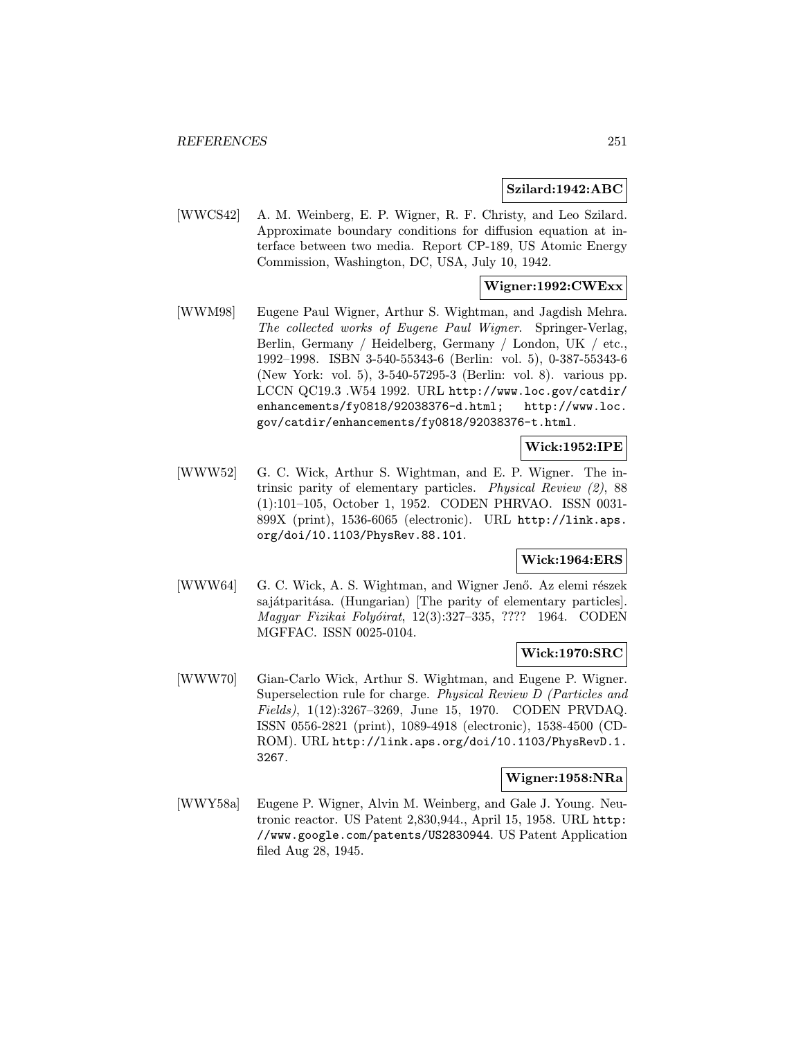**Szilard:1942:ABC**

[WWCS42] A. M. Weinberg, E. P. Wigner, R. F. Christy, and Leo Szilard. Approximate boundary conditions for diffusion equation at interface between two media. Report CP-189, US Atomic Energy Commission, Washington, DC, USA, July 10, 1942.

**Wigner:1992:CWExx**

[WWM98] Eugene Paul Wigner, Arthur S. Wightman, and Jagdish Mehra. *The collected works of Eugene Paul Wigner*. Springer-Verlag, Berlin, Germany / Heidelberg, Germany / London, UK / etc., 1992–1998. ISBN 3-540-55343-6 (Berlin: vol. 5), 0-387-55343-6 (New York: vol. 5), 3-540-57295-3 (Berlin: vol. 8). various pp. LCCN QC19.3 .W54 1992. URL http://www.loc.gov/catdir/enhancements/fy0818/92038376-d.html; http://www.loc.gov/catdir/enhancements/fy0818/92038376-t.html.

**Wick:1952:IPE**

[WWW52] G. C. Wick, Arthur S. Wightman, and E. P. Wigner. The intrinsic parity of elementary particles. *Physical Review (2)*, 88 (1):101–105, October 1, 1952. CODEN PHRVAO. ISSN 0031-899X (print), 1536-6065 (electronic). URL http://link.aps.org/doi/10.1103/PhysRev.88.101.

**Wick:1964:ERS**

[WWW64] G. C. Wick, A. S. Wightman, and Wigner Jenő. Az elemi részek sajátparitása. (Hungarian) [The parity of elementary particles]. *Magyar Fizikai Folyóirat*, 12(3):327–335, ???? 1964. CODEN MGFFAC. ISSN 0025-0104.

**Wick:1970:SRC**

[WWW70] Gian-Carlo Wick, Arthur S. Wightman, and Eugene P. Wigner. Superselection rule for charge. *Physical Review D (Particles and Fields)*, 1(12):3267–3269, June 15, 1970. CODEN PRVDAQ. ISSN 0556-2821 (print), 1089-4918 (electronic), 1538-4500 (CD-ROM). URL http://link.aps.org/doi/10.1103/PhysRevD.1.3267.

**Wigner:1958:NRa**

[WWY58a] Eugene P. Wigner, Alvin M. Weinberg, and Gale J. Young. Neutronic reactor. US Patent 2,830,944., April 15, 1958. URL http://www.google.com/patents/US2830944. US Patent Application filed Aug 28, 1945.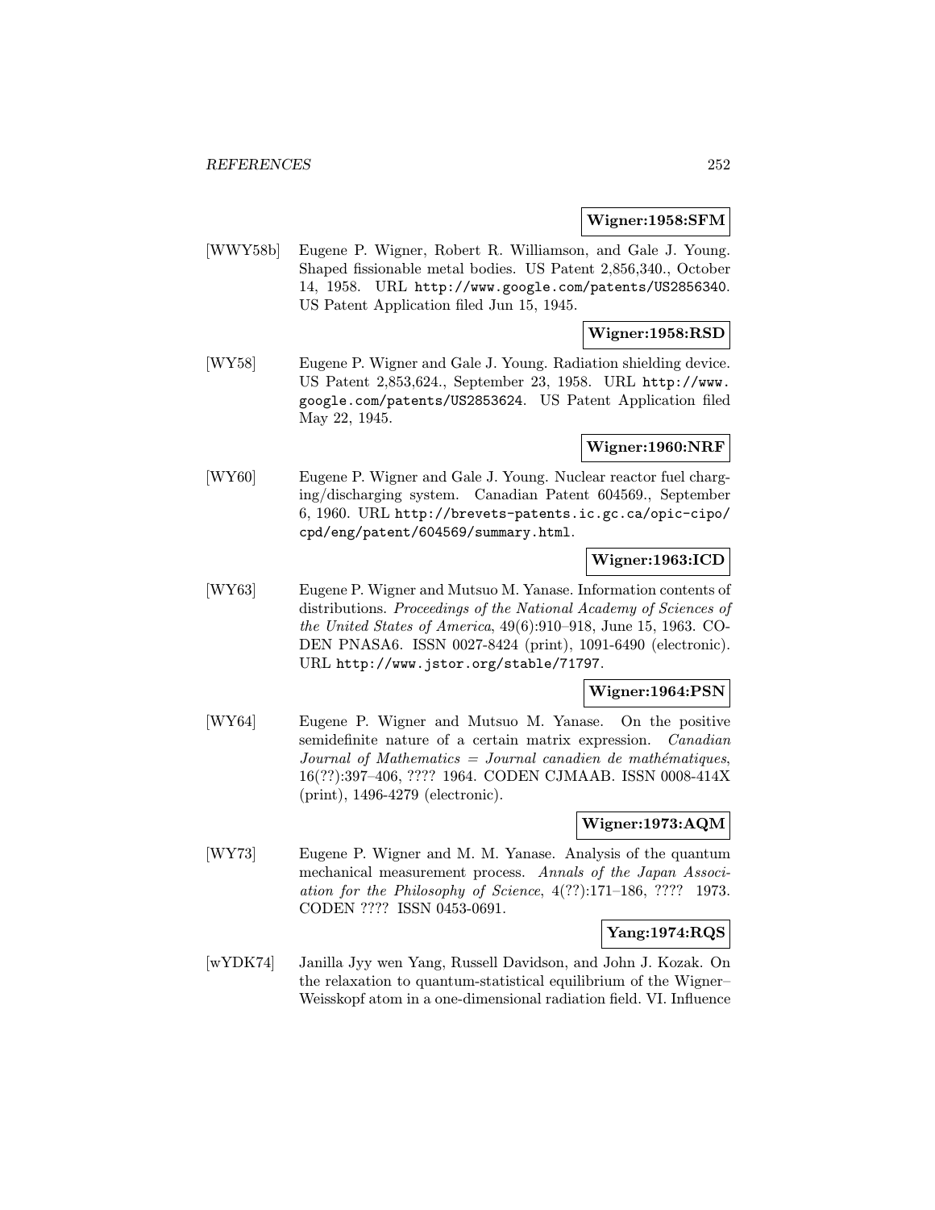**Wigner:1958:SFM**

[WWY58b] Eugene P. Wigner, Robert R. Williamson, and Gale J. Young. Shaped fissionable metal bodies. US Patent 2,856,340., October 14, 1958. URL http://www.google.com/patents/US2856340. US Patent Application filed Jun 15, 1945.

**Wigner:1958:RSD**

[WY58] Eugene P. Wigner and Gale J. Young. Radiation shielding device. US Patent 2,853,624., September 23, 1958. URL http://www.google.com/patents/US2853624. US Patent Application filed May 22, 1945.

**Wigner:1960:NRF**

[WY60] Eugene P. Wigner and Gale J. Young. Nuclear reactor fuel charging/discharging system. Canadian Patent 604569., September 6, 1960. URL http://brevets-patents.ic.gc.ca/opic-cipo/cpd/eng/patent/604569/summary.html.

**Wigner:1963:ICD**

[WY63] Eugene P. Wigner and Mutsuo M. Yanase. Information contents of distributions. *Proceedings of the National Academy of Sciences of the United States of America*, 49(6):910–918, June 15, 1963. CODEN PNASA6. ISSN 0027-8424 (print), 1091-6490 (electronic). URL http://www.jstor.org/stable/71797.

**Wigner:1964:PSN**

[WY64] Eugene P. Wigner and Mutsuo M. Yanase. On the positive semidefinite nature of a certain matrix expression. *Canadian Journal of Mathematics = Journal canadien de mathématiques*, 16(??):397–406, ???? 1964. CODEN CJMAAB. ISSN 0008-414X (print), 1496-4279 (electronic).

**Wigner:1973:AQM**

[WY73] Eugene P. Wigner and M. M. Yanase. Analysis of the quantum mechanical measurement process. *Annals of the Japan Association for the Philosophy of Science*, 4(??):171–186, ???? 1973. CODEN ???? ISSN 0453-0691.

**Yang:1974:RQS**

[wYDK74] Janilla Jyy wen Yang, Russell Davidson, and John J. Kozak. On the relaxation to quantum-statistical equilibrium of the Wigner–Weisskopf atom in a one-dimensional radiation field. VI. Influence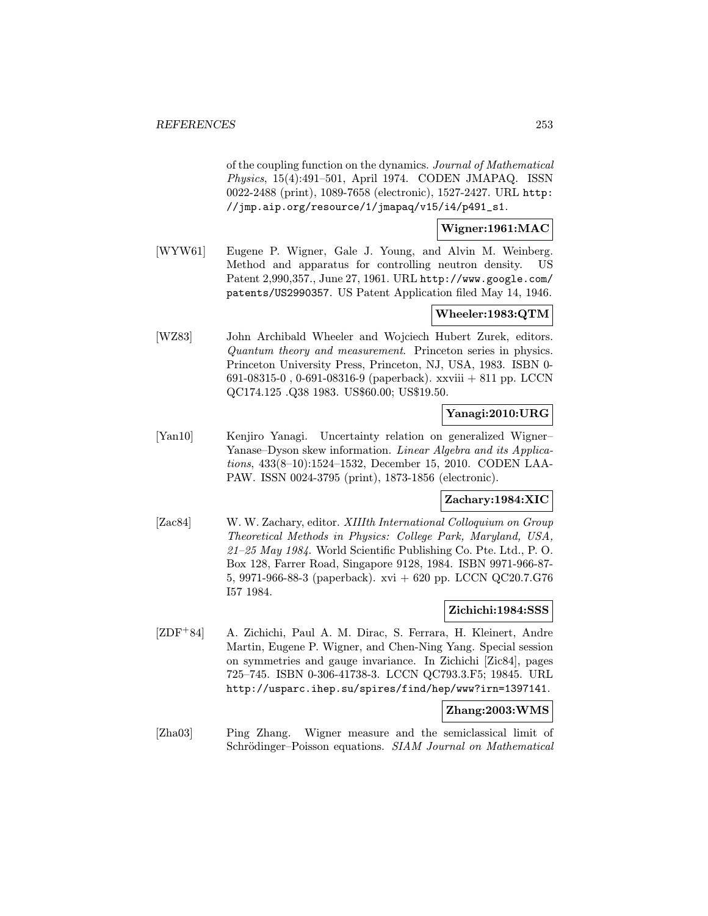of the coupling function on the dynamics. *Journal of Mathematical Physics*, 15(4):491–501, April 1974. CODEN JMAPAQ. ISSN 0022-2488 (print), 1089-7658 (electronic), 1527-2427. URL `http://jmp.aip.org/resource/1/jmapaq/v15/i4/p491_s1`.

**Wigner:1961:MAC**

[WYW61] Eugene P. Wigner, Gale J. Young, and Alvin M. Weinberg. Method and apparatus for controlling neutron density. US Patent 2,990,357., June 27, 1961. URL `http://www.google.com/patents/US2990357`. US Patent Application filed May 14, 1946.

**Wheeler:1983:QTM**

[WZ83] John Archibald Wheeler and Wojciech Hubert Zurek, editors. *Quantum theory and measurement*. Princeton series in physics. Princeton University Press, Princeton, NJ, USA, 1983. ISBN 0-691-08315-0 , 0-691-08316-9 (paperback). xxviii + 811 pp. LCCN QC174.125 .Q38 1983. US$60.00; US$19.50.

**Yanagi:2010:URG**

[Yan10] Kenjiro Yanagi. Uncertainty relation on generalized Wigner–Yanase–Dyson skew information. *Linear Algebra and its Applications*, 433(8–10):1524–1532, December 15, 2010. CODEN LAAPAW. ISSN 0024-3795 (print), 1873-1856 (electronic).

**Zachary:1984:XIC**

[Zac84] W. W. Zachary, editor. *XIIIth International Colloquium on Group Theoretical Methods in Physics: College Park, Maryland, USA, 21–25 May 1984*. World Scientific Publishing Co. Pte. Ltd., P. O. Box 128, Farrer Road, Singapore 9128, 1984. ISBN 9971-966-87-5, 9971-966-88-3 (paperback). xvi + 620 pp. LCCN QC20.7.G76 I57 1984.

**Zichichi:1984:SSS**

[ZDF+84] A. Zichichi, Paul A. M. Dirac, S. Ferrara, H. Kleinert, Andre Martin, Eugene P. Wigner, and Chen-Ning Yang. Special session on symmetries and gauge invariance. In Zichichi [Zic84], pages 725–745. ISBN 0-306-41738-3. LCCN QC793.3.F5; 19845. URL `http://usparc.ihep.su/spires/find/hep/www?irn=1397141`.

**Zhang:2003:WMS**

[Zha03] Ping Zhang. Wigner measure and the semiclassical limit of Schrödinger–Poisson equations. *SIAM Journal on Mathematical*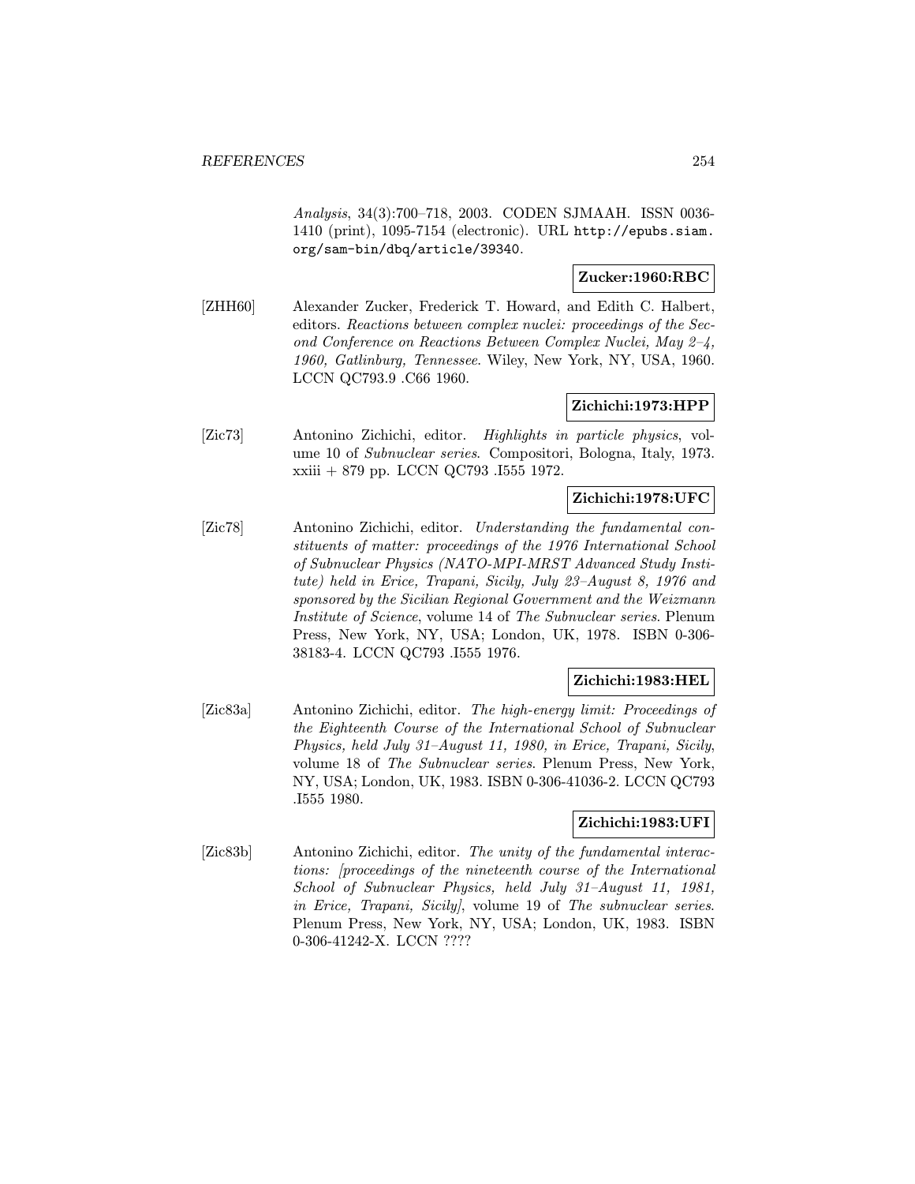*Analysis*, 34(3):700–718, 2003. CODEN SJMAAH. ISSN 0036-1410 (print), 1095-7154 (electronic). URL http://epubs.siam.org/sam-bin/dbq/article/39340.

**Zucker:1960:RBC**

[ZHH60] Alexander Zucker, Frederick T. Howard, and Edith C. Halbert, editors. *Reactions between complex nuclei: proceedings of the Second Conference on Reactions Between Complex Nuclei, May 2–4, 1960, Gatlinburg, Tennessee*. Wiley, New York, NY, USA, 1960. LCCN QC793.9 .C66 1960.

**Zichichi:1973:HPP**

[Zic73] Antonino Zichichi, editor. *Highlights in particle physics*, volume 10 of *Subnuclear series*. Compositori, Bologna, Italy, 1973. xxiii + 879 pp. LCCN QC793 .I555 1972.

**Zichichi:1978:UFC**

[Zic78] Antonino Zichichi, editor. *Understanding the fundamental constituents of matter: proceedings of the 1976 International School of Subnuclear Physics (NATO-MPI-MRST Advanced Study Institute) held in Erice, Trapani, Sicily, July 23–August 8, 1976 and sponsored by the Sicilian Regional Government and the Weizmann Institute of Science*, volume 14 of *The Subnuclear series*. Plenum Press, New York, NY, USA; London, UK, 1978. ISBN 0-306-38183-4. LCCN QC793 .I555 1976.

**Zichichi:1983:HEL**

[Zic83a] Antonino Zichichi, editor. *The high-energy limit: Proceedings of the Eighteenth Course of the International School of Subnuclear Physics, held July 31–August 11, 1980, in Erice, Trapani, Sicily*, volume 18 of *The Subnuclear series*. Plenum Press, New York, NY, USA; London, UK, 1983. ISBN 0-306-41036-2. LCCN QC793 .I555 1980.

**Zichichi:1983:UFI**

[Zic83b] Antonino Zichichi, editor. *The unity of the fundamental interactions: [proceedings of the nineteenth course of the International School of Subnuclear Physics, held July 31–August 11, 1981, in Erice, Trapani, Sicily]*, volume 19 of *The subnuclear series*. Plenum Press, New York, NY, USA; London, UK, 1983. ISBN 0-306-41242-X. LCCN ????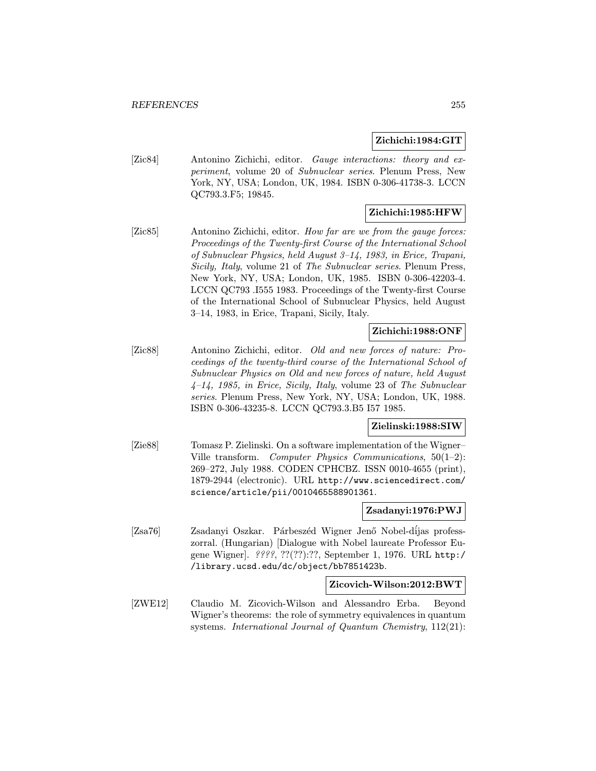**Zichichi:1984:GIT**

[Zic84] Antonino Zichichi, editor. *Gauge interactions: theory and experiment*, volume 20 of *Subnuclear series*. Plenum Press, New York, NY, USA; London, UK, 1984. ISBN 0-306-41738-3. LCCN QC793.3.F5; 19845.

**Zichichi:1985:HFW**

[Zic85] Antonino Zichichi, editor. *How far are we from the gauge forces: Proceedings of the Twenty-first Course of the International School of Subnuclear Physics, held August 3–14, 1983, in Erice, Trapani, Sicily, Italy*, volume 21 of *The Subnuclear series*. Plenum Press, New York, NY, USA; London, UK, 1985. ISBN 0-306-42203-4. LCCN QC793 .I555 1983. Proceedings of the Twenty-first Course of the International School of Subnuclear Physics, held August 3–14, 1983, in Erice, Trapani, Sicily, Italy.

**Zichichi:1988:ONF**

[Zic88] Antonino Zichichi, editor. *Old and new forces of nature: Proceedings of the twenty-third course of the International School of Subnuclear Physics on Old and new forces of nature, held August 4–14, 1985, in Erice, Sicily, Italy*, volume 23 of *The Subnuclear series*. Plenum Press, New York, NY, USA; London, UK, 1988. ISBN 0-306-43235-8. LCCN QC793.3.B5 I57 1985.

**Zielinski:1988:SIW**

[Zie88] Tomasz P. Zielinski. On a software implementation of the Wigner–Ville transform. *Computer Physics Communications*, 50(1–2): 269–272, July 1988. CODEN CPHCBZ. ISSN 0010-4655 (print), 1879-2944 (electronic). URL http://www.sciencedirect.com/science/article/pii/0010465588901361.

**Zsadanyi:1976:PWJ**

[Zsa76] Zsadanyi Oszkar. Párbeszéd Wigner Jenő Nobel-díjas professzorral. (Hungarian) [Dialogue with Nobel laureate Professor Eugene Wigner]. *????*, ??(??):??, September 1, 1976. URL http://library.ucsd.edu/dc/object/bb7851423b.

**Zicovich-Wilson:2012:BWT**

[ZWE12] Claudio M. Zicovich-Wilson and Alessandro Erba. Beyond Wigner's theorems: the role of symmetry equivalences in quantum systems. *International Journal of Quantum Chemistry*, 112(21):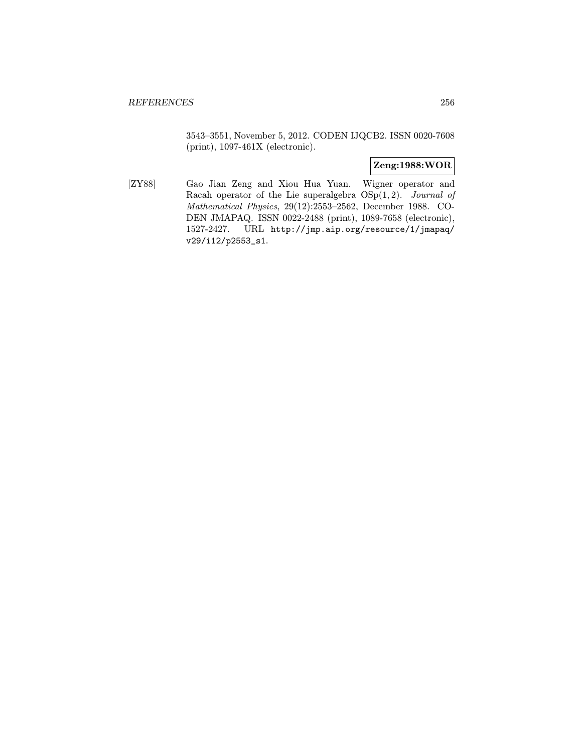3543–3551, November 5, 2012. CODEN IJQCB2. ISSN 0020-7608 (print), 1097-461X (electronic).

**Zeng:1988:WOR**

[ZY88] Gao Jian Zeng and Xiou Hua Yuan. Wigner operator and Racah operator of the Lie superalgebra $OSp(1,2)$. *Journal of Mathematical Physics*, 29(12):2553–2562, December 1988. CODEN JMAPAQ. ISSN 0022-2488 (print), 1089-7658 (electronic), 1527-2427. URL `http://jmp.aip.org/resource/1/jmapaq/v29/i12/p2553_s1`.